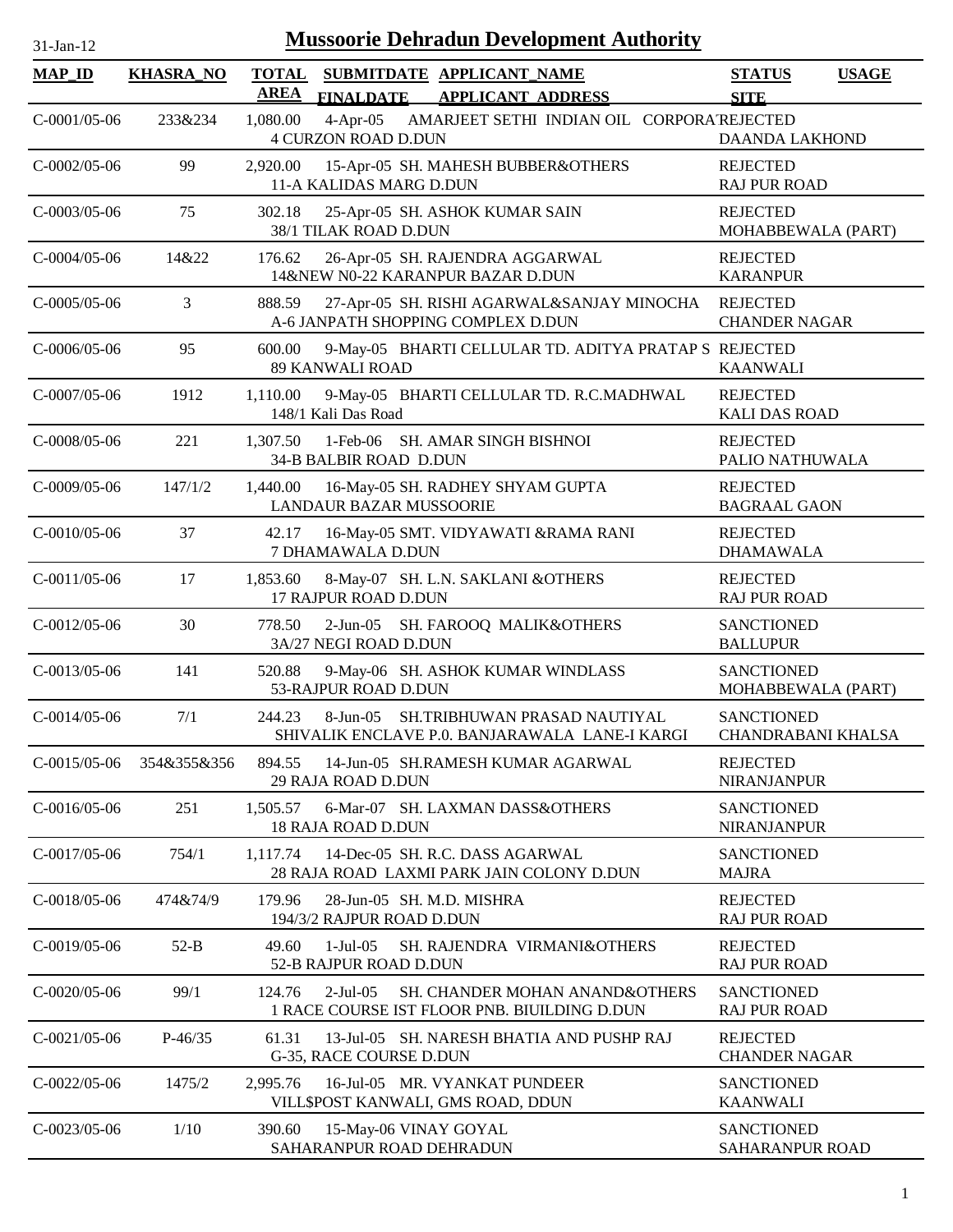# Mussoorie Dehradun Development Authority

31-Jan-12

| MAP_ID | KHASRA_NO | TOTAL AREA | SUBMITDATE FINALDATE | APPLICANT_NAME APPLICANT_ADDRESS | STATUS SITE | USAGE |
|---|---|---|---|---|---|---|
| C-0001/05-06 | 233&234 | 1,080.00 | 4-Apr-05 | AMARJEET SETHI INDIAN OIL CORPORAT 4 CURZON ROAD D.DUN | REJECTED DAANDA LAKHOND | |
| C-0002/05-06 | 99 | 2,920.00 | 15-Apr-05 | SH. MAHESH BUBBER&OTHERS 11-A KALIDAS MARG D.DUN | REJECTED RAJ PUR ROAD | |
| C-0003/05-06 | 75 | 302.18 | 25-Apr-05 | SH. ASHOK KUMAR SAIN 38/1 TILAK ROAD D.DUN | REJECTED MOHABBEWALA (PART) | |
| C-0004/05-06 | 14&22 | 176.62 | 26-Apr-05 | SH. RAJENDRA AGGARWAL 14&NEW N0-22 KARANPUR BAZAR D.DUN | REJECTED KARANPUR | |
| C-0005/05-06 | 3 | 888.59 | 27-Apr-05 | SH. RISHI AGARWAL&SANJAY MINOCHA A-6 JANPATH SHOPPING COMPLEX D.DUN | REJECTED CHANDER NAGAR | |
| C-0006/05-06 | 95 | 600.00 | 9-May-05 | BHARTI CELLULAR TD. ADITYA PRATAP S 89 KANWALI ROAD | REJECTED KAANWALI | |
| C-0007/05-06 | 1912 | 1,110.00 | 9-May-05 | BHARTI CELLULAR TD. R.C.MADHWAL 148/1 Kali Das Road | REJECTED KALI DAS ROAD | |
| C-0008/05-06 | 221 | 1,307.50 | 1-Feb-06 | SH. AMAR SINGH BISHNOI 34-B BALBIR ROAD D.DUN | REJECTED PALIO NATHUWALA | |
| C-0009/05-06 | 147/1/2 | 1,440.00 | 16-May-05 | SH. RADHEY SHYAM GUPTA LANDAUR BAZAR MUSSOORIE | REJECTED BAGRAAL GAON | |
| C-0010/05-06 | 37 | 42.17 | 16-May-05 | SMT. VIDYAWATI &RAMA RANI 7 DHAMAWALA D.DUN | REJECTED DHAMAWALA | |
| C-0011/05-06 | 17 | 1,853.60 | 8-May-07 | SH. L.N. SAKLANI &OTHERS 17 RAJPUR ROAD D.DUN | REJECTED RAJ PUR ROAD | |
| C-0012/05-06 | 30 | 778.50 | 2-Jun-05 | SH. FAROOQ MALIK&OTHERS 3A/27 NEGI ROAD D.DUN | SANCTIONED BALLUPUR | |
| C-0013/05-06 | 141 | 520.88 | 9-May-06 | SH. ASHOK KUMAR WINDLASS 53-RAJPUR ROAD D.DUN | SANCTIONED MOHABBEWALA (PART) | |
| C-0014/05-06 | 7/1 | 244.23 | 8-Jun-05 | SH.TRIBHUWAN PRASAD NAUTIYAL SHIVALIK ENCLAVE P.0. BANJARAWALA LANE-I KARGI | SANCTIONED CHANDRABANI KHALSA | |
| C-0015/05-06 | 354&355&356 | 894.55 | 14-Jun-05 | SH.RAMESH KUMAR AGARWAL 29 RAJA ROAD D.DUN | REJECTED NIRANJANPUR | |
| C-0016/05-06 | 251 | 1,505.57 | 6-Mar-07 | SH. LAXMAN DASS&OTHERS 18 RAJA ROAD D.DUN | SANCTIONED NIRANJANPUR | |
| C-0017/05-06 | 754/1 | 1,117.74 | 14-Dec-05 | SH. R.C. DASS AGARWAL 28 RAJA ROAD LAXMI PARK JAIN COLONY D.DUN | SANCTIONED MAJRA | |
| C-0018/05-06 | 474&74/9 | 179.96 | 28-Jun-05 | SH. M.D. MISHRA 194/3/2 RAJPUR ROAD D.DUN | REJECTED RAJ PUR ROAD | |
| C-0019/05-06 | 52-B | 49.60 | 1-Jul-05 | SH. RAJENDRA VIRMANI&OTHERS 52-B RAJPUR ROAD D.DUN | REJECTED RAJ PUR ROAD | |
| C-0020/05-06 | 99/1 | 124.76 | 2-Jul-05 | SH. CHANDER MOHAN ANAND&OTHERS 1 RACE COURSE IST FLOOR PNB. BIUILDING D.DUN | SANCTIONED RAJ PUR ROAD | |
| C-0021/05-06 | P-46/35 | 61.31 | 13-Jul-05 | SH. NARESH BHATIA AND PUSHP RAJ G-35, RACE COURSE D.DUN | REJECTED CHANDER NAGAR | |
| C-0022/05-06 | 1475/2 | 2,995.76 | 16-Jul-05 | MR. VYANKAT PUNDEER VILL$POST KANWALI, GMS ROAD, DDUN | SANCTIONED KAANWALI | |
| C-0023/05-06 | 1/10 | 390.60 | 15-May-06 | VINAY GOYAL SAHARANPUR ROAD DEHRADUN | SANCTIONED SAHARANPUR ROAD | |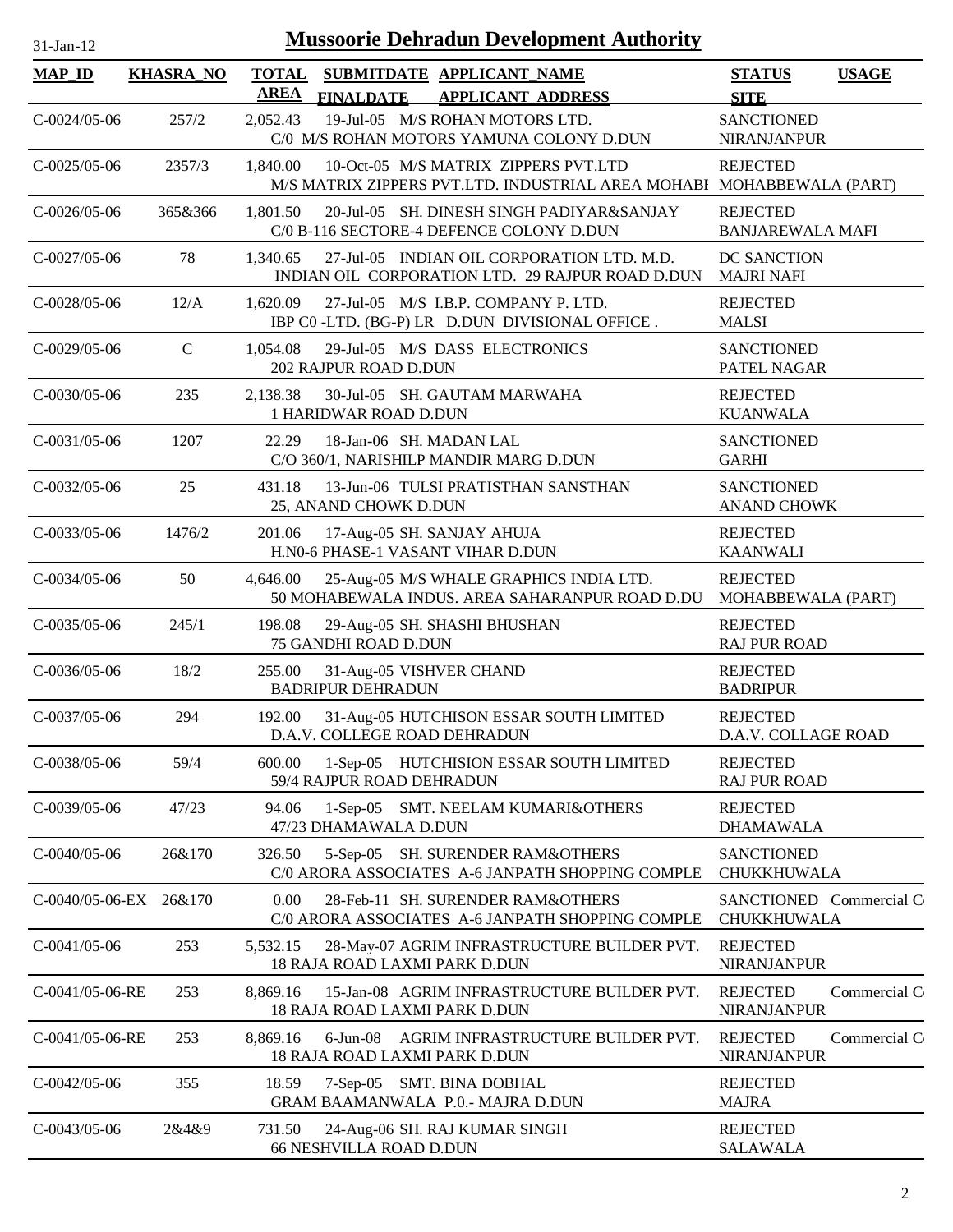# Mussoorie Dehradun Development Authority

31-Jan-12

| MAP_ID | KHASRA_NO | TOTAL AREA | SUBMITDATE FINALDATE | APPLICANT_NAME APPLICANT_ADDRESS | STATUS SITE | USAGE |
|---|---|---|---|---|---|---|
| C-0024/05-06 | 257/2 | 2,052.43 | 19-Jul-05 | M/S ROHAN MOTORS LTD. C/0 M/S ROHAN MOTORS YAMUNA COLONY D.DUN | SANCTIONED NIRANJANPUR | |
| C-0025/05-06 | 2357/3 | 1,840.00 | 10-Oct-05 | M/S MATRIX ZIPPERS PVT.LTD M/S MATRIX ZIPPERS PVT.LTD. INDUSTRIAL AREA MOHABI | REJECTED MOHABBEWALA (PART) | |
| C-0026/05-06 | 365&366 | 1,801.50 | 20-Jul-05 | SH. DINESH SINGH PADIYAR&SANJAY C/0 B-116 SECTORE-4 DEFENCE COLONY D.DUN | REJECTED BANJAREWALA MAFI | |
| C-0027/05-06 | 78 | 1,340.65 | 27-Jul-05 | INDIAN OIL CORPORATION LTD. M.D. INDIAN OIL CORPORATION LTD. 29 RAJPUR ROAD D.DUN | DC SANCTION MAJRI NAFI | |
| C-0028/05-06 | 12/A | 1,620.09 | 27-Jul-05 | M/S I.B.P. COMPANY P. LTD. IBP C0 -LTD. (BG-P) LR D.DUN DIVISIONAL OFFICE . | REJECTED MALSI | |
| C-0029/05-06 | C | 1,054.08 | 29-Jul-05 | M/S DASS ELECTRONICS 202 RAJPUR ROAD D.DUN | SANCTIONED PATEL NAGAR | |
| C-0030/05-06 | 235 | 2,138.38 | 30-Jul-05 | SH. GAUTAM MARWAHA 1 HARIDWAR ROAD D.DUN | REJECTED KUANWALA | |
| C-0031/05-06 | 1207 | 22.29 | 18-Jan-06 | SH. MADAN LAL C/O 360/1, NARISHILP MANDIR MARG D.DUN | SANCTIONED GARHI | |
| C-0032/05-06 | 25 | 431.18 | 13-Jun-06 | TULSI PRATISTHAN SANSTHAN 25, ANAND CHOWK D.DUN | SANCTIONED ANAND CHOWK | |
| C-0033/05-06 | 1476/2 | 201.06 | 17-Aug-05 | SH. SANJAY AHUJA H.N0-6 PHASE-1 VASANT VIHAR D.DUN | REJECTED KAANWALI | |
| C-0034/05-06 | 50 | 4,646.00 | 25-Aug-05 | M/S WHALE GRAPHICS INDIA LTD. 50 MOHABEWALA INDUS. AREA SAHARANPUR ROAD D.DU | REJECTED MOHABBEWALA (PART) | |
| C-0035/05-06 | 245/1 | 198.08 | 29-Aug-05 | SH. SHASHI BHUSHAN 75 GANDHI ROAD D.DUN | REJECTED RAJ PUR ROAD | |
| C-0036/05-06 | 18/2 | 255.00 | 31-Aug-05 | VISHVER CHAND BADRIPUR DEHRADUN | REJECTED BADRIPUR | |
| C-0037/05-06 | 294 | 192.00 | 31-Aug-05 | HUTCHISON ESSAR SOUTH LIMITED D.A.V. COLLEGE ROAD DEHRADUN | REJECTED D.A.V. COLLAGE ROAD | |
| C-0038/05-06 | 59/4 | 600.00 | 1-Sep-05 | HUTCHISION ESSAR SOUTH LIMITED 59/4 RAJPUR ROAD DEHRADUN | REJECTED RAJ PUR ROAD | |
| C-0039/05-06 | 47/23 | 94.06 | 1-Sep-05 | SMT. NEELAM KUMARI&OTHERS 47/23 DHAMAWALA D.DUN | REJECTED DHAMAWALA | |
| C-0040/05-06 | 26&170 | 326.50 | 5-Sep-05 | SH. SURENDER RAM&OTHERS C/0 ARORA ASSOCIATES A-6 JANPATH SHOPPING COMPLE | SANCTIONED CHUKKHUWALA | |
| C-0040/05-06-EX | 26&170 | 0.00 | 28-Feb-11 | SH. SURENDER RAM&OTHERS C/0 ARORA ASSOCIATES A-6 JANPATH SHOPPING COMPLE | SANCTIONED CHUKKHUWALA | Commercial C |
| C-0041/05-06 | 253 | 5,532.15 | 28-May-07 | AGRIM INFRASTRUCTURE BUILDER PVT. 18 RAJA ROAD LAXMI PARK D.DUN | REJECTED NIRANJANPUR | |
| C-0041/05-06-RE | 253 | 8,869.16 | 15-Jan-08 | AGRIM INFRASTRUCTURE BUILDER PVT. 18 RAJA ROAD LAXMI PARK D.DUN | REJECTED NIRANJANPUR | Commercial C |
| C-0041/05-06-RE | 253 | 8,869.16 | 6-Jun-08 | AGRIM INFRASTRUCTURE BUILDER PVT. 18 RAJA ROAD LAXMI PARK D.DUN | REJECTED NIRANJANPUR | Commercial C |
| C-0042/05-06 | 355 | 18.59 | 7-Sep-05 | SMT. BINA DOBHAL GRAM BAAMANWALA P.0.- MAJRA D.DUN | REJECTED MAJRA | |
| C-0043/05-06 | 2&4&9 | 731.50 | 24-Aug-06 | SH. RAJ KUMAR SINGH 66 NESHVILLA ROAD D.DUN | REJECTED SALAWALA | |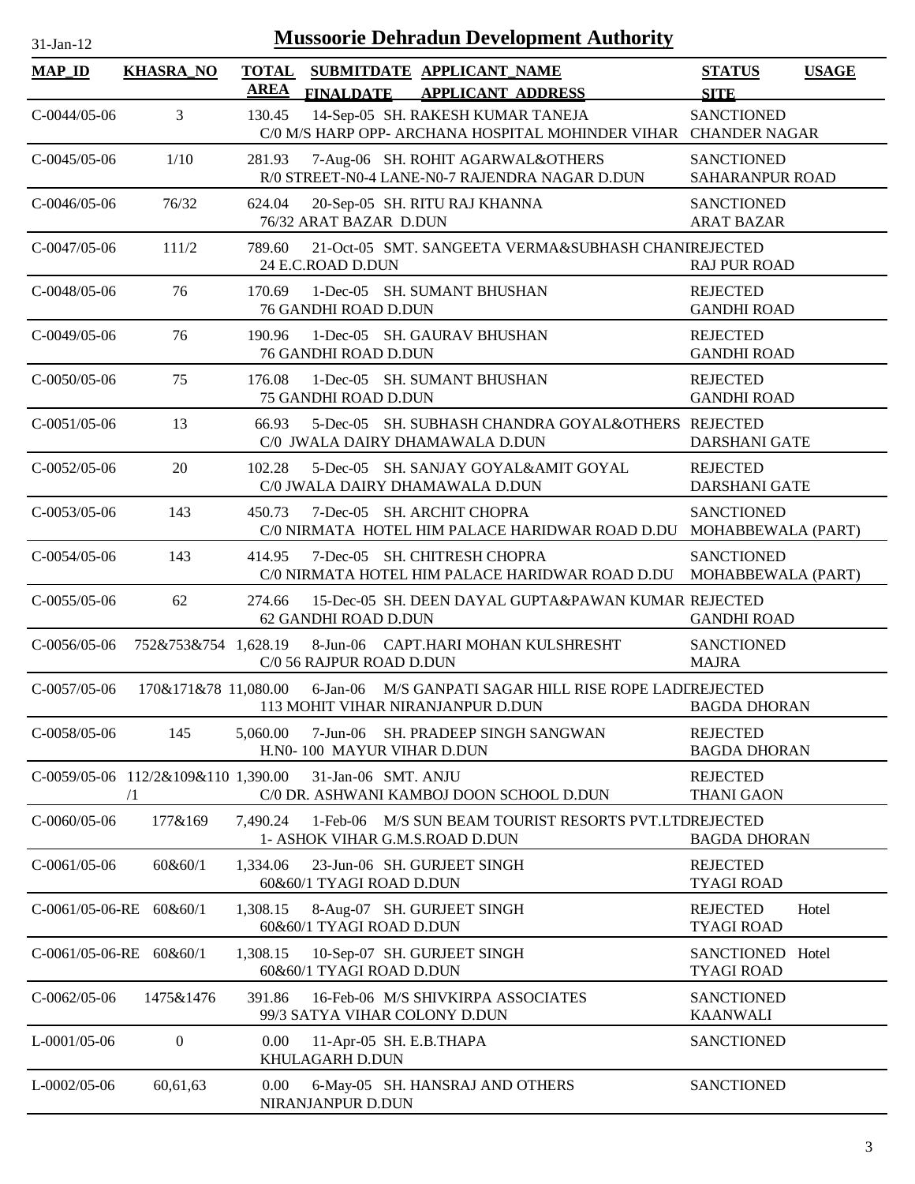# Mussoorie Dehradun Development Authority

31-Jan-12

| MAP_ID | KHASRA_NO | TOTAL AREA | SUBMITDATE FINALDATE | APPLICANT_NAME APPLICANT_ADDRESS | STATUS SITE | USAGE |
|---|---|---|---|---|---|---|
| C-0044/05-06 | 3 | 130.45 | 14-Sep-05 | SH. RAKESH KUMAR TANEJA<br>C/0 M/S HARP OPP- ARCHANA HOSPITAL MOHINDER VIHAR | SANCTIONED<br>CHANDER NAGAR | |
| C-0045/05-06 | 1/10 | 281.93 | 7-Aug-06 | SH. ROHIT AGARWAL&OTHERS<br>R/0 STREET-N0-4 LANE-N0-7 RAJENDRA NAGAR D.DUN | SANCTIONED<br>SAHARANPUR ROAD | |
| C-0046/05-06 | 76/32 | 624.04 | 20-Sep-05 | SH. RITU RAJ KHANNA<br>76/32 ARAT BAZAR D.DUN | SANCTIONED<br>ARAT BAZAR | |
| C-0047/05-06 | 111/2 | 789.60 | 21-Oct-05 | SMT. SANGEETA VERMA&SUBHASH CHANI<br>24 E.C.ROAD D.DUN | REJECTED<br>RAJ PUR ROAD | |
| C-0048/05-06 | 76 | 170.69 | 1-Dec-05 | SH. SUMANT BHUSHAN<br>76 GANDHI ROAD D.DUN | REJECTED<br>GANDHI ROAD | |
| C-0049/05-06 | 76 | 190.96 | 1-Dec-05 | SH. GAURAV BHUSHAN<br>76 GANDHI ROAD D.DUN | REJECTED<br>GANDHI ROAD | |
| C-0050/05-06 | 75 | 176.08 | 1-Dec-05 | SH. SUMANT BHUSHAN<br>75 GANDHI ROAD D.DUN | REJECTED<br>GANDHI ROAD | |
| C-0051/05-06 | 13 | 66.93 | 5-Dec-05 | SH. SUBHASH CHANDRA GOYAL&OTHERS<br>C/0 JWALA DAIRY DHAMAWALA D.DUN | REJECTED<br>DARSHANI GATE | |
| C-0052/05-06 | 20 | 102.28 | 5-Dec-05 | SH. SANJAY GOYAL&AMIT GOYAL<br>C/0 JWALA DAIRY DHAMAWALA D.DUN | REJECTED<br>DARSHANI GATE | |
| C-0053/05-06 | 143 | 450.73 | 7-Dec-05 | SH. ARCHIT CHOPRA<br>C/0 NIRMATA HOTEL HIM PALACE HARIDWAR ROAD D.DU | SANCTIONED<br>MOHABBEWALA (PART) | |
| C-0054/05-06 | 143 | 414.95 | 7-Dec-05 | SH. CHITRESH CHOPRA<br>C/0 NIRMATA HOTEL HIM PALACE HARIDWAR ROAD D.DU | SANCTIONED<br>MOHABBEWALA (PART) | |
| C-0055/05-06 | 62 | 274.66 | 15-Dec-05 | SH. DEEN DAYAL GUPTA&PAWAN KUMAR<br>62 GANDHI ROAD D.DUN | REJECTED<br>GANDHI ROAD | |
| C-0056/05-06 | 752&753&754 | 1,628.19 | 8-Jun-06 | CAPT.HARI MOHAN KULSHRESHT<br>C/0 56 RAJPUR ROAD D.DUN | SANCTIONED<br>MAJRA | |
| C-0057/05-06 | 170&171&78 | 11,080.00 | 6-Jan-06 | M/S GANPATI SAGAR HILL RISE ROPE LADI<br>113 MOHIT VIHAR NIRANJANPUR D.DUN | REJECTED<br>BAGDA DHORAN | |
| C-0058/05-06 | 145 | 5,060.00 | 7-Jun-06 | SH. PRADEEP SINGH SANGWAN<br>H.N0- 100 MAYUR VIHAR D.DUN | REJECTED<br>BAGDA DHORAN | |
| C-0059/05-06 | 112/2&109&110/1 | 1,390.00 | 31-Jan-06 | SMT. ANJU<br>C/0 DR. ASHWANI KAMBOJ DOON SCHOOL D.DUN | REJECTED<br>THANI GAON | |
| C-0060/05-06 | 177&169 | 7,490.24 | 1-Feb-06 | M/S SUN BEAM TOURIST RESORTS PVT.LTD<br>1- ASHOK VIHAR G.M.S.ROAD D.DUN | REJECTED<br>BAGDA DHORAN | |
| C-0061/05-06 | 60&60/1 | 1,334.06 | 23-Jun-06 | SH. GURJEET SINGH<br>60&60/1 TYAGI ROAD D.DUN | REJECTED<br>TYAGI ROAD | |
| C-0061/05-06-RE | 60&60/1 | 1,308.15 | 8-Aug-07 | SH. GURJEET SINGH<br>60&60/1 TYAGI ROAD D.DUN | REJECTED<br>TYAGI ROAD | Hotel |
| C-0061/05-06-RE | 60&60/1 | 1,308.15 | 10-Sep-07 | SH. GURJEET SINGH<br>60&60/1 TYAGI ROAD D.DUN | SANCTIONED<br>TYAGI ROAD | Hotel |
| C-0062/05-06 | 1475&1476 | 391.86 | 16-Feb-06 | M/S SHIVKIRPA ASSOCIATES<br>99/3 SATYA VIHAR COLONY D.DUN | SANCTIONED<br>KAANWALI | |
| L-0001/05-06 | 0 | 0.00 | 11-Apr-05 | SH. E.B.THAPA<br>KHULAGARH D.DUN | SANCTIONED | |
| L-0002/05-06 | 60,61,63 | 0.00 | 6-May-05 | SH. HANSRAJ AND OTHERS<br>NIRANJANPUR D.DUN | SANCTIONED | |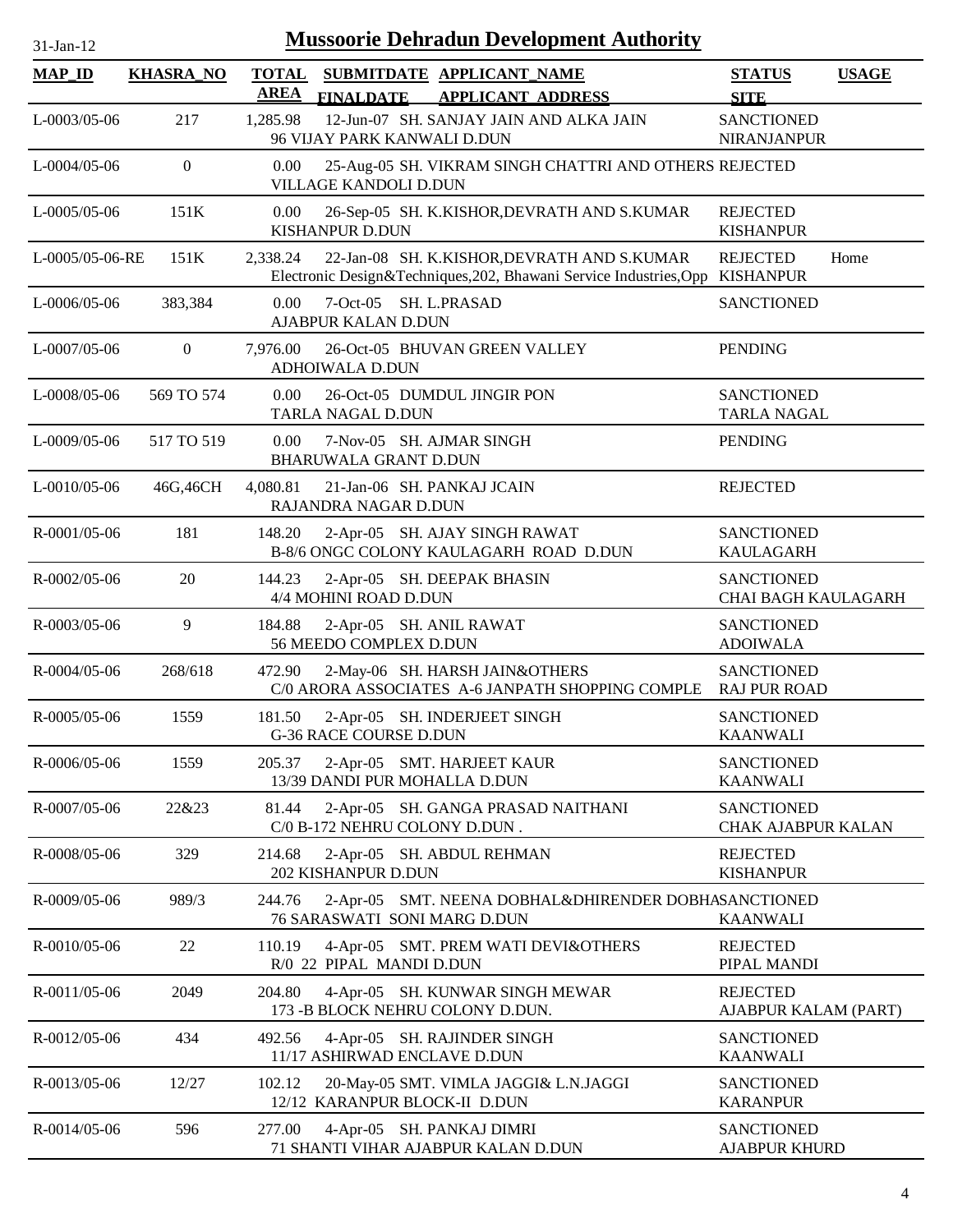# Mussoorie Dehradun Development Authority

31-Jan-12

| MAP_ID | KHASRA_NO | TOTAL AREA | SUBMITDATE FINALDATE | APPLICANT_NAME APPLICANT ADDRESS | STATUS SITE | USAGE |
|---|---|---|---|---|---|---|
| L-0003/05-06 | 217 | 1,285.98 | 12-Jun-07 | SH. SANJAY JAIN AND ALKA JAIN<br>96 VIJAY PARK KANWALI D.DUN | SANCTIONED<br>NIRANJANPUR | |
| L-0004/05-06 | 0 | 0.00 | 25-Aug-05 | SH. VIKRAM SINGH CHATTRI AND OTHERS<br>VILLAGE KANDOLI D.DUN | REJECTED | |
| L-0005/05-06 | 151K | 0.00 | 26-Sep-05 | SH. K.KISHOR,DEVRATH AND S.KUMAR<br>KISHANPUR D.DUN | REJECTED<br>KISHANPUR | |
| L-0005/05-06-RE | 151K | 2,338.24 | 22-Jan-08 | SH. K.KISHOR,DEVRATH AND S.KUMAR<br>Electronic Design&Techniques,202, Bhawani Service Industries,Opp | REJECTED<br>KISHANPUR | Home |
| L-0006/05-06 | 383,384 | 0.00 | 7-Oct-05 | SH. L.PRASAD<br>AJABPUR KALAN D.DUN | SANCTIONED | |
| L-0007/05-06 | 0 | 7,976.00 | 26-Oct-05 | BHUVAN GREEN VALLEY<br>ADHOIWALA D.DUN | PENDING | |
| L-0008/05-06 | 569 TO 574 | 0.00 | 26-Oct-05 | DUMDUL JINGIR PON<br>TARLA NAGAL D.DUN | SANCTIONED<br>TARLA NAGAL | |
| L-0009/05-06 | 517 TO 519 | 0.00 | 7-Nov-05 | SH. AJMAR SINGH<br>BHARUWALA GRANT D.DUN | PENDING | |
| L-0010/05-06 | 46G,46CH | 4,080.81 | 21-Jan-06 | SH. PANKAJ JCAIN<br>RAJANDRA NAGAR D.DUN | REJECTED | |
| R-0001/05-06 | 181 | 148.20 | 2-Apr-05 | SH. AJAY SINGH RAWAT<br>B-8/6 ONGC COLONY KAULAGARH ROAD D.DUN | SANCTIONED<br>KAULAGARH | |
| R-0002/05-06 | 20 | 144.23 | 2-Apr-05 | SH. DEEPAK BHASIN<br>4/4 MOHINI ROAD D.DUN | SANCTIONED<br>CHAI BAGH KAULAGARH | |
| R-0003/05-06 | 9 | 184.88 | 2-Apr-05 | SH. ANIL RAWAT<br>56 MEEDO COMPLEX D.DUN | SANCTIONED<br>ADOIWALA | |
| R-0004/05-06 | 268/618 | 472.90 | 2-May-06 | SH. HARSH JAIN&OTHERS<br>C/0 ARORA ASSOCIATES A-6 JANPATH SHOPPING COMPLE | SANCTIONED<br>RAJ PUR ROAD | |
| R-0005/05-06 | 1559 | 181.50 | 2-Apr-05 | SH. INDERJEET SINGH<br>G-36 RACE COURSE D.DUN | SANCTIONED<br>KAANWALI | |
| R-0006/05-06 | 1559 | 205.37 | 2-Apr-05 | SMT. HARJEET KAUR<br>13/39 DANDI PUR MOHALLA D.DUN | SANCTIONED<br>KAANWALI | |
| R-0007/05-06 | 22&23 | 81.44 | 2-Apr-05 | SH. GANGA PRASAD NAITHANI<br>C/0 B-172 NEHRU COLONY D.DUN . | SANCTIONED<br>CHAK AJABPUR KALAN | |
| R-0008/05-06 | 329 | 214.68 | 2-Apr-05 | SH. ABDUL REHMAN<br>202 KISHANPUR D.DUN | REJECTED<br>KISHANPUR | |
| R-0009/05-06 | 989/3 | 244.76 | 2-Apr-05 | SMT. NEENA DOBHAL&DHIRENDER DOBHA<br>76 SARASWATI SONI MARG D.DUN | SANCTIONED<br>KAANWALI | |
| R-0010/05-06 | 22 | 110.19 | 4-Apr-05 | SMT. PREM WATI DEVI&OTHERS<br>R/0 22 PIPAL MANDI D.DUN | REJECTED<br>PIPAL MANDI | |
| R-0011/05-06 | 2049 | 204.80 | 4-Apr-05 | SH. KUNWAR SINGH MEWAR<br>173 -B BLOCK NEHRU COLONY D.DUN. | REJECTED<br>AJABPUR KALAM (PART) | |
| R-0012/05-06 | 434 | 492.56 | 4-Apr-05 | SH. RAJINDER SINGH<br>11/17 ASHIRWAD ENCLAVE D.DUN | SANCTIONED<br>KAANWALI | |
| R-0013/05-06 | 12/27 | 102.12 | 20-May-05 | SMT. VIMLA JAGGI& L.N.JAGGI<br>12/12 KARANPUR BLOCK-II D.DUN | SANCTIONED<br>KARANPUR | |
| R-0014/05-06 | 596 | 277.00 | 4-Apr-05 | SH. PANKAJ DIMRI<br>71 SHANTI VIHAR AJABPUR KALAN D.DUN | SANCTIONED<br>AJABPUR KHURD | |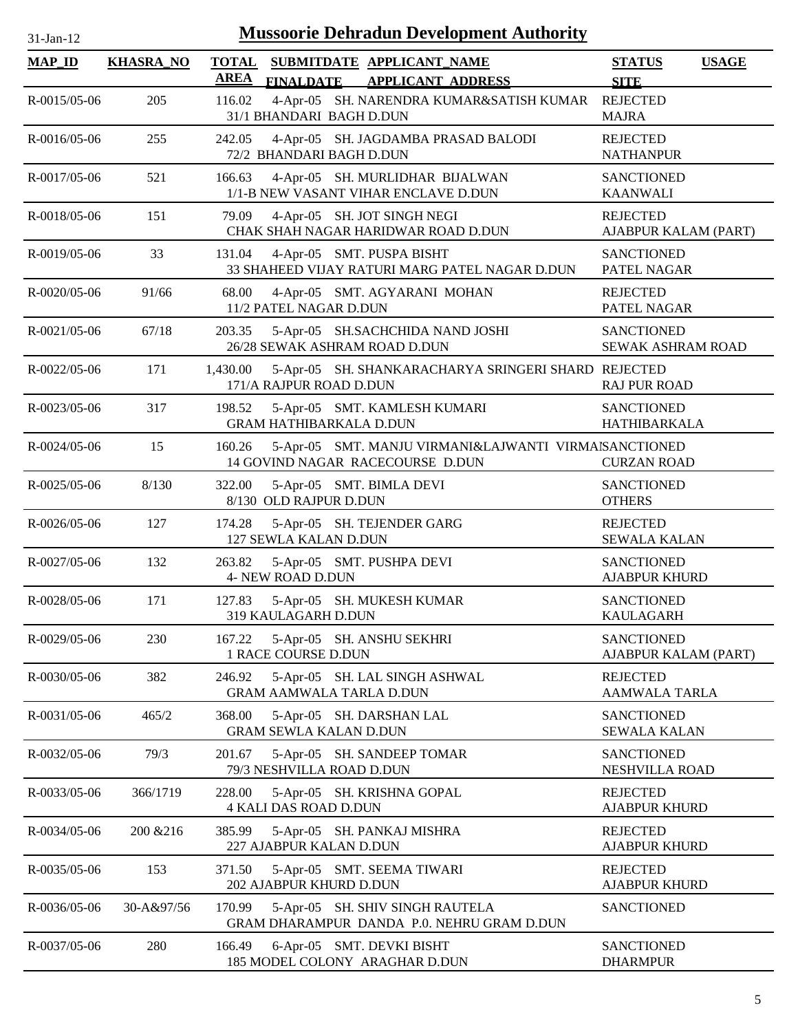# Mussoorie Dehradun Development Authority

31-Jan-12

| MAP_ID | KHASRA_NO | TOTAL AREA | SUBMITDATE FINALDATE | APPLICANT_NAME APPLICANT_ADDRESS | STATUS SITE | USAGE |
|---|---|---|---|---|---|---|
| R-0015/05-06 | 205 | 116.02 | 4-Apr-05 | SH. NARENDRA KUMAR&SATISH KUMAR 31/1 BHANDARI BAGH D.DUN | REJECTED MAJRA | |
| R-0016/05-06 | 255 | 242.05 | 4-Apr-05 | SH. JAGDAMBA PRASAD BALODI 72/2 BHANDARI BAGH D.DUN | REJECTED NATHANPUR | |
| R-0017/05-06 | 521 | 166.63 | 4-Apr-05 | SH. MURLIDHAR BIJALWAN 1/1-B NEW VASANT VIHAR ENCLAVE D.DUN | SANCTIONED KAANWALI | |
| R-0018/05-06 | 151 | 79.09 | 4-Apr-05 | SH. JOT SINGH NEGI CHAK SHAH NAGAR HARIDWAR ROAD D.DUN | REJECTED AJABPUR KALAM (PART) | |
| R-0019/05-06 | 33 | 131.04 | 4-Apr-05 | SMT. PUSPA BISHT 33 SHAHEED VIJAY RATURI MARG PATEL NAGAR D.DUN | SANCTIONED PATEL NAGAR | |
| R-0020/05-06 | 91/66 | 68.00 | 4-Apr-05 | SMT. AGYARANI MOHAN 11/2 PATEL NAGAR D.DUN | REJECTED PATEL NAGAR | |
| R-0021/05-06 | 67/18 | 203.35 | 5-Apr-05 | SH.SACHCHIDA NAND JOSHI 26/28 SEWAK ASHRAM ROAD D.DUN | SANCTIONED SEWAK ASHRAM ROAD | |
| R-0022/05-06 | 171 | 1,430.00 | 5-Apr-05 | SH. SHANKARACHARYA SRINGERI SHARD 171/A RAJPUR ROAD D.DUN | REJECTED RAJ PUR ROAD | |
| R-0023/05-06 | 317 | 198.52 | 5-Apr-05 | SMT. KAMLESH KUMARI GRAM HATHIBARKALA D.DUN | SANCTIONED HATHIBARKALA | |
| R-0024/05-06 | 15 | 160.26 | 5-Apr-05 | SMT. MANJU VIRMANI&LAJWANTI VIRMAI 14 GOVIND NAGAR RACECOURSE D.DUN | SANCTIONED CURZAN ROAD | |
| R-0025/05-06 | 8/130 | 322.00 | 5-Apr-05 | SMT. BIMLA DEVI 8/130 OLD RAJPUR D.DUN | SANCTIONED OTHERS | |
| R-0026/05-06 | 127 | 174.28 | 5-Apr-05 | SH. TEJENDER GARG 127 SEWLA KALAN D.DUN | REJECTED SEWALA KALAN | |
| R-0027/05-06 | 132 | 263.82 | 5-Apr-05 | SMT. PUSHPA DEVI 4- NEW ROAD D.DUN | SANCTIONED AJABPUR KHURD | |
| R-0028/05-06 | 171 | 127.83 | 5-Apr-05 | SH. MUKESH KUMAR 319 KAULAGARH D.DUN | SANCTIONED KAULAGARH | |
| R-0029/05-06 | 230 | 167.22 | 5-Apr-05 | SH. ANSHU SEKHRI 1 RACE COURSE D.DUN | SANCTIONED AJABPUR KALAM (PART) | |
| R-0030/05-06 | 382 | 246.92 | 5-Apr-05 | SH. LAL SINGH ASHWAL GRAM AAMWALA TARLA D.DUN | REJECTED AAMWALA TARLA | |
| R-0031/05-06 | 465/2 | 368.00 | 5-Apr-05 | SH. DARSHAN LAL GRAM SEWLA KALAN D.DUN | SANCTIONED SEWALA KALAN | |
| R-0032/05-06 | 79/3 | 201.67 | 5-Apr-05 | SH. SANDEEP TOMAR 79/3 NESHVILLA ROAD D.DUN | SANCTIONED NESHVILLA ROAD | |
| R-0033/05-06 | 366/1719 | 228.00 | 5-Apr-05 | SH. KRISHNA GOPAL 4 KALI DAS ROAD D.DUN | REJECTED AJABPUR KHURD | |
| R-0034/05-06 | 200 &216 | 385.99 | 5-Apr-05 | SH. PANKAJ MISHRA 227 AJABPUR KALAN D.DUN | REJECTED AJABPUR KHURD | |
| R-0035/05-06 | 153 | 371.50 | 5-Apr-05 | SMT. SEEMA TIWARI 202 AJABPUR KHURD D.DUN | REJECTED AJABPUR KHURD | |
| R-0036/05-06 | 30-A&97/56 | 170.99 | 5-Apr-05 | SH. SHIV SINGH RAUTELA GRAM DHARAMPUR DANDA P.0. NEHRU GRAM D.DUN | SANCTIONED | |
| R-0037/05-06 | 280 | 166.49 | 6-Apr-05 | SMT. DEVKI BISHT 185 MODEL COLONY ARAGHAR D.DUN | SANCTIONED DHARMPUR | |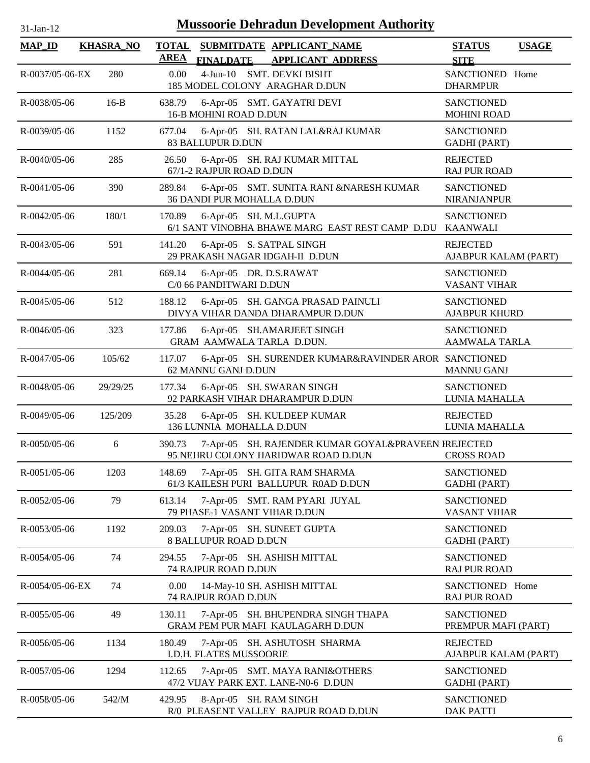# Mussoorie Dehradun Development Authority

31-Jan-12

| MAP_ID | KHASRA_NO | TOTAL AREA | SUBMITDATE FINALDATE | APPLICANT_NAME APPLICANT_ADDRESS | STATUS SITE | USAGE |
|---|---|---|---|---|---|---|
| R-0037/05-06-EX | 280 | 0.00 | 4-Jun-10 | SMT. DEVKI BISHT<br>185 MODEL COLONY ARAGHAR D.DUN | SANCTIONED<br>DHARMPUR | Home |
| R-0038/05-06 | 16-B | 638.79 | 6-Apr-05 | SMT. GAYATRI DEVI<br>16-B MOHINI ROAD D.DUN | SANCTIONED<br>MOHINI ROAD | |
| R-0039/05-06 | 1152 | 677.04 | 6-Apr-05 | SH. RATAN LAL&RAJ KUMAR<br>83 BALLUPUR D.DUN | SANCTIONED<br>GADHI (PART) | |
| R-0040/05-06 | 285 | 26.50 | 6-Apr-05 | SH. RAJ KUMAR MITTAL<br>67/1-2 RAJPUR ROAD D.DUN | REJECTED<br>RAJ PUR ROAD | |
| R-0041/05-06 | 390 | 289.84 | 6-Apr-05 | SMT. SUNITA RANI &NARESH KUMAR<br>36 DANDI PUR MOHALLA D.DUN | SANCTIONED<br>NIRANJANPUR | |
| R-0042/05-06 | 180/1 | 170.89 | 6-Apr-05 | SH. M.L.GUPTA<br>6/1 SANT VINOBHA BHAWE MARG EAST REST CAMP D.DU | SANCTIONED<br>KAANWALI | |
| R-0043/05-06 | 591 | 141.20 | 6-Apr-05 | S. SATPAL SINGH<br>29 PRAKASH NAGAR IDGAH-II D.DUN | REJECTED<br>AJABPUR KALAM (PART) | |
| R-0044/05-06 | 281 | 669.14 | 6-Apr-05 | DR. D.S.RAWAT<br>C/0 66 PANDITWARI D.DUN | SANCTIONED<br>VASANT VIHAR | |
| R-0045/05-06 | 512 | 188.12 | 6-Apr-05 | SH. GANGA PRASAD PAINULI<br>DIVYA VIHAR DANDA DHARAMPUR D.DUN | SANCTIONED<br>AJABPUR KHURD | |
| R-0046/05-06 | 323 | 177.86 | 6-Apr-05 | SH.AMARJEET SINGH<br>GRAM AAMWALA TARLA D.DUN. | SANCTIONED<br>AAMWALA TARLA | |
| R-0047/05-06 | 105/62 | 117.07 | 6-Apr-05 | SH. SURENDER KUMAR&RAVINDER AROR<br>62 MANNU GANJ D.DUN | SANCTIONED<br>MANNU GANJ | |
| R-0048/05-06 | 29/29/25 | 177.34 | 6-Apr-05 | SH. SWARAN SINGH<br>92 PARKASH VIHAR DHARAMPUR D.DUN | SANCTIONED<br>LUNIA MAHALLA | |
| R-0049/05-06 | 125/209 | 35.28 | 6-Apr-05 | SH. KULDEEP KUMAR<br>136 LUNNIA MOHALLA D.DUN | REJECTED<br>LUNIA MAHALLA | |
| R-0050/05-06 | 6 | 390.73 | 7-Apr-05 | SH. RAJENDER KUMAR GOYAL&PRAVEEN I<br>95 NEHRU COLONY HARIDWAR ROAD D.DUN | REJECTED<br>CROSS ROAD | |
| R-0051/05-06 | 1203 | 148.69 | 7-Apr-05 | SH. GITA RAM SHARMA<br>61/3 KAILESH PURI BALLUPUR R0AD D.DUN | SANCTIONED<br>GADHI (PART) | |
| R-0052/05-06 | 79 | 613.14 | 7-Apr-05 | SMT. RAM PYARI JUYAL<br>79 PHASE-1 VASANT VIHAR D.DUN | SANCTIONED<br>VASANT VIHAR | |
| R-0053/05-06 | 1192 | 209.03 | 7-Apr-05 | SH. SUNEET GUPTA<br>8 BALLUPUR ROAD D.DUN | SANCTIONED<br>GADHI (PART) | |
| R-0054/05-06 | 74 | 294.55 | 7-Apr-05 | SH. ASHISH MITTAL<br>74 RAJPUR ROAD D.DUN | SANCTIONED<br>RAJ PUR ROAD | |
| R-0054/05-06-EX | 74 | 0.00 | 14-May-10 | SH. ASHISH MITTAL<br>74 RAJPUR ROAD D.DUN | SANCTIONED<br>RAJ PUR ROAD | Home |
| R-0055/05-06 | 49 | 130.11 | 7-Apr-05 | SH. BHUPENDRA SINGH THAPA<br>GRAM PEM PUR MAFI KAULAGARH D.DUN | SANCTIONED<br>PREMPUR MAFI (PART) | |
| R-0056/05-06 | 1134 | 180.49 | 7-Apr-05 | SH. ASHUTOSH SHARMA<br>I.D.H. FLATES MUSSOORIE | REJECTED<br>AJABPUR KALAM (PART) | |
| R-0057/05-06 | 1294 | 112.65 | 7-Apr-05 | SMT. MAYA RANI&OTHERS<br>47/2 VIJAY PARK EXT. LANE-N0-6 D.DUN | SANCTIONED<br>GADHI (PART) | |
| R-0058/05-06 | 542/M | 429.95 | 8-Apr-05 | SH. RAM SINGH<br>R/0 PLEASENT VALLEY RAJPUR ROAD D.DUN | SANCTIONED<br>DAK PATTI | |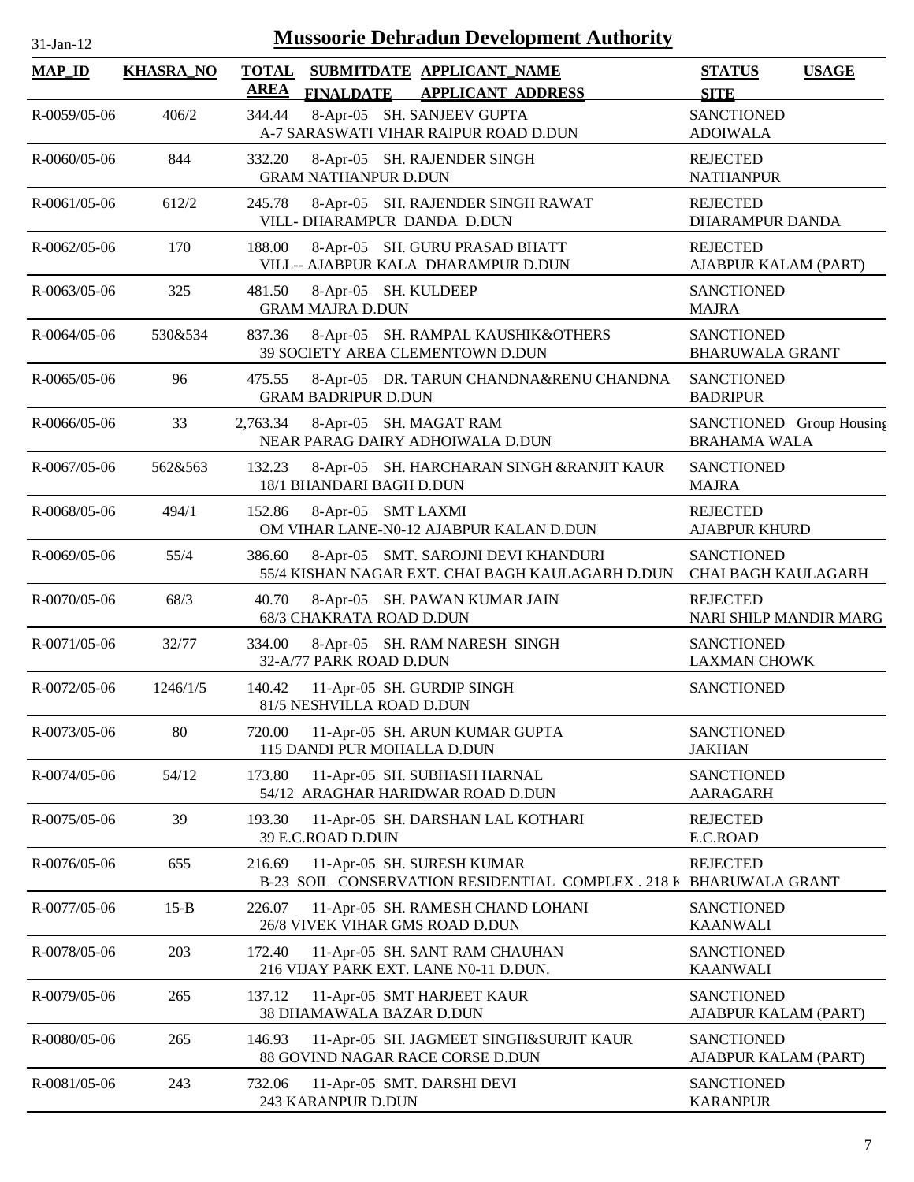# Mussoorie Dehradun Development Authority

31-Jan-12

| MAP_ID | KHASRA_NO | TOTAL AREA | SUBMITDATE FINALDATE | APPLICANT_NAME APPLICANT_ADDRESS | STATUS SITE | USAGE |
|---|---|---|---|---|---|---|
| R-0059/05-06 | 406/2 | 344.44 | 8-Apr-05 | SH. SANJEEV GUPTA<br>A-7 SARASWATI VIHAR RAIPUR ROAD D.DUN | SANCTIONED<br>ADOIWALA | |
| R-0060/05-06 | 844 | 332.20 | 8-Apr-05 | SH. RAJENDER SINGH<br>GRAM NATHANPUR D.DUN | REJECTED<br>NATHANPUR | |
| R-0061/05-06 | 612/2 | 245.78 | 8-Apr-05 | SH. RAJENDER SINGH RAWAT<br>VILL- DHARAMPUR DANDA D.DUN | REJECTED<br>DHARAMPUR DANDA | |
| R-0062/05-06 | 170 | 188.00 | 8-Apr-05 | SH. GURU PRASAD BHATT<br>VILL-- AJABPUR KALA DHARAMPUR D.DUN | REJECTED<br>AJABPUR KALAM (PART) | |
| R-0063/05-06 | 325 | 481.50 | 8-Apr-05 | SH. KULDEEP<br>GRAM MAJRA D.DUN | SANCTIONED<br>MAJRA | |
| R-0064/05-06 | 530&534 | 837.36 | 8-Apr-05 | SH. RAMPAL KAUSHIK&OTHERS<br>39 SOCIETY AREA CLEMENTOWN D.DUN | SANCTIONED<br>BHARUWALA GRANT | |
| R-0065/05-06 | 96 | 475.55 | 8-Apr-05 | DR. TARUN CHANDNA&RENU CHANDNA<br>GRAM BADRIPUR D.DUN | SANCTIONED<br>BADRIPUR | |
| R-0066/05-06 | 33 | 2,763.34 | 8-Apr-05 | SH. MAGAT RAM<br>NEAR PARAG DAIRY ADHOIWALA D.DUN | SANCTIONED<br>BRAHAMA WALA | Group Housing |
| R-0067/05-06 | 562&563 | 132.23 | 8-Apr-05 | SH. HARCHARAN SINGH &RANJIT KAUR<br>18/1 BHANDARI BAGH D.DUN | SANCTIONED<br>MAJRA | |
| R-0068/05-06 | 494/1 | 152.86 | 8-Apr-05 | SMT LAXMI<br>OM VIHAR LANE-N0-12 AJABPUR KALAN D.DUN | REJECTED<br>AJABPUR KHURD | |
| R-0069/05-06 | 55/4 | 386.60 | 8-Apr-05 | SMT. SAROJNI DEVI KHANDURI<br>55/4 KISHAN NAGAR EXT. CHAI BAGH KAULAGARH D.DUN | SANCTIONED<br>CHAI BAGH KAULAGARH | |
| R-0070/05-06 | 68/3 | 40.70 | 8-Apr-05 | SH. PAWAN KUMAR JAIN<br>68/3 CHAKRATA ROAD D.DUN | REJECTED<br>NARI SHILP MANDIR MARG | |
| R-0071/05-06 | 32/77 | 334.00 | 8-Apr-05 | SH. RAM NARESH SINGH<br>32-A/77 PARK ROAD D.DUN | SANCTIONED<br>LAXMAN CHOWK | |
| R-0072/05-06 | 1246/1/5 | 140.42 | 11-Apr-05 | SH. GURDIP SINGH<br>81/5 NESHVILLA ROAD D.DUN | SANCTIONED | |
| R-0073/05-06 | 80 | 720.00 | 11-Apr-05 | SH. ARUN KUMAR GUPTA<br>115 DANDI PUR MOHALLA D.DUN | SANCTIONED<br>JAKHAN | |
| R-0074/05-06 | 54/12 | 173.80 | 11-Apr-05 | SH. SUBHASH HARNAL<br>54/12 ARAGHAR HARIDWAR ROAD D.DUN | SANCTIONED<br>AARAGARH | |
| R-0075/05-06 | 39 | 193.30 | 11-Apr-05 | SH. DARSHAN LAL KOTHARI<br>39 E.C.ROAD D.DUN | REJECTED<br>E.C.ROAD | |
| R-0076/05-06 | 655 | 216.69 | 11-Apr-05 | SH. SURESH KUMAR<br>B-23 SOIL CONSERVATION RESIDENTIAL COMPLEX . 218 K | REJECTED<br>BHARUWALA GRANT | |
| R-0077/05-06 | 15-B | 226.07 | 11-Apr-05 | SH. RAMESH CHAND LOHANI<br>26/8 VIVEK VIHAR GMS ROAD D.DUN | SANCTIONED<br>KAANWALI | |
| R-0078/05-06 | 203 | 172.40 | 11-Apr-05 | SH. SANT RAM CHAUHAN<br>216 VIJAY PARK EXT. LANE N0-11 D.DUN. | SANCTIONED<br>KAANWALI | |
| R-0079/05-06 | 265 | 137.12 | 11-Apr-05 | SMT HARJEET KAUR<br>38 DHAMAWALA BAZAR D.DUN | SANCTIONED<br>AJABPUR KALAM (PART) | |
| R-0080/05-06 | 265 | 146.93 | 11-Apr-05 | SH. JAGMEET SINGH&SURJIT KAUR<br>88 GOVIND NAGAR RACE CORSE D.DUN | SANCTIONED<br>AJABPUR KALAM (PART) | |
| R-0081/05-06 | 243 | 732.06 | 11-Apr-05 | SMT. DARSHI DEVI<br>243 KARANPUR D.DUN | SANCTIONED<br>KARANPUR | |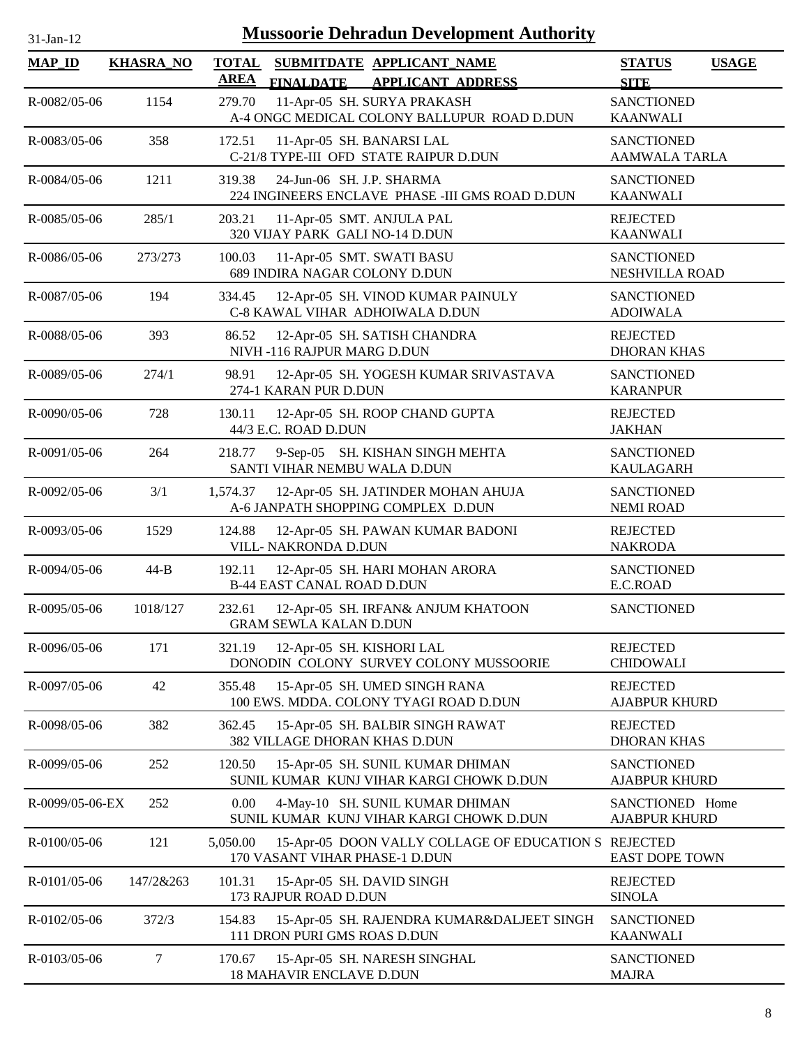# Mussoorie Dehradun Development Authority

31-Jan-12

| MAP_ID | KHASRA_NO | TOTAL AREA | SUBMITDATE / FINALDATE | APPLICANT_NAME / APPLICANT ADDRESS | STATUS / SITE | USAGE |
|---|---|---|---|---|---|---|
| R-0082/05-06 | 1154 | 279.70 | 11-Apr-05 | SH. SURYA PRAKASH<br>A-4 ONGC MEDICAL COLONY BALLUPUR ROAD D.DUN | SANCTIONED<br>KAANWALI | |
| R-0083/05-06 | 358 | 172.51 | 11-Apr-05 | SH. BANARSI LAL<br>C-21/8 TYPE-III OFD STATE RAIPUR D.DUN | SANCTIONED<br>AAMWALA TARLA | |
| R-0084/05-06 | 1211 | 319.38 | 24-Jun-06 | SH. J.P. SHARMA<br>224 INGINEERS ENCLAVE PHASE -III GMS ROAD D.DUN | SANCTIONED<br>KAANWALI | |
| R-0085/05-06 | 285/1 | 203.21 | 11-Apr-05 | SMT. ANJULA PAL<br>320 VIJAY PARK GALI NO-14 D.DUN | REJECTED<br>KAANWALI | |
| R-0086/05-06 | 273/273 | 100.03 | 11-Apr-05 | SMT. SWATI BASU<br>689 INDIRA NAGAR COLONY D.DUN | SANCTIONED<br>NESHVILLA ROAD | |
| R-0087/05-06 | 194 | 334.45 | 12-Apr-05 | SH. VINOD KUMAR PAINULY<br>C-8 KAWAL VIHAR ADHOIWALA D.DUN | SANCTIONED<br>ADOIWALA | |
| R-0088/05-06 | 393 | 86.52 | 12-Apr-05 | SH. SATISH CHANDRA<br>NIVH -116 RAJPUR MARG D.DUN | REJECTED<br>DHORAN KHAS | |
| R-0089/05-06 | 274/1 | 98.91 | 12-Apr-05 | SH. YOGESH KUMAR SRIVASTAVA<br>274-1 KARAN PUR D.DUN | SANCTIONED<br>KARANPUR | |
| R-0090/05-06 | 728 | 130.11 | 12-Apr-05 | SH. ROOP CHAND GUPTA<br>44/3 E.C. ROAD D.DUN | REJECTED<br>JAKHAN | |
| R-0091/05-06 | 264 | 218.77 | 9-Sep-05 | SH. KISHAN SINGH MEHTA<br>SANTI VIHAR NEMBU WALA D.DUN | SANCTIONED<br>KAULAGARH | |
| R-0092/05-06 | 3/1 | 1,574.37 | 12-Apr-05 | SH. JATINDER MOHAN AHUJA<br>A-6 JANPATH SHOPPING COMPLEX D.DUN | SANCTIONED<br>NEMI ROAD | |
| R-0093/05-06 | 1529 | 124.88 | 12-Apr-05 | SH. PAWAN KUMAR BADONI<br>VILL- NAKRONDA D.DUN | REJECTED<br>NAKRODA | |
| R-0094/05-06 | 44-B | 192.11 | 12-Apr-05 | SH. HARI MOHAN ARORA<br>B-44 EAST CANAL ROAD D.DUN | SANCTIONED<br>E.C.ROAD | |
| R-0095/05-06 | 1018/127 | 232.61 | 12-Apr-05 | SH. IRFAN& ANJUM KHATOON<br>GRAM SEWLA KALAN D.DUN | SANCTIONED | |
| R-0096/05-06 | 171 | 321.19 | 12-Apr-05 | SH. KISHORI LAL<br>DONODIN COLONY SURVEY COLONY MUSSOORIE | REJECTED<br>CHIDOWALI | |
| R-0097/05-06 | 42 | 355.48 | 15-Apr-05 | SH. UMED SINGH RANA<br>100 EWS. MDDA. COLONY TYAGI ROAD D.DUN | REJECTED<br>AJABPUR KHURD | |
| R-0098/05-06 | 382 | 362.45 | 15-Apr-05 | SH. BALBIR SINGH RAWAT<br>382 VILLAGE DHORAN KHAS D.DUN | REJECTED<br>DHORAN KHAS | |
| R-0099/05-06 | 252 | 120.50 | 15-Apr-05 | SH. SUNIL KUMAR DHIMAN<br>SUNIL KUMAR KUNJ VIHAR KARGI CHOWK D.DUN | SANCTIONED<br>AJABPUR KHURD | |
| R-0099/05-06-EX | 252 | 0.00 | 4-May-10 | SH. SUNIL KUMAR DHIMAN<br>SUNIL KUMAR KUNJ VIHAR KARGI CHOWK D.DUN | SANCTIONED<br>AJABPUR KHURD | Home |
| R-0100/05-06 | 121 | 5,050.00 | 15-Apr-05 | DOON VALLY COLLAGE OF EDUCATION S<br>170 VASANT VIHAR PHASE-1 D.DUN | REJECTED<br>EAST DOPE TOWN | |
| R-0101/05-06 | 147/2&263 | 101.31 | 15-Apr-05 | SH. DAVID SINGH<br>173 RAJPUR ROAD D.DUN | REJECTED<br>SINOLA | |
| R-0102/05-06 | 372/3 | 154.83 | 15-Apr-05 | SH. RAJENDRA KUMAR&DALJEET SINGH<br>111 DRON PURI GMS ROAS D.DUN | SANCTIONED<br>KAANWALI | |
| R-0103/05-06 | 7 | 170.67 | 15-Apr-05 | SH. NARESH SINGHAL<br>18 MAHAVIR ENCLAVE D.DUN | SANCTIONED<br>MAJRA | |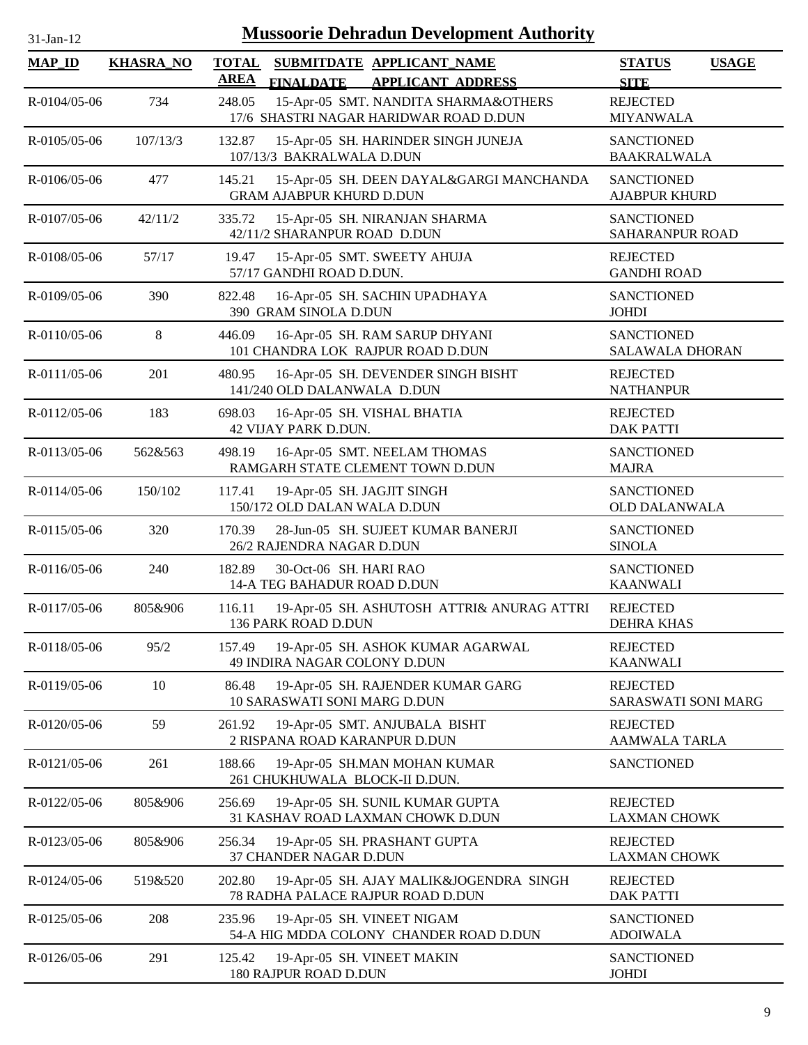# Mussoorie Dehradun Development Authority

| MAP_ID | KHASRA_NO | TOTAL AREA | SUBMITDATE FINALDATE | APPLICANT_NAME APPLICANT_ADDRESS | STATUS SITE | USAGE |
|---|---|---|---|---|---|---|
| R-0104/05-06 | 734 | 248.05 | 15-Apr-05 | SMT. NANDITA SHARMA&OTHERS 17/6 SHASTRI NAGAR HARIDWAR ROAD D.DUN | REJECTED MIYANWALA | |
| R-0105/05-06 | 107/13/3 | 132.87 | 15-Apr-05 | SH. HARINDER SINGH JUNEJA 107/13/3 BAKRALWALA D.DUN | SANCTIONED BAAKRALWALA | |
| R-0106/05-06 | 477 | 145.21 | 15-Apr-05 | SH. DEEN DAYAL&GARGI MANCHANDA GRAM AJABPUR KHURD D.DUN | SANCTIONED AJABPUR KHURD | |
| R-0107/05-06 | 42/11/2 | 335.72 | 15-Apr-05 | SH. NIRANJAN SHARMA 42/11/2 SHARANPUR ROAD D.DUN | SANCTIONED SAHARANPUR ROAD | |
| R-0108/05-06 | 57/17 | 19.47 | 15-Apr-05 | SMT. SWEETY AHUJA 57/17 GANDHI ROAD D.DUN. | REJECTED GANDHI ROAD | |
| R-0109/05-06 | 390 | 822.48 | 16-Apr-05 | SH. SACHIN UPADHAYA 390 GRAM SINOLA D.DUN | SANCTIONED JOHDI | |
| R-0110/05-06 | 8 | 446.09 | 16-Apr-05 | SH. RAM SARUP DHYANI 101 CHANDRA LOK RAJPUR ROAD D.DUN | SANCTIONED SALAWALA DHORAN | |
| R-0111/05-06 | 201 | 480.95 | 16-Apr-05 | SH. DEVENDER SINGH BISHT 141/240 OLD DALANWALA D.DUN | REJECTED NATHANPUR | |
| R-0112/05-06 | 183 | 698.03 | 16-Apr-05 | SH. VISHAL BHATIA 42 VIJAY PARK D.DUN. | REJECTED DAK PATTI | |
| R-0113/05-06 | 562&563 | 498.19 | 16-Apr-05 | SMT. NEELAM THOMAS RAMGARH STATE CLEMENT TOWN D.DUN | SANCTIONED MAJRA | |
| R-0114/05-06 | 150/102 | 117.41 | 19-Apr-05 | SH. JAGJIT SINGH 150/172 OLD DALAN WALA D.DUN | SANCTIONED OLD DALANWALA | |
| R-0115/05-06 | 320 | 170.39 | 28-Jun-05 | SH. SUJEET KUMAR BANERJI 26/2 RAJENDRA NAGAR D.DUN | SANCTIONED SINOLA | |
| R-0116/05-06 | 240 | 182.89 | 30-Oct-06 | SH. HARI RAO 14-A TEG BAHADUR ROAD D.DUN | SANCTIONED KAANWALI | |
| R-0117/05-06 | 805&906 | 116.11 | 19-Apr-05 | SH. ASHUTOSH ATTRI& ANURAG ATTRI 136 PARK ROAD D.DUN | REJECTED DEHRA KHAS | |
| R-0118/05-06 | 95/2 | 157.49 | 19-Apr-05 | SH. ASHOK KUMAR AGARWAL 49 INDIRA NAGAR COLONY D.DUN | REJECTED KAANWALI | |
| R-0119/05-06 | 10 | 86.48 | 19-Apr-05 | SH. RAJENDER KUMAR GARG 10 SARASWATI SONI MARG D.DUN | REJECTED SARASWATI SONI MARG | |
| R-0120/05-06 | 59 | 261.92 | 19-Apr-05 | SMT. ANJUBALA BISHT 2 RISPANA ROAD KARANPUR D.DUN | REJECTED AAMWALA TARLA | |
| R-0121/05-06 | 261 | 188.66 | 19-Apr-05 | SH.MAN MOHAN KUMAR 261 CHUKHUWALA BLOCK-II D.DUN. | SANCTIONED | |
| R-0122/05-06 | 805&906 | 256.69 | 19-Apr-05 | SH. SUNIL KUMAR GUPTA 31 KASHAV ROAD LAXMAN CHOWK D.DUN | REJECTED LAXMAN CHOWK | |
| R-0123/05-06 | 805&906 | 256.34 | 19-Apr-05 | SH. PRASHANT GUPTA 37 CHANDER NAGAR D.DUN | REJECTED LAXMAN CHOWK | |
| R-0124/05-06 | 519&520 | 202.80 | 19-Apr-05 | SH. AJAY MALIK&JOGENDRA SINGH 78 RADHA PALACE RAJPUR ROAD D.DUN | REJECTED DAK PATTI | |
| R-0125/05-06 | 208 | 235.96 | 19-Apr-05 | SH. VINEET NIGAM 54-A HIG MDDA COLONY CHANDER ROAD D.DUN | SANCTIONED ADOIWALA | |
| R-0126/05-06 | 291 | 125.42 | 19-Apr-05 | SH. VINEET MAKIN 180 RAJPUR ROAD D.DUN | SANCTIONED JOHDI | |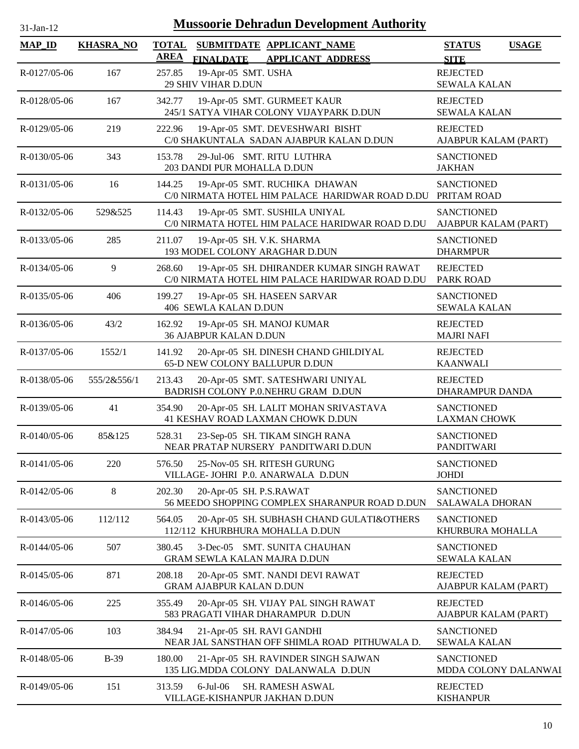# Mussoorie Dehradun Development Authority

31-Jan-12

| MAP_ID | KHASRA_NO | TOTAL AREA | SUBMITDATE FINALDATE | APPLICANT_NAME APPLICANT_ADDRESS | STATUS SITE | USAGE |
|---|---|---|---|---|---|---|
| R-0127/05-06 | 167 | 257.85 | 19-Apr-05 | SMT. USHA<br>29 SHIV VIHAR D.DUN | REJECTED<br>SEWALA KALAN | |
| R-0128/05-06 | 167 | 342.77 | 19-Apr-05 | SMT. GURMEET KAUR<br>245/1 SATYA VIHAR COLONY VIJAYPARK D.DUN | REJECTED<br>SEWALA KALAN | |
| R-0129/05-06 | 219 | 222.96 | 19-Apr-05 | SMT. DEVESHWARI BISHT<br>C/0 SHAKUNTALA SADAN AJABPUR KALAN D.DUN | REJECTED<br>AJABPUR KALAM (PART) | |
| R-0130/05-06 | 343 | 153.78 | 29-Jul-06 | SMT. RITU LUTHRA<br>203 DANDI PUR MOHALLA D.DUN | SANCTIONED<br>JAKHAN | |
| R-0131/05-06 | 16 | 144.25 | 19-Apr-05 | SMT. RUCHIKA DHAWAN<br>C/0 NIRMATA HOTEL HIM PALACE HARIDWAR ROAD D.DU | SANCTIONED<br>PRITAM ROAD | |
| R-0132/05-06 | 529&525 | 114.43 | 19-Apr-05 | SMT. SUSHILA UNIYAL<br>C/0 NIRMATA HOTEL HIM PALACE HARIDWAR ROAD D.DU | SANCTIONED<br>AJABPUR KALAM (PART) | |
| R-0133/05-06 | 285 | 211.07 | 19-Apr-05 | SH. V.K. SHARMA<br>193 MODEL COLONY ARAGHAR D.DUN | SANCTIONED<br>DHARMPUR | |
| R-0134/05-06 | 9 | 268.60 | 19-Apr-05 | SH. DHIRANDER KUMAR SINGH RAWAT<br>C/0 NIRMATA HOTEL HIM PALACE HARIDWAR ROAD D.DU | REJECTED<br>PARK ROAD | |
| R-0135/05-06 | 406 | 199.27 | 19-Apr-05 | SH. HASEEN SARVAR<br>406 SEWLA KALAN D.DUN | SANCTIONED<br>SEWALA KALAN | |
| R-0136/05-06 | 43/2 | 162.92 | 19-Apr-05 | SH. MANOJ KUMAR<br>36 AJABPUR KALAN D.DUN | REJECTED<br>MAJRI NAFI | |
| R-0137/05-06 | 1552/1 | 141.92 | 20-Apr-05 | SH. DINESH CHAND GHILDIYAL<br>65-D NEW COLONY BALLUPUR D.DUN | REJECTED<br>KAANWALI | |
| R-0138/05-06 | 555/2&556/1 | 213.43 | 20-Apr-05 | SMT. SATESHWARI UNIYAL<br>BADRISH COLONY P.0.NEHRU GRAM D.DUN | REJECTED<br>DHARAMPUR DANDA | |
| R-0139/05-06 | 41 | 354.90 | 20-Apr-05 | SH. LALIT MOHAN SRIVASTAVA<br>41 KESHAV ROAD LAXMAN CHOWK D.DUN | SANCTIONED<br>LAXMAN CHOWK | |
| R-0140/05-06 | 85&125 | 528.31 | 23-Sep-05 | SH. TIKAM SINGH RANA<br>NEAR PRATAP NURSERY PANDITWARI D.DUN | SANCTIONED<br>PANDITWARI | |
| R-0141/05-06 | 220 | 576.50 | 25-Nov-05 | SH. RITESH GURUNG<br>VILLAGE- JOHRI P.0. ANARWALA D.DUN | SANCTIONED<br>JOHDI | |
| R-0142/05-06 | 8 | 202.30 | 20-Apr-05 | SH. P.S.RAWAT<br>56 MEEDO SHOPPING COMPLEX SHARANPUR ROAD D.DUN | SANCTIONED<br>SALAWALA DHORAN | |
| R-0143/05-06 | 112/112 | 564.05 | 20-Apr-05 | SH. SUBHASH CHAND GULATI&OTHERS<br>112/112 KHURBHURA MOHALLA D.DUN | SANCTIONED<br>KHURBURA MOHALLA | |
| R-0144/05-06 | 507 | 380.45 | 3-Dec-05 | SMT. SUNITA CHAUHAN<br>GRAM SEWLA KALAN MAJRA D.DUN | SANCTIONED<br>SEWALA KALAN | |
| R-0145/05-06 | 871 | 208.18 | 20-Apr-05 | SMT. NANDI DEVI RAWAT<br>GRAM AJABPUR KALAN D.DUN | REJECTED<br>AJABPUR KALAM (PART) | |
| R-0146/05-06 | 225 | 355.49 | 20-Apr-05 | SH. VIJAY PAL SINGH RAWAT<br>583 PRAGATI VIHAR DHARAMPUR D.DUN | REJECTED<br>AJABPUR KALAM (PART) | |
| R-0147/05-06 | 103 | 384.94 | 21-Apr-05 | SH. RAVI GANDHI<br>NEAR JAL SANSTHAN OFF SHIMLA ROAD PITHUWALA D. | SANCTIONED<br>SEWALA KALAN | |
| R-0148/05-06 | B-39 | 180.00 | 21-Apr-05 | SH. RAVINDER SINGH SAJWAN<br>135 LIG.MDDA COLONY DALANWALA D.DUN | SANCTIONED<br>MDDA COLONY DALANWAI | |
| R-0149/05-06 | 151 | 313.59 | 6-Jul-06 | SH. RAMESH ASWAL<br>VILLAGE-KISHANPUR JAKHAN D.DUN | REJECTED<br>KISHANPUR | |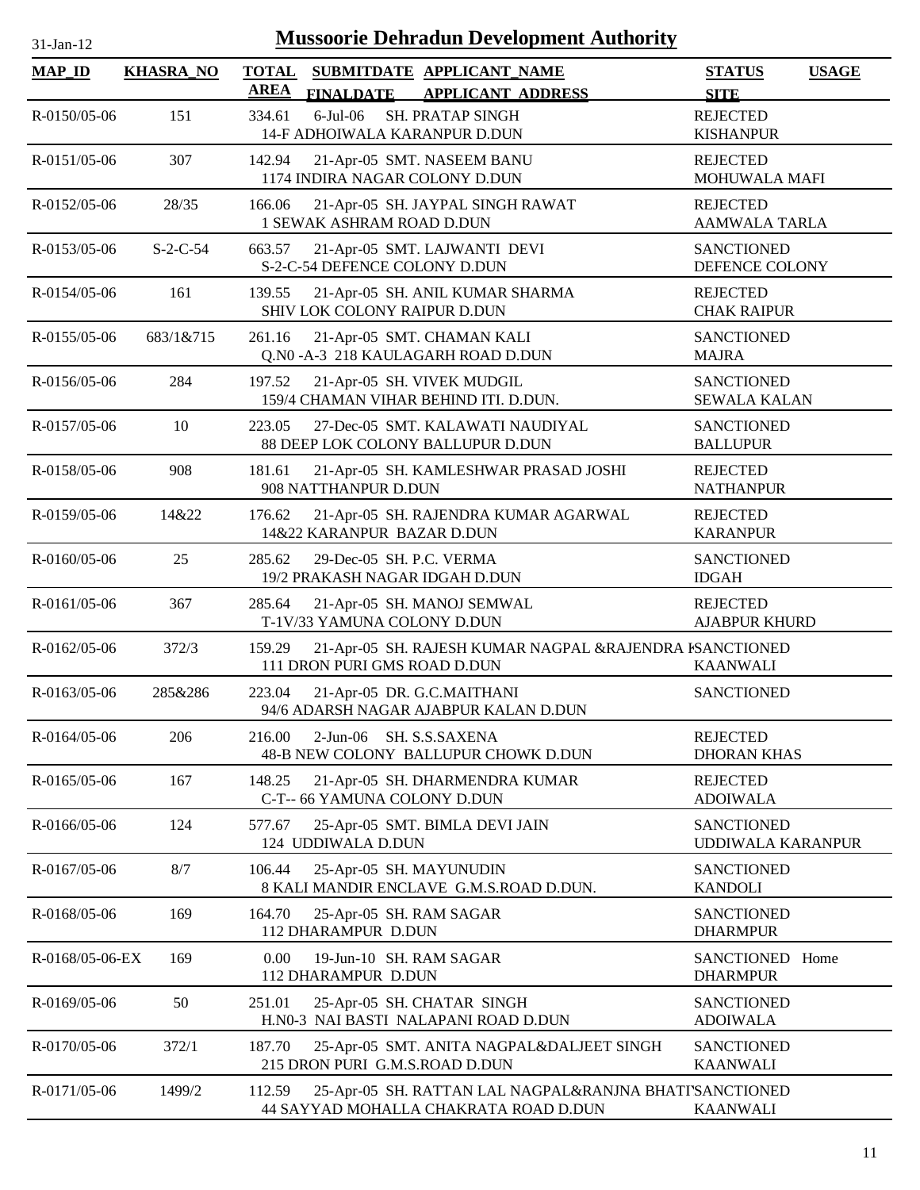# Mussoorie Dehradun Development Authority

31-Jan-12

| MAP_ID | KHASRA_NO | TOTAL AREA | SUBMITDATE FINALDATE | APPLICANT_NAME APPLICANT ADDRESS | STATUS SITE | USAGE |
|---|---|---|---|---|---|---|
| R-0150/05-06 | 151 | 334.61 | 6-Jul-06 | SH. PRATAP SINGH 14-F ADHOIWALA KARANPUR D.DUN | REJECTED KISHANPUR | |
| R-0151/05-06 | 307 | 142.94 | 21-Apr-05 | SMT. NASEEM BANU 1174 INDIRA NAGAR COLONY D.DUN | REJECTED MOHUWALA MAFI | |
| R-0152/05-06 | 28/35 | 166.06 | 21-Apr-05 | SH. JAYPAL SINGH RAWAT 1 SEWAK ASHRAM ROAD D.DUN | REJECTED AAMWALA TARLA | |
| R-0153/05-06 | S-2-C-54 | 663.57 | 21-Apr-05 | SMT. LAJWANTI DEVI S-2-C-54 DEFENCE COLONY D.DUN | SANCTIONED DEFENCE COLONY | |
| R-0154/05-06 | 161 | 139.55 | 21-Apr-05 | SH. ANIL KUMAR SHARMA SHIV LOK COLONY RAIPUR D.DUN | REJECTED CHAK RAIPUR | |
| R-0155/05-06 | 683/1&715 | 261.16 | 21-Apr-05 | SMT. CHAMAN KALI Q.N0 -A-3 218 KAULAGARH ROAD D.DUN | SANCTIONED MAJRA | |
| R-0156/05-06 | 284 | 197.52 | 21-Apr-05 | SH. VIVEK MUDGIL 159/4 CHAMAN VIHAR BEHIND ITI. D.DUN. | SANCTIONED SEWALA KALAN | |
| R-0157/05-06 | 10 | 223.05 | 27-Dec-05 | SMT. KALAWATI NAUDIYAL 88 DEEP LOK COLONY BALLUPUR D.DUN | SANCTIONED BALLUPUR | |
| R-0158/05-06 | 908 | 181.61 | 21-Apr-05 | SH. KAMLESHWAR PRASAD JOSHI 908 NATTHANPUR D.DUN | REJECTED NATHANPUR | |
| R-0159/05-06 | 14&22 | 176.62 | 21-Apr-05 | SH. RAJENDRA KUMAR AGARWAL 14&22 KARANPUR BAZAR D.DUN | REJECTED KARANPUR | |
| R-0160/05-06 | 25 | 285.62 | 29-Dec-05 | SH. P.C. VERMA 19/2 PRAKASH NAGAR IDGAH D.DUN | SANCTIONED IDGAH | |
| R-0161/05-06 | 367 | 285.64 | 21-Apr-05 | SH. MANOJ SEMWAL T-1V/33 YAMUNA COLONY D.DUN | REJECTED AJABPUR KHURD | |
| R-0162/05-06 | 372/3 | 159.29 | 21-Apr-05 | SH. RAJESH KUMAR NAGPAL &RAJENDRA K 111 DRON PURI GMS ROAD D.DUN | SANCTIONED KAANWALI | |
| R-0163/05-06 | 285&286 | 223.04 | 21-Apr-05 | DR. G.C.MAITHANI 94/6 ADARSH NAGAR AJABPUR KALAN D.DUN | SANCTIONED | |
| R-0164/05-06 | 206 | 216.00 | 2-Jun-06 | SH. S.S.SAXENA 48-B NEW COLONY BALLUPUR CHOWK D.DUN | REJECTED DHORAN KHAS | |
| R-0165/05-06 | 167 | 148.25 | 21-Apr-05 | SH. DHARMENDRA KUMAR C-T-- 66 YAMUNA COLONY D.DUN | REJECTED ADOIWALA | |
| R-0166/05-06 | 124 | 577.67 | 25-Apr-05 | SMT. BIMLA DEVI JAIN 124 UDDIWALA D.DUN | SANCTIONED UDDIWALA KARANPUR | |
| R-0167/05-06 | 8/7 | 106.44 | 25-Apr-05 | SH. MAYUNUDIN 8 KALI MANDIR ENCLAVE G.M.S.ROAD D.DUN. | SANCTIONED KANDOLI | |
| R-0168/05-06 | 169 | 164.70 | 25-Apr-05 | SH. RAM SAGAR 112 DHARAMPUR D.DUN | SANCTIONED DHARMPUR | |
| R-0168/05-06-EX | 169 | 0.00 | 19-Jun-10 | SH. RAM SAGAR 112 DHARAMPUR D.DUN | SANCTIONED DHARMPUR | Home |
| R-0169/05-06 | 50 | 251.01 | 25-Apr-05 | SH. CHATAR SINGH H.N0-3 NAI BASTI NALAPANI ROAD D.DUN | SANCTIONED ADOIWALA | |
| R-0170/05-06 | 372/1 | 187.70 | 25-Apr-05 | SMT. ANITA NAGPAL&DALJEET SINGH 215 DRON PURI G.M.S.ROAD D.DUN | SANCTIONED KAANWALI | |
| R-0171/05-06 | 1499/2 | 112.59 | 25-Apr-05 | SH. RATTAN LAL NAGPAL&RANJNA BHATI 44 SAYYAD MOHALLA CHAKRATA ROAD D.DUN | SANCTIONED KAANWALI | |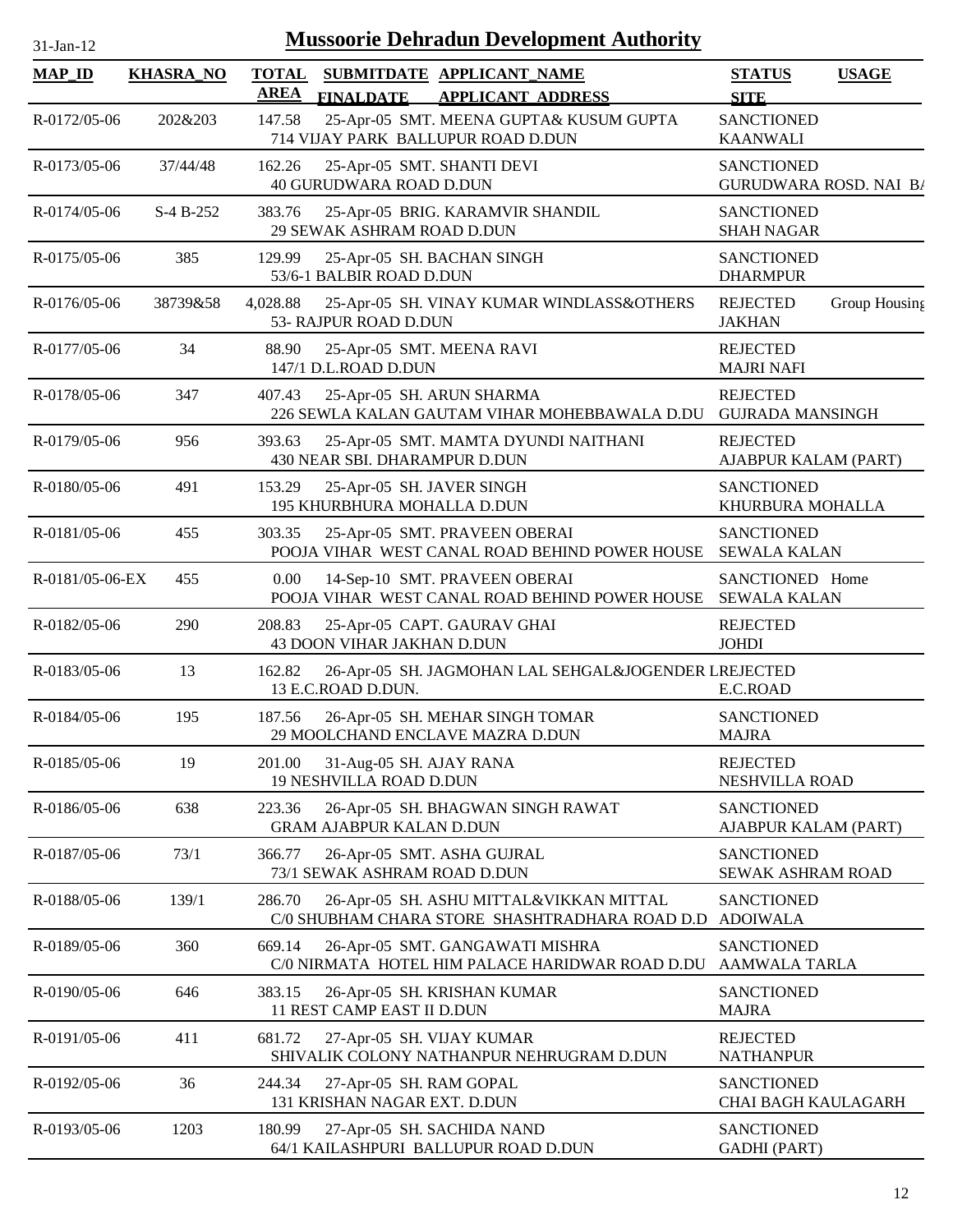# Mussoorie Dehradun Development Authority

31-Jan-12

| MAP_ID | KHASRA_NO | TOTAL AREA | SUBMITDATE FINALDATE | APPLICANT_NAME APPLICANT ADDRESS | STATUS SITE | USAGE |
|---|---|---|---|---|---|---|
| R-0172/05-06 | 202&203 | 147.58 | 25-Apr-05 | SMT. MEENA GUPTA& KUSUM GUPTA 714 VIJAY PARK BALLUPUR ROAD D.DUN | SANCTIONED KAANWALI | |
| R-0173/05-06 | 37/44/48 | 162.26 | 25-Apr-05 | SMT. SHANTI DEVI 40 GURUDWARA ROAD D.DUN | SANCTIONED GURUDWARA ROSD. NAI BA | |
| R-0174/05-06 | S-4 B-252 | 383.76 | 25-Apr-05 | BRIG. KARAMVIR SHANDIL 29 SEWAK ASHRAM ROAD D.DUN | SANCTIONED SHAH NAGAR | |
| R-0175/05-06 | 385 | 129.99 | 25-Apr-05 | SH. BACHAN SINGH 53/6-1 BALBIR ROAD D.DUN | SANCTIONED DHARMPUR | |
| R-0176/05-06 | 38739&58 | 4,028.88 | 25-Apr-05 | SH. VINAY KUMAR WINDLASS&OTHERS 53- RAJPUR ROAD D.DUN | REJECTED JAKHAN | Group Housing |
| R-0177/05-06 | 34 | 88.90 | 25-Apr-05 | SMT. MEENA RAVI 147/1 D.L.ROAD D.DUN | REJECTED MAJRI NAFI | |
| R-0178/05-06 | 347 | 407.43 | 25-Apr-05 | SH. ARUN SHARMA 226 SEWLA KALAN GAUTAM VIHAR MOHEBBAWALA D.DU | REJECTED GUJRADA MANSINGH | |
| R-0179/05-06 | 956 | 393.63 | 25-Apr-05 | SMT. MAMTA DYUNDI NAITHANI 430 NEAR SBI. DHARAMPUR D.DUN | REJECTED AJABPUR KALAM (PART) | |
| R-0180/05-06 | 491 | 153.29 | 25-Apr-05 | SH. JAVER SINGH 195 KHURBHURA MOHALLA D.DUN | SANCTIONED KHURBURA MOHALLA | |
| R-0181/05-06 | 455 | 303.35 | 25-Apr-05 | SMT. PRAVEEN OBERAI POOJA VIHAR WEST CANAL ROAD BEHIND POWER HOUSE | SANCTIONED SEWALA KALAN | |
| R-0181/05-06-EX | 455 | 0.00 | 14-Sep-10 | SMT. PRAVEEN OBERAI POOJA VIHAR WEST CANAL ROAD BEHIND POWER HOUSE | SANCTIONED SEWALA KALAN | Home |
| R-0182/05-06 | 290 | 208.83 | 25-Apr-05 | CAPT. GAURAV GHAI 43 DOON VIHAR JAKHAN D.DUN | REJECTED JOHDI | |
| R-0183/05-06 | 13 | 162.82 | 26-Apr-05 | SH. JAGMOHAN LAL SEHGAL&JOGENDER L 13 E.C.ROAD D.DUN. | REJECTED E.C.ROAD | |
| R-0184/05-06 | 195 | 187.56 | 26-Apr-05 | SH. MEHAR SINGH TOMAR 29 MOOLCHAND ENCLAVE MAZRA D.DUN | SANCTIONED MAJRA | |
| R-0185/05-06 | 19 | 201.00 | 31-Aug-05 | SH. AJAY RANA 19 NESHVILLA ROAD D.DUN | REJECTED NESHVILLA ROAD | |
| R-0186/05-06 | 638 | 223.36 | 26-Apr-05 | SH. BHAGWAN SINGH RAWAT GRAM AJABPUR KALAN D.DUN | SANCTIONED AJABPUR KALAM (PART) | |
| R-0187/05-06 | 73/1 | 366.77 | 26-Apr-05 | SMT. ASHA GUJRAL 73/1 SEWAK ASHRAM ROAD D.DUN | SANCTIONED SEWAK ASHRAM ROAD | |
| R-0188/05-06 | 139/1 | 286.70 | 26-Apr-05 | SH. ASHU MITTAL&VIKKAN MITTAL C/0 SHUBHAM CHARA STORE SHASHTRADHARA ROAD D.D | SANCTIONED ADOIWALA | |
| R-0189/05-06 | 360 | 669.14 | 26-Apr-05 | SMT. GANGAWATI MISHRA C/0 NIRMATA HOTEL HIM PALACE HARIDWAR ROAD D.DU | SANCTIONED AAMWALA TARLA | |
| R-0190/05-06 | 646 | 383.15 | 26-Apr-05 | SH. KRISHAN KUMAR 11 REST CAMP EAST II D.DUN | SANCTIONED MAJRA | |
| R-0191/05-06 | 411 | 681.72 | 27-Apr-05 | SH. VIJAY KUMAR SHIVALIK COLONY NATHANPUR NEHRUGRAM D.DUN | REJECTED NATHANPUR | |
| R-0192/05-06 | 36 | 244.34 | 27-Apr-05 | SH. RAM GOPAL 131 KRISHAN NAGAR EXT. D.DUN | SANCTIONED CHAI BAGH KAULAGARH | |
| R-0193/05-06 | 1203 | 180.99 | 27-Apr-05 | SH. SACHIDA NAND 64/1 KAILASHPURI BALLUPUR ROAD D.DUN | SANCTIONED GADHI (PART) | |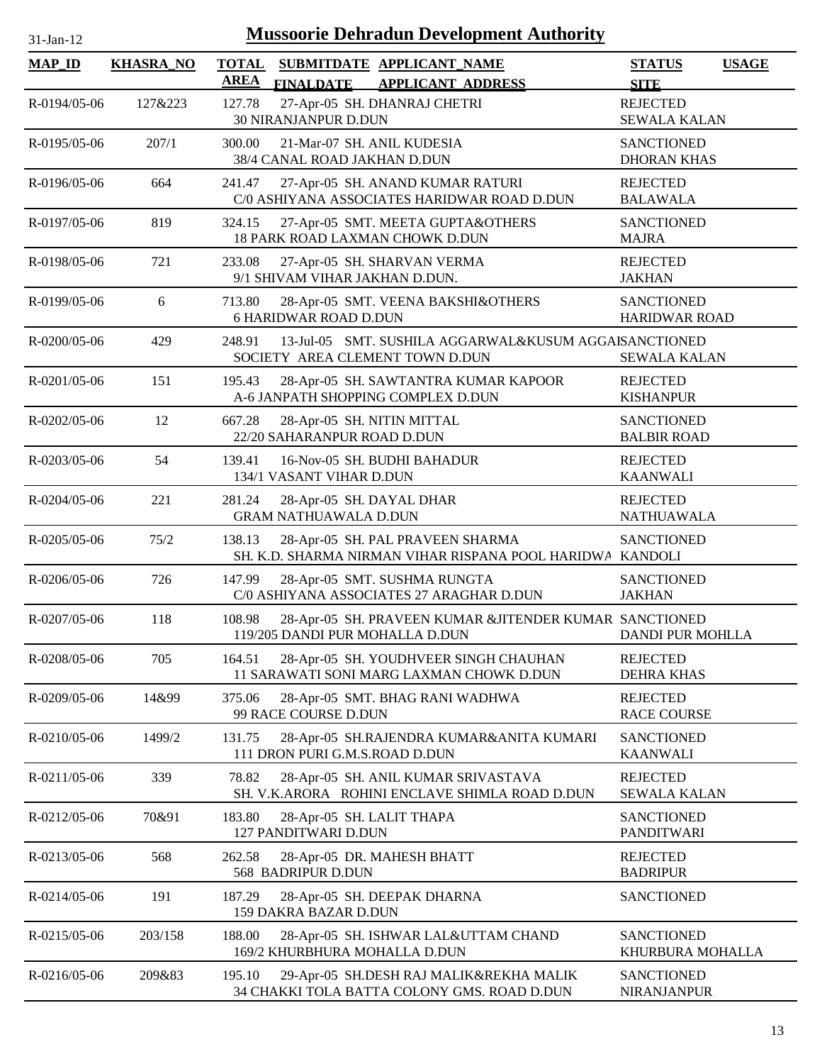# Mussoorie Dehradun Development Authority

31-Jan-12

| MAP_ID | KHASRA_NO | TOTAL AREA | SUBMITDATE FINALDATE | APPLICANT_NAME APPLICANT_ADDRESS | STATUS SITE | USAGE |
|---|---|---|---|---|---|---|
| R-0194/05-06 | 127&223 | 127.78 | 27-Apr-05 | SH. DHANRAJ CHETRI<br>30 NIRANJANPUR D.DUN | REJECTED<br>SEWALA KALAN | |
| R-0195/05-06 | 207/1 | 300.00 | 21-Mar-07 | SH. ANIL KUDESIA<br>38/4 CANAL ROAD JAKHAN D.DUN | SANCTIONED<br>DHORAN KHAS | |
| R-0196/05-06 | 664 | 241.47 | 27-Apr-05 | SH. ANAND KUMAR RATURI<br>C/0 ASHIYANA ASSOCIATES HARIDWAR ROAD D.DUN | REJECTED<br>BALAWALA | |
| R-0197/05-06 | 819 | 324.15 | 27-Apr-05 | SMT. MEETA GUPTA&OTHERS<br>18 PARK ROAD LAXMAN CHOWK D.DUN | SANCTIONED<br>MAJRA | |
| R-0198/05-06 | 721 | 233.08 | 27-Apr-05 | SH. SHARVAN VERMA<br>9/1 SHIVAM VIHAR JAKHAN D.DUN. | REJECTED<br>JAKHAN | |
| R-0199/05-06 | 6 | 713.80 | 28-Apr-05 | SMT. VEENA BAKSHI&OTHERS<br>6 HARIDWAR ROAD D.DUN | SANCTIONED<br>HARIDWAR ROAD | |
| R-0200/05-06 | 429 | 248.91 | 13-Jul-05 | SMT. SUSHILA AGGARWAL&KUSUM AGGAI<br>SOCIETY AREA CLEMENT TOWN D.DUN | SANCTIONED<br>SEWALA KALAN | |
| R-0201/05-06 | 151 | 195.43 | 28-Apr-05 | SH. SAWTANTRA KUMAR KAPOOR<br>A-6 JANPATH SHOPPING COMPLEX D.DUN | REJECTED<br>KISHANPUR | |
| R-0202/05-06 | 12 | 667.28 | 28-Apr-05 | SH. NITIN MITTAL<br>22/20 SAHARANPUR ROAD D.DUN | SANCTIONED<br>BALBIR ROAD | |
| R-0203/05-06 | 54 | 139.41 | 16-Nov-05 | SH. BUDHI BAHADUR<br>134/1 VASANT VIHAR D.DUN | REJECTED<br>KAANWALI | |
| R-0204/05-06 | 221 | 281.24 | 28-Apr-05 | SH. DAYAL DHAR<br>GRAM NATHUAWALA D.DUN | REJECTED<br>NATHUAWALA | |
| R-0205/05-06 | 75/2 | 138.13 | 28-Apr-05 | SH. PAL PRAVEEN SHARMA<br>SH. K.D. SHARMA NIRMAN VIHAR RISPANA POOL HARIDWA | SANCTIONED<br>KANDOLI | |
| R-0206/05-06 | 726 | 147.99 | 28-Apr-05 | SMT. SUSHMA RUNGTA<br>C/0 ASHIYANA ASSOCIATES 27 ARAGHAR D.DUN | SANCTIONED<br>JAKHAN | |
| R-0207/05-06 | 118 | 108.98 | 28-Apr-05 | SH. PRAVEEN KUMAR &JITENDER KUMAR<br>119/205 DANDI PUR MOHALLA D.DUN | SANCTIONED<br>DANDI PUR MOHLLA | |
| R-0208/05-06 | 705 | 164.51 | 28-Apr-05 | SH. YOUDHVEER SINGH CHAUHAN<br>11 SARAWATI SONI MARG LAXMAN CHOWK D.DUN | REJECTED<br>DEHRA KHAS | |
| R-0209/05-06 | 14&99 | 375.06 | 28-Apr-05 | SMT. BHAG RANI WADHWA<br>99 RACE COURSE D.DUN | REJECTED<br>RACE COURSE | |
| R-0210/05-06 | 1499/2 | 131.75 | 28-Apr-05 | SH.RAJENDRA KUMAR&ANITA KUMARI<br>111 DRON PURI G.M.S.ROAD D.DUN | SANCTIONED<br>KAANWALI | |
| R-0211/05-06 | 339 | 78.82 | 28-Apr-05 | SH. ANIL KUMAR SRIVASTAVA<br>SH. V.K.ARORA ROHINI ENCLAVE SHIMLA ROAD D.DUN | REJECTED<br>SEWALA KALAN | |
| R-0212/05-06 | 70&91 | 183.80 | 28-Apr-05 | SH. LALIT THAPA<br>127 PANDITWARI D.DUN | SANCTIONED<br>PANDITWARI | |
| R-0213/05-06 | 568 | 262.58 | 28-Apr-05 | DR. MAHESH BHATT<br>568 BADRIPUR D.DUN | REJECTED<br>BADRIPUR | |
| R-0214/05-06 | 191 | 187.29 | 28-Apr-05 | SH. DEEPAK DHARNA<br>159 DAKRA BAZAR D.DUN | SANCTIONED | |
| R-0215/05-06 | 203/158 | 188.00 | 28-Apr-05 | SH. ISHWAR LAL&UTTAM CHAND<br>169/2 KHURBHURA MOHALLA D.DUN | SANCTIONED<br>KHURBURA MOHALLA | |
| R-0216/05-06 | 209&83 | 195.10 | 29-Apr-05 | SH.DESH RAJ MALIK&REKHA MALIK<br>34 CHAKKI TOLA BATTA COLONY GMS. ROAD D.DUN | SANCTIONED<br>NIRANJANPUR | |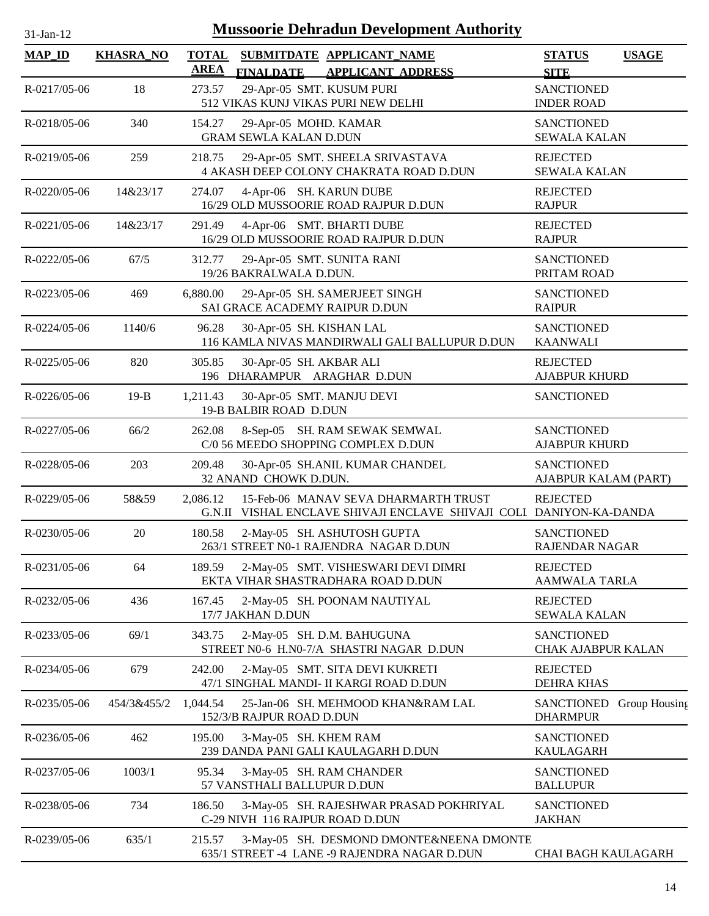# Mussoorie Dehradun Development Authority

| MAP_ID | KHASRA_NO | TOTAL AREA | SUBMITDATE FINALDATE | APPLICANT_NAME APPLICANT_ADDRESS | STATUS SITE | USAGE |
|---|---|---|---|---|---|---|
| R-0217/05-06 | 18 | 273.57 | 29-Apr-05 | SMT. KUSUM PURI 512 VIKAS KUNJ VIKAS PURI NEW DELHI | SANCTIONED INDER ROAD | |
| R-0218/05-06 | 340 | 154.27 | 29-Apr-05 | MOHD. KAMAR GRAM SEWLA KALAN D.DUN | SANCTIONED SEWALA KALAN | |
| R-0219/05-06 | 259 | 218.75 | 29-Apr-05 | SMT. SHEELA SRIVASTAVA 4 AKASH DEEP COLONY CHAKRATA ROAD D.DUN | REJECTED SEWALA KALAN | |
| R-0220/05-06 | 14&23/17 | 274.07 | 4-Apr-06 | SH. KARUN DUBE 16/29 OLD MUSSOORIE ROAD RAJPUR D.DUN | REJECTED RAJPUR | |
| R-0221/05-06 | 14&23/17 | 291.49 | 4-Apr-06 | SMT. BHARTI DUBE 16/29 OLD MUSSOORIE ROAD RAJPUR D.DUN | REJECTED RAJPUR | |
| R-0222/05-06 | 67/5 | 312.77 | 29-Apr-05 | SMT. SUNITA RANI 19/26 BAKRALWALA D.DUN. | SANCTIONED PRITAM ROAD | |
| R-0223/05-06 | 469 | 6,880.00 | 29-Apr-05 | SH. SAMERJEET SINGH SAI GRACE ACADEMY RAIPUR D.DUN | SANCTIONED RAIPUR | |
| R-0224/05-06 | 1140/6 | 96.28 | 30-Apr-05 | SH. KISHAN LAL 116 KAMLA NIVAS MANDIRWALI GALI BALLUPUR D.DUN | SANCTIONED KAANWALI | |
| R-0225/05-06 | 820 | 305.85 | 30-Apr-05 | SH. AKBAR ALI 196 DHARAMPUR ARAGHAR D.DUN | REJECTED AJABPUR KHURD | |
| R-0226/05-06 | 19-B | 1,211.43 | 30-Apr-05 | SMT. MANJU DEVI 19-B BALBIR ROAD D.DUN | SANCTIONED | |
| R-0227/05-06 | 66/2 | 262.08 | 8-Sep-05 | SH. RAM SEWAK SEMWAL C/0 56 MEEDO SHOPPING COMPLEX D.DUN | SANCTIONED AJABPUR KHURD | |
| R-0228/05-06 | 203 | 209.48 | 30-Apr-05 | SH.ANIL KUMAR CHANDEL 32 ANAND CHOWK D.DUN. | SANCTIONED AJABPUR KALAM (PART) | |
| R-0229/05-06 | 58&59 | 2,086.12 | 15-Feb-06 | MANAV SEVA DHARMARTH TRUST G.N.II VISHAL ENCLAVE SHIVAJI ENCLAVE SHIVAJI COLI | REJECTED DANIYON-KA-DANDA | |
| R-0230/05-06 | 20 | 180.58 | 2-May-05 | SH. ASHUTOSH GUPTA 263/1 STREET N0-1 RAJENDRA NAGAR D.DUN | SANCTIONED RAJENDAR NAGAR | |
| R-0231/05-06 | 64 | 189.59 | 2-May-05 | SMT. VISHESWARI DEVI DIMRI EKTA VIHAR SHASTRADHARA ROAD D.DUN | REJECTED AAMWALA TARLA | |
| R-0232/05-06 | 436 | 167.45 | 2-May-05 | SH. POONAM NAUTIYAL 17/7 JAKHAN D.DUN | REJECTED SEWALA KALAN | |
| R-0233/05-06 | 69/1 | 343.75 | 2-May-05 | SH. D.M. BAHUGUNA STREET N0-6 H.N0-7/A SHASTRI NAGAR D.DUN | SANCTIONED CHAK AJABPUR KALAN | |
| R-0234/05-06 | 679 | 242.00 | 2-May-05 | SMT. SITA DEVI KUKRETI 47/1 SINGHAL MANDI- II KARGI ROAD D.DUN | REJECTED DEHRA KHAS | |
| R-0235/05-06 | 454/3&455/2 | 1,044.54 | 25-Jan-06 | SH. MEHMOOD KHAN&RAM LAL 152/3/B RAJPUR ROAD D.DUN | SANCTIONED DHARMPUR | Group Housing |
| R-0236/05-06 | 462 | 195.00 | 3-May-05 | SH. KHEM RAM 239 DANDA PANI GALI KAULAGARH D.DUN | SANCTIONED KAULAGARH | |
| R-0237/05-06 | 1003/1 | 95.34 | 3-May-05 | SH. RAM CHANDER 57 VANSTHALI BALLUPUR D.DUN | SANCTIONED BALLUPUR | |
| R-0238/05-06 | 734 | 186.50 | 3-May-05 | SH. RAJESHWAR PRASAD POKHRIYAL C-29 NIVH 116 RAJPUR ROAD D.DUN | SANCTIONED JAKHAN | |
| R-0239/05-06 | 635/1 | 215.57 | 3-May-05 | SH. DESMOND DMONTE&NEENA DMONTE 635/1 STREET -4 LANE -9 RAJENDRA NAGAR D.DUN | CHAI BAGH KAULAGARH | |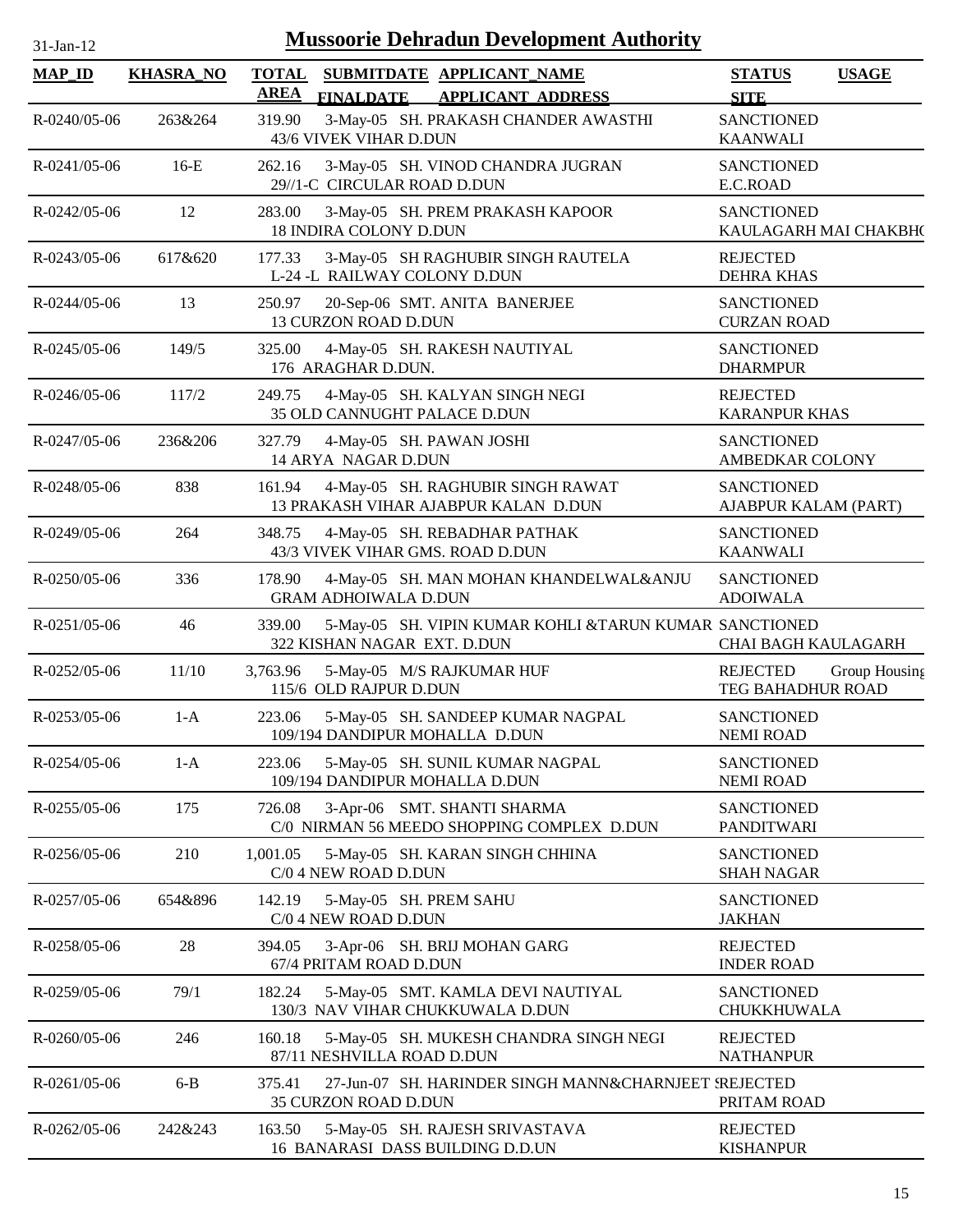31-Jan-12

# Mussoorie Dehradun Development Authority

| MAP_ID | KHASRA_NO | TOTAL AREA | SUBMITDATE FINALDATE | APPLICANT_NAME APPLICANT ADDRESS | STATUS SITE | USAGE |
|---|---|---|---|---|---|---|
| R-0240/05-06 | 263&264 | 319.90 | 3-May-05 | SH. PRAKASH CHANDER AWASTHI 43/6 VIVEK VIHAR D.DUN | SANCTIONED KAANWALI | |
| R-0241/05-06 | 16-E | 262.16 | 3-May-05 | SH. VINOD CHANDRA JUGRAN 29//1-C CIRCULAR ROAD D.DUN | SANCTIONED E.C.ROAD | |
| R-0242/05-06 | 12 | 283.00 | 3-May-05 | SH. PREM PRAKASH KAPOOR 18 INDIRA COLONY D.DUN | SANCTIONED KAULAGARH MAI CHAKBHO | |
| R-0243/05-06 | 617&620 | 177.33 | 3-May-05 | SH RAGHUBIR SINGH RAUTELA L-24 -L RAILWAY COLONY D.DUN | REJECTED DEHRA KHAS | |
| R-0244/05-06 | 13 | 250.97 | 20-Sep-06 | SMT. ANITA BANERJEE 13 CURZON ROAD D.DUN | SANCTIONED CURZAN ROAD | |
| R-0245/05-06 | 149/5 | 325.00 | 4-May-05 | SH. RAKESH NAUTIYAL 176 ARAGHAR D.DUN. | SANCTIONED DHARMPUR | |
| R-0246/05-06 | 117/2 | 249.75 | 4-May-05 | SH. KALYAN SINGH NEGI 35 OLD CANNUGHT PALACE D.DUN | REJECTED KARANPUR KHAS | |
| R-0247/05-06 | 236&206 | 327.79 | 4-May-05 | SH. PAWAN JOSHI 14 ARYA NAGAR D.DUN | SANCTIONED AMBEDKAR COLONY | |
| R-0248/05-06 | 838 | 161.94 | 4-May-05 | SH. RAGHUBIR SINGH RAWAT 13 PRAKASH VIHAR AJABPUR KALAN D.DUN | SANCTIONED AJABPUR KALAM (PART) | |
| R-0249/05-06 | 264 | 348.75 | 4-May-05 | SH. REBADHAR PATHAK 43/3 VIVEK VIHAR GMS. ROAD D.DUN | SANCTIONED KAANWALI | |
| R-0250/05-06 | 336 | 178.90 | 4-May-05 | SH. MAN MOHAN KHANDELWAL&ANJU GRAM ADHOIWALA D.DUN | SANCTIONED ADOIWALA | |
| R-0251/05-06 | 46 | 339.00 | 5-May-05 | SH. VIPIN KUMAR KOHLI &TARUN KUMAR 322 KISHAN NAGAR EXT. D.DUN | SANCTIONED CHAI BAGH KAULAGARH | |
| R-0252/05-06 | 11/10 | 3,763.96 | 5-May-05 | M/S RAJKUMAR HUF 115/6 OLD RAJPUR D.DUN | REJECTED TEG BAHADHUR ROAD | Group Housing |
| R-0253/05-06 | 1-A | 223.06 | 5-May-05 | SH. SANDEEP KUMAR NAGPAL 109/194 DANDIPUR MOHALLA D.DUN | SANCTIONED NEMI ROAD | |
| R-0254/05-06 | 1-A | 223.06 | 5-May-05 | SH. SUNIL KUMAR NAGPAL 109/194 DANDIPUR MOHALLA D.DUN | SANCTIONED NEMI ROAD | |
| R-0255/05-06 | 175 | 726.08 | 3-Apr-06 | SMT. SHANTI SHARMA C/0 NIRMAN 56 MEEDO SHOPPING COMPLEX D.DUN | SANCTIONED PANDITWARI | |
| R-0256/05-06 | 210 | 1,001.05 | 5-May-05 | SH. KARAN SINGH CHHINA C/0 4 NEW ROAD D.DUN | SANCTIONED SHAH NAGAR | |
| R-0257/05-06 | 654&896 | 142.19 | 5-May-05 | SH. PREM SAHU C/0 4 NEW ROAD D.DUN | SANCTIONED JAKHAN | |
| R-0258/05-06 | 28 | 394.05 | 3-Apr-06 | SH. BRIJ MOHAN GARG 67/4 PRITAM ROAD D.DUN | REJECTED INDER ROAD | |
| R-0259/05-06 | 79/1 | 182.24 | 5-May-05 | SMT. KAMLA DEVI NAUTIYAL 130/3 NAV VIHAR CHUKKUWALA D.DUN | SANCTIONED CHUKKHUWALA | |
| R-0260/05-06 | 246 | 160.18 | 5-May-05 | SH. MUKESH CHANDRA SINGH NEGI 87/11 NESHVILLA ROAD D.DUN | REJECTED NATHANPUR | |
| R-0261/05-06 | 6-B | 375.41 | 27-Jun-07 | SH. HARINDER SINGH MANN&CHARNJEET S 35 CURZON ROAD D.DUN | REJECTED PRITAM ROAD | |
| R-0262/05-06 | 242&243 | 163.50 | 5-May-05 | SH. RAJESH SRIVASTAVA 16 BANARASI DASS BUILDING D.D.UN | REJECTED KISHANPUR | |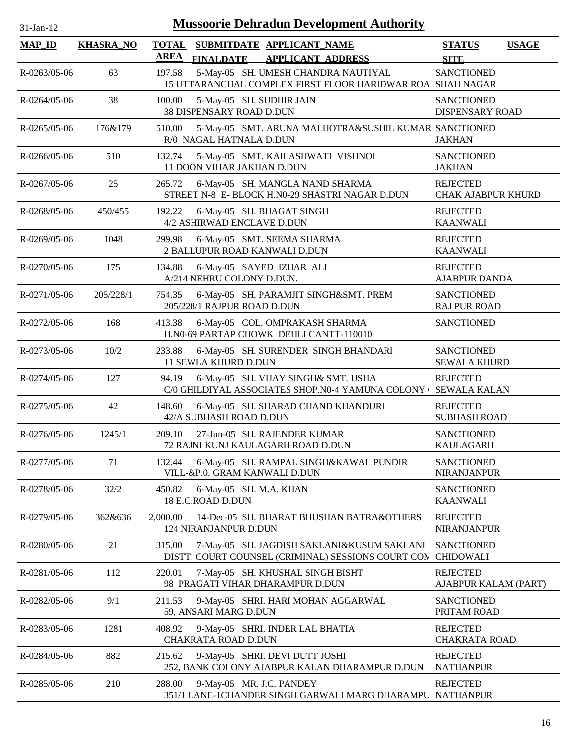# Mussoorie Dehradun Development Authority

31-Jan-12

| MAP_ID | KHASRA_NO | TOTAL AREA | SUBMITDATE FINALDATE | APPLICANT_NAME APPLICANT ADDRESS | STATUS SITE | USAGE |
|---|---|---|---|---|---|---|
| R-0263/05-06 | 63 | 197.58 | 5-May-05 | SH. UMESH CHANDRA NAUTIYAL<br>15 UTTARANCHAL COMPLEX FIRST FLOOR HARIDWAR ROA | SANCTIONED<br>SHAH NAGAR | |
| R-0264/05-06 | 38 | 100.00 | 5-May-05 | SH. SUDHIR JAIN<br>38 DISPENSARY ROAD D.DUN | SANCTIONED<br>DISPENSARY ROAD | |
| R-0265/05-06 | 176&179 | 510.00 | 5-May-05 | SMT. ARUNA MALHOTRA&SUSHIL KUMAR<br>R/0 NAGAL HATNALA D.DUN | SANCTIONED<br>JAKHAN | |
| R-0266/05-06 | 510 | 132.74 | 5-May-05 | SMT. KAILASHWATI VISHNOI<br>11 DOON VIHAR JAKHAN D.DUN | SANCTIONED<br>JAKHAN | |
| R-0267/05-06 | 25 | 265.72 | 6-May-05 | SH. MANGLA NAND SHARMA<br>STREET N-8 E- BLOCK H.N0-29 SHASTRI NAGAR D.DUN | REJECTED<br>CHAK AJABPUR KHURD | |
| R-0268/05-06 | 450/455 | 192.22 | 6-May-05 | SH. BHAGAT SINGH<br>4/2 ASHIRWAD ENCLAVE D.DUN | REJECTED<br>KAANWALI | |
| R-0269/05-06 | 1048 | 299.98 | 6-May-05 | SMT. SEEMA SHARMA<br>2 BALLUPUR ROAD KANWALI D.DUN | REJECTED<br>KAANWALI | |
| R-0270/05-06 | 175 | 134.88 | 6-May-05 | SAYED IZHAR ALI<br>A/214 NEHRU COLONY D.DUN. | REJECTED<br>AJABPUR DANDA | |
| R-0271/05-06 | 205/228/1 | 754.35 | 6-May-05 | SH. PARAMJIT SINGH&SMT. PREM<br>205/228/1 RAJPUR ROAD D.DUN | SANCTIONED<br>RAJ PUR ROAD | |
| R-0272/05-06 | 168 | 413.38 | 6-May-05 | COL. OMPRAKASH SHARMA<br>H.N0-69 PARTAP CHOWK DEHLI CANTT-110010 | SANCTIONED | |
| R-0273/05-06 | 10/2 | 233.88 | 6-May-05 | SH. SURENDER SINGH BHANDARI<br>11 SEWLA KHURD D.DUN | SANCTIONED<br>SEWALA KHURD | |
| R-0274/05-06 | 127 | 94.19 | 6-May-05 | SH. VIJAY SINGH& SMT. USHA<br>C/0 GHILDIYAL ASSOCIATES SHOP.N0-4 YAMUNA COLONY | REJECTED<br>SEWALA KALAN | |
| R-0275/05-06 | 42 | 148.60 | 6-May-05 | SH. SHARAD CHAND KHANDURI<br>42/A SUBHASH ROAD D.DUN | REJECTED<br>SUBHASH ROAD | |
| R-0276/05-06 | 1245/1 | 209.10 | 27-Jun-05 | SH. RAJENDER KUMAR<br>72 RAJNI KUNJ KAULAGARH ROAD D.DUN | SANCTIONED<br>KAULAGARH | |
| R-0277/05-06 | 71 | 132.44 | 6-May-05 | SH. RAMPAL SINGH&KAWAL PUNDIR<br>VILL-&P.0. GRAM KANWALI D.DUN | SANCTIONED<br>NIRANJANPUR | |
| R-0278/05-06 | 32/2 | 450.82 | 6-May-05 | SH. M.A. KHAN<br>18 E.C.ROAD D.DUN | SANCTIONED<br>KAANWALI | |
| R-0279/05-06 | 362&636 | 2,000.00 | 14-Dec-05 | SH. BHARAT BHUSHAN BATRA&OTHERS<br>124 NIRANJANPUR D.DUN | REJECTED<br>NIRANJANPUR | |
| R-0280/05-06 | 21 | 315.00 | 7-May-05 | SH. JAGDISH SAKLANI&KUSUM SAKLANI<br>DISTT. COURT COUNSEL (CRIMINAL) SESSIONS COURT COM | SANCTIONED<br>CHIDOWALI | |
| R-0281/05-06 | 112 | 220.01 | 7-May-05 | SH. KHUSHAL SINGH BISHT<br>98 PRAGATI VIHAR DHARAMPUR D.DUN | REJECTED<br>AJABPUR KALAM (PART) | |
| R-0282/05-06 | 9/1 | 211.53 | 9-May-05 | SHRI. HARI MOHAN AGGARWAL<br>59, ANSARI MARG D.DUN | SANCTIONED<br>PRITAM ROAD | |
| R-0283/05-06 | 1281 | 408.92 | 9-May-05 | SHRI. INDER LAL BHATIA<br>CHAKRATA ROAD D.DUN | REJECTED<br>CHAKRATA ROAD | |
| R-0284/05-06 | 882 | 215.62 | 9-May-05 | SHRI. DEVI DUTT JOSHI<br>252, BANK COLONY AJABPUR KALAN DHARAMPUR D.DUN | REJECTED<br>NATHANPUR | |
| R-0285/05-06 | 210 | 288.00 | 9-May-05 | MR. J.C. PANDEY<br>351/1 LANE-1CHANDER SINGH GARWALI MARG DHARAMPU | REJECTED<br>NATHANPUR | |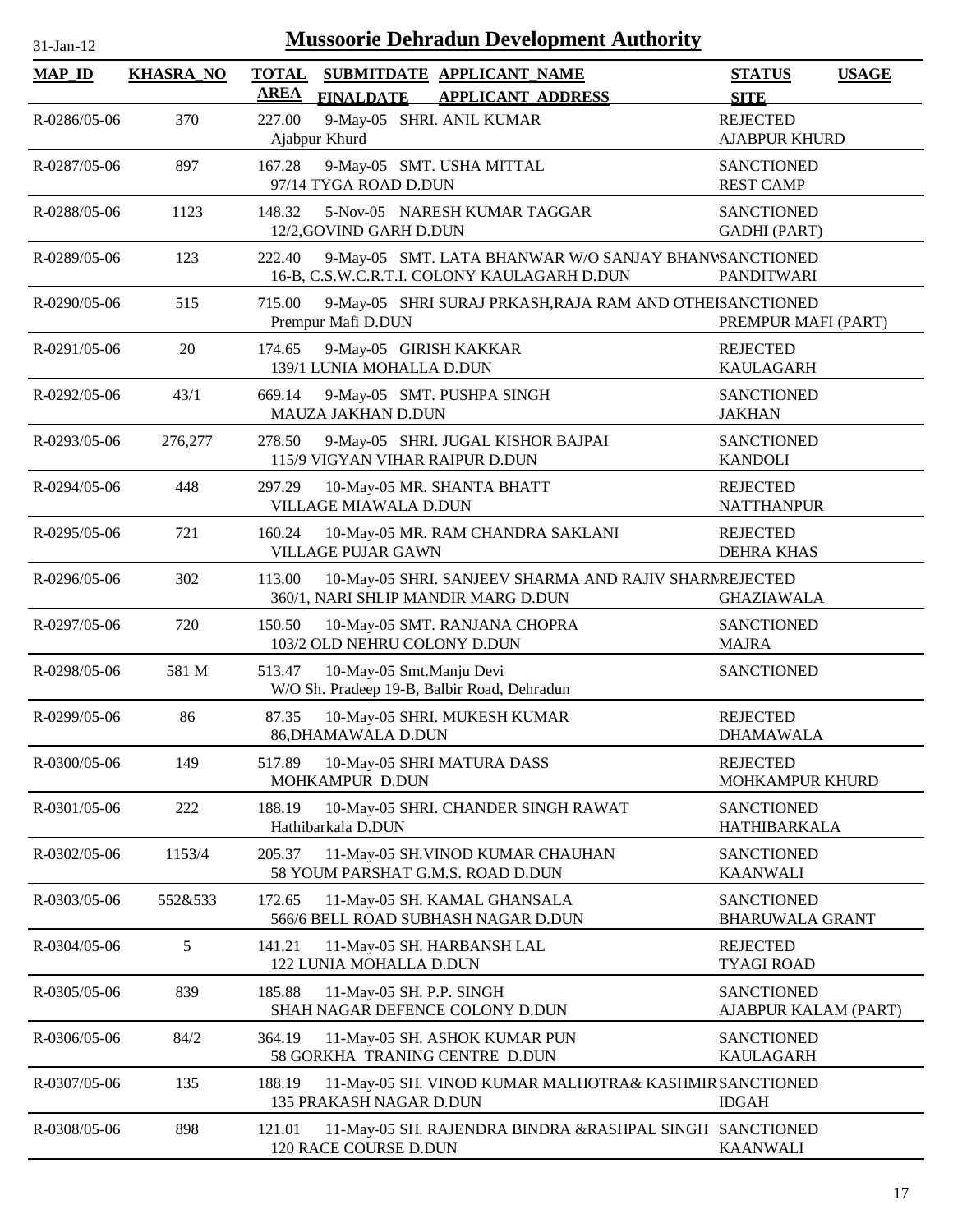# Mussoorie Dehradun Development Authority

31-Jan-12

| MAP_ID | KHASRA_NO | TOTAL AREA | SUBMITDATE FINALDATE | APPLICANT_NAME APPLICANT ADDRESS | STATUS SITE | USAGE |
|---|---|---|---|---|---|---|
| R-0286/05-06 | 370 | 227.00 | 9-May-05 | SHRI. ANIL KUMAR<br>Ajabpur Khurd | REJECTED<br>AJABPUR KHURD | |
| R-0287/05-06 | 897 | 167.28 | 9-May-05 | SMT. USHA MITTAL<br>97/14 TYGA ROAD D.DUN | SANCTIONED<br>REST CAMP | |
| R-0288/05-06 | 1123 | 148.32 | 5-Nov-05 | NARESH KUMAR TAGGAR<br>12/2,GOVIND GARH D.DUN | SANCTIONED<br>GADHI (PART) | |
| R-0289/05-06 | 123 | 222.40 | 9-May-05 | SMT. LATA BHANWAR W/O SANJAY BHANW<br>16-B, C.S.W.C.R.T.I. COLONY KAULAGARH D.DUN | SANCTIONED<br>PANDITWARI | |
| R-0290/05-06 | 515 | 715.00 | 9-May-05 | SHRI SURAJ PRKASH,RAJA RAM AND OTHEI<br>Prempur Mafi D.DUN | SANCTIONED<br>PREMPUR MAFI (PART) | |
| R-0291/05-06 | 20 | 174.65 | 9-May-05 | GIRISH KAKKAR<br>139/1 LUNIA MOHALLA D.DUN | REJECTED<br>KAULAGARH | |
| R-0292/05-06 | 43/1 | 669.14 | 9-May-05 | SMT. PUSHPA SINGH<br>MAUZA JAKHAN D.DUN | SANCTIONED<br>JAKHAN | |
| R-0293/05-06 | 276,277 | 278.50 | 9-May-05 | SHRI. JUGAL KISHOR BAJPAI<br>115/9 VIGYAN VIHAR RAIPUR D.DUN | SANCTIONED<br>KANDOLI | |
| R-0294/05-06 | 448 | 297.29 | 10-May-05 | MR. SHANTA BHATT<br>VILLAGE MIAWALA D.DUN | REJECTED<br>NATTHANPUR | |
| R-0295/05-06 | 721 | 160.24 | 10-May-05 | MR. RAM CHANDRA SAKLANI<br>VILLAGE PUJAR GAWN | REJECTED<br>DEHRA KHAS | |
| R-0296/05-06 | 302 | 113.00 | 10-May-05 | SHRI. SANJEEV SHARMA AND RAJIV SHARM<br>360/1, NARI SHLIP MANDIR MARG D.DUN | REJECTED<br>GHAZIAWALA | |
| R-0297/05-06 | 720 | 150.50 | 10-May-05 | SMT. RANJANA CHOPRA<br>103/2 OLD NEHRU COLONY D.DUN | SANCTIONED<br>MAJRA | |
| R-0298/05-06 | 581 M | 513.47 | 10-May-05 | Smt.Manju Devi<br>W/O Sh. Pradeep 19-B, Balbir Road, Dehradun | SANCTIONED | |
| R-0299/05-06 | 86 | 87.35 | 10-May-05 | SHRI. MUKESH KUMAR<br>86,DHAMAWALA D.DUN | REJECTED<br>DHAMAWALA | |
| R-0300/05-06 | 149 | 517.89 | 10-May-05 | SHRI MATURA DASS<br>MOHKAMPUR D.DUN | REJECTED<br>MOHKAMPUR KHURD | |
| R-0301/05-06 | 222 | 188.19 | 10-May-05 | SHRI. CHANDER SINGH RAWAT<br>Hathibarkala D.DUN | SANCTIONED<br>HATHIBARKALA | |
| R-0302/05-06 | 1153/4 | 205.37 | 11-May-05 | SH.VINOD KUMAR CHAUHAN<br>58 YOUM PARSHAT G.M.S. ROAD D.DUN | SANCTIONED<br>KAANWALI | |
| R-0303/05-06 | 552&533 | 172.65 | 11-May-05 | SH. KAMAL GHANSALA<br>566/6 BELL ROAD SUBHASH NAGAR D.DUN | SANCTIONED<br>BHARUWALA GRANT | |
| R-0304/05-06 | 5 | 141.21 | 11-May-05 | SH. HARBANSH LAL<br>122 LUNIA MOHALLA D.DUN | REJECTED<br>TYAGI ROAD | |
| R-0305/05-06 | 839 | 185.88 | 11-May-05 | SH. P.P. SINGH<br>SHAH NAGAR DEFENCE COLONY D.DUN | SANCTIONED<br>AJABPUR KALAM (PART) | |
| R-0306/05-06 | 84/2 | 364.19 | 11-May-05 | SH. ASHOK KUMAR PUN<br>58 GORKHA TRANING CENTRE D.DUN | SANCTIONED<br>KAULAGARH | |
| R-0307/05-06 | 135 | 188.19 | 11-May-05 | SH. VINOD KUMAR MALHOTRA& KASHMIR<br>135 PRAKASH NAGAR D.DUN | SANCTIONED<br>IDGAH | |
| R-0308/05-06 | 898 | 121.01 | 11-May-05 | SH. RAJENDRA BINDRA &RASHPAL SINGH<br>120 RACE COURSE D.DUN | SANCTIONED<br>KAANWALI | |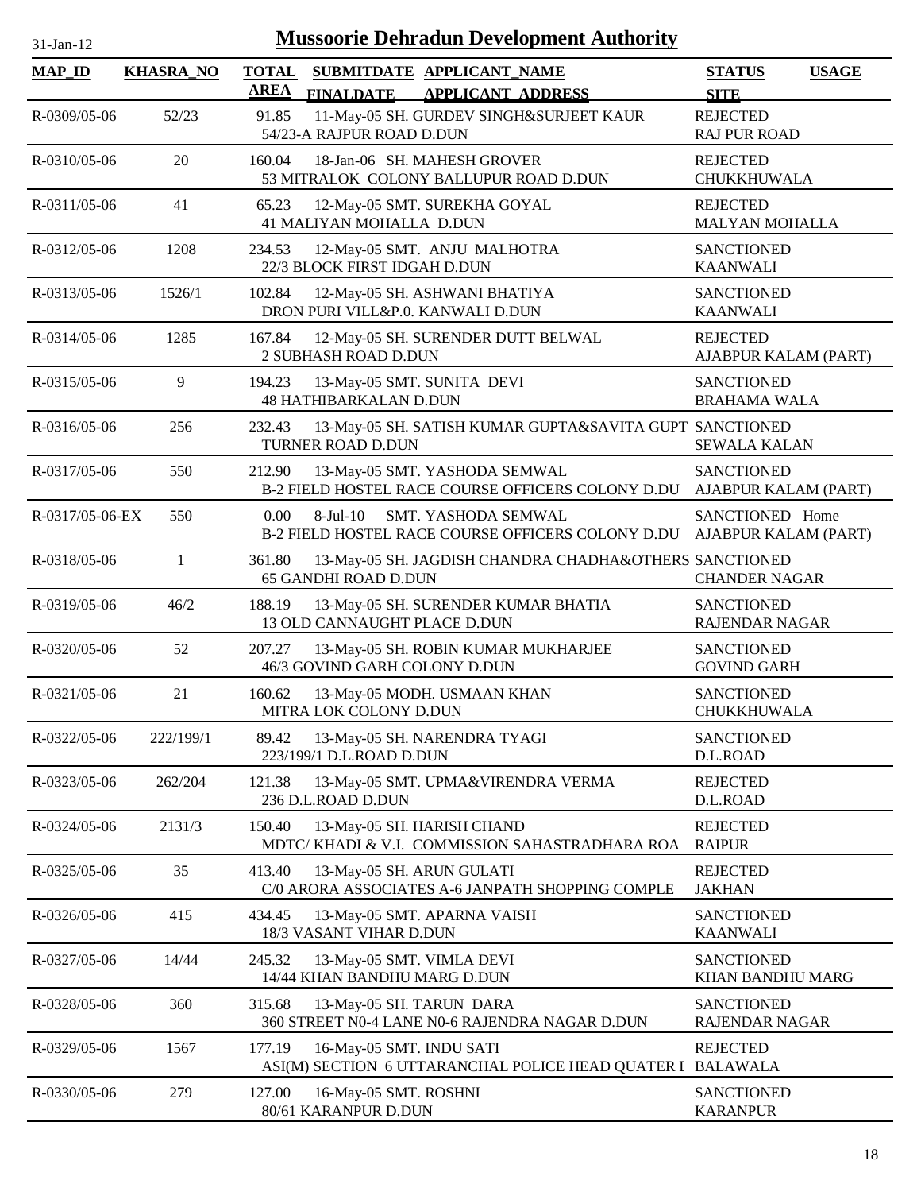# Mussoorie Dehradun Development Authority

31-Jan-12

| MAP_ID | KHASRA_NO | TOTAL AREA | SUBMITDATE FINALDATE | APPLICANT_NAME APPLICANT_ADDRESS | STATUS SITE | USAGE |
|---|---|---|---|---|---|---|
| R-0309/05-06 | 52/23 | 91.85 | 11-May-05 | SH. GURDEV SINGH&SURJEET KAUR<br>54/23-A RAJPUR ROAD D.DUN | REJECTED<br>RAJ PUR ROAD | |
| R-0310/05-06 | 20 | 160.04 | 18-Jan-06 | SH. MAHESH GROVER<br>53 MITRALOK COLONY BALLUPUR ROAD D.DUN | REJECTED<br>CHUKKHUWALA | |
| R-0311/05-06 | 41 | 65.23 | 12-May-05 | SMT. SUREKHA GOYAL<br>41 MALIYAN MOHALLA D.DUN | REJECTED<br>MALYAN MOHALLA | |
| R-0312/05-06 | 1208 | 234.53 | 12-May-05 | SMT. ANJU MALHOTRA<br>22/3 BLOCK FIRST IDGAH D.DUN | SANCTIONED<br>KAANWALI | |
| R-0313/05-06 | 1526/1 | 102.84 | 12-May-05 | SH. ASHWANI BHATIYA<br>DRON PURI VILL&P.0. KANWALI D.DUN | SANCTIONED<br>KAANWALI | |
| R-0314/05-06 | 1285 | 167.84 | 12-May-05 | SH. SURENDER DUTT BELWAL<br>2 SUBHASH ROAD D.DUN | REJECTED<br>AJABPUR KALAM (PART) | |
| R-0315/05-06 | 9 | 194.23 | 13-May-05 | SMT. SUNITA DEVI<br>48 HATHIBARKALAN D.DUN | SANCTIONED<br>BRAHAMA WALA | |
| R-0316/05-06 | 256 | 232.43 | 13-May-05 | SH. SATISH KUMAR GUPTA&SAVITA GUPT<br>TURNER ROAD D.DUN | SANCTIONED<br>SEWALA KALAN | |
| R-0317/05-06 | 550 | 212.90 | 13-May-05 | SMT. YASHODA SEMWAL<br>B-2 FIELD HOSTEL RACE COURSE OFFICERS COLONY D.DU | SANCTIONED<br>AJABPUR KALAM (PART) | |
| R-0317/05-06-EX | 550 | 0.00 | 8-Jul-10 | SMT. YASHODA SEMWAL<br>B-2 FIELD HOSTEL RACE COURSE OFFICERS COLONY D.DU | SANCTIONED<br>AJABPUR KALAM (PART) | Home |
| R-0318/05-06 | 1 | 361.80 | 13-May-05 | SH. JAGDISH CHANDRA CHADHA&OTHERS<br>65 GANDHI ROAD D.DUN | SANCTIONED<br>CHANDER NAGAR | |
| R-0319/05-06 | 46/2 | 188.19 | 13-May-05 | SH. SURENDER KUMAR BHATIA<br>13 OLD CANNAUGHT PLACE D.DUN | SANCTIONED<br>RAJENDAR NAGAR | |
| R-0320/05-06 | 52 | 207.27 | 13-May-05 | SH. ROBIN KUMAR MUKHARJEE<br>46/3 GOVIND GARH COLONY D.DUN | SANCTIONED<br>GOVIND GARH | |
| R-0321/05-06 | 21 | 160.62 | 13-May-05 | MODH. USMAAN KHAN<br>MITRA LOK COLONY D.DUN | SANCTIONED<br>CHUKKHUWALA | |
| R-0322/05-06 | 222/199/1 | 89.42 | 13-May-05 | SH. NARENDRA TYAGI<br>223/199/1 D.L.ROAD D.DUN | SANCTIONED<br>D.L.ROAD | |
| R-0323/05-06 | 262/204 | 121.38 | 13-May-05 | SMT. UPMA&VIRENDRA VERMA<br>236 D.L.ROAD D.DUN | REJECTED<br>D.L.ROAD | |
| R-0324/05-06 | 2131/3 | 150.40 | 13-May-05 | SH. HARISH CHAND<br>MDTC/ KHADI & V.I. COMMISSION SAHASTRADHARA ROA | REJECTED<br>RAIPUR | |
| R-0325/05-06 | 35 | 413.40 | 13-May-05 | SH. ARUN GULATI<br>C/0 ARORA ASSOCIATES A-6 JANPATH SHOPPING COMPLE | REJECTED<br>JAKHAN | |
| R-0326/05-06 | 415 | 434.45 | 13-May-05 | SMT. APARNA VAISH<br>18/3 VASANT VIHAR D.DUN | SANCTIONED<br>KAANWALI | |
| R-0327/05-06 | 14/44 | 245.32 | 13-May-05 | SMT. VIMLA DEVI<br>14/44 KHAN BANDHU MARG D.DUN | SANCTIONED<br>KHAN BANDHU MARG | |
| R-0328/05-06 | 360 | 315.68 | 13-May-05 | SH. TARUN DARA<br>360 STREET N0-4 LANE N0-6 RAJENDRA NAGAR D.DUN | SANCTIONED<br>RAJENDAR NAGAR | |
| R-0329/05-06 | 1567 | 177.19 | 16-May-05 | SMT. INDU SATI<br>ASI(M) SECTION 6 UTTARANCHAL POLICE HEAD QUATER I | REJECTED<br>BALAWALA | |
| R-0330/05-06 | 279 | 127.00 | 16-May-05 | SMT. ROSHNI<br>80/61 KARANPUR D.DUN | SANCTIONED<br>KARANPUR | |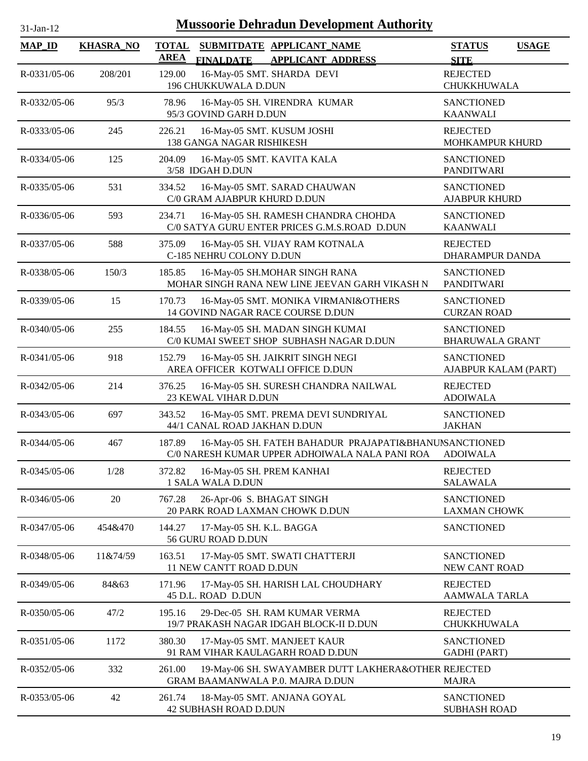# Mussoorie Dehradun Development Authority

31-Jan-12

| MAP_ID | KHASRA_NO | TOTAL AREA | SUBMITDATE FINALDATE | APPLICANT_NAME APPLICANT ADDRESS | STATUS SITE | USAGE |
|---|---|---|---|---|---|---|
| R-0331/05-06 | 208/201 | 129.00 | 16-May-05 | SMT. SHARDA DEVI<br>196 CHUKKUWALA D.DUN | REJECTED<br>CHUKKHUWALA | |
| R-0332/05-06 | 95/3 | 78.96 | 16-May-05 | SH. VIRENDRA KUMAR<br>95/3 GOVIND GARH D.DUN | SANCTIONED<br>KAANWALI | |
| R-0333/05-06 | 245 | 226.21 | 16-May-05 | SMT. KUSUM JOSHI<br>138 GANGA NAGAR RISHIKESH | REJECTED<br>MOHKAMPUR KHURD | |
| R-0334/05-06 | 125 | 204.09 | 16-May-05 | SMT. KAVITA KALA<br>3/58 IDGAH D.DUN | SANCTIONED<br>PANDITWARI | |
| R-0335/05-06 | 531 | 334.52 | 16-May-05 | SMT. SARAD CHAUWAN<br>C/0 GRAM AJABPUR KHURD D.DUN | SANCTIONED<br>AJABPUR KHURD | |
| R-0336/05-06 | 593 | 234.71 | 16-May-05 | SH. RAMESH CHANDRA CHOHDA<br>C/0 SATYA GURU ENTER PRICES G.M.S.ROAD D.DUN | SANCTIONED<br>KAANWALI | |
| R-0337/05-06 | 588 | 375.09 | 16-May-05 | SH. VIJAY RAM KOTNALA<br>C-185 NEHRU COLONY D.DUN | REJECTED<br>DHARAMPUR DANDA | |
| R-0338/05-06 | 150/3 | 185.85 | 16-May-05 | SH.MOHAR SINGH RANA<br>MOHAR SINGH RANA NEW LINE JEEVAN GARH VIKASH N | SANCTIONED<br>PANDITWARI | |
| R-0339/05-06 | 15 | 170.73 | 16-May-05 | SMT. MONIKA VIRMANI&OTHERS<br>14 GOVIND NAGAR RACE COURSE D.DUN | SANCTIONED<br>CURZAN ROAD | |
| R-0340/05-06 | 255 | 184.55 | 16-May-05 | SH. MADAN SINGH KUMAI<br>C/0 KUMAI SWEET SHOP SUBHASH NAGAR D.DUN | SANCTIONED<br>BHARUWALA GRANT | |
| R-0341/05-06 | 918 | 152.79 | 16-May-05 | SH. JAIKRIT SINGH NEGI<br>AREA OFFICER KOTWALI OFFICE D.DUN | SANCTIONED<br>AJABPUR KALAM (PART) | |
| R-0342/05-06 | 214 | 376.25 | 16-May-05 | SH. SURESH CHANDRA NAILWAL<br>23 KEWAL VIHAR D.DUN | REJECTED<br>ADOIWALA | |
| R-0343/05-06 | 697 | 343.52 | 16-May-05 | SMT. PREMA DEVI SUNDRIYAL<br>44/1 CANAL ROAD JAKHAN D.DUN | SANCTIONED<br>JAKHAN | |
| R-0344/05-06 | 467 | 187.89 | 16-May-05 | SH. FATEH BAHADUR PRAJAPATI&BHANU<br>C/0 NARESH KUMAR UPPER ADHOIWALA NALA PANI ROA | SANCTIONED<br>ADOIWALA | |
| R-0345/05-06 | 1/28 | 372.82 | 16-May-05 | SH. PREM KANHAI<br>1 SALA WALA D.DUN | REJECTED<br>SALAWALA | |
| R-0346/05-06 | 20 | 767.28 | 26-Apr-06 | S. BHAGAT SINGH<br>20 PARK ROAD LAXMAN CHOWK D.DUN | SANCTIONED<br>LAXMAN CHOWK | |
| R-0347/05-06 | 454&470 | 144.27 | 17-May-05 | SH. K.L. BAGGA<br>56 GURU ROAD D.DUN | SANCTIONED | |
| R-0348/05-06 | 11&74/59 | 163.51 | 17-May-05 | SMT. SWATI CHATTERJI<br>11 NEW CANTT ROAD D.DUN | SANCTIONED<br>NEW CANT ROAD | |
| R-0349/05-06 | 84&63 | 171.96 | 17-May-05 | SH. HARISH LAL CHOUDHARY<br>45 D.L. ROAD D.DUN | REJECTED<br>AAMWALA TARLA | |
| R-0350/05-06 | 47/2 | 195.16 | 29-Dec-05 | SH. RAM KUMAR VERMA<br>19/7 PRAKASH NAGAR IDGAH BLOCK-II D.DUN | REJECTED<br>CHUKKHUWALA | |
| R-0351/05-06 | 1172 | 380.30 | 17-May-05 | SMT. MANJEET KAUR<br>91 RAM VIHAR KAULAGARH ROAD D.DUN | SANCTIONED<br>GADHI (PART) | |
| R-0352/05-06 | 332 | 261.00 | 19-May-06 | SH. SWAYAMBER DUTT LAKHERA&OTHER<br>GRAM BAAMANWALA P.0. MAJRA D.DUN | REJECTED<br>MAJRA | |
| R-0353/05-06 | 42 | 261.74 | 18-May-05 | SMT. ANJANA GOYAL<br>42 SUBHASH ROAD D.DUN | SANCTIONED<br>SUBHASH ROAD | |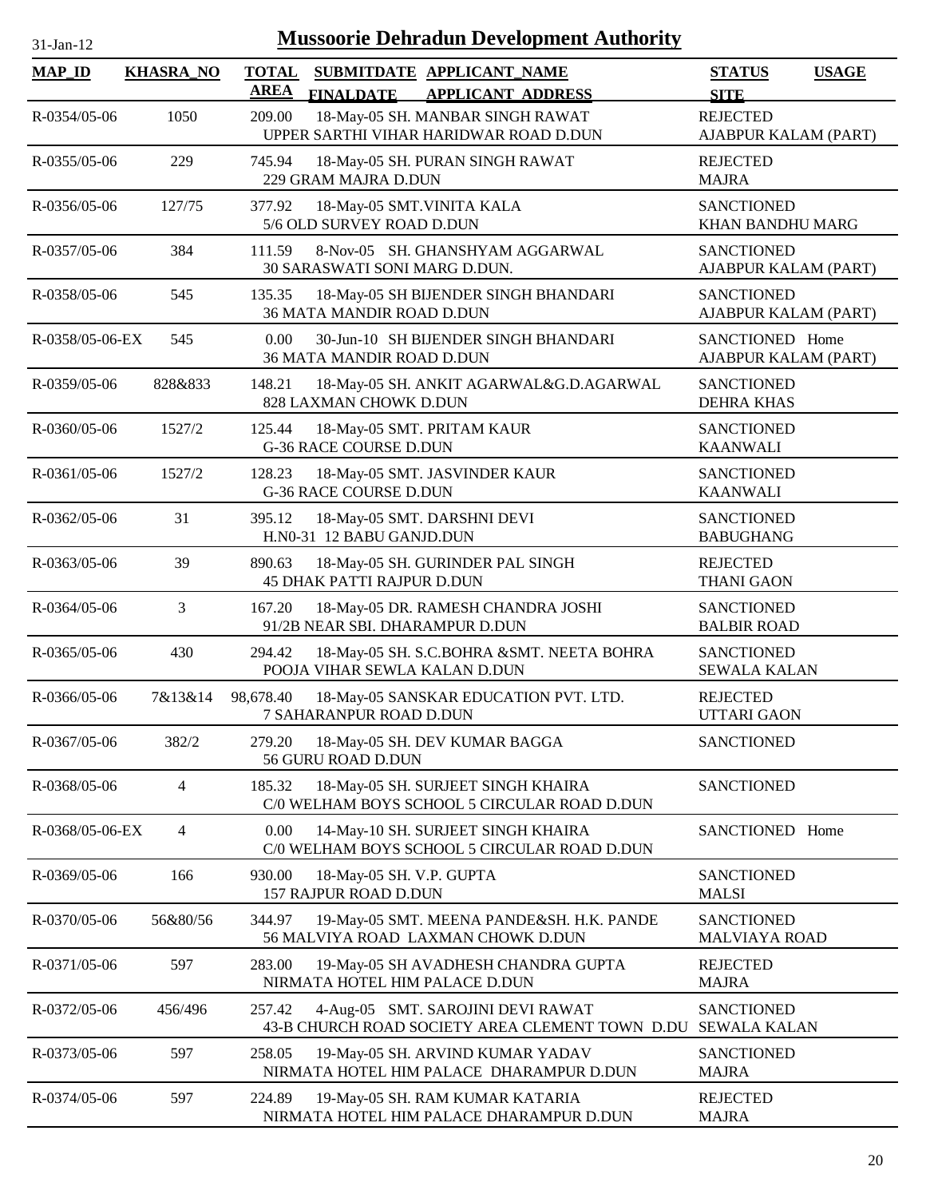# Mussoorie Dehradun Development Authority

31-Jan-12

| MAP_ID | KHASRA_NO | TOTAL AREA | SUBMITDATE FINALDATE | APPLICANT_NAME APPLICANT_ADDRESS | STATUS SITE | USAGE |
|---|---|---|---|---|---|---|
| R-0354/05-06 | 1050 | 209.00 | 18-May-05 | SH. MANBAR SINGH RAWAT UPPER SARTHI VIHAR HARIDWAR ROAD D.DUN | REJECTED AJABPUR KALAM (PART) | |
| R-0355/05-06 | 229 | 745.94 | 18-May-05 | SH. PURAN SINGH RAWAT 229 GRAM MAJRA D.DUN | REJECTED MAJRA | |
| R-0356/05-06 | 127/75 | 377.92 | 18-May-05 | SMT.VINITA KALA 5/6 OLD SURVEY ROAD D.DUN | SANCTIONED KHAN BANDHU MARG | |
| R-0357/05-06 | 384 | 111.59 | 8-Nov-05 | SH. GHANSHYAM AGGARWAL 30 SARASWATI SONI MARG D.DUN. | SANCTIONED AJABPUR KALAM (PART) | |
| R-0358/05-06 | 545 | 135.35 | 18-May-05 | SH BIJENDER SINGH BHANDARI 36 MATA MANDIR ROAD D.DUN | SANCTIONED AJABPUR KALAM (PART) | |
| R-0358/05-06-EX | 545 | 0.00 | 30-Jun-10 | SH BIJENDER SINGH BHANDARI 36 MATA MANDIR ROAD D.DUN | SANCTIONED AJABPUR KALAM (PART) | Home |
| R-0359/05-06 | 828&833 | 148.21 | 18-May-05 | SH. ANKIT AGARWAL&G.D.AGARWAL 828 LAXMAN CHOWK D.DUN | SANCTIONED DEHRA KHAS | |
| R-0360/05-06 | 1527/2 | 125.44 | 18-May-05 | SMT. PRITAM KAUR G-36 RACE COURSE D.DUN | SANCTIONED KAANWALI | |
| R-0361/05-06 | 1527/2 | 128.23 | 18-May-05 | SMT. JASVINDER KAUR G-36 RACE COURSE D.DUN | SANCTIONED KAANWALI | |
| R-0362/05-06 | 31 | 395.12 | 18-May-05 | SMT. DARSHNI DEVI H.N0-31 12 BABU GANJD.DUN | SANCTIONED BABUGHANG | |
| R-0363/05-06 | 39 | 890.63 | 18-May-05 | SH. GURINDER PAL SINGH 45 DHAK PATTI RAJPUR D.DUN | REJECTED THANI GAON | |
| R-0364/05-06 | 3 | 167.20 | 18-May-05 | DR. RAMESH CHANDRA JOSHI 91/2B NEAR SBI. DHARAMPUR D.DUN | SANCTIONED BALBIR ROAD | |
| R-0365/05-06 | 430 | 294.42 | 18-May-05 | SH. S.C.BOHRA &SMT. NEETA BOHRA POOJA VIHAR SEWLA KALAN D.DUN | SANCTIONED SEWALA KALAN | |
| R-0366/05-06 | 7&13&14 | 98,678.40 | 18-May-05 | SANSKAR EDUCATION PVT. LTD. 7 SAHARANPUR ROAD D.DUN | REJECTED UTTARI GAON | |
| R-0367/05-06 | 382/2 | 279.20 | 18-May-05 | SH. DEV KUMAR BAGGA 56 GURU ROAD D.DUN | SANCTIONED | |
| R-0368/05-06 | 4 | 185.32 | 18-May-05 | SH. SURJEET SINGH KHAIRA C/0 WELHAM BOYS SCHOOL 5 CIRCULAR ROAD D.DUN | SANCTIONED | |
| R-0368/05-06-EX | 4 | 0.00 | 14-May-10 | SH. SURJEET SINGH KHAIRA C/0 WELHAM BOYS SCHOOL 5 CIRCULAR ROAD D.DUN | SANCTIONED | Home |
| R-0369/05-06 | 166 | 930.00 | 18-May-05 | SH. V.P. GUPTA 157 RAJPUR ROAD D.DUN | SANCTIONED MALSI | |
| R-0370/05-06 | 56&80/56 | 344.97 | 19-May-05 | SMT. MEENA PANDE&SH. H.K. PANDE 56 MALVIYA ROAD LAXMAN CHOWK D.DUN | SANCTIONED MALVIAYA ROAD | |
| R-0371/05-06 | 597 | 283.00 | 19-May-05 | SH AVADHESH CHANDRA GUPTA NIRMATA HOTEL HIM PALACE D.DUN | REJECTED MAJRA | |
| R-0372/05-06 | 456/496 | 257.42 | 4-Aug-05 | SMT. SAROJINI DEVI RAWAT 43-B CHURCH ROAD SOCIETY AREA CLEMENT TOWN D.DU | SANCTIONED SEWALA KALAN | |
| R-0373/05-06 | 597 | 258.05 | 19-May-05 | SH. ARVIND KUMAR YADAV NIRMATA HOTEL HIM PALACE DHARAMPUR D.DUN | SANCTIONED MAJRA | |
| R-0374/05-06 | 597 | 224.89 | 19-May-05 | SH. RAM KUMAR KATARIA NIRMATA HOTEL HIM PALACE DHARAMPUR D.DUN | REJECTED MAJRA | |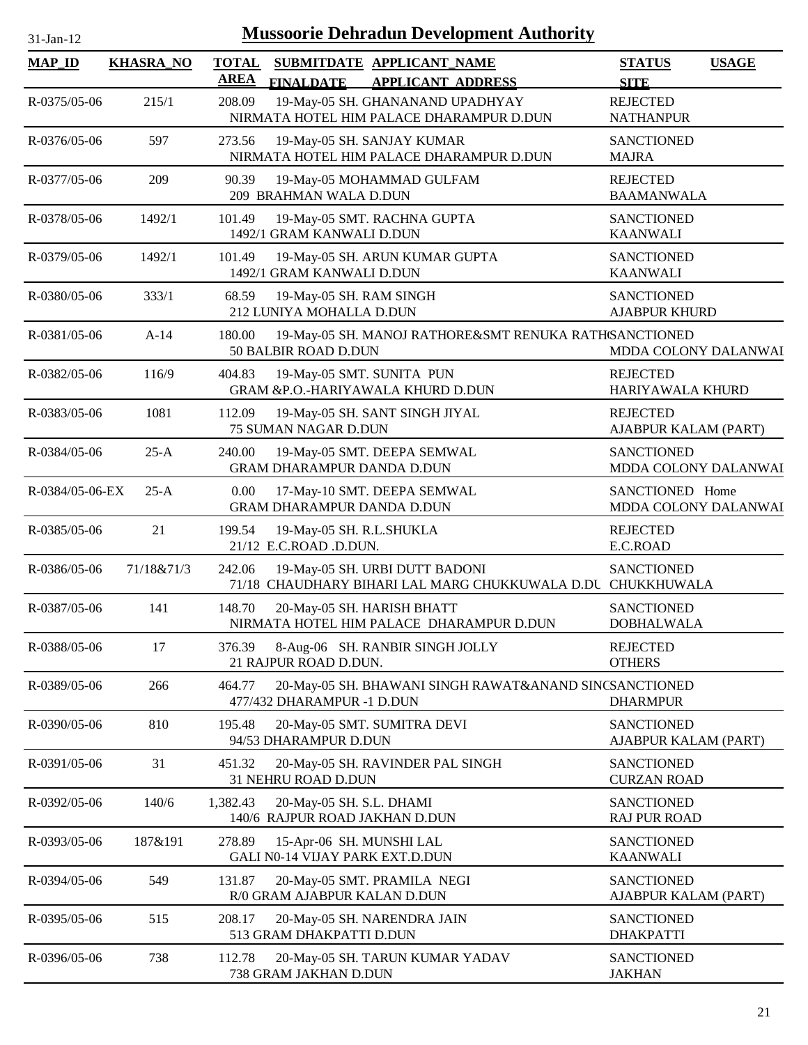31-Jan-12

# Mussoorie Dehradun Development Authority

| MAP_ID | KHASRA_NO | TOTAL AREA | SUBMITDATE FINALDATE | APPLICANT_NAME APPLICANT_ADDRESS | STATUS SITE | USAGE |
|---|---|---|---|---|---|---|
| R-0375/05-06 | 215/1 | 208.09 | 19-May-05 | SH. GHANANAND UPADHYAY NIRMATA HOTEL HIM PALACE DHARAMPUR D.DUN | REJECTED NATHANPUR | |
| R-0376/05-06 | 597 | 273.56 | 19-May-05 | SH. SANJAY KUMAR NIRMATA HOTEL HIM PALACE DHARAMPUR D.DUN | SANCTIONED MAJRA | |
| R-0377/05-06 | 209 | 90.39 | 19-May-05 | MOHAMMAD GULFAM 209 BRAHMAN WALA D.DUN | REJECTED BAAMANWALA | |
| R-0378/05-06 | 1492/1 | 101.49 | 19-May-05 | SMT. RACHNA GUPTA 1492/1 GRAM KANWALI D.DUN | SANCTIONED KAANWALI | |
| R-0379/05-06 | 1492/1 | 101.49 | 19-May-05 | SH. ARUN KUMAR GUPTA 1492/1 GRAM KANWALI D.DUN | SANCTIONED KAANWALI | |
| R-0380/05-06 | 333/1 | 68.59 | 19-May-05 | SH. RAM SINGH 212 LUNIYA MOHALLA D.DUN | SANCTIONED AJABPUR KHURD | |
| R-0381/05-06 | A-14 | 180.00 | 19-May-05 | SH. MANOJ RATHORE&SMT RENUKA RATH 50 BALBIR ROAD D.DUN | SANCTIONED MDDA COLONY DALANWAI | |
| R-0382/05-06 | 116/9 | 404.83 | 19-May-05 | SMT. SUNITA PUN GRAM &P.O.-HARIYAWALA KHURD D.DUN | REJECTED HARIYAWALA KHURD | |
| R-0383/05-06 | 1081 | 112.09 | 19-May-05 | SH. SANT SINGH JIYAL 75 SUMAN NAGAR D.DUN | REJECTED AJABPUR KALAM (PART) | |
| R-0384/05-06 | 25-A | 240.00 | 19-May-05 | SMT. DEEPA SEMWAL GRAM DHARAMPUR DANDA D.DUN | SANCTIONED MDDA COLONY DALANWAI | |
| R-0384/05-06-EX | 25-A | 0.00 | 17-May-10 | SMT. DEEPA SEMWAL GRAM DHARAMPUR DANDA D.DUN | SANCTIONED MDDA COLONY DALANWAI | Home |
| R-0385/05-06 | 21 | 199.54 | 19-May-05 | SH. R.L.SHUKLA 21/12 E.C.ROAD .D.DUN. | REJECTED E.C.ROAD | |
| R-0386/05-06 | 71/18&71/3 | 242.06 | 19-May-05 | SH. URBI DUTT BADONI 71/18 CHAUDHARY BIHARI LAL MARG CHUKKUWALA D.DU | SANCTIONED CHUKKHUWALA | |
| R-0387/05-06 | 141 | 148.70 | 20-May-05 | SH. HARISH BHATT NIRMATA HOTEL HIM PALACE DHARAMPUR D.DUN | SANCTIONED DOBHALWALA | |
| R-0388/05-06 | 17 | 376.39 | 8-Aug-06 | SH. RANBIR SINGH JOLLY 21 RAJPUR ROAD D.DUN. | REJECTED OTHERS | |
| R-0389/05-06 | 266 | 464.77 | 20-May-05 | SH. BHAWANI SINGH RAWAT&ANAND SINC 477/432 DHARAMPUR -1 D.DUN | SANCTIONED DHARMPUR | |
| R-0390/05-06 | 810 | 195.48 | 20-May-05 | SMT. SUMITRA DEVI 94/53 DHARAMPUR D.DUN | SANCTIONED AJABPUR KALAM (PART) | |
| R-0391/05-06 | 31 | 451.32 | 20-May-05 | SH. RAVINDER PAL SINGH 31 NEHRU ROAD D.DUN | SANCTIONED CURZAN ROAD | |
| R-0392/05-06 | 140/6 | 1,382.43 | 20-May-05 | SH. S.L. DHAMI 140/6 RAJPUR ROAD JAKHAN D.DUN | SANCTIONED RAJ PUR ROAD | |
| R-0393/05-06 | 187&191 | 278.89 | 15-Apr-06 | SH. MUNSHI LAL GALI N0-14 VIJAY PARK EXT.D.DUN | SANCTIONED KAANWALI | |
| R-0394/05-06 | 549 | 131.87 | 20-May-05 | SMT. PRAMILA NEGI R/0 GRAM AJABPUR KALAN D.DUN | SANCTIONED AJABPUR KALAM (PART) | |
| R-0395/05-06 | 515 | 208.17 | 20-May-05 | SH. NARENDRA JAIN 513 GRAM DHAKPATTI D.DUN | SANCTIONED DHAKPATTI | |
| R-0396/05-06 | 738 | 112.78 | 20-May-05 | SH. TARUN KUMAR YADAV 738 GRAM JAKHAN D.DUN | SANCTIONED JAKHAN | |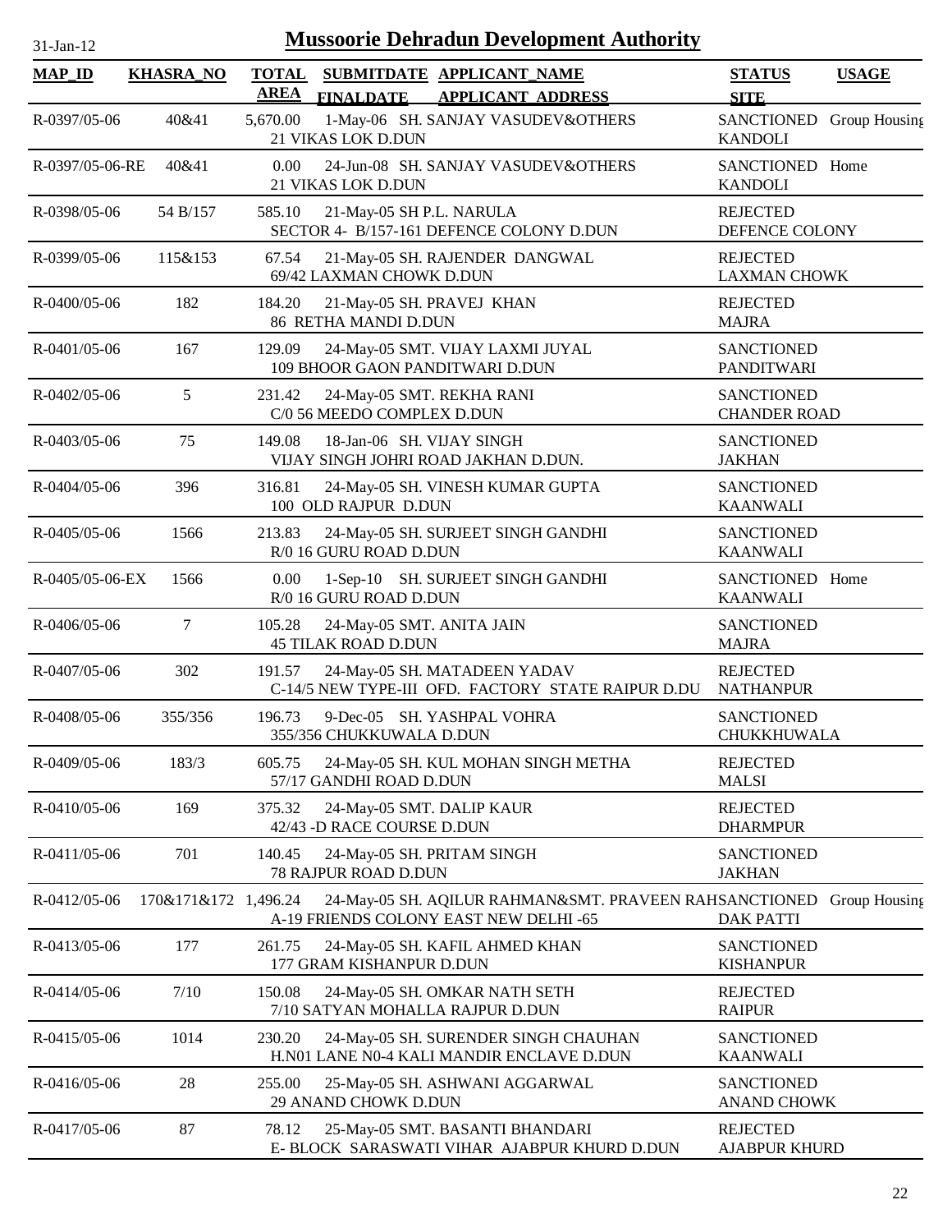# Mussoorie Dehradun Development Authority

31-Jan-12

| MAP_ID | KHASRA_NO | TOTAL AREA | SUBMITDATE FINALDATE | APPLICANT_NAME APPLICANT ADDRESS | STATUS SITE | USAGE |
|---|---|---|---|---|---|---|
| R-0397/05-06 | 40&41 | 5,670.00 | 1-May-06 | SH. SANJAY VASUDEV&OTHERS 21 VIKAS LOK D.DUN | SANCTIONED KANDOLI | Group Housing |
| R-0397/05-06-RE | 40&41 | 0.00 | 24-Jun-08 | SH. SANJAY VASUDEV&OTHERS 21 VIKAS LOK D.DUN | SANCTIONED KANDOLI | Home |
| R-0398/05-06 | 54 B/157 | 585.10 | 21-May-05 | SH P.L. NARULA SECTOR 4- B/157-161 DEFENCE COLONY D.DUN | REJECTED DEFENCE COLONY | |
| R-0399/05-06 | 115&153 | 67.54 | 21-May-05 | SH. RAJENDER DANGWAL 69/42 LAXMAN CHOWK D.DUN | REJECTED LAXMAN CHOWK | |
| R-0400/05-06 | 182 | 184.20 | 21-May-05 | SH. PRAVEJ KHAN 86 RETHA MANDI D.DUN | REJECTED MAJRA | |
| R-0401/05-06 | 167 | 129.09 | 24-May-05 | SMT. VIJAY LAXMI JUYAL 109 BHOOR GAON PANDITWARI D.DUN | SANCTIONED PANDITWARI | |
| R-0402/05-06 | 5 | 231.42 | 24-May-05 | SMT. REKHA RANI C/0 56 MEEDO COMPLEX D.DUN | SANCTIONED CHANDER ROAD | |
| R-0403/05-06 | 75 | 149.08 | 18-Jan-06 | SH. VIJAY SINGH VIJAY SINGH JOHRI ROAD JAKHAN D.DUN. | SANCTIONED JAKHAN | |
| R-0404/05-06 | 396 | 316.81 | 24-May-05 | SH. VINESH KUMAR GUPTA 100 OLD RAJPUR D.DUN | SANCTIONED KAANWALI | |
| R-0405/05-06 | 1566 | 213.83 | 24-May-05 | SH. SURJEET SINGH GANDHI R/0 16 GURU ROAD D.DUN | SANCTIONED KAANWALI | |
| R-0405/05-06-EX | 1566 | 0.00 | 1-Sep-10 | SH. SURJEET SINGH GANDHI R/0 16 GURU ROAD D.DUN | SANCTIONED KAANWALI | Home |
| R-0406/05-06 | 7 | 105.28 | 24-May-05 | SMT. ANITA JAIN 45 TILAK ROAD D.DUN | SANCTIONED MAJRA | |
| R-0407/05-06 | 302 | 191.57 | 24-May-05 | SH. MATADEEN YADAV C-14/5 NEW TYPE-III OFD. FACTORY STATE RAIPUR D.DU | REJECTED NATHANPUR | |
| R-0408/05-06 | 355/356 | 196.73 | 9-Dec-05 | SH. YASHPAL VOHRA 355/356 CHUKKUWALA D.DUN | SANCTIONED CHUKKHUWALA | |
| R-0409/05-06 | 183/3 | 605.75 | 24-May-05 | SH. KUL MOHAN SINGH METHA 57/17 GANDHI ROAD D.DUN | REJECTED MALSI | |
| R-0410/05-06 | 169 | 375.32 | 24-May-05 | SMT. DALIP KAUR 42/43 -D RACE COURSE D.DUN | REJECTED DHARMPUR | |
| R-0411/05-06 | 701 | 140.45 | 24-May-05 | SH. PRITAM SINGH 78 RAJPUR ROAD D.DUN | SANCTIONED JAKHAN | |
| R-0412/05-06 | 170&171&172 | 1,496.24 | 24-May-05 | SH. AQILUR RAHMAN&SMT. PRAVEEN RAH A-19 FRIENDS COLONY EAST NEW DELHI -65 | SANCTIONED DAK PATTI | Group Housing |
| R-0413/05-06 | 177 | 261.75 | 24-May-05 | SH. KAFIL AHMED KHAN 177 GRAM KISHANPUR D.DUN | SANCTIONED KISHANPUR | |
| R-0414/05-06 | 7/10 | 150.08 | 24-May-05 | SH. OMKAR NATH SETH 7/10 SATYAN MOHALLA RAJPUR D.DUN | REJECTED RAIPUR | |
| R-0415/05-06 | 1014 | 230.20 | 24-May-05 | SH. SURENDER SINGH CHAUHAN H.N01 LANE N0-4 KALI MANDIR ENCLAVE D.DUN | SANCTIONED KAANWALI | |
| R-0416/05-06 | 28 | 255.00 | 25-May-05 | SH. ASHWANI AGGARWAL 29 ANAND CHOWK D.DUN | SANCTIONED ANAND CHOWK | |
| R-0417/05-06 | 87 | 78.12 | 25-May-05 | SMT. BASANTI BHANDARI E- BLOCK SARASWATI VIHAR AJABPUR KHURD D.DUN | REJECTED AJABPUR KHURD | |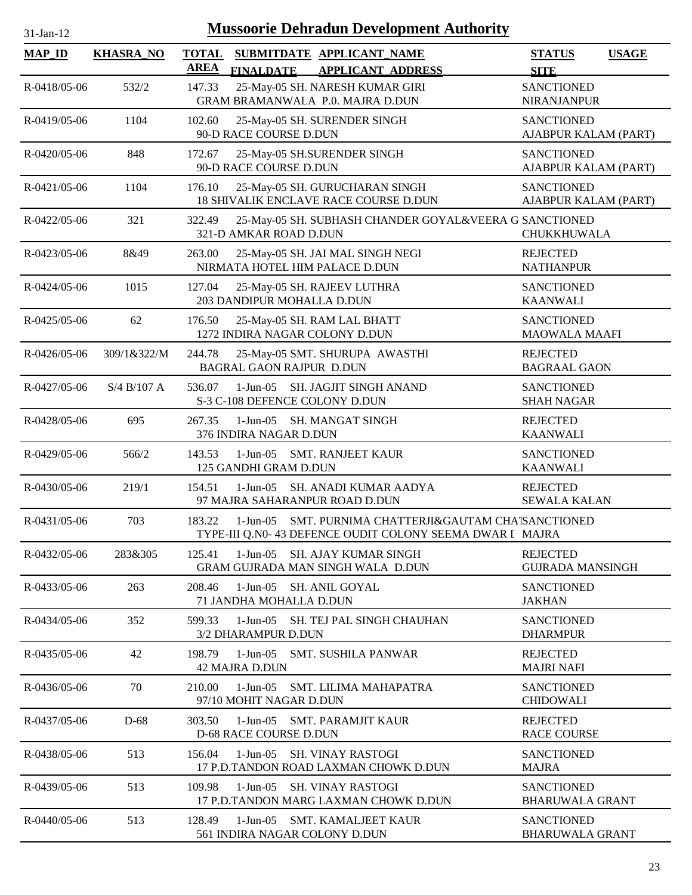31-Jan-12

# Mussoorie Dehradun Development Authority

| MAP_ID | KHASRA_NO | TOTAL AREA | SUBMITDATE FINALDATE | APPLICANT_NAME APPLICANT_ADDRESS | STATUS SITE | USAGE |
|---|---|---|---|---|---|---|
| R-0418/05-06 | 532/2 | 147.33 | 25-May-05 | SH. NARESH KUMAR GIRI GRAM BRAMANWALA P.0. MAJRA D.DUN | SANCTIONED NIRANJANPUR | |
| R-0419/05-06 | 1104 | 102.60 | 25-May-05 | SH. SURENDER SINGH 90-D RACE COURSE D.DUN | SANCTIONED AJABPUR KALAM (PART) | |
| R-0420/05-06 | 848 | 172.67 | 25-May-05 | SH.SURENDER SINGH 90-D RACE COURSE D.DUN | SANCTIONED AJABPUR KALAM (PART) | |
| R-0421/05-06 | 1104 | 176.10 | 25-May-05 | SH. GURUCHARAN SINGH 18 SHIVALIK ENCLAVE RACE COURSE D.DUN | SANCTIONED AJABPUR KALAM (PART) | |
| R-0422/05-06 | 321 | 322.49 | 25-May-05 | SH. SUBHASH CHANDER GOYAL&VEERA G 321-D AMKAR ROAD D.DUN | SANCTIONED CHUKKHUWALA | |
| R-0423/05-06 | 8&49 | 263.00 | 25-May-05 | SH. JAI MAL SINGH NEGI NIRMATA HOTEL HIM PALACE D.DUN | REJECTED NATHANPUR | |
| R-0424/05-06 | 1015 | 127.04 | 25-May-05 | SH. RAJEEV LUTHRA 203 DANDIPUR MOHALLA D.DUN | SANCTIONED KAANWALI | |
| R-0425/05-06 | 62 | 176.50 | 25-May-05 | SH. RAM LAL BHATT 1272 INDIRA NAGAR COLONY D.DUN | SANCTIONED MAOWALA MAAFI | |
| R-0426/05-06 | 309/1&322/M | 244.78 | 25-May-05 | SMT. SHURUPA AWASTHI BAGRAL GAON RAJPUR D.DUN | REJECTED BAGRAAL GAON | |
| R-0427/05-06 | S/4 B/107 A | 536.07 | 1-Jun-05 | SH. JAGJIT SINGH ANAND S-3 C-108 DEFENCE COLONY D.DUN | SANCTIONED SHAH NAGAR | |
| R-0428/05-06 | 695 | 267.35 | 1-Jun-05 | SH. MANGAT SINGH 376 INDIRA NAGAR D.DUN | REJECTED KAANWALI | |
| R-0429/05-06 | 566/2 | 143.53 | 1-Jun-05 | SMT. RANJEET KAUR 125 GANDHI GRAM D.DUN | SANCTIONED KAANWALI | |
| R-0430/05-06 | 219/1 | 154.51 | 1-Jun-05 | SH. ANADI KUMAR AADYA 97 MAJRA SAHARANPUR ROAD D.DUN | REJECTED SEWALA KALAN | |
| R-0431/05-06 | 703 | 183.22 | 1-Jun-05 | SMT. PURNIMA CHATTERJI&GAUTAM CHAT TYPE-III Q.N0- 43 DEFENCE OUDIT COLONY SEEMA DWAR I | SANCTIONED MAJRA | |
| R-0432/05-06 | 283&305 | 125.41 | 1-Jun-05 | SH. AJAY KUMAR SINGH GRAM GUJRADA MAN SINGH WALA D.DUN | REJECTED GUJRADA MANSINGH | |
| R-0433/05-06 | 263 | 208.46 | 1-Jun-05 | SH. ANIL GOYAL 71 JANDHA MOHALLA D.DUN | SANCTIONED JAKHAN | |
| R-0434/05-06 | 352 | 599.33 | 1-Jun-05 | SH. TEJ PAL SINGH CHAUHAN 3/2 DHARAMPUR D.DUN | SANCTIONED DHARMPUR | |
| R-0435/05-06 | 42 | 198.79 | 1-Jun-05 | SMT. SUSHILA PANWAR 42 MAJRA D.DUN | REJECTED MAJRI NAFI | |
| R-0436/05-06 | 70 | 210.00 | 1-Jun-05 | SMT. LILIMA MAHAPATRA 97/10 MOHIT NAGAR D.DUN | SANCTIONED CHIDOWALI | |
| R-0437/05-06 | D-68 | 303.50 | 1-Jun-05 | SMT. PARAMJIT KAUR D-68 RACE COURSE D.DUN | REJECTED RACE COURSE | |
| R-0438/05-06 | 513 | 156.04 | 1-Jun-05 | SH. VINAY RASTOGI 17 P.D.TANDON ROAD LAXMAN CHOWK D.DUN | SANCTIONED MAJRA | |
| R-0439/05-06 | 513 | 109.98 | 1-Jun-05 | SH. VINAY RASTOGI 17 P.D.TANDON MARG LAXMAN CHOWK D.DUN | SANCTIONED BHARUWALA GRANT | |
| R-0440/05-06 | 513 | 128.49 | 1-Jun-05 | SMT. KAMALJEET KAUR 561 INDIRA NAGAR COLONY D.DUN | SANCTIONED BHARUWALA GRANT | |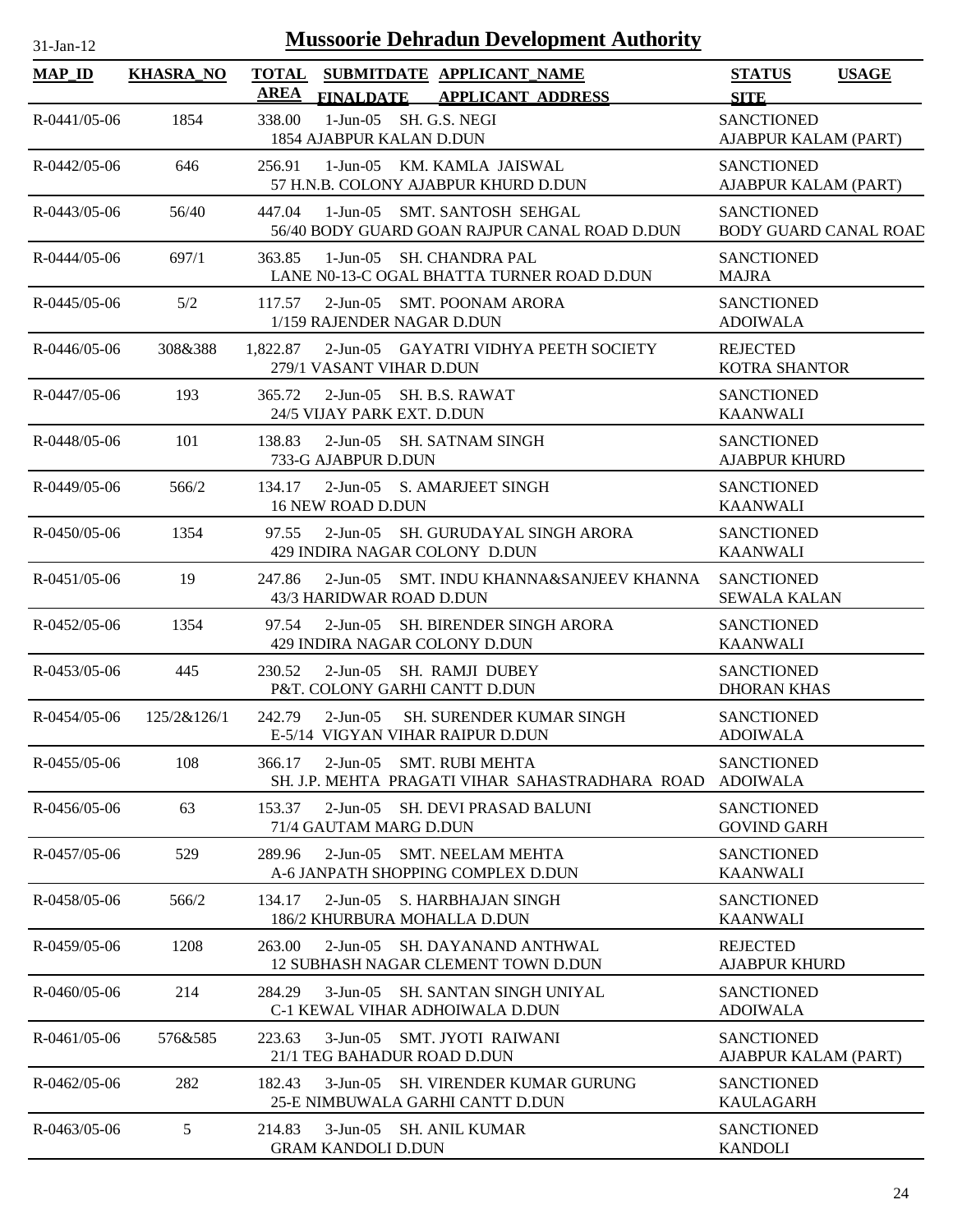# Mussoorie Dehradun Development Authority

31-Jan-12

| MAP_ID | KHASRA_NO | TOTAL AREA | SUBMITDATE FINALDATE | APPLICANT_NAME APPLICANT_ADDRESS | STATUS SITE | USAGE |
|---|---|---|---|---|---|---|
| R-0441/05-06 | 1854 | 338.00 | 1-Jun-05 | SH. G.S. NEGI<br>1854 AJABPUR KALAN D.DUN | SANCTIONED<br>AJABPUR KALAM (PART) | |
| R-0442/05-06 | 646 | 256.91 | 1-Jun-05 | KM. KAMLA JAISWAL<br>57 H.N.B. COLONY AJABPUR KHURD D.DUN | SANCTIONED<br>AJABPUR KALAM (PART) | |
| R-0443/05-06 | 56/40 | 447.04 | 1-Jun-05 | SMT. SANTOSH SEHGAL<br>56/40 BODY GUARD GOAN RAJPUR CANAL ROAD D.DUN | SANCTIONED<br>BODY GUARD CANAL ROAD | |
| R-0444/05-06 | 697/1 | 363.85 | 1-Jun-05 | SH. CHANDRA PAL<br>LANE N0-13-C OGAL BHATTA TURNER ROAD D.DUN | SANCTIONED<br>MAJRA | |
| R-0445/05-06 | 5/2 | 117.57 | 2-Jun-05 | SMT. POONAM ARORA<br>1/159 RAJENDER NAGAR D.DUN | SANCTIONED<br>ADOIWALA | |
| R-0446/05-06 | 308&388 | 1,822.87 | 2-Jun-05 | GAYATRI VIDHYA PEETH SOCIETY<br>279/1 VASANT VIHAR D.DUN | REJECTED<br>KOTRA SHANTOR | |
| R-0447/05-06 | 193 | 365.72 | 2-Jun-05 | SH. B.S. RAWAT<br>24/5 VIJAY PARK EXT. D.DUN | SANCTIONED<br>KAANWALI | |
| R-0448/05-06 | 101 | 138.83 | 2-Jun-05 | SH. SATNAM SINGH<br>733-G AJABPUR D.DUN | SANCTIONED<br>AJABPUR KHURD | |
| R-0449/05-06 | 566/2 | 134.17 | 2-Jun-05 | S. AMARJEET SINGH<br>16 NEW ROAD D.DUN | SANCTIONED<br>KAANWALI | |
| R-0450/05-06 | 1354 | 97.55 | 2-Jun-05 | SH. GURUDAYAL SINGH ARORA<br>429 INDIRA NAGAR COLONY D.DUN | SANCTIONED<br>KAANWALI | |
| R-0451/05-06 | 19 | 247.86 | 2-Jun-05 | SMT. INDU KHANNA&SANJEEV KHANNA<br>43/3 HARIDWAR ROAD D.DUN | SANCTIONED<br>SEWALA KALAN | |
| R-0452/05-06 | 1354 | 97.54 | 2-Jun-05 | SH. BIRENDER SINGH ARORA<br>429 INDIRA NAGAR COLONY D.DUN | SANCTIONED<br>KAANWALI | |
| R-0453/05-06 | 445 | 230.52 | 2-Jun-05 | SH. RAMJI DUBEY<br>P&T. COLONY GARHI CANTT D.DUN | SANCTIONED<br>DHORAN KHAS | |
| R-0454/05-06 | 125/2&126/1 | 242.79 | 2-Jun-05 | SH. SURENDER KUMAR SINGH<br>E-5/14 VIGYAN VIHAR RAIPUR D.DUN | SANCTIONED<br>ADOIWALA | |
| R-0455/05-06 | 108 | 366.17 | 2-Jun-05 | SMT. RUBI MEHTA<br>SH. J.P. MEHTA PRAGATI VIHAR SAHASTRADHARA ROAD | SANCTIONED<br>ADOIWALA | |
| R-0456/05-06 | 63 | 153.37 | 2-Jun-05 | SH. DEVI PRASAD BALUNI<br>71/4 GAUTAM MARG D.DUN | SANCTIONED<br>GOVIND GARH | |
| R-0457/05-06 | 529 | 289.96 | 2-Jun-05 | SMT. NEELAM MEHTA<br>A-6 JANPATH SHOPPING COMPLEX D.DUN | SANCTIONED<br>KAANWALI | |
| R-0458/05-06 | 566/2 | 134.17 | 2-Jun-05 | S. HARBHAJAN SINGH<br>186/2 KHURBURA MOHALLA D.DUN | SANCTIONED<br>KAANWALI | |
| R-0459/05-06 | 1208 | 263.00 | 2-Jun-05 | SH. DAYANAND ANTHWAL<br>12 SUBHASH NAGAR CLEMENT TOWN D.DUN | REJECTED<br>AJABPUR KHURD | |
| R-0460/05-06 | 214 | 284.29 | 3-Jun-05 | SH. SANTAN SINGH UNIYAL<br>C-1 KEWAL VIHAR ADHOIWALA D.DUN | SANCTIONED<br>ADOIWALA | |
| R-0461/05-06 | 576&585 | 223.63 | 3-Jun-05 | SMT. JYOTI RAIWANI<br>21/1 TEG BAHADUR ROAD D.DUN | SANCTIONED<br>AJABPUR KALAM (PART) | |
| R-0462/05-06 | 282 | 182.43 | 3-Jun-05 | SH. VIRENDER KUMAR GURUNG<br>25-E NIMBUWALA GARHI CANTT D.DUN | SANCTIONED<br>KAULAGARH | |
| R-0463/05-06 | 5 | 214.83 | 3-Jun-05 | SH. ANIL KUMAR<br>GRAM KANDOLI D.DUN | SANCTIONED<br>KANDOLI | |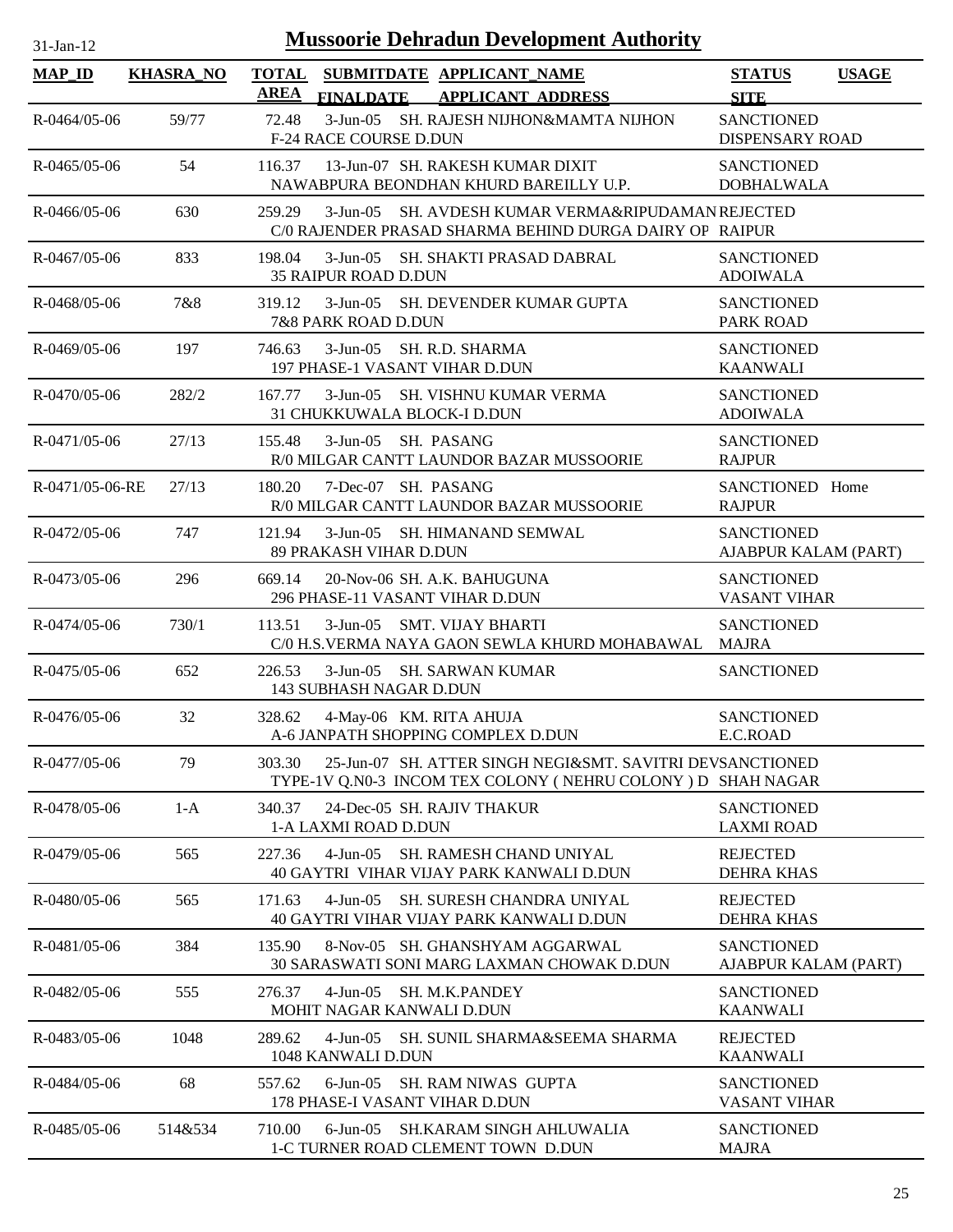# Mussoorie Dehradun Development Authority

31-Jan-12

| MAP_ID | KHASRA_NO | TOTAL AREA | SUBMITDATE FINALDATE | APPLICANT_NAME APPLICANT_ADDRESS | STATUS SITE | USAGE |
|---|---|---|---|---|---|---|
| R-0464/05-06 | 59/77 | 72.48 | 3-Jun-05 | SH. RAJESH NIJHON&MAMTA NIJHON<br>F-24 RACE COURSE D.DUN | SANCTIONED<br>DISPENSARY ROAD | |
| R-0465/05-06 | 54 | 116.37 | 13-Jun-07 | SH. RAKESH KUMAR DIXIT<br>NAWABPURA BEONDHAN KHURD BAREILLY U.P. | SANCTIONED<br>DOBHALWALA | |
| R-0466/05-06 | 630 | 259.29 | 3-Jun-05 | SH. AVDESH KUMAR VERMA&RIPUDAMAN<br>C/0 RAJENDER PRASAD SHARMA BEHIND DURGA DAIRY OP | REJECTED<br>RAIPUR | |
| R-0467/05-06 | 833 | 198.04 | 3-Jun-05 | SH. SHAKTI PRASAD DABRAL<br>35 RAIPUR ROAD D.DUN | SANCTIONED<br>ADOIWALA | |
| R-0468/05-06 | 7&8 | 319.12 | 3-Jun-05 | SH. DEVENDER KUMAR GUPTA<br>7&8 PARK ROAD D.DUN | SANCTIONED<br>PARK ROAD | |
| R-0469/05-06 | 197 | 746.63 | 3-Jun-05 | SH. R.D. SHARMA<br>197 PHASE-1 VASANT VIHAR D.DUN | SANCTIONED<br>KAANWALI | |
| R-0470/05-06 | 282/2 | 167.77 | 3-Jun-05 | SH. VISHNU KUMAR VERMA<br>31 CHUKKUWALA BLOCK-I D.DUN | SANCTIONED<br>ADOIWALA | |
| R-0471/05-06 | 27/13 | 155.48 | 3-Jun-05 | SH. PASANG<br>R/0 MILGAR CANTT LAUNDOR BAZAR MUSSOORIE | SANCTIONED<br>RAJPUR | |
| R-0471/05-06-RE | 27/13 | 180.20 | 7-Dec-07 | SH. PASANG<br>R/0 MILGAR CANTT LAUNDOR BAZAR MUSSOORIE | SANCTIONED<br>RAJPUR | Home |
| R-0472/05-06 | 747 | 121.94 | 3-Jun-05 | SH. HIMANAND SEMWAL<br>89 PRAKASH VIHAR D.DUN | SANCTIONED<br>AJABPUR KALAM (PART) | |
| R-0473/05-06 | 296 | 669.14 | 20-Nov-06 | SH. A.K. BAHUGUNA<br>296 PHASE-11 VASANT VIHAR D.DUN | SANCTIONED<br>VASANT VIHAR | |
| R-0474/05-06 | 730/1 | 113.51 | 3-Jun-05 | SMT. VIJAY BHARTI<br>C/0 H.S.VERMA NAYA GAON SEWLA KHURD MOHABAWAL | SANCTIONED<br>MAJRA | |
| R-0475/05-06 | 652 | 226.53 | 3-Jun-05 | SH. SARWAN KUMAR<br>143 SUBHASH NAGAR D.DUN | SANCTIONED | |
| R-0476/05-06 | 32 | 328.62 | 4-May-06 | KM. RITA AHUJA<br>A-6 JANPATH SHOPPING COMPLEX D.DUN | SANCTIONED<br>E.C.ROAD | |
| R-0477/05-06 | 79 | 303.30 | 25-Jun-07 | SH. ATTER SINGH NEGI&SMT. SAVITRI DEV<br>TYPE-1V Q.N0-3 INCOM TEX COLONY ( NEHRU COLONY ) D | SANCTIONED<br>SHAH NAGAR | |
| R-0478/05-06 | 1-A | 340.37 | 24-Dec-05 | SH. RAJIV THAKUR<br>1-A LAXMI ROAD D.DUN | SANCTIONED<br>LAXMI ROAD | |
| R-0479/05-06 | 565 | 227.36 | 4-Jun-05 | SH. RAMESH CHAND UNIYAL<br>40 GAYTRI VIHAR VIJAY PARK KANWALI D.DUN | REJECTED<br>DEHRA KHAS | |
| R-0480/05-06 | 565 | 171.63 | 4-Jun-05 | SH. SURESH CHANDRA UNIYAL<br>40 GAYTRI VIHAR VIJAY PARK KANWALI D.DUN | REJECTED<br>DEHRA KHAS | |
| R-0481/05-06 | 384 | 135.90 | 8-Nov-05 | SH. GHANSHYAM AGGARWAL<br>30 SARASWATI SONI MARG LAXMAN CHOWAK D.DUN | SANCTIONED<br>AJABPUR KALAM (PART) | |
| R-0482/05-06 | 555 | 276.37 | 4-Jun-05 | SH. M.K.PANDEY<br>MOHIT NAGAR KANWALI D.DUN | SANCTIONED<br>KAANWALI | |
| R-0483/05-06 | 1048 | 289.62 | 4-Jun-05 | SH. SUNIL SHARMA&SEEMA SHARMA<br>1048 KANWALI D.DUN | REJECTED<br>KAANWALI | |
| R-0484/05-06 | 68 | 557.62 | 6-Jun-05 | SH. RAM NIWAS GUPTA<br>178 PHASE-I VASANT VIHAR D.DUN | SANCTIONED<br>VASANT VIHAR | |
| R-0485/05-06 | 514&534 | 710.00 | 6-Jun-05 | SH.KARAM SINGH AHLUWALIA<br>1-C TURNER ROAD CLEMENT TOWN D.DUN | SANCTIONED<br>MAJRA | |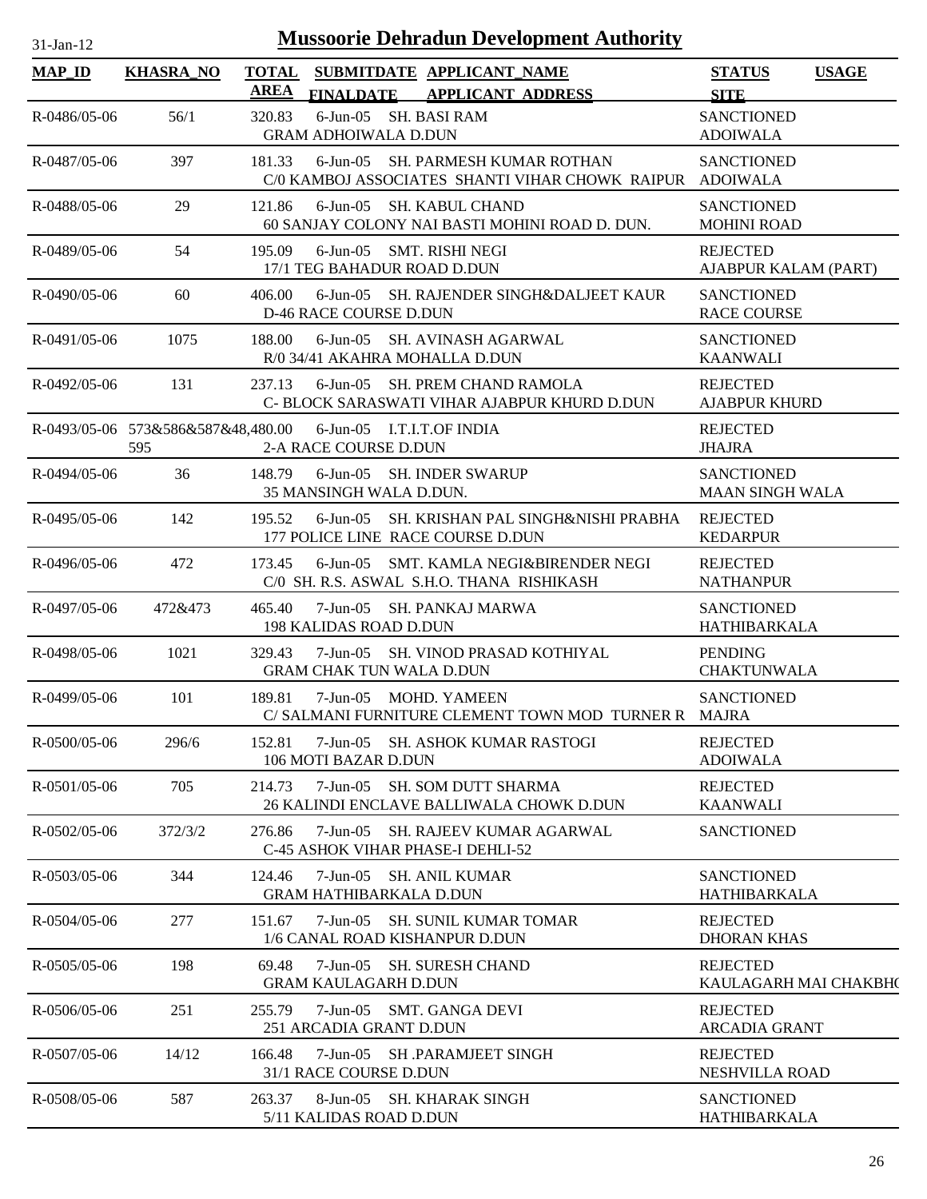# Mussoorie Dehradun Development Authority

| MAP_ID | KHASRA_NO | TOTAL AREA | SUBMITDATE / FINALDATE | APPLICANT_NAME / APPLICANT_ADDRESS | STATUS / SITE | USAGE |
|---|---|---|---|---|---|---|
| R-0486/05-06 | 56/1 | 320.83 | 6-Jun-05 | SH. BASI RAM<br>GRAM ADHOIWALA D.DUN | SANCTIONED<br>ADOIWALA | |
| R-0487/05-06 | 397 | 181.33 | 6-Jun-05 | SH. PARMESH KUMAR ROTHAN<br>C/0 KAMBOJ ASSOCIATES SHANTI VIHAR CHOWK RAIPUR | SANCTIONED<br>ADOIWALA | |
| R-0488/05-06 | 29 | 121.86 | 6-Jun-05 | SH. KABUL CHAND<br>60 SANJAY COLONY NAI BASTI MOHINI ROAD D. DUN. | SANCTIONED<br>MOHINI ROAD | |
| R-0489/05-06 | 54 | 195.09 | 6-Jun-05 | SMT. RISHI NEGI<br>17/1 TEG BAHADUR ROAD D.DUN | REJECTED<br>AJABPUR KALAM (PART) | |
| R-0490/05-06 | 60 | 406.00 | 6-Jun-05 | SH. RAJENDER SINGH&DALJEET KAUR<br>D-46 RACE COURSE D.DUN | SANCTIONED<br>RACE COURSE | |
| R-0491/05-06 | 1075 | 188.00 | 6-Jun-05 | SH. AVINASH AGARWAL<br>R/0 34/41 AKAHRA MOHALLA D.DUN | SANCTIONED<br>KAANWALI | |
| R-0492/05-06 | 131 | 237.13 | 6-Jun-05 | SH. PREM CHAND RAMOLA<br>C- BLOCK SARASWATI VIHAR AJABPUR KHURD D.DUN | REJECTED<br>AJABPUR KHURD | |
| R-0493/05-06 | 573&586&587&595 | 48,480.00 | 6-Jun-05 | I.T.I.T.OF INDIA<br>2-A RACE COURSE D.DUN | REJECTED<br>JHAJRA | |
| R-0494/05-06 | 36 | 148.79 | 6-Jun-05 | SH. INDER SWARUP<br>35 MANSINGH WALA D.DUN. | SANCTIONED<br>MAAN SINGH WALA | |
| R-0495/05-06 | 142 | 195.52 | 6-Jun-05 | SH. KRISHAN PAL SINGH&NISHI PRABHA<br>177 POLICE LINE RACE COURSE D.DUN | REJECTED<br>KEDARPUR | |
| R-0496/05-06 | 472 | 173.45 | 6-Jun-05 | SMT. KAMLA NEGI&BIRENDER NEGI<br>C/0 SH. R.S. ASWAL S.H.O. THANA RISHIKASH | REJECTED<br>NATHANPUR | |
| R-0497/05-06 | 472&473 | 465.40 | 7-Jun-05 | SH. PANKAJ MARWA<br>198 KALIDAS ROAD D.DUN | SANCTIONED<br>HATHIBARKALA | |
| R-0498/05-06 | 1021 | 329.43 | 7-Jun-05 | SH. VINOD PRASAD KOTHIYAL<br>GRAM CHAK TUN WALA D.DUN | PENDING<br>CHAKTUNWALA | |
| R-0499/05-06 | 101 | 189.81 | 7-Jun-05 | MOHD. YAMEEN<br>C/ SALMANI FURNITURE CLEMENT TOWN MOD TURNER R | SANCTIONED<br>MAJRA | |
| R-0500/05-06 | 296/6 | 152.81 | 7-Jun-05 | SH. ASHOK KUMAR RASTOGI<br>106 MOTI BAZAR D.DUN | REJECTED<br>ADOIWALA | |
| R-0501/05-06 | 705 | 214.73 | 7-Jun-05 | SH. SOM DUTT SHARMA<br>26 KALINDI ENCLAVE BALLIWALA CHOWK D.DUN | REJECTED<br>KAANWALI | |
| R-0502/05-06 | 372/3/2 | 276.86 | 7-Jun-05 | SH. RAJEEV KUMAR AGARWAL<br>C-45 ASHOK VIHAR PHASE-I DEHLI-52 | SANCTIONED | |
| R-0503/05-06 | 344 | 124.46 | 7-Jun-05 | SH. ANIL KUMAR<br>GRAM HATHIBARKALA D.DUN | SANCTIONED<br>HATHIBARKALA | |
| R-0504/05-06 | 277 | 151.67 | 7-Jun-05 | SH. SUNIL KUMAR TOMAR<br>1/6 CANAL ROAD KISHANPUR D.DUN | REJECTED<br>DHORAN KHAS | |
| R-0505/05-06 | 198 | 69.48 | 7-Jun-05 | SH. SURESH CHAND<br>GRAM KAULAGARH D.DUN | REJECTED<br>KAULAGARH MAI CHAKBHO | |
| R-0506/05-06 | 251 | 255.79 | 7-Jun-05 | SMT. GANGA DEVI<br>251 ARCADIA GRANT D.DUN | REJECTED<br>ARCADIA GRANT | |
| R-0507/05-06 | 14/12 | 166.48 | 7-Jun-05 | SH .PARAMJEET SINGH<br>31/1 RACE COURSE D.DUN | REJECTED<br>NESHVILLA ROAD | |
| R-0508/05-06 | 587 | 263.37 | 8-Jun-05 | SH. KHARAK SINGH<br>5/11 KALIDAS ROAD D.DUN | SANCTIONED<br>HATHIBARKALA | |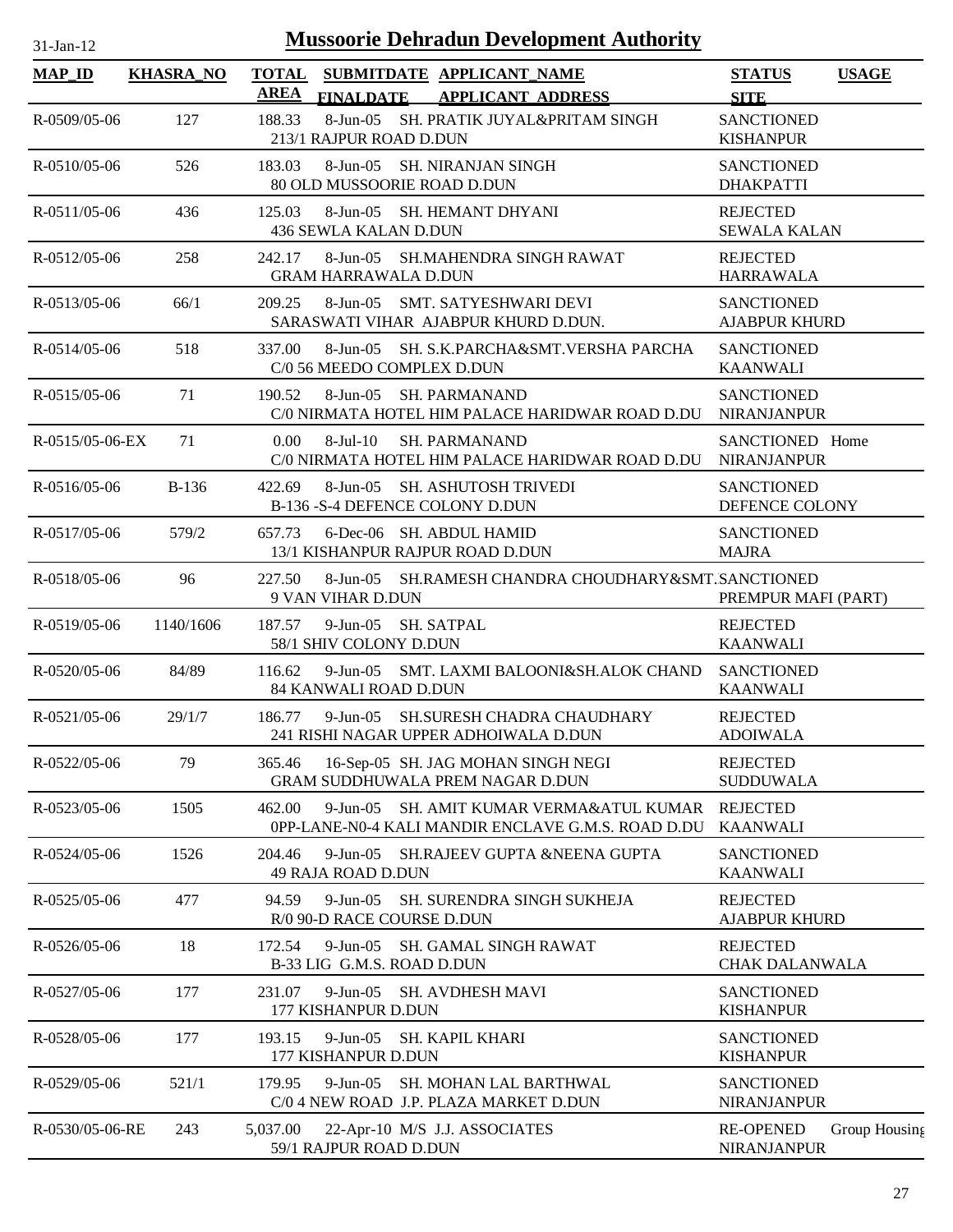# Mussoorie Dehradun Development Authority

31-Jan-12

| MAP_ID | KHASRA_NO | TOTAL AREA | SUBMITDATE FINALDATE | APPLICANT_NAME APPLICANT_ADDRESS | STATUS SITE | USAGE |
|---|---|---|---|---|---|---|
| R-0509/05-06 | 127 | 188.33 | 8-Jun-05 | SH. PRATIK JUYAL&PRITAM SINGH 213/1 RAJPUR ROAD D.DUN | SANCTIONED KISHANPUR | |
| R-0510/05-06 | 526 | 183.03 | 8-Jun-05 | SH. NIRANJAN SINGH 80 OLD MUSSOORIE ROAD D.DUN | SANCTIONED DHAKPATTI | |
| R-0511/05-06 | 436 | 125.03 | 8-Jun-05 | SH. HEMANT DHYANI 436 SEWLA KALAN D.DUN | REJECTED SEWALA KALAN | |
| R-0512/05-06 | 258 | 242.17 | 8-Jun-05 | SH.MAHENDRA SINGH RAWAT GRAM HARRAWALA D.DUN | REJECTED HARRAWALA | |
| R-0513/05-06 | 66/1 | 209.25 | 8-Jun-05 | SMT. SATYESHWARI DEVI SARASWATI VIHAR AJABPUR KHURD D.DUN. | SANCTIONED AJABPUR KHURD | |
| R-0514/05-06 | 518 | 337.00 | 8-Jun-05 | SH. S.K.PARCHA&SMT.VERSHA PARCHA C/0 56 MEEDO COMPLEX D.DUN | SANCTIONED KAANWALI | |
| R-0515/05-06 | 71 | 190.52 | 8-Jun-05 | SH. PARMANAND C/0 NIRMATA HOTEL HIM PALACE HARIDWAR ROAD D.DU | SANCTIONED NIRANJANPUR | |
| R-0515/05-06-EX | 71 | 0.00 | 8-Jul-10 | SH. PARMANAND C/0 NIRMATA HOTEL HIM PALACE HARIDWAR ROAD D.DU | SANCTIONED NIRANJANPUR | Home |
| R-0516/05-06 | B-136 | 422.69 | 8-Jun-05 | SH. ASHUTOSH TRIVEDI B-136 -S-4 DEFENCE COLONY D.DUN | SANCTIONED DEFENCE COLONY | |
| R-0517/05-06 | 579/2 | 657.73 | 6-Dec-06 | SH. ABDUL HAMID 13/1 KISHANPUR RAJPUR ROAD D.DUN | SANCTIONED MAJRA | |
| R-0518/05-06 | 96 | 227.50 | 8-Jun-05 | SH.RAMESH CHANDRA CHOUDHARY&SMT. 9 VAN VIHAR D.DUN | SANCTIONED PREMPUR MAFI (PART) | |
| R-0519/05-06 | 1140/1606 | 187.57 | 9-Jun-05 | SH. SATPAL 58/1 SHIV COLONY D.DUN | REJECTED KAANWALI | |
| R-0520/05-06 | 84/89 | 116.62 | 9-Jun-05 | SMT. LAXMI BALOONI&SH.ALOK CHAND 84 KANWALI ROAD D.DUN | SANCTIONED KAANWALI | |
| R-0521/05-06 | 29/1/7 | 186.77 | 9-Jun-05 | SH.SURESH CHADRA CHAUDHARY 241 RISHI NAGAR UPPER ADHOIWALA D.DUN | REJECTED ADOIWALA | |
| R-0522/05-06 | 79 | 365.46 | 16-Sep-05 | SH. JAG MOHAN SINGH NEGI GRAM SUDDHUWALA PREM NAGAR D.DUN | REJECTED SUDDUWALA | |
| R-0523/05-06 | 1505 | 462.00 | 9-Jun-05 | SH. AMIT KUMAR VERMA&ATUL KUMAR 0PP-LANE-N0-4 KALI MANDIR ENCLAVE G.M.S. ROAD D.DU | REJECTED KAANWALI | |
| R-0524/05-06 | 1526 | 204.46 | 9-Jun-05 | SH.RAJEEV GUPTA &NEENA GUPTA 49 RAJA ROAD D.DUN | SANCTIONED KAANWALI | |
| R-0525/05-06 | 477 | 94.59 | 9-Jun-05 | SH. SURENDRA SINGH SUKHEJA R/0 90-D RACE COURSE D.DUN | REJECTED AJABPUR KHURD | |
| R-0526/05-06 | 18 | 172.54 | 9-Jun-05 | SH. GAMAL SINGH RAWAT B-33 LIG G.M.S. ROAD D.DUN | REJECTED CHAK DALANWALA | |
| R-0527/05-06 | 177 | 231.07 | 9-Jun-05 | SH. AVDHESH MAVI 177 KISHANPUR D.DUN | SANCTIONED KISHANPUR | |
| R-0528/05-06 | 177 | 193.15 | 9-Jun-05 | SH. KAPIL KHARI 177 KISHANPUR D.DUN | SANCTIONED KISHANPUR | |
| R-0529/05-06 | 521/1 | 179.95 | 9-Jun-05 | SH. MOHAN LAL BARTHWAL C/0 4 NEW ROAD J.P. PLAZA MARKET D.DUN | SANCTIONED NIRANJANPUR | |
| R-0530/05-06-RE | 243 | 5,037.00 | 22-Apr-10 | M/S J.J. ASSOCIATES 59/1 RAJPUR ROAD D.DUN | RE-OPENED NIRANJANPUR | Group Housing |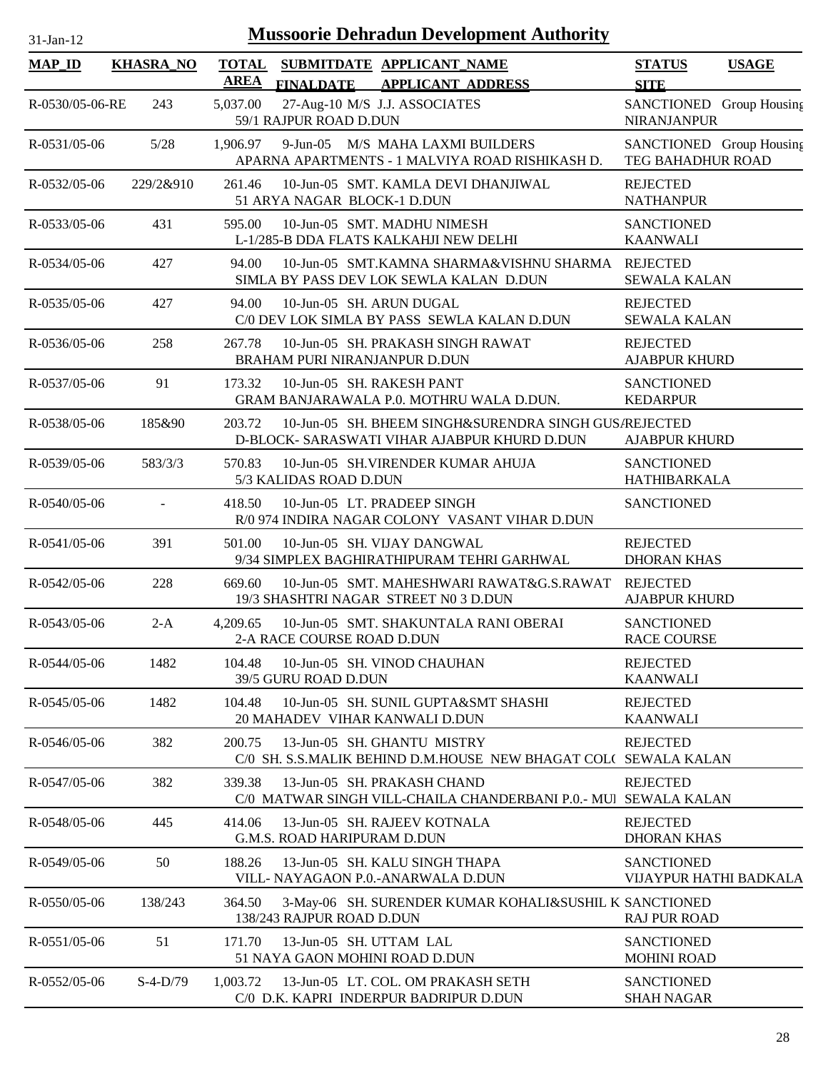# Mussoorie Dehradun Development Authority

31-Jan-12

| MAP_ID | KHASRA_NO | TOTAL AREA | SUBMITDATE FINALDATE | APPLICANT_NAME APPLICANT ADDRESS | STATUS SITE | USAGE |
|---|---|---|---|---|---|---|
| R-0530/05-06-RE | 243 | 5,037.00 | 27-Aug-10 | M/S J.J. ASSOCIATES 59/1 RAJPUR ROAD D.DUN | SANCTIONED NIRANJANPUR | Group Housing |
| R-0531/05-06 | 5/28 | 1,906.97 | 9-Jun-05 | M/S MAHA LAXMI BUILDERS APARNA APARTMENTS - 1 MALVIYA ROAD RISHIKASH D. | SANCTIONED TEG BAHADHUR ROAD | Group Housing |
| R-0532/05-06 | 229/2&910 | 261.46 | 10-Jun-05 | SMT. KAMLA DEVI DHANJIWAL 51 ARYA NAGAR BLOCK-1 D.DUN | REJECTED NATHANPUR | |
| R-0533/05-06 | 431 | 595.00 | 10-Jun-05 | SMT. MADHU NIMESH L-1/285-B DDA FLATS KALKAHJI NEW DELHI | SANCTIONED KAANWALI | |
| R-0534/05-06 | 427 | 94.00 | 10-Jun-05 | SMT.KAMNA SHARMA&VISHNU SHARMA SIMLA BY PASS DEV LOK SEWLA KALAN D.DUN | REJECTED SEWALA KALAN | |
| R-0535/05-06 | 427 | 94.00 | 10-Jun-05 | SH. ARUN DUGAL C/0 DEV LOK SIMLA BY PASS SEWLA KALAN D.DUN | REJECTED SEWALA KALAN | |
| R-0536/05-06 | 258 | 267.78 | 10-Jun-05 | SH. PRAKASH SINGH RAWAT BRAHAM PURI NIRANJANPUR D.DUN | REJECTED AJABPUR KHURD | |
| R-0537/05-06 | 91 | 173.32 | 10-Jun-05 | SH. RAKESH PANT GRAM BANJARAWALA P.0. MOTHRU WALA D.DUN. | SANCTIONED KEDARPUR | |
| R-0538/05-06 | 185&90 | 203.72 | 10-Jun-05 | SH. BHEEM SINGH&SURENDRA SINGH GUSA D-BLOCK- SARASWATI VIHAR AJABPUR KHURD D.DUN | REJECTED AJABPUR KHURD | |
| R-0539/05-06 | 583/3/3 | 570.83 | 10-Jun-05 | SH.VIRENDER KUMAR AHUJA 5/3 KALIDAS ROAD D.DUN | SANCTIONED HATHIBARKALA | |
| R-0540/05-06 | - | 418.50 | 10-Jun-05 | LT. PRADEEP SINGH R/0 974 INDIRA NAGAR COLONY VASANT VIHAR D.DUN | SANCTIONED | |
| R-0541/05-06 | 391 | 501.00 | 10-Jun-05 | SH. VIJAY DANGWAL 9/34 SIMPLEX BAGHIRATHIPURAM TEHRI GARHWAL | REJECTED DHORAN KHAS | |
| R-0542/05-06 | 228 | 669.60 | 10-Jun-05 | SMT. MAHESHWARI RAWAT&G.S.RAWAT 19/3 SHASHTRI NAGAR STREET N0 3 D.DUN | REJECTED AJABPUR KHURD | |
| R-0543/05-06 | 2-A | 4,209.65 | 10-Jun-05 | SMT. SHAKUNTALA RANI OBERAI 2-A RACE COURSE ROAD D.DUN | SANCTIONED RACE COURSE | |
| R-0544/05-06 | 1482 | 104.48 | 10-Jun-05 | SH. VINOD CHAUHAN 39/5 GURU ROAD D.DUN | REJECTED KAANWALI | |
| R-0545/05-06 | 1482 | 104.48 | 10-Jun-05 | SH. SUNIL GUPTA&SMT SHASHI 20 MAHADEV VIHAR KANWALI D.DUN | REJECTED KAANWALI | |
| R-0546/05-06 | 382 | 200.75 | 13-Jun-05 | SH. GHANTU MISTRY C/0 SH. S.S.MALIK BEHIND D.M.HOUSE NEW BHAGAT COLO | REJECTED SEWALA KALAN | |
| R-0547/05-06 | 382 | 339.38 | 13-Jun-05 | SH. PRAKASH CHAND C/0 MATWAR SINGH VILL-CHAILA CHANDERBANI P.0.- MUI | REJECTED SEWALA KALAN | |
| R-0548/05-06 | 445 | 414.06 | 13-Jun-05 | SH. RAJEEV KOTNALA G.M.S. ROAD HARIPURAM D.DUN | REJECTED DHORAN KHAS | |
| R-0549/05-06 | 50 | 188.26 | 13-Jun-05 | SH. KALU SINGH THAPA VILL- NAYAGAON P.0.-ANARWALA D.DUN | SANCTIONED VIJAYPUR HATHI BADKALA | |
| R-0550/05-06 | 138/243 | 364.50 | 3-May-06 | SH. SURENDER KUMAR KOHALI&SUSHIL K 138/243 RAJPUR ROAD D.DUN | SANCTIONED RAJ PUR ROAD | |
| R-0551/05-06 | 51 | 171.70 | 13-Jun-05 | SH. UTTAM LAL 51 NAYA GAON MOHINI ROAD D.DUN | SANCTIONED MOHINI ROAD | |
| R-0552/05-06 | S-4-D/79 | 1,003.72 | 13-Jun-05 | LT. COL. OM PRAKASH SETH C/0 D.K. KAPRI INDERPUR BADRIPUR D.DUN | SANCTIONED SHAH NAGAR | |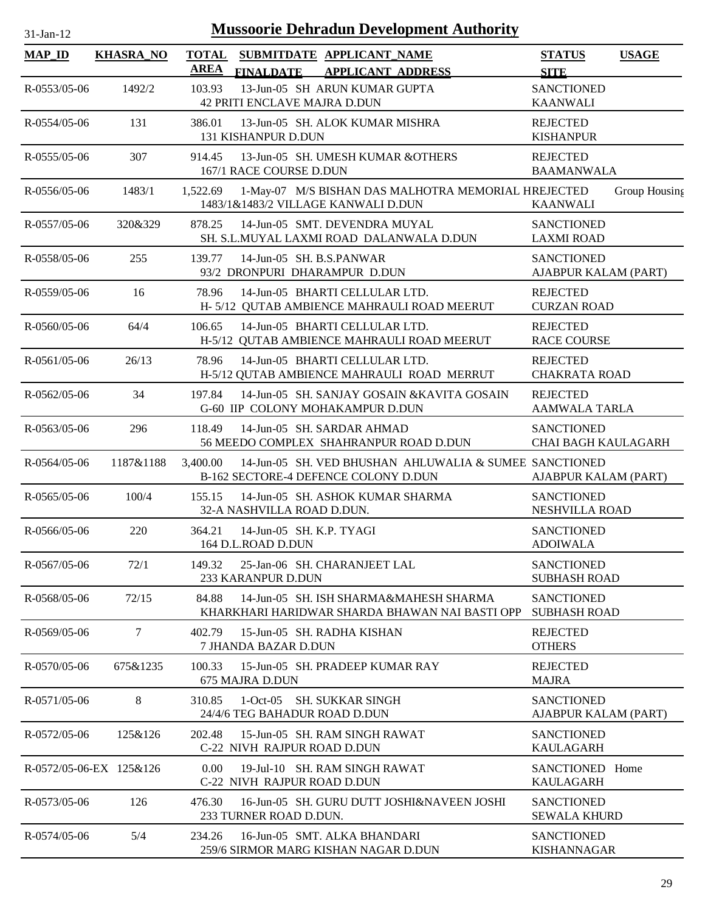31-Jan-12

# Mussoorie Dehradun Development Authority

| MAP_ID | KHASRA_NO | TOTAL AREA | SUBMITDATE FINALDATE | APPLICANT_NAME APPLICANT_ADDRESS | STATUS SITE | USAGE |
|---|---|---|---|---|---|---|
| R-0553/05-06 | 1492/2 | 103.93 | 13-Jun-05 | SH ARUN KUMAR GUPTA 42 PRITI ENCLAVE MAJRA D.DUN | SANCTIONED KAANWALI | |
| R-0554/05-06 | 131 | 386.01 | 13-Jun-05 | SH. ALOK KUMAR MISHRA 131 KISHANPUR D.DUN | REJECTED KISHANPUR | |
| R-0555/05-06 | 307 | 914.45 | 13-Jun-05 | SH. UMESH KUMAR &OTHERS 167/1 RACE COURSE D.DUN | REJECTED BAAMANWALA | |
| R-0556/05-06 | 1483/1 | 1,522.69 | 1-May-07 | M/S BISHAN DAS MALHOTRA MEMORIAL H 1483/1&1483/2 VILLAGE KANWALI D.DUN | REJECTED KAANWALI | Group Housing |
| R-0557/05-06 | 320&329 | 878.25 | 14-Jun-05 | SMT. DEVENDRA MUYAL SH. S.L.MUYAL LAXMI ROAD DALANWALA D.DUN | SANCTIONED LAXMI ROAD | |
| R-0558/05-06 | 255 | 139.77 | 14-Jun-05 | SH. B.S.PANWAR 93/2 DRONPURI DHARAMPUR D.DUN | SANCTIONED AJABPUR KALAM (PART) | |
| R-0559/05-06 | 16 | 78.96 | 14-Jun-05 | BHARTI CELLULAR LTD. H- 5/12 QUTAB AMBIENCE MAHRAULI ROAD MEERUT | REJECTED CURZAN ROAD | |
| R-0560/05-06 | 64/4 | 106.65 | 14-Jun-05 | BHARTI CELLULAR LTD. H-5/12 QUTAB AMBIENCE MAHRAULI ROAD MEERUT | REJECTED RACE COURSE | |
| R-0561/05-06 | 26/13 | 78.96 | 14-Jun-05 | BHARTI CELLULAR LTD. H-5/12 QUTAB AMBIENCE MAHRAULI ROAD MERRUT | REJECTED CHAKRATA ROAD | |
| R-0562/05-06 | 34 | 197.84 | 14-Jun-05 | SH. SANJAY GOSAIN &KAVITA GOSAIN G-60 IIP COLONY MOHAKAMPUR D.DUN | REJECTED AAMWALA TARLA | |
| R-0563/05-06 | 296 | 118.49 | 14-Jun-05 | SH. SARDAR AHMAD 56 MEEDO COMPLEX SHAHRANPUR ROAD D.DUN | SANCTIONED CHAI BAGH KAULAGARH | |
| R-0564/05-06 | 1187&1188 | 3,400.00 | 14-Jun-05 | SH. VED BHUSHAN AHLUWALIA & SUMEE B-162 SECTORE-4 DEFENCE COLONY D.DUN | SANCTIONED AJABPUR KALAM (PART) | |
| R-0565/05-06 | 100/4 | 155.15 | 14-Jun-05 | SH. ASHOK KUMAR SHARMA 32-A NASHVILLA ROAD D.DUN. | SANCTIONED NESHVILLA ROAD | |
| R-0566/05-06 | 220 | 364.21 | 14-Jun-05 | SH. K.P. TYAGI 164 D.L.ROAD D.DUN | SANCTIONED ADOIWALA | |
| R-0567/05-06 | 72/1 | 149.32 | 25-Jan-06 | SH. CHARANJEET LAL 233 KARANPUR D.DUN | SANCTIONED SUBHASH ROAD | |
| R-0568/05-06 | 72/15 | 84.88 | 14-Jun-05 | SH. ISH SHARMA&MAHESH SHARMA KHARKHARI HARIDWAR SHARDA BHAWAN NAI BASTI OPP | SANCTIONED SUBHASH ROAD | |
| R-0569/05-06 | 7 | 402.79 | 15-Jun-05 | SH. RADHA KISHAN 7 JHANDA BAZAR D.DUN | REJECTED OTHERS | |
| R-0570/05-06 | 675&1235 | 100.33 | 15-Jun-05 | SH. PRADEEP KUMAR RAY 675 MAJRA D.DUN | REJECTED MAJRA | |
| R-0571/05-06 | 8 | 310.85 | 1-Oct-05 | SH. SUKKAR SINGH 24/4/6 TEG BAHADUR ROAD D.DUN | SANCTIONED AJABPUR KALAM (PART) | |
| R-0572/05-06 | 125&126 | 202.48 | 15-Jun-05 | SH. RAM SINGH RAWAT C-22 NIVH RAJPUR ROAD D.DUN | SANCTIONED KAULAGARH | |
| R-0572/05-06-EX | 125&126 | 0.00 | 19-Jul-10 | SH. RAM SINGH RAWAT C-22 NIVH RAJPUR ROAD D.DUN | SANCTIONED KAULAGARH | Home |
| R-0573/05-06 | 126 | 476.30 | 16-Jun-05 | SH. GURU DUTT JOSHI&NAVEEN JOSHI 233 TURNER ROAD D.DUN. | SANCTIONED SEWALA KHURD | |
| R-0574/05-06 | 5/4 | 234.26 | 16-Jun-05 | SMT. ALKA BHANDARI 259/6 SIRMOR MARG KISHAN NAGAR D.DUN | SANCTIONED KISHANNAGAR | |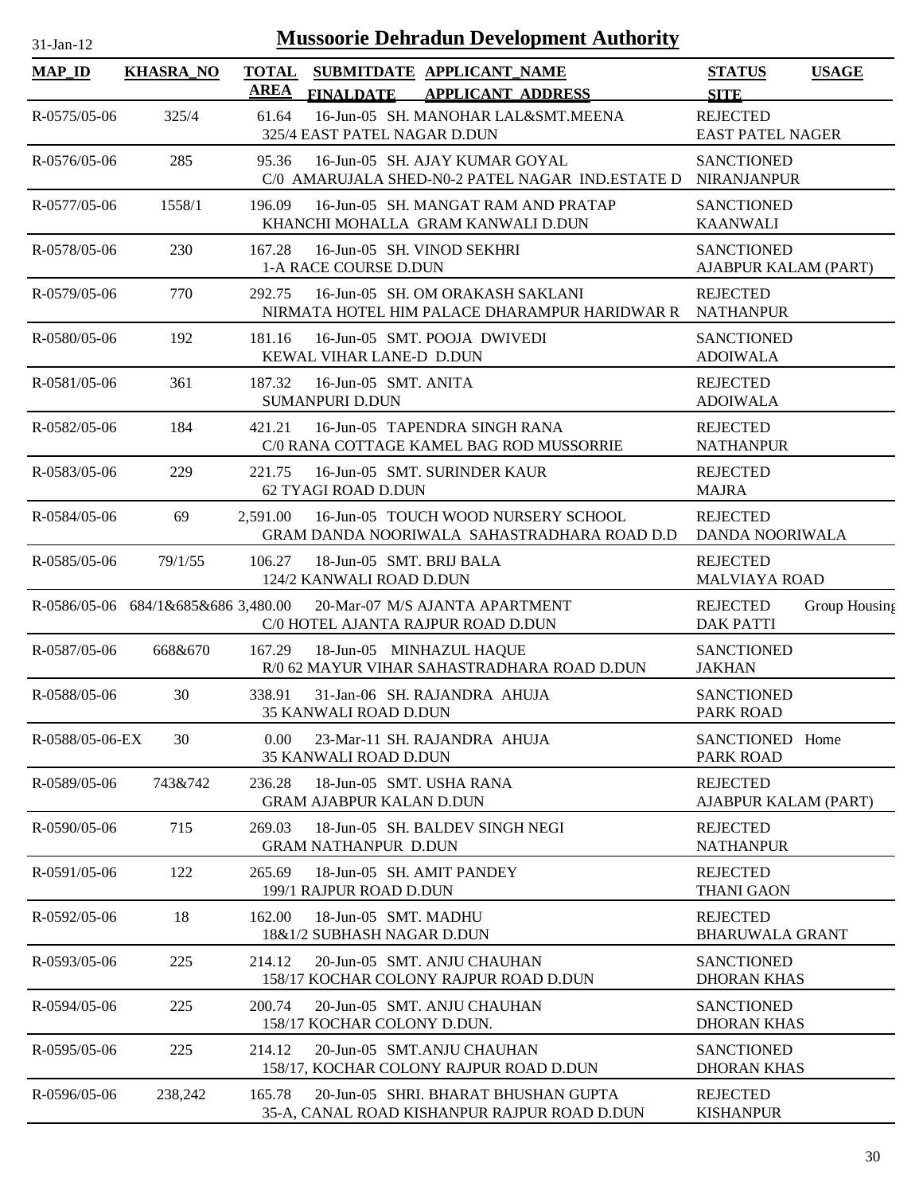# Mussoorie Dehradun Development Authority

31-Jan-12

| MAP_ID | KHASRA_NO | TOTAL AREA | SUBMITDATE FINALDATE | APPLICANT_NAME APPLICANT_ADDRESS | STATUS SITE | USAGE |
|---|---|---|---|---|---|---|
| R-0575/05-06 | 325/4 | 61.64 | 16-Jun-05 | SH. MANOHAR LAL&SMT.MEENA<br>325/4 EAST PATEL NAGAR D.DUN | REJECTED<br>EAST PATEL NAGER | |
| R-0576/05-06 | 285 | 95.36 | 16-Jun-05 | SH. AJAY KUMAR GOYAL<br>C/0 AMARUJALA SHED-N0-2 PATEL NAGAR IND.ESTATE D | SANCTIONED<br>NIRANJANPUR | |
| R-0577/05-06 | 1558/1 | 196.09 | 16-Jun-05 | SH. MANGAT RAM AND PRATAP<br>KHANCHI MOHALLA GRAM KANWALI D.DUN | SANCTIONED<br>KAANWALI | |
| R-0578/05-06 | 230 | 167.28 | 16-Jun-05 | SH. VINOD SEKHRI<br>1-A RACE COURSE D.DUN | SANCTIONED<br>AJABPUR KALAM (PART) | |
| R-0579/05-06 | 770 | 292.75 | 16-Jun-05 | SH. OM ORAKASH SAKLANI<br>NIRMATA HOTEL HIM PALACE DHARAMPUR HARIDWAR R | REJECTED<br>NATHANPUR | |
| R-0580/05-06 | 192 | 181.16 | 16-Jun-05 | SMT. POOJA DWIVEDI<br>KEWAL VIHAR LANE-D D.DUN | SANCTIONED<br>ADOIWALA | |
| R-0581/05-06 | 361 | 187.32 | 16-Jun-05 | SMT. ANITA<br>SUMANPURI D.DUN | REJECTED<br>ADOIWALA | |
| R-0582/05-06 | 184 | 421.21 | 16-Jun-05 | TAPENDRA SINGH RANA<br>C/0 RANA COTTAGE KAMEL BAG ROD MUSSORRIE | REJECTED<br>NATHANPUR | |
| R-0583/05-06 | 229 | 221.75 | 16-Jun-05 | SMT. SURINDER KAUR<br>62 TYAGI ROAD D.DUN | REJECTED<br>MAJRA | |
| R-0584/05-06 | 69 | 2,591.00 | 16-Jun-05 | TOUCH WOOD NURSERY SCHOOL<br>GRAM DANDA NOORIWALA SAHASTRADHARA ROAD D.D | REJECTED<br>DANDA NOORIWALA | |
| R-0585/05-06 | 79/1/55 | 106.27 | 18-Jun-05 | SMT. BRIJ BALA<br>124/2 KANWALI ROAD D.DUN | REJECTED<br>MALVIAYA ROAD | |
| R-0586/05-06 | 684/1&685&686 | 3,480.00 | 20-Mar-07 | M/S AJANTA APARTMENT<br>C/0 HOTEL AJANTA RAJPUR ROAD D.DUN | REJECTED<br>DAK PATTI | Group Housing |
| R-0587/05-06 | 668&670 | 167.29 | 18-Jun-05 | MINHAZUL HAQUE<br>R/0 62 MAYUR VIHAR SAHASTRADHARA ROAD D.DUN | SANCTIONED<br>JAKHAN | |
| R-0588/05-06 | 30 | 338.91 | 31-Jan-06 | SH. RAJANDRA AHUJA<br>35 KANWALI ROAD D.DUN | SANCTIONED<br>PARK ROAD | |
| R-0588/05-06-EX | 30 | 0.00 | 23-Mar-11 | SH. RAJANDRA AHUJA<br>35 KANWALI ROAD D.DUN | SANCTIONED<br>PARK ROAD | Home |
| R-0589/05-06 | 743&742 | 236.28 | 18-Jun-05 | SMT. USHA RANA<br>GRAM AJABPUR KALAN D.DUN | REJECTED<br>AJABPUR KALAM (PART) | |
| R-0590/05-06 | 715 | 269.03 | 18-Jun-05 | SH. BALDEV SINGH NEGI<br>GRAM NATHANPUR D.DUN | REJECTED<br>NATHANPUR | |
| R-0591/05-06 | 122 | 265.69 | 18-Jun-05 | SH. AMIT PANDEY<br>199/1 RAJPUR ROAD D.DUN | REJECTED<br>THANI GAON | |
| R-0592/05-06 | 18 | 162.00 | 18-Jun-05 | SMT. MADHU<br>18&1/2 SUBHASH NAGAR D.DUN | REJECTED<br>BHARUWALA GRANT | |
| R-0593/05-06 | 225 | 214.12 | 20-Jun-05 | SMT. ANJU CHAUHAN<br>158/17 KOCHAR COLONY RAJPUR ROAD D.DUN | SANCTIONED<br>DHORAN KHAS | |
| R-0594/05-06 | 225 | 200.74 | 20-Jun-05 | SMT. ANJU CHAUHAN<br>158/17 KOCHAR COLONY D.DUN. | SANCTIONED<br>DHORAN KHAS | |
| R-0595/05-06 | 225 | 214.12 | 20-Jun-05 | SMT.ANJU CHAUHAN<br>158/17, KOCHAR COLONY RAJPUR ROAD D.DUN | SANCTIONED<br>DHORAN KHAS | |
| R-0596/05-06 | 238,242 | 165.78 | 20-Jun-05 | SHRI. BHARAT BHUSHAN GUPTA<br>35-A, CANAL ROAD KISHANPUR RAJPUR ROAD D.DUN | REJECTED<br>KISHANPUR | |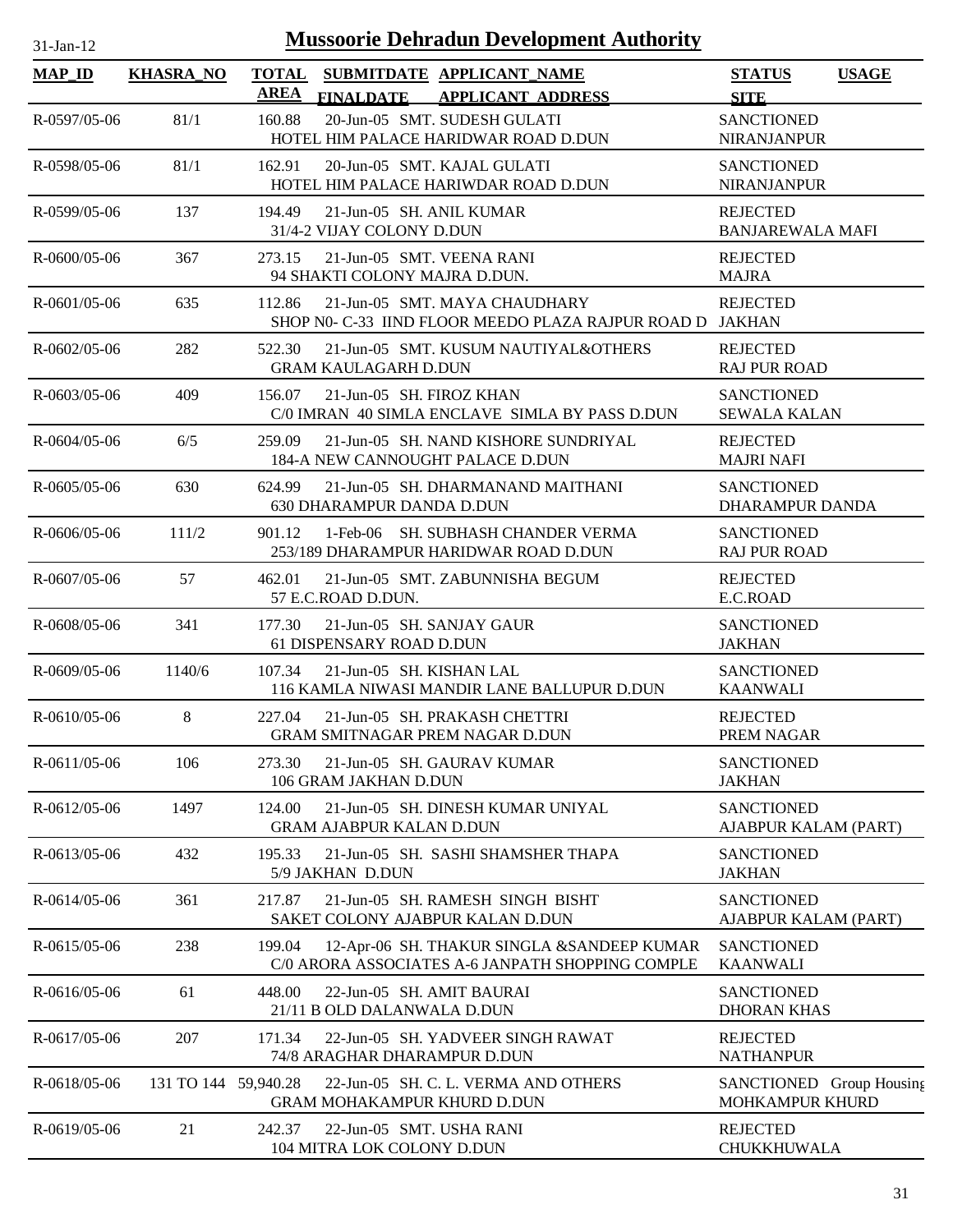# Mussoorie Dehradun Development Authority

31-Jan-12

| MAP_ID | KHASRA_NO | TOTAL AREA | SUBMITDATE FINALDATE | APPLICANT_NAME APPLICANT ADDRESS | STATUS SITE | USAGE |
|---|---|---|---|---|---|---|
| R-0597/05-06 | 81/1 | 160.88 | 20-Jun-05 | SMT. SUDESH GULATI<br>HOTEL HIM PALACE HARIDWAR ROAD D.DUN | SANCTIONED<br>NIRANJANPUR | |
| R-0598/05-06 | 81/1 | 162.91 | 20-Jun-05 | SMT. KAJAL GULATI<br>HOTEL HIM PALACE HARIWDAR ROAD D.DUN | SANCTIONED<br>NIRANJANPUR | |
| R-0599/05-06 | 137 | 194.49 | 21-Jun-05 | SH. ANIL KUMAR<br>31/4-2 VIJAY COLONY D.DUN | REJECTED<br>BANJAREWALA MAFI | |
| R-0600/05-06 | 367 | 273.15 | 21-Jun-05 | SMT. VEENA RANI<br>94 SHAKTI COLONY MAJRA D.DUN. | REJECTED<br>MAJRA | |
| R-0601/05-06 | 635 | 112.86 | 21-Jun-05 | SMT. MAYA CHAUDHARY<br>SHOP N0- C-33 IIND FLOOR MEEDO PLAZA RAJPUR ROAD D | REJECTED<br>JAKHAN | |
| R-0602/05-06 | 282 | 522.30 | 21-Jun-05 | SMT. KUSUM NAUTIYAL&OTHERS<br>GRAM KAULAGARH D.DUN | REJECTED<br>RAJ PUR ROAD | |
| R-0603/05-06 | 409 | 156.07 | 21-Jun-05 | SH. FIROZ KHAN<br>C/0 IMRAN 40 SIMLA ENCLAVE SIMLA BY PASS D.DUN | SANCTIONED<br>SEWALA KALAN | |
| R-0604/05-06 | 6/5 | 259.09 | 21-Jun-05 | SH. NAND KISHORE SUNDRIYAL<br>184-A NEW CANNOUGHT PALACE D.DUN | REJECTED<br>MAJRI NAFI | |
| R-0605/05-06 | 630 | 624.99 | 21-Jun-05 | SH. DHARMANAND MAITHANI<br>630 DHARAMPUR DANDA D.DUN | SANCTIONED<br>DHARAMPUR DANDA | |
| R-0606/05-06 | 111/2 | 901.12 | 1-Feb-06 | SH. SUBHASH CHANDER VERMA<br>253/189 DHARAMPUR HARIDWAR ROAD D.DUN | SANCTIONED<br>RAJ PUR ROAD | |
| R-0607/05-06 | 57 | 462.01 | 21-Jun-05 | SMT. ZABUNNISHA BEGUM<br>57 E.C.ROAD D.DUN. | REJECTED<br>E.C.ROAD | |
| R-0608/05-06 | 341 | 177.30 | 21-Jun-05 | SH. SANJAY GAUR<br>61 DISPENSARY ROAD D.DUN | SANCTIONED<br>JAKHAN | |
| R-0609/05-06 | 1140/6 | 107.34 | 21-Jun-05 | SH. KISHAN LAL<br>116 KAMLA NIWASI MANDIR LANE BALLUPUR D.DUN | SANCTIONED<br>KAANWALI | |
| R-0610/05-06 | 8 | 227.04 | 21-Jun-05 | SH. PRAKASH CHETTRI<br>GRAM SMITNAGAR PREM NAGAR D.DUN | REJECTED<br>PREM NAGAR | |
| R-0611/05-06 | 106 | 273.30 | 21-Jun-05 | SH. GAURAV KUMAR<br>106 GRAM JAKHAN D.DUN | SANCTIONED<br>JAKHAN | |
| R-0612/05-06 | 1497 | 124.00 | 21-Jun-05 | SH. DINESH KUMAR UNIYAL<br>GRAM AJABPUR KALAN D.DUN | SANCTIONED<br>AJABPUR KALAM (PART) | |
| R-0613/05-06 | 432 | 195.33 | 21-Jun-05 | SH. SASHI SHAMSHER THAPA<br>5/9 JAKHAN D.DUN | SANCTIONED<br>JAKHAN | |
| R-0614/05-06 | 361 | 217.87 | 21-Jun-05 | SH. RAMESH SINGH BISHT<br>SAKET COLONY AJABPUR KALAN D.DUN | SANCTIONED<br>AJABPUR KALAM (PART) | |
| R-0615/05-06 | 238 | 199.04 | 12-Apr-06 | SH. THAKUR SINGLA &SANDEEP KUMAR<br>C/0 ARORA ASSOCIATES A-6 JANPATH SHOPPING COMPLE | SANCTIONED<br>KAANWALI | |
| R-0616/05-06 | 61 | 448.00 | 22-Jun-05 | SH. AMIT BAURAI<br>21/11 B OLD DALANWALA D.DUN | SANCTIONED<br>DHORAN KHAS | |
| R-0617/05-06 | 207 | 171.34 | 22-Jun-05 | SH. YADVEER SINGH RAWAT<br>74/8 ARAGHAR DHARAMPUR D.DUN | REJECTED<br>NATHANPUR | |
| R-0618/05-06 | 131 TO 144 | 59,940.28 | 22-Jun-05 | SH. C. L. VERMA AND OTHERS<br>GRAM MOHAKAMPUR KHURD D.DUN | SANCTIONED<br>MOHKAMPUR KHURD | Group Housing |
| R-0619/05-06 | 21 | 242.37 | 22-Jun-05 | SMT. USHA RANI<br>104 MITRA LOK COLONY D.DUN | REJECTED<br>CHUKKHUWALA | |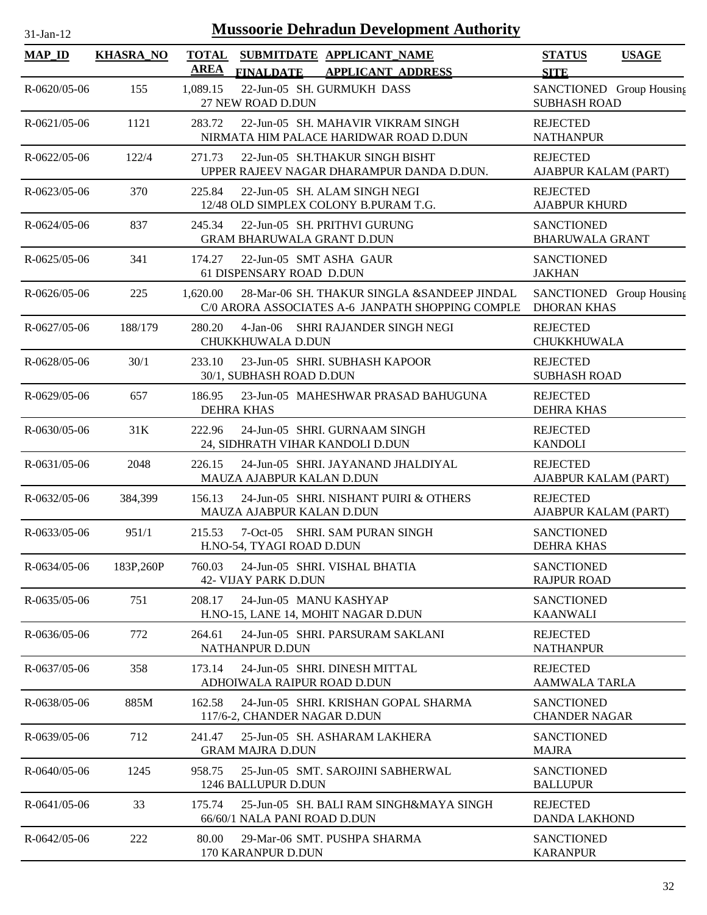# Mussoorie Dehradun Development Authority

31-Jan-12

| MAP_ID | KHASRA_NO | TOTAL AREA | SUBMITDATE FINALDATE | APPLICANT_NAME APPLICANT_ADDRESS | STATUS SITE | USAGE |
|---|---|---|---|---|---|---|
| R-0620/05-06 | 155 | 1,089.15 | 22-Jun-05 | SH. GURMUKH DASS 27 NEW ROAD D.DUN | SANCTIONED SUBHASH ROAD | Group Housing |
| R-0621/05-06 | 1121 | 283.72 | 22-Jun-05 | SH. MAHAVIR VIKRAM SINGH NIRMATA HIM PALACE HARIDWAR ROAD D.DUN | REJECTED NATHANPUR | |
| R-0622/05-06 | 122/4 | 271.73 | 22-Jun-05 | SH.THAKUR SINGH BISHT UPPER RAJEEV NAGAR DHARAMPUR DANDA D.DUN. | REJECTED AJABPUR KALAM (PART) | |
| R-0623/05-06 | 370 | 225.84 | 22-Jun-05 | SH. ALAM SINGH NEGI 12/48 OLD SIMPLEX COLONY B.PURAM T.G. | REJECTED AJABPUR KHURD | |
| R-0624/05-06 | 837 | 245.34 | 22-Jun-05 | SH. PRITHVI GURUNG GRAM BHARUWALA GRANT D.DUN | SANCTIONED BHARUWALA GRANT | |
| R-0625/05-06 | 341 | 174.27 | 22-Jun-05 | SMT ASHA GAUR 61 DISPENSARY ROAD D.DUN | SANCTIONED JAKHAN | |
| R-0626/05-06 | 225 | 1,620.00 | 28-Mar-06 | SH. THAKUR SINGLA &SANDEEP JINDAL C/0 ARORA ASSOCIATES A-6 JANPATH SHOPPING COMPLE | SANCTIONED DHORAN KHAS | Group Housing |
| R-0627/05-06 | 188/179 | 280.20 | 4-Jan-06 | SHRI RAJANDER SINGH NEGI CHUKKHUWALA D.DUN | REJECTED CHUKKHUWALA | |
| R-0628/05-06 | 30/1 | 233.10 | 23-Jun-05 | SHRI. SUBHASH KAPOOR 30/1, SUBHASH ROAD D.DUN | REJECTED SUBHASH ROAD | |
| R-0629/05-06 | 657 | 186.95 | 23-Jun-05 | MAHESHWAR PRASAD BAHUGUNA DEHRA KHAS | REJECTED DEHRA KHAS | |
| R-0630/05-06 | 31K | 222.96 | 24-Jun-05 | SHRI. GURNAAM SINGH 24, SIDHRATH VIHAR KANDOLI D.DUN | REJECTED KANDOLI | |
| R-0631/05-06 | 2048 | 226.15 | 24-Jun-05 | SHRI. JAYANAND JHALDIYAL MAUZA AJABPUR KALAN D.DUN | REJECTED AJABPUR KALAM (PART) | |
| R-0632/05-06 | 384,399 | 156.13 | 24-Jun-05 | SHRI. NISHANT PUIRI & OTHERS MAUZA AJABPUR KALAN D.DUN | REJECTED AJABPUR KALAM (PART) | |
| R-0633/05-06 | 951/1 | 215.53 | 7-Oct-05 | SHRI. SAM PURAN SINGH H.NO-54, TYAGI ROAD D.DUN | SANCTIONED DEHRA KHAS | |
| R-0634/05-06 | 183P,260P | 760.03 | 24-Jun-05 | SHRI. VISHAL BHATIA 42- VIJAY PARK D.DUN | SANCTIONED RAJPUR ROAD | |
| R-0635/05-06 | 751 | 208.17 | 24-Jun-05 | MANU KASHYAP H.NO-15, LANE 14, MOHIT NAGAR D.DUN | SANCTIONED KAANWALI | |
| R-0636/05-06 | 772 | 264.61 | 24-Jun-05 | SHRI. PARSURAM SAKLANI NATHANPUR D.DUN | REJECTED NATHANPUR | |
| R-0637/05-06 | 358 | 173.14 | 24-Jun-05 | SHRI. DINESH MITTAL ADHOIWALA RAIPUR ROAD D.DUN | REJECTED AAMWALA TARLA | |
| R-0638/05-06 | 885M | 162.58 | 24-Jun-05 | SHRI. KRISHAN GOPAL SHARMA 117/6-2, CHANDER NAGAR D.DUN | SANCTIONED CHANDER NAGAR | |
| R-0639/05-06 | 712 | 241.47 | 25-Jun-05 | SH. ASHARAM LAKHERA GRAM MAJRA D.DUN | SANCTIONED MAJRA | |
| R-0640/05-06 | 1245 | 958.75 | 25-Jun-05 | SMT. SAROJINI SABHERWAL 1246 BALLUPUR D.DUN | SANCTIONED BALLUPUR | |
| R-0641/05-06 | 33 | 175.74 | 25-Jun-05 | SH. BALI RAM SINGH&MAYA SINGH 66/60/1 NALA PANI ROAD D.DUN | REJECTED DANDA LAKHOND | |
| R-0642/05-06 | 222 | 80.00 | 29-Mar-06 | SMT. PUSHPA SHARMA 170 KARANPUR D.DUN | SANCTIONED KARANPUR | |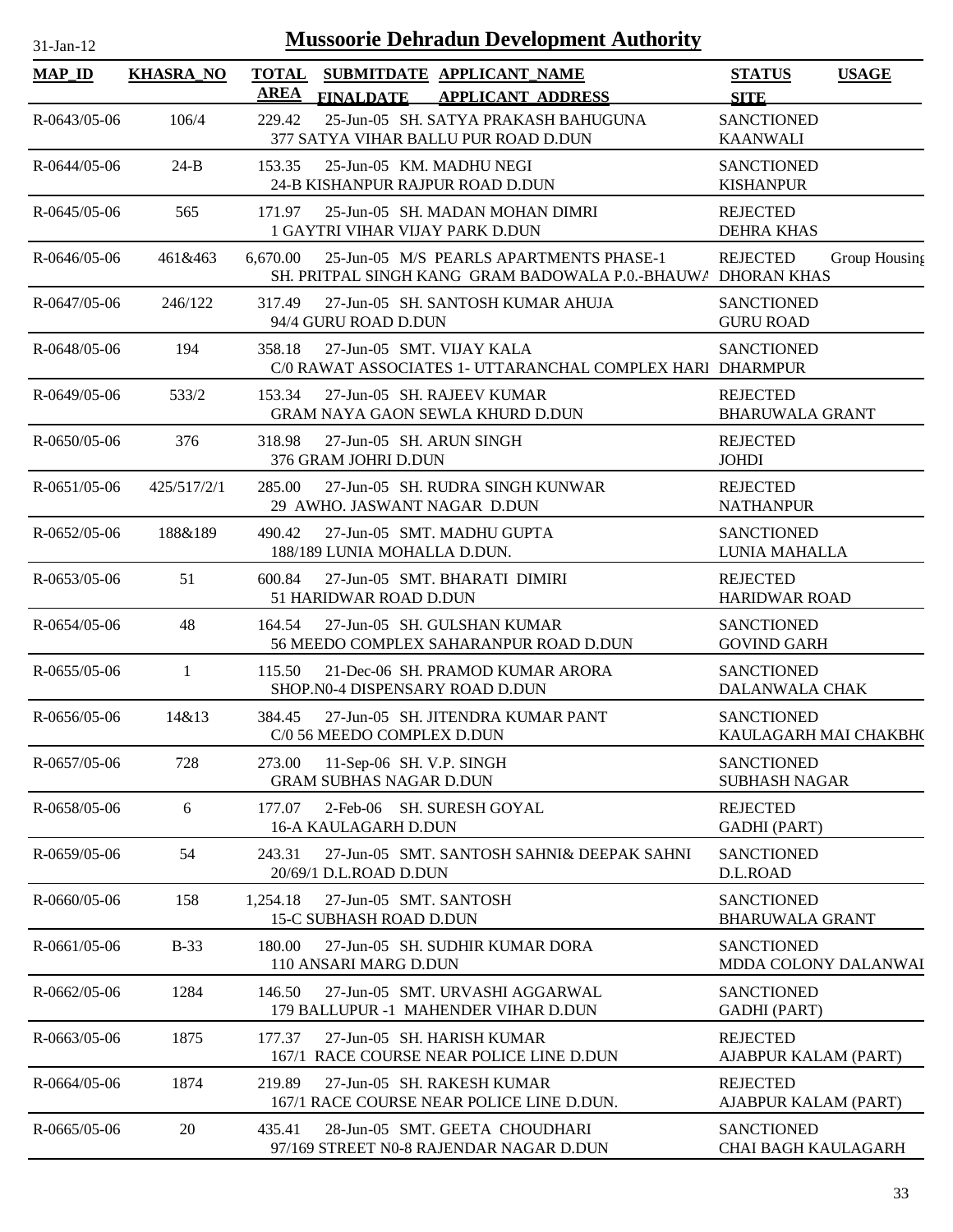31-Jan-12

# Mussoorie Dehradun Development Authority

| MAP_ID | KHASRA_NO | TOTAL AREA | SUBMITDATE FINALDATE | APPLICANT_NAME APPLICANT_ADDRESS | STATUS SITE | USAGE |
|---|---|---|---|---|---|---|
| R-0643/05-06 | 106/4 | 229.42 | 25-Jun-05 | SH. SATYA PRAKASH BAHUGUNA<br>377 SATYA VIHAR BALLU PUR ROAD D.DUN | SANCTIONED<br>KAANWALI | |
| R-0644/05-06 | 24-B | 153.35 | 25-Jun-05 | KM. MADHU NEGI<br>24-B KISHANPUR RAJPUR ROAD D.DUN | SANCTIONED<br>KISHANPUR | |
| R-0645/05-06 | 565 | 171.97 | 25-Jun-05 | SH. MADAN MOHAN DIMRI<br>1 GAYTRI VIHAR VIJAY PARK D.DUN | REJECTED<br>DEHRA KHAS | |
| R-0646/05-06 | 461&463 | 6,670.00 | 25-Jun-05 | M/S PEARLS APARTMENTS PHASE-1<br>SH. PRITPAL SINGH KANG GRAM BADOWALA P.0.-BHAUWA | REJECTED<br>DHORAN KHAS | Group Housing |
| R-0647/05-06 | 246/122 | 317.49 | 27-Jun-05 | SH. SANTOSH KUMAR AHUJA<br>94/4 GURU ROAD D.DUN | SANCTIONED<br>GURU ROAD | |
| R-0648/05-06 | 194 | 358.18 | 27-Jun-05 | SMT. VIJAY KALA<br>C/0 RAWAT ASSOCIATES 1- UTTARANCHAL COMPLEX HARI | SANCTIONED<br>DHARMPUR | |
| R-0649/05-06 | 533/2 | 153.34 | 27-Jun-05 | SH. RAJEEV KUMAR<br>GRAM NAYA GAON SEWLA KHURD D.DUN | REJECTED<br>BHARUWALA GRANT | |
| R-0650/05-06 | 376 | 318.98 | 27-Jun-05 | SH. ARUN SINGH<br>376 GRAM JOHRI D.DUN | REJECTED<br>JOHDI | |
| R-0651/05-06 | 425/517/2/1 | 285.00 | 27-Jun-05 | SH. RUDRA SINGH KUNWAR<br>29 AWHO. JASWANT NAGAR D.DUN | REJECTED<br>NATHANPUR | |
| R-0652/05-06 | 188&189 | 490.42 | 27-Jun-05 | SMT. MADHU GUPTA<br>188/189 LUNIA MOHALLA D.DUN. | SANCTIONED<br>LUNIA MAHALLA | |
| R-0653/05-06 | 51 | 600.84 | 27-Jun-05 | SMT. BHARATI DIMIRI<br>51 HARIDWAR ROAD D.DUN | REJECTED<br>HARIDWAR ROAD | |
| R-0654/05-06 | 48 | 164.54 | 27-Jun-05 | SH. GULSHAN KUMAR<br>56 MEEDO COMPLEX SAHARANPUR ROAD D.DUN | SANCTIONED<br>GOVIND GARH | |
| R-0655/05-06 | 1 | 115.50 | 21-Dec-06 | SH. PRAMOD KUMAR ARORA<br>SHOP.N0-4 DISPENSARY ROAD D.DUN | SANCTIONED<br>DALANWALA CHAK | |
| R-0656/05-06 | 14&13 | 384.45 | 27-Jun-05 | SH. JITENDRA KUMAR PANT<br>C/0 56 MEEDO COMPLEX D.DUN | SANCTIONED<br>KAULAGARH MAI CHAKBHO | |
| R-0657/05-06 | 728 | 273.00 | 11-Sep-06 | SH. V.P. SINGH<br>GRAM SUBHAS NAGAR D.DUN | SANCTIONED<br>SUBHASH NAGAR | |
| R-0658/05-06 | 6 | 177.07 | 2-Feb-06 | SH. SURESH GOYAL<br>16-A KAULAGARH D.DUN | REJECTED<br>GADHI (PART) | |
| R-0659/05-06 | 54 | 243.31 | 27-Jun-05 | SMT. SANTOSH SAHNI& DEEPAK SAHNI<br>20/69/1 D.L.ROAD D.DUN | SANCTIONED<br>D.L.ROAD | |
| R-0660/05-06 | 158 | 1,254.18 | 27-Jun-05 | SMT. SANTOSH<br>15-C SUBHASH ROAD D.DUN | SANCTIONED<br>BHARUWALA GRANT | |
| R-0661/05-06 | B-33 | 180.00 | 27-Jun-05 | SH. SUDHIR KUMAR DORA<br>110 ANSARI MARG D.DUN | SANCTIONED<br>MDDA COLONY DALANWAL | |
| R-0662/05-06 | 1284 | 146.50 | 27-Jun-05 | SMT. URVASHI AGGARWAL<br>179 BALLUPUR -1 MAHENDER VIHAR D.DUN | SANCTIONED<br>GADHI (PART) | |
| R-0663/05-06 | 1875 | 177.37 | 27-Jun-05 | SH. HARISH KUMAR<br>167/1 RACE COURSE NEAR POLICE LINE D.DUN | REJECTED<br>AJABPUR KALAM (PART) | |
| R-0664/05-06 | 1874 | 219.89 | 27-Jun-05 | SH. RAKESH KUMAR<br>167/1 RACE COURSE NEAR POLICE LINE D.DUN. | REJECTED<br>AJABPUR KALAM (PART) | |
| R-0665/05-06 | 20 | 435.41 | 28-Jun-05 | SMT. GEETA CHOUDHARI<br>97/169 STREET N0-8 RAJENDAR NAGAR D.DUN | SANCTIONED<br>CHAI BAGH KAULAGARH | |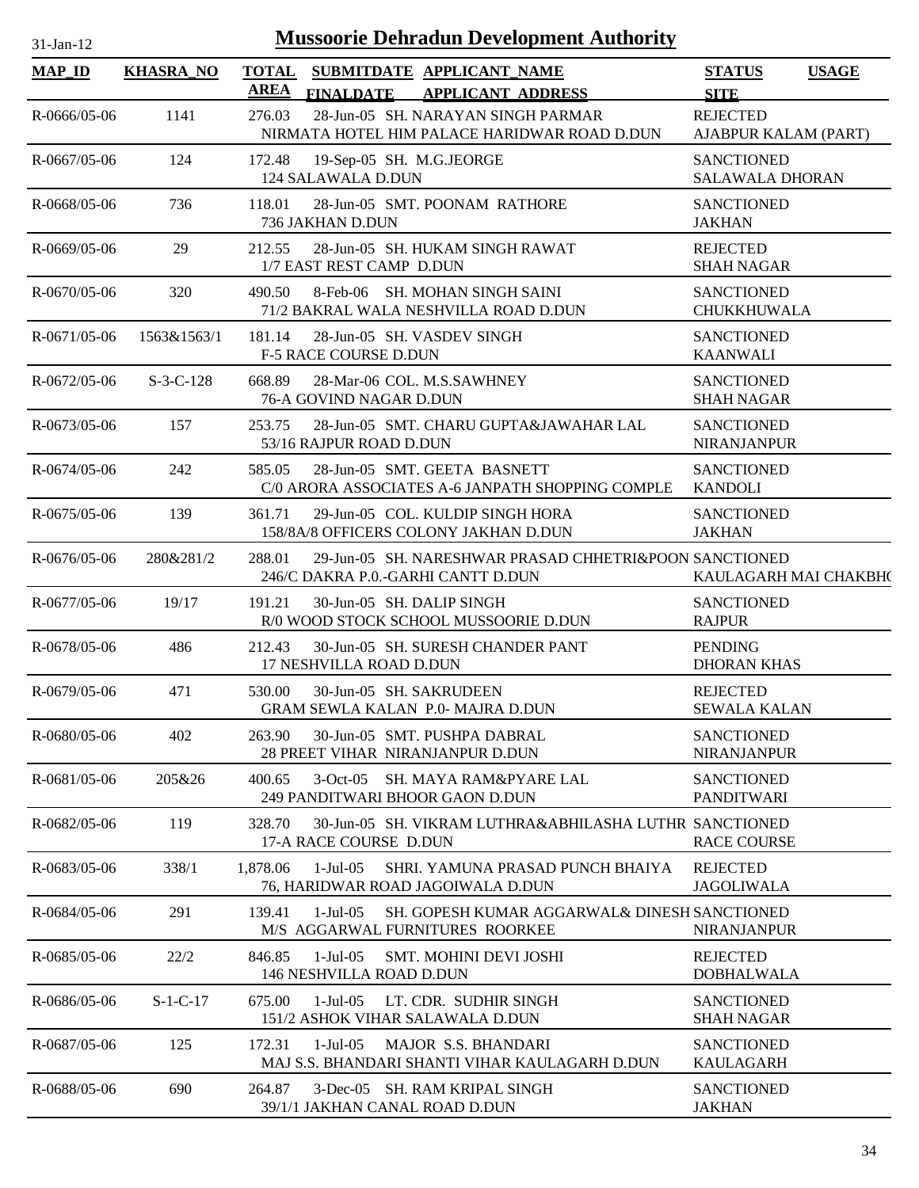31-Jan-12

# Mussoorie Dehradun Development Authority

| MAP_ID | KHASRA_NO | TOTAL AREA | SUBMITDATE FINALDATE | APPLICANT_NAME APPLICANT_ADDRESS | STATUS SITE | USAGE |
|---|---|---|---|---|---|---|
| R-0666/05-06 | 1141 | 276.03 | 28-Jun-05 | SH. NARAYAN SINGH PARMAR<br>NIRMATA HOTEL HIM PALACE HARIDWAR ROAD D.DUN | REJECTED<br>AJABPUR KALAM (PART) | |
| R-0667/05-06 | 124 | 172.48 | 19-Sep-05 | SH. M.G.JEORGE<br>124 SALAWALA D.DUN | SANCTIONED<br>SALAWALA DHORAN | |
| R-0668/05-06 | 736 | 118.01 | 28-Jun-05 | SMT. POONAM RATHORE<br>736 JAKHAN D.DUN | SANCTIONED<br>JAKHAN | |
| R-0669/05-06 | 29 | 212.55 | 28-Jun-05 | SH. HUKAM SINGH RAWAT<br>1/7 EAST REST CAMP D.DUN | REJECTED<br>SHAH NAGAR | |
| R-0670/05-06 | 320 | 490.50 | 8-Feb-06 | SH. MOHAN SINGH SAINI<br>71/2 BAKRAL WALA NESHVILLA ROAD D.DUN | SANCTIONED<br>CHUKKHUWALA | |
| R-0671/05-06 | 1563&1563/1 | 181.14 | 28-Jun-05 | SH. VASDEV SINGH<br>F-5 RACE COURSE D.DUN | SANCTIONED<br>KAANWALI | |
| R-0672/05-06 | S-3-C-128 | 668.89 | 28-Mar-06 | COL. M.S.SAWHNEY<br>76-A GOVIND NAGAR D.DUN | SANCTIONED<br>SHAH NAGAR | |
| R-0673/05-06 | 157 | 253.75 | 28-Jun-05 | SMT. CHARU GUPTA&JAWAHAR LAL<br>53/16 RAJPUR ROAD D.DUN | SANCTIONED<br>NIRANJANPUR | |
| R-0674/05-06 | 242 | 585.05 | 28-Jun-05 | SMT. GEETA BASNETT<br>C/0 ARORA ASSOCIATES A-6 JANPATH SHOPPING COMPLE | SANCTIONED<br>KANDOLI | |
| R-0675/05-06 | 139 | 361.71 | 29-Jun-05 | COL. KULDIP SINGH HORA<br>158/8A/8 OFFICERS COLONY JAKHAN D.DUN | SANCTIONED<br>JAKHAN | |
| R-0676/05-06 | 280&281/2 | 288.01 | 29-Jun-05 | SH. NARESHWAR PRASAD CHHETRI&POON<br>246/C DAKRA P.0.-GARHI CANTT D.DUN | SANCTIONED<br>KAULAGARH MAI CHAKBH( | |
| R-0677/05-06 | 19/17 | 191.21 | 30-Jun-05 | SH. DALIP SINGH<br>R/0 WOOD STOCK SCHOOL MUSSOORIE D.DUN | SANCTIONED<br>RAJPUR | |
| R-0678/05-06 | 486 | 212.43 | 30-Jun-05 | SH. SURESH CHANDER PANT<br>17 NESHVILLA ROAD D.DUN | PENDING<br>DHORAN KHAS | |
| R-0679/05-06 | 471 | 530.00 | 30-Jun-05 | SH. SAKRUDEEN<br>GRAM SEWLA KALAN P.0- MAJRA D.DUN | REJECTED<br>SEWALA KALAN | |
| R-0680/05-06 | 402 | 263.90 | 30-Jun-05 | SMT. PUSHPA DABRAL<br>28 PREET VIHAR NIRANJANPUR D.DUN | SANCTIONED<br>NIRANJANPUR | |
| R-0681/05-06 | 205&26 | 400.65 | 3-Oct-05 | SH. MAYA RAM&PYARE LAL<br>249 PANDITWARI BHOOR GAON D.DUN | SANCTIONED<br>PANDITWARI | |
| R-0682/05-06 | 119 | 328.70 | 30-Jun-05 | SH. VIKRAM LUTHRA&ABHILASHA LUTHR<br>17-A RACE COURSE D.DUN | SANCTIONED<br>RACE COURSE | |
| R-0683/05-06 | 338/1 | 1,878.06 | 1-Jul-05 | SHRI. YAMUNA PRASAD PUNCH BHAIYA<br>76, HARIDWAR ROAD JAGOIWALA D.DUN | REJECTED<br>JAGOLIWALA | |
| R-0684/05-06 | 291 | 139.41 | 1-Jul-05 | SH. GOPESH KUMAR AGGARWAL& DINESH<br>M/S AGGARWAL FURNITURES ROORKEE | SANCTIONED<br>NIRANJANPUR | |
| R-0685/05-06 | 22/2 | 846.85 | 1-Jul-05 | SMT. MOHINI DEVI JOSHI<br>146 NESHVILLA ROAD D.DUN | REJECTED<br>DOBHALWALA | |
| R-0686/05-06 | S-1-C-17 | 675.00 | 1-Jul-05 | LT. CDR. SUDHIR SINGH<br>151/2 ASHOK VIHAR SALAWALA D.DUN | SANCTIONED<br>SHAH NAGAR | |
| R-0687/05-06 | 125 | 172.31 | 1-Jul-05 | MAJOR S.S. BHANDARI<br>MAJ S.S. BHANDARI SHANTI VIHAR KAULAGARH D.DUN | SANCTIONED<br>KAULAGARH | |
| R-0688/05-06 | 690 | 264.87 | 3-Dec-05 | SH. RAM KRIPAL SINGH<br>39/1/1 JAKHAN CANAL ROAD D.DUN | SANCTIONED<br>JAKHAN | |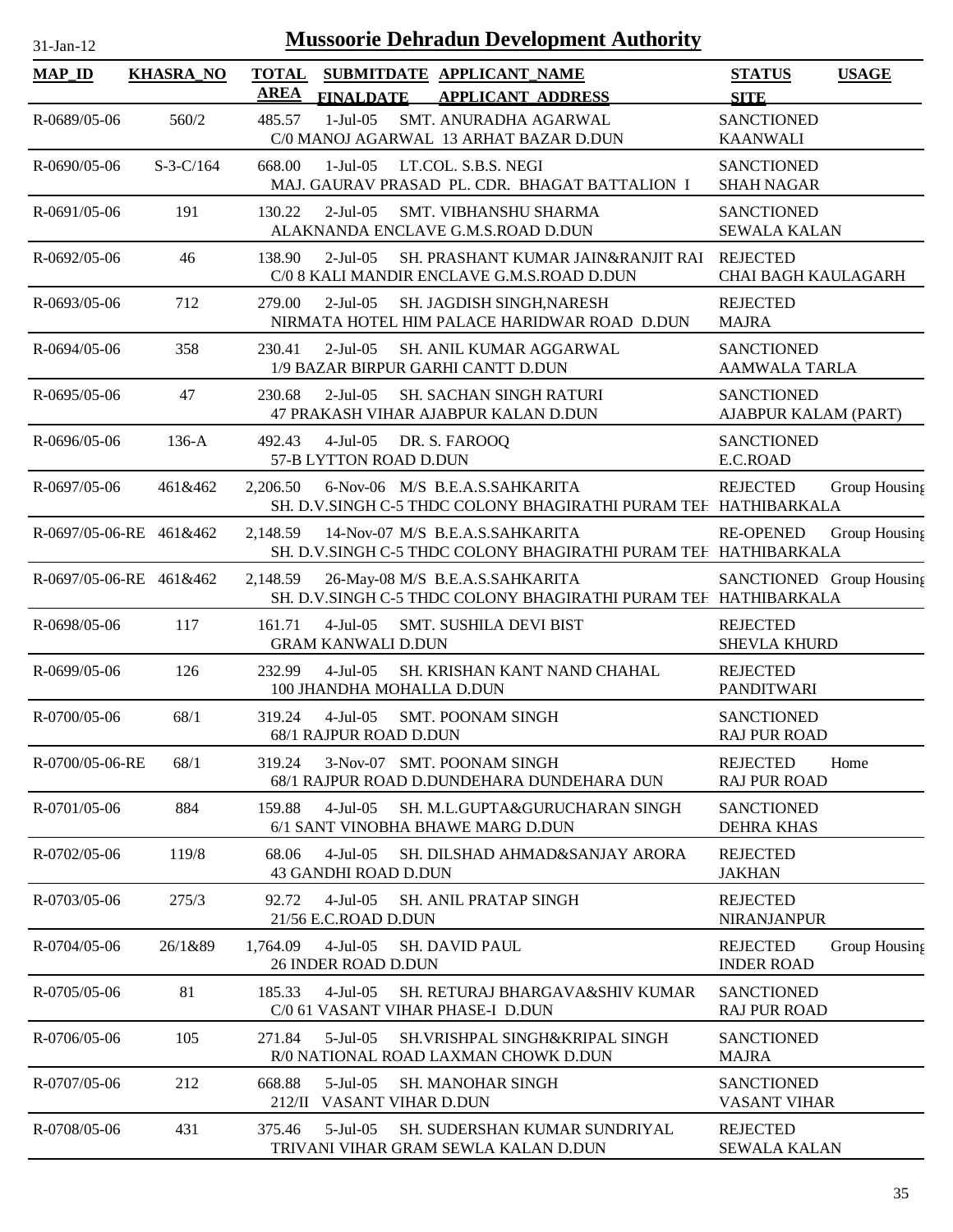31-Jan-12

# Mussoorie Dehradun Development Authority

| MAP_ID | KHASRA_NO | TOTAL AREA | SUBMITDATE FINALDATE | APPLICANT_NAME APPLICANT_ADDRESS | STATUS SITE | USAGE |
|---|---|---|---|---|---|---|
| R-0689/05-06 | 560/2 | 485.57 | 1-Jul-05 | SMT. ANURADHA AGARWAL<br>C/0 MANOJ AGARWAL 13 ARHAT BAZAR D.DUN | SANCTIONED<br>KAANWALI | |
| R-0690/05-06 | S-3-C/164 | 668.00 | 1-Jul-05 | LT.COL. S.B.S. NEGI<br>MAJ. GAURAV PRASAD PL. CDR. BHAGAT BATTALION I | SANCTIONED<br>SHAH NAGAR | |
| R-0691/05-06 | 191 | 130.22 | 2-Jul-05 | SMT. VIBHANSHU SHARMA<br>ALAKNANDA ENCLAVE G.M.S.ROAD D.DUN | SANCTIONED<br>SEWALA KALAN | |
| R-0692/05-06 | 46 | 138.90 | 2-Jul-05 | SH. PRASHANT KUMAR JAIN&RANJIT RAI<br>C/0 8 KALI MANDIR ENCLAVE G.M.S.ROAD D.DUN | REJECTED<br>CHAI BAGH KAULAGARH | |
| R-0693/05-06 | 712 | 279.00 | 2-Jul-05 | SH. JAGDISH SINGH,NARESH<br>NIRMATA HOTEL HIM PALACE HARIDWAR ROAD D.DUN | REJECTED<br>MAJRA | |
| R-0694/05-06 | 358 | 230.41 | 2-Jul-05 | SH. ANIL KUMAR AGGARWAL<br>1/9 BAZAR BIRPUR GARHI CANTT D.DUN | SANCTIONED<br>AAMWALA TARLA | |
| R-0695/05-06 | 47 | 230.68 | 2-Jul-05 | SH. SACHAN SINGH RATURI<br>47 PRAKASH VIHAR AJABPUR KALAN D.DUN | SANCTIONED<br>AJABPUR KALAM (PART) | |
| R-0696/05-06 | 136-A | 492.43 | 4-Jul-05 | DR. S. FAROOQ<br>57-B LYTTON ROAD D.DUN | SANCTIONED<br>E.C.ROAD | |
| R-0697/05-06 | 461&462 | 2,206.50 | 6-Nov-06 | M/S B.E.A.S.SAHKARITA<br>SH. D.V.SINGH C-5 THDC COLONY BHAGIRATHI PURAM TEH | REJECTED<br>HATHIBARKALA | Group Housing |
| R-0697/05-06-RE | 461&462 | 2,148.59 | 14-Nov-07 | M/S B.E.A.S.SAHKARITA<br>SH. D.V.SINGH C-5 THDC COLONY BHAGIRATHI PURAM TEH | RE-OPENED<br>HATHIBARKALA | Group Housing |
| R-0697/05-06-RE | 461&462 | 2,148.59 | 26-May-08 | M/S B.E.A.S.SAHKARITA<br>SH. D.V.SINGH C-5 THDC COLONY BHAGIRATHI PURAM TEH | SANCTIONED<br>HATHIBARKALA | Group Housing |
| R-0698/05-06 | 117 | 161.71 | 4-Jul-05 | SMT. SUSHILA DEVI BIST<br>GRAM KANWALI D.DUN | REJECTED<br>SHEVLA KHURD | |
| R-0699/05-06 | 126 | 232.99 | 4-Jul-05 | SH. KRISHAN KANT NAND CHAHAL<br>100 JHANDHA MOHALLA D.DUN | REJECTED<br>PANDITWARI | |
| R-0700/05-06 | 68/1 | 319.24 | 4-Jul-05 | SMT. POONAM SINGH<br>68/1 RAJPUR ROAD D.DUN | SANCTIONED<br>RAJ PUR ROAD | |
| R-0700/05-06-RE | 68/1 | 319.24 | 3-Nov-07 | SMT. POONAM SINGH<br>68/1 RAJPUR ROAD D.DUNDEHARA DUNDEHARA DUN | REJECTED<br>RAJ PUR ROAD | Home |
| R-0701/05-06 | 884 | 159.88 | 4-Jul-05 | SH. M.L.GUPTA&GURUCHARAN SINGH<br>6/1 SANT VINOBHA BHAWE MARG D.DUN | SANCTIONED<br>DEHRA KHAS | |
| R-0702/05-06 | 119/8 | 68.06 | 4-Jul-05 | SH. DILSHAD AHMAD&SANJAY ARORA<br>43 GANDHI ROAD D.DUN | REJECTED<br>JAKHAN | |
| R-0703/05-06 | 275/3 | 92.72 | 4-Jul-05 | SH. ANIL PRATAP SINGH<br>21/56 E.C.ROAD D.DUN | REJECTED<br>NIRANJANPUR | |
| R-0704/05-06 | 26/1&89 | 1,764.09 | 4-Jul-05 | SH. DAVID PAUL<br>26 INDER ROAD D.DUN | REJECTED<br>INDER ROAD | Group Housing |
| R-0705/05-06 | 81 | 185.33 | 4-Jul-05 | SH. RETURAJ BHARGAVA&SHIV KUMAR<br>C/0 61 VASANT VIHAR PHASE-I D.DUN | SANCTIONED<br>RAJ PUR ROAD | |
| R-0706/05-06 | 105 | 271.84 | 5-Jul-05 | SH.VRISHPAL SINGH&KRIPAL SINGH<br>R/0 NATIONAL ROAD LAXMAN CHOWK D.DUN | SANCTIONED<br>MAJRA | |
| R-0707/05-06 | 212 | 668.88 | 5-Jul-05 | SH. MANOHAR SINGH<br>212/II VASANT VIHAR D.DUN | SANCTIONED<br>VASANT VIHAR | |
| R-0708/05-06 | 431 | 375.46 | 5-Jul-05 | SH. SUDERSHAN KUMAR SUNDRIYAL<br>TRIVANI VIHAR GRAM SEWLA KALAN D.DUN | REJECTED<br>SEWALA KALAN | |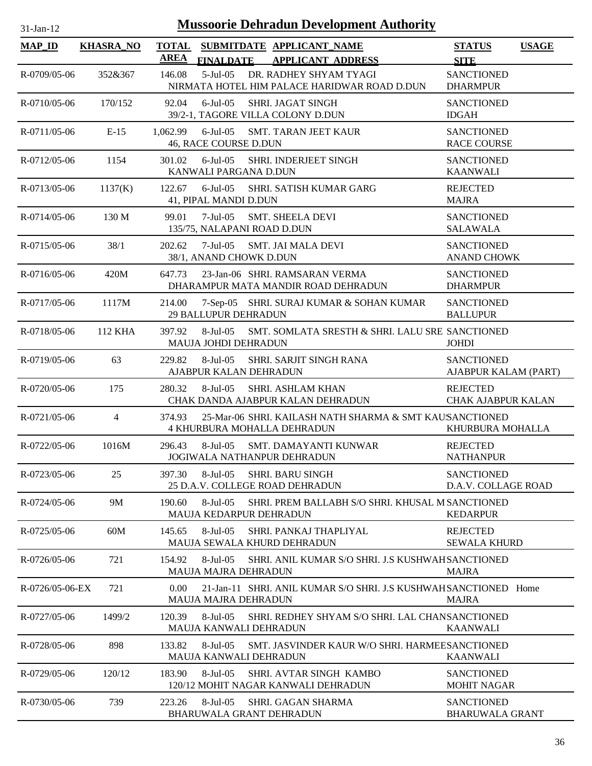# Mussoorie Dehradun Development Authority

| MAP_ID | KHASRA_NO | TOTAL AREA | SUBMITDATE FINALDATE | APPLICANT_NAME APPLICANT_ADDRESS | STATUS SITE | USAGE |
|---|---|---|---|---|---|---|
| R-0709/05-06 | 352&367 | 146.08 | 5-Jul-05 | DR. RADHEY SHYAM TYAGI NIRMATA HOTEL HIM PALACE HARIDWAR ROAD D.DUN | SANCTIONED DHARMPUR | |
| R-0710/05-06 | 170/152 | 92.04 | 6-Jul-05 | SHRI. JAGAT SINGH 39/2-1, TAGORE VILLA COLONY D.DUN | SANCTIONED IDGAH | |
| R-0711/05-06 | E-15 | 1,062.99 | 6-Jul-05 | SMT. TARAN JEET KAUR 46, RACE COURSE D.DUN | SANCTIONED RACE COURSE | |
| R-0712/05-06 | 1154 | 301.02 | 6-Jul-05 | SHRI. INDERJEET SINGH KANWALI PARGANA D.DUN | SANCTIONED KAANWALI | |
| R-0713/05-06 | 1137(K) | 122.67 | 6-Jul-05 | SHRI. SATISH KUMAR GARG 41, PIPAL MANDI D.DUN | REJECTED MAJRA | |
| R-0714/05-06 | 130 M | 99.01 | 7-Jul-05 | SMT. SHEELA DEVI 135/75, NALAPANI ROAD D.DUN | SANCTIONED SALAWALA | |
| R-0715/05-06 | 38/1 | 202.62 | 7-Jul-05 | SMT. JAI MALA DEVI 38/1, ANAND CHOWK D.DUN | SANCTIONED ANAND CHOWK | |
| R-0716/05-06 | 420M | 647.73 | 23-Jan-06 | SHRI. RAMSARAN VERMA DHARAMPUR MATA MANDIR ROAD DEHRADUN | SANCTIONED DHARMPUR | |
| R-0717/05-06 | 1117M | 214.00 | 7-Sep-05 | SHRI. SURAJ KUMAR & SOHAN KUMAR 29 BALLUPUR DEHRADUN | SANCTIONED BALLUPUR | |
| R-0718/05-06 | 112 KHA | 397.92 | 8-Jul-05 | SMT. SOMLATA SRESTH & SHRI. LALU SRE MAUJA JOHDI DEHRADUN | SANCTIONED JOHDI | |
| R-0719/05-06 | 63 | 229.82 | 8-Jul-05 | SHRI. SARJIT SINGH RANA AJABPUR KALAN DEHRADUN | SANCTIONED AJABPUR KALAM (PART) | |
| R-0720/05-06 | 175 | 280.32 | 8-Jul-05 | SHRI. ASHLAM KHAN CHAK DANDA AJABPUR KALAN DEHRADUN | REJECTED CHAK AJABPUR KALAN | |
| R-0721/05-06 | 4 | 374.93 | 25-Mar-06 | SHRI. KAILASH NATH SHARMA & SMT KAU 4 KHURBURA MOHALLA DEHRADUN | SANCTIONED KHURBURA MOHALLA | |
| R-0722/05-06 | 1016M | 296.43 | 8-Jul-05 | SMT. DAMAYANTI KUNWAR JOGIWALA NATHANPUR DEHRADUN | REJECTED NATHANPUR | |
| R-0723/05-06 | 25 | 397.30 | 8-Jul-05 | SHRI. BARU SINGH 25 D.A.V. COLLEGE ROAD DEHRADUN | SANCTIONED D.A.V. COLLAGE ROAD | |
| R-0724/05-06 | 9M | 190.60 | 8-Jul-05 | SHRI. PREM BALLABH S/O SHRI. KHUSAL M MAUJA KEDARPUR DEHRADUN | SANCTIONED KEDARPUR | |
| R-0725/05-06 | 60M | 145.65 | 8-Jul-05 | SHRI. PANKAJ THAPLIYAL MAUJA SEWALA KHURD DEHRADUN | REJECTED SEWALA KHURD | |
| R-0726/05-06 | 721 | 154.92 | 8-Jul-05 | SHRI. ANIL KUMAR S/O SHRI. J.S KUSHWAH MAUJA MAJRA DEHRADUN | SANCTIONED MAJRA | |
| R-0726/05-06-EX | 721 | 0.00 | 21-Jan-11 | SHRI. ANIL KUMAR S/O SHRI. J.S KUSHWAH MAUJA MAJRA DEHRADUN | SANCTIONED MAJRA | Home |
| R-0727/05-06 | 1499/2 | 120.39 | 8-Jul-05 | SHRI. REDHEY SHYAM S/O SHRI. LAL CHAN MAUJA KANWALI DEHRADUN | SANCTIONED KAANWALI | |
| R-0728/05-06 | 898 | 133.82 | 8-Jul-05 | SMT. JASVINDER KAUR W/O SHRI. HARMEE MAUJA KANWALI DEHRADUN | SANCTIONED KAANWALI | |
| R-0729/05-06 | 120/12 | 183.90 | 8-Jul-05 | SHRI. AVTAR SINGH KAMBO 120/12 MOHIT NAGAR KANWALI DEHRADUN | SANCTIONED MOHIT NAGAR | |
| R-0730/05-06 | 739 | 223.26 | 8-Jul-05 | SHRI. GAGAN SHARMA BHARUWALA GRANT DEHRADUN | SANCTIONED BHARUWALA GRANT | |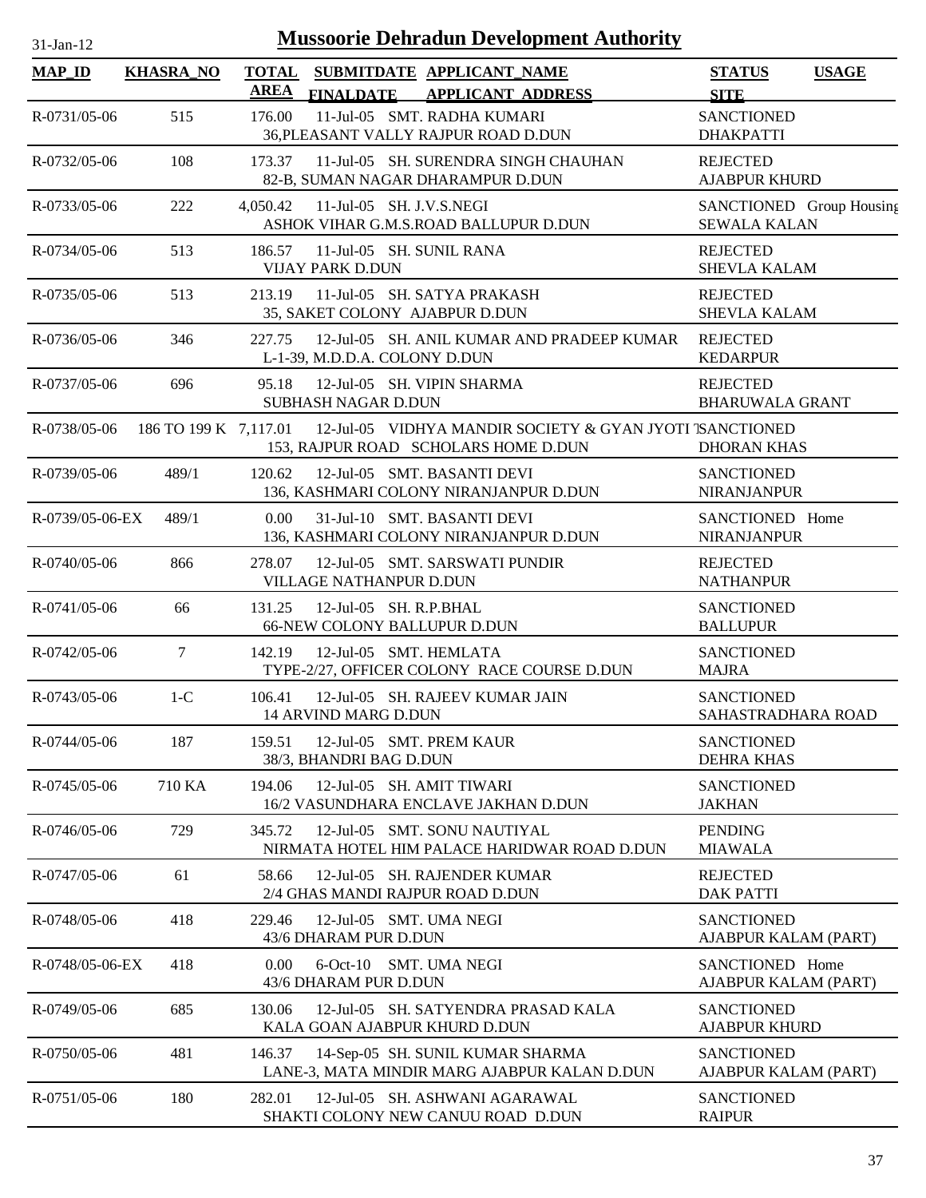# Mussoorie Dehradun Development Authority

31-Jan-12

| MAP_ID | KHASRA_NO | TOTAL AREA | SUBMITDATE FINALDATE | APPLICANT_NAME APPLICANT_ADDRESS | STATUS SITE | USAGE |
|---|---|---|---|---|---|---|
| R-0731/05-06 | 515 | 176.00 | 11-Jul-05 | SMT. RADHA KUMARI 36,PLEASANT VALLY RAJPUR ROAD D.DUN | SANCTIONED DHAKPATTI | |
| R-0732/05-06 | 108 | 173.37 | 11-Jul-05 | SH. SURENDRA SINGH CHAUHAN 82-B, SUMAN NAGAR DHARAMPUR D.DUN | REJECTED AJABPUR KHURD | |
| R-0733/05-06 | 222 | 4,050.42 | 11-Jul-05 | SH. J.V.S.NEGI ASHOK VIHAR G.M.S.ROAD BALLUPUR D.DUN | SANCTIONED SEWALA KALAN | Group Housing |
| R-0734/05-06 | 513 | 186.57 | 11-Jul-05 | SH. SUNIL RANA VIJAY PARK D.DUN | REJECTED SHEVLA KALAM | |
| R-0735/05-06 | 513 | 213.19 | 11-Jul-05 | SH. SATYA PRAKASH 35, SAKET COLONY AJABPUR D.DUN | REJECTED SHEVLA KALAM | |
| R-0736/05-06 | 346 | 227.75 | 12-Jul-05 | SH. ANIL KUMAR AND PRADEEP KUMAR L-1-39, M.D.D.A. COLONY D.DUN | REJECTED KEDARPUR | |
| R-0737/05-06 | 696 | 95.18 | 12-Jul-05 | SH. VIPIN SHARMA SUBHASH NAGAR D.DUN | REJECTED BHARUWALA GRANT | |
| R-0738/05-06 | 186 TO 199 K | 7,117.01 | 12-Jul-05 | VIDHYA MANDIR SOCIETY & GYAN JYOTI T 153, RAJPUR ROAD SCHOLARS HOME D.DUN | SANCTIONED DHORAN KHAS | |
| R-0739/05-06 | 489/1 | 120.62 | 12-Jul-05 | SMT. BASANTI DEVI 136, KASHMARI COLONY NIRANJANPUR D.DUN | SANCTIONED NIRANJANPUR | |
| R-0739/05-06-EX | 489/1 | 0.00 | 31-Jul-10 | SMT. BASANTI DEVI 136, KASHMARI COLONY NIRANJANPUR D.DUN | SANCTIONED NIRANJANPUR | Home |
| R-0740/05-06 | 866 | 278.07 | 12-Jul-05 | SMT. SARSWATI PUNDIR VILLAGE NATHANPUR D.DUN | REJECTED NATHANPUR | |
| R-0741/05-06 | 66 | 131.25 | 12-Jul-05 | SH. R.P.BHAL 66-NEW COLONY BALLUPUR D.DUN | SANCTIONED BALLUPUR | |
| R-0742/05-06 | 7 | 142.19 | 12-Jul-05 | SMT. HEMLATA TYPE-2/27, OFFICER COLONY RACE COURSE D.DUN | SANCTIONED MAJRA | |
| R-0743/05-06 | 1-C | 106.41 | 12-Jul-05 | SH. RAJEEV KUMAR JAIN 14 ARVIND MARG D.DUN | SANCTIONED SAHASTRADHARA ROAD | |
| R-0744/05-06 | 187 | 159.51 | 12-Jul-05 | SMT. PREM KAUR 38/3, BHANDRI BAG D.DUN | SANCTIONED DEHRA KHAS | |
| R-0745/05-06 | 710 KA | 194.06 | 12-Jul-05 | SH. AMIT TIWARI 16/2 VASUNDHARA ENCLAVE JAKHAN D.DUN | SANCTIONED JAKHAN | |
| R-0746/05-06 | 729 | 345.72 | 12-Jul-05 | SMT. SONU NAUTIYAL NIRMATA HOTEL HIM PALACE HARIDWAR ROAD D.DUN | PENDING MIAWALA | |
| R-0747/05-06 | 61 | 58.66 | 12-Jul-05 | SH. RAJENDER KUMAR 2/4 GHAS MANDI RAJPUR ROAD D.DUN | REJECTED DAK PATTI | |
| R-0748/05-06 | 418 | 229.46 | 12-Jul-05 | SMT. UMA NEGI 43/6 DHARAM PUR D.DUN | SANCTIONED AJABPUR KALAM (PART) | |
| R-0748/05-06-EX | 418 | 0.00 | 6-Oct-10 | SMT. UMA NEGI 43/6 DHARAM PUR D.DUN | SANCTIONED AJABPUR KALAM (PART) | Home |
| R-0749/05-06 | 685 | 130.06 | 12-Jul-05 | SH. SATYENDRA PRASAD KALA KALA GOAN AJABPUR KHURD D.DUN | SANCTIONED AJABPUR KHURD | |
| R-0750/05-06 | 481 | 146.37 | 14-Sep-05 | SH. SUNIL KUMAR SHARMA LANE-3, MATA MINDIR MARG AJABPUR KALAN D.DUN | SANCTIONED AJABPUR KALAM (PART) | |
| R-0751/05-06 | 180 | 282.01 | 12-Jul-05 | SH. ASHWANI AGARAWAL SHAKTI COLONY NEW CANUU ROAD D.DUN | SANCTIONED RAIPUR | |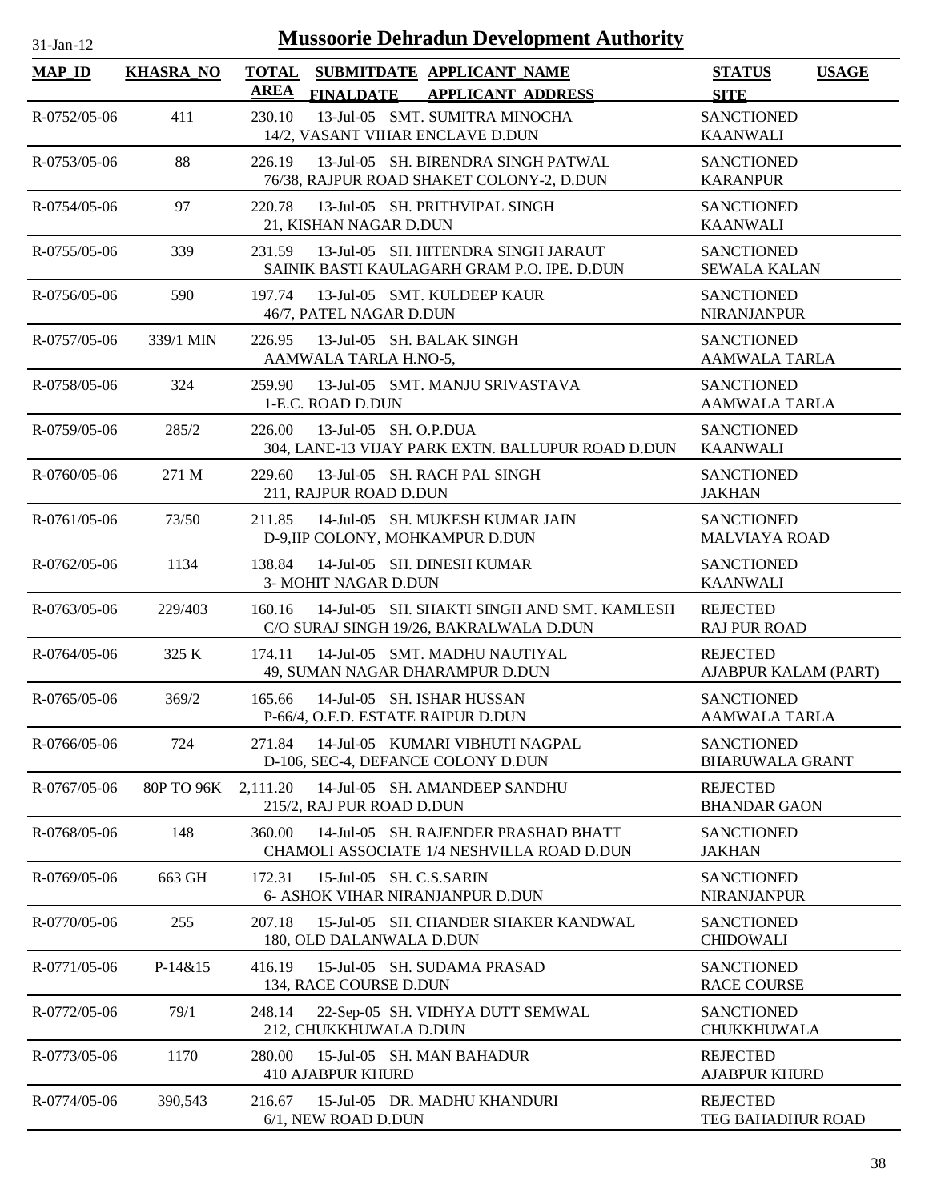# Mussoorie Dehradun Development Authority

31-Jan-12

| MAP_ID | KHASRA_NO | TOTAL AREA | SUBMITDATE FINALDATE | APPLICANT_NAME APPLICANT_ADDRESS | STATUS SITE | USAGE |
|---|---|---|---|---|---|---|
| R-0752/05-06 | 411 | 230.10 | 13-Jul-05 | SMT. SUMITRA MINOCHA<br>14/2, VASANT VIHAR ENCLAVE D.DUN | SANCTIONED<br>KAANWALI | |
| R-0753/05-06 | 88 | 226.19 | 13-Jul-05 | SH. BIRENDRA SINGH PATWAL<br>76/38, RAJPUR ROAD SHAKET COLONY-2, D.DUN | SANCTIONED<br>KARANPUR | |
| R-0754/05-06 | 97 | 220.78 | 13-Jul-05 | SH. PRITHVIPAL SINGH<br>21, KISHAN NAGAR D.DUN | SANCTIONED<br>KAANWALI | |
| R-0755/05-06 | 339 | 231.59 | 13-Jul-05 | SH. HITENDRA SINGH JARAUT<br>SAINIK BASTI KAULAGARH GRAM P.O. IPE. D.DUN | SANCTIONED<br>SEWALA KALAN | |
| R-0756/05-06 | 590 | 197.74 | 13-Jul-05 | SMT. KULDEEP KAUR<br>46/7, PATEL NAGAR D.DUN | SANCTIONED<br>NIRANJANPUR | |
| R-0757/05-06 | 339/1 MIN | 226.95 | 13-Jul-05 | SH. BALAK SINGH<br>AAMWALA TARLA H.NO-5, | SANCTIONED<br>AAMWALA TARLA | |
| R-0758/05-06 | 324 | 259.90 | 13-Jul-05 | SMT. MANJU SRIVASTAVA<br>1-E.C. ROAD D.DUN | SANCTIONED<br>AAMWALA TARLA | |
| R-0759/05-06 | 285/2 | 226.00 | 13-Jul-05 | SH. O.P.DUA<br>304, LANE-13 VIJAY PARK EXTN. BALLUPUR ROAD D.DUN | SANCTIONED<br>KAANWALI | |
| R-0760/05-06 | 271 M | 229.60 | 13-Jul-05 | SH. RACH PAL SINGH<br>211, RAJPUR ROAD D.DUN | SANCTIONED<br>JAKHAN | |
| R-0761/05-06 | 73/50 | 211.85 | 14-Jul-05 | SH. MUKESH KUMAR JAIN<br>D-9,IIP COLONY, MOHKAMPUR D.DUN | SANCTIONED<br>MALVIAYA ROAD | |
| R-0762/05-06 | 1134 | 138.84 | 14-Jul-05 | SH. DINESH KUMAR<br>3- MOHIT NAGAR D.DUN | SANCTIONED<br>KAANWALI | |
| R-0763/05-06 | 229/403 | 160.16 | 14-Jul-05 | SH. SHAKTI SINGH AND SMT. KAMLESH<br>C/O SURAJ SINGH 19/26, BAKRALWALA D.DUN | REJECTED<br>RAJ PUR ROAD | |
| R-0764/05-06 | 325 K | 174.11 | 14-Jul-05 | SMT. MADHU NAUTIYAL<br>49, SUMAN NAGAR DHARAMPUR D.DUN | REJECTED<br>AJABPUR KALAM (PART) | |
| R-0765/05-06 | 369/2 | 165.66 | 14-Jul-05 | SH. ISHAR HUSSAN<br>P-66/4, O.F.D. ESTATE RAIPUR D.DUN | SANCTIONED<br>AAMWALA TARLA | |
| R-0766/05-06 | 724 | 271.84 | 14-Jul-05 | KUMARI VIBHUTI NAGPAL<br>D-106, SEC-4, DEFANCE COLONY D.DUN | SANCTIONED<br>BHARUWALA GRANT | |
| R-0767/05-06 | 80P TO 96K | 2,111.20 | 14-Jul-05 | SH. AMANDEEP SANDHU<br>215/2, RAJ PUR ROAD D.DUN | REJECTED<br>BHANDAR GAON | |
| R-0768/05-06 | 148 | 360.00 | 14-Jul-05 | SH. RAJENDER PRASHAD BHATT<br>CHAMOLI ASSOCIATE 1/4 NESHVILLA ROAD D.DUN | SANCTIONED<br>JAKHAN | |
| R-0769/05-06 | 663 GH | 172.31 | 15-Jul-05 | SH. C.S.SARIN<br>6- ASHOK VIHAR NIRANJANPUR D.DUN | SANCTIONED<br>NIRANJANPUR | |
| R-0770/05-06 | 255 | 207.18 | 15-Jul-05 | SH. CHANDER SHAKER KANDWAL<br>180, OLD DALANWALA D.DUN | SANCTIONED<br>CHIDOWALI | |
| R-0771/05-06 | P-14&15 | 416.19 | 15-Jul-05 | SH. SUDAMA PRASAD<br>134, RACE COURSE D.DUN | SANCTIONED<br>RACE COURSE | |
| R-0772/05-06 | 79/1 | 248.14 | 22-Sep-05 | SH. VIDHYA DUTT SEMWAL<br>212, CHUKKHUWALA D.DUN | SANCTIONED<br>CHUKKHUWALA | |
| R-0773/05-06 | 1170 | 280.00 | 15-Jul-05 | SH. MAN BAHADUR<br>410 AJABPUR KHURD | REJECTED<br>AJABPUR KHURD | |
| R-0774/05-06 | 390,543 | 216.67 | 15-Jul-05 | DR. MADHU KHANDURI<br>6/1, NEW ROAD D.DUN | REJECTED<br>TEG BAHADHUR ROAD | |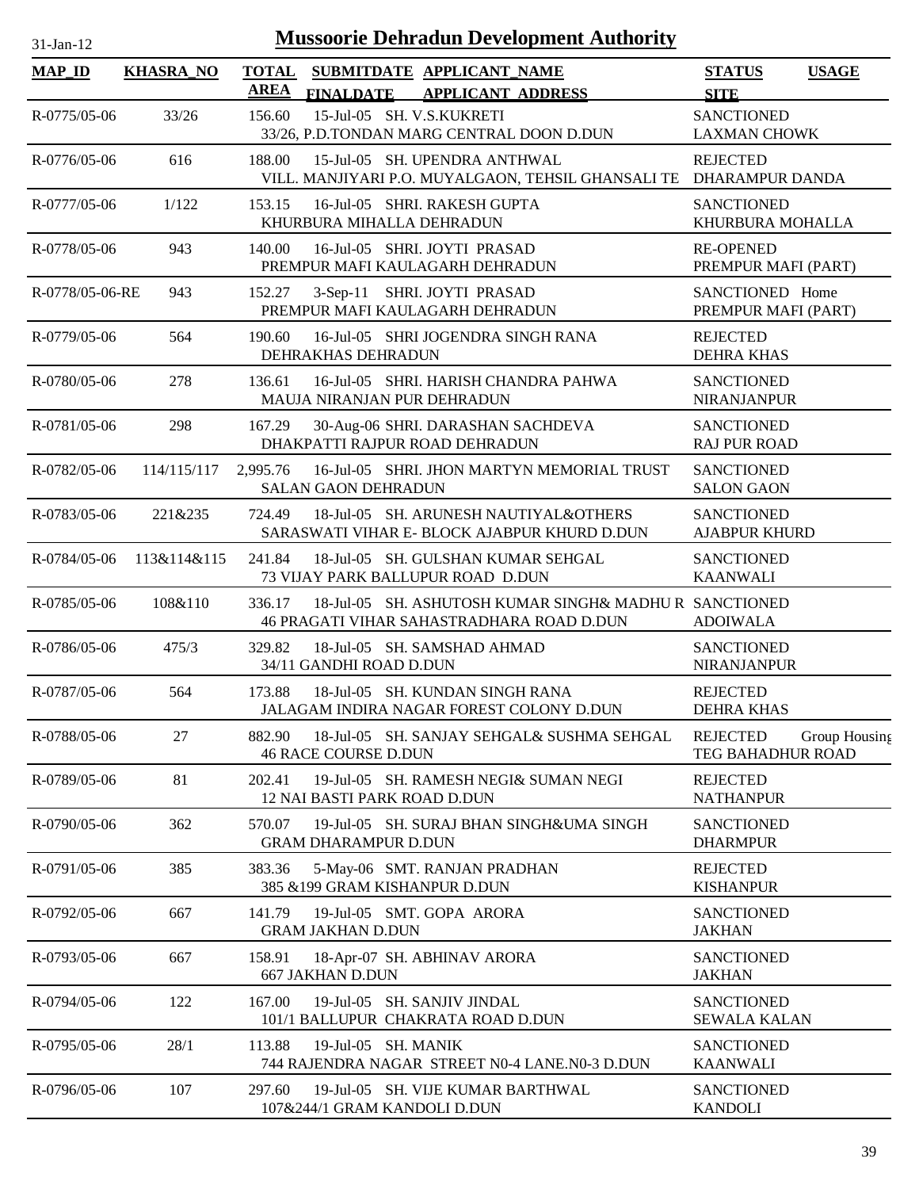# Mussoorie Dehradun Development Authority

31-Jan-12

| MAP_ID | KHASRA_NO | TOTAL AREA | SUBMITDATE FINALDATE | APPLICANT_NAME APPLICANT_ADDRESS | STATUS SITE | USAGE |
|---|---|---|---|---|---|---|
| R-0775/05-06 | 33/26 | 156.60 | 15-Jul-05 | SH. V.S.KUKRETI<br>33/26, P.D.TONDAN MARG CENTRAL DOON D.DUN | SANCTIONED<br>LAXMAN CHOWK | |
| R-0776/05-06 | 616 | 188.00 | 15-Jul-05 | SH. UPENDRA ANTHWAL<br>VILL. MANJIYARI P.O. MUYALGAON, TEHSIL GHANSALI TE | REJECTED<br>DHARAMPUR DANDA | |
| R-0777/05-06 | 1/122 | 153.15 | 16-Jul-05 | SHRI. RAKESH GUPTA<br>KHURBURA MIHALLA DEHRADUN | SANCTIONED<br>KHURBURA MOHALLA | |
| R-0778/05-06 | 943 | 140.00 | 16-Jul-05 | SHRI. JOYTI PRASAD<br>PREMPUR MAFI KAULAGARH DEHRADUN | RE-OPENED<br>PREMPUR MAFI (PART) | |
| R-0778/05-06-RE | 943 | 152.27 | 3-Sep-11 | SHRI. JOYTI PRASAD<br>PREMPUR MAFI KAULAGARH DEHRADUN | SANCTIONED<br>PREMPUR MAFI (PART) | Home |
| R-0779/05-06 | 564 | 190.60 | 16-Jul-05 | SHRI JOGENDRA SINGH RANA<br>DEHRAKHAS DEHRADUN | REJECTED<br>DEHRA KHAS | |
| R-0780/05-06 | 278 | 136.61 | 16-Jul-05 | SHRI. HARISH CHANDRA PAHWA<br>MAUJA NIRANJAN PUR DEHRADUN | SANCTIONED<br>NIRANJANPUR | |
| R-0781/05-06 | 298 | 167.29 | 30-Aug-06 | SHRI. DARASHAN SACHDEVA<br>DHAKPATTI RAJPUR ROAD DEHRADUN | SANCTIONED<br>RAJ PUR ROAD | |
| R-0782/05-06 | 114/115/117 | 2,995.76 | 16-Jul-05 | SHRI. JHON MARTYN MEMORIAL TRUST<br>SALAN GAON DEHRADUN | SANCTIONED<br>SALON GAON | |
| R-0783/05-06 | 221&235 | 724.49 | 18-Jul-05 | SH. ARUNESH NAUTIYAL&OTHERS<br>SARASWATI VIHAR E- BLOCK AJABPUR KHURD D.DUN | SANCTIONED<br>AJABPUR KHURD | |
| R-0784/05-06 | 113&114&115 | 241.84 | 18-Jul-05 | SH. GULSHAN KUMAR SEHGAL<br>73 VIJAY PARK BALLUPUR ROAD D.DUN | SANCTIONED<br>KAANWALI | |
| R-0785/05-06 | 108&110 | 336.17 | 18-Jul-05 | SH. ASHUTOSH KUMAR SINGH& MADHU R<br>46 PRAGATI VIHAR SAHASTRADHARA ROAD D.DUN | SANCTIONED<br>ADOIWALA | |
| R-0786/05-06 | 475/3 | 329.82 | 18-Jul-05 | SH. SAMSHAD AHMAD<br>34/11 GANDHI ROAD D.DUN | SANCTIONED<br>NIRANJANPUR | |
| R-0787/05-06 | 564 | 173.88 | 18-Jul-05 | SH. KUNDAN SINGH RANA<br>JALAGAM INDIRA NAGAR FOREST COLONY D.DUN | REJECTED<br>DEHRA KHAS | |
| R-0788/05-06 | 27 | 882.90 | 18-Jul-05 | SH. SANJAY SEHGAL& SUSHMA SEHGAL<br>46 RACE COURSE D.DUN | REJECTED<br>TEG BAHADHUR ROAD | Group Housing |
| R-0789/05-06 | 81 | 202.41 | 19-Jul-05 | SH. RAMESH NEGI& SUMAN NEGI<br>12 NAI BASTI PARK ROAD D.DUN | REJECTED<br>NATHANPUR | |
| R-0790/05-06 | 362 | 570.07 | 19-Jul-05 | SH. SURAJ BHAN SINGH&UMA SINGH<br>GRAM DHARAMPUR D.DUN | SANCTIONED<br>DHARMPUR | |
| R-0791/05-06 | 385 | 383.36 | 5-May-06 | SMT. RANJAN PRADHAN<br>385 &199 GRAM KISHANPUR D.DUN | REJECTED<br>KISHANPUR | |
| R-0792/05-06 | 667 | 141.79 | 19-Jul-05 | SMT. GOPA ARORA<br>GRAM JAKHAN D.DUN | SANCTIONED<br>JAKHAN | |
| R-0793/05-06 | 667 | 158.91 | 18-Apr-07 | SH. ABHINAV ARORA<br>667 JAKHAN D.DUN | SANCTIONED<br>JAKHAN | |
| R-0794/05-06 | 122 | 167.00 | 19-Jul-05 | SH. SANJIV JINDAL<br>101/1 BALLUPUR CHAKRATA ROAD D.DUN | SANCTIONED<br>SEWALA KALAN | |
| R-0795/05-06 | 28/1 | 113.88 | 19-Jul-05 | SH. MANIK<br>744 RAJENDRA NAGAR STREET N0-4 LANE.N0-3 D.DUN | SANCTIONED<br>KAANWALI | |
| R-0796/05-06 | 107 | 297.60 | 19-Jul-05 | SH. VIJE KUMAR BARTHWAL<br>107&244/1 GRAM KANDOLI D.DUN | SANCTIONED<br>KANDOLI | |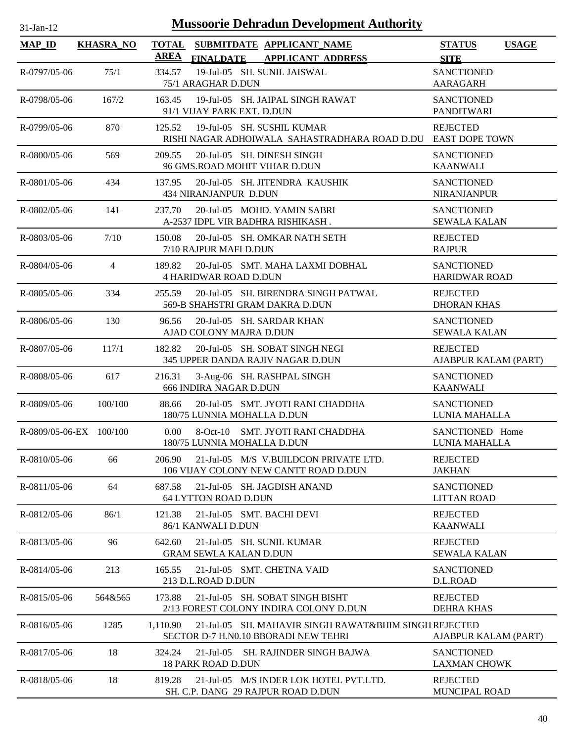# Mussoorie Dehradun Development Authority

31-Jan-12

| MAP_ID | KHASRA_NO | TOTAL AREA | SUBMITDATE FINALDATE | APPLICANT_NAME APPLICANT ADDRESS | STATUS SITE | USAGE |
|---|---|---|---|---|---|---|
| R-0797/05-06 | 75/1 | 334.57 | 19-Jul-05 | SH. SUNIL JAISWAL<br>75/1 ARAGHAR D.DUN | SANCTIONED<br>AARAGARH | |
| R-0798/05-06 | 167/2 | 163.45 | 19-Jul-05 | SH. JAIPAL SINGH RAWAT<br>91/1 VIJAY PARK EXT. D.DUN | SANCTIONED<br>PANDITWARI | |
| R-0799/05-06 | 870 | 125.52 | 19-Jul-05 | SH. SUSHIL KUMAR<br>RISHI NAGAR ADHOIWALA SAHASTRADHARA ROAD D.DU | REJECTED<br>EAST DOPE TOWN | |
| R-0800/05-06 | 569 | 209.55 | 20-Jul-05 | SH. DINESH SINGH<br>96 GMS.ROAD MOHIT VIHAR D.DUN | SANCTIONED<br>KAANWALI | |
| R-0801/05-06 | 434 | 137.95 | 20-Jul-05 | SH. JITENDRA KAUSHIK<br>434 NIRANJANPUR D.DUN | SANCTIONED<br>NIRANJANPUR | |
| R-0802/05-06 | 141 | 237.70 | 20-Jul-05 | MOHD. YAMIN SABRI<br>A-2537 IDPL VIR BADHRA RISHIKASH . | SANCTIONED<br>SEWALA KALAN | |
| R-0803/05-06 | 7/10 | 150.08 | 20-Jul-05 | SH. OMKAR NATH SETH<br>7/10 RAJPUR MAFI D.DUN | REJECTED<br>RAJPUR | |
| R-0804/05-06 | 4 | 189.82 | 20-Jul-05 | SMT. MAHA LAXMI DOBHAL<br>4 HARIDWAR ROAD D.DUN | SANCTIONED<br>HARIDWAR ROAD | |
| R-0805/05-06 | 334 | 255.59 | 20-Jul-05 | SH. BIRENDRA SINGH PATWAL<br>569-B SHAHSTRI GRAM DAKRA D.DUN | REJECTED<br>DHORAN KHAS | |
| R-0806/05-06 | 130 | 96.56 | 20-Jul-05 | SH. SARDAR KHAN<br>AJAD COLONY MAJRA D.DUN | SANCTIONED<br>SEWALA KALAN | |
| R-0807/05-06 | 117/1 | 182.82 | 20-Jul-05 | SH. SOBAT SINGH NEGI<br>345 UPPER DANDA RAJIV NAGAR D.DUN | REJECTED<br>AJABPUR KALAM (PART) | |
| R-0808/05-06 | 617 | 216.31 | 3-Aug-06 | SH. RASHPAL SINGH<br>666 INDIRA NAGAR D.DUN | SANCTIONED<br>KAANWALI | |
| R-0809/05-06 | 100/100 | 88.66 | 20-Jul-05 | SMT. JYOTI RANI CHADDHA<br>180/75 LUNNIA MOHALLA D.DUN | SANCTIONED<br>LUNIA MAHALLA | |
| R-0809/05-06-EX | 100/100 | 0.00 | 8-Oct-10 | SMT. JYOTI RANI CHADDHA<br>180/75 LUNNIA MOHALLA D.DUN | SANCTIONED<br>LUNIA MAHALLA | Home |
| R-0810/05-06 | 66 | 206.90 | 21-Jul-05 | M/S V.BUILDCON PRIVATE LTD.<br>106 VIJAY COLONY NEW CANTT ROAD D.DUN | REJECTED<br>JAKHAN | |
| R-0811/05-06 | 64 | 687.58 | 21-Jul-05 | SH. JAGDISH ANAND<br>64 LYTTON ROAD D.DUN | SANCTIONED<br>LITTAN ROAD | |
| R-0812/05-06 | 86/1 | 121.38 | 21-Jul-05 | SMT. BACHI DEVI<br>86/1 KANWALI D.DUN | REJECTED<br>KAANWALI | |
| R-0813/05-06 | 96 | 642.60 | 21-Jul-05 | SH. SUNIL KUMAR<br>GRAM SEWLA KALAN D.DUN | REJECTED<br>SEWALA KALAN | |
| R-0814/05-06 | 213 | 165.55 | 21-Jul-05 | SMT. CHETNA VAID<br>213 D.L.ROAD D.DUN | SANCTIONED<br>D.L.ROAD | |
| R-0815/05-06 | 564&565 | 173.88 | 21-Jul-05 | SH. SOBAT SINGH BISHT<br>2/13 FOREST COLONY INDIRA COLONY D.DUN | REJECTED<br>DEHRA KHAS | |
| R-0816/05-06 | 1285 | 1,110.90 | 21-Jul-05 | SH. MAHAVIR SINGH RAWAT&BHIM SINGH<br>SECTOR D-7 H.N0.10 BBORADI NEW TEHRI | REJECTED<br>AJABPUR KALAM (PART) | |
| R-0817/05-06 | 18 | 324.24 | 21-Jul-05 | SH. RAJINDER SINGH BAJWA<br>18 PARK ROAD D.DUN | SANCTIONED<br>LAXMAN CHOWK | |
| R-0818/05-06 | 18 | 819.28 | 21-Jul-05 | M/S INDER LOK HOTEL PVT.LTD.<br>SH. C.P. DANG 29 RAJPUR ROAD D.DUN | REJECTED<br>MUNCIPAL ROAD | |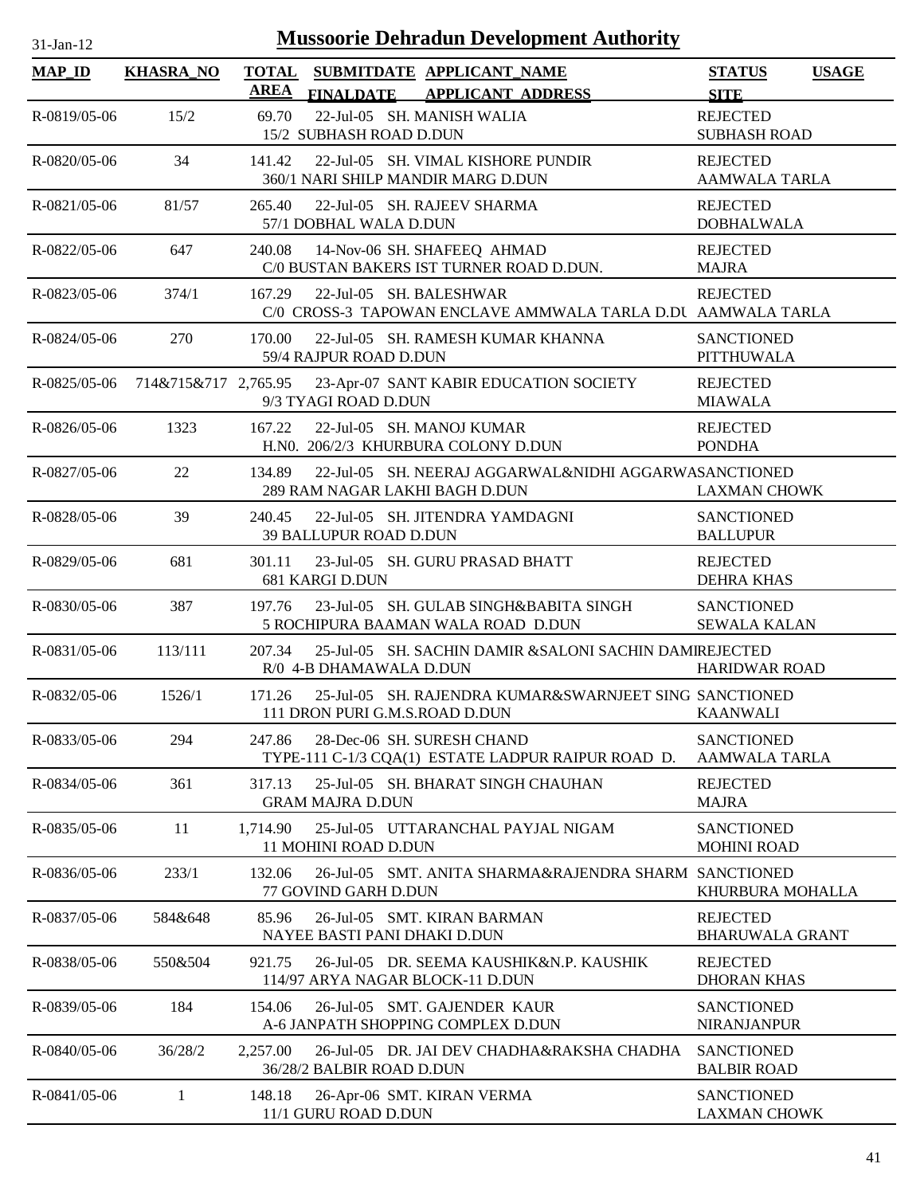31-Jan-12

# Mussoorie Dehradun Development Authority

| MAP_ID | KHASRA_NO | TOTAL AREA | SUBMITDATE FINALDATE | APPLICANT_NAME APPLICANT_ADDRESS | STATUS SITE | USAGE |
|---|---|---|---|---|---|---|
| R-0819/05-06 | 15/2 | 69.70 | 22-Jul-05 | SH. MANISH WALIA<br>15/2 SUBHASH ROAD D.DUN | REJECTED<br>SUBHASH ROAD | |
| R-0820/05-06 | 34 | 141.42 | 22-Jul-05 | SH. VIMAL KISHORE PUNDIR<br>360/1 NARI SHILP MANDIR MARG D.DUN | REJECTED<br>AAMWALA TARLA | |
| R-0821/05-06 | 81/57 | 265.40 | 22-Jul-05 | SH. RAJEEV SHARMA<br>57/1 DOBHAL WALA D.DUN | REJECTED<br>DOBHALWALA | |
| R-0822/05-06 | 647 | 240.08 | 14-Nov-06 | SH. SHAFEEQ AHMAD<br>C/0 BUSTAN BAKERS IST TURNER ROAD D.DUN. | REJECTED<br>MAJRA | |
| R-0823/05-06 | 374/1 | 167.29 | 22-Jul-05 | SH. BALESHWAR<br>C/0 CROSS-3 TAPOWAN ENCLAVE AMMWALA TARLA D.DU | REJECTED<br>AAMWALA TARLA | |
| R-0824/05-06 | 270 | 170.00 | 22-Jul-05 | SH. RAMESH KUMAR KHANNA<br>59/4 RAJPUR ROAD D.DUN | SANCTIONED<br>PITTHUWALA | |
| R-0825/05-06 | 714&715&717 | 2,765.95 | 23-Apr-07 | SANT KABIR EDUCATION SOCIETY<br>9/3 TYAGI ROAD D.DUN | REJECTED<br>MIAWALA | |
| R-0826/05-06 | 1323 | 167.22 | 22-Jul-05 | SH. MANOJ KUMAR<br>H.N0. 206/2/3 KHURBURA COLONY D.DUN | REJECTED<br>PONDHA | |
| R-0827/05-06 | 22 | 134.89 | 22-Jul-05 | SH. NEERAJ AGGARWAL&NIDHI AGGARWA<br>289 RAM NAGAR LAKHI BAGH D.DUN | SANCTIONED<br>LAXMAN CHOWK | |
| R-0828/05-06 | 39 | 240.45 | 22-Jul-05 | SH. JITENDRA YAMDAGNI<br>39 BALLUPUR ROAD D.DUN | SANCTIONED<br>BALLUPUR | |
| R-0829/05-06 | 681 | 301.11 | 23-Jul-05 | SH. GURU PRASAD BHATT<br>681 KARGI D.DUN | REJECTED<br>DEHRA KHAS | |
| R-0830/05-06 | 387 | 197.76 | 23-Jul-05 | SH. GULAB SINGH&BABITA SINGH<br>5 ROCHIPURA BAAMAN WALA ROAD D.DUN | SANCTIONED<br>SEWALA KALAN | |
| R-0831/05-06 | 113/111 | 207.34 | 25-Jul-05 | SH. SACHIN DAMIR &SALONI SACHIN DAMI<br>R/0 4-B DHAMAWALA D.DUN | REJECTED<br>HARIDWAR ROAD | |
| R-0832/05-06 | 1526/1 | 171.26 | 25-Jul-05 | SH. RAJENDRA KUMAR&SWARNJEET SING<br>111 DRON PURI G.M.S.ROAD D.DUN | SANCTIONED<br>KAANWALI | |
| R-0833/05-06 | 294 | 247.86 | 28-Dec-06 | SH. SURESH CHAND<br>TYPE-111 C-1/3 CQA(1) ESTATE LADPUR RAIPUR ROAD D. | SANCTIONED<br>AAMWALA TARLA | |
| R-0834/05-06 | 361 | 317.13 | 25-Jul-05 | SH. BHARAT SINGH CHAUHAN<br>GRAM MAJRA D.DUN | REJECTED<br>MAJRA | |
| R-0835/05-06 | 11 | 1,714.90 | 25-Jul-05 | UTTARANCHAL PAYJAL NIGAM<br>11 MOHINI ROAD D.DUN | SANCTIONED<br>MOHINI ROAD | |
| R-0836/05-06 | 233/1 | 132.06 | 26-Jul-05 | SMT. ANITA SHARMA&RAJENDRA SHARM<br>77 GOVIND GARH D.DUN | SANCTIONED<br>KHURBURA MOHALLA | |
| R-0837/05-06 | 584&648 | 85.96 | 26-Jul-05 | SMT. KIRAN BARMAN<br>NAYEE BASTI PANI DHAKI D.DUN | REJECTED<br>BHARUWALA GRANT | |
| R-0838/05-06 | 550&504 | 921.75 | 26-Jul-05 | DR. SEEMA KAUSHIK&N.P. KAUSHIK<br>114/97 ARYA NAGAR BLOCK-11 D.DUN | REJECTED<br>DHORAN KHAS | |
| R-0839/05-06 | 184 | 154.06 | 26-Jul-05 | SMT. GAJENDER KAUR<br>A-6 JANPATH SHOPPING COMPLEX D.DUN | SANCTIONED<br>NIRANJANPUR | |
| R-0840/05-06 | 36/28/2 | 2,257.00 | 26-Jul-05 | DR. JAI DEV CHADHA&RAKSHA CHADHA<br>36/28/2 BALBIR ROAD D.DUN | SANCTIONED<br>BALBIR ROAD | |
| R-0841/05-06 | 1 | 148.18 | 26-Apr-06 | SMT. KIRAN VERMA<br>11/1 GURU ROAD D.DUN | SANCTIONED<br>LAXMAN CHOWK | |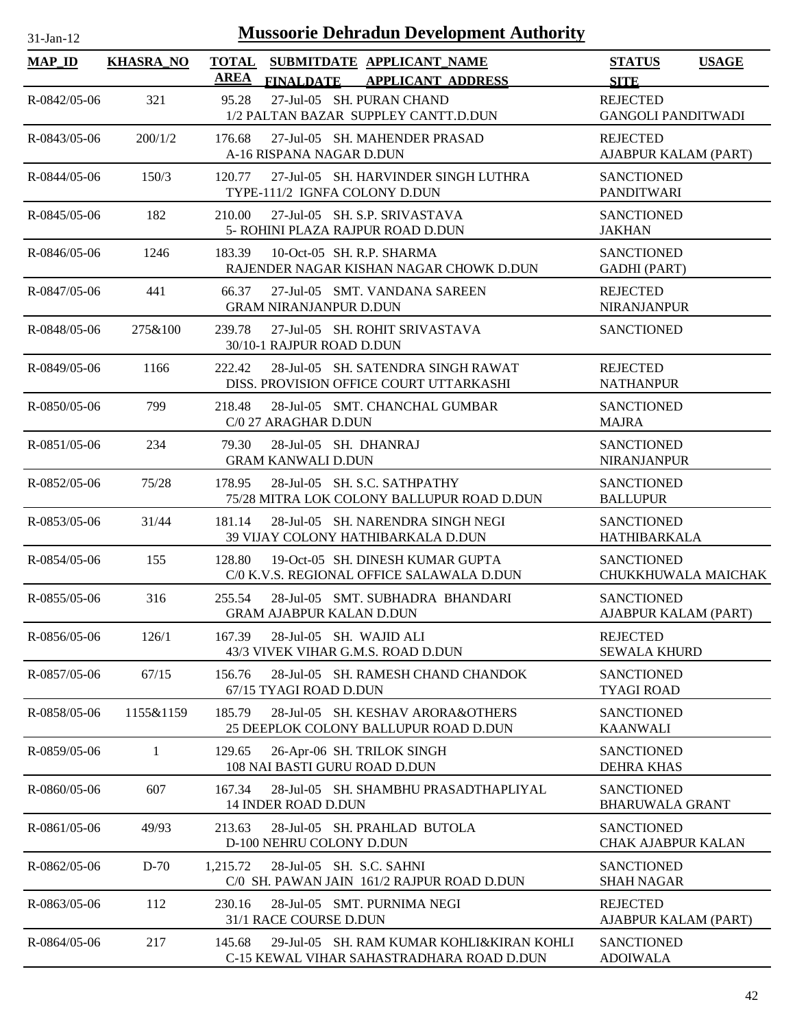31-Jan-12

# Mussoorie Dehradun Development Authority

| MAP_ID | KHASRA_NO | TOTAL AREA | SUBMITDATE FINALDATE | APPLICANT_NAME APPLICANT_ADDRESS | STATUS SITE | USAGE |
|---|---|---|---|---|---|---|
| R-0842/05-06 | 321 | 95.28 | 27-Jul-05 | SH. PURAN CHAND<br>1/2 PALTAN BAZAR SUPPLEY CANTT.D.DUN | REJECTED<br>GANGOLI PANDITWADI | |
| R-0843/05-06 | 200/1/2 | 176.68 | 27-Jul-05 | SH. MAHENDER PRASAD<br>A-16 RISPANA NAGAR D.DUN | REJECTED<br>AJABPUR KALAM (PART) | |
| R-0844/05-06 | 150/3 | 120.77 | 27-Jul-05 | SH. HARVINDER SINGH LUTHRA<br>TYPE-111/2 IGNFA COLONY D.DUN | SANCTIONED<br>PANDITWARI | |
| R-0845/05-06 | 182 | 210.00 | 27-Jul-05 | SH. S.P. SRIVASTAVA<br>5- ROHINI PLAZA RAJPUR ROAD D.DUN | SANCTIONED<br>JAKHAN | |
| R-0846/05-06 | 1246 | 183.39 | 10-Oct-05 | SH. R.P. SHARMA<br>RAJENDER NAGAR KISHAN NAGAR CHOWK D.DUN | SANCTIONED<br>GADHI (PART) | |
| R-0847/05-06 | 441 | 66.37 | 27-Jul-05 | SMT. VANDANA SAREEN<br>GRAM NIRANJANPUR D.DUN | REJECTED<br>NIRANJANPUR | |
| R-0848/05-06 | 275&100 | 239.78 | 27-Jul-05 | SH. ROHIT SRIVASTAVA<br>30/10-1 RAJPUR ROAD D.DUN | SANCTIONED | |
| R-0849/05-06 | 1166 | 222.42 | 28-Jul-05 | SH. SATENDRA SINGH RAWAT<br>DISS. PROVISION OFFICE COURT UTTARKASHI | REJECTED<br>NATHANPUR | |
| R-0850/05-06 | 799 | 218.48 | 28-Jul-05 | SMT. CHANCHAL GUMBAR<br>C/0 27 ARAGHAR D.DUN | SANCTIONED<br>MAJRA | |
| R-0851/05-06 | 234 | 79.30 | 28-Jul-05 | SH. DHANRAJ<br>GRAM KANWALI D.DUN | SANCTIONED<br>NIRANJANPUR | |
| R-0852/05-06 | 75/28 | 178.95 | 28-Jul-05 | SH. S.C. SATHPATHY<br>75/28 MITRA LOK COLONY BALLUPUR ROAD D.DUN | SANCTIONED<br>BALLUPUR | |
| R-0853/05-06 | 31/44 | 181.14 | 28-Jul-05 | SH. NARENDRA SINGH NEGI<br>39 VIJAY COLONY HATHIBARKALA D.DUN | SANCTIONED<br>HATHIBARKALA | |
| R-0854/05-06 | 155 | 128.80 | 19-Oct-05 | SH. DINESH KUMAR GUPTA<br>C/0 K.V.S. REGIONAL OFFICE SALAWALA D.DUN | SANCTIONED<br>CHUKKHUWALA MAICHAK | |
| R-0855/05-06 | 316 | 255.54 | 28-Jul-05 | SMT. SUBHADRA BHANDARI<br>GRAM AJABPUR KALAN D.DUN | SANCTIONED<br>AJABPUR KALAM (PART) | |
| R-0856/05-06 | 126/1 | 167.39 | 28-Jul-05 | SH. WAJID ALI<br>43/3 VIVEK VIHAR G.M.S. ROAD D.DUN | REJECTED<br>SEWALA KHURD | |
| R-0857/05-06 | 67/15 | 156.76 | 28-Jul-05 | SH. RAMESH CHAND CHANDOK<br>67/15 TYAGI ROAD D.DUN | SANCTIONED<br>TYAGI ROAD | |
| R-0858/05-06 | 1155&1159 | 185.79 | 28-Jul-05 | SH. KESHAV ARORA&OTHERS<br>25 DEEPLOK COLONY BALLUPUR ROAD D.DUN | SANCTIONED<br>KAANWALI | |
| R-0859/05-06 | 1 | 129.65 | 26-Apr-06 | SH. TRILOK SINGH<br>108 NAI BASTI GURU ROAD D.DUN | SANCTIONED<br>DEHRA KHAS | |
| R-0860/05-06 | 607 | 167.34 | 28-Jul-05 | SH. SHAMBHU PRASADTHAPLIYAL<br>14 INDER ROAD D.DUN | SANCTIONED<br>BHARUWALA GRANT | |
| R-0861/05-06 | 49/93 | 213.63 | 28-Jul-05 | SH. PRAHLAD BUTOLA<br>D-100 NEHRU COLONY D.DUN | SANCTIONED<br>CHAK AJABPUR KALAN | |
| R-0862/05-06 | D-70 | 1,215.72 | 28-Jul-05 | SH. S.C. SAHNI<br>C/0 SH. PAWAN JAIN 161/2 RAJPUR ROAD D.DUN | SANCTIONED<br>SHAH NAGAR | |
| R-0863/05-06 | 112 | 230.16 | 28-Jul-05 | SMT. PURNIMA NEGI<br>31/1 RACE COURSE D.DUN | REJECTED<br>AJABPUR KALAM (PART) | |
| R-0864/05-06 | 217 | 145.68 | 29-Jul-05 | SH. RAM KUMAR KOHLI&KIRAN KOHLI<br>C-15 KEWAL VIHAR SAHASTRADHARA ROAD D.DUN | SANCTIONED<br>ADOIWALA | |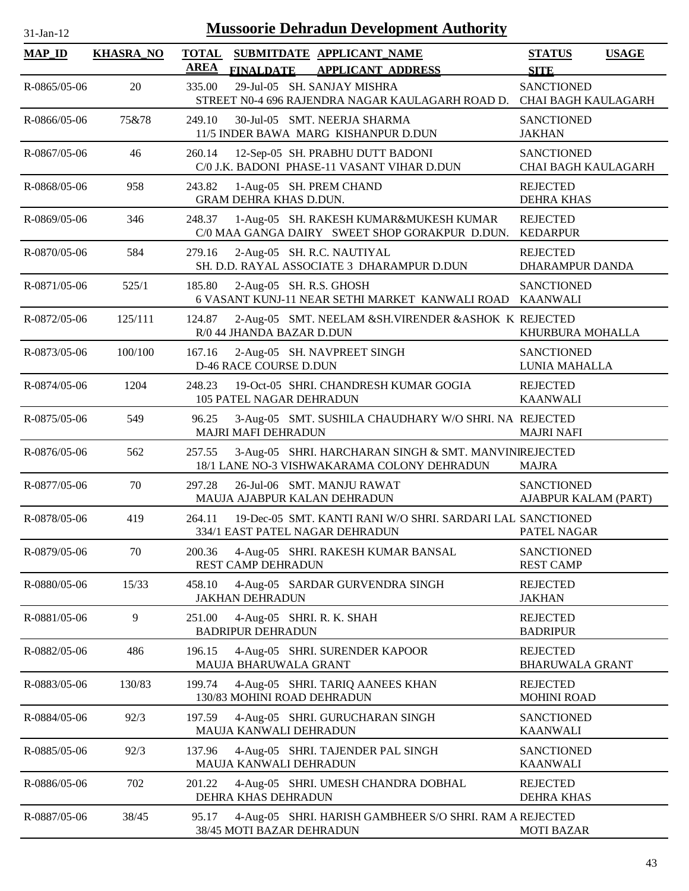# Mussoorie Dehradun Development Authority

31-Jan-12

| MAP_ID | KHASRA_NO | TOTAL AREA | SUBMITDATE FINALDATE | APPLICANT_NAME APPLICANT_ADDRESS | STATUS SITE | USAGE |
|---|---|---|---|---|---|---|
| R-0865/05-06 | 20 | 335.00 | 29-Jul-05 | SH. SANJAY MISHRA<br>STREET N0-4 696 RAJENDRA NAGAR KAULAGARH ROAD D. | SANCTIONED<br>CHAI BAGH KAULAGARH | |
| R-0866/05-06 | 75&78 | 249.10 | 30-Jul-05 | SMT. NEERJA SHARMA<br>11/5 INDER BAWA MARG KISHANPUR D.DUN | SANCTIONED<br>JAKHAN | |
| R-0867/05-06 | 46 | 260.14 | 12-Sep-05 | SH. PRABHU DUTT BADONI<br>C/0 J.K. BADONI PHASE-11 VASANT VIHAR D.DUN | SANCTIONED<br>CHAI BAGH KAULAGARH | |
| R-0868/05-06 | 958 | 243.82 | 1-Aug-05 | SH. PREM CHAND<br>GRAM DEHRA KHAS D.DUN. | REJECTED<br>DEHRA KHAS | |
| R-0869/05-06 | 346 | 248.37 | 1-Aug-05 | SH. RAKESH KUMAR&MUKESH KUMAR<br>C/0 MAA GANGA DAIRY SWEET SHOP GORAKPUR D.DUN. | REJECTED<br>KEDARPUR | |
| R-0870/05-06 | 584 | 279.16 | 2-Aug-05 | SH. R.C. NAUTIYAL<br>SH. D.D. RAYAL ASSOCIATE 3 DHARAMPUR D.DUN | REJECTED<br>DHARAMPUR DANDA | |
| R-0871/05-06 | 525/1 | 185.80 | 2-Aug-05 | SH. R.S. GHOSH<br>6 VASANT KUNJ-11 NEAR SETHI MARKET KANWALI ROAD | SANCTIONED<br>KAANWALI | |
| R-0872/05-06 | 125/111 | 124.87 | 2-Aug-05 | SMT. NEELAM &SH.VIRENDER &ASHOK K<br>R/0 44 JHANDA BAZAR D.DUN | REJECTED<br>KHURBURA MOHALLA | |
| R-0873/05-06 | 100/100 | 167.16 | 2-Aug-05 | SH. NAVPREET SINGH<br>D-46 RACE COURSE D.DUN | SANCTIONED<br>LUNIA MAHALLA | |
| R-0874/05-06 | 1204 | 248.23 | 19-Oct-05 | SHRI. CHANDRESH KUMAR GOGIA<br>105 PATEL NAGAR DEHRADUN | REJECTED<br>KAANWALI | |
| R-0875/05-06 | 549 | 96.25 | 3-Aug-05 | SMT. SUSHILA CHAUDHARY W/O SHRI. NA<br>MAJRI MAFI DEHRADUN | REJECTED<br>MAJRI NAFI | |
| R-0876/05-06 | 562 | 257.55 | 3-Aug-05 | SHRI. HARCHARAN SINGH & SMT. MANVINI<br>18/1 LANE NO-3 VISHWAKARAMA COLONY DEHRADUN | REJECTED<br>MAJRA | |
| R-0877/05-06 | 70 | 297.28 | 26-Jul-06 | SMT. MANJU RAWAT<br>MAUJA AJABPUR KALAN DEHRADUN | SANCTIONED<br>AJABPUR KALAM (PART) | |
| R-0878/05-06 | 419 | 264.11 | 19-Dec-05 | SMT. KANTI RANI W/O SHRI. SARDARI LAL<br>334/1 EAST PATEL NAGAR DEHRADUN | SANCTIONED<br>PATEL NAGAR | |
| R-0879/05-06 | 70 | 200.36 | 4-Aug-05 | SHRI. RAKESH KUMAR BANSAL<br>REST CAMP DEHRADUN | SANCTIONED<br>REST CAMP | |
| R-0880/05-06 | 15/33 | 458.10 | 4-Aug-05 | SARDAR GURVENDRA SINGH<br>JAKHAN DEHRADUN | REJECTED<br>JAKHAN | |
| R-0881/05-06 | 9 | 251.00 | 4-Aug-05 | SHRI. R. K. SHAH<br>BADRIPUR DEHRADUN | REJECTED<br>BADRIPUR | |
| R-0882/05-06 | 486 | 196.15 | 4-Aug-05 | SHRI. SURENDER KAPOOR<br>MAUJA BHARUWALA GRANT | REJECTED<br>BHARUWALA GRANT | |
| R-0883/05-06 | 130/83 | 199.74 | 4-Aug-05 | SHRI. TARIQ AANEES KHAN<br>130/83 MOHINI ROAD DEHRADUN | REJECTED<br>MOHINI ROAD | |
| R-0884/05-06 | 92/3 | 197.59 | 4-Aug-05 | SHRI. GURUCHARAN SINGH<br>MAUJA KANWALI DEHRADUN | SANCTIONED<br>KAANWALI | |
| R-0885/05-06 | 92/3 | 137.96 | 4-Aug-05 | SHRI. TAJENDER PAL SINGH<br>MAUJA KANWALI DEHRADUN | SANCTIONED<br>KAANWALI | |
| R-0886/05-06 | 702 | 201.22 | 4-Aug-05 | SHRI. UMESH CHANDRA DOBHAL<br>DEHRA KHAS DEHRADUN | REJECTED<br>DEHRA KHAS | |
| R-0887/05-06 | 38/45 | 95.17 | 4-Aug-05 | SHRI. HARISH GAMBHEER S/O SHRI. RAM A<br>38/45 MOTI BAZAR DEHRADUN | REJECTED<br>MOTI BAZAR | |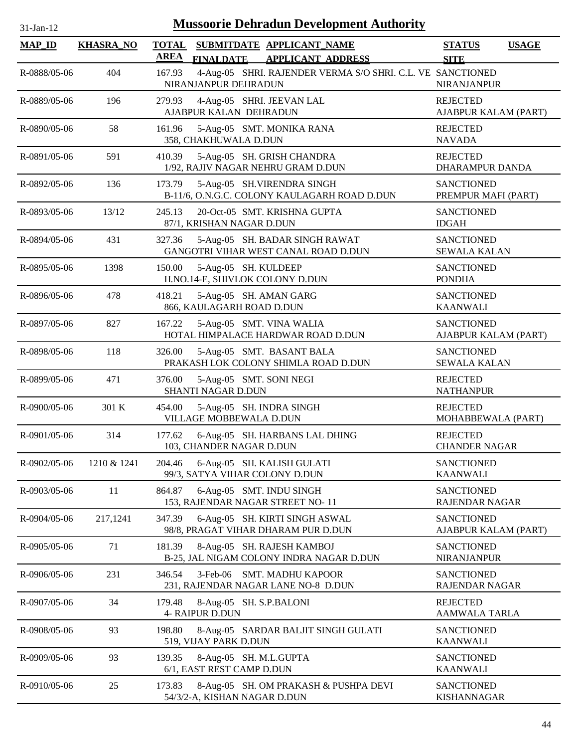# Mussoorie Dehradun Development Authority

31-Jan-12

| MAP_ID | KHASRA_NO | TOTAL AREA | SUBMITDATE / FINALDATE | APPLICANT_NAME / APPLICANT_ADDRESS | STATUS / SITE | USAGE |
|---|---|---|---|---|---|---|
| R-0888/05-06 | 404 | 167.93 | 4-Aug-05 | SHRI. RAJENDER VERMA S/O SHRI. C.L. VE<br>NIRANJANPUR DEHRADUN | SANCTIONED<br>NIRANJANPUR | |
| R-0889/05-06 | 196 | 279.93 | 4-Aug-05 | SHRI. JEEVAN LAL<br>AJABPUR KALAN DEHRADUN | REJECTED<br>AJABPUR KALAM (PART) | |
| R-0890/05-06 | 58 | 161.96 | 5-Aug-05 | SMT. MONIKA RANA<br>358, CHAKHUWALA D.DUN | REJECTED<br>NAVADA | |
| R-0891/05-06 | 591 | 410.39 | 5-Aug-05 | SH. GRISH CHANDRA<br>1/92, RAJIV NAGAR NEHRU GRAM D.DUN | REJECTED<br>DHARAMPUR DANDA | |
| R-0892/05-06 | 136 | 173.79 | 5-Aug-05 | SH.VIRENDRA SINGH<br>B-11/6, O.N.G.C. COLONY KAULAGARH ROAD D.DUN | SANCTIONED<br>PREMPUR MAFI (PART) | |
| R-0893/05-06 | 13/12 | 245.13 | 20-Oct-05 | SMT. KRISHNA GUPTA<br>87/1, KRISHAN NAGAR D.DUN | SANCTIONED<br>IDGAH | |
| R-0894/05-06 | 431 | 327.36 | 5-Aug-05 | SH. BADAR SINGH RAWAT<br>GANGOTRI VIHAR WEST CANAL ROAD D.DUN | SANCTIONED<br>SEWALA KALAN | |
| R-0895/05-06 | 1398 | 150.00 | 5-Aug-05 | SH. KULDEEP<br>H.NO.14-E, SHIVLOK COLONY D.DUN | SANCTIONED<br>PONDHA | |
| R-0896/05-06 | 478 | 418.21 | 5-Aug-05 | SH. AMAN GARG<br>866, KAULAGARH ROAD D.DUN | SANCTIONED<br>KAANWALI | |
| R-0897/05-06 | 827 | 167.22 | 5-Aug-05 | SMT. VINA WALIA<br>HOTAL HIMPALACE HARDWAR ROAD D.DUN | SANCTIONED<br>AJABPUR KALAM (PART) | |
| R-0898/05-06 | 118 | 326.00 | 5-Aug-05 | SMT. BASANT BALA<br>PRAKASH LOK COLONY SHIMLA ROAD D.DUN | SANCTIONED<br>SEWALA KALAN | |
| R-0899/05-06 | 471 | 376.00 | 5-Aug-05 | SMT. SONI NEGI<br>SHANTI NAGAR D.DUN | REJECTED<br>NATHANPUR | |
| R-0900/05-06 | 301 K | 454.00 | 5-Aug-05 | SH. INDRA SINGH<br>VILLAGE MOBBEWALA D.DUN | REJECTED<br>MOHABBEWALA (PART) | |
| R-0901/05-06 | 314 | 177.62 | 6-Aug-05 | SH. HARBANS LAL DHING<br>103, CHANDER NAGAR D.DUN | REJECTED<br>CHANDER NAGAR | |
| R-0902/05-06 | 1210 & 1241 | 204.46 | 6-Aug-05 | SH. KALISH GULATI<br>99/3, SATYA VIHAR COLONY D.DUN | SANCTIONED<br>KAANWALI | |
| R-0903/05-06 | 11 | 864.87 | 6-Aug-05 | SMT. INDU SINGH<br>153, RAJENDAR NAGAR STREET NO- 11 | SANCTIONED<br>RAJENDAR NAGAR | |
| R-0904/05-06 | 217,1241 | 347.39 | 6-Aug-05 | SH. KIRTI SINGH ASWAL<br>98/8, PRAGAT VIHAR DHARAM PUR D.DUN | SANCTIONED<br>AJABPUR KALAM (PART) | |
| R-0905/05-06 | 71 | 181.39 | 8-Aug-05 | SH. RAJESH KAMBOJ<br>B-25, JAL NIGAM COLONY INDRA NAGAR D.DUN | SANCTIONED<br>NIRANJANPUR | |
| R-0906/05-06 | 231 | 346.54 | 3-Feb-06 | SMT. MADHU KAPOOR<br>231, RAJENDAR NAGAR LANE NO-8 D.DUN | SANCTIONED<br>RAJENDAR NAGAR | |
| R-0907/05-06 | 34 | 179.48 | 8-Aug-05 | SH. S.P.BALONI<br>4- RAIPUR D.DUN | REJECTED<br>AAMWALA TARLA | |
| R-0908/05-06 | 93 | 198.80 | 8-Aug-05 | SARDAR BALJIT SINGH GULATI<br>519, VIJAY PARK D.DUN | SANCTIONED<br>KAANWALI | |
| R-0909/05-06 | 93 | 139.35 | 8-Aug-05 | SH. M.L.GUPTA<br>6/1, EAST REST CAMP D.DUN | SANCTIONED<br>KAANWALI | |
| R-0910/05-06 | 25 | 173.83 | 8-Aug-05 | SH. OM PRAKASH & PUSHPA DEVI<br>54/3/2-A, KISHAN NAGAR D.DUN | SANCTIONED<br>KISHANNAGAR | |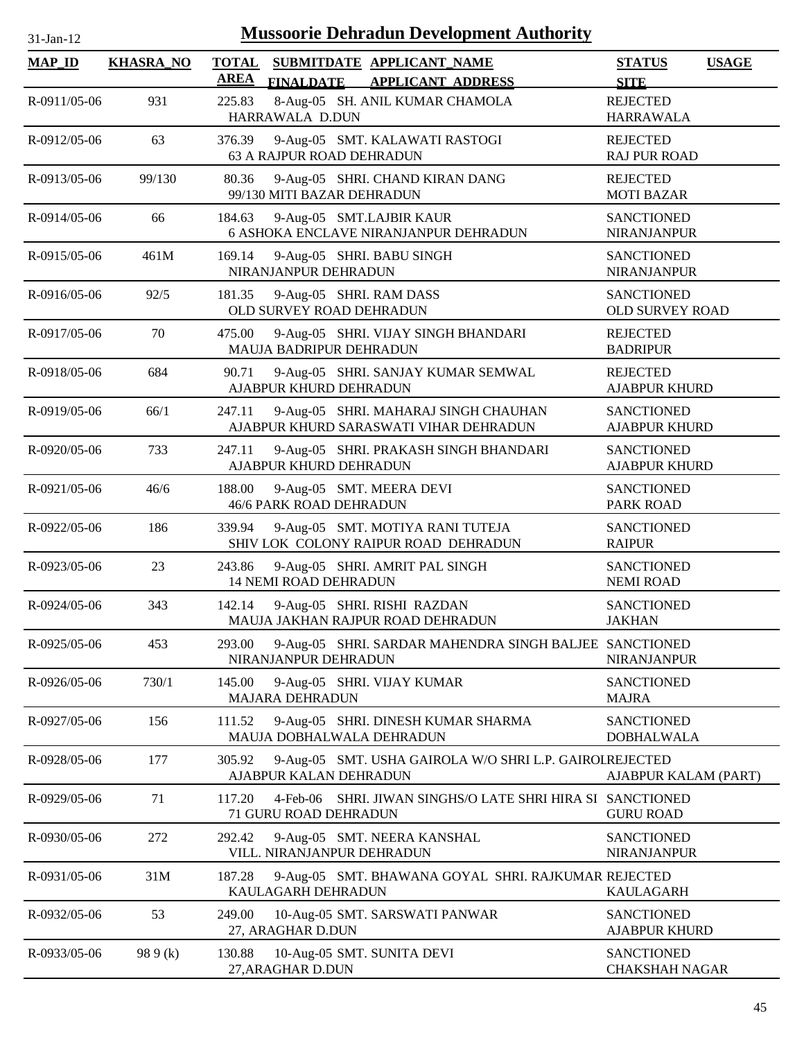# Mussoorie Dehradun Development Authority

31-Jan-12

| MAP_ID | KHASRA_NO | TOTAL AREA | SUBMITDATE FINALDATE | APPLICANT_NAME APPLICANT_ADDRESS | STATUS SITE | USAGE |
|---|---|---|---|---|---|---|
| R-0911/05-06 | 931 | 225.83 | 8-Aug-05 | SH. ANIL KUMAR CHAMOLA<br>HARRAWALA D.DUN | REJECTED<br>HARRAWALA | |
| R-0912/05-06 | 63 | 376.39 | 9-Aug-05 | SMT. KALAWATI RASTOGI<br>63 A RAJPUR ROAD DEHRADUN | REJECTED<br>RAJ PUR ROAD | |
| R-0913/05-06 | 99/130 | 80.36 | 9-Aug-05 | SHRI. CHAND KIRAN DANG<br>99/130 MITI BAZAR DEHRADUN | REJECTED<br>MOTI BAZAR | |
| R-0914/05-06 | 66 | 184.63 | 9-Aug-05 | SMT.LAJBIR KAUR<br>6 ASHOKA ENCLAVE NIRANJANPUR DEHRADUN | SANCTIONED<br>NIRANJANPUR | |
| R-0915/05-06 | 461M | 169.14 | 9-Aug-05 | SHRI. BABU SINGH<br>NIRANJANPUR DEHRADUN | SANCTIONED<br>NIRANJANPUR | |
| R-0916/05-06 | 92/5 | 181.35 | 9-Aug-05 | SHRI. RAM DASS<br>OLD SURVEY ROAD DEHRADUN | SANCTIONED<br>OLD SURVEY ROAD | |
| R-0917/05-06 | 70 | 475.00 | 9-Aug-05 | SHRI. VIJAY SINGH BHANDARI<br>MAUJA BADRIPUR DEHRADUN | REJECTED<br>BADRIPUR | |
| R-0918/05-06 | 684 | 90.71 | 9-Aug-05 | SHRI. SANJAY KUMAR SEMWAL<br>AJABPUR KHURD DEHRADUN | REJECTED<br>AJABPUR KHURD | |
| R-0919/05-06 | 66/1 | 247.11 | 9-Aug-05 | SHRI. MAHARAJ SINGH CHAUHAN<br>AJABPUR KHURD SARASWATI VIHAR DEHRADUN | SANCTIONED<br>AJABPUR KHURD | |
| R-0920/05-06 | 733 | 247.11 | 9-Aug-05 | SHRI. PRAKASH SINGH BHANDARI<br>AJABPUR KHURD DEHRADUN | SANCTIONED<br>AJABPUR KHURD | |
| R-0921/05-06 | 46/6 | 188.00 | 9-Aug-05 | SMT. MEERA DEVI<br>46/6 PARK ROAD DEHRADUN | SANCTIONED<br>PARK ROAD | |
| R-0922/05-06 | 186 | 339.94 | 9-Aug-05 | SMT. MOTIYA RANI TUTEJA<br>SHIV LOK COLONY RAIPUR ROAD DEHRADUN | SANCTIONED<br>RAIPUR | |
| R-0923/05-06 | 23 | 243.86 | 9-Aug-05 | SHRI. AMRIT PAL SINGH<br>14 NEMI ROAD DEHRADUN | SANCTIONED<br>NEMI ROAD | |
| R-0924/05-06 | 343 | 142.14 | 9-Aug-05 | SHRI. RISHI RAZDAN<br>MAUJA JAKHAN RAJPUR ROAD DEHRADUN | SANCTIONED<br>JAKHAN | |
| R-0925/05-06 | 453 | 293.00 | 9-Aug-05 | SHRI. SARDAR MAHENDRA SINGH BALJEE<br>NIRANJANPUR DEHRADUN | SANCTIONED<br>NIRANJANPUR | |
| R-0926/05-06 | 730/1 | 145.00 | 9-Aug-05 | SHRI. VIJAY KUMAR<br>MAJARA DEHRADUN | SANCTIONED<br>MAJRA | |
| R-0927/05-06 | 156 | 111.52 | 9-Aug-05 | SHRI. DINESH KUMAR SHARMA<br>MAUJA DOBHALWALA DEHRADUN | SANCTIONED<br>DOBHALWALA | |
| R-0928/05-06 | 177 | 305.92 | 9-Aug-05 | SMT. USHA GAIROLA W/O SHRI L.P. GAIROL<br>AJABPUR KALAN DEHRADUN | REJECTED<br>AJABPUR KALAM (PART) | |
| R-0929/05-06 | 71 | 117.20 | 4-Feb-06 | SHRI. JIWAN SINGHS/O LATE SHRI HIRA SI<br>71 GURU ROAD DEHRADUN | SANCTIONED<br>GURU ROAD | |
| R-0930/05-06 | 272 | 292.42 | 9-Aug-05 | SMT. NEERA KANSHAL<br>VILL. NIRANJANPUR DEHRADUN | SANCTIONED<br>NIRANJANPUR | |
| R-0931/05-06 | 31M | 187.28 | 9-Aug-05 | SMT. BHAWANA GOYAL SHRI. RAJKUMAR<br>KAULAGARH DEHRADUN | REJECTED<br>KAULAGARH | |
| R-0932/05-06 | 53 | 249.00 | 10-Aug-05 | SMT. SARSWATI PANWAR<br>27, ARAGHAR D.DUN | SANCTIONED<br>AJABPUR KHURD | |
| R-0933/05-06 | 98 9 (k) | 130.88 | 10-Aug-05 | SMT. SUNITA DEVI<br>27,ARAGHAR D.DUN | SANCTIONED<br>CHAKSHAH NAGAR | |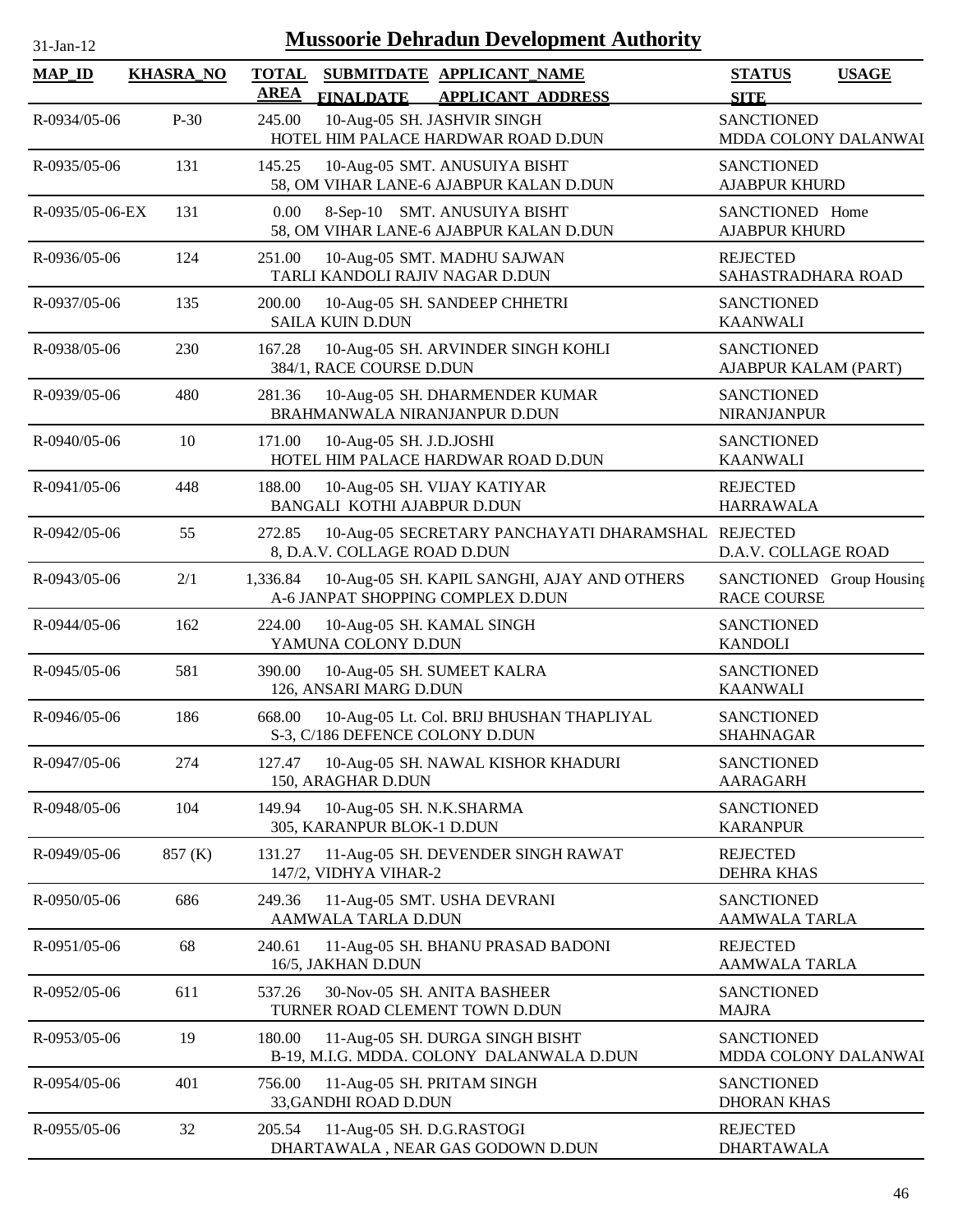# Mussoorie Dehradun Development Authority

| MAP_ID | KHASRA_NO | TOTAL AREA | SUBMITDATE FINALDATE | APPLICANT_NAME APPLICANT ADDRESS | STATUS SITE | USAGE |
|---|---|---|---|---|---|---|
| R-0934/05-06 | P-30 | 245.00 | 10-Aug-05 | SH. JASHVIR SINGH<br>HOTEL HIM PALACE HARDWAR ROAD D.DUN | SANCTIONED<br>MDDA COLONY DALANWAI | |
| R-0935/05-06 | 131 | 145.25 | 10-Aug-05 | SMT. ANUSUIYA BISHT<br>58, OM VIHAR LANE-6 AJABPUR KALAN D.DUN | SANCTIONED<br>AJABPUR KHURD | |
| R-0935/05-06-EX | 131 | 0.00 | 8-Sep-10 | SMT. ANUSUIYA BISHT<br>58, OM VIHAR LANE-6 AJABPUR KALAN D.DUN | SANCTIONED<br>AJABPUR KHURD | Home |
| R-0936/05-06 | 124 | 251.00 | 10-Aug-05 | SMT. MADHU SAJWAN<br>TARLI KANDOLI RAJIV NAGAR D.DUN | REJECTED<br>SAHASTRADHARA ROAD | |
| R-0937/05-06 | 135 | 200.00 | 10-Aug-05 | SH. SANDEEP CHHETRI<br>SAILA KUIN D.DUN | SANCTIONED<br>KAANWALI | |
| R-0938/05-06 | 230 | 167.28 | 10-Aug-05 | SH. ARVINDER SINGH KOHLI<br>384/1, RACE COURSE D.DUN | SANCTIONED<br>AJABPUR KALAM (PART) | |
| R-0939/05-06 | 480 | 281.36 | 10-Aug-05 | SH. DHARMENDER KUMAR<br>BRAHMANWALA NIRANJANPUR D.DUN | SANCTIONED<br>NIRANJANPUR | |
| R-0940/05-06 | 10 | 171.00 | 10-Aug-05 | SH. J.D.JOSHI<br>HOTEL HIM PALACE HARDWAR ROAD D.DUN | SANCTIONED<br>KAANWALI | |
| R-0941/05-06 | 448 | 188.00 | 10-Aug-05 | SH. VIJAY KATIYAR<br>BANGALI KOTHI AJABPUR D.DUN | REJECTED<br>HARRAWALA | |
| R-0942/05-06 | 55 | 272.85 | 10-Aug-05 | SECRETARY PANCHAYATI DHARAMSHAL<br>8, D.A.V. COLLAGE ROAD D.DUN | REJECTED<br>D.A.V. COLLAGE ROAD | |
| R-0943/05-06 | 2/1 | 1,336.84 | 10-Aug-05 | SH. KAPIL SANGHI, AJAY AND OTHERS<br>A-6 JANPAT SHOPPING COMPLEX D.DUN | SANCTIONED<br>RACE COURSE | Group Housing |
| R-0944/05-06 | 162 | 224.00 | 10-Aug-05 | SH. KAMAL SINGH<br>YAMUNA COLONY D.DUN | SANCTIONED<br>KANDOLI | |
| R-0945/05-06 | 581 | 390.00 | 10-Aug-05 | SH. SUMEET KALRA<br>126, ANSARI MARG D.DUN | SANCTIONED<br>KAANWALI | |
| R-0946/05-06 | 186 | 668.00 | 10-Aug-05 | Lt. Col. BRIJ BHUSHAN THAPLIYAL<br>S-3, C/186 DEFENCE COLONY D.DUN | SANCTIONED<br>SHAHNAGAR | |
| R-0947/05-06 | 274 | 127.47 | 10-Aug-05 | SH. NAWAL KISHOR KHADURI<br>150, ARAGHAR D.DUN | SANCTIONED<br>AARAGARH | |
| R-0948/05-06 | 104 | 149.94 | 10-Aug-05 | SH. N.K.SHARMA<br>305, KARANPUR BLOK-1 D.DUN | SANCTIONED<br>KARANPUR | |
| R-0949/05-06 | 857 (K) | 131.27 | 11-Aug-05 | SH. DEVENDER SINGH RAWAT<br>147/2, VIDHYA VIHAR-2 | REJECTED<br>DEHRA KHAS | |
| R-0950/05-06 | 686 | 249.36 | 11-Aug-05 | SMT. USHA DEVRANI<br>AAMWALA TARLA D.DUN | SANCTIONED<br>AAMWALA TARLA | |
| R-0951/05-06 | 68 | 240.61 | 11-Aug-05 | SH. BHANU PRASAD BADONI<br>16/5, JAKHAN D.DUN | REJECTED<br>AAMWALA TARLA | |
| R-0952/05-06 | 611 | 537.26 | 30-Nov-05 | SH. ANITA BASHEER<br>TURNER ROAD CLEMENT TOWN D.DUN | SANCTIONED<br>MAJRA | |
| R-0953/05-06 | 19 | 180.00 | 11-Aug-05 | SH. DURGA SINGH BISHT<br>B-19, M.I.G. MDDA. COLONY DALANWALA D.DUN | SANCTIONED<br>MDDA COLONY DALANWAI | |
| R-0954/05-06 | 401 | 756.00 | 11-Aug-05 | SH. PRITAM SINGH<br>33,GANDHI ROAD D.DUN | SANCTIONED<br>DHORAN KHAS | |
| R-0955/05-06 | 32 | 205.54 | 11-Aug-05 | SH. D.G.RASTOGI<br>DHARTAWALA , NEAR GAS GODOWN D.DUN | REJECTED<br>DHARTAWALA | |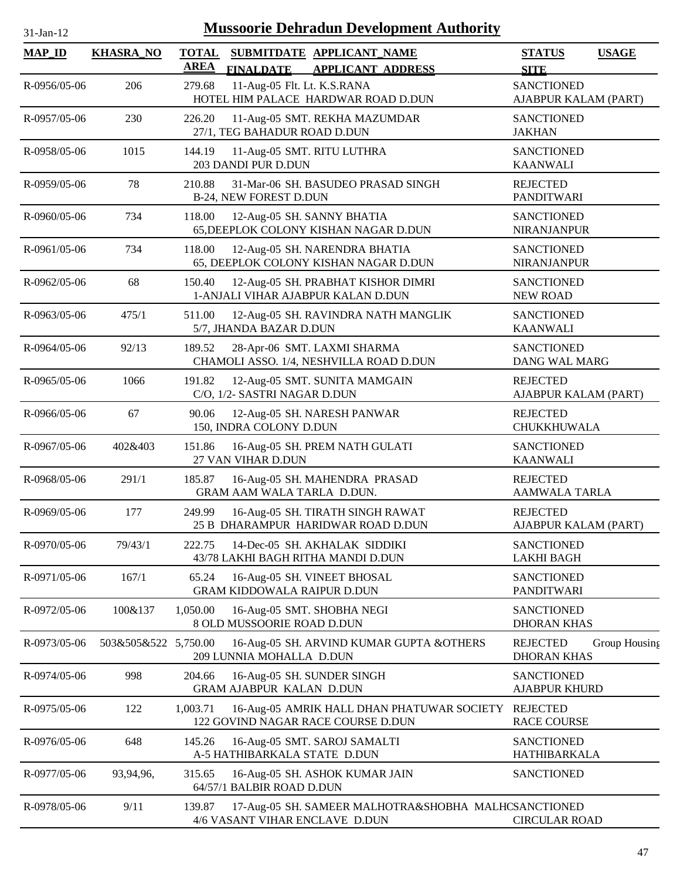# Mussoorie Dehradun Development Authority

31-Jan-12

| MAP_ID | KHASRA_NO | TOTAL AREA | SUBMITDATE FINALDATE | APPLICANT_NAME APPLICANT_ADDRESS | STATUS SITE | USAGE |
|---|---|---|---|---|---|---|
| R-0956/05-06 | 206 | 279.68 | 11-Aug-05 | Flt. Lt. K.S.RANA HOTEL HIM PALACE HARDWAR ROAD D.DUN | SANCTIONED AJABPUR KALAM (PART) | |
| R-0957/05-06 | 230 | 226.20 | 11-Aug-05 | SMT. REKHA MAZUMDAR 27/1, TEG BAHADUR ROAD D.DUN | SANCTIONED JAKHAN | |
| R-0958/05-06 | 1015 | 144.19 | 11-Aug-05 | SMT. RITU LUTHRA 203 DANDI PUR D.DUN | SANCTIONED KAANWALI | |
| R-0959/05-06 | 78 | 210.88 | 31-Mar-06 | SH. BASUDEO PRASAD SINGH B-24, NEW FOREST D.DUN | REJECTED PANDITWARI | |
| R-0960/05-06 | 734 | 118.00 | 12-Aug-05 | SH. SANNY BHATIA 65,DEEPLOK COLONY KISHAN NAGAR D.DUN | SANCTIONED NIRANJANPUR | |
| R-0961/05-06 | 734 | 118.00 | 12-Aug-05 | SH. NARENDRA BHATIA 65, DEEPLOK COLONY KISHAN NAGAR D.DUN | SANCTIONED NIRANJANPUR | |
| R-0962/05-06 | 68 | 150.40 | 12-Aug-05 | SH. PRABHAT KISHOR DIMRI 1-ANJALI VIHAR AJABPUR KALAN D.DUN | SANCTIONED NEW ROAD | |
| R-0963/05-06 | 475/1 | 511.00 | 12-Aug-05 | SH. RAVINDRA NATH MANGLIK 5/7, JHANDA BAZAR D.DUN | SANCTIONED KAANWALI | |
| R-0964/05-06 | 92/13 | 189.52 | 28-Apr-06 | SMT. LAXMI SHARMA CHAMOLI ASSO. 1/4, NESHVILLA ROAD D.DUN | SANCTIONED DANG WAL MARG | |
| R-0965/05-06 | 1066 | 191.82 | 12-Aug-05 | SMT. SUNITA MAMGAIN C/O, 1/2- SASTRI NAGAR D.DUN | REJECTED AJABPUR KALAM (PART) | |
| R-0966/05-06 | 67 | 90.06 | 12-Aug-05 | SH. NARESH PANWAR 150, INDRA COLONY D.DUN | REJECTED CHUKKHUWALA | |
| R-0967/05-06 | 402&403 | 151.86 | 16-Aug-05 | SH. PREM NATH GULATI 27 VAN VIHAR D.DUN | SANCTIONED KAANWALI | |
| R-0968/05-06 | 291/1 | 185.87 | 16-Aug-05 | SH. MAHENDRA PRASAD GRAM AAM WALA TARLA D.DUN. | REJECTED AAMWALA TARLA | |
| R-0969/05-06 | 177 | 249.99 | 16-Aug-05 | SH. TIRATH SINGH RAWAT 25 B DHARAMPUR HARIDWAR ROAD D.DUN | REJECTED AJABPUR KALAM (PART) | |
| R-0970/05-06 | 79/43/1 | 222.75 | 14-Dec-05 | SH. AKHALAK SIDDIKI 43/78 LAKHI BAGH RITHA MANDI D.DUN | SANCTIONED LAKHI BAGH | |
| R-0971/05-06 | 167/1 | 65.24 | 16-Aug-05 | SH. VINEET BHOSAL GRAM KIDDOWALA RAIPUR D.DUN | SANCTIONED PANDITWARI | |
| R-0972/05-06 | 100&137 | 1,050.00 | 16-Aug-05 | SMT. SHOBHA NEGI 8 OLD MUSSOORIE ROAD D.DUN | SANCTIONED DHORAN KHAS | |
| R-0973/05-06 | 503&505&522 | 5,750.00 | 16-Aug-05 | SH. ARVIND KUMAR GUPTA &OTHERS 209 LUNNIA MOHALLA D.DUN | REJECTED DHORAN KHAS | Group Housing |
| R-0974/05-06 | 998 | 204.66 | 16-Aug-05 | SH. SUNDER SINGH GRAM AJABPUR KALAN D.DUN | SANCTIONED AJABPUR KHURD | |
| R-0975/05-06 | 122 | 1,003.71 | 16-Aug-05 | AMRIK HALL DHAN PHATUWAR SOCIETY 122 GOVIND NAGAR RACE COURSE D.DUN | REJECTED RACE COURSE | |
| R-0976/05-06 | 648 | 145.26 | 16-Aug-05 | SMT. SAROJ SAMALTI A-5 HATHIBARKALA STATE D.DUN | SANCTIONED HATHIBARKALA | |
| R-0977/05-06 | 93,94,96, | 315.65 | 16-Aug-05 | SH. ASHOK KUMAR JAIN 64/57/1 BALBIR ROAD D.DUN | SANCTIONED | |
| R-0978/05-06 | 9/11 | 139.87 | 17-Aug-05 | SH. SAMEER MALHOTRA&SHOBHA MALHC 4/6 VASANT VIHAR ENCLAVE D.DUN | SANCTIONED CIRCULAR ROAD | |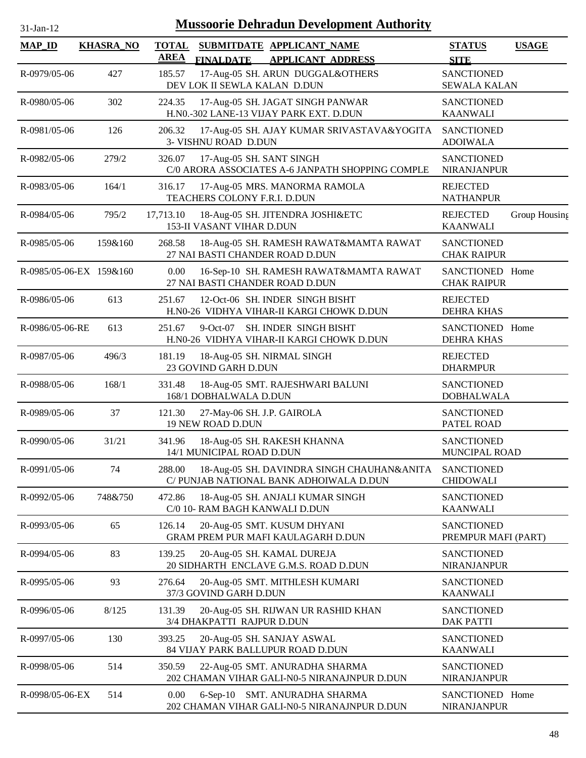# Mussoorie Dehradun Development Authority

31-Jan-12

| MAP_ID | KHASRA_NO | TOTAL AREA | SUBMITDATE FINALDATE | APPLICANT_NAME APPLICANT_ADDRESS | STATUS SITE | USAGE |
|---|---|---|---|---|---|---|
| R-0979/05-06 | 427 | 185.57 | 17-Aug-05 | SH. ARUN DUGGAL&OTHERS<br>DEV LOK II SEWLA KALAN D.DUN | SANCTIONED<br>SEWALA KALAN | |
| R-0980/05-06 | 302 | 224.35 | 17-Aug-05 | SH. JAGAT SINGH PANWAR<br>H.N0.-302 LANE-13 VIJAY PARK EXT. D.DUN | SANCTIONED<br>KAANWALI | |
| R-0981/05-06 | 126 | 206.32 | 17-Aug-05 | SH. AJAY KUMAR SRIVASTAVA&YOGITA<br>3- VISHNU ROAD D.DUN | SANCTIONED<br>ADOIWALA | |
| R-0982/05-06 | 279/2 | 326.07 | 17-Aug-05 | SH. SANT SINGH<br>C/0 ARORA ASSOCIATES A-6 JANPATH SHOPPING COMPLE | SANCTIONED<br>NIRANJANPUR | |
| R-0983/05-06 | 164/1 | 316.17 | 17-Aug-05 | MRS. MANORMA RAMOLA<br>TEACHERS COLONY F.R.I. D.DUN | REJECTED<br>NATHANPUR | |
| R-0984/05-06 | 795/2 | 17,713.10 | 18-Aug-05 | SH. JITENDRA JOSHI&ETC<br>153-II VASANT VIHAR D.DUN | REJECTED<br>KAANWALI | Group Housing |
| R-0985/05-06 | 159&160 | 268.58 | 18-Aug-05 | SH. RAMESH RAWAT&MAMTA RAWAT<br>27 NAI BASTI CHANDER ROAD D.DUN | SANCTIONED<br>CHAK RAIPUR | |
| R-0985/05-06-EX | 159&160 | 0.00 | 16-Sep-10 | SH. RAMESH RAWAT&MAMTA RAWAT<br>27 NAI BASTI CHANDER ROAD D.DUN | SANCTIONED<br>CHAK RAIPUR | Home |
| R-0986/05-06 | 613 | 251.67 | 12-Oct-06 | SH. INDER SINGH BISHT<br>H.N0-26 VIDHYA VIHAR-II KARGI CHOWK D.DUN | REJECTED<br>DEHRA KHAS | |
| R-0986/05-06-RE | 613 | 251.67 | 9-Oct-07 | SH. INDER SINGH BISHT<br>H.N0-26 VIDHYA VIHAR-II KARGI CHOWK D.DUN | SANCTIONED<br>DEHRA KHAS | Home |
| R-0987/05-06 | 496/3 | 181.19 | 18-Aug-05 | SH. NIRMAL SINGH<br>23 GOVIND GARH D.DUN | REJECTED<br>DHARMPUR | |
| R-0988/05-06 | 168/1 | 331.48 | 18-Aug-05 | SMT. RAJESHWARI BALUNI<br>168/1 DOBHALWALA D.DUN | SANCTIONED<br>DOBHALWALA | |
| R-0989/05-06 | 37 | 121.30 | 27-May-06 | SH. J.P. GAIROLA<br>19 NEW ROAD D.DUN | SANCTIONED<br>PATEL ROAD | |
| R-0990/05-06 | 31/21 | 341.96 | 18-Aug-05 | SH. RAKESH KHANNA<br>14/1 MUNICIPAL ROAD D.DUN | SANCTIONED<br>MUNCIPAL ROAD | |
| R-0991/05-06 | 74 | 288.00 | 18-Aug-05 | SH. DAVINDRA SINGH CHAUHAN&ANITA<br>C/ PUNJAB NATIONAL BANK ADHOIWALA D.DUN | SANCTIONED<br>CHIDOWALI | |
| R-0992/05-06 | 748&750 | 472.86 | 18-Aug-05 | SH. ANJALI KUMAR SINGH<br>C/0 10- RAM BAGH KANWALI D.DUN | SANCTIONED<br>KAANWALI | |
| R-0993/05-06 | 65 | 126.14 | 20-Aug-05 | SMT. KUSUM DHYANI<br>GRAM PREM PUR MAFI KAULAGARH D.DUN | SANCTIONED<br>PREMPUR MAFI (PART) | |
| R-0994/05-06 | 83 | 139.25 | 20-Aug-05 | SH. KAMAL DUREJA<br>20 SIDHARTH ENCLAVE G.M.S. ROAD D.DUN | SANCTIONED<br>NIRANJANPUR | |
| R-0995/05-06 | 93 | 276.64 | 20-Aug-05 | SMT. MITHLESH KUMARI<br>37/3 GOVIND GARH D.DUN | SANCTIONED<br>KAANWALI | |
| R-0996/05-06 | 8/125 | 131.39 | 20-Aug-05 | SH. RIJWAN UR RASHID KHAN<br>3/4 DHAKPATTI RAJPUR D.DUN | SANCTIONED<br>DAK PATTI | |
| R-0997/05-06 | 130 | 393.25 | 20-Aug-05 | SH. SANJAY ASWAL<br>84 VIJAY PARK BALLUPUR ROAD D.DUN | SANCTIONED<br>KAANWALI | |
| R-0998/05-06 | 514 | 350.59 | 22-Aug-05 | SMT. ANURADHA SHARMA<br>202 CHAMAN VIHAR GALI-N0-5 NIRANAJNPUR D.DUN | SANCTIONED<br>NIRANJANPUR | |
| R-0998/05-06-EX | 514 | 0.00 | 6-Sep-10 | SMT. ANURADHA SHARMA<br>202 CHAMAN VIHAR GALI-N0-5 NIRANAJNPUR D.DUN | SANCTIONED<br>NIRANJANPUR | Home |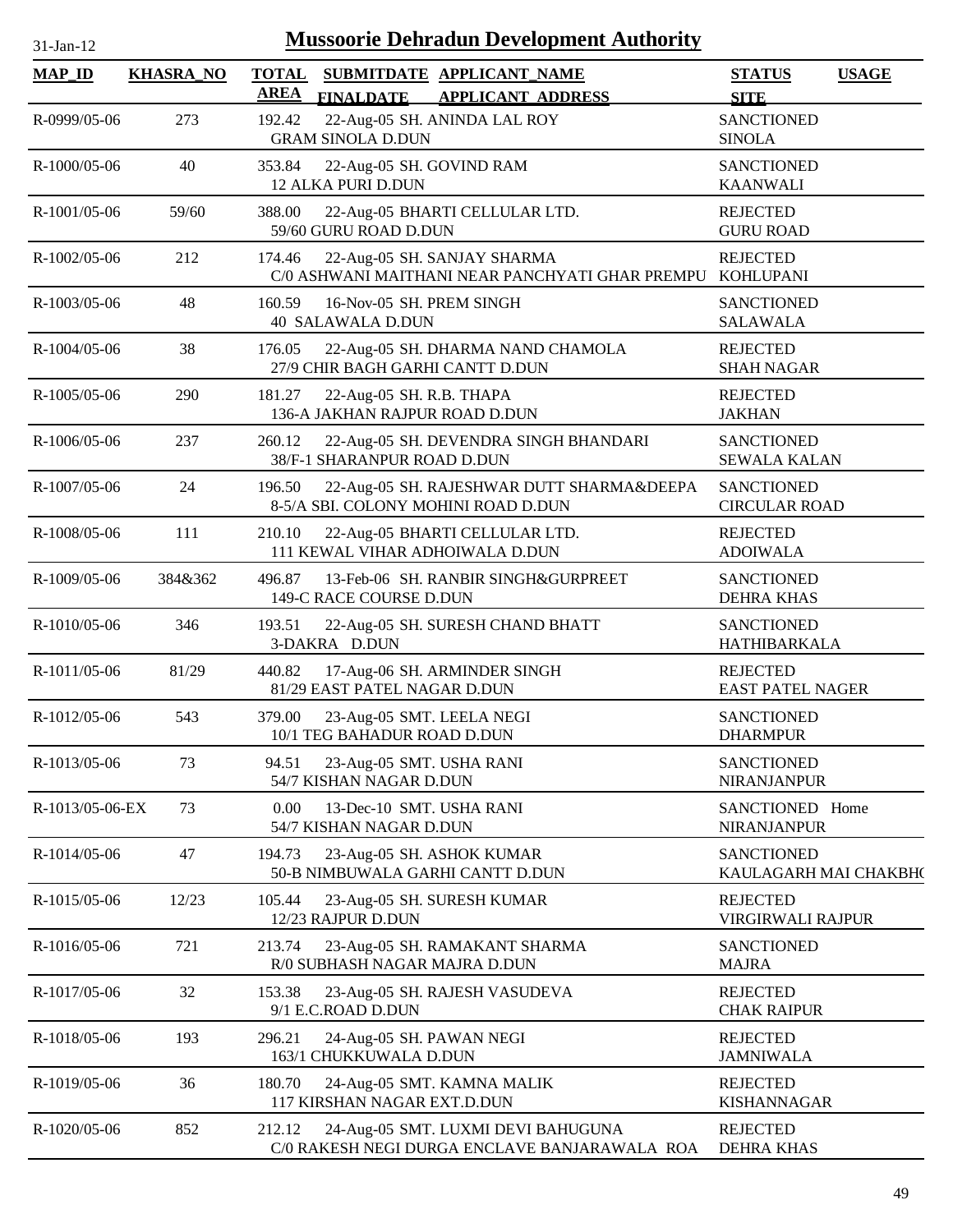# Mussoorie Dehradun Development Authority

| MAP_ID | KHASRA_NO | TOTAL AREA | SUBMITDATE FINALDATE | APPLICANT_NAME APPLICANT ADDRESS | STATUS SITE | USAGE |
|---|---|---|---|---|---|---|
| R-0999/05-06 | 273 | 192.42 | 22-Aug-05 | SH. ANINDA LAL ROY<br>GRAM SINOLA D.DUN | SANCTIONED<br>SINOLA | |
| R-1000/05-06 | 40 | 353.84 | 22-Aug-05 | SH. GOVIND RAM<br>12 ALKA PURI D.DUN | SANCTIONED<br>KAANWALI | |
| R-1001/05-06 | 59/60 | 388.00 | 22-Aug-05 | BHARTI CELLULAR LTD.<br>59/60 GURU ROAD D.DUN | REJECTED<br>GURU ROAD | |
| R-1002/05-06 | 212 | 174.46 | 22-Aug-05 | SH. SANJAY SHARMA<br>C/0 ASHWANI MAITHANI NEAR PANCHYATI GHAR PREMPU | REJECTED<br>KOHLUPANI | |
| R-1003/05-06 | 48 | 160.59 | 16-Nov-05 | SH. PREM SINGH<br>40 SALAWALA D.DUN | SANCTIONED<br>SALAWALA | |
| R-1004/05-06 | 38 | 176.05 | 22-Aug-05 | SH. DHARMA NAND CHAMOLA<br>27/9 CHIR BAGH GARHI CANTT D.DUN | REJECTED<br>SHAH NAGAR | |
| R-1005/05-06 | 290 | 181.27 | 22-Aug-05 | SH. R.B. THAPA<br>136-A JAKHAN RAJPUR ROAD D.DUN | REJECTED<br>JAKHAN | |
| R-1006/05-06 | 237 | 260.12 | 22-Aug-05 | SH. DEVENDRA SINGH BHANDARI<br>38/F-1 SHARANPUR ROAD D.DUN | SANCTIONED<br>SEWALA KALAN | |
| R-1007/05-06 | 24 | 196.50 | 22-Aug-05 | SH. RAJESHWAR DUTT SHARMA&DEEPA<br>8-5/A SBI. COLONY MOHINI ROAD D.DUN | SANCTIONED<br>CIRCULAR ROAD | |
| R-1008/05-06 | 111 | 210.10 | 22-Aug-05 | BHARTI CELLULAR LTD.<br>111 KEWAL VIHAR ADHOIWALA D.DUN | REJECTED<br>ADOIWALA | |
| R-1009/05-06 | 384&362 | 496.87 | 13-Feb-06 | SH. RANBIR SINGH&GURPREET<br>149-C RACE COURSE D.DUN | SANCTIONED<br>DEHRA KHAS | |
| R-1010/05-06 | 346 | 193.51 | 22-Aug-05 | SH. SURESH CHAND BHATT<br>3-DAKRA D.DUN | SANCTIONED<br>HATHIBARKALA | |
| R-1011/05-06 | 81/29 | 440.82 | 17-Aug-06 | SH. ARMINDER SINGH<br>81/29 EAST PATEL NAGAR D.DUN | REJECTED<br>EAST PATEL NAGER | |
| R-1012/05-06 | 543 | 379.00 | 23-Aug-05 | SMT. LEELA NEGI<br>10/1 TEG BAHADUR ROAD D.DUN | SANCTIONED<br>DHARMPUR | |
| R-1013/05-06 | 73 | 94.51 | 23-Aug-05 | SMT. USHA RANI<br>54/7 KISHAN NAGAR D.DUN | SANCTIONED<br>NIRANJANPUR | |
| R-1013/05-06-EX | 73 | 0.00 | 13-Dec-10 | SMT. USHA RANI<br>54/7 KISHAN NAGAR D.DUN | SANCTIONED<br>NIRANJANPUR | Home |
| R-1014/05-06 | 47 | 194.73 | 23-Aug-05 | SH. ASHOK KUMAR<br>50-B NIMBUWALA GARHI CANTT D.DUN | SANCTIONED<br>KAULAGARH MAI CHAKBHO | |
| R-1015/05-06 | 12/23 | 105.44 | 23-Aug-05 | SH. SURESH KUMAR<br>12/23 RAJPUR D.DUN | REJECTED<br>VIRGIRWALI RAJPUR | |
| R-1016/05-06 | 721 | 213.74 | 23-Aug-05 | SH. RAMAKANT SHARMA<br>R/0 SUBHASH NAGAR MAJRA D.DUN | SANCTIONED<br>MAJRA | |
| R-1017/05-06 | 32 | 153.38 | 23-Aug-05 | SH. RAJESH VASUDEVA<br>9/1 E.C.ROAD D.DUN | REJECTED<br>CHAK RAIPUR | |
| R-1018/05-06 | 193 | 296.21 | 24-Aug-05 | SH. PAWAN NEGI<br>163/1 CHUKKUWALA D.DUN | REJECTED<br>JAMNIWALA | |
| R-1019/05-06 | 36 | 180.70 | 24-Aug-05 | SMT. KAMNA MALIK<br>117 KIRSHAN NAGAR EXT.D.DUN | REJECTED<br>KISHANNAGAR | |
| R-1020/05-06 | 852 | 212.12 | 24-Aug-05 | SMT. LUXMI DEVI BAHUGUNA<br>C/0 RAKESH NEGI DURGA ENCLAVE BANJARAWALA ROA | REJECTED<br>DEHRA KHAS | |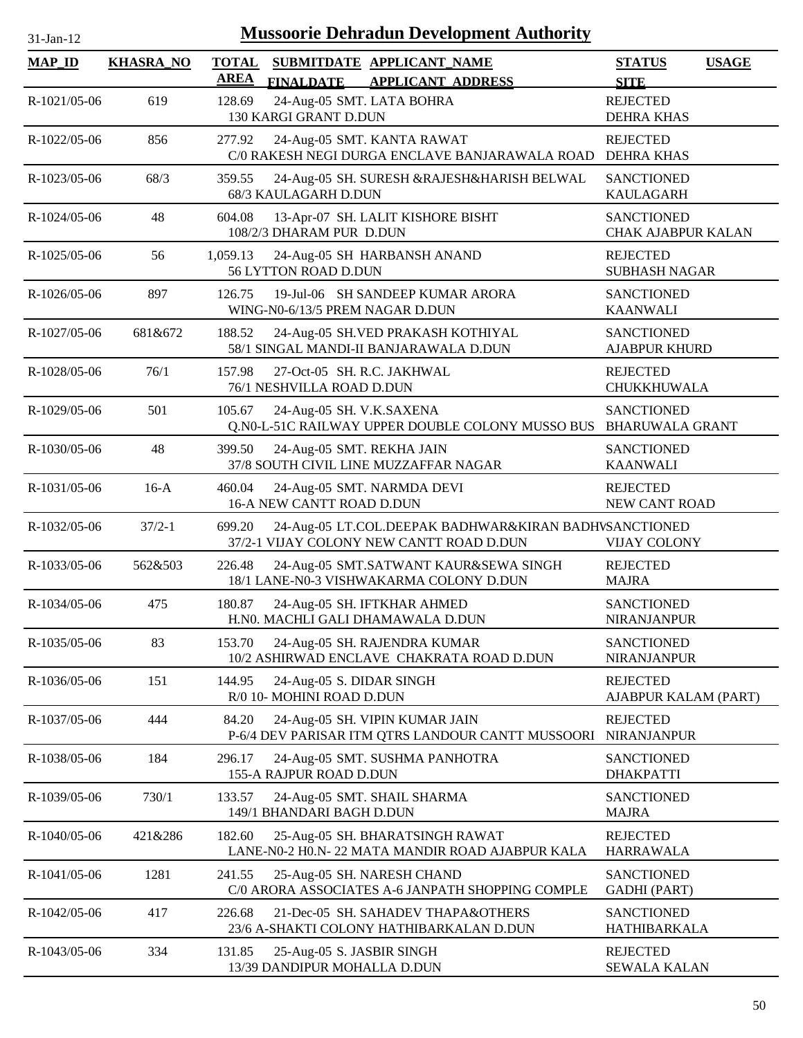# Mussoorie Dehradun Development Authority

31-Jan-12

| MAP_ID | KHASRA_NO | TOTAL AREA | SUBMITDATE FINALDATE | APPLICANT_NAME APPLICANT_ADDRESS | STATUS SITE | USAGE |
|---|---|---|---|---|---|---|
| R-1021/05-06 | 619 | 128.69 | 24-Aug-05 | SMT. LATA BOHRA 130 KARGI GRANT D.DUN | REJECTED DEHRA KHAS | |
| R-1022/05-06 | 856 | 277.92 | 24-Aug-05 | SMT. KANTA RAWAT C/0 RAKESH NEGI DURGA ENCLAVE BANJARAWALA ROAD | REJECTED DEHRA KHAS | |
| R-1023/05-06 | 68/3 | 359.55 | 24-Aug-05 | SH. SURESH &RAJESH&HARISH BELWAL 68/3 KAULAGARH D.DUN | SANCTIONED KAULAGARH | |
| R-1024/05-06 | 48 | 604.08 | 13-Apr-07 | SH. LALIT KISHORE BISHT 108/2/3 DHARAM PUR D.DUN | SANCTIONED CHAK AJABPUR KALAN | |
| R-1025/05-06 | 56 | 1,059.13 | 24-Aug-05 | SH HARBANSH ANAND 56 LYTTON ROAD D.DUN | REJECTED SUBHASH NAGAR | |
| R-1026/05-06 | 897 | 126.75 | 19-Jul-06 | SH SANDEEP KUMAR ARORA WING-N0-6/13/5 PREM NAGAR D.DUN | SANCTIONED KAANWALI | |
| R-1027/05-06 | 681&672 | 188.52 | 24-Aug-05 | SH.VED PRAKASH KOTHIYAL 58/1 SINGAL MANDI-II BANJARAWALA D.DUN | SANCTIONED AJABPUR KHURD | |
| R-1028/05-06 | 76/1 | 157.98 | 27-Oct-05 | SH. R.C. JAKHWAL 76/1 NESHVILLA ROAD D.DUN | REJECTED CHUKKHUWALA | |
| R-1029/05-06 | 501 | 105.67 | 24-Aug-05 | SH. V.K.SAXENA Q.N0-L-51C RAILWAY UPPER DOUBLE COLONY MUSSO BUS | SANCTIONED BHARUWALA GRANT | |
| R-1030/05-06 | 48 | 399.50 | 24-Aug-05 | SMT. REKHA JAIN 37/8 SOUTH CIVIL LINE MUZZAFFAR NAGAR | SANCTIONED KAANWALI | |
| R-1031/05-06 | 16-A | 460.04 | 24-Aug-05 | SMT. NARMDA DEVI 16-A NEW CANTT ROAD D.DUN | REJECTED NEW CANT ROAD | |
| R-1032/05-06 | 37/2-1 | 699.20 | 24-Aug-05 | LT.COL.DEEPAK BADHWAR&KIRAN BADHV 37/2-1 VIJAY COLONY NEW CANTT ROAD D.DUN | SANCTIONED VIJAY COLONY | |
| R-1033/05-06 | 562&503 | 226.48 | 24-Aug-05 | SMT.SATWANT KAUR&SEWA SINGH 18/1 LANE-N0-3 VISHWAKARMA COLONY D.DUN | REJECTED MAJRA | |
| R-1034/05-06 | 475 | 180.87 | 24-Aug-05 | SH. IFTKHAR AHMED H.N0. MACHLI GALI DHAMAWALA D.DUN | SANCTIONED NIRANJANPUR | |
| R-1035/05-06 | 83 | 153.70 | 24-Aug-05 | SH. RAJENDRA KUMAR 10/2 ASHIRWAD ENCLAVE CHAKRATA ROAD D.DUN | SANCTIONED NIRANJANPUR | |
| R-1036/05-06 | 151 | 144.95 | 24-Aug-05 | S. DIDAR SINGH R/0 10- MOHINI ROAD D.DUN | REJECTED AJABPUR KALAM (PART) | |
| R-1037/05-06 | 444 | 84.20 | 24-Aug-05 | SH. VIPIN KUMAR JAIN P-6/4 DEV PARISAR ITM QTRS LANDOUR CANTT MUSSOORI | REJECTED NIRANJANPUR | |
| R-1038/05-06 | 184 | 296.17 | 24-Aug-05 | SMT. SUSHMA PANHOTRA 155-A RAJPUR ROAD D.DUN | SANCTIONED DHAKPATTI | |
| R-1039/05-06 | 730/1 | 133.57 | 24-Aug-05 | SMT. SHAIL SHARMA 149/1 BHANDARI BAGH D.DUN | SANCTIONED MAJRA | |
| R-1040/05-06 | 421&286 | 182.60 | 25-Aug-05 | SH. BHARATSINGH RAWAT LANE-N0-2 H0.N- 22 MATA MANDIR ROAD AJABPUR KALA | REJECTED HARRAWALA | |
| R-1041/05-06 | 1281 | 241.55 | 25-Aug-05 | SH. NARESH CHAND C/0 ARORA ASSOCIATES A-6 JANPATH SHOPPING COMPLE | SANCTIONED GADHI (PART) | |
| R-1042/05-06 | 417 | 226.68 | 21-Dec-05 | SH. SAHADEV THAPA&OTHERS 23/6 A-SHAKTI COLONY HATHIBARKALAN D.DUN | SANCTIONED HATHIBARKALA | |
| R-1043/05-06 | 334 | 131.85 | 25-Aug-05 | S. JASBIR SINGH 13/39 DANDIPUR MOHALLA D.DUN | REJECTED SEWALA KALAN | |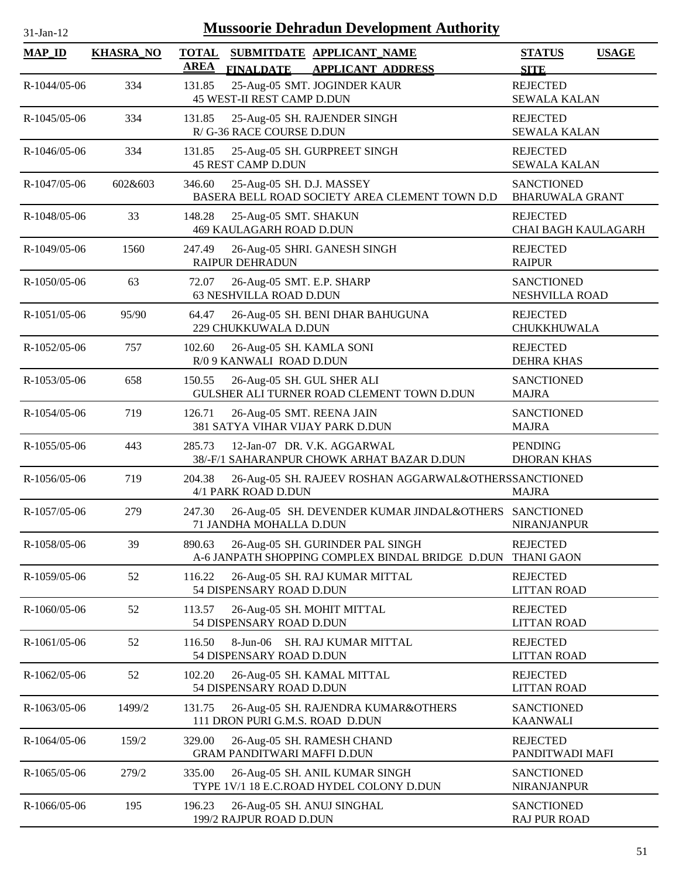# Mussoorie Dehradun Development Authority

| MAP_ID | KHASRA_NO | TOTAL AREA | SUBMITDATE FINALDATE | APPLICANT_NAME APPLICANT_ADDRESS | STATUS SITE | USAGE |
|---|---|---|---|---|---|---|
| R-1044/05-06 | 334 | 131.85 | 25-Aug-05 | SMT. JOGINDER KAUR 45 WEST-II REST CAMP D.DUN | REJECTED SEWALA KALAN | |
| R-1045/05-06 | 334 | 131.85 | 25-Aug-05 | SH. RAJENDER SINGH R/ G-36 RACE COURSE D.DUN | REJECTED SEWALA KALAN | |
| R-1046/05-06 | 334 | 131.85 | 25-Aug-05 | SH. GURPREET SINGH 45 REST CAMP D.DUN | REJECTED SEWALA KALAN | |
| R-1047/05-06 | 602&603 | 346.60 | 25-Aug-05 | SH. D.J. MASSEY BASERA BELL ROAD SOCIETY AREA CLEMENT TOWN D.D | SANCTIONED BHARUWALA GRANT | |
| R-1048/05-06 | 33 | 148.28 | 25-Aug-05 | SMT. SHAKUN 469 KAULAGARH ROAD D.DUN | REJECTED CHAI BAGH KAULAGARH | |
| R-1049/05-06 | 1560 | 247.49 | 26-Aug-05 | SHRI. GANESH SINGH RAIPUR DEHRADUN | REJECTED RAIPUR | |
| R-1050/05-06 | 63 | 72.07 | 26-Aug-05 | SMT. E.P. SHARP 63 NESHVILLA ROAD D.DUN | SANCTIONED NESHVILLA ROAD | |
| R-1051/05-06 | 95/90 | 64.47 | 26-Aug-05 | SH. BENI DHAR BAHUGUNA 229 CHUKKUWALA D.DUN | REJECTED CHUKKHUWALA | |
| R-1052/05-06 | 757 | 102.60 | 26-Aug-05 | SH. KAMLA SONI R/0 9 KANWALI ROAD D.DUN | REJECTED DEHRA KHAS | |
| R-1053/05-06 | 658 | 150.55 | 26-Aug-05 | SH. GUL SHER ALI GULSHER ALI TURNER ROAD CLEMENT TOWN D.DUN | SANCTIONED MAJRA | |
| R-1054/05-06 | 719 | 126.71 | 26-Aug-05 | SMT. REENA JAIN 381 SATYA VIHAR VIJAY PARK D.DUN | SANCTIONED MAJRA | |
| R-1055/05-06 | 443 | 285.73 | 12-Jan-07 | DR. V.K. AGGARWAL 38/-F/1 SAHARANPUR CHOWK ARHAT BAZAR D.DUN | PENDING DHORAN KHAS | |
| R-1056/05-06 | 719 | 204.38 | 26-Aug-05 | SH. RAJEEV ROSHAN AGGARWAL&OTHERS 4/1 PARK ROAD D.DUN | SANCTIONED MAJRA | |
| R-1057/05-06 | 279 | 247.30 | 26-Aug-05 | SH. DEVENDER KUMAR JINDAL&OTHERS 71 JANDHA MOHALLA D.DUN | SANCTIONED NIRANJANPUR | |
| R-1058/05-06 | 39 | 890.63 | 26-Aug-05 | SH. GURINDER PAL SINGH A-6 JANPATH SHOPPING COMPLEX BINDAL BRIDGE D.DUN | REJECTED THANI GAON | |
| R-1059/05-06 | 52 | 116.22 | 26-Aug-05 | SH. RAJ KUMAR MITTAL 54 DISPENSARY ROAD D.DUN | REJECTED LITTAN ROAD | |
| R-1060/05-06 | 52 | 113.57 | 26-Aug-05 | SH. MOHIT MITTAL 54 DISPENSARY ROAD D.DUN | REJECTED LITTAN ROAD | |
| R-1061/05-06 | 52 | 116.50 | 8-Jun-06 | SH. RAJ KUMAR MITTAL 54 DISPENSARY ROAD D.DUN | REJECTED LITTAN ROAD | |
| R-1062/05-06 | 52 | 102.20 | 26-Aug-05 | SH. KAMAL MITTAL 54 DISPENSARY ROAD D.DUN | REJECTED LITTAN ROAD | |
| R-1063/05-06 | 1499/2 | 131.75 | 26-Aug-05 | SH. RAJENDRA KUMAR&OTHERS 111 DRON PURI G.M.S. ROAD D.DUN | SANCTIONED KAANWALI | |
| R-1064/05-06 | 159/2 | 329.00 | 26-Aug-05 | SH. RAMESH CHAND GRAM PANDITWARI MAFFI D.DUN | REJECTED PANDITWADI MAFI | |
| R-1065/05-06 | 279/2 | 335.00 | 26-Aug-05 | SH. ANIL KUMAR SINGH TYPE 1V/1 18 E.C.ROAD HYDEL COLONY D.DUN | SANCTIONED NIRANJANPUR | |
| R-1066/05-06 | 195 | 196.23 | 26-Aug-05 | SH. ANUJ SINGHAL 199/2 RAJPUR ROAD D.DUN | SANCTIONED RAJ PUR ROAD | |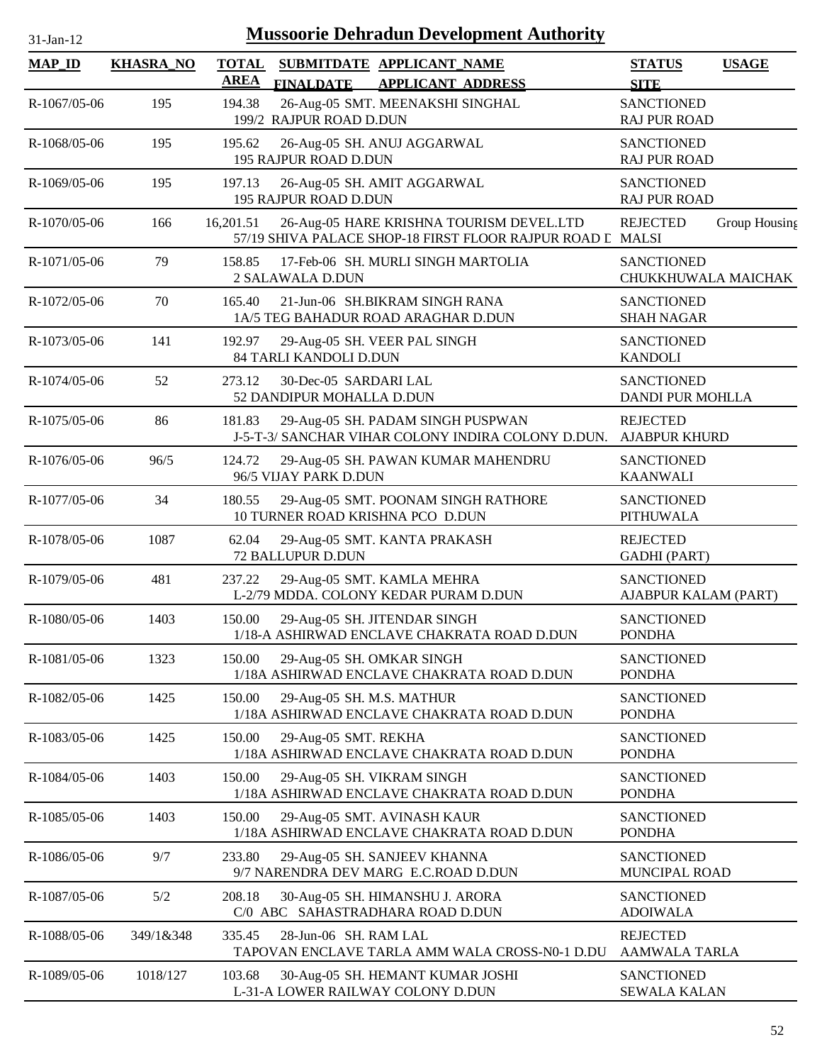# Mussoorie Dehradun Development Authority

31-Jan-12

| MAP_ID | KHASRA_NO | TOTAL AREA | SUBMITDATE FINALDATE | APPLICANT_NAME APPLICANT ADDRESS | STATUS SITE | USAGE |
|---|---|---|---|---|---|---|
| R-1067/05-06 | 195 | 194.38 | 26-Aug-05 | SMT. MEENAKSHI SINGHAL 199/2 RAJPUR ROAD D.DUN | SANCTIONED RAJ PUR ROAD | |
| R-1068/05-06 | 195 | 195.62 | 26-Aug-05 | SH. ANUJ AGGARWAL 195 RAJPUR ROAD D.DUN | SANCTIONED RAJ PUR ROAD | |
| R-1069/05-06 | 195 | 197.13 | 26-Aug-05 | SH. AMIT AGGARWAL 195 RAJPUR ROAD D.DUN | SANCTIONED RAJ PUR ROAD | |
| R-1070/05-06 | 166 | 16,201.51 | 26-Aug-05 | HARE KRISHNA TOURISM DEVEL.LTD 57/19 SHIVA PALACE SHOP-18 FIRST FLOOR RAJPUR ROAD D | REJECTED MALSI | Group Housing |
| R-1071/05-06 | 79 | 158.85 | 17-Feb-06 | SH. MURLI SINGH MARTOLIA 2 SALAWALA D.DUN | SANCTIONED CHUKKHUWALA MAICHAK | |
| R-1072/05-06 | 70 | 165.40 | 21-Jun-06 | SH.BIKRAM SINGH RANA 1A/5 TEG BAHADUR ROAD ARAGHAR D.DUN | SANCTIONED SHAH NAGAR | |
| R-1073/05-06 | 141 | 192.97 | 29-Aug-05 | SH. VEER PAL SINGH 84 TARLI KANDOLI D.DUN | SANCTIONED KANDOLI | |
| R-1074/05-06 | 52 | 273.12 | 30-Dec-05 | SARDARI LAL 52 DANDIPUR MOHALLA D.DUN | SANCTIONED DANDI PUR MOHLLA | |
| R-1075/05-06 | 86 | 181.83 | 29-Aug-05 | SH. PADAM SINGH PUSPWAN J-5-T-3/ SANCHAR VIHAR COLONY INDIRA COLONY D.DUN. | REJECTED AJABPUR KHURD | |
| R-1076/05-06 | 96/5 | 124.72 | 29-Aug-05 | SH. PAWAN KUMAR MAHENDRU 96/5 VIJAY PARK D.DUN | SANCTIONED KAANWALI | |
| R-1077/05-06 | 34 | 180.55 | 29-Aug-05 | SMT. POONAM SINGH RATHORE 10 TURNER ROAD KRISHNA PCO D.DUN | SANCTIONED PITHUWALA | |
| R-1078/05-06 | 1087 | 62.04 | 29-Aug-05 | SMT. KANTA PRAKASH 72 BALLUPUR D.DUN | REJECTED GADHI (PART) | |
| R-1079/05-06 | 481 | 237.22 | 29-Aug-05 | SMT. KAMLA MEHRA L-2/79 MDDA. COLONY KEDAR PURAM D.DUN | SANCTIONED AJABPUR KALAM (PART) | |
| R-1080/05-06 | 1403 | 150.00 | 29-Aug-05 | SH. JITENDAR SINGH 1/18-A ASHIRWAD ENCLAVE CHAKRATA ROAD D.DUN | SANCTIONED PONDHA | |
| R-1081/05-06 | 1323 | 150.00 | 29-Aug-05 | SH. OMKAR SINGH 1/18A ASHIRWAD ENCLAVE CHAKRATA ROAD D.DUN | SANCTIONED PONDHA | |
| R-1082/05-06 | 1425 | 150.00 | 29-Aug-05 | SH. M.S. MATHUR 1/18A ASHIRWAD ENCLAVE CHAKRATA ROAD D.DUN | SANCTIONED PONDHA | |
| R-1083/05-06 | 1425 | 150.00 | 29-Aug-05 | SMT. REKHA 1/18A ASHIRWAD ENCLAVE CHAKRATA ROAD D.DUN | SANCTIONED PONDHA | |
| R-1084/05-06 | 1403 | 150.00 | 29-Aug-05 | SH. VIKRAM SINGH 1/18A ASHIRWAD ENCLAVE CHAKRATA ROAD D.DUN | SANCTIONED PONDHA | |
| R-1085/05-06 | 1403 | 150.00 | 29-Aug-05 | SMT. AVINASH KAUR 1/18A ASHIRWAD ENCLAVE CHAKRATA ROAD D.DUN | SANCTIONED PONDHA | |
| R-1086/05-06 | 9/7 | 233.80 | 29-Aug-05 | SH. SANJEEV KHANNA 9/7 NARENDRA DEV MARG E.C.ROAD D.DUN | SANCTIONED MUNCIPAL ROAD | |
| R-1087/05-06 | 5/2 | 208.18 | 30-Aug-05 | SH. HIMANSHU J. ARORA C/0 ABC SAHASTRADHARA ROAD D.DUN | SANCTIONED ADOIWALA | |
| R-1088/05-06 | 349/1&348 | 335.45 | 28-Jun-06 | SH. RAM LAL TAPOVAN ENCLAVE TARLA AMM WALA CROSS-N0-1 D.DU | REJECTED AAMWALA TARLA | |
| R-1089/05-06 | 1018/127 | 103.68 | 30-Aug-05 | SH. HEMANT KUMAR JOSHI L-31-A LOWER RAILWAY COLONY D.DUN | SANCTIONED SEWALA KALAN | |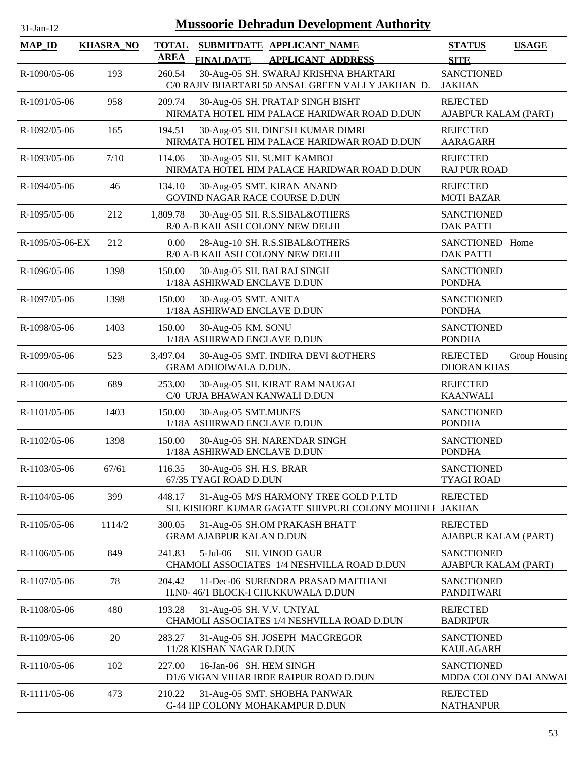31-Jan-12

# Mussoorie Dehradun Development Authority

| MAP_ID | KHASRA_NO | TOTAL AREA | SUBMITDATE FINALDATE | APPLICANT_NAME APPLICANT_ADDRESS | STATUS SITE | USAGE |
|---|---|---|---|---|---|---|
| R-1090/05-06 | 193 | 260.54 | 30-Aug-05 | SH. SWARAJ KRISHNA BHARTARI C/0 RAJIV BHARTARI 50 ANSAL GREEN VALLY JAKHAN D. | SANCTIONED JAKHAN | |
| R-1091/05-06 | 958 | 209.74 | 30-Aug-05 | SH. PRATAP SINGH BISHT NIRMATA HOTEL HIM PALACE HARIDWAR ROAD D.DUN | REJECTED AJABPUR KALAM (PART) | |
| R-1092/05-06 | 165 | 194.51 | 30-Aug-05 | SH. DINESH KUMAR DIMRI NIRMATA HOTEL HIM PALACE HARIDWAR ROAD D.DUN | REJECTED AARAGARH | |
| R-1093/05-06 | 7/10 | 114.06 | 30-Aug-05 | SH. SUMIT KAMBOJ NIRMATA HOTEL HIM PALACE HARIDWAR ROAD D.DUN | REJECTED RAJ PUR ROAD | |
| R-1094/05-06 | 46 | 134.10 | 30-Aug-05 | SMT. KIRAN ANAND GOVIND NAGAR RACE COURSE D.DUN | REJECTED MOTI BAZAR | |
| R-1095/05-06 | 212 | 1,809.78 | 30-Aug-05 | SH. R.S.SIBAL&OTHERS R/0 A-B KAILASH COLONY NEW DELHI | SANCTIONED DAK PATTI | |
| R-1095/05-06-EX | 212 | 0.00 | 28-Aug-10 | SH. R.S.SIBAL&OTHERS R/0 A-B KAILASH COLONY NEW DELHI | SANCTIONED DAK PATTI | Home |
| R-1096/05-06 | 1398 | 150.00 | 30-Aug-05 | SH. BALRAJ SINGH 1/18A ASHIRWAD ENCLAVE D.DUN | SANCTIONED PONDHA | |
| R-1097/05-06 | 1398 | 150.00 | 30-Aug-05 | SMT. ANITA 1/18A ASHIRWAD ENCLAVE D.DUN | SANCTIONED PONDHA | |
| R-1098/05-06 | 1403 | 150.00 | 30-Aug-05 | KM. SONU 1/18A ASHIRWAD ENCLAVE D.DUN | SANCTIONED PONDHA | |
| R-1099/05-06 | 523 | 3,497.04 | 30-Aug-05 | SMT. INDIRA DEVI &OTHERS GRAM ADHOIWALA D.DUN. | REJECTED DHORAN KHAS | Group Housing |
| R-1100/05-06 | 689 | 253.00 | 30-Aug-05 | SH. KIRAT RAM NAUGAI C/0 URJA BHAWAN KANWALI D.DUN | REJECTED KAANWALI | |
| R-1101/05-06 | 1403 | 150.00 | 30-Aug-05 | SMT.MUNES 1/18A ASHIRWAD ENCLAVE D.DUN | SANCTIONED PONDHA | |
| R-1102/05-06 | 1398 | 150.00 | 30-Aug-05 | SH. NARENDAR SINGH 1/18A ASHIRWAD ENCLAVE D.DUN | SANCTIONED PONDHA | |
| R-1103/05-06 | 67/61 | 116.35 | 30-Aug-05 | SH. H.S. BRAR 67/35 TYAGI ROAD D.DUN | SANCTIONED TYAGI ROAD | |
| R-1104/05-06 | 399 | 448.17 | 31-Aug-05 | M/S HARMONY TREE GOLD P.LTD SH. KISHORE KUMAR GAGATE SHIVPURI COLONY MOHINI I | REJECTED JAKHAN | |
| R-1105/05-06 | 1114/2 | 300.05 | 31-Aug-05 | SH.OM PRAKASH BHATT GRAM AJABPUR KALAN D.DUN | REJECTED AJABPUR KALAM (PART) | |
| R-1106/05-06 | 849 | 241.83 | 5-Jul-06 | SH. VINOD GAUR CHAMOLI ASSOCIATES 1/4 NESHVILLA ROAD D.DUN | SANCTIONED AJABPUR KALAM (PART) | |
| R-1107/05-06 | 78 | 204.42 | 11-Dec-06 | SURENDRA PRASAD MAITHANI H.N0- 46/1 BLOCK-I CHUKKUWALA D.DUN | SANCTIONED PANDITWARI | |
| R-1108/05-06 | 480 | 193.28 | 31-Aug-05 | SH. V.V. UNIYAL CHAMOLI ASSOCIATES 1/4 NESHVILLA ROAD D.DUN | REJECTED BADRIPUR | |
| R-1109/05-06 | 20 | 283.27 | 31-Aug-05 | SH. JOSEPH MACGREGOR 11/28 KISHAN NAGAR D.DUN | SANCTIONED KAULAGARH | |
| R-1110/05-06 | 102 | 227.00 | 16-Jan-06 | SH. HEM SINGH D1/6 VIGAN VIHAR IRDE RAIPUR ROAD D.DUN | SANCTIONED MDDA COLONY DALANWAL | |
| R-1111/05-06 | 473 | 210.22 | 31-Aug-05 | SMT. SHOBHA PANWAR G-44 IIP COLONY MOHAKAMPUR D.DUN | REJECTED NATHANPUR | |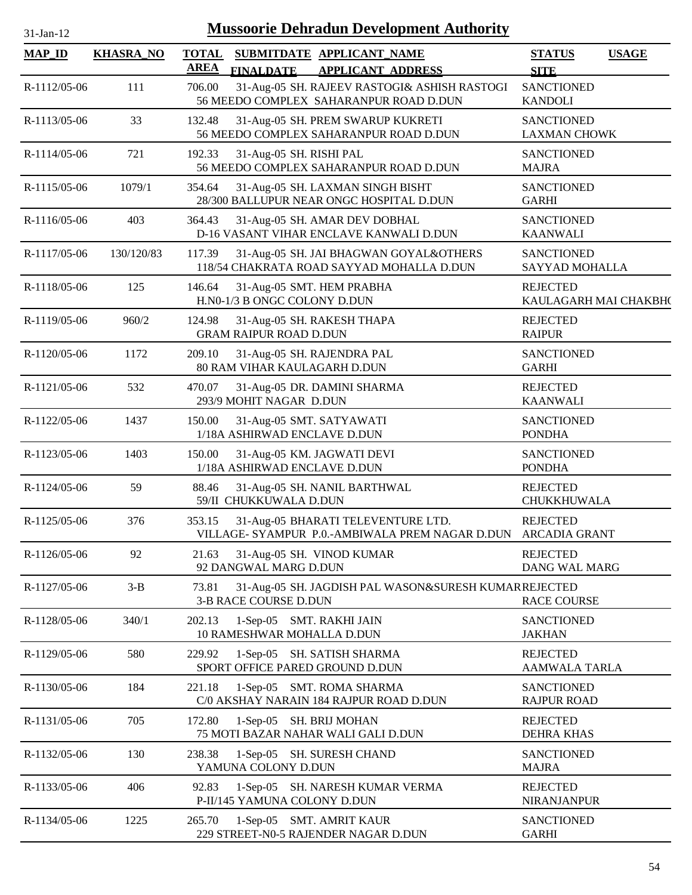31-Jan-12

# Mussoorie Dehradun Development Authority

| MAP_ID | KHASRA_NO | TOTAL AREA | SUBMITDATE FINALDATE | APPLICANT_NAME APPLICANT_ADDRESS | STATUS SITE | USAGE |
|---|---|---|---|---|---|---|
| R-1112/05-06 | 111 | 706.00 | 31-Aug-05 | SH. RAJEEV RASTOGI& ASHISH RASTOGI 56 MEEDO COMPLEX SAHARANPUR ROAD D.DUN | SANCTIONED KANDOLI | |
| R-1113/05-06 | 33 | 132.48 | 31-Aug-05 | SH. PREM SWARUP KUKRETI 56 MEEDO COMPLEX SAHARANPUR ROAD D.DUN | SANCTIONED LAXMAN CHOWK | |
| R-1114/05-06 | 721 | 192.33 | 31-Aug-05 | SH. RISHI PAL 56 MEEDO COMPLEX SAHARANPUR ROAD D.DUN | SANCTIONED MAJRA | |
| R-1115/05-06 | 1079/1 | 354.64 | 31-Aug-05 | SH. LAXMAN SINGH BISHT 28/300 BALLUPUR NEAR ONGC HOSPITAL D.DUN | SANCTIONED GARHI | |
| R-1116/05-06 | 403 | 364.43 | 31-Aug-05 | SH. AMAR DEV DOBHAL D-16 VASANT VIHAR ENCLAVE KANWALI D.DUN | SANCTIONED KAANWALI | |
| R-1117/05-06 | 130/120/83 | 117.39 | 31-Aug-05 | SH. JAI BHAGWAN GOYAL&OTHERS 118/54 CHAKRATA ROAD SAYYAD MOHALLA D.DUN | SANCTIONED SAYYAD MOHALLA | |
| R-1118/05-06 | 125 | 146.64 | 31-Aug-05 | SMT. HEM PRABHA H.N0-1/3 B ONGC COLONY D.DUN | REJECTED KAULAGARH MAI CHAKBH( | |
| R-1119/05-06 | 960/2 | 124.98 | 31-Aug-05 | SH. RAKESH THAPA GRAM RAIPUR ROAD D.DUN | REJECTED RAIPUR | |
| R-1120/05-06 | 1172 | 209.10 | 31-Aug-05 | SH. RAJENDRA PAL 80 RAM VIHAR KAULAGARH D.DUN | SANCTIONED GARHI | |
| R-1121/05-06 | 532 | 470.07 | 31-Aug-05 | DR. DAMINI SHARMA 293/9 MOHIT NAGAR D.DUN | REJECTED KAANWALI | |
| R-1122/05-06 | 1437 | 150.00 | 31-Aug-05 | SMT. SATYAWATI 1/18A ASHIRWAD ENCLAVE D.DUN | SANCTIONED PONDHA | |
| R-1123/05-06 | 1403 | 150.00 | 31-Aug-05 | KM. JAGWATI DEVI 1/18A ASHIRWAD ENCLAVE D.DUN | SANCTIONED PONDHA | |
| R-1124/05-06 | 59 | 88.46 | 31-Aug-05 | SH. NANIL BARTHWAL 59/II CHUKKUWALA D.DUN | REJECTED CHUKKHUWALA | |
| R-1125/05-06 | 376 | 353.15 | 31-Aug-05 | BHARATI TELEVENTURE LTD. VILLAGE- SYAMPUR P.0.-AMBIWALA PREM NAGAR D.DUN | REJECTED ARCADIA GRANT | |
| R-1126/05-06 | 92 | 21.63 | 31-Aug-05 | SH. VINOD KUMAR 92 DANGWAL MARG D.DUN | REJECTED DANG WAL MARG | |
| R-1127/05-06 | 3-B | 73.81 | 31-Aug-05 | SH. JAGDISH PAL WASON&SURESH KUMAR 3-B RACE COURSE D.DUN | REJECTED RACE COURSE | |
| R-1128/05-06 | 340/1 | 202.13 | 1-Sep-05 | SMT. RAKHI JAIN 10 RAMESHWAR MOHALLA D.DUN | SANCTIONED JAKHAN | |
| R-1129/05-06 | 580 | 229.92 | 1-Sep-05 | SH. SATISH SHARMA SPORT OFFICE PARED GROUND D.DUN | REJECTED AAMWALA TARLA | |
| R-1130/05-06 | 184 | 221.18 | 1-Sep-05 | SMT. ROMA SHARMA C/0 AKSHAY NARAIN 184 RAJPUR ROAD D.DUN | SANCTIONED RAJPUR ROAD | |
| R-1131/05-06 | 705 | 172.80 | 1-Sep-05 | SH. BRIJ MOHAN 75 MOTI BAZAR NAHAR WALI GALI D.DUN | REJECTED DEHRA KHAS | |
| R-1132/05-06 | 130 | 238.38 | 1-Sep-05 | SH. SURESH CHAND YAMUNA COLONY D.DUN | SANCTIONED MAJRA | |
| R-1133/05-06 | 406 | 92.83 | 1-Sep-05 | SH. NARESH KUMAR VERMA P-II/145 YAMUNA COLONY D.DUN | REJECTED NIRANJANPUR | |
| R-1134/05-06 | 1225 | 265.70 | 1-Sep-05 | SMT. AMRIT KAUR 229 STREET-N0-5 RAJENDER NAGAR D.DUN | SANCTIONED GARHI | |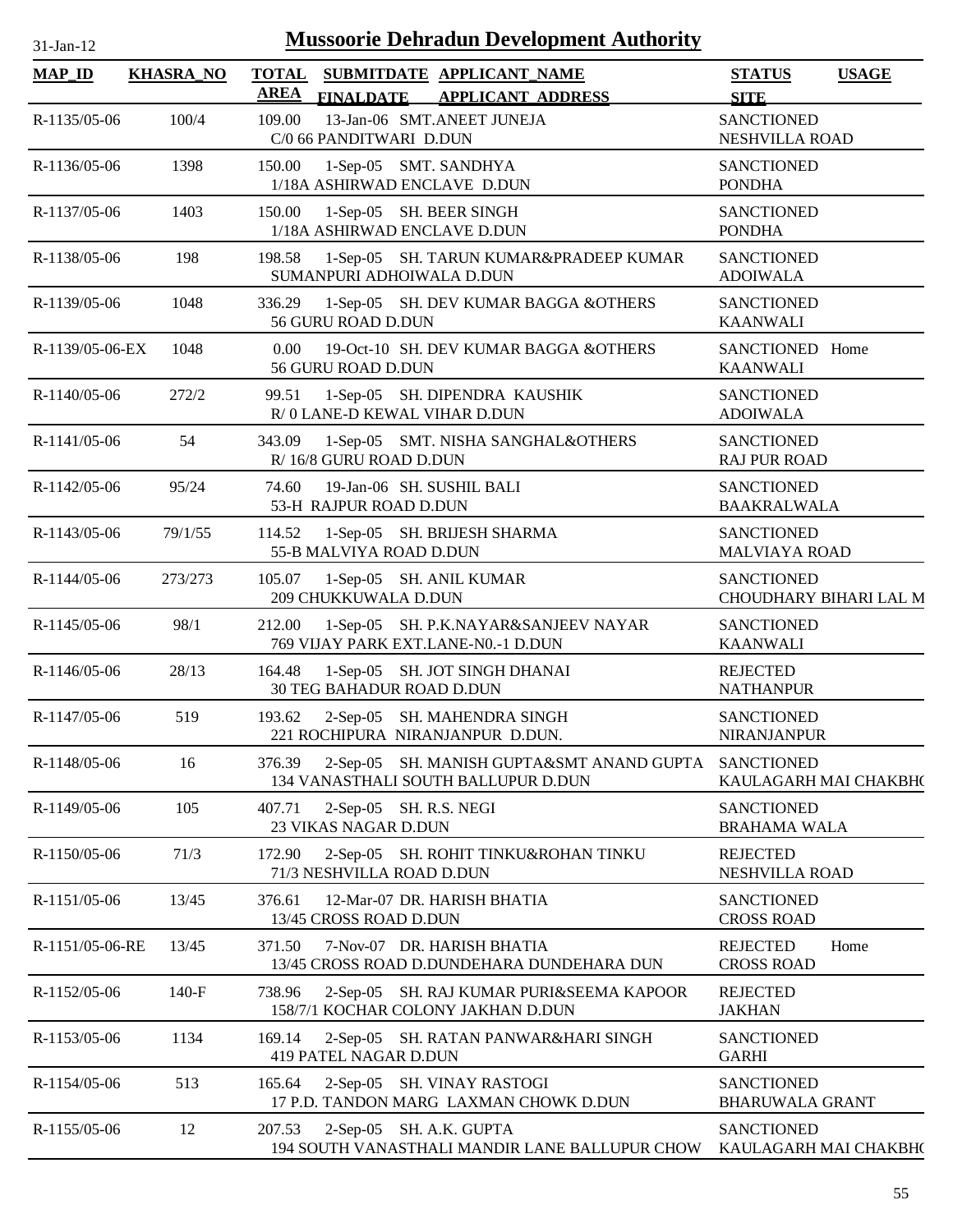# Mussoorie Dehradun Development Authority

31-Jan-12

| MAP_ID | KHASRA_NO | TOTAL AREA | SUBMITDATE FINALDATE | APPLICANT_NAME APPLICANT ADDRESS | STATUS SITE | USAGE |
|---|---|---|---|---|---|---|
| R-1135/05-06 | 100/4 | 109.00 | 13-Jan-06 | SMT.ANEET JUNEJA<br>C/0 66 PANDITWARI D.DUN | SANCTIONED<br>NESHVILLA ROAD | |
| R-1136/05-06 | 1398 | 150.00 | 1-Sep-05 | SMT. SANDHYA<br>1/18A ASHIRWAD ENCLAVE D.DUN | SANCTIONED<br>PONDHA | |
| R-1137/05-06 | 1403 | 150.00 | 1-Sep-05 | SH. BEER SINGH<br>1/18A ASHIRWAD ENCLAVE D.DUN | SANCTIONED<br>PONDHA | |
| R-1138/05-06 | 198 | 198.58 | 1-Sep-05 | SH. TARUN KUMAR&PRADEEP KUMAR<br>SUMANPURI ADHOIWALA D.DUN | SANCTIONED<br>ADOIWALA | |
| R-1139/05-06 | 1048 | 336.29 | 1-Sep-05 | SH. DEV KUMAR BAGGA &OTHERS<br>56 GURU ROAD D.DUN | SANCTIONED<br>KAANWALI | |
| R-1139/05-06-EX | 1048 | 0.00 | 19-Oct-10 | SH. DEV KUMAR BAGGA &OTHERS<br>56 GURU ROAD D.DUN | SANCTIONED<br>KAANWALI | Home |
| R-1140/05-06 | 272/2 | 99.51 | 1-Sep-05 | SH. DIPENDRA KAUSHIK<br>R/ 0 LANE-D KEWAL VIHAR D.DUN | SANCTIONED<br>ADOIWALA | |
| R-1141/05-06 | 54 | 343.09 | 1-Sep-05 | SMT. NISHA SANGHAL&OTHERS<br>R/ 16/8 GURU ROAD D.DUN | SANCTIONED<br>RAJ PUR ROAD | |
| R-1142/05-06 | 95/24 | 74.60 | 19-Jan-06 | SH. SUSHIL BALI<br>53-H RAJPUR ROAD D.DUN | SANCTIONED<br>BAAKRALWALA | |
| R-1143/05-06 | 79/1/55 | 114.52 | 1-Sep-05 | SH. BRIJESH SHARMA<br>55-B MALVIYA ROAD D.DUN | SANCTIONED<br>MALVIAYA ROAD | |
| R-1144/05-06 | 273/273 | 105.07 | 1-Sep-05 | SH. ANIL KUMAR<br>209 CHUKKUWALA D.DUN | SANCTIONED<br>CHOUDHARY BIHARI LAL M | |
| R-1145/05-06 | 98/1 | 212.00 | 1-Sep-05 | SH. P.K.NAYAR&SANJEEV NAYAR<br>769 VIJAY PARK EXT.LANE-N0.-1 D.DUN | SANCTIONED<br>KAANWALI | |
| R-1146/05-06 | 28/13 | 164.48 | 1-Sep-05 | SH. JOT SINGH DHANAI<br>30 TEG BAHADUR ROAD D.DUN | REJECTED<br>NATHANPUR | |
| R-1147/05-06 | 519 | 193.62 | 2-Sep-05 | SH. MAHENDRA SINGH<br>221 ROCHIPURA NIRANJANPUR D.DUN. | SANCTIONED<br>NIRANJANPUR | |
| R-1148/05-06 | 16 | 376.39 | 2-Sep-05 | SH. MANISH GUPTA&SMT ANAND GUPTA<br>134 VANASTHALI SOUTH BALLUPUR D.DUN | SANCTIONED<br>KAULAGARH MAI CHAKBH( | |
| R-1149/05-06 | 105 | 407.71 | 2-Sep-05 | SH. R.S. NEGI<br>23 VIKAS NAGAR D.DUN | SANCTIONED<br>BRAHAMA WALA | |
| R-1150/05-06 | 71/3 | 172.90 | 2-Sep-05 | SH. ROHIT TINKU&ROHAN TINKU<br>71/3 NESHVILLA ROAD D.DUN | REJECTED<br>NESHVILLA ROAD | |
| R-1151/05-06 | 13/45 | 376.61 | 12-Mar-07 | DR. HARISH BHATIA<br>13/45 CROSS ROAD D.DUN | SANCTIONED<br>CROSS ROAD | |
| R-1151/05-06-RE | 13/45 | 371.50 | 7-Nov-07 | DR. HARISH BHATIA<br>13/45 CROSS ROAD D.DUNDEHARA DUNDEHARA DUN | REJECTED<br>CROSS ROAD | Home |
| R-1152/05-06 | 140-F | 738.96 | 2-Sep-05 | SH. RAJ KUMAR PURI&SEEMA KAPOOR<br>158/7/1 KOCHAR COLONY JAKHAN D.DUN | REJECTED<br>JAKHAN | |
| R-1153/05-06 | 1134 | 169.14 | 2-Sep-05 | SH. RATAN PANWAR&HARI SINGH<br>419 PATEL NAGAR D.DUN | SANCTIONED<br>GARHI | |
| R-1154/05-06 | 513 | 165.64 | 2-Sep-05 | SH. VINAY RASTOGI<br>17 P.D. TANDON MARG LAXMAN CHOWK D.DUN | SANCTIONED<br>BHARUWALA GRANT | |
| R-1155/05-06 | 12 | 207.53 | 2-Sep-05 | SH. A.K. GUPTA<br>194 SOUTH VANASTHALI MANDIR LANE BALLUPUR CHOW | SANCTIONED<br>KAULAGARH MAI CHAKBH( | |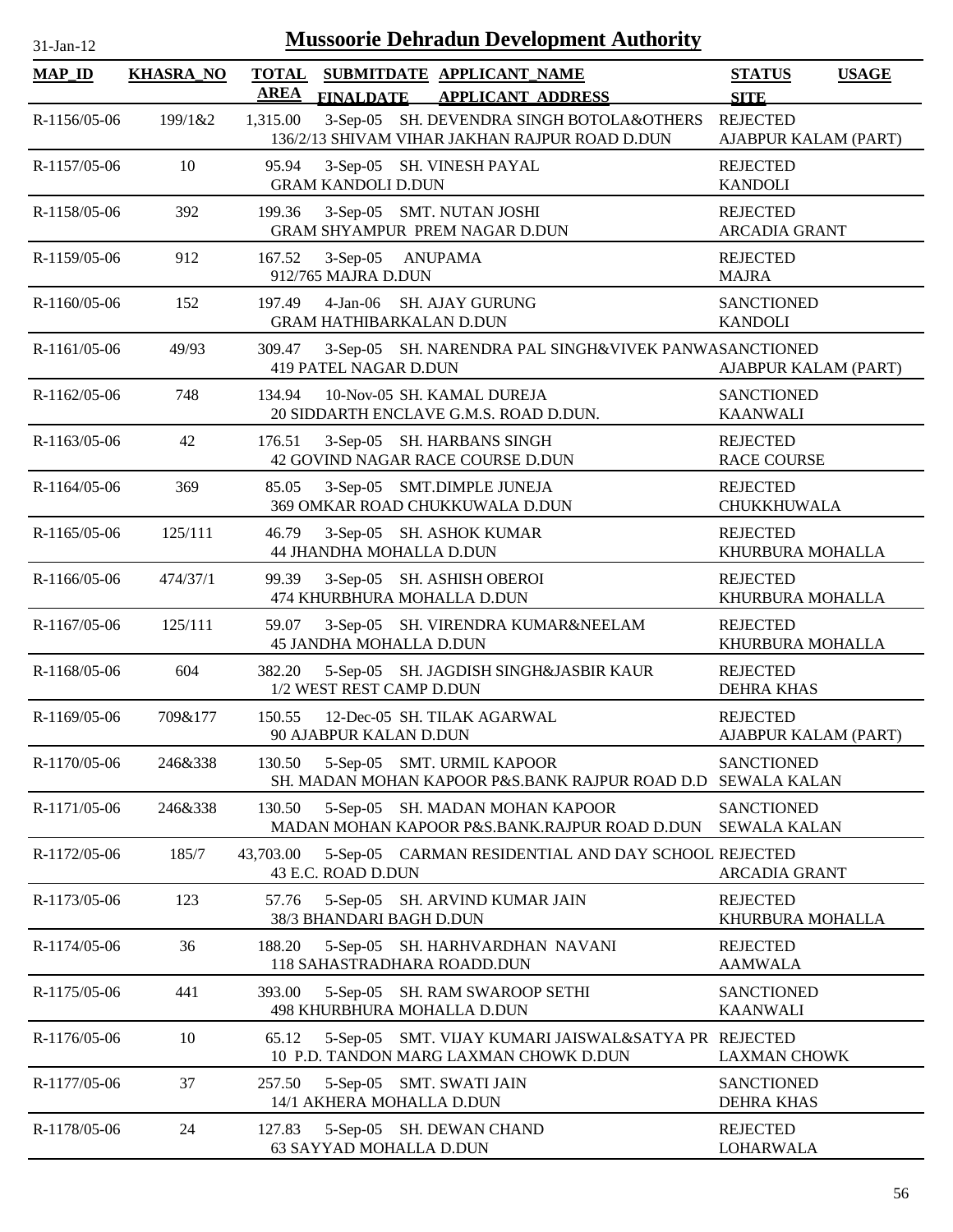# Mussoorie Dehradun Development Authority

31-Jan-12

| MAP_ID | KHASRA_NO | TOTAL AREA | SUBMITDATE FINALDATE | APPLICANT_NAME APPLICANT_ADDRESS | STATUS SITE | USAGE |
|---|---|---|---|---|---|---|
| R-1156/05-06 | 199/1&2 | 1,315.00 | 3-Sep-05 | SH. DEVENDRA SINGH BOTOLA&OTHERS 136/2/13 SHIVAM VIHAR JAKHAN RAJPUR ROAD D.DUN | REJECTED AJABPUR KALAM (PART) | |
| R-1157/05-06 | 10 | 95.94 | 3-Sep-05 | SH. VINESH PAYAL GRAM KANDOLI D.DUN | REJECTED KANDOLI | |
| R-1158/05-06 | 392 | 199.36 | 3-Sep-05 | SMT. NUTAN JOSHI GRAM SHYAMPUR PREM NAGAR D.DUN | REJECTED ARCADIA GRANT | |
| R-1159/05-06 | 912 | 167.52 | 3-Sep-05 | ANUPAMA 912/765 MAJRA D.DUN | REJECTED MAJRA | |
| R-1160/05-06 | 152 | 197.49 | 4-Jan-06 | SH. AJAY GURUNG GRAM HATHIBARKALAN D.DUN | SANCTIONED KANDOLI | |
| R-1161/05-06 | 49/93 | 309.47 | 3-Sep-05 | SH. NARENDRA PAL SINGH&VIVEK PANWA 419 PATEL NAGAR D.DUN | SANCTIONED AJABPUR KALAM (PART) | |
| R-1162/05-06 | 748 | 134.94 | 10-Nov-05 | SH. KAMAL DUREJA 20 SIDDARTH ENCLAVE G.M.S. ROAD D.DUN. | SANCTIONED KAANWALI | |
| R-1163/05-06 | 42 | 176.51 | 3-Sep-05 | SH. HARBANS SINGH 42 GOVIND NAGAR RACE COURSE D.DUN | REJECTED RACE COURSE | |
| R-1164/05-06 | 369 | 85.05 | 3-Sep-05 | SMT.DIMPLE JUNEJA 369 OMKAR ROAD CHUKKUWALA D.DUN | REJECTED CHUKKHUWALA | |
| R-1165/05-06 | 125/111 | 46.79 | 3-Sep-05 | SH. ASHOK KUMAR 44 JHANDHA MOHALLA D.DUN | REJECTED KHURBURA MOHALLA | |
| R-1166/05-06 | 474/37/1 | 99.39 | 3-Sep-05 | SH. ASHISH OBEROI 474 KHURBHURA MOHALLA D.DUN | REJECTED KHURBURA MOHALLA | |
| R-1167/05-06 | 125/111 | 59.07 | 3-Sep-05 | SH. VIRENDRA KUMAR&NEELAM 45 JANDHA MOHALLA D.DUN | REJECTED KHURBURA MOHALLA | |
| R-1168/05-06 | 604 | 382.20 | 5-Sep-05 | SH. JAGDISH SINGH&JASBIR KAUR 1/2 WEST REST CAMP D.DUN | REJECTED DEHRA KHAS | |
| R-1169/05-06 | 709&177 | 150.55 | 12-Dec-05 | SH. TILAK AGARWAL 90 AJABPUR KALAN D.DUN | REJECTED AJABPUR KALAM (PART) | |
| R-1170/05-06 | 246&338 | 130.50 | 5-Sep-05 | SMT. URMIL KAPOOR SH. MADAN MOHAN KAPOOR P&S.BANK RAJPUR ROAD D.D | SANCTIONED SEWALA KALAN | |
| R-1171/05-06 | 246&338 | 130.50 | 5-Sep-05 | SH. MADAN MOHAN KAPOOR MADAN MOHAN KAPOOR P&S.BANK.RAJPUR ROAD D.DUN | SANCTIONED SEWALA KALAN | |
| R-1172/05-06 | 185/7 | 43,703.00 | 5-Sep-05 | CARMAN RESIDENTIAL AND DAY SCHOOL 43 E.C. ROAD D.DUN | REJECTED ARCADIA GRANT | |
| R-1173/05-06 | 123 | 57.76 | 5-Sep-05 | SH. ARVIND KUMAR JAIN 38/3 BHANDARI BAGH D.DUN | REJECTED KHURBURA MOHALLA | |
| R-1174/05-06 | 36 | 188.20 | 5-Sep-05 | SH. HARHVARDHAN NAVANI 118 SAHASTRADHARA ROADD.DUN | REJECTED AAMWALA | |
| R-1175/05-06 | 441 | 393.00 | 5-Sep-05 | SH. RAM SWAROOP SETHI 498 KHURBHURA MOHALLA D.DUN | SANCTIONED KAANWALI | |
| R-1176/05-06 | 10 | 65.12 | 5-Sep-05 | SMT. VIJAY KUMARI JAISWAL&SATYA PR 10 P.D. TANDON MARG LAXMAN CHOWK D.DUN | REJECTED LAXMAN CHOWK | |
| R-1177/05-06 | 37 | 257.50 | 5-Sep-05 | SMT. SWATI JAIN 14/1 AKHERA MOHALLA D.DUN | SANCTIONED DEHRA KHAS | |
| R-1178/05-06 | 24 | 127.83 | 5-Sep-05 | SH. DEWAN CHAND 63 SAYYAD MOHALLA D.DUN | REJECTED LOHARWALA | |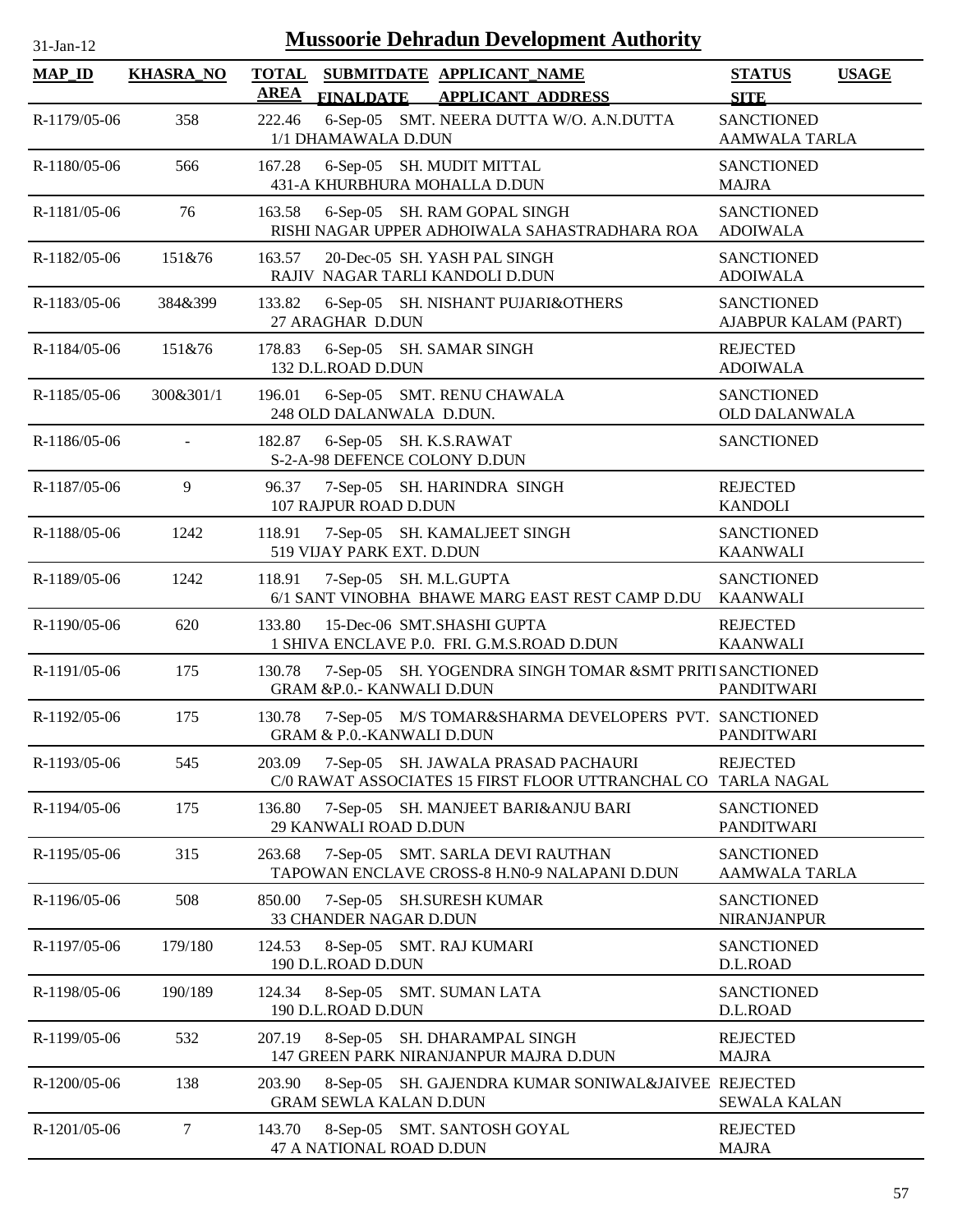31-Jan-12

# Mussoorie Dehradun Development Authority

| MAP_ID | KHASRA_NO | TOTAL AREA | SUBMITDATE FINALDATE | APPLICANT_NAME APPLICANT ADDRESS | STATUS SITE | USAGE |
|---|---|---|---|---|---|---|
| R-1179/05-06 | 358 | 222.46 | 6-Sep-05 | SMT. NEERA DUTTA W/O. A.N.DUTTA 1/1 DHAMAWALA D.DUN | SANCTIONED AAMWALA TARLA | |
| R-1180/05-06 | 566 | 167.28 | 6-Sep-05 | SH. MUDIT MITTAL 431-A KHURBHURA MOHALLA D.DUN | SANCTIONED MAJRA | |
| R-1181/05-06 | 76 | 163.58 | 6-Sep-05 | SH. RAM GOPAL SINGH RISHI NAGAR UPPER ADHOIWALA SAHASTRADHARA ROA | SANCTIONED ADOIWALA | |
| R-1182/05-06 | 151&76 | 163.57 | 20-Dec-05 | SH. YASH PAL SINGH RAJIV NAGAR TARLI KANDOLI D.DUN | SANCTIONED ADOIWALA | |
| R-1183/05-06 | 384&399 | 133.82 | 6-Sep-05 | SH. NISHANT PUJARI&OTHERS 27 ARAGHAR D.DUN | SANCTIONED AJABPUR KALAM (PART) | |
| R-1184/05-06 | 151&76 | 178.83 | 6-Sep-05 | SH. SAMAR SINGH 132 D.L.ROAD D.DUN | REJECTED ADOIWALA | |
| R-1185/05-06 | 300&301/1 | 196.01 | 6-Sep-05 | SMT. RENU CHAWALA 248 OLD DALANWALA D.DUN. | SANCTIONED OLD DALANWALA | |
| R-1186/05-06 | - | 182.87 | 6-Sep-05 | SH. K.S.RAWAT S-2-A-98 DEFENCE COLONY D.DUN | SANCTIONED | |
| R-1187/05-06 | 9 | 96.37 | 7-Sep-05 | SH. HARINDRA SINGH 107 RAJPUR ROAD D.DUN | REJECTED KANDOLI | |
| R-1188/05-06 | 1242 | 118.91 | 7-Sep-05 | SH. KAMALJEET SINGH 519 VIJAY PARK EXT. D.DUN | SANCTIONED KAANWALI | |
| R-1189/05-06 | 1242 | 118.91 | 7-Sep-05 | SH. M.L.GUPTA 6/1 SANT VINOBHA BHAWE MARG EAST REST CAMP D.DU | SANCTIONED KAANWALI | |
| R-1190/05-06 | 620 | 133.80 | 15-Dec-06 | SMT.SHASHI GUPTA 1 SHIVA ENCLAVE P.0. FRI. G.M.S.ROAD D.DUN | REJECTED KAANWALI | |
| R-1191/05-06 | 175 | 130.78 | 7-Sep-05 | SH. YOGENDRA SINGH TOMAR &SMT PRITI GRAM &P.0.- KANWALI D.DUN | SANCTIONED PANDITWARI | |
| R-1192/05-06 | 175 | 130.78 | 7-Sep-05 | M/S TOMAR&SHARMA DEVELOPERS PVT. GRAM & P.0.-KANWALI D.DUN | SANCTIONED PANDITWARI | |
| R-1193/05-06 | 545 | 203.09 | 7-Sep-05 | SH. JAWALA PRASAD PACHAURI C/0 RAWAT ASSOCIATES 15 FIRST FLOOR UTTRANCHAL CO | REJECTED TARLA NAGAL | |
| R-1194/05-06 | 175 | 136.80 | 7-Sep-05 | SH. MANJEET BARI&ANJU BARI 29 KANWALI ROAD D.DUN | SANCTIONED PANDITWARI | |
| R-1195/05-06 | 315 | 263.68 | 7-Sep-05 | SMT. SARLA DEVI RAUTHAN TAPOWAN ENCLAVE CROSS-8 H.N0-9 NALAPANI D.DUN | SANCTIONED AAMWALA TARLA | |
| R-1196/05-06 | 508 | 850.00 | 7-Sep-05 | SH.SURESH KUMAR 33 CHANDER NAGAR D.DUN | SANCTIONED NIRANJANPUR | |
| R-1197/05-06 | 179/180 | 124.53 | 8-Sep-05 | SMT. RAJ KUMARI 190 D.L.ROAD D.DUN | SANCTIONED D.L.ROAD | |
| R-1198/05-06 | 190/189 | 124.34 | 8-Sep-05 | SMT. SUMAN LATA 190 D.L.ROAD D.DUN | SANCTIONED D.L.ROAD | |
| R-1199/05-06 | 532 | 207.19 | 8-Sep-05 | SH. DHARAMPAL SINGH 147 GREEN PARK NIRANJANPUR MAJRA D.DUN | REJECTED MAJRA | |
| R-1200/05-06 | 138 | 203.90 | 8-Sep-05 | SH. GAJENDRA KUMAR SONIWAL&JAIVEE GRAM SEWLA KALAN D.DUN | REJECTED SEWALA KALAN | |
| R-1201/05-06 | 7 | 143.70 | 8-Sep-05 | SMT. SANTOSH GOYAL 47 A NATIONAL ROAD D.DUN | REJECTED MAJRA | |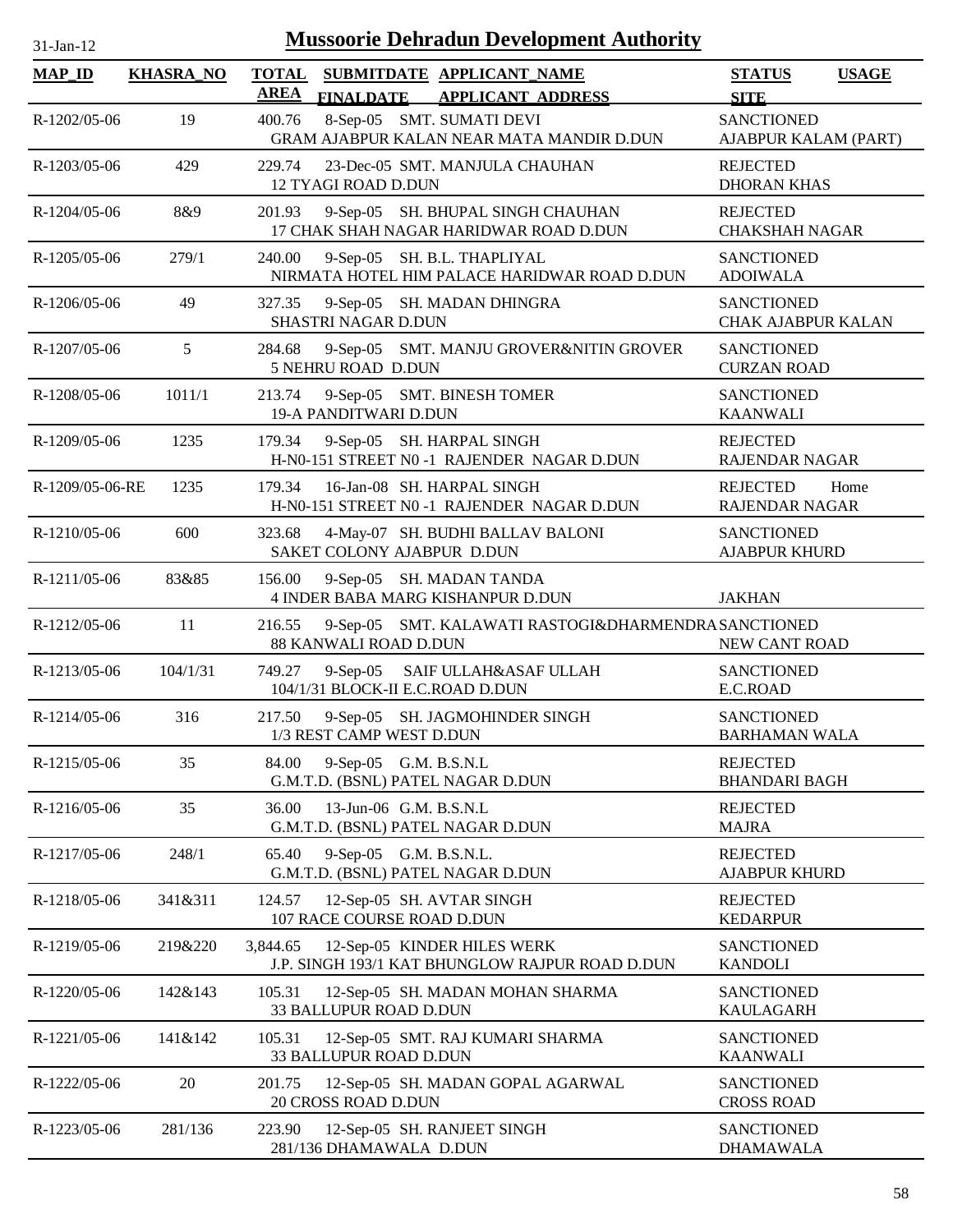# Mussoorie Dehradun Development Authority

31-Jan-12

| MAP_ID | KHASRA_NO | TOTAL AREA | SUBMITDATE FINALDATE | APPLICANT_NAME APPLICANT_ADDRESS | STATUS SITE | USAGE |
|---|---|---|---|---|---|---|
| R-1202/05-06 | 19 | 400.76 | 8-Sep-05 | SMT. SUMATI DEVI<br>GRAM AJABPUR KALAN NEAR MATA MANDIR D.DUN | SANCTIONED<br>AJABPUR KALAM (PART) | |
| R-1203/05-06 | 429 | 229.74 | 23-Dec-05 | SMT. MANJULA CHAUHAN<br>12 TYAGI ROAD D.DUN | REJECTED<br>DHORAN KHAS | |
| R-1204/05-06 | 8&9 | 201.93 | 9-Sep-05 | SH. BHUPAL SINGH CHAUHAN<br>17 CHAK SHAH NAGAR HARIDWAR ROAD D.DUN | REJECTED<br>CHAKSHAH NAGAR | |
| R-1205/05-06 | 279/1 | 240.00 | 9-Sep-05 | SH. B.L. THAPLIYAL<br>NIRMATA HOTEL HIM PALACE HARIDWAR ROAD D.DUN | SANCTIONED<br>ADOIWALA | |
| R-1206/05-06 | 49 | 327.35 | 9-Sep-05 | SH. MADAN DHINGRA<br>SHASTRI NAGAR D.DUN | SANCTIONED<br>CHAK AJABPUR KALAN | |
| R-1207/05-06 | 5 | 284.68 | 9-Sep-05 | SMT. MANJU GROVER&NITIN GROVER<br>5 NEHRU ROAD D.DUN | SANCTIONED<br>CURZAN ROAD | |
| R-1208/05-06 | 1011/1 | 213.74 | 9-Sep-05 | SMT. BINESH TOMER<br>19-A PANDITWARI D.DUN | SANCTIONED<br>KAANWALI | |
| R-1209/05-06 | 1235 | 179.34 | 9-Sep-05 | SH. HARPAL SINGH<br>H-N0-151 STREET N0 -1 RAJENDER NAGAR D.DUN | REJECTED<br>RAJENDAR NAGAR | |
| R-1209/05-06-RE | 1235 | 179.34 | 16-Jan-08 | SH. HARPAL SINGH<br>H-N0-151 STREET N0 -1 RAJENDER NAGAR D.DUN | REJECTED<br>RAJENDAR NAGAR | Home |
| R-1210/05-06 | 600 | 323.68 | 4-May-07 | SH. BUDHI BALLAV BALONI<br>SAKET COLONY AJABPUR D.DUN | SANCTIONED<br>AJABPUR KHURD | |
| R-1211/05-06 | 83&85 | 156.00 | 9-Sep-05 | SH. MADAN TANDA<br>4 INDER BABA MARG KISHANPUR D.DUN | <br>JAKHAN | |
| R-1212/05-06 | 11 | 216.55 | 9-Sep-05 | SMT. KALAWATI RASTOGI&DHARMENDRA<br>88 KANWALI ROAD D.DUN | SANCTIONED<br>NEW CANT ROAD | |
| R-1213/05-06 | 104/1/31 | 749.27 | 9-Sep-05 | SAIF ULLAH&ASAF ULLAH<br>104/1/31 BLOCK-II E.C.ROAD D.DUN | SANCTIONED<br>E.C.ROAD | |
| R-1214/05-06 | 316 | 217.50 | 9-Sep-05 | SH. JAGMOHINDER SINGH<br>1/3 REST CAMP WEST D.DUN | SANCTIONED<br>BARHAMAN WALA | |
| R-1215/05-06 | 35 | 84.00 | 9-Sep-05 | G.M. B.S.N.L<br>G.M.T.D. (BSNL) PATEL NAGAR D.DUN | REJECTED<br>BHANDARI BAGH | |
| R-1216/05-06 | 35 | 36.00 | 13-Jun-06 | G.M. B.S.N.L<br>G.M.T.D. (BSNL) PATEL NAGAR D.DUN | REJECTED<br>MAJRA | |
| R-1217/05-06 | 248/1 | 65.40 | 9-Sep-05 | G.M. B.S.N.L.<br>G.M.T.D. (BSNL) PATEL NAGAR D.DUN | REJECTED<br>AJABPUR KHURD | |
| R-1218/05-06 | 341&311 | 124.57 | 12-Sep-05 | SH. AVTAR SINGH<br>107 RACE COURSE ROAD D.DUN | REJECTED<br>KEDARPUR | |
| R-1219/05-06 | 219&220 | 3,844.65 | 12-Sep-05 | KINDER HILES WERK<br>J.P. SINGH 193/1 KAT BHUNGLOW RAJPUR ROAD D.DUN | SANCTIONED<br>KANDOLI | |
| R-1220/05-06 | 142&143 | 105.31 | 12-Sep-05 | SH. MADAN MOHAN SHARMA<br>33 BALLUPUR ROAD D.DUN | SANCTIONED<br>KAULAGARH | |
| R-1221/05-06 | 141&142 | 105.31 | 12-Sep-05 | SMT. RAJ KUMARI SHARMA<br>33 BALLUPUR ROAD D.DUN | SANCTIONED<br>KAANWALI | |
| R-1222/05-06 | 20 | 201.75 | 12-Sep-05 | SH. MADAN GOPAL AGARWAL<br>20 CROSS ROAD D.DUN | SANCTIONED<br>CROSS ROAD | |
| R-1223/05-06 | 281/136 | 223.90 | 12-Sep-05 | SH. RANJEET SINGH<br>281/136 DHAMAWALA D.DUN | SANCTIONED<br>DHAMAWALA | |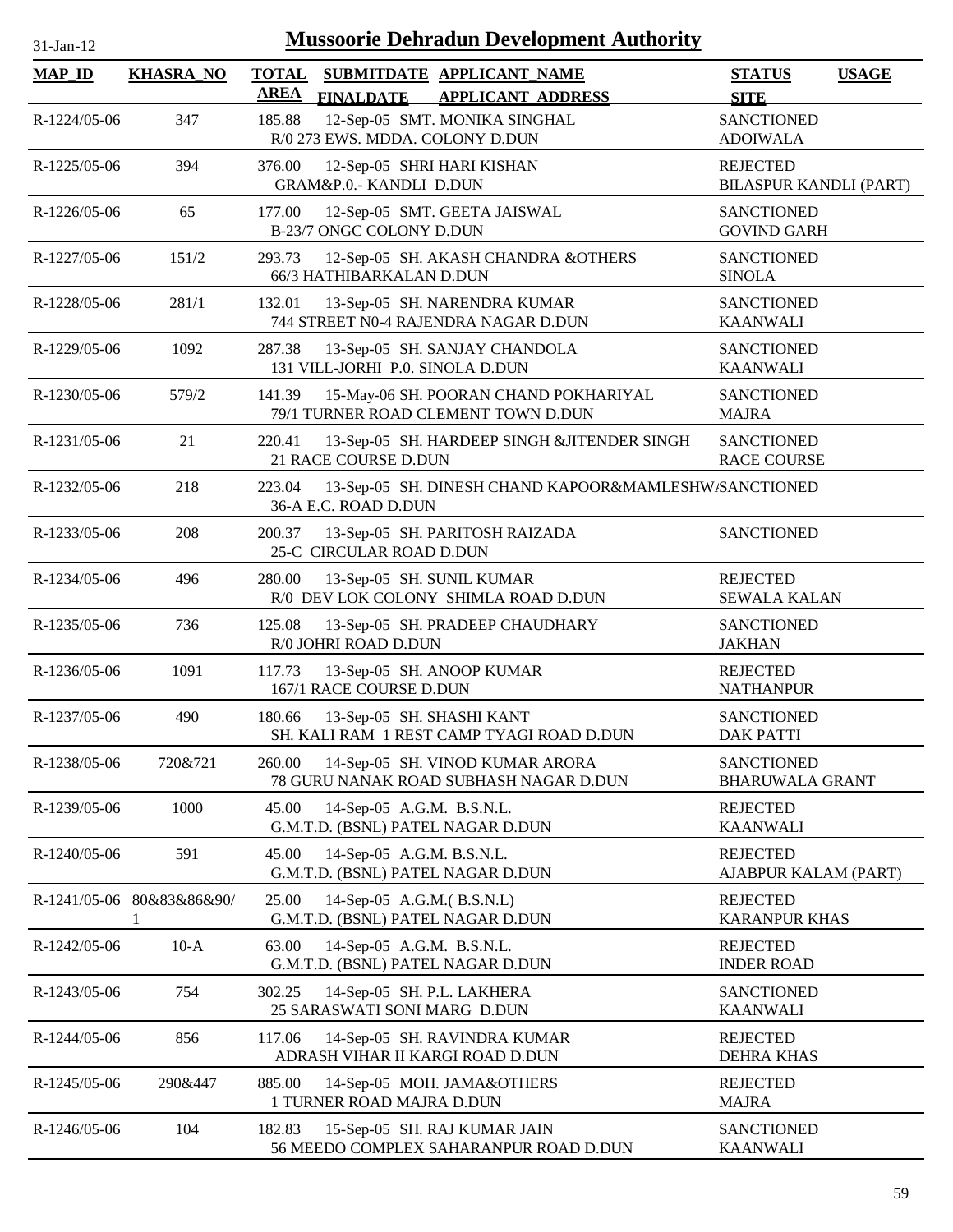# Mussoorie Dehradun Development Authority

31-Jan-12

| MAP_ID | KHASRA_NO | TOTAL AREA | SUBMITDATE FINALDATE | APPLICANT_NAME APPLICANT_ADDRESS | STATUS SITE | USAGE |
|---|---|---|---|---|---|---|
| R-1224/05-06 | 347 | 185.88 | 12-Sep-05 | SMT. MONIKA SINGHAL<br>R/0 273 EWS. MDDA. COLONY D.DUN | SANCTIONED<br>ADOIWALA | |
| R-1225/05-06 | 394 | 376.00 | 12-Sep-05 | SHRI HARI KISHAN<br>GRAM&P.0.- KANDLI D.DUN | REJECTED<br>BILASPUR KANDLI (PART) | |
| R-1226/05-06 | 65 | 177.00 | 12-Sep-05 | SMT. GEETA JAISWAL<br>B-23/7 ONGC COLONY D.DUN | SANCTIONED<br>GOVIND GARH | |
| R-1227/05-06 | 151/2 | 293.73 | 12-Sep-05 | SH. AKASH CHANDRA &OTHERS<br>66/3 HATHIBARKALAN D.DUN | SANCTIONED<br>SINOLA | |
| R-1228/05-06 | 281/1 | 132.01 | 13-Sep-05 | SH. NARENDRA KUMAR<br>744 STREET N0-4 RAJENDRA NAGAR D.DUN | SANCTIONED<br>KAANWALI | |
| R-1229/05-06 | 1092 | 287.38 | 13-Sep-05 | SH. SANJAY CHANDOLA<br>131 VILL-JORHI P.0. SINOLA D.DUN | SANCTIONED<br>KAANWALI | |
| R-1230/05-06 | 579/2 | 141.39 | 15-May-06 | SH. POORAN CHAND POKHARIYAL<br>79/1 TURNER ROAD CLEMENT TOWN D.DUN | SANCTIONED<br>MAJRA | |
| R-1231/05-06 | 21 | 220.41 | 13-Sep-05 | SH. HARDEEP SINGH &JITENDER SINGH<br>21 RACE COURSE D.DUN | SANCTIONED<br>RACE COURSE | |
| R-1232/05-06 | 218 | 223.04 | 13-Sep-05 | SH. DINESH CHAND KAPOOR&MAMLESHWA<br>36-A E.C. ROAD D.DUN | SANCTIONED | |
| R-1233/05-06 | 208 | 200.37 | 13-Sep-05 | SH. PARITOSH RAIZADA<br>25-C CIRCULAR ROAD D.DUN | SANCTIONED | |
| R-1234/05-06 | 496 | 280.00 | 13-Sep-05 | SH. SUNIL KUMAR<br>R/0 DEV LOK COLONY SHIMLA ROAD D.DUN | REJECTED<br>SEWALA KALAN | |
| R-1235/05-06 | 736 | 125.08 | 13-Sep-05 | SH. PRADEEP CHAUDHARY<br>R/0 JOHRI ROAD D.DUN | SANCTIONED<br>JAKHAN | |
| R-1236/05-06 | 1091 | 117.73 | 13-Sep-05 | SH. ANOOP KUMAR<br>167/1 RACE COURSE D.DUN | REJECTED<br>NATHANPUR | |
| R-1237/05-06 | 490 | 180.66 | 13-Sep-05 | SH. SHASHI KANT<br>SH. KALI RAM 1 REST CAMP TYAGI ROAD D.DUN | SANCTIONED<br>DAK PATTI | |
| R-1238/05-06 | 720&721 | 260.00 | 14-Sep-05 | SH. VINOD KUMAR ARORA<br>78 GURU NANAK ROAD SUBHASH NAGAR D.DUN | SANCTIONED<br>BHARUWALA GRANT | |
| R-1239/05-06 | 1000 | 45.00 | 14-Sep-05 | A.G.M. B.S.N.L.<br>G.M.T.D. (BSNL) PATEL NAGAR D.DUN | REJECTED<br>KAANWALI | |
| R-1240/05-06 | 591 | 45.00 | 14-Sep-05 | A.G.M. B.S.N.L.<br>G.M.T.D. (BSNL) PATEL NAGAR D.DUN | REJECTED<br>AJABPUR KALAM (PART) | |
| R-1241/05-06 | 80&83&86&90/1 | 25.00 | 14-Sep-05 | A.G.M.( B.S.N.L)<br>G.M.T.D. (BSNL) PATEL NAGAR D.DUN | REJECTED<br>KARANPUR KHAS | |
| R-1242/05-06 | 10-A | 63.00 | 14-Sep-05 | A.G.M. B.S.N.L.<br>G.M.T.D. (BSNL) PATEL NAGAR D.DUN | REJECTED<br>INDER ROAD | |
| R-1243/05-06 | 754 | 302.25 | 14-Sep-05 | SH. P.L. LAKHERA<br>25 SARASWATI SONI MARG D.DUN | SANCTIONED<br>KAANWALI | |
| R-1244/05-06 | 856 | 117.06 | 14-Sep-05 | SH. RAVINDRA KUMAR<br>ADRASH VIHAR II KARGI ROAD D.DUN | REJECTED<br>DEHRA KHAS | |
| R-1245/05-06 | 290&447 | 885.00 | 14-Sep-05 | MOH. JAMA&OTHERS<br>1 TURNER ROAD MAJRA D.DUN | REJECTED<br>MAJRA | |
| R-1246/05-06 | 104 | 182.83 | 15-Sep-05 | SH. RAJ KUMAR JAIN<br>56 MEEDO COMPLEX SAHARANPUR ROAD D.DUN | SANCTIONED<br>KAANWALI | |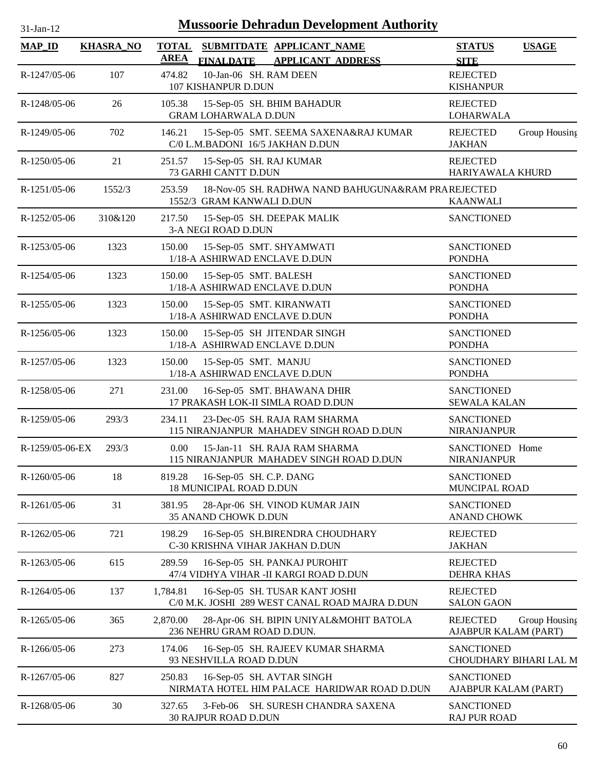# Mussoorie Dehradun Development Authority

| MAP_ID | KHASRA_NO | TOTAL AREA | SUBMITDATE FINALDATE | APPLICANT_NAME APPLICANT_ADDRESS | STATUS SITE | USAGE |
|---|---|---|---|---|---|---|
| R-1247/05-06 | 107 | 474.82 | 10-Jan-06 | SH. RAM DEEN<br>107 KISHANPUR D.DUN | REJECTED<br>KISHANPUR | |
| R-1248/05-06 | 26 | 105.38 | 15-Sep-05 | SH. BHIM BAHADUR<br>GRAM LOHARWALA D.DUN | REJECTED<br>LOHARWALA | |
| R-1249/05-06 | 702 | 146.21 | 15-Sep-05 | SMT. SEEMA SAXENA&RAJ KUMAR<br>C/0 L.M.BADONI 16/5 JAKHAN D.DUN | REJECTED<br>JAKHAN | Group Housing |
| R-1250/05-06 | 21 | 251.57 | 15-Sep-05 | SH. RAJ KUMAR<br>73 GARHI CANTT D.DUN | REJECTED<br>HARIYAWALA KHURD | |
| R-1251/05-06 | 1552/3 | 253.59 | 18-Nov-05 | SH. RADHWA NAND BAHUGUNA&RAM PRA<br>1552/3 GRAM KANWALI D.DUN | REJECTED<br>KAANWALI | |
| R-1252/05-06 | 310&120 | 217.50 | 15-Sep-05 | SH. DEEPAK MALIK<br>3-A NEGI ROAD D.DUN | SANCTIONED | |
| R-1253/05-06 | 1323 | 150.00 | 15-Sep-05 | SMT. SHYAMWATI<br>1/18-A ASHIRWAD ENCLAVE D.DUN | SANCTIONED<br>PONDHA | |
| R-1254/05-06 | 1323 | 150.00 | 15-Sep-05 | SMT. BALESH<br>1/18-A ASHIRWAD ENCLAVE D.DUN | SANCTIONED<br>PONDHA | |
| R-1255/05-06 | 1323 | 150.00 | 15-Sep-05 | SMT. KIRANWATI<br>1/18-A ASHIRWAD ENCLAVE D.DUN | SANCTIONED<br>PONDHA | |
| R-1256/05-06 | 1323 | 150.00 | 15-Sep-05 | SH JITENDAR SINGH<br>1/18-A ASHIRWAD ENCLAVE D.DUN | SANCTIONED<br>PONDHA | |
| R-1257/05-06 | 1323 | 150.00 | 15-Sep-05 | SMT. MANJU<br>1/18-A ASHIRWAD ENCLAVE D.DUN | SANCTIONED<br>PONDHA | |
| R-1258/05-06 | 271 | 231.00 | 16-Sep-05 | SMT. BHAWANA DHIR<br>17 PRAKASH LOK-II SIMLA ROAD D.DUN | SANCTIONED<br>SEWALA KALAN | |
| R-1259/05-06 | 293/3 | 234.11 | 23-Dec-05 | SH. RAJA RAM SHARMA<br>115 NIRANJANPUR MAHADEV SINGH ROAD D.DUN | SANCTIONED<br>NIRANJANPUR | |
| R-1259/05-06-EX | 293/3 | 0.00 | 15-Jan-11 | SH. RAJA RAM SHARMA<br>115 NIRANJANPUR MAHADEV SINGH ROAD D.DUN | SANCTIONED<br>NIRANJANPUR | Home |
| R-1260/05-06 | 18 | 819.28 | 16-Sep-05 | SH. C.P. DANG<br>18 MUNICIPAL ROAD D.DUN | SANCTIONED<br>MUNCIPAL ROAD | |
| R-1261/05-06 | 31 | 381.95 | 28-Apr-06 | SH. VINOD KUMAR JAIN<br>35 ANAND CHOWK D.DUN | SANCTIONED<br>ANAND CHOWK | |
| R-1262/05-06 | 721 | 198.29 | 16-Sep-05 | SH.BIRENDRA CHOUDHARY<br>C-30 KRISHNA VIHAR JAKHAN D.DUN | REJECTED<br>JAKHAN | |
| R-1263/05-06 | 615 | 289.59 | 16-Sep-05 | SH. PANKAJ PUROHIT<br>47/4 VIDHYA VIHAR -II KARGI ROAD D.DUN | REJECTED<br>DEHRA KHAS | |
| R-1264/05-06 | 137 | 1,784.81 | 16-Sep-05 | SH. TUSAR KANT JOSHI<br>C/0 M.K. JOSHI 289 WEST CANAL ROAD MAJRA D.DUN | REJECTED<br>SALON GAON | |
| R-1265/05-06 | 365 | 2,870.00 | 28-Apr-06 | SH. BIPIN UNIYAL&MOHIT BATOLA<br>236 NEHRU GRAM ROAD D.DUN. | REJECTED<br>AJABPUR KALAM (PART) | Group Housing |
| R-1266/05-06 | 273 | 174.06 | 16-Sep-05 | SH. RAJEEV KUMAR SHARMA<br>93 NESHVILLA ROAD D.DUN | SANCTIONED<br>CHOUDHARY BIHARI LAL M | |
| R-1267/05-06 | 827 | 250.83 | 16-Sep-05 | SH. AVTAR SINGH<br>NIRMATA HOTEL HIM PALACE HARIDWAR ROAD D.DUN | SANCTIONED<br>AJABPUR KALAM (PART) | |
| R-1268/05-06 | 30 | 327.65 | 3-Feb-06 | SH. SURESH CHANDRA SAXENA<br>30 RAJPUR ROAD D.DUN | SANCTIONED<br>RAJ PUR ROAD | |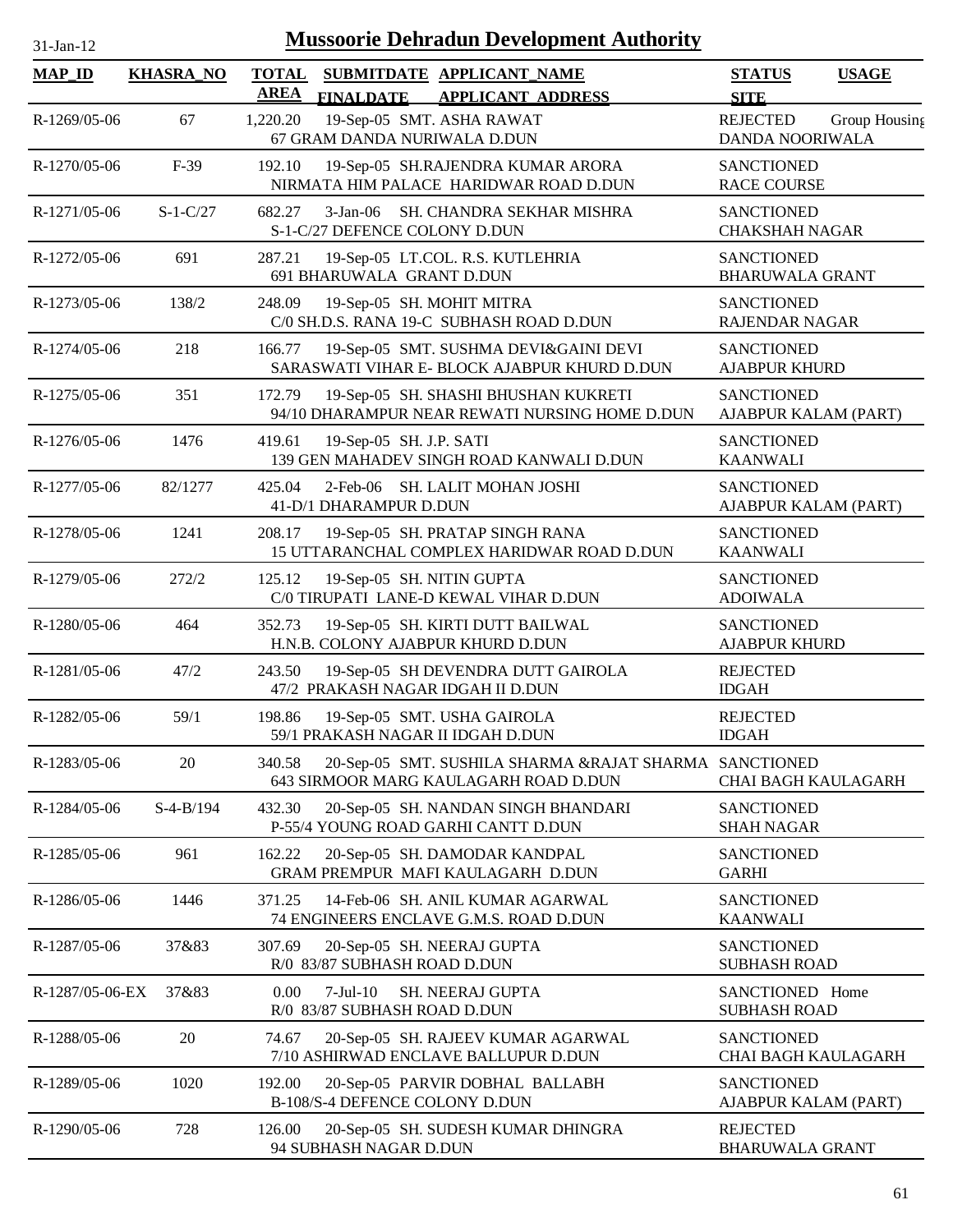31-Jan-12

# Mussoorie Dehradun Development Authority

| MAP_ID | KHASRA_NO | TOTAL AREA | SUBMITDATE FINALDATE | APPLICANT_NAME APPLICANT_ADDRESS | STATUS SITE | USAGE |
|---|---|---|---|---|---|---|
| R-1269/05-06 | 67 | 1,220.20 | 19-Sep-05 | SMT. ASHA RAWAT<br>67 GRAM DANDA NURIWALA D.DUN | REJECTED<br>DANDA NOORIWALA | Group Housing |
| R-1270/05-06 | F-39 | 192.10 | 19-Sep-05 | SH.RAJENDRA KUMAR ARORA<br>NIRMATA HIM PALACE HARIDWAR ROAD D.DUN | SANCTIONED<br>RACE COURSE | |
| R-1271/05-06 | S-1-C/27 | 682.27 | 3-Jan-06 | SH. CHANDRA SEKHAR MISHRA<br>S-1-C/27 DEFENCE COLONY D.DUN | SANCTIONED<br>CHAKSHAH NAGAR | |
| R-1272/05-06 | 691 | 287.21 | 19-Sep-05 | LT.COL. R.S. KUTLEHRIA<br>691 BHARUWALA GRANT D.DUN | SANCTIONED<br>BHARUWALA GRANT | |
| R-1273/05-06 | 138/2 | 248.09 | 19-Sep-05 | SH. MOHIT MITRA<br>C/0 SH.D.S. RANA 19-C SUBHASH ROAD D.DUN | SANCTIONED<br>RAJENDAR NAGAR | |
| R-1274/05-06 | 218 | 166.77 | 19-Sep-05 | SMT. SUSHMA DEVI&GAINI DEVI<br>SARASWATI VIHAR E- BLOCK AJABPUR KHURD D.DUN | SANCTIONED<br>AJABPUR KHURD | |
| R-1275/05-06 | 351 | 172.79 | 19-Sep-05 | SH. SHASHI BHUSHAN KUKRETI<br>94/10 DHARAMPUR NEAR REWATI NURSING HOME D.DUN | SANCTIONED<br>AJABPUR KALAM (PART) | |
| R-1276/05-06 | 1476 | 419.61 | 19-Sep-05 | SH. J.P. SATI<br>139 GEN MAHADEV SINGH ROAD KANWALI D.DUN | SANCTIONED<br>KAANWALI | |
| R-1277/05-06 | 82/1277 | 425.04 | 2-Feb-06 | SH. LALIT MOHAN JOSHI<br>41-D/1 DHARAMPUR D.DUN | SANCTIONED<br>AJABPUR KALAM (PART) | |
| R-1278/05-06 | 1241 | 208.17 | 19-Sep-05 | SH. PRATAP SINGH RANA<br>15 UTTARANCHAL COMPLEX HARIDWAR ROAD D.DUN | SANCTIONED<br>KAANWALI | |
| R-1279/05-06 | 272/2 | 125.12 | 19-Sep-05 | SH. NITIN GUPTA<br>C/0 TIRUPATI LANE-D KEWAL VIHAR D.DUN | SANCTIONED<br>ADOIWALA | |
| R-1280/05-06 | 464 | 352.73 | 19-Sep-05 | SH. KIRTI DUTT BAILWAL<br>H.N.B. COLONY AJABPUR KHURD D.DUN | SANCTIONED<br>AJABPUR KHURD | |
| R-1281/05-06 | 47/2 | 243.50 | 19-Sep-05 | SH DEVENDRA DUTT GAIROLA<br>47/2 PRAKASH NAGAR IDGAH II D.DUN | REJECTED<br>IDGAH | |
| R-1282/05-06 | 59/1 | 198.86 | 19-Sep-05 | SMT. USHA GAIROLA<br>59/1 PRAKASH NAGAR II IDGAH D.DUN | REJECTED<br>IDGAH | |
| R-1283/05-06 | 20 | 340.58 | 20-Sep-05 | SMT. SUSHILA SHARMA &RAJAT SHARMA<br>643 SIRMOOR MARG KAULAGARH ROAD D.DUN | SANCTIONED<br>CHAI BAGH KAULAGARH | |
| R-1284/05-06 | S-4-B/194 | 432.30 | 20-Sep-05 | SH. NANDAN SINGH BHANDARI<br>P-55/4 YOUNG ROAD GARHI CANTT D.DUN | SANCTIONED<br>SHAH NAGAR | |
| R-1285/05-06 | 961 | 162.22 | 20-Sep-05 | SH. DAMODAR KANDPAL<br>GRAM PREMPUR MAFI KAULAGARH D.DUN | SANCTIONED<br>GARHI | |
| R-1286/05-06 | 1446 | 371.25 | 14-Feb-06 | SH. ANIL KUMAR AGARWAL<br>74 ENGINEERS ENCLAVE G.M.S. ROAD D.DUN | SANCTIONED<br>KAANWALI | |
| R-1287/05-06 | 37&83 | 307.69 | 20-Sep-05 | SH. NEERAJ GUPTA<br>R/0 83/87 SUBHASH ROAD D.DUN | SANCTIONED<br>SUBHASH ROAD | |
| R-1287/05-06-EX | 37&83 | 0.00 | 7-Jul-10 | SH. NEERAJ GUPTA<br>R/0 83/87 SUBHASH ROAD D.DUN | SANCTIONED<br>SUBHASH ROAD | Home |
| R-1288/05-06 | 20 | 74.67 | 20-Sep-05 | SH. RAJEEV KUMAR AGARWAL<br>7/10 ASHIRWAD ENCLAVE BALLUPUR D.DUN | SANCTIONED<br>CHAI BAGH KAULAGARH | |
| R-1289/05-06 | 1020 | 192.00 | 20-Sep-05 | PARVIR DOBHAL BALLABH<br>B-108/S-4 DEFENCE COLONY D.DUN | SANCTIONED<br>AJABPUR KALAM (PART) | |
| R-1290/05-06 | 728 | 126.00 | 20-Sep-05 | SH. SUDESH KUMAR DHINGRA<br>94 SUBHASH NAGAR D.DUN | REJECTED<br>BHARUWALA GRANT | |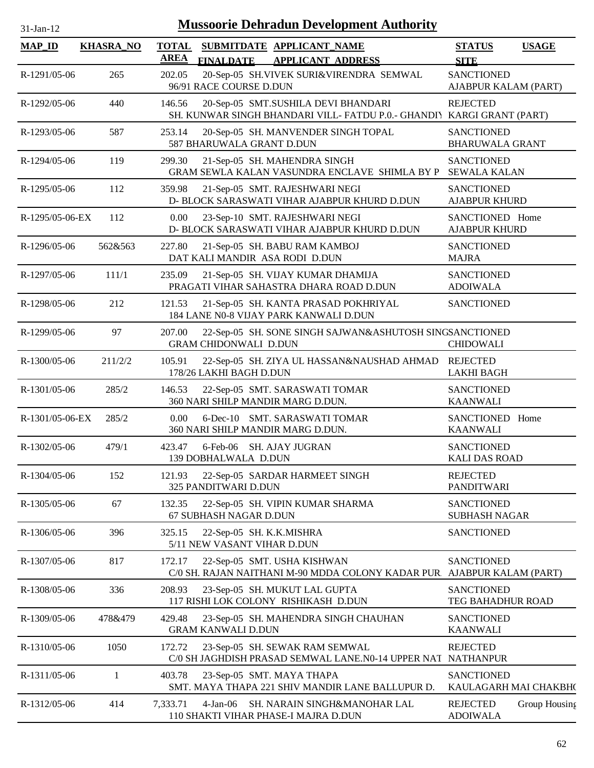31-Jan-12

# Mussoorie Dehradun Development Authority

| MAP_ID | KHASRA_NO | TOTAL AREA | SUBMITDATE FINALDATE | APPLICANT_NAME APPLICANT_ADDRESS | STATUS SITE | USAGE |
|---|---|---|---|---|---|---|
| R-1291/05-06 | 265 | 202.05 | 20-Sep-05 | SH.VIVEK SURI&VIRENDRA SEMWAL 96/91 RACE COURSE D.DUN | SANCTIONED AJABPUR KALAM (PART) | |
| R-1292/05-06 | 440 | 146.56 | 20-Sep-05 | SMT.SUSHILA DEVI BHANDARI SH. KUNWAR SINGH BHANDARI VILL- FATDU P.0.- GHANDIY | REJECTED KARGI GRANT (PART) | |
| R-1293/05-06 | 587 | 253.14 | 20-Sep-05 | SH. MANVENDER SINGH TOPAL 587 BHARUWALA GRANT D.DUN | SANCTIONED BHARUWALA GRANT | |
| R-1294/05-06 | 119 | 299.30 | 21-Sep-05 | SH. MAHENDRA SINGH GRAM SEWLA KALAN VASUNDRA ENCLAVE SHIMLA BY P | SANCTIONED SEWALA KALAN | |
| R-1295/05-06 | 112 | 359.98 | 21-Sep-05 | SMT. RAJESHWARI NEGI D- BLOCK SARASWATI VIHAR AJABPUR KHURD D.DUN | SANCTIONED AJABPUR KHURD | |
| R-1295/05-06-EX | 112 | 0.00 | 23-Sep-10 | SMT. RAJESHWARI NEGI D- BLOCK SARASWATI VIHAR AJABPUR KHURD D.DUN | SANCTIONED AJABPUR KHURD | Home |
| R-1296/05-06 | 562&563 | 227.80 | 21-Sep-05 | SH. BABU RAM KAMBOJ DAT KALI MANDIR ASA RODI D.DUN | SANCTIONED MAJRA | |
| R-1297/05-06 | 111/1 | 235.09 | 21-Sep-05 | SH. VIJAY KUMAR DHAMIJA PRAGATI VIHAR SAHASTRA DHARA ROAD D.DUN | SANCTIONED ADOIWALA | |
| R-1298/05-06 | 212 | 121.53 | 21-Sep-05 | SH. KANTA PRASAD POKHRIYAL 184 LANE N0-8 VIJAY PARK KANWALI D.DUN | SANCTIONED | |
| R-1299/05-06 | 97 | 207.00 | 22-Sep-05 | SH. SONE SINGH SAJWAN&ASHUTOSH SING GRAM CHIDONWALI D.DUN | SANCTIONED CHIDOWALI | |
| R-1300/05-06 | 211/2/2 | 105.91 | 22-Sep-05 | SH. ZIYA UL HASSAN&NAUSHAD AHMAD 178/26 LAKHI BAGH D.DUN | REJECTED LAKHI BAGH | |
| R-1301/05-06 | 285/2 | 146.53 | 22-Sep-05 | SMT. SARASWATI TOMAR 360 NARI SHILP MANDIR MARG D.DUN. | SANCTIONED KAANWALI | |
| R-1301/05-06-EX | 285/2 | 0.00 | 6-Dec-10 | SMT. SARASWATI TOMAR 360 NARI SHILP MANDIR MARG D.DUN. | SANCTIONED KAANWALI | Home |
| R-1302/05-06 | 479/1 | 423.47 | 6-Feb-06 | SH. AJAY JUGRAN 139 DOBHALWALA D.DUN | SANCTIONED KALI DAS ROAD | |
| R-1304/05-06 | 152 | 121.93 | 22-Sep-05 | SARDAR HARMEET SINGH 325 PANDITWARI D.DUN | REJECTED PANDITWARI | |
| R-1305/05-06 | 67 | 132.35 | 22-Sep-05 | SH. VIPIN KUMAR SHARMA 67 SUBHASH NAGAR D.DUN | SANCTIONED SUBHASH NAGAR | |
| R-1306/05-06 | 396 | 325.15 | 22-Sep-05 | SH. K.K.MISHRA 5/11 NEW VASANT VIHAR D.DUN | SANCTIONED | |
| R-1307/05-06 | 817 | 172.17 | 22-Sep-05 | SMT. USHA KISHWAN C/0 SH. RAJAN NAITHANI M-90 MDDA COLONY KADAR PUR | SANCTIONED AJABPUR KALAM (PART) | |
| R-1308/05-06 | 336 | 208.93 | 23-Sep-05 | SH. MUKUT LAL GUPTA 117 RISHI LOK COLONY RISHIKASH D.DUN | SANCTIONED TEG BAHADHUR ROAD | |
| R-1309/05-06 | 478&479 | 429.48 | 23-Sep-05 | SH. MAHENDRA SINGH CHAUHAN GRAM KANWALI D.DUN | SANCTIONED KAANWALI | |
| R-1310/05-06 | 1050 | 172.72 | 23-Sep-05 | SH. SEWAK RAM SEMWAL C/0 SH JAGHDISH PRASAD SEMWAL LANE.N0-14 UPPER NAT | REJECTED NATHANPUR | |
| R-1311/05-06 | 1 | 403.78 | 23-Sep-05 | SMT. MAYA THAPA SMT. MAYA THAPA 221 SHIV MANDIR LANE BALLUPUR D. | SANCTIONED KAULAGARH MAI CHAKBH( | |
| R-1312/05-06 | 414 | 7,333.71 | 4-Jan-06 | SH. NARAIN SINGH&MANOHAR LAL 110 SHAKTI VIHAR PHASE-I MAJRA D.DUN | REJECTED ADOIWALA | Group Housing |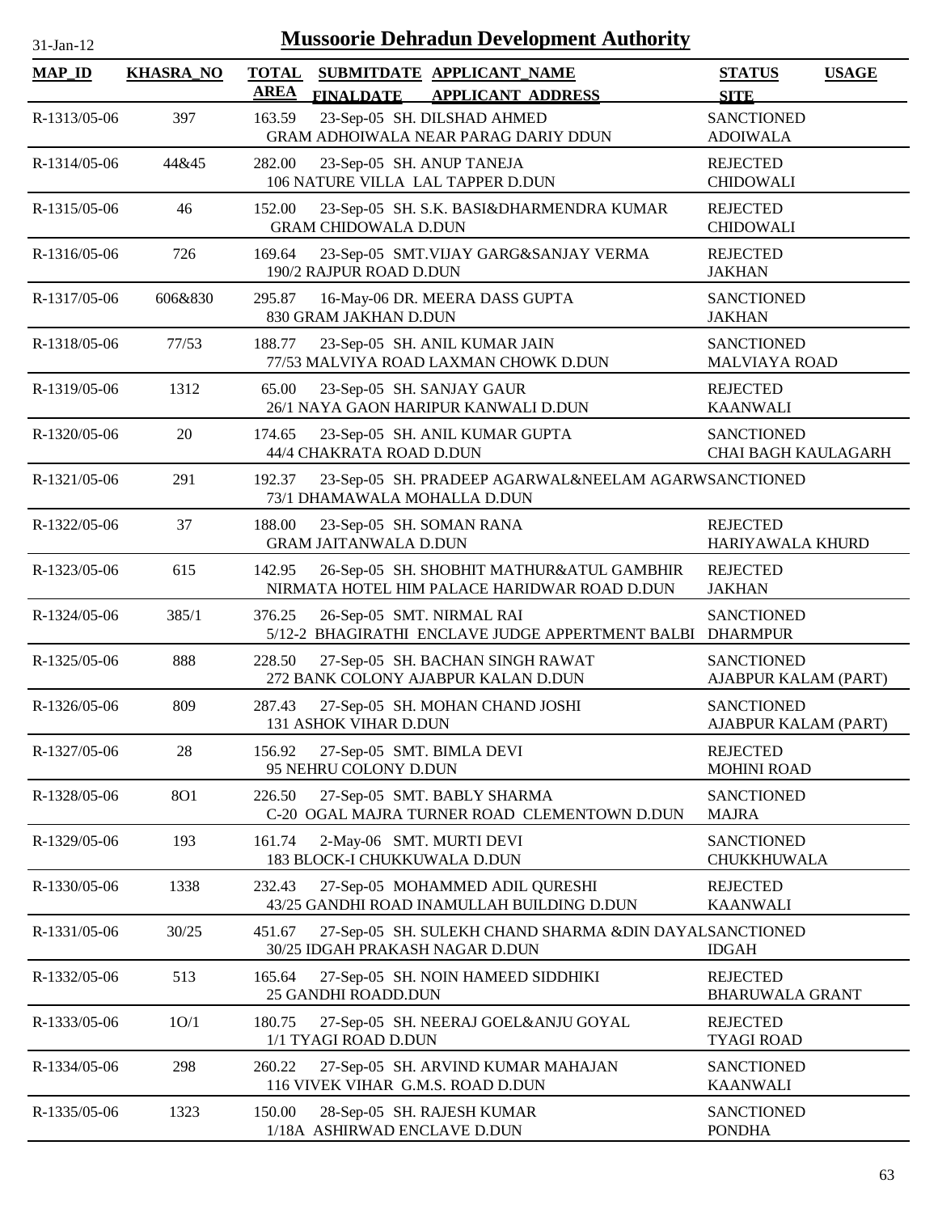# Mussoorie Dehradun Development Authority

31-Jan-12

| MAP_ID | KHASRA_NO | TOTAL AREA | SUBMITDATE FINALDATE | APPLICANT_NAME APPLICANT ADDRESS | STATUS SITE | USAGE |
|---|---|---|---|---|---|---|
| R-1313/05-06 | 397 | 163.59 | 23-Sep-05 | SH. DILSHAD AHMED<br>GRAM ADHOIWALA NEAR PARAG DARIY DDUN | SANCTIONED<br>ADOIWALA | |
| R-1314/05-06 | 44&45 | 282.00 | 23-Sep-05 | SH. ANUP TANEJA<br>106 NATURE VILLA LAL TAPPER D.DUN | REJECTED<br>CHIDOWALI | |
| R-1315/05-06 | 46 | 152.00 | 23-Sep-05 | SH. S.K. BASI&DHARMENDRA KUMAR<br>GRAM CHIDOWALA D.DUN | REJECTED<br>CHIDOWALI | |
| R-1316/05-06 | 726 | 169.64 | 23-Sep-05 | SMT.VIJAY GARG&SANJAY VERMA<br>190/2 RAJPUR ROAD D.DUN | REJECTED<br>JAKHAN | |
| R-1317/05-06 | 606&830 | 295.87 | 16-May-06 | DR. MEERA DASS GUPTA<br>830 GRAM JAKHAN D.DUN | SANCTIONED<br>JAKHAN | |
| R-1318/05-06 | 77/53 | 188.77 | 23-Sep-05 | SH. ANIL KUMAR JAIN<br>77/53 MALVIYA ROAD LAXMAN CHOWK D.DUN | SANCTIONED<br>MALVIAYA ROAD | |
| R-1319/05-06 | 1312 | 65.00 | 23-Sep-05 | SH. SANJAY GAUR<br>26/1 NAYA GAON HARIPUR KANWALI D.DUN | REJECTED<br>KAANWALI | |
| R-1320/05-06 | 20 | 174.65 | 23-Sep-05 | SH. ANIL KUMAR GUPTA<br>44/4 CHAKRATA ROAD D.DUN | SANCTIONED<br>CHAI BAGH KAULAGARH | |
| R-1321/05-06 | 291 | 192.37 | 23-Sep-05 | SH. PRADEEP AGARWAL&NEELAM AGARW<br>73/1 DHAMAWALA MOHALLA D.DUN | SANCTIONED | |
| R-1322/05-06 | 37 | 188.00 | 23-Sep-05 | SH. SOMAN RANA<br>GRAM JAITANWALA D.DUN | REJECTED<br>HARIYAWALA KHURD | |
| R-1323/05-06 | 615 | 142.95 | 26-Sep-05 | SH. SHOBHIT MATHUR&ATUL GAMBHIR<br>NIRMATA HOTEL HIM PALACE HARIDWAR ROAD D.DUN | REJECTED<br>JAKHAN | |
| R-1324/05-06 | 385/1 | 376.25 | 26-Sep-05 | SMT. NIRMAL RAI<br>5/12-2 BHAGIRATHI ENCLAVE JUDGE APPERTMENT BALBI | SANCTIONED<br>DHARMPUR | |
| R-1325/05-06 | 888 | 228.50 | 27-Sep-05 | SH. BACHAN SINGH RAWAT<br>272 BANK COLONY AJABPUR KALAN D.DUN | SANCTIONED<br>AJABPUR KALAM (PART) | |
| R-1326/05-06 | 809 | 287.43 | 27-Sep-05 | SH. MOHAN CHAND JOSHI<br>131 ASHOK VIHAR D.DUN | SANCTIONED<br>AJABPUR KALAM (PART) | |
| R-1327/05-06 | 28 | 156.92 | 27-Sep-05 | SMT. BIMLA DEVI<br>95 NEHRU COLONY D.DUN | REJECTED<br>MOHINI ROAD | |
| R-1328/05-06 | 8O1 | 226.50 | 27-Sep-05 | SMT. BABLY SHARMA<br>C-20 OGAL MAJRA TURNER ROAD CLEMENTOWN D.DUN | SANCTIONED<br>MAJRA | |
| R-1329/05-06 | 193 | 161.74 | 2-May-06 | SMT. MURTI DEVI<br>183 BLOCK-I CHUKKUWALA D.DUN | SANCTIONED<br>CHUKKHUWALA | |
| R-1330/05-06 | 1338 | 232.43 | 27-Sep-05 | MOHAMMED ADIL QURESHI<br>43/25 GANDHI ROAD INAMULLAH BUILDING D.DUN | REJECTED<br>KAANWALI | |
| R-1331/05-06 | 30/25 | 451.67 | 27-Sep-05 | SH. SULEKH CHAND SHARMA &DIN DAYAL<br>30/25 IDGAH PRAKASH NAGAR D.DUN | SANCTIONED<br>IDGAH | |
| R-1332/05-06 | 513 | 165.64 | 27-Sep-05 | SH. NOIN HAMEED SIDDHIKI<br>25 GANDHI ROADD.DUN | REJECTED<br>BHARUWALA GRANT | |
| R-1333/05-06 | 1O/1 | 180.75 | 27-Sep-05 | SH. NEERAJ GOEL&ANJU GOYAL<br>1/1 TYAGI ROAD D.DUN | REJECTED<br>TYAGI ROAD | |
| R-1334/05-06 | 298 | 260.22 | 27-Sep-05 | SH. ARVIND KUMAR MAHAJAN<br>116 VIVEK VIHAR G.M.S. ROAD D.DUN | SANCTIONED<br>KAANWALI | |
| R-1335/05-06 | 1323 | 150.00 | 28-Sep-05 | SH. RAJESH KUMAR<br>1/18A ASHIRWAD ENCLAVE D.DUN | SANCTIONED<br>PONDHA | |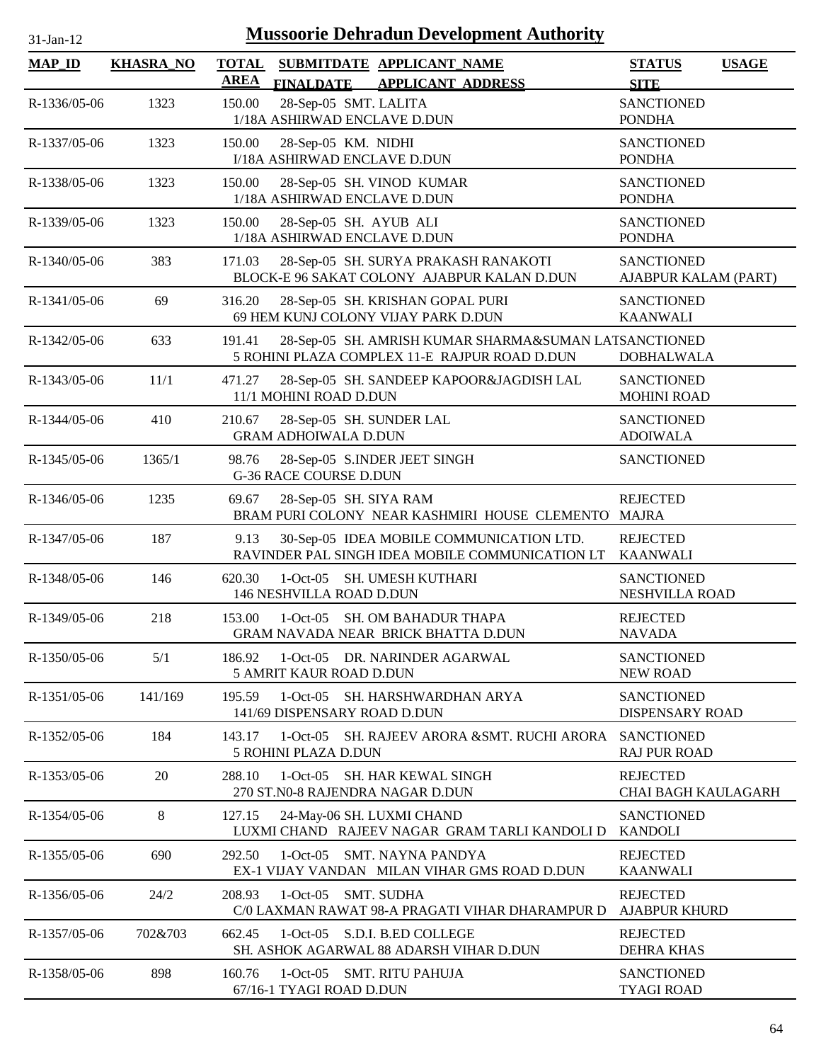# Mussoorie Dehradun Development Authority

31-Jan-12

| MAP_ID | KHASRA_NO | TOTAL AREA | SUBMITDATE / FINALDATE | APPLICANT_NAME / APPLICANT_ADDRESS | STATUS / SITE | USAGE |
|---|---|---|---|---|---|---|
| R-1336/05-06 | 1323 | 150.00 | 28-Sep-05 | SMT. LALITA<br>1/18A ASHIRWAD ENCLAVE D.DUN | SANCTIONED<br>PONDHA | |
| R-1337/05-06 | 1323 | 150.00 | 28-Sep-05 | KM. NIDHI<br>I/18A ASHIRWAD ENCLAVE D.DUN | SANCTIONED<br>PONDHA | |
| R-1338/05-06 | 1323 | 150.00 | 28-Sep-05 | SH. VINOD KUMAR<br>1/18A ASHIRWAD ENCLAVE D.DUN | SANCTIONED<br>PONDHA | |
| R-1339/05-06 | 1323 | 150.00 | 28-Sep-05 | SH. AYUB ALI<br>1/18A ASHIRWAD ENCLAVE D.DUN | SANCTIONED<br>PONDHA | |
| R-1340/05-06 | 383 | 171.03 | 28-Sep-05 | SH. SURYA PRAKASH RANAKOTI<br>BLOCK-E 96 SAKAT COLONY AJABPUR KALAN D.DUN | SANCTIONED<br>AJABPUR KALAM (PART) | |
| R-1341/05-06 | 69 | 316.20 | 28-Sep-05 | SH. KRISHAN GOPAL PURI<br>69 HEM KUNJ COLONY VIJAY PARK D.DUN | SANCTIONED<br>KAANWALI | |
| R-1342/05-06 | 633 | 191.41 | 28-Sep-05 | SH. AMRISH KUMAR SHARMA&SUMAN LAT<br>5 ROHINI PLAZA COMPLEX 11-E RAJPUR ROAD D.DUN | SANCTIONED<br>DOBHALWALA | |
| R-1343/05-06 | 11/1 | 471.27 | 28-Sep-05 | SH. SANDEEP KAPOOR&JAGDISH LAL<br>11/1 MOHINI ROAD D.DUN | SANCTIONED<br>MOHINI ROAD | |
| R-1344/05-06 | 410 | 210.67 | 28-Sep-05 | SH. SUNDER LAL<br>GRAM ADHOIWALA D.DUN | SANCTIONED<br>ADOIWALA | |
| R-1345/05-06 | 1365/1 | 98.76 | 28-Sep-05 | S.INDER JEET SINGH<br>G-36 RACE COURSE D.DUN | SANCTIONED | |
| R-1346/05-06 | 1235 | 69.67 | 28-Sep-05 | SH. SIYA RAM<br>BRAM PURI COLONY NEAR KASHMIRI HOUSE CLEMENTO | REJECTED<br>MAJRA | |
| R-1347/05-06 | 187 | 9.13 | 30-Sep-05 | IDEA MOBILE COMMUNICATION LTD.<br>RAVINDER PAL SINGH IDEA MOBILE COMMUNICATION LT | REJECTED<br>KAANWALI | |
| R-1348/05-06 | 146 | 620.30 | 1-Oct-05 | SH. UMESH KUTHARI<br>146 NESHVILLA ROAD D.DUN | SANCTIONED<br>NESHVILLA ROAD | |
| R-1349/05-06 | 218 | 153.00 | 1-Oct-05 | SH. OM BAHADUR THAPA<br>GRAM NAVADA NEAR BRICK BHATTA D.DUN | REJECTED<br>NAVADA | |
| R-1350/05-06 | 5/1 | 186.92 | 1-Oct-05 | DR. NARINDER AGARWAL<br>5 AMRIT KAUR ROAD D.DUN | SANCTIONED<br>NEW ROAD | |
| R-1351/05-06 | 141/169 | 195.59 | 1-Oct-05 | SH. HARSHWARDHAN ARYA<br>141/69 DISPENSARY ROAD D.DUN | SANCTIONED<br>DISPENSARY ROAD | |
| R-1352/05-06 | 184 | 143.17 | 1-Oct-05 | SH. RAJEEV ARORA &SMT. RUCHI ARORA<br>5 ROHINI PLAZA D.DUN | SANCTIONED<br>RAJ PUR ROAD | |
| R-1353/05-06 | 20 | 288.10 | 1-Oct-05 | SH. HAR KEWAL SINGH<br>270 ST.N0-8 RAJENDRA NAGAR D.DUN | REJECTED<br>CHAI BAGH KAULAGARH | |
| R-1354/05-06 | 8 | 127.15 | 24-May-06 | SH. LUXMI CHAND<br>LUXMI CHAND RAJEEV NAGAR GRAM TARLI KANDOLI D | SANCTIONED<br>KANDOLI | |
| R-1355/05-06 | 690 | 292.50 | 1-Oct-05 | SMT. NAYNA PANDYA<br>EX-1 VIJAY VANDAN MILAN VIHAR GMS ROAD D.DUN | REJECTED<br>KAANWALI | |
| R-1356/05-06 | 24/2 | 208.93 | 1-Oct-05 | SMT. SUDHA<br>C/0 LAXMAN RAWAT 98-A PRAGATI VIHAR DHARAMPUR D | REJECTED<br>AJABPUR KHURD | |
| R-1357/05-06 | 702&703 | 662.45 | 1-Oct-05 | S.D.I. B.ED COLLEGE<br>SH. ASHOK AGARWAL 88 ADARSH VIHAR D.DUN | REJECTED<br>DEHRA KHAS | |
| R-1358/05-06 | 898 | 160.76 | 1-Oct-05 | SMT. RITU PAHUJA<br>67/16-1 TYAGI ROAD D.DUN | SANCTIONED<br>TYAGI ROAD | |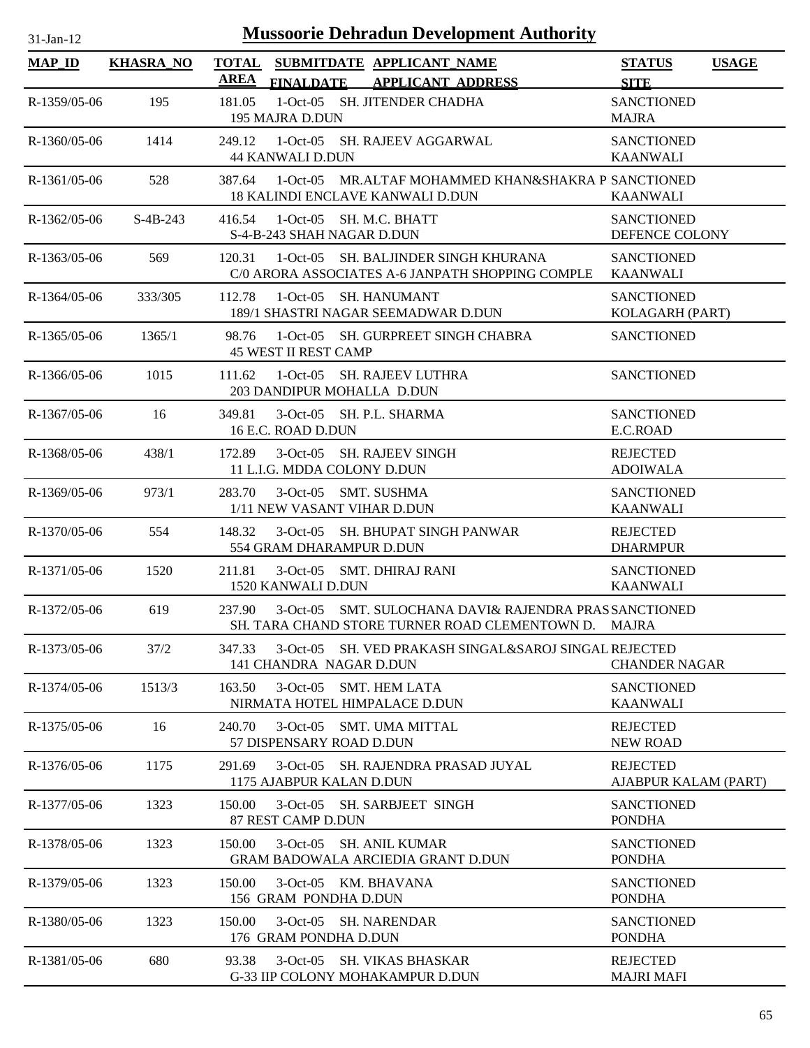# Mussoorie Dehradun Development Authority

31-Jan-12

| MAP_ID | KHASRA_NO | TOTAL AREA | SUBMITDATE FINALDATE | APPLICANT_NAME APPLICANT_ADDRESS | STATUS SITE | USAGE |
|---|---|---|---|---|---|---|
| R-1359/05-06 | 195 | 181.05 | 1-Oct-05 | SH. JITENDER CHADHA 195 MAJRA D.DUN | SANCTIONED MAJRA | |
| R-1360/05-06 | 1414 | 249.12 | 1-Oct-05 | SH. RAJEEV AGGARWAL 44 KANWALI D.DUN | SANCTIONED KAANWALI | |
| R-1361/05-06 | 528 | 387.64 | 1-Oct-05 | MR.ALTAF MOHAMMED KHAN&SHAKRA P 18 KALINDI ENCLAVE KANWALI D.DUN | SANCTIONED KAANWALI | |
| R-1362/05-06 | S-4B-243 | 416.54 | 1-Oct-05 | SH. M.C. BHATT S-4-B-243 SHAH NAGAR D.DUN | SANCTIONED DEFENCE COLONY | |
| R-1363/05-06 | 569 | 120.31 | 1-Oct-05 | SH. BALJINDER SINGH KHURANA C/0 ARORA ASSOCIATES A-6 JANPATH SHOPPING COMPLE | SANCTIONED KAANWALI | |
| R-1364/05-06 | 333/305 | 112.78 | 1-Oct-05 | SH. HANUMANT 189/1 SHASTRI NAGAR SEEMADWAR D.DUN | SANCTIONED KOLAGARH (PART) | |
| R-1365/05-06 | 1365/1 | 98.76 | 1-Oct-05 | SH. GURPREET SINGH CHABRA 45 WEST II REST CAMP | SANCTIONED | |
| R-1366/05-06 | 1015 | 111.62 | 1-Oct-05 | SH. RAJEEV LUTHRA 203 DANDIPUR MOHALLA D.DUN | SANCTIONED | |
| R-1367/05-06 | 16 | 349.81 | 3-Oct-05 | SH. P.L. SHARMA 16 E.C. ROAD D.DUN | SANCTIONED E.C.ROAD | |
| R-1368/05-06 | 438/1 | 172.89 | 3-Oct-05 | SH. RAJEEV SINGH 11 L.I.G. MDDA COLONY D.DUN | REJECTED ADOIWALA | |
| R-1369/05-06 | 973/1 | 283.70 | 3-Oct-05 | SMT. SUSHMA 1/11 NEW VASANT VIHAR D.DUN | SANCTIONED KAANWALI | |
| R-1370/05-06 | 554 | 148.32 | 3-Oct-05 | SH. BHUPAT SINGH PANWAR 554 GRAM DHARAMPUR D.DUN | REJECTED DHARMPUR | |
| R-1371/05-06 | 1520 | 211.81 | 3-Oct-05 | SMT. DHIRAJ RANI 1520 KANWALI D.DUN | SANCTIONED KAANWALI | |
| R-1372/05-06 | 619 | 237.90 | 3-Oct-05 | SMT. SULOCHANA DAVI& RAJENDRA PRAS SH. TARA CHAND STORE TURNER ROAD CLEMENTOWN D. | SANCTIONED MAJRA | |
| R-1373/05-06 | 37/2 | 347.33 | 3-Oct-05 | SH. VED PRAKASH SINGAL&SAROJ SINGAL 141 CHANDRA NAGAR D.DUN | REJECTED CHANDER NAGAR | |
| R-1374/05-06 | 1513/3 | 163.50 | 3-Oct-05 | SMT. HEM LATA NIRMATA HOTEL HIMPALACE D.DUN | SANCTIONED KAANWALI | |
| R-1375/05-06 | 16 | 240.70 | 3-Oct-05 | SMT. UMA MITTAL 57 DISPENSARY ROAD D.DUN | REJECTED NEW ROAD | |
| R-1376/05-06 | 1175 | 291.69 | 3-Oct-05 | SH. RAJENDRA PRASAD JUYAL 1175 AJABPUR KALAN D.DUN | REJECTED AJABPUR KALAM (PART) | |
| R-1377/05-06 | 1323 | 150.00 | 3-Oct-05 | SH. SARBJEET SINGH 87 REST CAMP D.DUN | SANCTIONED PONDHA | |
| R-1378/05-06 | 1323 | 150.00 | 3-Oct-05 | SH. ANIL KUMAR GRAM BADOWALA ARCIEDIA GRANT D.DUN | SANCTIONED PONDHA | |
| R-1379/05-06 | 1323 | 150.00 | 3-Oct-05 | KM. BHAVANA 156 GRAM PONDHA D.DUN | SANCTIONED PONDHA | |
| R-1380/05-06 | 1323 | 150.00 | 3-Oct-05 | SH. NARENDAR 176 GRAM PONDHA D.DUN | SANCTIONED PONDHA | |
| R-1381/05-06 | 680 | 93.38 | 3-Oct-05 | SH. VIKAS BHASKAR G-33 IIP COLONY MOHAKAMPUR D.DUN | REJECTED MAJRI MAFI | |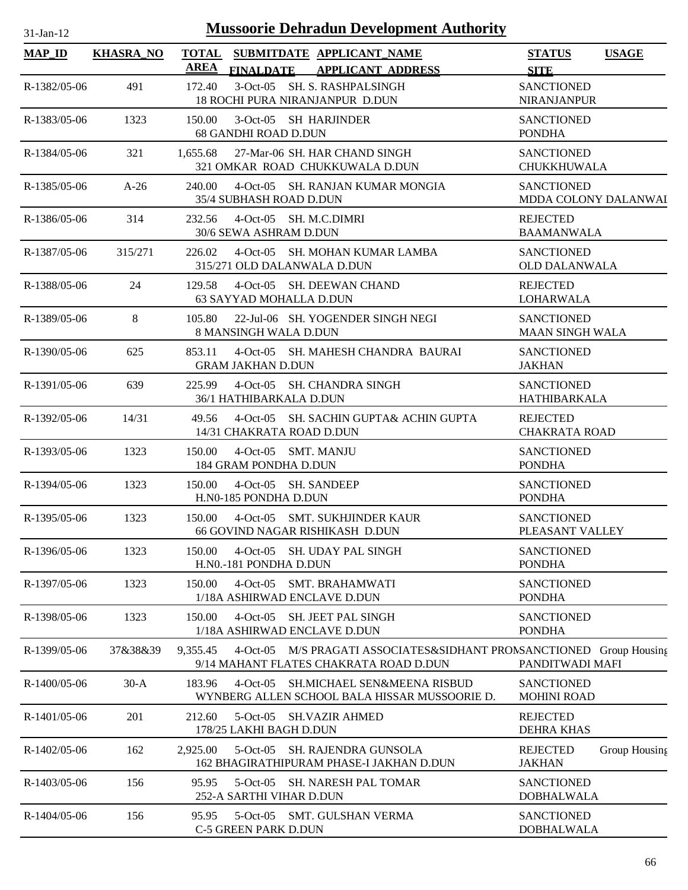# Mussoorie Dehradun Development Authority

31-Jan-12

| MAP_ID | KHASRA_NO | TOTAL AREA | SUBMITDATE FINALDATE | APPLICANT_NAME APPLICANT_ADDRESS | STATUS SITE | USAGE |
|---|---|---|---|---|---|---|
| R-1382/05-06 | 491 | 172.40 | 3-Oct-05 | SH. S. RASHPALSINGH 18 ROCHI PURA NIRANJANPUR D.DUN | SANCTIONED NIRANJANPUR | |
| R-1383/05-06 | 1323 | 150.00 | 3-Oct-05 | SH HARJINDER 68 GANDHI ROAD D.DUN | SANCTIONED PONDHA | |
| R-1384/05-06 | 321 | 1,655.68 | 27-Mar-06 | SH. HAR CHAND SINGH 321 OMKAR ROAD CHUKKUWALA D.DUN | SANCTIONED CHUKKHUWALA | |
| R-1385/05-06 | A-26 | 240.00 | 4-Oct-05 | SH. RANJAN KUMAR MONGIA 35/4 SUBHASH ROAD D.DUN | SANCTIONED MDDA COLONY DALANWAI | |
| R-1386/05-06 | 314 | 232.56 | 4-Oct-05 | SH. M.C.DIMRI 30/6 SEWA ASHRAM D.DUN | REJECTED BAAMANWALA | |
| R-1387/05-06 | 315/271 | 226.02 | 4-Oct-05 | SH. MOHAN KUMAR LAMBA 315/271 OLD DALANWALA D.DUN | SANCTIONED OLD DALANWALA | |
| R-1388/05-06 | 24 | 129.58 | 4-Oct-05 | SH. DEEWAN CHAND 63 SAYYAD MOHALLA D.DUN | REJECTED LOHARWALA | |
| R-1389/05-06 | 8 | 105.80 | 22-Jul-06 | SH. YOGENDER SINGH NEGI 8 MANSINGH WALA D.DUN | SANCTIONED MAAN SINGH WALA | |
| R-1390/05-06 | 625 | 853.11 | 4-Oct-05 | SH. MAHESH CHANDRA BAURAI GRAM JAKHAN D.DUN | SANCTIONED JAKHAN | |
| R-1391/05-06 | 639 | 225.99 | 4-Oct-05 | SH. CHANDRA SINGH 36/1 HATHIBARKALA D.DUN | SANCTIONED HATHIBARKALA | |
| R-1392/05-06 | 14/31 | 49.56 | 4-Oct-05 | SH. SACHIN GUPTA& ACHIN GUPTA 14/31 CHAKRATA ROAD D.DUN | REJECTED CHAKRATA ROAD | |
| R-1393/05-06 | 1323 | 150.00 | 4-Oct-05 | SMT. MANJU 184 GRAM PONDHA D.DUN | SANCTIONED PONDHA | |
| R-1394/05-06 | 1323 | 150.00 | 4-Oct-05 | SH. SANDEEP H.N0-185 PONDHA D.DUN | SANCTIONED PONDHA | |
| R-1395/05-06 | 1323 | 150.00 | 4-Oct-05 | SMT. SUKHJINDER KAUR 66 GOVIND NAGAR RISHIKASH D.DUN | SANCTIONED PLEASANT VALLEY | |
| R-1396/05-06 | 1323 | 150.00 | 4-Oct-05 | SH. UDAY PAL SINGH H.N0.-181 PONDHA D.DUN | SANCTIONED PONDHA | |
| R-1397/05-06 | 1323 | 150.00 | 4-Oct-05 | SMT. BRAHAMWATI 1/18A ASHIRWAD ENCLAVE D.DUN | SANCTIONED PONDHA | |
| R-1398/05-06 | 1323 | 150.00 | 4-Oct-05 | SH. JEET PAL SINGH 1/18A ASHIRWAD ENCLAVE D.DUN | SANCTIONED PONDHA | |
| R-1399/05-06 | 37&38&39 | 9,355.45 | 4-Oct-05 | M/S PRAGATI ASSOCIATES&SIDHANT PROM 9/14 MAHANT FLATES CHAKRATA ROAD D.DUN | SANCTIONED PANDITWADI MAFI | Group Housing |
| R-1400/05-06 | 30-A | 183.96 | 4-Oct-05 | SH.MICHAEL SEN&MEENA RISBUD WYNBERG ALLEN SCHOOL BALA HISSAR MUSSOORIE D. | SANCTIONED MOHINI ROAD | |
| R-1401/05-06 | 201 | 212.60 | 5-Oct-05 | SH.VAZIR AHMED 178/25 LAKHI BAGH D.DUN | REJECTED DEHRA KHAS | |
| R-1402/05-06 | 162 | 2,925.00 | 5-Oct-05 | SH. RAJENDRA GUNSOLA 162 BHAGIRATHIPURAM PHASE-I JAKHAN D.DUN | REJECTED JAKHAN | Group Housing |
| R-1403/05-06 | 156 | 95.95 | 5-Oct-05 | SH. NARESH PAL TOMAR 252-A SARTHI VIHAR D.DUN | SANCTIONED DOBHALWALA | |
| R-1404/05-06 | 156 | 95.95 | 5-Oct-05 | SMT. GULSHAN VERMA C-5 GREEN PARK D.DUN | SANCTIONED DOBHALWALA | |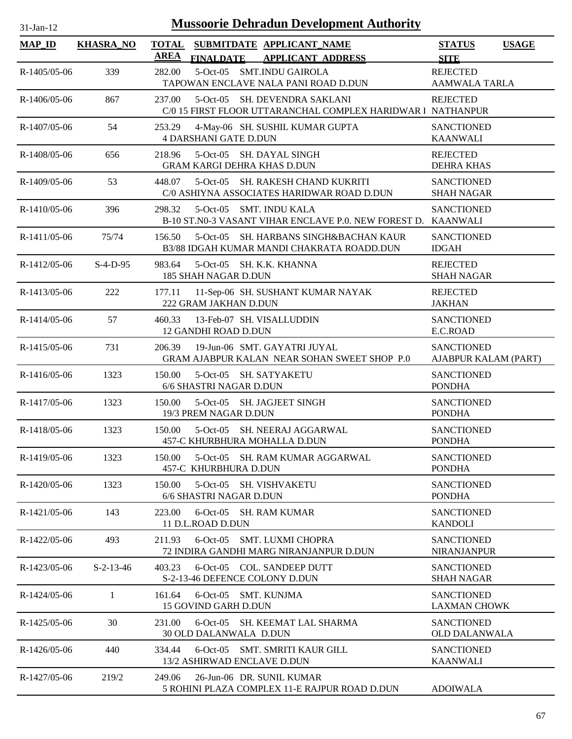31-Jan-12

# Mussoorie Dehradun Development Authority

| MAP_ID | KHASRA_NO | TOTAL AREA | SUBMITDATE FINALDATE | APPLICANT_NAME APPLICANT_ADDRESS | STATUS SITE | USAGE |
|---|---|---|---|---|---|---|
| R-1405/05-06 | 339 | 282.00 | 5-Oct-05 | SMT.INDU GAIROLA<br>TAPOWAN ENCLAVE NALA PANI ROAD D.DUN | REJECTED<br>AAMWALA TARLA | |
| R-1406/05-06 | 867 | 237.00 | 5-Oct-05 | SH. DEVENDRA SAKLANI<br>C/0 15 FIRST FLOOR UTTARANCHAL COMPLEX HARIDWAR I | REJECTED<br>NATHANPUR | |
| R-1407/05-06 | 54 | 253.29 | 4-May-06 | SH. SUSHIL KUMAR GUPTA<br>4 DARSHANI GATE D.DUN | SANCTIONED<br>KAANWALI | |
| R-1408/05-06 | 656 | 218.96 | 5-Oct-05 | SH. DAYAL SINGH<br>GRAM KARGI DEHRA KHAS D.DUN | REJECTED<br>DEHRA KHAS | |
| R-1409/05-06 | 53 | 448.07 | 5-Oct-05 | SH. RAKESH CHAND KUKRITI<br>C/0 ASHIYNA ASSOCIATES HARIDWAR ROAD D.DUN | SANCTIONED<br>SHAH NAGAR | |
| R-1410/05-06 | 396 | 298.32 | 5-Oct-05 | SMT. INDU KALA<br>B-10 ST.N0-3 VASANT VIHAR ENCLAVE P.0. NEW FOREST D. | SANCTIONED<br>KAANWALI | |
| R-1411/05-06 | 75/74 | 156.50 | 5-Oct-05 | SH. HARBANS SINGH&BACHAN KAUR<br>B3/88 IDGAH KUMAR MANDI CHAKRATA ROADD.DUN | SANCTIONED<br>IDGAH | |
| R-1412/05-06 | S-4-D-95 | 983.64 | 5-Oct-05 | SH. K.K. KHANNA<br>185 SHAH NAGAR D.DUN | REJECTED<br>SHAH NAGAR | |
| R-1413/05-06 | 222 | 177.11 | 11-Sep-06 | SH. SUSHANT KUMAR NAYAK<br>222 GRAM JAKHAN D.DUN | REJECTED<br>JAKHAN | |
| R-1414/05-06 | 57 | 460.33 | 13-Feb-07 | SH. VISALLUDDIN<br>12 GANDHI ROAD D.DUN | SANCTIONED<br>E.C.ROAD | |
| R-1415/05-06 | 731 | 206.39 | 19-Jun-06 | SMT. GAYATRI JUYAL<br>GRAM AJABPUR KALAN NEAR SOHAN SWEET SHOP P.0 | SANCTIONED<br>AJABPUR KALAM (PART) | |
| R-1416/05-06 | 1323 | 150.00 | 5-Oct-05 | SH. SATYAKETU<br>6/6 SHASTRI NAGAR D.DUN | SANCTIONED<br>PONDHA | |
| R-1417/05-06 | 1323 | 150.00 | 5-Oct-05 | SH. JAGJEET SINGH<br>19/3 PREM NAGAR D.DUN | SANCTIONED<br>PONDHA | |
| R-1418/05-06 | 1323 | 150.00 | 5-Oct-05 | SH. NEERAJ AGGARWAL<br>457-C KHURBHURA MOHALLA D.DUN | SANCTIONED<br>PONDHA | |
| R-1419/05-06 | 1323 | 150.00 | 5-Oct-05 | SH. RAM KUMAR AGGARWAL<br>457-C KHURBHURA D.DUN | SANCTIONED<br>PONDHA | |
| R-1420/05-06 | 1323 | 150.00 | 5-Oct-05 | SH. VISHVAKETU<br>6/6 SHASTRI NAGAR D.DUN | SANCTIONED<br>PONDHA | |
| R-1421/05-06 | 143 | 223.00 | 6-Oct-05 | SH. RAM KUMAR<br>11 D.L.ROAD D.DUN | SANCTIONED<br>KANDOLI | |
| R-1422/05-06 | 493 | 211.93 | 6-Oct-05 | SMT. LUXMI CHOPRA<br>72 INDIRA GANDHI MARG NIRANJANPUR D.DUN | SANCTIONED<br>NIRANJANPUR | |
| R-1423/05-06 | S-2-13-46 | 403.23 | 6-Oct-05 | COL. SANDEEP DUTT<br>S-2-13-46 DEFENCE COLONY D.DUN | SANCTIONED<br>SHAH NAGAR | |
| R-1424/05-06 | 1 | 161.64 | 6-Oct-05 | SMT. KUNJMA<br>15 GOVIND GARH D.DUN | SANCTIONED<br>LAXMAN CHOWK | |
| R-1425/05-06 | 30 | 231.00 | 6-Oct-05 | SH. KEEMAT LAL SHARMA<br>30 OLD DALANWALA D.DUN | SANCTIONED<br>OLD DALANWALA | |
| R-1426/05-06 | 440 | 334.44 | 6-Oct-05 | SMT. SMRITI KAUR GILL<br>13/2 ASHIRWAD ENCLAVE D.DUN | SANCTIONED<br>KAANWALI | |
| R-1427/05-06 | 219/2 | 249.06 | 26-Jun-06 | DR. SUNIL KUMAR<br>5 ROHINI PLAZA COMPLEX 11-E RAJPUR ROAD D.DUN | ADOIWALA | |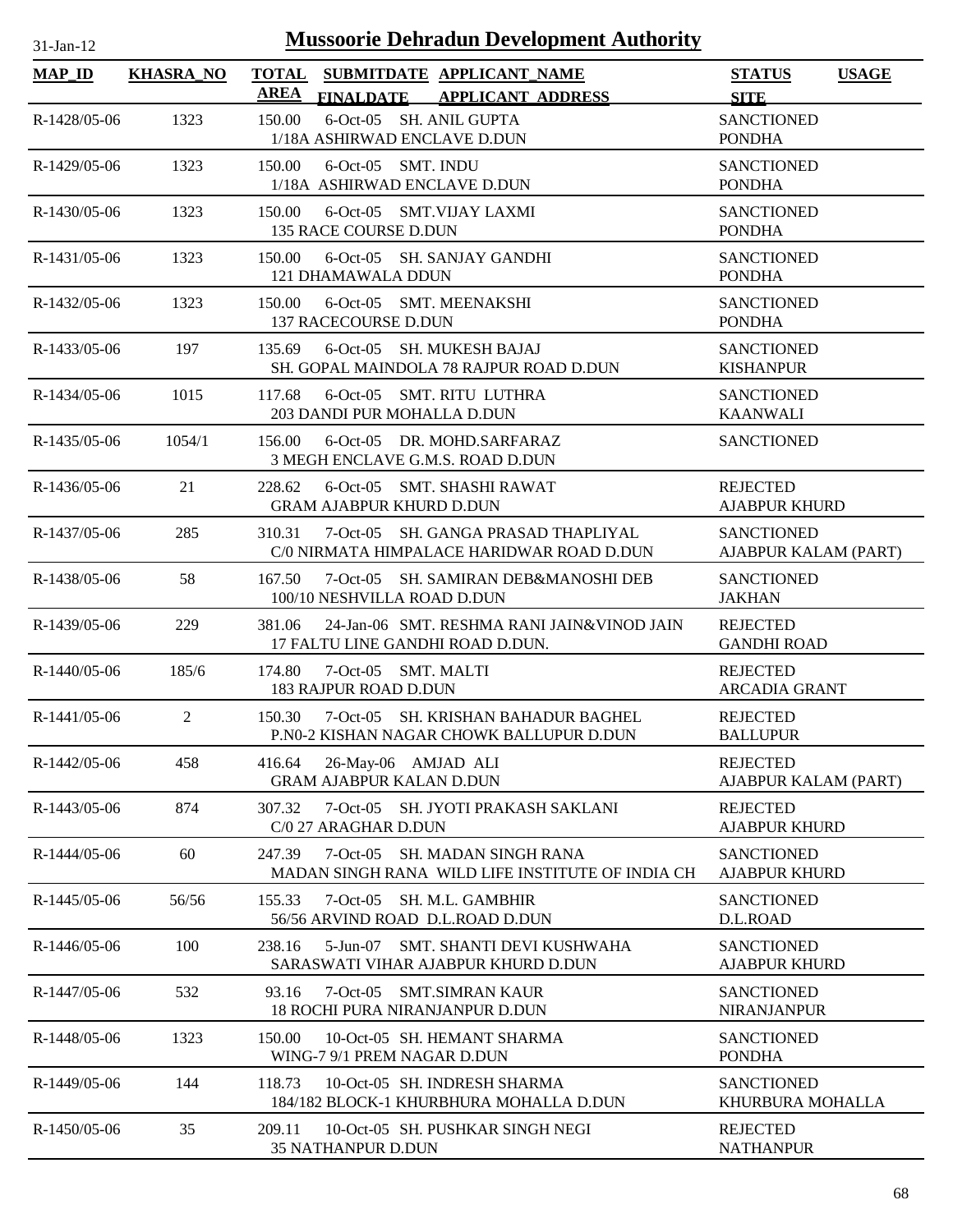# Mussoorie Dehradun Development Authority

31-Jan-12

| MAP_ID | KHASRA_NO | TOTAL AREA | SUBMITDATE FINALDATE | APPLICANT_NAME APPLICANT_ADDRESS | STATUS SITE | USAGE |
|---|---|---|---|---|---|---|
| R-1428/05-06 | 1323 | 150.00 | 6-Oct-05 | SH. ANIL GUPTA<br>1/18A ASHIRWAD ENCLAVE D.DUN | SANCTIONED<br>PONDHA | |
| R-1429/05-06 | 1323 | 150.00 | 6-Oct-05 | SMT. INDU<br>1/18A ASHIRWAD ENCLAVE D.DUN | SANCTIONED<br>PONDHA | |
| R-1430/05-06 | 1323 | 150.00 | 6-Oct-05 | SMT.VIJAY LAXMI<br>135 RACE COURSE D.DUN | SANCTIONED<br>PONDHA | |
| R-1431/05-06 | 1323 | 150.00 | 6-Oct-05 | SH. SANJAY GANDHI<br>121 DHAMAWALA DDUN | SANCTIONED<br>PONDHA | |
| R-1432/05-06 | 1323 | 150.00 | 6-Oct-05 | SMT. MEENAKSHI<br>137 RACECOURSE D.DUN | SANCTIONED<br>PONDHA | |
| R-1433/05-06 | 197 | 135.69 | 6-Oct-05 | SH. MUKESH BAJAJ<br>SH. GOPAL MAINDOLA 78 RAJPUR ROAD D.DUN | SANCTIONED<br>KISHANPUR | |
| R-1434/05-06 | 1015 | 117.68 | 6-Oct-05 | SMT. RITU LUTHRA<br>203 DANDI PUR MOHALLA D.DUN | SANCTIONED<br>KAANWALI | |
| R-1435/05-06 | 1054/1 | 156.00 | 6-Oct-05 | DR. MOHD.SARFARAZ<br>3 MEGH ENCLAVE G.M.S. ROAD D.DUN | SANCTIONED | |
| R-1436/05-06 | 21 | 228.62 | 6-Oct-05 | SMT. SHASHI RAWAT<br>GRAM AJABPUR KHURD D.DUN | REJECTED<br>AJABPUR KHURD | |
| R-1437/05-06 | 285 | 310.31 | 7-Oct-05 | SH. GANGA PRASAD THAPLIYAL<br>C/0 NIRMATA HIMPALACE HARIDWAR ROAD D.DUN | SANCTIONED<br>AJABPUR KALAM (PART) | |
| R-1438/05-06 | 58 | 167.50 | 7-Oct-05 | SH. SAMIRAN DEB&MANOSHI DEB<br>100/10 NESHVILLA ROAD D.DUN | SANCTIONED<br>JAKHAN | |
| R-1439/05-06 | 229 | 381.06 | 24-Jan-06 | SMT. RESHMA RANI JAIN&VINOD JAIN<br>17 FALTU LINE GANDHI ROAD D.DUN. | REJECTED<br>GANDHI ROAD | |
| R-1440/05-06 | 185/6 | 174.80 | 7-Oct-05 | SMT. MALTI<br>183 RAJPUR ROAD D.DUN | REJECTED<br>ARCADIA GRANT | |
| R-1441/05-06 | 2 | 150.30 | 7-Oct-05 | SH. KRISHAN BAHADUR BAGHEL<br>P.N0-2 KISHAN NAGAR CHOWK BALLUPUR D.DUN | REJECTED<br>BALLUPUR | |
| R-1442/05-06 | 458 | 416.64 | 26-May-06 | AMJAD ALI<br>GRAM AJABPUR KALAN D.DUN | REJECTED<br>AJABPUR KALAM (PART) | |
| R-1443/05-06 | 874 | 307.32 | 7-Oct-05 | SH. JYOTI PRAKASH SAKLANI<br>C/0 27 ARAGHAR D.DUN | REJECTED<br>AJABPUR KHURD | |
| R-1444/05-06 | 60 | 247.39 | 7-Oct-05 | SH. MADAN SINGH RANA<br>MADAN SINGH RANA WILD LIFE INSTITUTE OF INDIA CH | SANCTIONED<br>AJABPUR KHURD | |
| R-1445/05-06 | 56/56 | 155.33 | 7-Oct-05 | SH. M.L. GAMBHIR<br>56/56 ARVIND ROAD D.L.ROAD D.DUN | SANCTIONED<br>D.L.ROAD | |
| R-1446/05-06 | 100 | 238.16 | 5-Jun-07 | SMT. SHANTI DEVI KUSHWAHA<br>SARASWATI VIHAR AJABPUR KHURD D.DUN | SANCTIONED<br>AJABPUR KHURD | |
| R-1447/05-06 | 532 | 93.16 | 7-Oct-05 | SMT.SIMRAN KAUR<br>18 ROCHI PURA NIRANJANPUR D.DUN | SANCTIONED<br>NIRANJANPUR | |
| R-1448/05-06 | 1323 | 150.00 | 10-Oct-05 | SH. HEMANT SHARMA<br>WING-7 9/1 PREM NAGAR D.DUN | SANCTIONED<br>PONDHA | |
| R-1449/05-06 | 144 | 118.73 | 10-Oct-05 | SH. INDRESH SHARMA<br>184/182 BLOCK-1 KHURBHURA MOHALLA D.DUN | SANCTIONED<br>KHURBURA MOHALLA | |
| R-1450/05-06 | 35 | 209.11 | 10-Oct-05 | SH. PUSHKAR SINGH NEGI<br>35 NATHANPUR D.DUN | REJECTED<br>NATHANPUR | |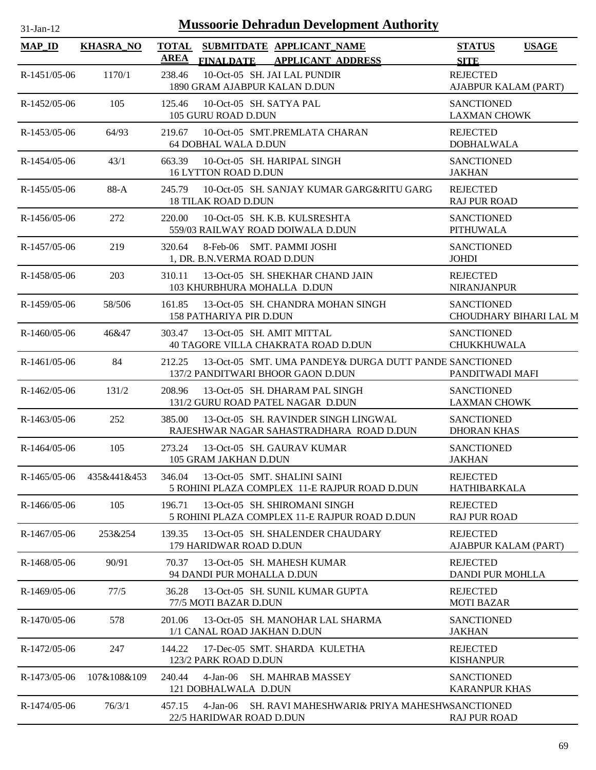31-Jan-12

# Mussoorie Dehradun Development Authority

| MAP_ID | KHASRA_NO | TOTAL AREA | SUBMITDATE FINALDATE | APPLICANT_NAME APPLICANT ADDRESS | STATUS SITE | USAGE |
|---|---|---|---|---|---|---|
| R-1451/05-06 | 1170/1 | 238.46 | 10-Oct-05 | SH. JAI LAL PUNDIR 1890 GRAM AJABPUR KALAN D.DUN | REJECTED AJABPUR KALAM (PART) | |
| R-1452/05-06 | 105 | 125.46 | 10-Oct-05 | SH. SATYA PAL 105 GURU ROAD D.DUN | SANCTIONED LAXMAN CHOWK | |
| R-1453/05-06 | 64/93 | 219.67 | 10-Oct-05 | SMT.PREMLATA CHARAN 64 DOBHAL WALA D.DUN | REJECTED DOBHALWALA | |
| R-1454/05-06 | 43/1 | 663.39 | 10-Oct-05 | SH. HARIPAL SINGH 16 LYTTON ROAD D.DUN | SANCTIONED JAKHAN | |
| R-1455/05-06 | 88-A | 245.79 | 10-Oct-05 | SH. SANJAY KUMAR GARG&RITU GARG 18 TILAK ROAD D.DUN | REJECTED RAJ PUR ROAD | |
| R-1456/05-06 | 272 | 220.00 | 10-Oct-05 | SH. K.B. KULSRESHTA 559/03 RAILWAY ROAD DOIWALA D.DUN | SANCTIONED PITHUWALA | |
| R-1457/05-06 | 219 | 320.64 | 8-Feb-06 | SMT. PAMMI JOSHI 1, DR. B.N.VERMA ROAD D.DUN | SANCTIONED JOHDI | |
| R-1458/05-06 | 203 | 310.11 | 13-Oct-05 | SH. SHEKHAR CHAND JAIN 103 KHURBHURA MOHALLA D.DUN | REJECTED NIRANJANPUR | |
| R-1459/05-06 | 58/506 | 161.85 | 13-Oct-05 | SH. CHANDRA MOHAN SINGH 158 PATHARIYA PIR D.DUN | SANCTIONED CHOUDHARY BIHARI LAL M | |
| R-1460/05-06 | 46&47 | 303.47 | 13-Oct-05 | SH. AMIT MITTAL 40 TAGORE VILLA CHAKRATA ROAD D.DUN | SANCTIONED CHUKKHUWALA | |
| R-1461/05-06 | 84 | 212.25 | 13-Oct-05 | SMT. UMA PANDEY& DURGA DUTT PANDE 137/2 PANDITWARI BHOOR GAON D.DUN | SANCTIONED PANDITWADI MAFI | |
| R-1462/05-06 | 131/2 | 208.96 | 13-Oct-05 | SH. DHARAM PAL SINGH 131/2 GURU ROAD PATEL NAGAR D.DUN | SANCTIONED LAXMAN CHOWK | |
| R-1463/05-06 | 252 | 385.00 | 13-Oct-05 | SH. RAVINDER SINGH LINGWAL RAJESHWAR NAGAR SAHASTRADHARA ROAD D.DUN | SANCTIONED DHORAN KHAS | |
| R-1464/05-06 | 105 | 273.24 | 13-Oct-05 | SH. GAURAV KUMAR 105 GRAM JAKHAN D.DUN | SANCTIONED JAKHAN | |
| R-1465/05-06 | 435&441&453 | 346.04 | 13-Oct-05 | SMT. SHALINI SAINI 5 ROHINI PLAZA COMPLEX 11-E RAJPUR ROAD D.DUN | REJECTED HATHIBARKALA | |
| R-1466/05-06 | 105 | 196.71 | 13-Oct-05 | SH. SHIROMANI SINGH 5 ROHINI PLAZA COMPLEX 11-E RAJPUR ROAD D.DUN | REJECTED RAJ PUR ROAD | |
| R-1467/05-06 | 253&254 | 139.35 | 13-Oct-05 | SH. SHALENDER CHAUDARY 179 HARIDWAR ROAD D.DUN | REJECTED AJABPUR KALAM (PART) | |
| R-1468/05-06 | 90/91 | 70.37 | 13-Oct-05 | SH. MAHESH KUMAR 94 DANDI PUR MOHALLA D.DUN | REJECTED DANDI PUR MOHLLA | |
| R-1469/05-06 | 77/5 | 36.28 | 13-Oct-05 | SH. SUNIL KUMAR GUPTA 77/5 MOTI BAZAR D.DUN | REJECTED MOTI BAZAR | |
| R-1470/05-06 | 578 | 201.06 | 13-Oct-05 | SH. MANOHAR LAL SHARMA 1/1 CANAL ROAD JAKHAN D.DUN | SANCTIONED JAKHAN | |
| R-1472/05-06 | 247 | 144.22 | 17-Dec-05 | SMT. SHARDA KULETHA 123/2 PARK ROAD D.DUN | REJECTED KISHANPUR | |
| R-1473/05-06 | 107&108&109 | 240.44 | 4-Jan-06 | SH. MAHRAB MASSEY 121 DOBHALWALA D.DUN | SANCTIONED KARANPUR KHAS | |
| R-1474/05-06 | 76/3/1 | 457.15 | 4-Jan-06 | SH. RAVI MAHESHWARI& PRIYA MAHESHW 22/5 HARIDWAR ROAD D.DUN | SANCTIONED RAJ PUR ROAD | |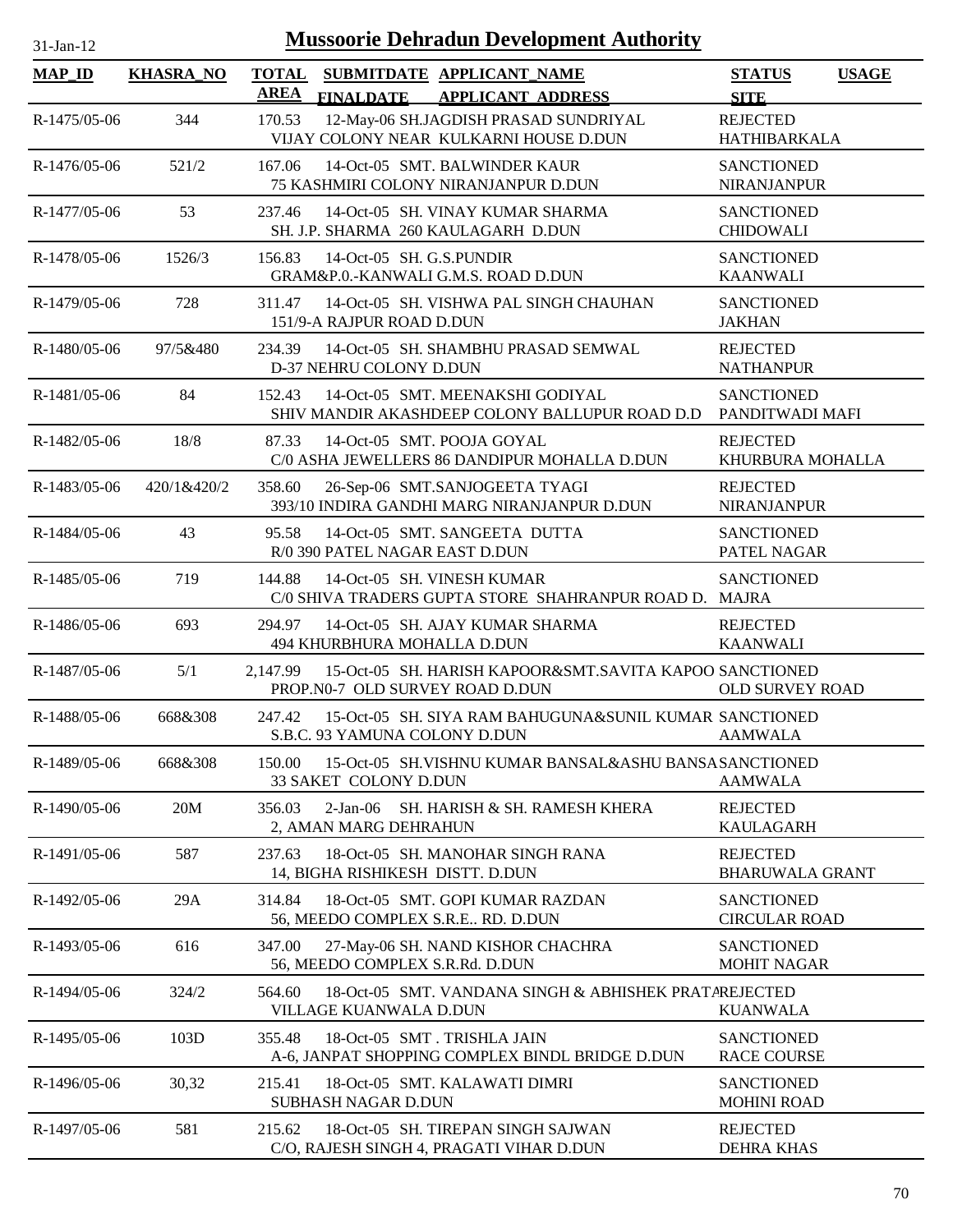# Mussoorie Dehradun Development Authority

31-Jan-12

| MAP_ID | KHASRA_NO | TOTAL AREA | SUBMITDATE FINALDATE | APPLICANT_NAME APPLICANT_ADDRESS | STATUS SITE | USAGE |
|---|---|---|---|---|---|---|
| R-1475/05-06 | 344 | 170.53 | 12-May-06 | SH.JAGDISH PRASAD SUNDRIYAL<br>VIJAY COLONY NEAR KULKARNI HOUSE D.DUN | REJECTED<br>HATHIBARKALA | |
| R-1476/05-06 | 521/2 | 167.06 | 14-Oct-05 | SMT. BALWINDER KAUR<br>75 KASHMIRI COLONY NIRANJANPUR D.DUN | SANCTIONED<br>NIRANJANPUR | |
| R-1477/05-06 | 53 | 237.46 | 14-Oct-05 | SH. VINAY KUMAR SHARMA<br>SH. J.P. SHARMA 260 KAULAGARH D.DUN | SANCTIONED<br>CHIDOWALI | |
| R-1478/05-06 | 1526/3 | 156.83 | 14-Oct-05 | SH. G.S.PUNDIR<br>GRAM&P.0.-KANWALI G.M.S. ROAD D.DUN | SANCTIONED<br>KAANWALI | |
| R-1479/05-06 | 728 | 311.47 | 14-Oct-05 | SH. VISHWA PAL SINGH CHAUHAN<br>151/9-A RAJPUR ROAD D.DUN | SANCTIONED<br>JAKHAN | |
| R-1480/05-06 | 97/5&480 | 234.39 | 14-Oct-05 | SH. SHAMBHU PRASAD SEMWAL<br>D-37 NEHRU COLONY D.DUN | REJECTED<br>NATHANPUR | |
| R-1481/05-06 | 84 | 152.43 | 14-Oct-05 | SMT. MEENAKSHI GODIYAL<br>SHIV MANDIR AKASHDEEP COLONY BALLUPUR ROAD D.D | SANCTIONED<br>PANDITWADI MAFI | |
| R-1482/05-06 | 18/8 | 87.33 | 14-Oct-05 | SMT. POOJA GOYAL<br>C/0 ASHA JEWELLERS 86 DANDIPUR MOHALLA D.DUN | REJECTED<br>KHURBURA MOHALLA | |
| R-1483/05-06 | 420/1&420/2 | 358.60 | 26-Sep-06 | SMT.SANJOGEETA TYAGI<br>393/10 INDIRA GANDHI MARG NIRANJANPUR D.DUN | REJECTED<br>NIRANJANPUR | |
| R-1484/05-06 | 43 | 95.58 | 14-Oct-05 | SMT. SANGEETA DUTTA<br>R/0 390 PATEL NAGAR EAST D.DUN | SANCTIONED<br>PATEL NAGAR | |
| R-1485/05-06 | 719 | 144.88 | 14-Oct-05 | SH. VINESH KUMAR<br>C/0 SHIVA TRADERS GUPTA STORE SHAHRANPUR ROAD D. | SANCTIONED<br>MAJRA | |
| R-1486/05-06 | 693 | 294.97 | 14-Oct-05 | SH. AJAY KUMAR SHARMA<br>494 KHURBHURA MOHALLA D.DUN | REJECTED<br>KAANWALI | |
| R-1487/05-06 | 5/1 | 2,147.99 | 15-Oct-05 | SH. HARISH KAPOOR&SMT.SAVITA KAPOO<br>PROP.N0-7 OLD SURVEY ROAD D.DUN | SANCTIONED<br>OLD SURVEY ROAD | |
| R-1488/05-06 | 668&308 | 247.42 | 15-Oct-05 | SH. SIYA RAM BAHUGUNA&SUNIL KUMAR<br>S.B.C. 93 YAMUNA COLONY D.DUN | SANCTIONED<br>AAMWALA | |
| R-1489/05-06 | 668&308 | 150.00 | 15-Oct-05 | SH.VISHNU KUMAR BANSAL&ASHU BANSA<br>33 SAKET COLONY D.DUN | SANCTIONED<br>AAMWALA | |
| R-1490/05-06 | 20M | 356.03 | 2-Jan-06 | SH. HARISH & SH. RAMESH KHERA<br>2, AMAN MARG DEHRAHUN | REJECTED<br>KAULAGARH | |
| R-1491/05-06 | 587 | 237.63 | 18-Oct-05 | SH. MANOHAR SINGH RANA<br>14, BIGHA RISHIKESH DISTT. D.DUN | REJECTED<br>BHARUWALA GRANT | |
| R-1492/05-06 | 29A | 314.84 | 18-Oct-05 | SMT. GOPI KUMAR RAZDAN<br>56, MEEDO COMPLEX S.R.E.. RD. D.DUN | SANCTIONED<br>CIRCULAR ROAD | |
| R-1493/05-06 | 616 | 347.00 | 27-May-06 | SH. NAND KISHOR CHACHRA<br>56, MEEDO COMPLEX S.R.Rd. D.DUN | SANCTIONED<br>MOHIT NAGAR | |
| R-1494/05-06 | 324/2 | 564.60 | 18-Oct-05 | SMT. VANDANA SINGH & ABHISHEK PRATA<br>VILLAGE KUANWALA D.DUN | REJECTED<br>KUANWALA | |
| R-1495/05-06 | 103D | 355.48 | 18-Oct-05 | SMT . TRISHLA JAIN<br>A-6, JANPAT SHOPPING COMPLEX BINDL BRIDGE D.DUN | SANCTIONED<br>RACE COURSE | |
| R-1496/05-06 | 30,32 | 215.41 | 18-Oct-05 | SMT. KALAWATI DIMRI<br>SUBHASH NAGAR D.DUN | SANCTIONED<br>MOHINI ROAD | |
| R-1497/05-06 | 581 | 215.62 | 18-Oct-05 | SH. TIREPAN SINGH SAJWAN<br>C/O, RAJESH SINGH 4, PRAGATI VIHAR D.DUN | REJECTED<br>DEHRA KHAS | |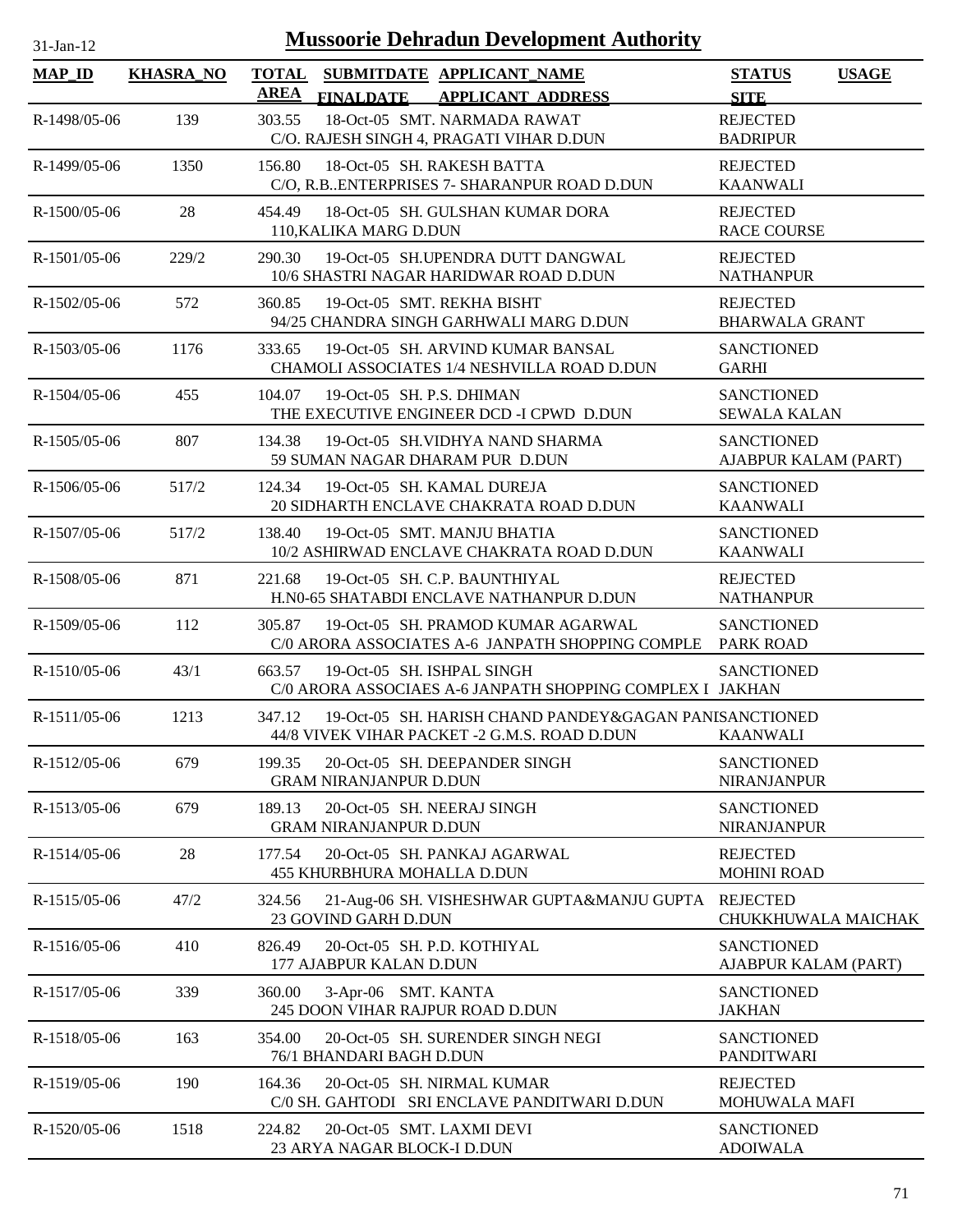# Mussoorie Dehradun Development Authority

| MAP_ID | KHASRA_NO | TOTAL AREA | SUBMITDATE FINALDATE | APPLICANT_NAME APPLICANT_ADDRESS | STATUS SITE | USAGE |
|---|---|---|---|---|---|---|
| R-1498/05-06 | 139 | 303.55 | 18-Oct-05 | SMT. NARMADA RAWAT C/O. RAJESH SINGH 4, PRAGATI VIHAR D.DUN | REJECTED BADRIPUR | |
| R-1499/05-06 | 1350 | 156.80 | 18-Oct-05 | SH. RAKESH BATTA C/O, R.B..ENTERPRISES 7- SHARANPUR ROAD D.DUN | REJECTED KAANWALI | |
| R-1500/05-06 | 28 | 454.49 | 18-Oct-05 | SH. GULSHAN KUMAR DORA 110,KALIKA MARG D.DUN | REJECTED RACE COURSE | |
| R-1501/05-06 | 229/2 | 290.30 | 19-Oct-05 | SH.UPENDRA DUTT DANGWAL 10/6 SHASTRI NAGAR HARIDWAR ROAD D.DUN | REJECTED NATHANPUR | |
| R-1502/05-06 | 572 | 360.85 | 19-Oct-05 | SMT. REKHA BISHT 94/25 CHANDRA SINGH GARHWALI MARG D.DUN | REJECTED BHARWALA GRANT | |
| R-1503/05-06 | 1176 | 333.65 | 19-Oct-05 | SH. ARVIND KUMAR BANSAL CHAMOLI ASSOCIATES 1/4 NESHVILLA ROAD D.DUN | SANCTIONED GARHI | |
| R-1504/05-06 | 455 | 104.07 | 19-Oct-05 | SH. P.S. DHIMAN THE EXECUTIVE ENGINEER DCD -I CPWD D.DUN | SANCTIONED SEWALA KALAN | |
| R-1505/05-06 | 807 | 134.38 | 19-Oct-05 | SH.VIDHYA NAND SHARMA 59 SUMAN NAGAR DHARAM PUR D.DUN | SANCTIONED AJABPUR KALAM (PART) | |
| R-1506/05-06 | 517/2 | 124.34 | 19-Oct-05 | SH. KAMAL DUREJA 20 SIDHARTH ENCLAVE CHAKRATA ROAD D.DUN | SANCTIONED KAANWALI | |
| R-1507/05-06 | 517/2 | 138.40 | 19-Oct-05 | SMT. MANJU BHATIA 10/2 ASHIRWAD ENCLAVE CHAKRATA ROAD D.DUN | SANCTIONED KAANWALI | |
| R-1508/05-06 | 871 | 221.68 | 19-Oct-05 | SH. C.P. BAUNTHIYAL H.N0-65 SHATABDI ENCLAVE NATHANPUR D.DUN | REJECTED NATHANPUR | |
| R-1509/05-06 | 112 | 305.87 | 19-Oct-05 | SH. PRAMOD KUMAR AGARWAL C/0 ARORA ASSOCIATES A-6 JANPATH SHOPPING COMPLE | SANCTIONED PARK ROAD | |
| R-1510/05-06 | 43/1 | 663.57 | 19-Oct-05 | SH. ISHPAL SINGH C/0 ARORA ASSOCIAES A-6 JANPATH SHOPPING COMPLEX I | SANCTIONED JAKHAN | |
| R-1511/05-06 | 1213 | 347.12 | 19-Oct-05 | SH. HARISH CHAND PANDEY&GAGAN PANI 44/8 VIVEK VIHAR PACKET -2 G.M.S. ROAD D.DUN | SANCTIONED KAANWALI | |
| R-1512/05-06 | 679 | 199.35 | 20-Oct-05 | SH. DEEPANDER SINGH GRAM NIRANJANPUR D.DUN | SANCTIONED NIRANJANPUR | |
| R-1513/05-06 | 679 | 189.13 | 20-Oct-05 | SH. NEERAJ SINGH GRAM NIRANJANPUR D.DUN | SANCTIONED NIRANJANPUR | |
| R-1514/05-06 | 28 | 177.54 | 20-Oct-05 | SH. PANKAJ AGARWAL 455 KHURBHURA MOHALLA D.DUN | REJECTED MOHINI ROAD | |
| R-1515/05-06 | 47/2 | 324.56 | 21-Aug-06 | SH. VISHESHWAR GUPTA&MANJU GUPTA 23 GOVIND GARH D.DUN | REJECTED CHUKKHUWALA MAICHAK | |
| R-1516/05-06 | 410 | 826.49 | 20-Oct-05 | SH. P.D. KOTHIYAL 177 AJABPUR KALAN D.DUN | SANCTIONED AJABPUR KALAM (PART) | |
| R-1517/05-06 | 339 | 360.00 | 3-Apr-06 | SMT. KANTA 245 DOON VIHAR RAJPUR ROAD D.DUN | SANCTIONED JAKHAN | |
| R-1518/05-06 | 163 | 354.00 | 20-Oct-05 | SH. SURENDER SINGH NEGI 76/1 BHANDARI BAGH D.DUN | SANCTIONED PANDITWARI | |
| R-1519/05-06 | 190 | 164.36 | 20-Oct-05 | SH. NIRMAL KUMAR C/0 SH. GAHTODI SRI ENCLAVE PANDITWARI D.DUN | REJECTED MOHUWALA MAFI | |
| R-1520/05-06 | 1518 | 224.82 | 20-Oct-05 | SMT. LAXMI DEVI 23 ARYA NAGAR BLOCK-I D.DUN | SANCTIONED ADOIWALA | |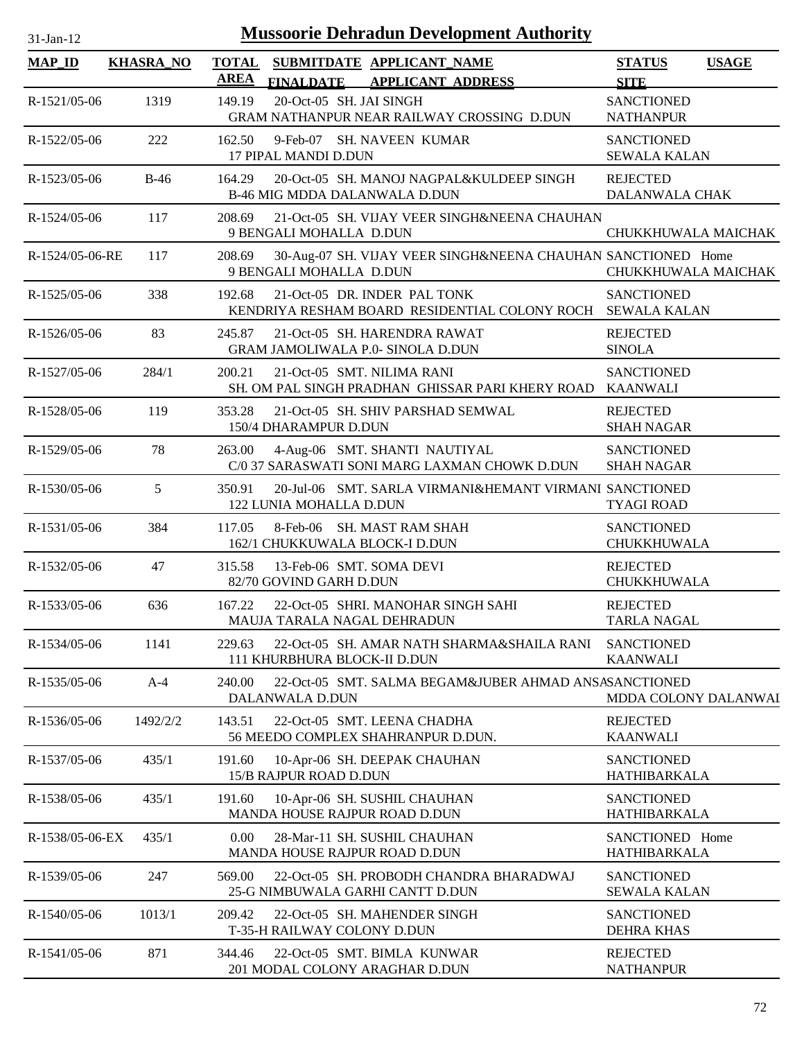# Mussoorie Dehradun Development Authority

31-Jan-12

| MAP_ID | KHASRA_NO | TOTAL AREA | SUBMITDATE / FINALDATE | APPLICANT_NAME / APPLICANT_ADDRESS | STATUS / SITE | USAGE |
|---|---|---|---|---|---|---|
| R-1521/05-06 | 1319 | 149.19 | 20-Oct-05 | SH. JAI SINGH<br>GRAM NATHANPUR NEAR RAILWAY CROSSING D.DUN | SANCTIONED<br>NATHANPUR | |
| R-1522/05-06 | 222 | 162.50 | 9-Feb-07 | SH. NAVEEN KUMAR<br>17 PIPAL MANDI D.DUN | SANCTIONED<br>SEWALA KALAN | |
| R-1523/05-06 | B-46 | 164.29 | 20-Oct-05 | SH. MANOJ NAGPAL&KULDEEP SINGH<br>B-46 MIG MDDA DALANWALA D.DUN | REJECTED<br>DALANWALA CHAK | |
| R-1524/05-06 | 117 | 208.69 | 21-Oct-05 | SH. VIJAY VEER SINGH&NEENA CHAUHAN<br>9 BENGALI MOHALLA D.DUN | CHUKKHUWALA MAICHAK | |
| R-1524/05-06-RE | 117 | 208.69 | 30-Aug-07 | SH. VIJAY VEER SINGH&NEENA CHAUHAN<br>9 BENGALI MOHALLA D.DUN | SANCTIONED<br>CHUKKHUWALA MAICHAK | Home |
| R-1525/05-06 | 338 | 192.68 | 21-Oct-05 | DR. INDER PAL TONK<br>KENDRIYA RESHAM BOARD RESIDENTIAL COLONY ROCH | SANCTIONED<br>SEWALA KALAN | |
| R-1526/05-06 | 83 | 245.87 | 21-Oct-05 | SH. HARENDRA RAWAT<br>GRAM JAMOLIWALA P.0- SINOLA D.DUN | REJECTED<br>SINOLA | |
| R-1527/05-06 | 284/1 | 200.21 | 21-Oct-05 | SMT. NILIMA RANI<br>SH. OM PAL SINGH PRADHAN GHISSAR PARI KHERY ROAD | SANCTIONED<br>KAANWALI | |
| R-1528/05-06 | 119 | 353.28 | 21-Oct-05 | SH. SHIV PARSHAD SEMWAL<br>150/4 DHARAMPUR D.DUN | REJECTED<br>SHAH NAGAR | |
| R-1529/05-06 | 78 | 263.00 | 4-Aug-06 | SMT. SHANTI NAUTIYAL<br>C/0 37 SARASWATI SONI MARG LAXMAN CHOWK D.DUN | SANCTIONED<br>SHAH NAGAR | |
| R-1530/05-06 | 5 | 350.91 | 20-Jul-06 | SMT. SARLA VIRMANI&HEMANT VIRMANI<br>122 LUNIA MOHALLA D.DUN | SANCTIONED<br>TYAGI ROAD | |
| R-1531/05-06 | 384 | 117.05 | 8-Feb-06 | SH. MAST RAM SHAH<br>162/1 CHUKKUWALA BLOCK-I D.DUN | SANCTIONED<br>CHUKKHUWALA | |
| R-1532/05-06 | 47 | 315.58 | 13-Feb-06 | SMT. SOMA DEVI<br>82/70 GOVIND GARH D.DUN | REJECTED<br>CHUKKHUWALA | |
| R-1533/05-06 | 636 | 167.22 | 22-Oct-05 | SHRI. MANOHAR SINGH SAHI<br>MAUJA TARALA NAGAL DEHRADUN | REJECTED<br>TARLA NAGAL | |
| R-1534/05-06 | 1141 | 229.63 | 22-Oct-05 | SH. AMAR NATH SHARMA&SHAILA RANI<br>111 KHURBHURA BLOCK-II D.DUN | SANCTIONED<br>KAANWALI | |
| R-1535/05-06 | A-4 | 240.00 | 22-Oct-05 | SMT. SALMA BEGAM&JUBER AHMAD ANSA<br>DALANWALA D.DUN | SANCTIONED<br>MDDA COLONY DALANWAI | |
| R-1536/05-06 | 1492/2/2 | 143.51 | 22-Oct-05 | SMT. LEENA CHADHA<br>56 MEEDO COMPLEX SHAHRANPUR D.DUN. | REJECTED<br>KAANWALI | |
| R-1537/05-06 | 435/1 | 191.60 | 10-Apr-06 | SH. DEEPAK CHAUHAN<br>15/B RAJPUR ROAD D.DUN | SANCTIONED<br>HATHIBARKALA | |
| R-1538/05-06 | 435/1 | 191.60 | 10-Apr-06 | SH. SUSHIL CHAUHAN<br>MANDA HOUSE RAJPUR ROAD D.DUN | SANCTIONED<br>HATHIBARKALA | |
| R-1538/05-06-EX | 435/1 | 0.00 | 28-Mar-11 | SH. SUSHIL CHAUHAN<br>MANDA HOUSE RAJPUR ROAD D.DUN | SANCTIONED<br>HATHIBARKALA | Home |
| R-1539/05-06 | 247 | 569.00 | 22-Oct-05 | SH. PROBODH CHANDRA BHARADWAJ<br>25-G NIMBUWALA GARHI CANTT D.DUN | SANCTIONED<br>SEWALA KALAN | |
| R-1540/05-06 | 1013/1 | 209.42 | 22-Oct-05 | SH. MAHENDER SINGH<br>T-35-H RAILWAY COLONY D.DUN | SANCTIONED<br>DEHRA KHAS | |
| R-1541/05-06 | 871 | 344.46 | 22-Oct-05 | SMT. BIMLA KUNWAR<br>201 MODAL COLONY ARAGHAR D.DUN | REJECTED<br>NATHANPUR | |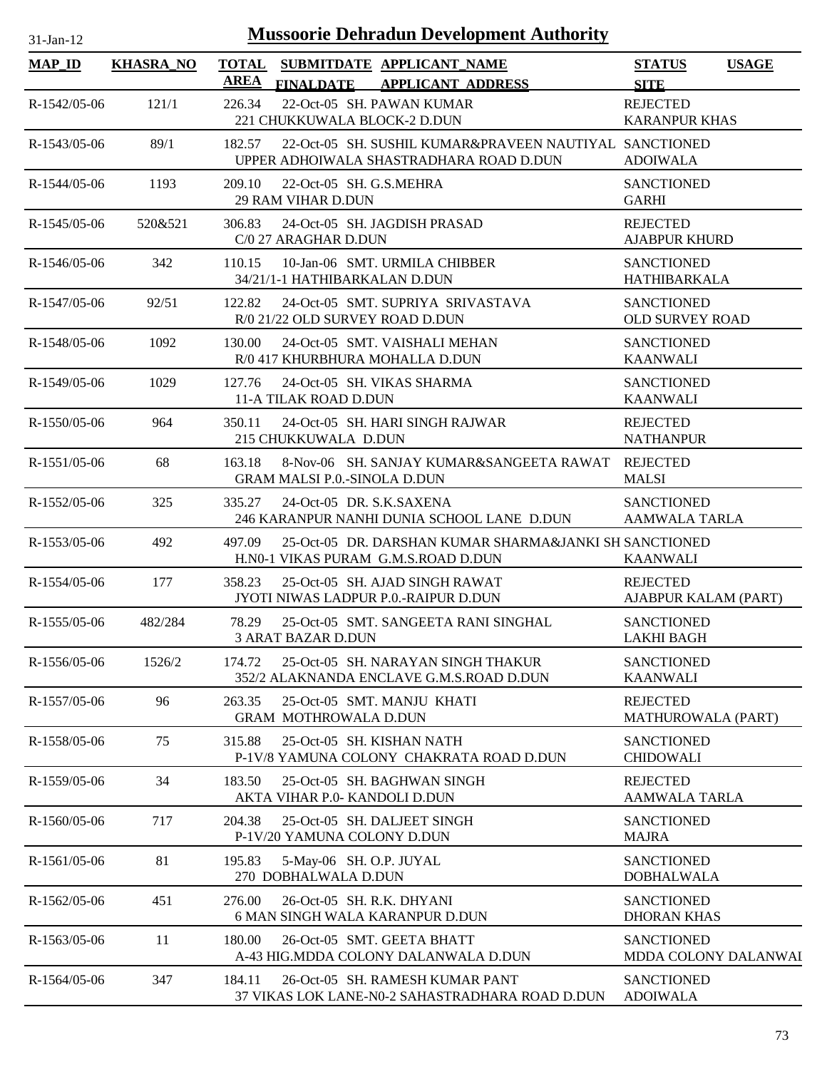# Mussoorie Dehradun Development Authority

31-Jan-12

| MAP_ID | KHASRA_NO | TOTAL AREA | SUBMITDATE FINALDATE | APPLICANT_NAME APPLICANT ADDRESS | STATUS SITE | USAGE |
|---|---|---|---|---|---|---|
| R-1542/05-06 | 121/1 | 226.34 | 22-Oct-05 | SH. PAWAN KUMAR<br>221 CHUKKUWALA BLOCK-2 D.DUN | REJECTED<br>KARANPUR KHAS | |
| R-1543/05-06 | 89/1 | 182.57 | 22-Oct-05 | SH. SUSHIL KUMAR&PRAVEEN NAUTIYAL<br>UPPER ADHOIWALA SHASTRADHARA ROAD D.DUN | SANCTIONED<br>ADOIWALA | |
| R-1544/05-06 | 1193 | 209.10 | 22-Oct-05 | SH. G.S.MEHRA<br>29 RAM VIHAR D.DUN | SANCTIONED<br>GARHI | |
| R-1545/05-06 | 520&521 | 306.83 | 24-Oct-05 | SH. JAGDISH PRASAD<br>C/0 27 ARAGHAR D.DUN | REJECTED<br>AJABPUR KHURD | |
| R-1546/05-06 | 342 | 110.15 | 10-Jan-06 | SMT. URMILA CHIBBER<br>34/21/1-1 HATHIBARKALAN D.DUN | SANCTIONED<br>HATHIBARKALA | |
| R-1547/05-06 | 92/51 | 122.82 | 24-Oct-05 | SMT. SUPRIYA SRIVASTAVA<br>R/0 21/22 OLD SURVEY ROAD D.DUN | SANCTIONED<br>OLD SURVEY ROAD | |
| R-1548/05-06 | 1092 | 130.00 | 24-Oct-05 | SMT. VAISHALI MEHAN<br>R/0 417 KHURBHURA MOHALLA D.DUN | SANCTIONED<br>KAANWALI | |
| R-1549/05-06 | 1029 | 127.76 | 24-Oct-05 | SH. VIKAS SHARMA<br>11-A TILAK ROAD D.DUN | SANCTIONED<br>KAANWALI | |
| R-1550/05-06 | 964 | 350.11 | 24-Oct-05 | SH. HARI SINGH RAJWAR<br>215 CHUKKUWALA D.DUN | REJECTED<br>NATHANPUR | |
| R-1551/05-06 | 68 | 163.18 | 8-Nov-06 | SH. SANJAY KUMAR&SANGEETA RAWAT<br>GRAM MALSI P.0.-SINOLA D.DUN | REJECTED<br>MALSI | |
| R-1552/05-06 | 325 | 335.27 | 24-Oct-05 | DR. S.K.SAXENA<br>246 KARANPUR NANHI DUNIA SCHOOL LANE D.DUN | SANCTIONED<br>AAMWALA TARLA | |
| R-1553/05-06 | 492 | 497.09 | 25-Oct-05 | DR. DARSHAN KUMAR SHARMA&JANKI SH<br>H.N0-1 VIKAS PURAM G.M.S.ROAD D.DUN | SANCTIONED<br>KAANWALI | |
| R-1554/05-06 | 177 | 358.23 | 25-Oct-05 | SH. AJAD SINGH RAWAT<br>JYOTI NIWAS LADPUR P.0.-RAIPUR D.DUN | REJECTED<br>AJABPUR KALAM (PART) | |
| R-1555/05-06 | 482/284 | 78.29 | 25-Oct-05 | SMT. SANGEETA RANI SINGHAL<br>3 ARAT BAZAR D.DUN | SANCTIONED<br>LAKHI BAGH | |
| R-1556/05-06 | 1526/2 | 174.72 | 25-Oct-05 | SH. NARAYAN SINGH THAKUR<br>352/2 ALAKNANDA ENCLAVE G.M.S.ROAD D.DUN | SANCTIONED<br>KAANWALI | |
| R-1557/05-06 | 96 | 263.35 | 25-Oct-05 | SMT. MANJU KHATI<br>GRAM MOTHROWALA D.DUN | REJECTED<br>MATHUROWALA (PART) | |
| R-1558/05-06 | 75 | 315.88 | 25-Oct-05 | SH. KISHAN NATH<br>P-1V/8 YAMUNA COLONY CHAKRATA ROAD D.DUN | SANCTIONED<br>CHIDOWALI | |
| R-1559/05-06 | 34 | 183.50 | 25-Oct-05 | SH. BAGHWAN SINGH<br>AKTA VIHAR P.0- KANDOLI D.DUN | REJECTED<br>AAMWALA TARLA | |
| R-1560/05-06 | 717 | 204.38 | 25-Oct-05 | SH. DALJEET SINGH<br>P-1V/20 YAMUNA COLONY D.DUN | SANCTIONED<br>MAJRA | |
| R-1561/05-06 | 81 | 195.83 | 5-May-06 | SH. O.P. JUYAL<br>270 DOBHALWALA D.DUN | SANCTIONED<br>DOBHALWALA | |
| R-1562/05-06 | 451 | 276.00 | 26-Oct-05 | SH. R.K. DHYANI<br>6 MAN SINGH WALA KARANPUR D.DUN | SANCTIONED<br>DHORAN KHAS | |
| R-1563/05-06 | 11 | 180.00 | 26-Oct-05 | SMT. GEETA BHATT<br>A-43 HIG.MDDA COLONY DALANWALA D.DUN | SANCTIONED<br>MDDA COLONY DALANWAI | |
| R-1564/05-06 | 347 | 184.11 | 26-Oct-05 | SH. RAMESH KUMAR PANT<br>37 VIKAS LOK LANE-N0-2 SAHASTRADHARA ROAD D.DUN | SANCTIONED<br>ADOIWALA | |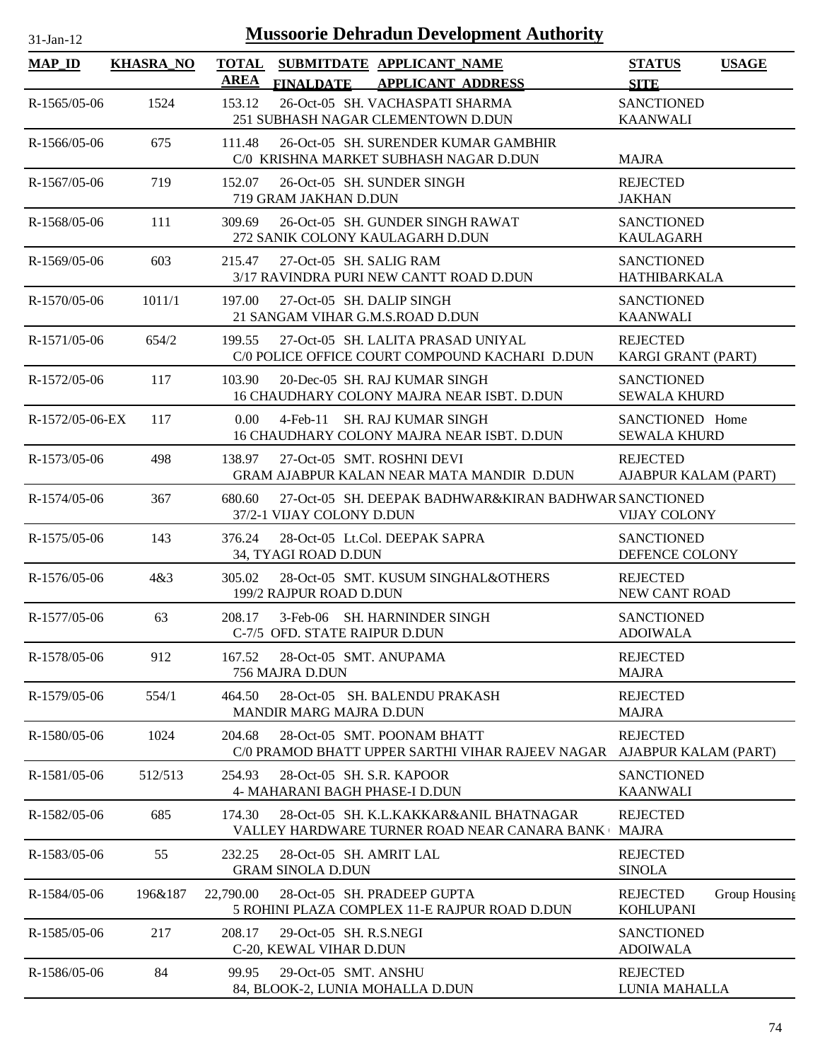# Mussoorie Dehradun Development Authority

31-Jan-12

| MAP_ID | KHASRA_NO | TOTAL AREA | SUBMITDATE FINALDATE | APPLICANT_NAME APPLICANT_ADDRESS | STATUS SITE | USAGE |
|---|---|---|---|---|---|---|
| R-1565/05-06 | 1524 | 153.12 | 26-Oct-05 | SH. VACHASPATI SHARMA<br>251 SUBHASH NAGAR CLEMENTOWN D.DUN | SANCTIONED<br>KAANWALI | |
| R-1566/05-06 | 675 | 111.48 | 26-Oct-05 | SH. SURENDER KUMAR GAMBHIR<br>C/0 KRISHNA MARKET SUBHASH NAGAR D.DUN | MAJRA | |
| R-1567/05-06 | 719 | 152.07 | 26-Oct-05 | SH. SUNDER SINGH<br>719 GRAM JAKHAN D.DUN | REJECTED<br>JAKHAN | |
| R-1568/05-06 | 111 | 309.69 | 26-Oct-05 | SH. GUNDER SINGH RAWAT<br>272 SANIK COLONY KAULAGARH D.DUN | SANCTIONED<br>KAULAGARH | |
| R-1569/05-06 | 603 | 215.47 | 27-Oct-05 | SH. SALIG RAM<br>3/17 RAVINDRA PURI NEW CANTT ROAD D.DUN | SANCTIONED<br>HATHIBARKALA | |
| R-1570/05-06 | 1011/1 | 197.00 | 27-Oct-05 | SH. DALIP SINGH<br>21 SANGAM VIHAR G.M.S.ROAD D.DUN | SANCTIONED<br>KAANWALI | |
| R-1571/05-06 | 654/2 | 199.55 | 27-Oct-05 | SH. LALITA PRASAD UNIYAL<br>C/0 POLICE OFFICE COURT COMPOUND KACHARI D.DUN | REJECTED<br>KARGI GRANT (PART) | |
| R-1572/05-06 | 117 | 103.90 | 20-Dec-05 | SH. RAJ KUMAR SINGH<br>16 CHAUDHARY COLONY MAJRA NEAR ISBT. D.DUN | SANCTIONED<br>SEWALA KHURD | |
| R-1572/05-06-EX | 117 | 0.00 | 4-Feb-11 | SH. RAJ KUMAR SINGH<br>16 CHAUDHARY COLONY MAJRA NEAR ISBT. D.DUN | SANCTIONED<br>SEWALA KHURD | Home |
| R-1573/05-06 | 498 | 138.97 | 27-Oct-05 | SMT. ROSHNI DEVI<br>GRAM AJABPUR KALAN NEAR MATA MANDIR D.DUN | REJECTED<br>AJABPUR KALAM (PART) | |
| R-1574/05-06 | 367 | 680.60 | 27-Oct-05 | SH. DEEPAK BADHWAR&KIRAN BADHWAR<br>37/2-1 VIJAY COLONY D.DUN | SANCTIONED<br>VIJAY COLONY | |
| R-1575/05-06 | 143 | 376.24 | 28-Oct-05 | Lt.Col. DEEPAK SAPRA<br>34, TYAGI ROAD D.DUN | SANCTIONED<br>DEFENCE COLONY | |
| R-1576/05-06 | 4&3 | 305.02 | 28-Oct-05 | SMT. KUSUM SINGHAL&OTHERS<br>199/2 RAJPUR ROAD D.DUN | REJECTED<br>NEW CANT ROAD | |
| R-1577/05-06 | 63 | 208.17 | 3-Feb-06 | SH. HARNINDER SINGH<br>C-7/5 OFD. STATE RAIPUR D.DUN | SANCTIONED<br>ADOIWALA | |
| R-1578/05-06 | 912 | 167.52 | 28-Oct-05 | SMT. ANUPAMA<br>756 MAJRA D.DUN | REJECTED<br>MAJRA | |
| R-1579/05-06 | 554/1 | 464.50 | 28-Oct-05 | SH. BALENDU PRAKASH<br>MANDIR MARG MAJRA D.DUN | REJECTED<br>MAJRA | |
| R-1580/05-06 | 1024 | 204.68 | 28-Oct-05 | SMT. POONAM BHATT<br>C/0 PRAMOD BHATT UPPER SARTHI VIHAR RAJEEV NAGAR | REJECTED<br>AJABPUR KALAM (PART) | |
| R-1581/05-06 | 512/513 | 254.93 | 28-Oct-05 | SH. S.R. KAPOOR<br>4- MAHARANI BAGH PHASE-I D.DUN | SANCTIONED<br>KAANWALI | |
| R-1582/05-06 | 685 | 174.30 | 28-Oct-05 | SH. K.L.KAKKAR&ANIL BHATNAGAR<br>VALLEY HARDWARE TURNER ROAD NEAR CANARA BANK | REJECTED<br>MAJRA | |
| R-1583/05-06 | 55 | 232.25 | 28-Oct-05 | SH. AMRIT LAL<br>GRAM SINOLA D.DUN | REJECTED<br>SINOLA | |
| R-1584/05-06 | 196&187 | 22,790.00 | 28-Oct-05 | SH. PRADEEP GUPTA<br>5 ROHINI PLAZA COMPLEX 11-E RAJPUR ROAD D.DUN | REJECTED<br>KOHLUPANI | Group Housing |
| R-1585/05-06 | 217 | 208.17 | 29-Oct-05 | SH. R.S.NEGI<br>C-20, KEWAL VIHAR D.DUN | SANCTIONED<br>ADOIWALA | |
| R-1586/05-06 | 84 | 99.95 | 29-Oct-05 | SMT. ANSHU<br>84, BLOOK-2, LUNIA MOHALLA D.DUN | REJECTED<br>LUNIA MAHALLA | |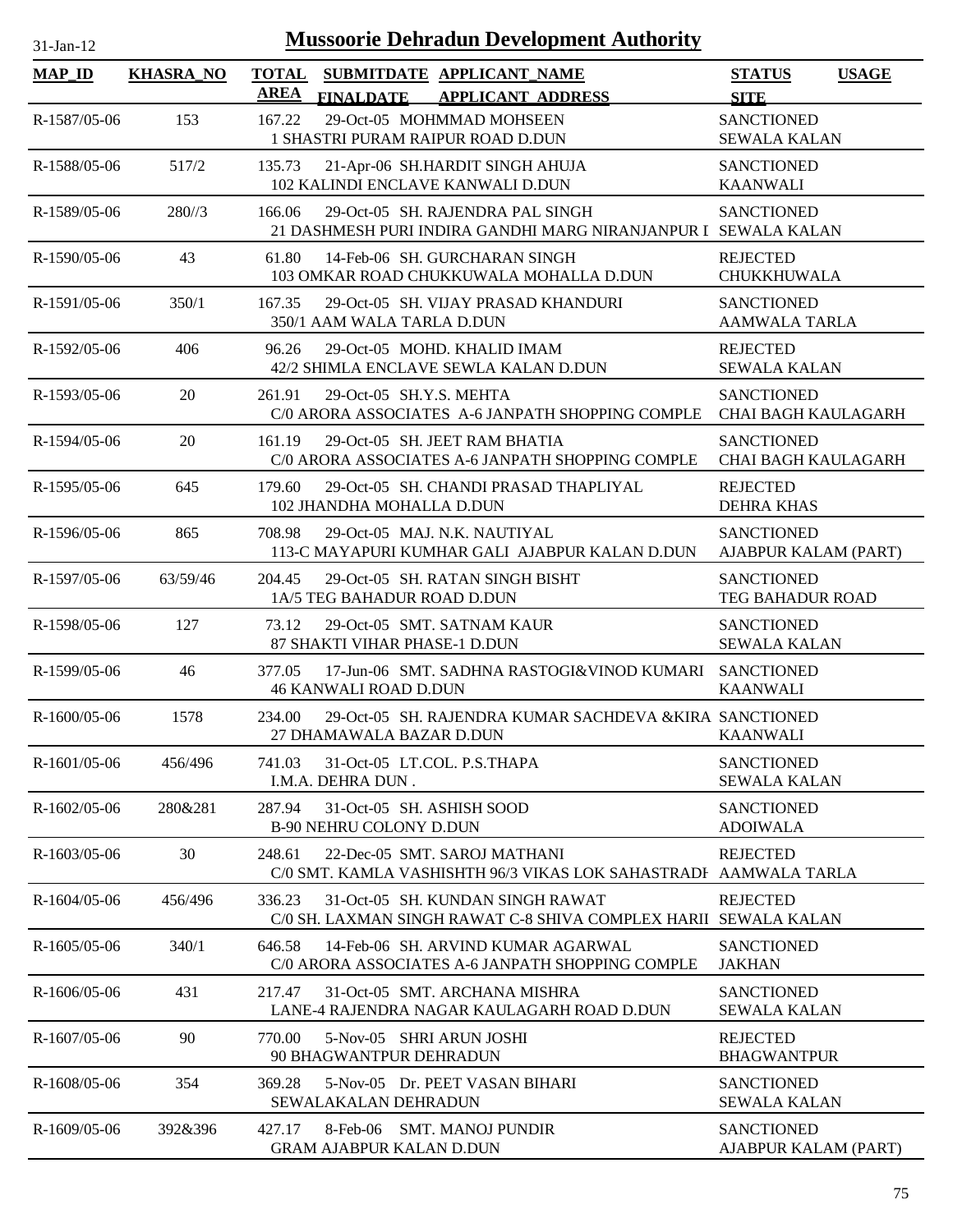31-Jan-12

# Mussoorie Dehradun Development Authority

| MAP_ID | KHASRA_NO | TOTAL AREA | SUBMITDATE FINALDATE | APPLICANT_NAME APPLICANT_ADDRESS | STATUS SITE | USAGE |
|---|---|---|---|---|---|---|
| R-1587/05-06 | 153 | 167.22 | 29-Oct-05 | MOHMMAD MOHSEEN 1 SHASTRI PURAM RAIPUR ROAD D.DUN | SANCTIONED SEWALA KALAN | |
| R-1588/05-06 | 517/2 | 135.73 | 21-Apr-06 | SH.HARDIT SINGH AHUJA 102 KALINDI ENCLAVE KANWALI D.DUN | SANCTIONED KAANWALI | |
| R-1589/05-06 | 280//3 | 166.06 | 29-Oct-05 | SH. RAJENDRA PAL SINGH 21 DASHMESH PURI INDIRA GANDHI MARG NIRANJANPUR I | SANCTIONED SEWALA KALAN | |
| R-1590/05-06 | 43 | 61.80 | 14-Feb-06 | SH. GURCHARAN SINGH 103 OMKAR ROAD CHUKKUWALA MOHALLA D.DUN | REJECTED CHUKKHUWALA | |
| R-1591/05-06 | 350/1 | 167.35 | 29-Oct-05 | SH. VIJAY PRASAD KHANDURI 350/1 AAM WALA TARLA D.DUN | SANCTIONED AAMWALA TARLA | |
| R-1592/05-06 | 406 | 96.26 | 29-Oct-05 | MOHD. KHALID IMAM 42/2 SHIMLA ENCLAVE SEWLA KALAN D.DUN | REJECTED SEWALA KALAN | |
| R-1593/05-06 | 20 | 261.91 | 29-Oct-05 | SH.Y.S. MEHTA C/0 ARORA ASSOCIATES A-6 JANPATH SHOPPING COMPLE | SANCTIONED CHAI BAGH KAULAGARH | |
| R-1594/05-06 | 20 | 161.19 | 29-Oct-05 | SH. JEET RAM BHATIA C/0 ARORA ASSOCIATES A-6 JANPATH SHOPPING COMPLE | SANCTIONED CHAI BAGH KAULAGARH | |
| R-1595/05-06 | 645 | 179.60 | 29-Oct-05 | SH. CHANDI PRASAD THAPLIYAL 102 JHANDHA MOHALLA D.DUN | REJECTED DEHRA KHAS | |
| R-1596/05-06 | 865 | 708.98 | 29-Oct-05 | MAJ. N.K. NAUTIYAL 113-C MAYAPURI KUMHAR GALI AJABPUR KALAN D.DUN | SANCTIONED AJABPUR KALAM (PART) | |
| R-1597/05-06 | 63/59/46 | 204.45 | 29-Oct-05 | SH. RATAN SINGH BISHT 1A/5 TEG BAHADUR ROAD D.DUN | SANCTIONED TEG BAHADUR ROAD | |
| R-1598/05-06 | 127 | 73.12 | 29-Oct-05 | SMT. SATNAM KAUR 87 SHAKTI VIHAR PHASE-1 D.DUN | SANCTIONED SEWALA KALAN | |
| R-1599/05-06 | 46 | 377.05 | 17-Jun-06 | SMT. SADHNA RASTOGI&VINOD KUMARI 46 KANWALI ROAD D.DUN | SANCTIONED KAANWALI | |
| R-1600/05-06 | 1578 | 234.00 | 29-Oct-05 | SH. RAJENDRA KUMAR SACHDEVA &KIRA 27 DHAMAWALA BAZAR D.DUN | SANCTIONED KAANWALI | |
| R-1601/05-06 | 456/496 | 741.03 | 31-Oct-05 | LT.COL. P.S.THAPA I.M.A. DEHRA DUN . | SANCTIONED SEWALA KALAN | |
| R-1602/05-06 | 280&281 | 287.94 | 31-Oct-05 | SH. ASHISH SOOD B-90 NEHRU COLONY D.DUN | SANCTIONED ADOIWALA | |
| R-1603/05-06 | 30 | 248.61 | 22-Dec-05 | SMT. SAROJ MATHANI C/0 SMT. KAMLA VASHISHTH 96/3 VIKAS LOK SAHASTRADH | REJECTED AAMWALA TARLA | |
| R-1604/05-06 | 456/496 | 336.23 | 31-Oct-05 | SH. KUNDAN SINGH RAWAT C/0 SH. LAXMAN SINGH RAWAT C-8 SHIVA COMPLEX HARII | REJECTED SEWALA KALAN | |
| R-1605/05-06 | 340/1 | 646.58 | 14-Feb-06 | SH. ARVIND KUMAR AGARWAL C/0 ARORA ASSOCIATES A-6 JANPATH SHOPPING COMPLE | SANCTIONED JAKHAN | |
| R-1606/05-06 | 431 | 217.47 | 31-Oct-05 | SMT. ARCHANA MISHRA LANE-4 RAJENDRA NAGAR KAULAGARH ROAD D.DUN | SANCTIONED SEWALA KALAN | |
| R-1607/05-06 | 90 | 770.00 | 5-Nov-05 | SHRI ARUN JOSHI 90 BHAGWANTPUR DEHRADUN | REJECTED BHAGWANTPUR | |
| R-1608/05-06 | 354 | 369.28 | 5-Nov-05 | Dr. PEET VASAN BIHARI SEWALAKALAN DEHRADUN | SANCTIONED SEWALA KALAN | |
| R-1609/05-06 | 392&396 | 427.17 | 8-Feb-06 | SMT. MANOJ PUNDIR GRAM AJABPUR KALAN D.DUN | SANCTIONED AJABPUR KALAM (PART) | |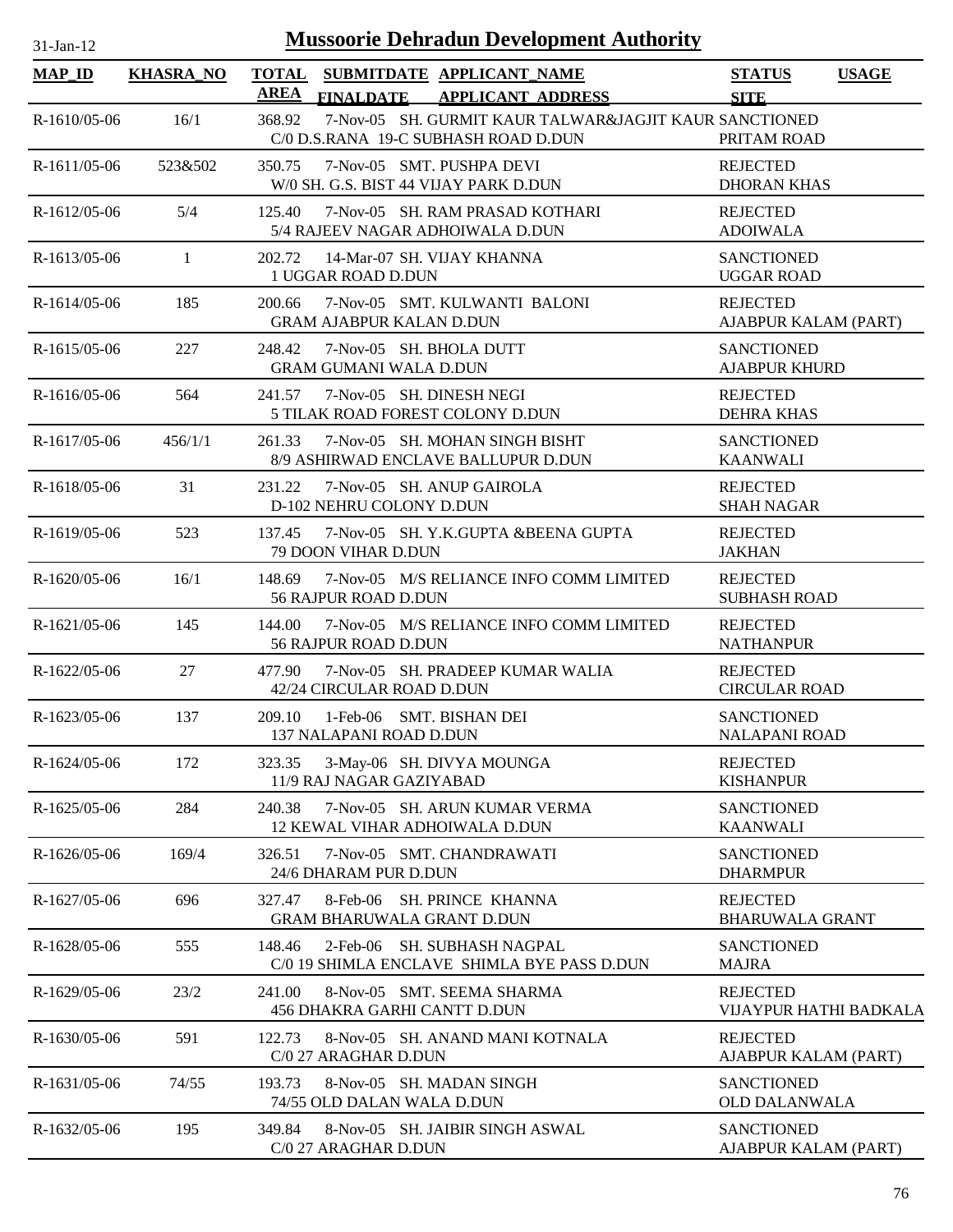# Mussoorie Dehradun Development Authority

31-Jan-12

| MAP_ID | KHASRA_NO | TOTAL AREA | SUBMITDATE FINALDATE | APPLICANT_NAME APPLICANT_ADDRESS | STATUS SITE | USAGE |
|---|---|---|---|---|---|---|
| R-1610/05-06 | 16/1 | 368.92 | 7-Nov-05 | SH. GURMIT KAUR TALWAR&JAGJIT KAUR C/0 D.S.RANA 19-C SUBHASH ROAD D.DUN | SANCTIONED PRITAM ROAD | |
| R-1611/05-06 | 523&502 | 350.75 | 7-Nov-05 | SMT. PUSHPA DEVI W/0 SH. G.S. BIST 44 VIJAY PARK D.DUN | REJECTED DHORAN KHAS | |
| R-1612/05-06 | 5/4 | 125.40 | 7-Nov-05 | SH. RAM PRASAD KOTHARI 5/4 RAJEEV NAGAR ADHOIWALA D.DUN | REJECTED ADOIWALA | |
| R-1613/05-06 | 1 | 202.72 | 14-Mar-07 | SH. VIJAY KHANNA 1 UGGAR ROAD D.DUN | SANCTIONED UGGAR ROAD | |
| R-1614/05-06 | 185 | 200.66 | 7-Nov-05 | SMT. KULWANTI BALONI GRAM AJABPUR KALAN D.DUN | REJECTED AJABPUR KALAM (PART) | |
| R-1615/05-06 | 227 | 248.42 | 7-Nov-05 | SH. BHOLA DUTT GRAM GUMANI WALA D.DUN | SANCTIONED AJABPUR KHURD | |
| R-1616/05-06 | 564 | 241.57 | 7-Nov-05 | SH. DINESH NEGI 5 TILAK ROAD FOREST COLONY D.DUN | REJECTED DEHRA KHAS | |
| R-1617/05-06 | 456/1/1 | 261.33 | 7-Nov-05 | SH. MOHAN SINGH BISHT 8/9 ASHIRWAD ENCLAVE BALLUPUR D.DUN | SANCTIONED KAANWALI | |
| R-1618/05-06 | 31 | 231.22 | 7-Nov-05 | SH. ANUP GAIROLA D-102 NEHRU COLONY D.DUN | REJECTED SHAH NAGAR | |
| R-1619/05-06 | 523 | 137.45 | 7-Nov-05 | SH. Y.K.GUPTA &BEENA GUPTA 79 DOON VIHAR D.DUN | REJECTED JAKHAN | |
| R-1620/05-06 | 16/1 | 148.69 | 7-Nov-05 | M/S RELIANCE INFO COMM LIMITED 56 RAJPUR ROAD D.DUN | REJECTED SUBHASH ROAD | |
| R-1621/05-06 | 145 | 144.00 | 7-Nov-05 | M/S RELIANCE INFO COMM LIMITED 56 RAJPUR ROAD D.DUN | REJECTED NATHANPUR | |
| R-1622/05-06 | 27 | 477.90 | 7-Nov-05 | SH. PRADEEP KUMAR WALIA 42/24 CIRCULAR ROAD D.DUN | REJECTED CIRCULAR ROAD | |
| R-1623/05-06 | 137 | 209.10 | 1-Feb-06 | SMT. BISHAN DEI 137 NALAPANI ROAD D.DUN | SANCTIONED NALAPANI ROAD | |
| R-1624/05-06 | 172 | 323.35 | 3-May-06 | SH. DIVYA MOUNGA 11/9 RAJ NAGAR GAZIYABAD | REJECTED KISHANPUR | |
| R-1625/05-06 | 284 | 240.38 | 7-Nov-05 | SH. ARUN KUMAR VERMA 12 KEWAL VIHAR ADHOIWALA D.DUN | SANCTIONED KAANWALI | |
| R-1626/05-06 | 169/4 | 326.51 | 7-Nov-05 | SMT. CHANDRAWATI 24/6 DHARAM PUR D.DUN | SANCTIONED DHARMPUR | |
| R-1627/05-06 | 696 | 327.47 | 8-Feb-06 | SH. PRINCE KHANNA GRAM BHARUWALA GRANT D.DUN | REJECTED BHARUWALA GRANT | |
| R-1628/05-06 | 555 | 148.46 | 2-Feb-06 | SH. SUBHASH NAGPAL C/0 19 SHIMLA ENCLAVE SHIMLA BYE PASS D.DUN | SANCTIONED MAJRA | |
| R-1629/05-06 | 23/2 | 241.00 | 8-Nov-05 | SMT. SEEMA SHARMA 456 DHAKRA GARHI CANTT D.DUN | REJECTED VIJAYPUR HATHI BADKALA | |
| R-1630/05-06 | 591 | 122.73 | 8-Nov-05 | SH. ANAND MANI KOTNALA C/0 27 ARAGHAR D.DUN | REJECTED AJABPUR KALAM (PART) | |
| R-1631/05-06 | 74/55 | 193.73 | 8-Nov-05 | SH. MADAN SINGH 74/55 OLD DALAN WALA D.DUN | SANCTIONED OLD DALANWALA | |
| R-1632/05-06 | 195 | 349.84 | 8-Nov-05 | SH. JAIBIR SINGH ASWAL C/0 27 ARAGHAR D.DUN | SANCTIONED AJABPUR KALAM (PART) | |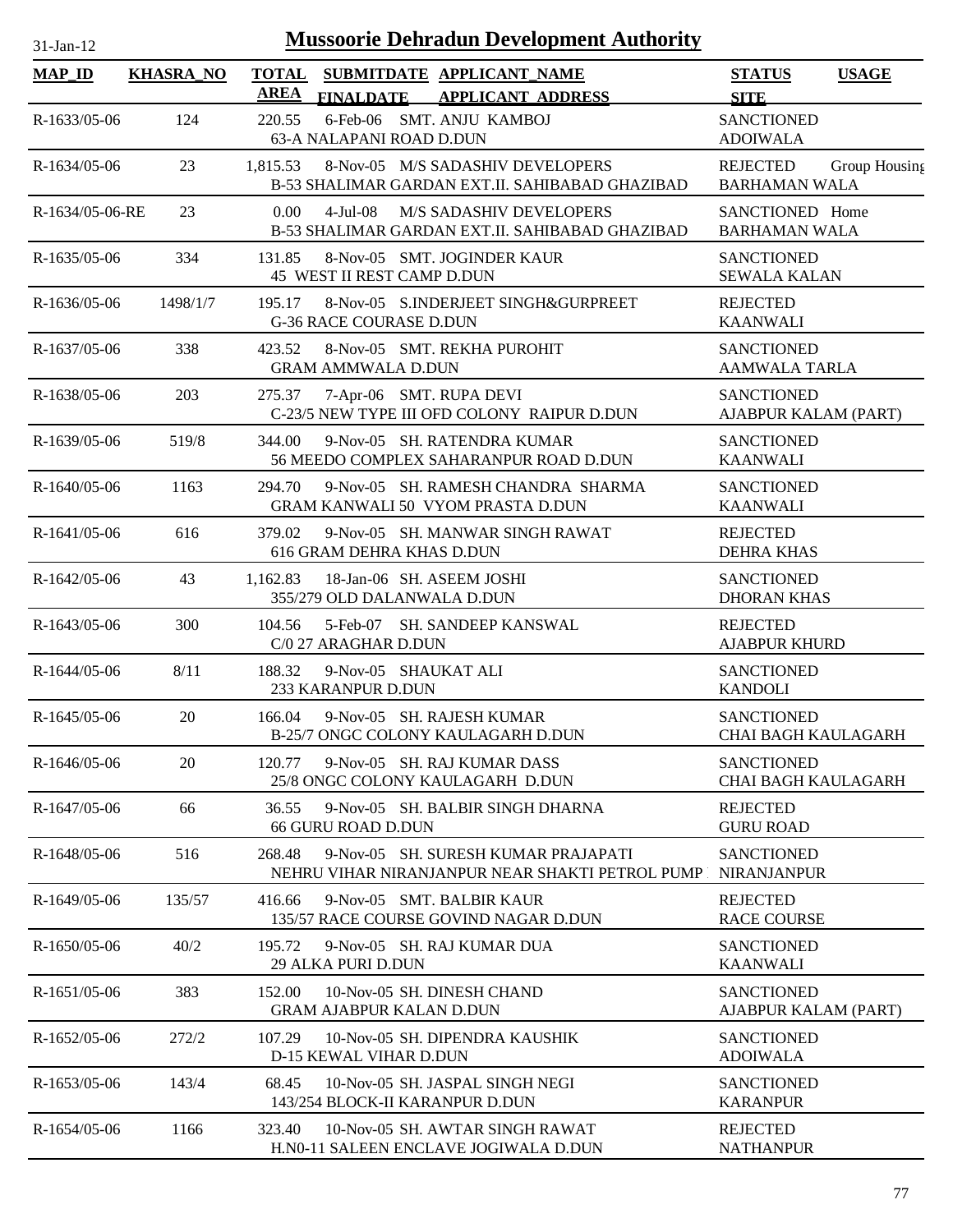31-Jan-12

# Mussoorie Dehradun Development Authority

| MAP_ID | KHASRA_NO | TOTAL AREA | SUBMITDATE FINALDATE | APPLICANT_NAME APPLICANT_ADDRESS | STATUS SITE | USAGE |
|---|---|---|---|---|---|---|
| R-1633/05-06 | 124 | 220.55 | 6-Feb-06 | SMT. ANJU KAMBOJ<br>63-A NALAPANI ROAD D.DUN | SANCTIONED<br>ADOIWALA | |
| R-1634/05-06 | 23 | 1,815.53 | 8-Nov-05 | M/S SADASHIV DEVELOPERS<br>B-53 SHALIMAR GARDAN EXT.II. SAHIBABAD GHAZIBAD | REJECTED<br>BARHAMAN WALA | Group Housing |
| R-1634/05-06-RE | 23 | 0.00 | 4-Jul-08 | M/S SADASHIV DEVELOPERS<br>B-53 SHALIMAR GARDAN EXT.II. SAHIBABAD GHAZIBAD | SANCTIONED<br>BARHAMAN WALA | Home |
| R-1635/05-06 | 334 | 131.85 | 8-Nov-05 | SMT. JOGINDER KAUR<br>45 WEST II REST CAMP D.DUN | SANCTIONED<br>SEWALA KALAN | |
| R-1636/05-06 | 1498/1/7 | 195.17 | 8-Nov-05 | S.INDERJEET SINGH&GURPREET<br>G-36 RACE COURASE D.DUN | REJECTED<br>KAANWALI | |
| R-1637/05-06 | 338 | 423.52 | 8-Nov-05 | SMT. REKHA PUROHIT<br>GRAM AMMWALA D.DUN | SANCTIONED<br>AAMWALA TARLA | |
| R-1638/05-06 | 203 | 275.37 | 7-Apr-06 | SMT. RUPA DEVI<br>C-23/5 NEW TYPE III OFD COLONY RAIPUR D.DUN | SANCTIONED<br>AJABPUR KALAM (PART) | |
| R-1639/05-06 | 519/8 | 344.00 | 9-Nov-05 | SH. RATENDRA KUMAR<br>56 MEEDO COMPLEX SAHARANPUR ROAD D.DUN | SANCTIONED<br>KAANWALI | |
| R-1640/05-06 | 1163 | 294.70 | 9-Nov-05 | SH. RAMESH CHANDRA SHARMA<br>GRAM KANWALI 50 VYOM PRASTA D.DUN | SANCTIONED<br>KAANWALI | |
| R-1641/05-06 | 616 | 379.02 | 9-Nov-05 | SH. MANWAR SINGH RAWAT<br>616 GRAM DEHRA KHAS D.DUN | REJECTED<br>DEHRA KHAS | |
| R-1642/05-06 | 43 | 1,162.83 | 18-Jan-06 | SH. ASEEM JOSHI<br>355/279 OLD DALANWALA D.DUN | SANCTIONED<br>DHORAN KHAS | |
| R-1643/05-06 | 300 | 104.56 | 5-Feb-07 | SH. SANDEEP KANSWAL<br>C/0 27 ARAGHAR D.DUN | REJECTED<br>AJABPUR KHURD | |
| R-1644/05-06 | 8/11 | 188.32 | 9-Nov-05 | SHAUKAT ALI<br>233 KARANPUR D.DUN | SANCTIONED<br>KANDOLI | |
| R-1645/05-06 | 20 | 166.04 | 9-Nov-05 | SH. RAJESH KUMAR<br>B-25/7 ONGC COLONY KAULAGARH D.DUN | SANCTIONED<br>CHAI BAGH KAULAGARH | |
| R-1646/05-06 | 20 | 120.77 | 9-Nov-05 | SH. RAJ KUMAR DASS<br>25/8 ONGC COLONY KAULAGARH D.DUN | SANCTIONED<br>CHAI BAGH KAULAGARH | |
| R-1647/05-06 | 66 | 36.55 | 9-Nov-05 | SH. BALBIR SINGH DHARNA<br>66 GURU ROAD D.DUN | REJECTED<br>GURU ROAD | |
| R-1648/05-06 | 516 | 268.48 | 9-Nov-05 | SH. SURESH KUMAR PRAJAPATI<br>NEHRU VIHAR NIRANJANPUR NEAR SHAKTI PETROL PUMP | SANCTIONED<br>NIRANJANPUR | |
| R-1649/05-06 | 135/57 | 416.66 | 9-Nov-05 | SMT. BALBIR KAUR<br>135/57 RACE COURSE GOVIND NAGAR D.DUN | REJECTED<br>RACE COURSE | |
| R-1650/05-06 | 40/2 | 195.72 | 9-Nov-05 | SH. RAJ KUMAR DUA<br>29 ALKA PURI D.DUN | SANCTIONED<br>KAANWALI | |
| R-1651/05-06 | 383 | 152.00 | 10-Nov-05 | SH. DINESH CHAND<br>GRAM AJABPUR KALAN D.DUN | SANCTIONED<br>AJABPUR KALAM (PART) | |
| R-1652/05-06 | 272/2 | 107.29 | 10-Nov-05 | SH. DIPENDRA KAUSHIK<br>D-15 KEWAL VIHAR D.DUN | SANCTIONED<br>ADOIWALA | |
| R-1653/05-06 | 143/4 | 68.45 | 10-Nov-05 | SH. JASPAL SINGH NEGI<br>143/254 BLOCK-II KARANPUR D.DUN | SANCTIONED<br>KARANPUR | |
| R-1654/05-06 | 1166 | 323.40 | 10-Nov-05 | SH. AWTAR SINGH RAWAT<br>H.N0-11 SALEEN ENCLAVE JOGIWALA D.DUN | REJECTED<br>NATHANPUR | |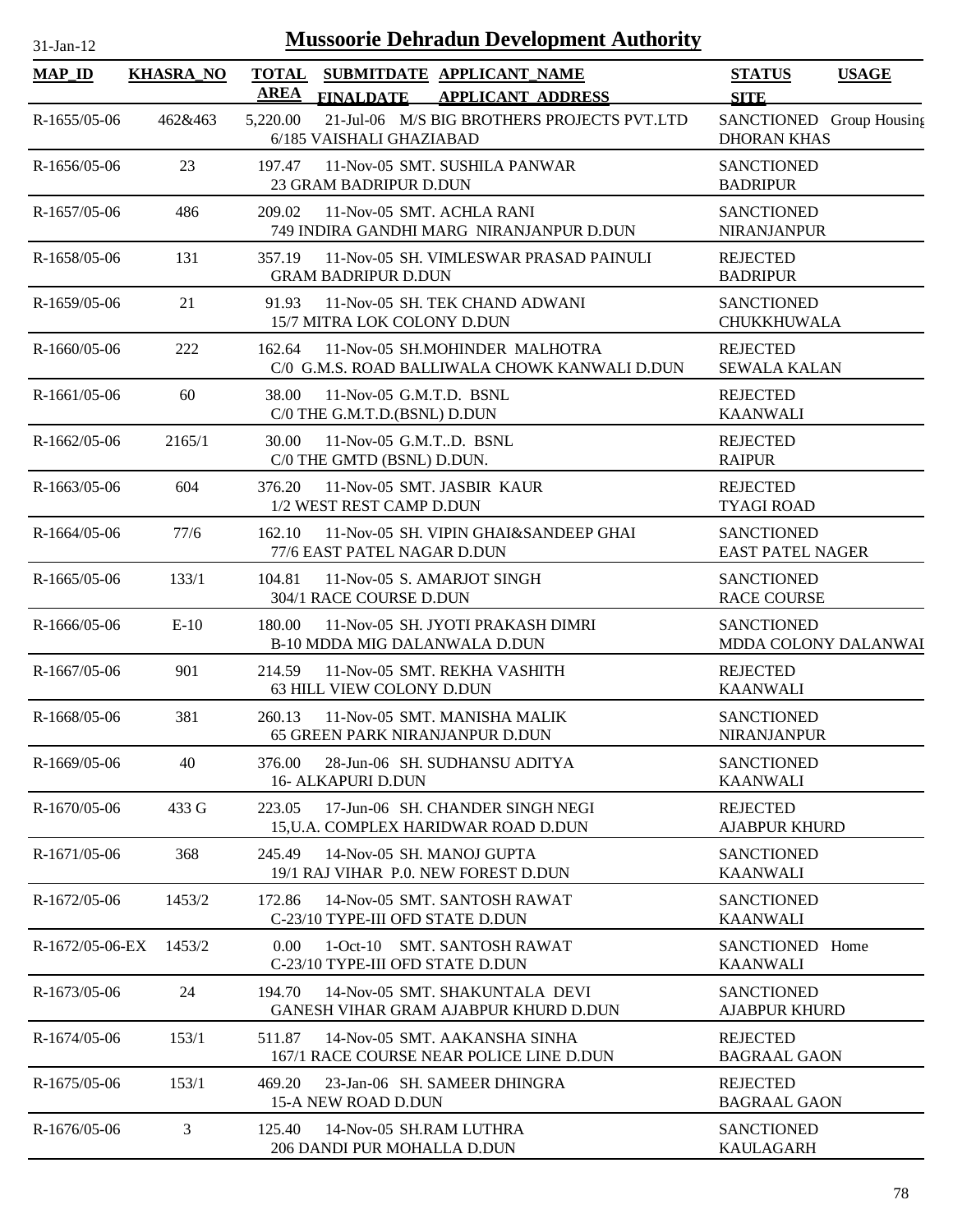# Mussoorie Dehradun Development Authority

31-Jan-12

| MAP_ID | KHASRA_NO | TOTAL AREA | SUBMITDATE FINALDATE | APPLICANT_NAME APPLICANT_ADDRESS | STATUS SITE | USAGE |
|---|---|---|---|---|---|---|
| R-1655/05-06 | 462&463 | 5,220.00 | 21-Jul-06 | M/S BIG BROTHERS PROJECTS PVT.LTD 6/185 VAISHALI GHAZIABAD | SANCTIONED DHORAN KHAS | Group Housing |
| R-1656/05-06 | 23 | 197.47 | 11-Nov-05 | SMT. SUSHILA PANWAR 23 GRAM BADRIPUR D.DUN | SANCTIONED BADRIPUR | |
| R-1657/05-06 | 486 | 209.02 | 11-Nov-05 | SMT. ACHLA RANI 749 INDIRA GANDHI MARG NIRANJANPUR D.DUN | SANCTIONED NIRANJANPUR | |
| R-1658/05-06 | 131 | 357.19 | 11-Nov-05 | SH. VIMLESWAR PRASAD PAINULI GRAM BADRIPUR D.DUN | REJECTED BADRIPUR | |
| R-1659/05-06 | 21 | 91.93 | 11-Nov-05 | SH. TEK CHAND ADWANI 15/7 MITRA LOK COLONY D.DUN | SANCTIONED CHUKKHUWALA | |
| R-1660/05-06 | 222 | 162.64 | 11-Nov-05 | SH.MOHINDER MALHOTRA C/0 G.M.S. ROAD BALLIWALA CHOWK KANWALI D.DUN | REJECTED SEWALA KALAN | |
| R-1661/05-06 | 60 | 38.00 | 11-Nov-05 | G.M.T.D. BSNL C/0 THE G.M.T.D.(BSNL) D.DUN | REJECTED KAANWALI | |
| R-1662/05-06 | 2165/1 | 30.00 | 11-Nov-05 | G.M.T..D. BSNL C/0 THE GMTD (BSNL) D.DUN. | REJECTED RAIPUR | |
| R-1663/05-06 | 604 | 376.20 | 11-Nov-05 | SMT. JASBIR KAUR 1/2 WEST REST CAMP D.DUN | REJECTED TYAGI ROAD | |
| R-1664/05-06 | 77/6 | 162.10 | 11-Nov-05 | SH. VIPIN GHAI&SANDEEP GHAI 77/6 EAST PATEL NAGAR D.DUN | SANCTIONED EAST PATEL NAGER | |
| R-1665/05-06 | 133/1 | 104.81 | 11-Nov-05 | S. AMARJOT SINGH 304/1 RACE COURSE D.DUN | SANCTIONED RACE COURSE | |
| R-1666/05-06 | E-10 | 180.00 | 11-Nov-05 | SH. JYOTI PRAKASH DIMRI B-10 MDDA MIG DALANWALA D.DUN | SANCTIONED MDDA COLONY DALANWAI | |
| R-1667/05-06 | 901 | 214.59 | 11-Nov-05 | SMT. REKHA VASHITH 63 HILL VIEW COLONY D.DUN | REJECTED KAANWALI | |
| R-1668/05-06 | 381 | 260.13 | 11-Nov-05 | SMT. MANISHA MALIK 65 GREEN PARK NIRANJANPUR D.DUN | SANCTIONED NIRANJANPUR | |
| R-1669/05-06 | 40 | 376.00 | 28-Jun-06 | SH. SUDHANSU ADITYA 16- ALKAPURI D.DUN | SANCTIONED KAANWALI | |
| R-1670/05-06 | 433 G | 223.05 | 17-Jun-06 | SH. CHANDER SINGH NEGI 15,U.A. COMPLEX HARIDWAR ROAD D.DUN | REJECTED AJABPUR KHURD | |
| R-1671/05-06 | 368 | 245.49 | 14-Nov-05 | SH. MANOJ GUPTA 19/1 RAJ VIHAR P.0. NEW FOREST D.DUN | SANCTIONED KAANWALI | |
| R-1672/05-06 | 1453/2 | 172.86 | 14-Nov-05 | SMT. SANTOSH RAWAT C-23/10 TYPE-III OFD STATE D.DUN | SANCTIONED KAANWALI | |
| R-1672/05-06-EX | 1453/2 | 0.00 | 1-Oct-10 | SMT. SANTOSH RAWAT C-23/10 TYPE-III OFD STATE D.DUN | SANCTIONED KAANWALI | Home |
| R-1673/05-06 | 24 | 194.70 | 14-Nov-05 | SMT. SHAKUNTALA DEVI GANESH VIHAR GRAM AJABPUR KHURD D.DUN | SANCTIONED AJABPUR KHURD | |
| R-1674/05-06 | 153/1 | 511.87 | 14-Nov-05 | SMT. AAKANSHA SINHA 167/1 RACE COURSE NEAR POLICE LINE D.DUN | REJECTED BAGRAAL GAON | |
| R-1675/05-06 | 153/1 | 469.20 | 23-Jan-06 | SH. SAMEER DHINGRA 15-A NEW ROAD D.DUN | REJECTED BAGRAAL GAON | |
| R-1676/05-06 | 3 | 125.40 | 14-Nov-05 | SH.RAM LUTHRA 206 DANDI PUR MOHALLA D.DUN | SANCTIONED KAULAGARH | |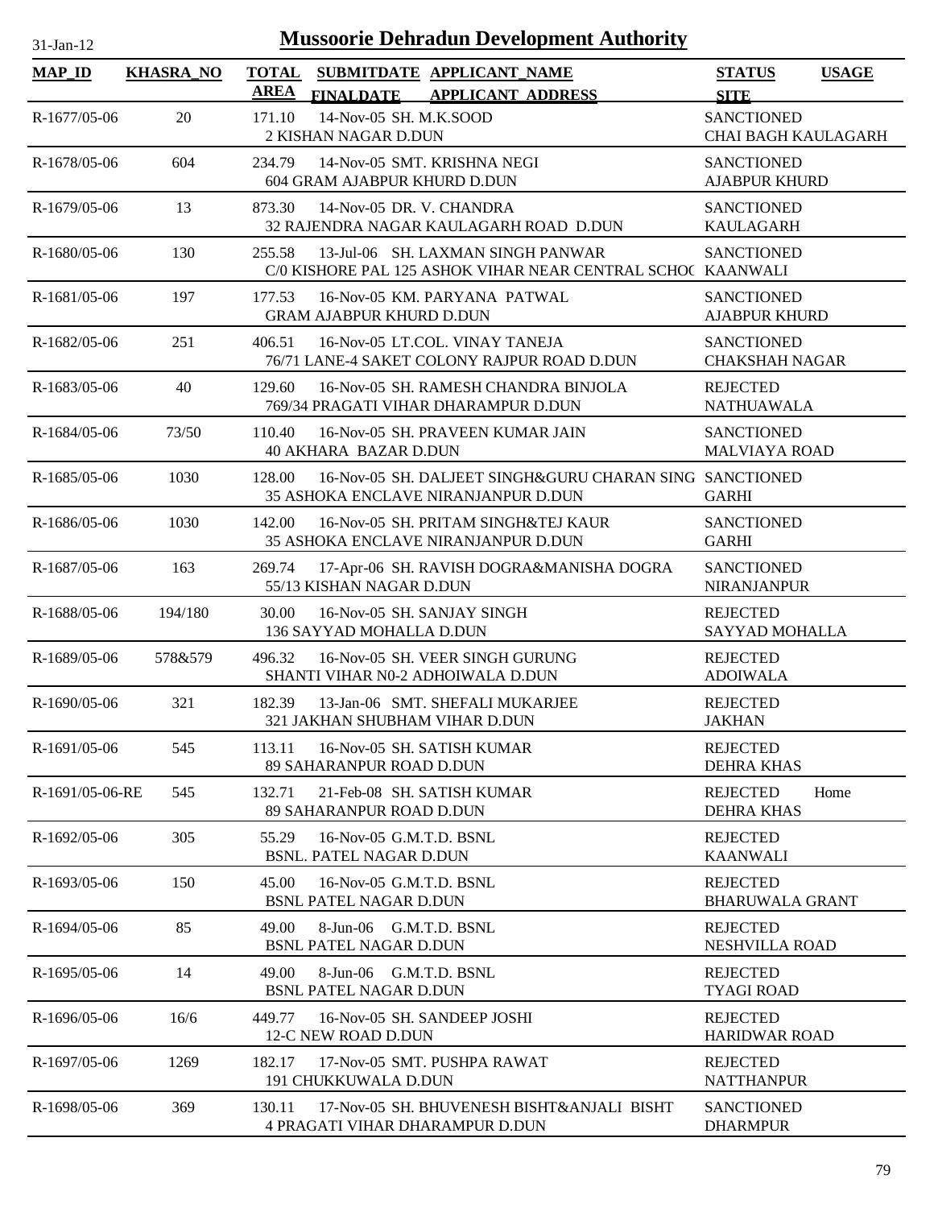# Mussoorie Dehradun Development Authority

31-Jan-12

| MAP_ID | KHASRA_NO | TOTAL AREA | SUBMITDATE FINALDATE | APPLICANT_NAME APPLICANT ADDRESS | STATUS SITE | USAGE |
|---|---|---|---|---|---|---|
| R-1677/05-06 | 20 | 171.10 | 14-Nov-05 | SH. M.K.SOOD 2 KISHAN NAGAR D.DUN | SANCTIONED CHAI BAGH KAULAGARH | |
| R-1678/05-06 | 604 | 234.79 | 14-Nov-05 | SMT. KRISHNA NEGI 604 GRAM AJABPUR KHURD D.DUN | SANCTIONED AJABPUR KHURD | |
| R-1679/05-06 | 13 | 873.30 | 14-Nov-05 | DR. V. CHANDRA 32 RAJENDRA NAGAR KAULAGARH ROAD D.DUN | SANCTIONED KAULAGARH | |
| R-1680/05-06 | 130 | 255.58 | 13-Jul-06 | SH. LAXMAN SINGH PANWAR C/0 KISHORE PAL 125 ASHOK VIHAR NEAR CENTRAL SCHOC | SANCTIONED KAANWALI | |
| R-1681/05-06 | 197 | 177.53 | 16-Nov-05 | KM. PARYANA PATWAL GRAM AJABPUR KHURD D.DUN | SANCTIONED AJABPUR KHURD | |
| R-1682/05-06 | 251 | 406.51 | 16-Nov-05 | LT.COL. VINAY TANEJA 76/71 LANE-4 SAKET COLONY RAJPUR ROAD D.DUN | SANCTIONED CHAKSHAH NAGAR | |
| R-1683/05-06 | 40 | 129.60 | 16-Nov-05 | SH. RAMESH CHANDRA BINJOLA 769/34 PRAGATI VIHAR DHARAMPUR D.DUN | REJECTED NATHUAWALA | |
| R-1684/05-06 | 73/50 | 110.40 | 16-Nov-05 | SH. PRAVEEN KUMAR JAIN 40 AKHARA BAZAR D.DUN | SANCTIONED MALVIAYA ROAD | |
| R-1685/05-06 | 1030 | 128.00 | 16-Nov-05 | SH. DALJEET SINGH&GURU CHARAN SING 35 ASHOKA ENCLAVE NIRANJANPUR D.DUN | SANCTIONED GARHI | |
| R-1686/05-06 | 1030 | 142.00 | 16-Nov-05 | SH. PRITAM SINGH&TEJ KAUR 35 ASHOKA ENCLAVE NIRANJANPUR D.DUN | SANCTIONED GARHI | |
| R-1687/05-06 | 163 | 269.74 | 17-Apr-06 | SH. RAVISH DOGRA&MANISHA DOGRA 55/13 KISHAN NAGAR D.DUN | SANCTIONED NIRANJANPUR | |
| R-1688/05-06 | 194/180 | 30.00 | 16-Nov-05 | SH. SANJAY SINGH 136 SAYYAD MOHALLA D.DUN | REJECTED SAYYAD MOHALLA | |
| R-1689/05-06 | 578&579 | 496.32 | 16-Nov-05 | SH. VEER SINGH GURUNG SHANTI VIHAR N0-2 ADHOIWALA D.DUN | REJECTED ADOIWALA | |
| R-1690/05-06 | 321 | 182.39 | 13-Jan-06 | SMT. SHEFALI MUKARJEE 321 JAKHAN SHUBHAM VIHAR D.DUN | REJECTED JAKHAN | |
| R-1691/05-06 | 545 | 113.11 | 16-Nov-05 | SH. SATISH KUMAR 89 SAHARANPUR ROAD D.DUN | REJECTED DEHRA KHAS | |
| R-1691/05-06-RE | 545 | 132.71 | 21-Feb-08 | SH. SATISH KUMAR 89 SAHARANPUR ROAD D.DUN | REJECTED DEHRA KHAS | Home |
| R-1692/05-06 | 305 | 55.29 | 16-Nov-05 | G.M.T.D. BSNL BSNL. PATEL NAGAR D.DUN | REJECTED KAANWALI | |
| R-1693/05-06 | 150 | 45.00 | 16-Nov-05 | G.M.T.D. BSNL BSNL PATEL NAGAR D.DUN | REJECTED BHARUWALA GRANT | |
| R-1694/05-06 | 85 | 49.00 | 8-Jun-06 | G.M.T.D. BSNL BSNL PATEL NAGAR D.DUN | REJECTED NESHVILLA ROAD | |
| R-1695/05-06 | 14 | 49.00 | 8-Jun-06 | G.M.T.D. BSNL BSNL PATEL NAGAR D.DUN | REJECTED TYAGI ROAD | |
| R-1696/05-06 | 16/6 | 449.77 | 16-Nov-05 | SH. SANDEEP JOSHI 12-C NEW ROAD D.DUN | REJECTED HARIDWAR ROAD | |
| R-1697/05-06 | 1269 | 182.17 | 17-Nov-05 | SMT. PUSHPA RAWAT 191 CHUKKUWALA D.DUN | REJECTED NATTHANPUR | |
| R-1698/05-06 | 369 | 130.11 | 17-Nov-05 | SH. BHUVENESH BISHT&ANJALI BISHT 4 PRAGATI VIHAR DHARAMPUR D.DUN | SANCTIONED DHARMPUR | |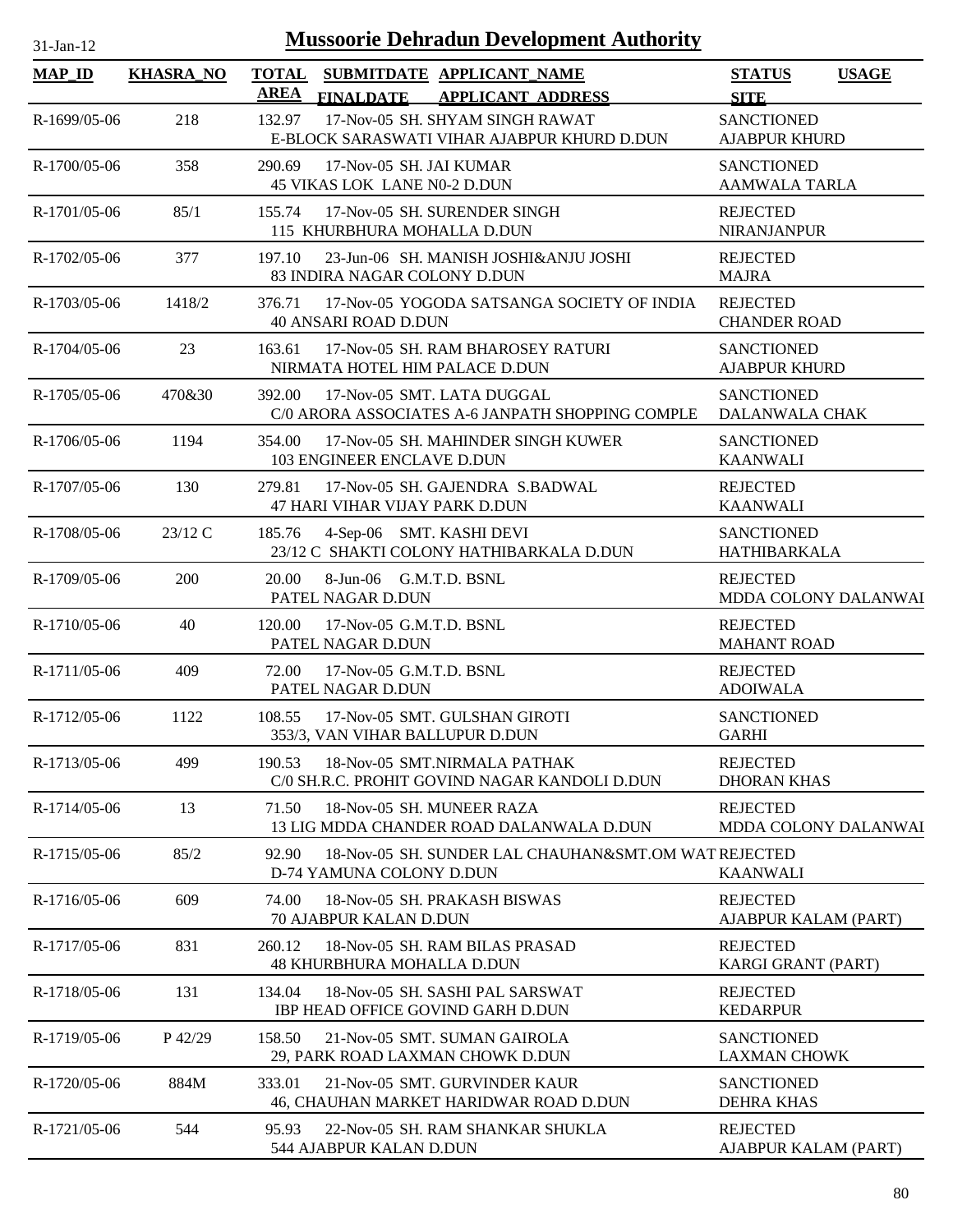# Mussoorie Dehradun Development Authority

31-Jan-12

| MAP_ID | KHASRA_NO | TOTAL AREA | SUBMITDATE FINALDATE | APPLICANT_NAME APPLICANT_ADDRESS | STATUS SITE | USAGE |
|---|---|---|---|---|---|---|
| R-1699/05-06 | 218 | 132.97 | 17-Nov-05 | SH. SHYAM SINGH RAWAT<br>E-BLOCK SARASWATI VIHAR AJABPUR KHURD D.DUN | SANCTIONED<br>AJABPUR KHURD | |
| R-1700/05-06 | 358 | 290.69 | 17-Nov-05 | SH. JAI KUMAR<br>45 VIKAS LOK LANE N0-2 D.DUN | SANCTIONED<br>AAMWALA TARLA | |
| R-1701/05-06 | 85/1 | 155.74 | 17-Nov-05 | SH. SURENDER SINGH<br>115 KHURBHURA MOHALLA D.DUN | REJECTED<br>NIRANJANPUR | |
| R-1702/05-06 | 377 | 197.10 | 23-Jun-06 | SH. MANISH JOSHI&ANJU JOSHI<br>83 INDIRA NAGAR COLONY D.DUN | REJECTED<br>MAJRA | |
| R-1703/05-06 | 1418/2 | 376.71 | 17-Nov-05 | YOGODA SATSANGA SOCIETY OF INDIA<br>40 ANSARI ROAD D.DUN | REJECTED<br>CHANDER ROAD | |
| R-1704/05-06 | 23 | 163.61 | 17-Nov-05 | SH. RAM BHAROSEY RATURI<br>NIRMATA HOTEL HIM PALACE D.DUN | SANCTIONED<br>AJABPUR KHURD | |
| R-1705/05-06 | 470&30 | 392.00 | 17-Nov-05 | SMT. LATA DUGGAL<br>C/0 ARORA ASSOCIATES A-6 JANPATH SHOPPING COMPLE | SANCTIONED<br>DALANWALA CHAK | |
| R-1706/05-06 | 1194 | 354.00 | 17-Nov-05 | SH. MAHINDER SINGH KUWER<br>103 ENGINEER ENCLAVE D.DUN | SANCTIONED<br>KAANWALI | |
| R-1707/05-06 | 130 | 279.81 | 17-Nov-05 | SH. GAJENDRA S.BADWAL<br>47 HARI VIHAR VIJAY PARK D.DUN | REJECTED<br>KAANWALI | |
| R-1708/05-06 | 23/12 C | 185.76 | 4-Sep-06 | SMT. KASHI DEVI<br>23/12 C SHAKTI COLONY HATHIBARKALA D.DUN | SANCTIONED<br>HATHIBARKALA | |
| R-1709/05-06 | 200 | 20.00 | 8-Jun-06 | G.M.T.D. BSNL<br>PATEL NAGAR D.DUN | REJECTED<br>MDDA COLONY DALANWAI | |
| R-1710/05-06 | 40 | 120.00 | 17-Nov-05 | G.M.T.D. BSNL<br>PATEL NAGAR D.DUN | REJECTED<br>MAHANT ROAD | |
| R-1711/05-06 | 409 | 72.00 | 17-Nov-05 | G.M.T.D. BSNL<br>PATEL NAGAR D.DUN | REJECTED<br>ADOIWALA | |
| R-1712/05-06 | 1122 | 108.55 | 17-Nov-05 | SMT. GULSHAN GIROTI<br>353/3, VAN VIHAR BALLUPUR D.DUN | SANCTIONED<br>GARHI | |
| R-1713/05-06 | 499 | 190.53 | 18-Nov-05 | SMT.NIRMALA PATHAK<br>C/0 SH.R.C. PROHIT GOVIND NAGAR KANDOLI D.DUN | REJECTED<br>DHORAN KHAS | |
| R-1714/05-06 | 13 | 71.50 | 18-Nov-05 | SH. MUNEER RAZA<br>13 LIG MDDA CHANDER ROAD DALANWALA D.DUN | REJECTED<br>MDDA COLONY DALANWAI | |
| R-1715/05-06 | 85/2 | 92.90 | 18-Nov-05 | SH. SUNDER LAL CHAUHAN&SMT.OM WAT<br>D-74 YAMUNA COLONY D.DUN | REJECTED<br>KAANWALI | |
| R-1716/05-06 | 609 | 74.00 | 18-Nov-05 | SH. PRAKASH BISWAS<br>70 AJABPUR KALAN D.DUN | REJECTED<br>AJABPUR KALAM (PART) | |
| R-1717/05-06 | 831 | 260.12 | 18-Nov-05 | SH. RAM BILAS PRASAD<br>48 KHURBHURA MOHALLA D.DUN | REJECTED<br>KARGI GRANT (PART) | |
| R-1718/05-06 | 131 | 134.04 | 18-Nov-05 | SH. SASHI PAL SARSWAT<br>IBP HEAD OFFICE GOVIND GARH D.DUN | REJECTED<br>KEDARPUR | |
| R-1719/05-06 | P 42/29 | 158.50 | 21-Nov-05 | SMT. SUMAN GAIROLA<br>29, PARK ROAD LAXMAN CHOWK D.DUN | SANCTIONED<br>LAXMAN CHOWK | |
| R-1720/05-06 | 884M | 333.01 | 21-Nov-05 | SMT. GURVINDER KAUR<br>46, CHAUHAN MARKET HARIDWAR ROAD D.DUN | SANCTIONED<br>DEHRA KHAS | |
| R-1721/05-06 | 544 | 95.93 | 22-Nov-05 | SH. RAM SHANKAR SHUKLA<br>544 AJABPUR KALAN D.DUN | REJECTED<br>AJABPUR KALAM (PART) | |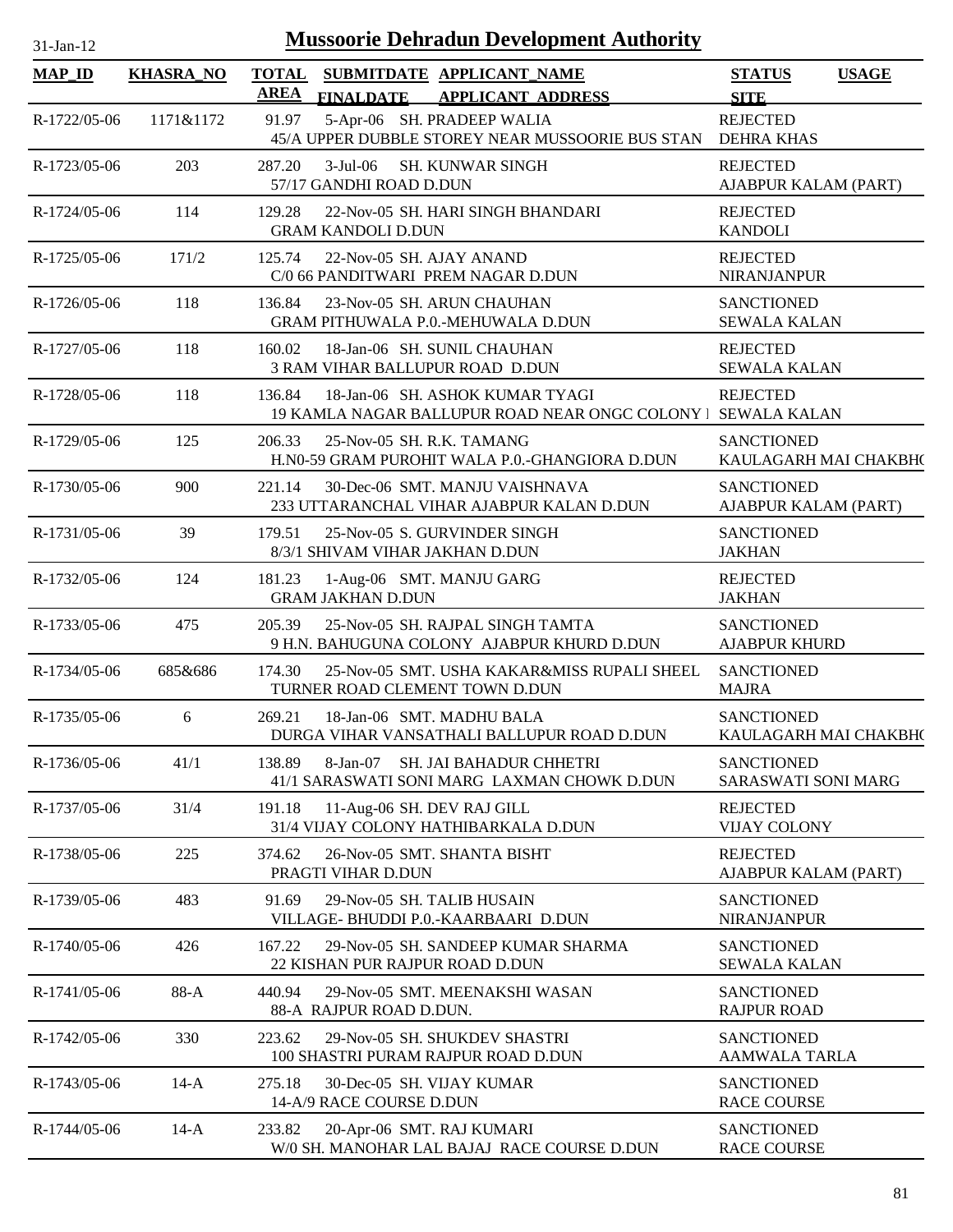# Mussoorie Dehradun Development Authority

31-Jan-12

| MAP_ID | KHASRA_NO | TOTAL AREA | SUBMITDATE FINALDATE | APPLICANT_NAME APPLICANT_ADDRESS | STATUS SITE | USAGE |
|---|---|---|---|---|---|---|
| R-1722/05-06 | 1171&1172 | 91.97 | 5-Apr-06 | SH. PRADEEP WALIA<br>45/A UPPER DUBBLE STOREY NEAR MUSSOORIE BUS STAN | REJECTED<br>DEHRA KHAS | |
| R-1723/05-06 | 203 | 287.20 | 3-Jul-06 | SH. KUNWAR SINGH<br>57/17 GANDHI ROAD D.DUN | REJECTED<br>AJABPUR KALAM (PART) | |
| R-1724/05-06 | 114 | 129.28 | 22-Nov-05 | SH. HARI SINGH BHANDARI<br>GRAM KANDOLI D.DUN | REJECTED<br>KANDOLI | |
| R-1725/05-06 | 171/2 | 125.74 | 22-Nov-05 | SH. AJAY ANAND<br>C/0 66 PANDITWARI PREM NAGAR D.DUN | REJECTED<br>NIRANJANPUR | |
| R-1726/05-06 | 118 | 136.84 | 23-Nov-05 | SH. ARUN CHAUHAN<br>GRAM PITHUWALA P.0.-MEHUWALA D.DUN | SANCTIONED<br>SEWALA KALAN | |
| R-1727/05-06 | 118 | 160.02 | 18-Jan-06 | SH. SUNIL CHAUHAN<br>3 RAM VIHAR BALLUPUR ROAD D.DUN | REJECTED<br>SEWALA KALAN | |
| R-1728/05-06 | 118 | 136.84 | 18-Jan-06 | SH. ASHOK KUMAR TYAGI<br>19 KAMLA NAGAR BALLUPUR ROAD NEAR ONGC COLONY I | REJECTED<br>SEWALA KALAN | |
| R-1729/05-06 | 125 | 206.33 | 25-Nov-05 | SH. R.K. TAMANG<br>H.N0-59 GRAM PUROHIT WALA P.0.-GHANGIORA D.DUN | SANCTIONED<br>KAULAGARH MAI CHAKBH( | |
| R-1730/05-06 | 900 | 221.14 | 30-Dec-06 | SMT. MANJU VAISHNAVA<br>233 UTTARANCHAL VIHAR AJABPUR KALAN D.DUN | SANCTIONED<br>AJABPUR KALAM (PART) | |
| R-1731/05-06 | 39 | 179.51 | 25-Nov-05 | S. GURVINDER SINGH<br>8/3/1 SHIVAM VIHAR JAKHAN D.DUN | SANCTIONED<br>JAKHAN | |
| R-1732/05-06 | 124 | 181.23 | 1-Aug-06 | SMT. MANJU GARG<br>GRAM JAKHAN D.DUN | REJECTED<br>JAKHAN | |
| R-1733/05-06 | 475 | 205.39 | 25-Nov-05 | SH. RAJPAL SINGH TAMTA<br>9 H.N. BAHUGUNA COLONY AJABPUR KHURD D.DUN | SANCTIONED<br>AJABPUR KHURD | |
| R-1734/05-06 | 685&686 | 174.30 | 25-Nov-05 | SMT. USHA KAKAR&MISS RUPALI SHEEL<br>TURNER ROAD CLEMENT TOWN D.DUN | SANCTIONED<br>MAJRA | |
| R-1735/05-06 | 6 | 269.21 | 18-Jan-06 | SMT. MADHU BALA<br>DURGA VIHAR VANSATHALI BALLUPUR ROAD D.DUN | SANCTIONED<br>KAULAGARH MAI CHAKBH( | |
| R-1736/05-06 | 41/1 | 138.89 | 8-Jan-07 | SH. JAI BAHADUR CHHETRI<br>41/1 SARASWATI SONI MARG LAXMAN CHOWK D.DUN | SANCTIONED<br>SARASWATI SONI MARG | |
| R-1737/05-06 | 31/4 | 191.18 | 11-Aug-06 | SH. DEV RAJ GILL<br>31/4 VIJAY COLONY HATHIBARKALA D.DUN | REJECTED<br>VIJAY COLONY | |
| R-1738/05-06 | 225 | 374.62 | 26-Nov-05 | SMT. SHANTA BISHT<br>PRAGTI VIHAR D.DUN | REJECTED<br>AJABPUR KALAM (PART) | |
| R-1739/05-06 | 483 | 91.69 | 29-Nov-05 | SH. TALIB HUSAIN<br>VILLAGE- BHUDDI P.0.-KAARBAARI D.DUN | SANCTIONED<br>NIRANJANPUR | |
| R-1740/05-06 | 426 | 167.22 | 29-Nov-05 | SH. SANDEEP KUMAR SHARMA<br>22 KISHAN PUR RAJPUR ROAD D.DUN | SANCTIONED<br>SEWALA KALAN | |
| R-1741/05-06 | 88-A | 440.94 | 29-Nov-05 | SMT. MEENAKSHI WASAN<br>88-A RAJPUR ROAD D.DUN. | SANCTIONED<br>RAJPUR ROAD | |
| R-1742/05-06 | 330 | 223.62 | 29-Nov-05 | SH. SHUKDEV SHASTRI<br>100 SHASTRI PURAM RAJPUR ROAD D.DUN | SANCTIONED<br>AAMWALA TARLA | |
| R-1743/05-06 | 14-A | 275.18 | 30-Dec-05 | SH. VIJAY KUMAR<br>14-A/9 RACE COURSE D.DUN | SANCTIONED<br>RACE COURSE | |
| R-1744/05-06 | 14-A | 233.82 | 20-Apr-06 | SMT. RAJ KUMARI<br>W/0 SH. MANOHAR LAL BAJAJ RACE COURSE D.DUN | SANCTIONED<br>RACE COURSE | |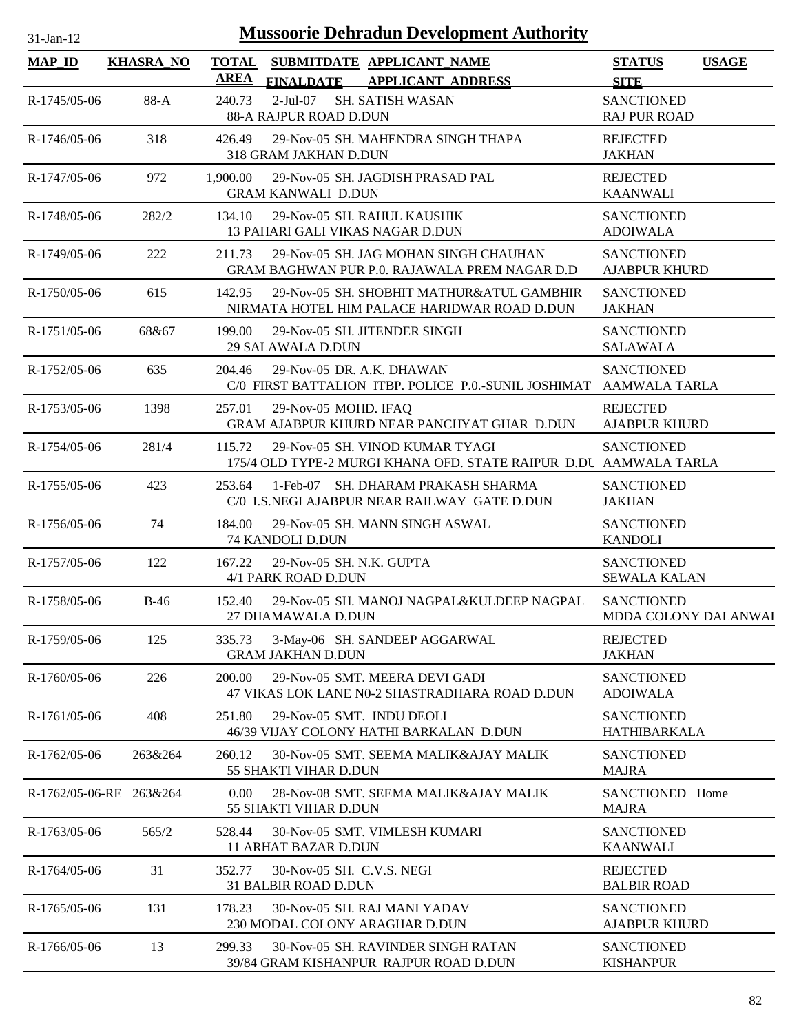# Mussoorie Dehradun Development Authority

31-Jan-12

| MAP_ID | KHASRA_NO | TOTAL AREA | SUBMITDATE FINALDATE | APPLICANT_NAME APPLICANT ADDRESS | STATUS SITE | USAGE |
|---|---|---|---|---|---|---|
| R-1745/05-06 | 88-A | 240.73 | 2-Jul-07 | SH. SATISH WASAN<br>88-A RAJPUR ROAD D.DUN | SANCTIONED<br>RAJ PUR ROAD | |
| R-1746/05-06 | 318 | 426.49 | 29-Nov-05 | SH. MAHENDRA SINGH THAPA<br>318 GRAM JAKHAN D.DUN | REJECTED<br>JAKHAN | |
| R-1747/05-06 | 972 | 1,900.00 | 29-Nov-05 | SH. JAGDISH PRASAD PAL<br>GRAM KANWALI D.DUN | REJECTED<br>KAANWALI | |
| R-1748/05-06 | 282/2 | 134.10 | 29-Nov-05 | SH. RAHUL KAUSHIK<br>13 PAHARI GALI VIKAS NAGAR D.DUN | SANCTIONED<br>ADOIWALA | |
| R-1749/05-06 | 222 | 211.73 | 29-Nov-05 | SH. JAG MOHAN SINGH CHAUHAN<br>GRAM BAGHWAN PUR P.0. RAJAWALA PREM NAGAR D.D | SANCTIONED<br>AJABPUR KHURD | |
| R-1750/05-06 | 615 | 142.95 | 29-Nov-05 | SH. SHOBHIT MATHUR&ATUL GAMBHIR<br>NIRMATA HOTEL HIM PALACE HARIDWAR ROAD D.DUN | SANCTIONED<br>JAKHAN | |
| R-1751/05-06 | 68&67 | 199.00 | 29-Nov-05 | SH. JITENDER SINGH<br>29 SALAWALA D.DUN | SANCTIONED<br>SALAWALA | |
| R-1752/05-06 | 635 | 204.46 | 29-Nov-05 | DR. A.K. DHAWAN<br>C/0 FIRST BATTALION ITBP. POLICE P.0.-SUNIL JOSHIMAT | SANCTIONED<br>AAMWALA TARLA | |
| R-1753/05-06 | 1398 | 257.01 | 29-Nov-05 | MOHD. IFAQ<br>GRAM AJABPUR KHURD NEAR PANCHYAT GHAR D.DUN | REJECTED<br>AJABPUR KHURD | |
| R-1754/05-06 | 281/4 | 115.72 | 29-Nov-05 | SH. VINOD KUMAR TYAGI<br>175/4 OLD TYPE-2 MURGI KHANA OFD. STATE RAIPUR D.DU | SANCTIONED<br>AAMWALA TARLA | |
| R-1755/05-06 | 423 | 253.64 | 1-Feb-07 | SH. DHARAM PRAKASH SHARMA<br>C/0 I.S.NEGI AJABPUR NEAR RAILWAY GATE D.DUN | SANCTIONED<br>JAKHAN | |
| R-1756/05-06 | 74 | 184.00 | 29-Nov-05 | SH. MANN SINGH ASWAL<br>74 KANDOLI D.DUN | SANCTIONED<br>KANDOLI | |
| R-1757/05-06 | 122 | 167.22 | 29-Nov-05 | SH. N.K. GUPTA<br>4/1 PARK ROAD D.DUN | SANCTIONED<br>SEWALA KALAN | |
| R-1758/05-06 | B-46 | 152.40 | 29-Nov-05 | SH. MANOJ NAGPAL&KULDEEP NAGPAL<br>27 DHAMAWALA D.DUN | SANCTIONED<br>MDDA COLONY DALANWAI | |
| R-1759/05-06 | 125 | 335.73 | 3-May-06 | SH. SANDEEP AGGARWAL<br>GRAM JAKHAN D.DUN | REJECTED<br>JAKHAN | |
| R-1760/05-06 | 226 | 200.00 | 29-Nov-05 | SMT. MEERA DEVI GADI<br>47 VIKAS LOK LANE N0-2 SHASTRADHARA ROAD D.DUN | SANCTIONED<br>ADOIWALA | |
| R-1761/05-06 | 408 | 251.80 | 29-Nov-05 | SMT. INDU DEOLI<br>46/39 VIJAY COLONY HATHI BARKALAN D.DUN | SANCTIONED<br>HATHIBARKALA | |
| R-1762/05-06 | 263&264 | 260.12 | 30-Nov-05 | SMT. SEEMA MALIK&AJAY MALIK<br>55 SHAKTI VIHAR D.DUN | SANCTIONED<br>MAJRA | |
| R-1762/05-06-RE | 263&264 | 0.00 | 28-Nov-08 | SMT. SEEMA MALIK&AJAY MALIK<br>55 SHAKTI VIHAR D.DUN | SANCTIONED<br>MAJRA | Home |
| R-1763/05-06 | 565/2 | 528.44 | 30-Nov-05 | SMT. VIMLESH KUMARI<br>11 ARHAT BAZAR D.DUN | SANCTIONED<br>KAANWALI | |
| R-1764/05-06 | 31 | 352.77 | 30-Nov-05 | SH. C.V.S. NEGI<br>31 BALBIR ROAD D.DUN | REJECTED<br>BALBIR ROAD | |
| R-1765/05-06 | 131 | 178.23 | 30-Nov-05 | SH. RAJ MANI YADAV<br>230 MODAL COLONY ARAGHAR D.DUN | SANCTIONED<br>AJABPUR KHURD | |
| R-1766/05-06 | 13 | 299.33 | 30-Nov-05 | SH. RAVINDER SINGH RATAN<br>39/84 GRAM KISHANPUR RAJPUR ROAD D.DUN | SANCTIONED<br>KISHANPUR | |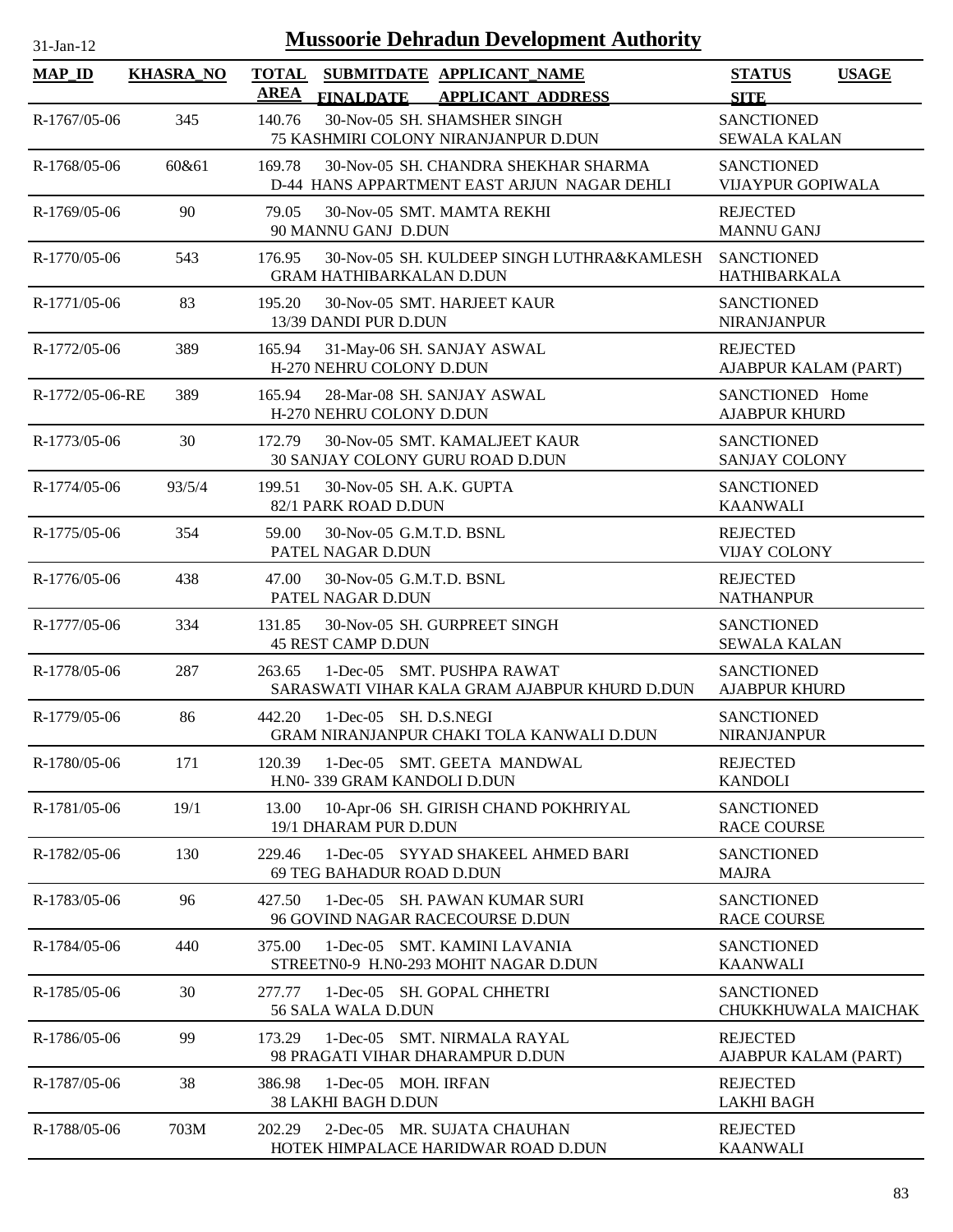# Mussoorie Dehradun Development Authority

| MAP_ID | KHASRA_NO | TOTAL AREA | SUBMITDATE FINALDATE | APPLICANT_NAME APPLICANT_ADDRESS | STATUS SITE | USAGE |
|---|---|---|---|---|---|---|
| R-1767/05-06 | 345 | 140.76 | 30-Nov-05 | SH. SHAMSHER SINGH 75 KASHMIRI COLONY NIRANJANPUR D.DUN | SANCTIONED SEWALA KALAN | |
| R-1768/05-06 | 60&61 | 169.78 | 30-Nov-05 | SH. CHANDRA SHEKHAR SHARMA D-44 HANS APPARTMENT EAST ARJUN NAGAR DEHLI | SANCTIONED VIJAYPUR GOPIWALA | |
| R-1769/05-06 | 90 | 79.05 | 30-Nov-05 | SMT. MAMTA REKHI 90 MANNU GANJ D.DUN | REJECTED MANNU GANJ | |
| R-1770/05-06 | 543 | 176.95 | 30-Nov-05 | SH. KULDEEP SINGH LUTHRA&KAMLESH GRAM HATHIBARKALAN D.DUN | SANCTIONED HATHIBARKALA | |
| R-1771/05-06 | 83 | 195.20 | 30-Nov-05 | SMT. HARJEET KAUR 13/39 DANDI PUR D.DUN | SANCTIONED NIRANJANPUR | |
| R-1772/05-06 | 389 | 165.94 | 31-May-06 | SH. SANJAY ASWAL H-270 NEHRU COLONY D.DUN | REJECTED AJABPUR KALAM (PART) | |
| R-1772/05-06-RE | 389 | 165.94 | 28-Mar-08 | SH. SANJAY ASWAL H-270 NEHRU COLONY D.DUN | SANCTIONED AJABPUR KHURD | Home |
| R-1773/05-06 | 30 | 172.79 | 30-Nov-05 | SMT. KAMALJEET KAUR 30 SANJAY COLONY GURU ROAD D.DUN | SANCTIONED SANJAY COLONY | |
| R-1774/05-06 | 93/5/4 | 199.51 | 30-Nov-05 | SH. A.K. GUPTA 82/1 PARK ROAD D.DUN | SANCTIONED KAANWALI | |
| R-1775/05-06 | 354 | 59.00 | 30-Nov-05 | G.M.T.D. BSNL PATEL NAGAR D.DUN | REJECTED VIJAY COLONY | |
| R-1776/05-06 | 438 | 47.00 | 30-Nov-05 | G.M.T.D. BSNL PATEL NAGAR D.DUN | REJECTED NATHANPUR | |
| R-1777/05-06 | 334 | 131.85 | 30-Nov-05 | SH. GURPREET SINGH 45 REST CAMP D.DUN | SANCTIONED SEWALA KALAN | |
| R-1778/05-06 | 287 | 263.65 | 1-Dec-05 | SMT. PUSHPA RAWAT SARASWATI VIHAR KALA GRAM AJABPUR KHURD D.DUN | SANCTIONED AJABPUR KHURD | |
| R-1779/05-06 | 86 | 442.20 | 1-Dec-05 | SH. D.S.NEGI GRAM NIRANJANPUR CHAKI TOLA KANWALI D.DUN | SANCTIONED NIRANJANPUR | |
| R-1780/05-06 | 171 | 120.39 | 1-Dec-05 | SMT. GEETA MANDWAL H.N0- 339 GRAM KANDOLI D.DUN | REJECTED KANDOLI | |
| R-1781/05-06 | 19/1 | 13.00 | 10-Apr-06 | SH. GIRISH CHAND POKHRIYAL 19/1 DHARAM PUR D.DUN | SANCTIONED RACE COURSE | |
| R-1782/05-06 | 130 | 229.46 | 1-Dec-05 | SYYAD SHAKEEL AHMED BARI 69 TEG BAHADUR ROAD D.DUN | SANCTIONED MAJRA | |
| R-1783/05-06 | 96 | 427.50 | 1-Dec-05 | SH. PAWAN KUMAR SURI 96 GOVIND NAGAR RACECOURSE D.DUN | SANCTIONED RACE COURSE | |
| R-1784/05-06 | 440 | 375.00 | 1-Dec-05 | SMT. KAMINI LAVANIA STREETN0-9 H.N0-293 MOHIT NAGAR D.DUN | SANCTIONED KAANWALI | |
| R-1785/05-06 | 30 | 277.77 | 1-Dec-05 | SH. GOPAL CHHETRI 56 SALA WALA D.DUN | SANCTIONED CHUKKHUWALA MAICHAK | |
| R-1786/05-06 | 99 | 173.29 | 1-Dec-05 | SMT. NIRMALA RAYAL 98 PRAGATI VIHAR DHARAMPUR D.DUN | REJECTED AJABPUR KALAM (PART) | |
| R-1787/05-06 | 38 | 386.98 | 1-Dec-05 | MOH. IRFAN 38 LAKHI BAGH D.DUN | REJECTED LAKHI BAGH | |
| R-1788/05-06 | 703M | 202.29 | 2-Dec-05 | MR. SUJATA CHAUHAN HOTEK HIMPALACE HARIDWAR ROAD D.DUN | REJECTED KAANWALI | |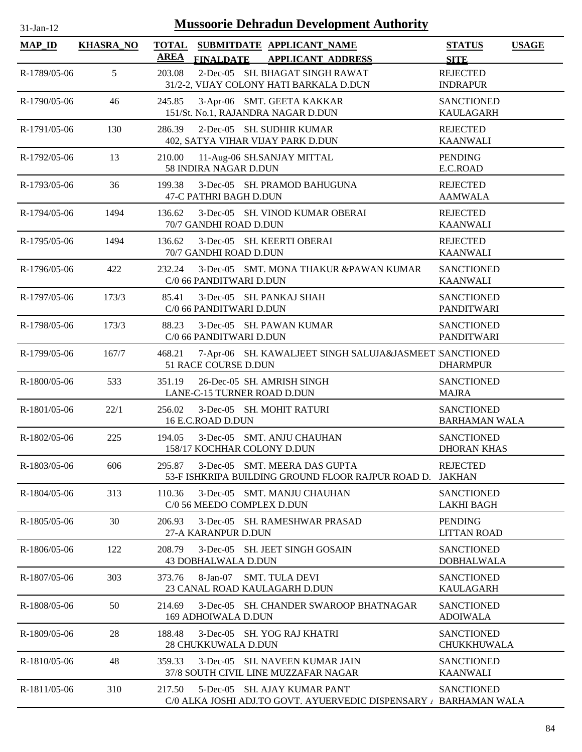# Mussoorie Dehradun Development Authority

31-Jan-12

| MAP_ID | KHASRA_NO | TOTAL AREA | SUBMITDATE FINALDATE | APPLICANT_NAME APPLICANT_ADDRESS | STATUS SITE | USAGE |
|---|---|---|---|---|---|---|
| R-1789/05-06 | 5 | 203.08 | 2-Dec-05 | SH. BHAGAT SINGH RAWAT<br>31/2-2, VIJAY COLONY HATI BARKALA D.DUN | REJECTED<br>INDRAPUR | |
| R-1790/05-06 | 46 | 245.85 | 3-Apr-06 | SMT. GEETA KAKKAR<br>151/St. No.1, RAJANDRA NAGAR D.DUN | SANCTIONED<br>KAULAGARH | |
| R-1791/05-06 | 130 | 286.39 | 2-Dec-05 | SH. SUDHIR KUMAR<br>402, SATYA VIHAR VIJAY PARK D.DUN | REJECTED<br>KAANWALI | |
| R-1792/05-06 | 13 | 210.00 | 11-Aug-06 | SH.SANJAY MITTAL<br>58 INDIRA NAGAR D.DUN | PENDING<br>E.C.ROAD | |
| R-1793/05-06 | 36 | 199.38 | 3-Dec-05 | SH. PRAMOD BAHUGUNA<br>47-C PATHRI BAGH D.DUN | REJECTED<br>AAMWALA | |
| R-1794/05-06 | 1494 | 136.62 | 3-Dec-05 | SH. VINOD KUMAR OBERAI<br>70/7 GANDHI ROAD D.DUN | REJECTED<br>KAANWALI | |
| R-1795/05-06 | 1494 | 136.62 | 3-Dec-05 | SH. KEERTI OBERAI<br>70/7 GANDHI ROAD D.DUN | REJECTED<br>KAANWALI | |
| R-1796/05-06 | 422 | 232.24 | 3-Dec-05 | SMT. MONA THAKUR &PAWAN KUMAR<br>C/0 66 PANDITWARI D.DUN | SANCTIONED<br>KAANWALI | |
| R-1797/05-06 | 173/3 | 85.41 | 3-Dec-05 | SH. PANKAJ SHAH<br>C/0 66 PANDITWARI D.DUN | SANCTIONED<br>PANDITWARI | |
| R-1798/05-06 | 173/3 | 88.23 | 3-Dec-05 | SH. PAWAN KUMAR<br>C/0 66 PANDITWARI D.DUN | SANCTIONED<br>PANDITWARI | |
| R-1799/05-06 | 167/7 | 468.21 | 7-Apr-06 | SH. KAWALJEET SINGH SALUJA&JASMEET<br>51 RACE COURSE D.DUN | SANCTIONED<br>DHARMPUR | |
| R-1800/05-06 | 533 | 351.19 | 26-Dec-05 | SH. AMRISH SINGH<br>LANE-C-15 TURNER ROAD D.DUN | SANCTIONED<br>MAJRA | |
| R-1801/05-06 | 22/1 | 256.02 | 3-Dec-05 | SH. MOHIT RATURI<br>16 E.C.ROAD D.DUN | SANCTIONED<br>BARHAMAN WALA | |
| R-1802/05-06 | 225 | 194.05 | 3-Dec-05 | SMT. ANJU CHAUHAN<br>158/17 KOCHHAR COLONY D.DUN | SANCTIONED<br>DHORAN KHAS | |
| R-1803/05-06 | 606 | 295.87 | 3-Dec-05 | SMT. MEERA DAS GUPTA<br>53-F ISHKRIPA BUILDING GROUND FLOOR RAJPUR ROAD D. | REJECTED<br>JAKHAN | |
| R-1804/05-06 | 313 | 110.36 | 3-Dec-05 | SMT. MANJU CHAUHAN<br>C/0 56 MEEDO COMPLEX D.DUN | SANCTIONED<br>LAKHI BAGH | |
| R-1805/05-06 | 30 | 206.93 | 3-Dec-05 | SH. RAMESHWAR PRASAD<br>27-A KARANPUR D.DUN | PENDING<br>LITTAN ROAD | |
| R-1806/05-06 | 122 | 208.79 | 3-Dec-05 | SH. JEET SINGH GOSAIN<br>43 DOBHALWALA D.DUN | SANCTIONED<br>DOBHALWALA | |
| R-1807/05-06 | 303 | 373.76 | 8-Jan-07 | SMT. TULA DEVI<br>23 CANAL ROAD KAULAGARH D.DUN | SANCTIONED<br>KAULAGARH | |
| R-1808/05-06 | 50 | 214.69 | 3-Dec-05 | SH. CHANDER SWAROOP BHATNAGAR<br>169 ADHOIWALA D.DUN | SANCTIONED<br>ADOIWALA | |
| R-1809/05-06 | 28 | 188.48 | 3-Dec-05 | SH. YOG RAJ KHATRI<br>28 CHUKKUWALA D.DUN | SANCTIONED<br>CHUKKHUWALA | |
| R-1810/05-06 | 48 | 359.33 | 3-Dec-05 | SH. NAVEEN KUMAR JAIN<br>37/8 SOUTH CIVIL LINE MUZZAFAR NAGAR | SANCTIONED<br>KAANWALI | |
| R-1811/05-06 | 310 | 217.50 | 5-Dec-05 | SH. AJAY KUMAR PANT<br>C/0 ALKA JOSHI ADJ.TO GOVT. AYUERVEDIC DISPENSARY | SANCTIONED<br>BARHAMAN WALA | |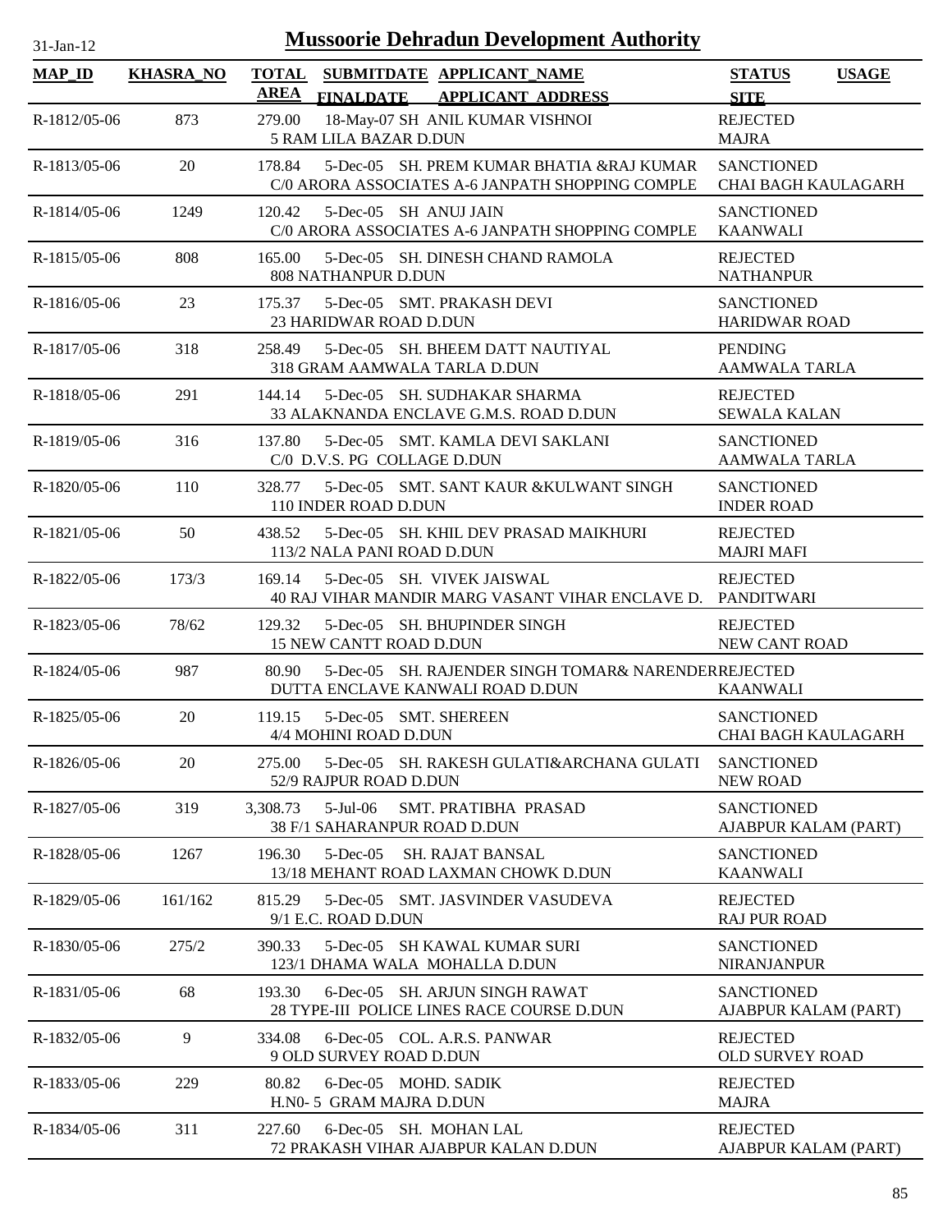# Mussoorie Dehradun Development Authority

31-Jan-12

| MAP_ID | KHASRA_NO | TOTAL AREA | SUBMITDATE FINALDATE | APPLICANT_NAME APPLICANT_ADDRESS | STATUS SITE | USAGE |
|---|---|---|---|---|---|---|
| R-1812/05-06 | 873 | 279.00 | 18-May-07 | SH ANIL KUMAR VISHNOI<br>5 RAM LILA BAZAR D.DUN | REJECTED<br>MAJRA | |
| R-1813/05-06 | 20 | 178.84 | 5-Dec-05 | SH. PREM KUMAR BHATIA &RAJ KUMAR<br>C/0 ARORA ASSOCIATES A-6 JANPATH SHOPPING COMPLE | SANCTIONED<br>CHAI BAGH KAULAGARH | |
| R-1814/05-06 | 1249 | 120.42 | 5-Dec-05 | SH ANUJ JAIN<br>C/0 ARORA ASSOCIATES A-6 JANPATH SHOPPING COMPLE | SANCTIONED<br>KAANWALI | |
| R-1815/05-06 | 808 | 165.00 | 5-Dec-05 | SH. DINESH CHAND RAMOLA<br>808 NATHANPUR D.DUN | REJECTED<br>NATHANPUR | |
| R-1816/05-06 | 23 | 175.37 | 5-Dec-05 | SMT. PRAKASH DEVI<br>23 HARIDWAR ROAD D.DUN | SANCTIONED<br>HARIDWAR ROAD | |
| R-1817/05-06 | 318 | 258.49 | 5-Dec-05 | SH. BHEEM DATT NAUTIYAL<br>318 GRAM AAMWALA TARLA D.DUN | PENDING<br>AAMWALA TARLA | |
| R-1818/05-06 | 291 | 144.14 | 5-Dec-05 | SH. SUDHAKAR SHARMA<br>33 ALAKNANDA ENCLAVE G.M.S. ROAD D.DUN | REJECTED<br>SEWALA KALAN | |
| R-1819/05-06 | 316 | 137.80 | 5-Dec-05 | SMT. KAMLA DEVI SAKLANI<br>C/0 D.V.S. PG COLLAGE D.DUN | SANCTIONED<br>AAMWALA TARLA | |
| R-1820/05-06 | 110 | 328.77 | 5-Dec-05 | SMT. SANT KAUR &KULWANT SINGH<br>110 INDER ROAD D.DUN | SANCTIONED<br>INDER ROAD | |
| R-1821/05-06 | 50 | 438.52 | 5-Dec-05 | SH. KHIL DEV PRASAD MAIKHURI<br>113/2 NALA PANI ROAD D.DUN | REJECTED<br>MAJRI MAFI | |
| R-1822/05-06 | 173/3 | 169.14 | 5-Dec-05 | SH. VIVEK JAISWAL<br>40 RAJ VIHAR MANDIR MARG VASANT VIHAR ENCLAVE D. | REJECTED<br>PANDITWARI | |
| R-1823/05-06 | 78/62 | 129.32 | 5-Dec-05 | SH. BHUPINDER SINGH<br>15 NEW CANTT ROAD D.DUN | REJECTED<br>NEW CANT ROAD | |
| R-1824/05-06 | 987 | 80.90 | 5-Dec-05 | SH. RAJENDER SINGH TOMAR& NARENDER<br>DUTTA ENCLAVE KANWALI ROAD D.DUN | REJECTED<br>KAANWALI | |
| R-1825/05-06 | 20 | 119.15 | 5-Dec-05 | SMT. SHEREEN<br>4/4 MOHINI ROAD D.DUN | SANCTIONED<br>CHAI BAGH KAULAGARH | |
| R-1826/05-06 | 20 | 275.00 | 5-Dec-05 | SH. RAKESH GULATI&ARCHANA GULATI<br>52/9 RAJPUR ROAD D.DUN | SANCTIONED<br>NEW ROAD | |
| R-1827/05-06 | 319 | 3,308.73 | 5-Jul-06 | SMT. PRATIBHA PRASAD<br>38 F/1 SAHARANPUR ROAD D.DUN | SANCTIONED<br>AJABPUR KALAM (PART) | |
| R-1828/05-06 | 1267 | 196.30 | 5-Dec-05 | SH. RAJAT BANSAL<br>13/18 MEHANT ROAD LAXMAN CHOWK D.DUN | SANCTIONED<br>KAANWALI | |
| R-1829/05-06 | 161/162 | 815.29 | 5-Dec-05 | SMT. JASVINDER VASUDEVA<br>9/1 E.C. ROAD D.DUN | REJECTED<br>RAJ PUR ROAD | |
| R-1830/05-06 | 275/2 | 390.33 | 5-Dec-05 | SH KAWAL KUMAR SURI<br>123/1 DHAMA WALA MOHALLA D.DUN | SANCTIONED<br>NIRANJANPUR | |
| R-1831/05-06 | 68 | 193.30 | 6-Dec-05 | SH. ARJUN SINGH RAWAT<br>28 TYPE-III POLICE LINES RACE COURSE D.DUN | SANCTIONED<br>AJABPUR KALAM (PART) | |
| R-1832/05-06 | 9 | 334.08 | 6-Dec-05 | COL. A.R.S. PANWAR<br>9 OLD SURVEY ROAD D.DUN | REJECTED<br>OLD SURVEY ROAD | |
| R-1833/05-06 | 229 | 80.82 | 6-Dec-05 | MOHD. SADIK<br>H.N0- 5 GRAM MAJRA D.DUN | REJECTED<br>MAJRA | |
| R-1834/05-06 | 311 | 227.60 | 6-Dec-05 | SH. MOHAN LAL<br>72 PRAKASH VIHAR AJABPUR KALAN D.DUN | REJECTED<br>AJABPUR KALAM (PART) | |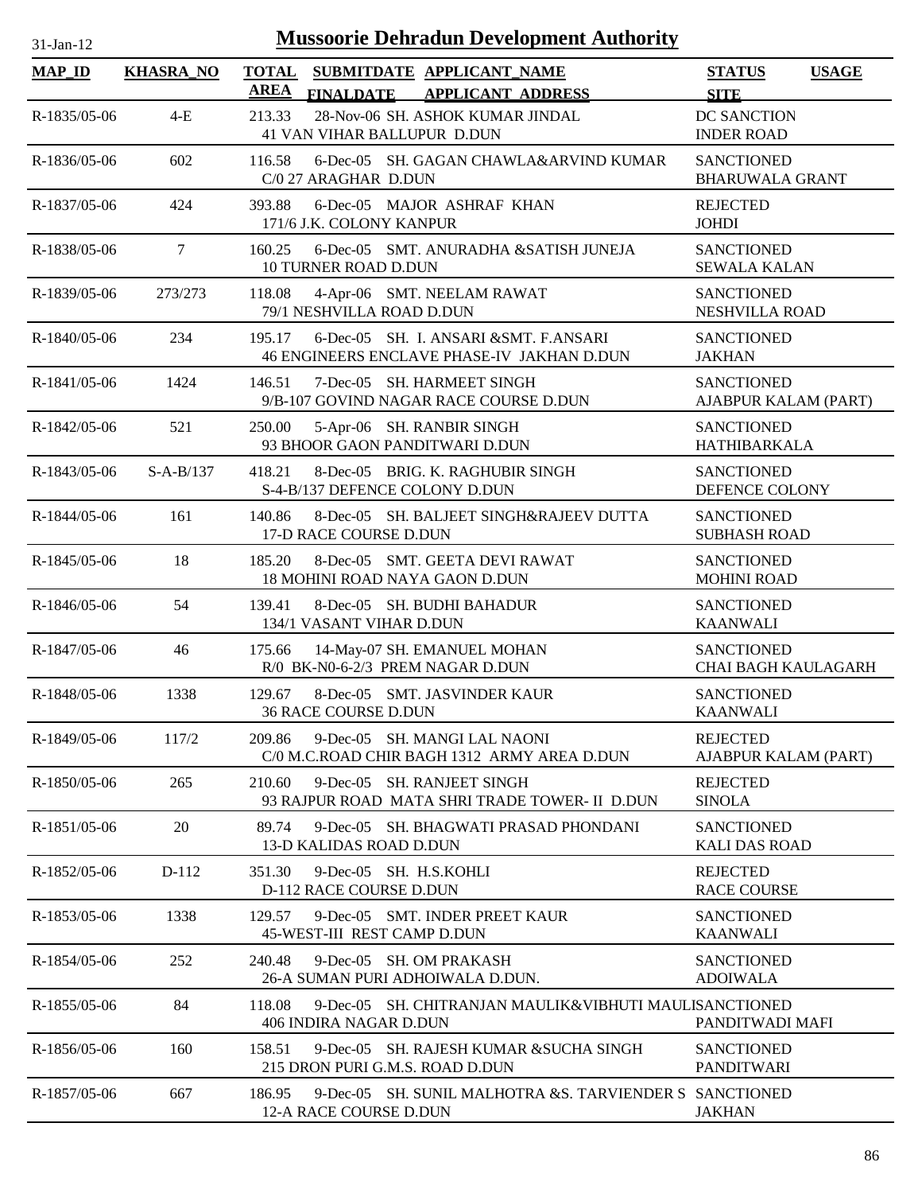31-Jan-12

# Mussoorie Dehradun Development Authority

| MAP_ID | KHASRA_NO | TOTAL AREA | SUBMITDATE FINALDATE | APPLICANT_NAME APPLICANT_ADDRESS | STATUS SITE | USAGE |
|---|---|---|---|---|---|---|
| R-1835/05-06 | 4-E | 213.33 | 28-Nov-06 | SH. ASHOK KUMAR JINDAL<br>41 VAN VIHAR BALLUPUR D.DUN | DC SANCTION<br>INDER ROAD | |
| R-1836/05-06 | 602 | 116.58 | 6-Dec-05 | SH. GAGAN CHAWLA&ARVIND KUMAR<br>C/0 27 ARAGHAR D.DUN | SANCTIONED<br>BHARUWALA GRANT | |
| R-1837/05-06 | 424 | 393.88 | 6-Dec-05 | MAJOR ASHRAF KHAN<br>171/6 J.K. COLONY KANPUR | REJECTED<br>JOHDI | |
| R-1838/05-06 | 7 | 160.25 | 6-Dec-05 | SMT. ANURADHA &SATISH JUNEJA<br>10 TURNER ROAD D.DUN | SANCTIONED<br>SEWALA KALAN | |
| R-1839/05-06 | 273/273 | 118.08 | 4-Apr-06 | SMT. NEELAM RAWAT<br>79/1 NESHVILLA ROAD D.DUN | SANCTIONED<br>NESHVILLA ROAD | |
| R-1840/05-06 | 234 | 195.17 | 6-Dec-05 | SH. I. ANSARI &SMT. F.ANSARI<br>46 ENGINEERS ENCLAVE PHASE-IV JAKHAN D.DUN | SANCTIONED<br>JAKHAN | |
| R-1841/05-06 | 1424 | 146.51 | 7-Dec-05 | SH. HARMEET SINGH<br>9/B-107 GOVIND NAGAR RACE COURSE D.DUN | SANCTIONED<br>AJABPUR KALAM (PART) | |
| R-1842/05-06 | 521 | 250.00 | 5-Apr-06 | SH. RANBIR SINGH<br>93 BHOOR GAON PANDITWARI D.DUN | SANCTIONED<br>HATHIBARKALA | |
| R-1843/05-06 | S-A-B/137 | 418.21 | 8-Dec-05 | BRIG. K. RAGHUBIR SINGH<br>S-4-B/137 DEFENCE COLONY D.DUN | SANCTIONED<br>DEFENCE COLONY | |
| R-1844/05-06 | 161 | 140.86 | 8-Dec-05 | SH. BALJEET SINGH&RAJEEV DUTTA<br>17-D RACE COURSE D.DUN | SANCTIONED<br>SUBHASH ROAD | |
| R-1845/05-06 | 18 | 185.20 | 8-Dec-05 | SMT. GEETA DEVI RAWAT<br>18 MOHINI ROAD NAYA GAON D.DUN | SANCTIONED<br>MOHINI ROAD | |
| R-1846/05-06 | 54 | 139.41 | 8-Dec-05 | SH. BUDHI BAHADUR<br>134/1 VASANT VIHAR D.DUN | SANCTIONED<br>KAANWALI | |
| R-1847/05-06 | 46 | 175.66 | 14-May-07 | SH. EMANUEL MOHAN<br>R/0 BK-N0-6-2/3 PREM NAGAR D.DUN | SANCTIONED<br>CHAI BAGH KAULAGARH | |
| R-1848/05-06 | 1338 | 129.67 | 8-Dec-05 | SMT. JASVINDER KAUR<br>36 RACE COURSE D.DUN | SANCTIONED<br>KAANWALI | |
| R-1849/05-06 | 117/2 | 209.86 | 9-Dec-05 | SH. MANGI LAL NAONI<br>C/0 M.C.ROAD CHIR BAGH 1312 ARMY AREA D.DUN | REJECTED<br>AJABPUR KALAM (PART) | |
| R-1850/05-06 | 265 | 210.60 | 9-Dec-05 | SH. RANJEET SINGH<br>93 RAJPUR ROAD MATA SHRI TRADE TOWER- II D.DUN | REJECTED<br>SINOLA | |
| R-1851/05-06 | 20 | 89.74 | 9-Dec-05 | SH. BHAGWATI PRASAD PHONDANI<br>13-D KALIDAS ROAD D.DUN | SANCTIONED<br>KALI DAS ROAD | |
| R-1852/05-06 | D-112 | 351.30 | 9-Dec-05 | SH. H.S.KOHLI<br>D-112 RACE COURSE D.DUN | REJECTED<br>RACE COURSE | |
| R-1853/05-06 | 1338 | 129.57 | 9-Dec-05 | SMT. INDER PREET KAUR<br>45-WEST-III REST CAMP D.DUN | SANCTIONED<br>KAANWALI | |
| R-1854/05-06 | 252 | 240.48 | 9-Dec-05 | SH. OM PRAKASH<br>26-A SUMAN PURI ADHOIWALA D.DUN. | SANCTIONED<br>ADOIWALA | |
| R-1855/05-06 | 84 | 118.08 | 9-Dec-05 | SH. CHITRANJAN MAULIK&VIBHUTI MAULI<br>406 INDIRA NAGAR D.DUN | SANCTIONED<br>PANDITWADI MAFI | |
| R-1856/05-06 | 160 | 158.51 | 9-Dec-05 | SH. RAJESH KUMAR &SUCHA SINGH<br>215 DRON PURI G.M.S. ROAD D.DUN | SANCTIONED<br>PANDITWARI | |
| R-1857/05-06 | 667 | 186.95 | 9-Dec-05 | SH. SUNIL MALHOTRA &S. TARVIENDER S<br>12-A RACE COURSE D.DUN | SANCTIONED<br>JAKHAN | |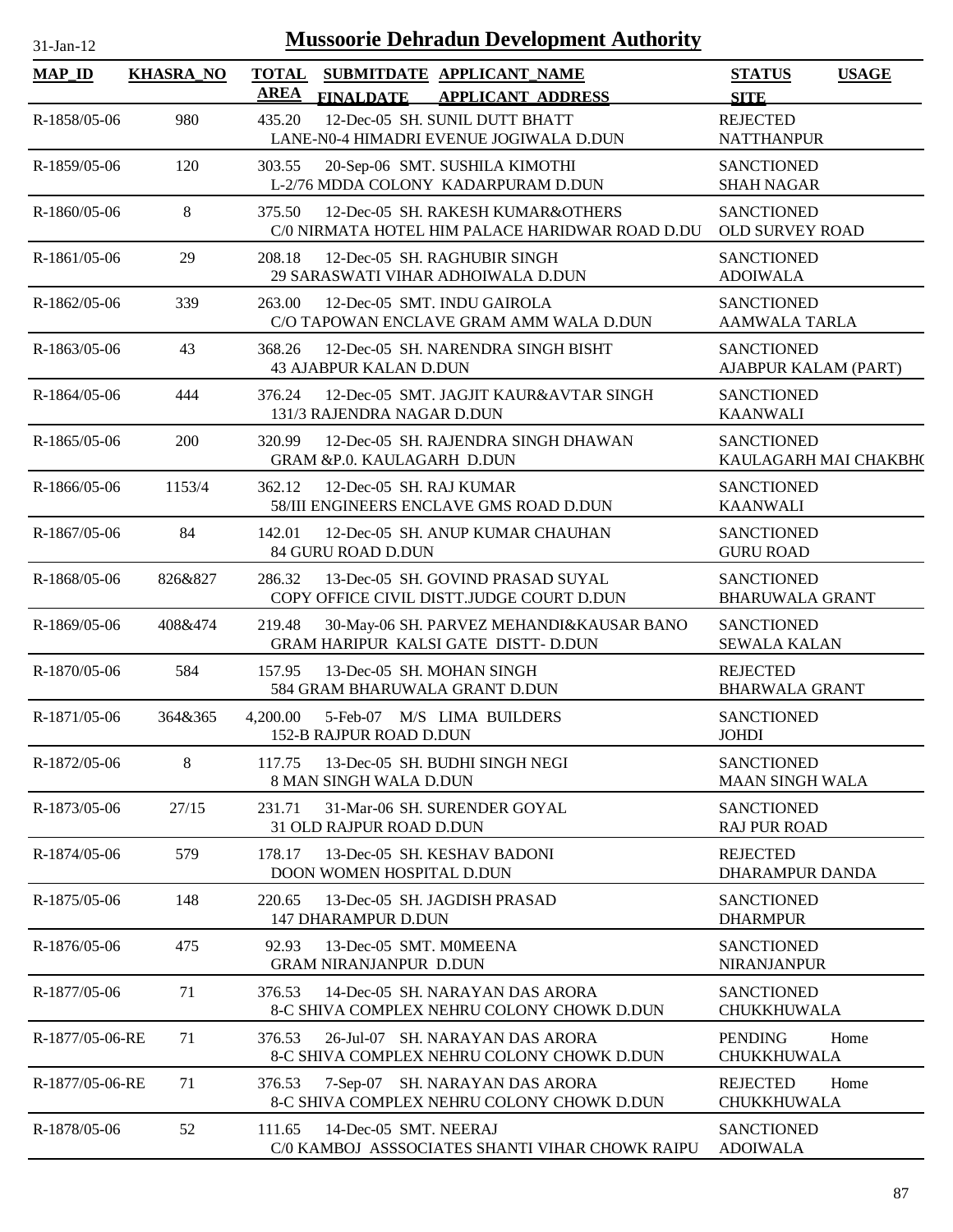# Mussoorie Dehradun Development Authority

| MAP_ID | KHASRA_NO | TOTAL AREA | SUBMITDATE FINALDATE | APPLICANT_NAME APPLICANT_ADDRESS | STATUS SITE | USAGE |
|---|---|---|---|---|---|---|
| R-1858/05-06 | 980 | 435.20 | 12-Dec-05 | SH. SUNIL DUTT BHATT<br>LANE-N0-4 HIMADRI EVENUE JOGIWALA D.DUN | REJECTED<br>NATTHANPUR | |
| R-1859/05-06 | 120 | 303.55 | 20-Sep-06 | SMT. SUSHILA KIMOTHI<br>L-2/76 MDDA COLONY KADARPURAM D.DUN | SANCTIONED<br>SHAH NAGAR | |
| R-1860/05-06 | 8 | 375.50 | 12-Dec-05 | SH. RAKESH KUMAR&OTHERS<br>C/0 NIRMATA HOTEL HIM PALACE HARIDWAR ROAD D.DU | SANCTIONED<br>OLD SURVEY ROAD | |
| R-1861/05-06 | 29 | 208.18 | 12-Dec-05 | SH. RAGHUBIR SINGH<br>29 SARASWATI VIHAR ADHOIWALA D.DUN | SANCTIONED<br>ADOIWALA | |
| R-1862/05-06 | 339 | 263.00 | 12-Dec-05 | SMT. INDU GAIROLA<br>C/O TAPOWAN ENCLAVE GRAM AMM WALA D.DUN | SANCTIONED<br>AAMWALA TARLA | |
| R-1863/05-06 | 43 | 368.26 | 12-Dec-05 | SH. NARENDRA SINGH BISHT<br>43 AJABPUR KALAN D.DUN | SANCTIONED<br>AJABPUR KALAM (PART) | |
| R-1864/05-06 | 444 | 376.24 | 12-Dec-05 | SMT. JAGJIT KAUR&AVTAR SINGH<br>131/3 RAJENDRA NAGAR D.DUN | SANCTIONED<br>KAANWALI | |
| R-1865/05-06 | 200 | 320.99 | 12-Dec-05 | SH. RAJENDRA SINGH DHAWAN<br>GRAM &P.0. KAULAGARH D.DUN | SANCTIONED<br>KAULAGARH MAI CHAKBH( | |
| R-1866/05-06 | 1153/4 | 362.12 | 12-Dec-05 | SH. RAJ KUMAR<br>58/III ENGINEERS ENCLAVE GMS ROAD D.DUN | SANCTIONED<br>KAANWALI | |
| R-1867/05-06 | 84 | 142.01 | 12-Dec-05 | SH. ANUP KUMAR CHAUHAN<br>84 GURU ROAD D.DUN | SANCTIONED<br>GURU ROAD | |
| R-1868/05-06 | 826&827 | 286.32 | 13-Dec-05 | SH. GOVIND PRASAD SUYAL<br>COPY OFFICE CIVIL DISTT.JUDGE COURT D.DUN | SANCTIONED<br>BHARUWALA GRANT | |
| R-1869/05-06 | 408&474 | 219.48 | 30-May-06 | SH. PARVEZ MEHANDI&KAUSAR BANO<br>GRAM HARIPUR KALSI GATE DISTT- D.DUN | SANCTIONED<br>SEWALA KALAN | |
| R-1870/05-06 | 584 | 157.95 | 13-Dec-05 | SH. MOHAN SINGH<br>584 GRAM BHARUWALA GRANT D.DUN | REJECTED<br>BHARWALA GRANT | |
| R-1871/05-06 | 364&365 | 4,200.00 | 5-Feb-07 | M/S LIMA BUILDERS<br>152-B RAJPUR ROAD D.DUN | SANCTIONED<br>JOHDI | |
| R-1872/05-06 | 8 | 117.75 | 13-Dec-05 | SH. BUDHI SINGH NEGI<br>8 MAN SINGH WALA D.DUN | SANCTIONED<br>MAAN SINGH WALA | |
| R-1873/05-06 | 27/15 | 231.71 | 31-Mar-06 | SH. SURENDER GOYAL<br>31 OLD RAJPUR ROAD D.DUN | SANCTIONED<br>RAJ PUR ROAD | |
| R-1874/05-06 | 579 | 178.17 | 13-Dec-05 | SH. KESHAV BADONI<br>DOON WOMEN HOSPITAL D.DUN | REJECTED<br>DHARAMPUR DANDA | |
| R-1875/05-06 | 148 | 220.65 | 13-Dec-05 | SH. JAGDISH PRASAD<br>147 DHARAMPUR D.DUN | SANCTIONED<br>DHARMPUR | |
| R-1876/05-06 | 475 | 92.93 | 13-Dec-05 | SMT. M0MEENA<br>GRAM NIRANJANPUR D.DUN | SANCTIONED<br>NIRANJANPUR | |
| R-1877/05-06 | 71 | 376.53 | 14-Dec-05 | SH. NARAYAN DAS ARORA<br>8-C SHIVA COMPLEX NEHRU COLONY CHOWK D.DUN | SANCTIONED<br>CHUKKHUWALA | |
| R-1877/05-06-RE | 71 | 376.53 | 26-Jul-07 | SH. NARAYAN DAS ARORA<br>8-C SHIVA COMPLEX NEHRU COLONY CHOWK D.DUN | PENDING<br>CHUKKHUWALA | Home |
| R-1877/05-06-RE | 71 | 376.53 | 7-Sep-07 | SH. NARAYAN DAS ARORA<br>8-C SHIVA COMPLEX NEHRU COLONY CHOWK D.DUN | REJECTED<br>CHUKKHUWALA | Home |
| R-1878/05-06 | 52 | 111.65 | 14-Dec-05 | SMT. NEERAJ<br>C/0 KAMBOJ ASSSOCIATES SHANTI VIHAR CHOWK RAIPU | SANCTIONED<br>ADOIWALA | |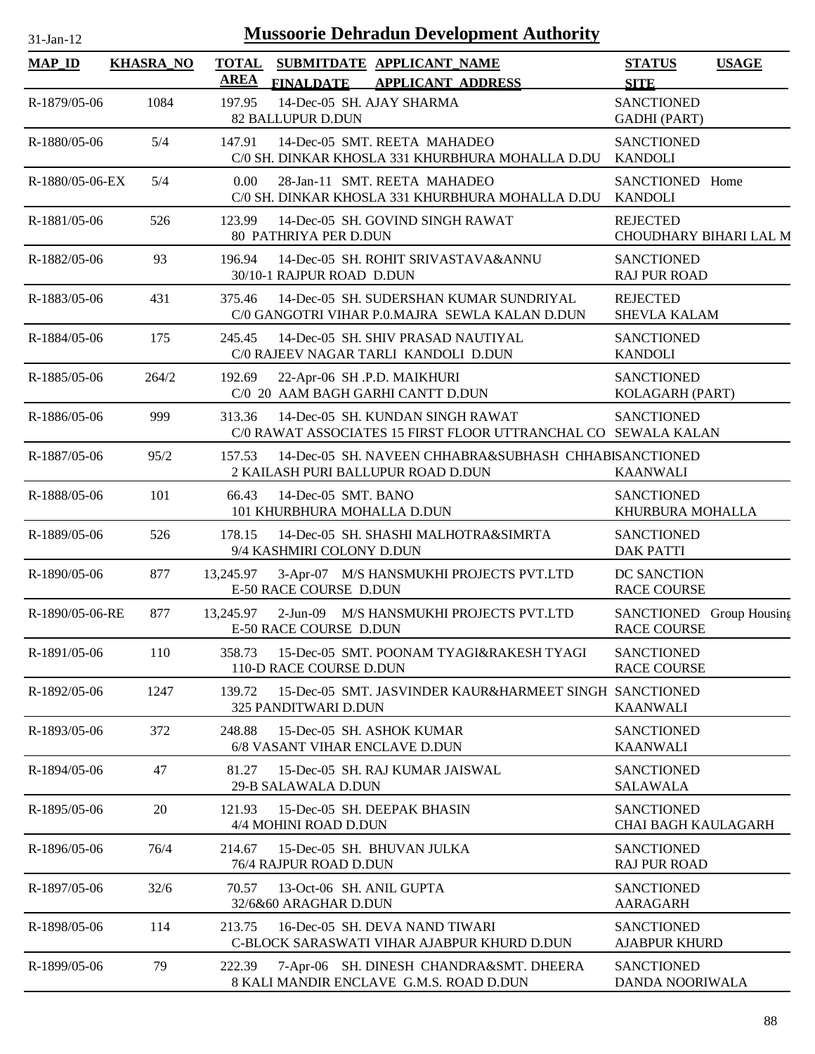# Mussoorie Dehradun Development Authority

31-Jan-12

| MAP_ID | KHASRA_NO | TOTAL AREA | SUBMITDATE FINALDATE | APPLICANT_NAME APPLICANT ADDRESS | STATUS SITE | USAGE |
|---|---|---|---|---|---|---|
| R-1879/05-06 | 1084 | 197.95 | 14-Dec-05 | SH. AJAY SHARMA<br>82 BALLUPUR D.DUN | SANCTIONED<br>GADHI (PART) | |
| R-1880/05-06 | 5/4 | 147.91 | 14-Dec-05 | SMT. REETA MAHADEO<br>C/0 SH. DINKAR KHOSLA 331 KHURBHURA MOHALLA D.DU | SANCTIONED<br>KANDOLI | |
| R-1880/05-06-EX | 5/4 | 0.00 | 28-Jan-11 | SMT. REETA MAHADEO<br>C/0 SH. DINKAR KHOSLA 331 KHURBHURA MOHALLA D.DU | SANCTIONED<br>KANDOLI | Home |
| R-1881/05-06 | 526 | 123.99 | 14-Dec-05 | SH. GOVIND SINGH RAWAT<br>80 PATHRIYA PER D.DUN | REJECTED<br>CHOUDHARY BIHARI LAL M | |
| R-1882/05-06 | 93 | 196.94 | 14-Dec-05 | SH. ROHIT SRIVASTAVA&ANNU<br>30/10-1 RAJPUR ROAD D.DUN | SANCTIONED<br>RAJ PUR ROAD | |
| R-1883/05-06 | 431 | 375.46 | 14-Dec-05 | SH. SUDERSHAN KUMAR SUNDRIYAL<br>C/0 GANGOTRI VIHAR P.0.MAJRA SEWLA KALAN D.DUN | REJECTED<br>SHEVLA KALAM | |
| R-1884/05-06 | 175 | 245.45 | 14-Dec-05 | SH. SHIV PRASAD NAUTIYAL<br>C/0 RAJEEV NAGAR TARLI KANDOLI D.DUN | SANCTIONED<br>KANDOLI | |
| R-1885/05-06 | 264/2 | 192.69 | 22-Apr-06 | SH .P.D. MAIKHURI<br>C/0 20 AAM BAGH GARHI CANTT D.DUN | SANCTIONED<br>KOLAGARH (PART) | |
| R-1886/05-06 | 999 | 313.36 | 14-Dec-05 | SH. KUNDAN SINGH RAWAT<br>C/0 RAWAT ASSOCIATES 15 FIRST FLOOR UTTRANCHAL CO | SANCTIONED<br>SEWALA KALAN | |
| R-1887/05-06 | 95/2 | 157.53 | 14-Dec-05 | SH. NAVEEN CHHABRA&SUBHASH CHHABI<br>2 KAILASH PURI BALLUPUR ROAD D.DUN | SANCTIONED<br>KAANWALI | |
| R-1888/05-06 | 101 | 66.43 | 14-Dec-05 | SMT. BANO<br>101 KHURBHURA MOHALLA D.DUN | SANCTIONED<br>KHURBURA MOHALLA | |
| R-1889/05-06 | 526 | 178.15 | 14-Dec-05 | SH. SHASHI MALHOTRA&SIMRTA<br>9/4 KASHMIRI COLONY D.DUN | SANCTIONED<br>DAK PATTI | |
| R-1890/05-06 | 877 | 13,245.97 | 3-Apr-07 | M/S HANSMUKHI PROJECTS PVT.LTD<br>E-50 RACE COURSE D.DUN | DC SANCTION<br>RACE COURSE | |
| R-1890/05-06-RE | 877 | 13,245.97 | 2-Jun-09 | M/S HANSMUKHI PROJECTS PVT.LTD<br>E-50 RACE COURSE D.DUN | SANCTIONED<br>RACE COURSE | Group Housing |
| R-1891/05-06 | 110 | 358.73 | 15-Dec-05 | SMT. POONAM TYAGI&RAKESH TYAGI<br>110-D RACE COURSE D.DUN | SANCTIONED<br>RACE COURSE | |
| R-1892/05-06 | 1247 | 139.72 | 15-Dec-05 | SMT. JASVINDER KAUR&HARMEET SINGH<br>325 PANDITWARI D.DUN | SANCTIONED<br>KAANWALI | |
| R-1893/05-06 | 372 | 248.88 | 15-Dec-05 | SH. ASHOK KUMAR<br>6/8 VASANT VIHAR ENCLAVE D.DUN | SANCTIONED<br>KAANWALI | |
| R-1894/05-06 | 47 | 81.27 | 15-Dec-05 | SH. RAJ KUMAR JAISWAL<br>29-B SALAWALA D.DUN | SANCTIONED<br>SALAWALA | |
| R-1895/05-06 | 20 | 121.93 | 15-Dec-05 | SH. DEEPAK BHASIN<br>4/4 MOHINI ROAD D.DUN | SANCTIONED<br>CHAI BAGH KAULAGARH | |
| R-1896/05-06 | 76/4 | 214.67 | 15-Dec-05 | SH. BHUVAN JULKA<br>76/4 RAJPUR ROAD D.DUN | SANCTIONED<br>RAJ PUR ROAD | |
| R-1897/05-06 | 32/6 | 70.57 | 13-Oct-06 | SH. ANIL GUPTA<br>32/6&60 ARAGHAR D.DUN | SANCTIONED<br>AARAGARH | |
| R-1898/05-06 | 114 | 213.75 | 16-Dec-05 | SH. DEVA NAND TIWARI<br>C-BLOCK SARASWATI VIHAR AJABPUR KHURD D.DUN | SANCTIONED<br>AJABPUR KHURD | |
| R-1899/05-06 | 79 | 222.39 | 7-Apr-06 | SH. DINESH CHANDRA&SMT. DHEERA<br>8 KALI MANDIR ENCLAVE G.M.S. ROAD D.DUN | SANCTIONED<br>DANDA NOORIWALA | |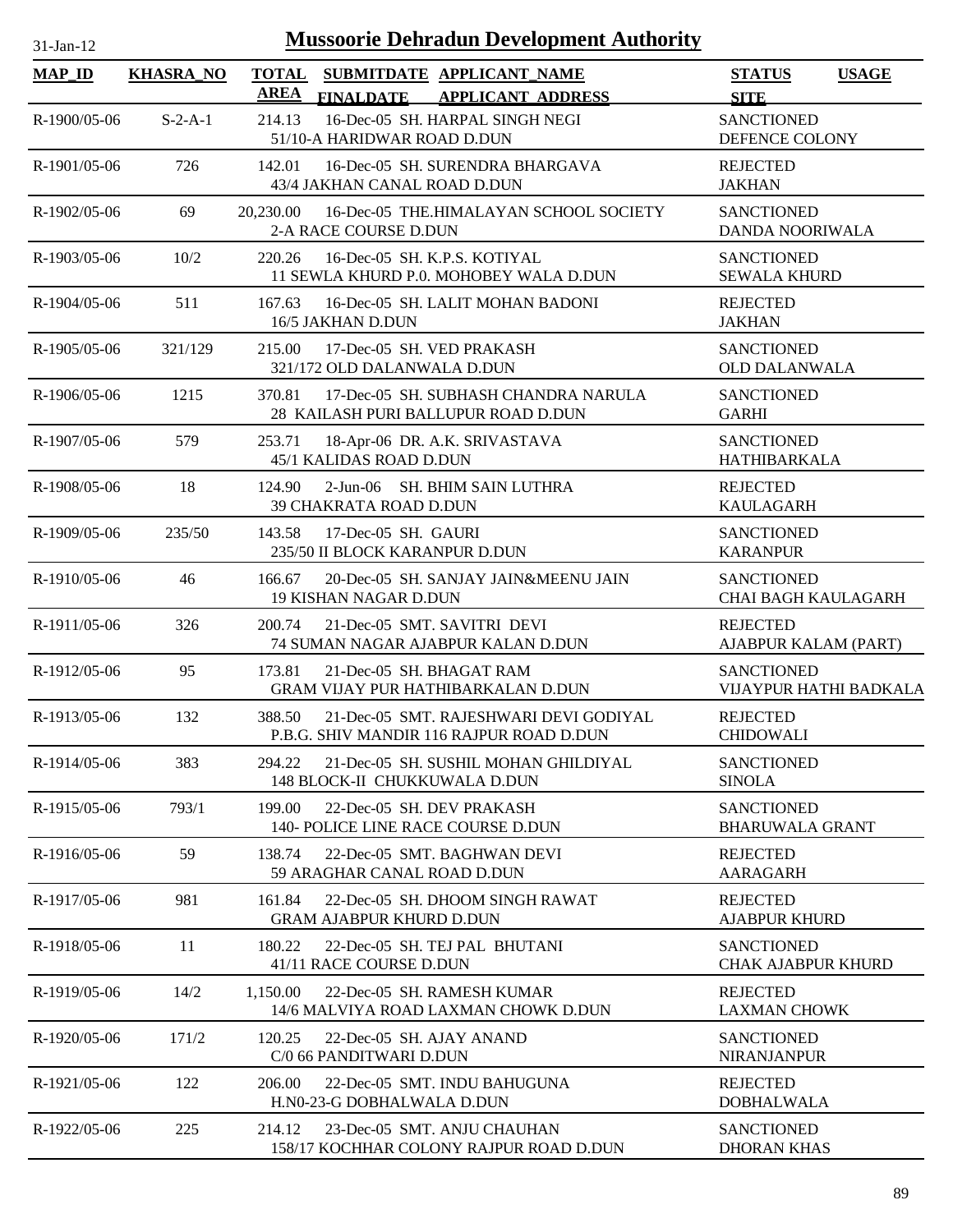31-Jan-12

# Mussoorie Dehradun Development Authority

| MAP_ID | KHASRA_NO | TOTAL AREA | SUBMITDATE FINALDATE | APPLICANT_NAME APPLICANT ADDRESS | STATUS SITE | USAGE |
|---|---|---|---|---|---|---|
| R-1900/05-06 | S-2-A-1 | 214.13 | 16-Dec-05 | SH. HARPAL SINGH NEGI 51/10-A HARIDWAR ROAD D.DUN | SANCTIONED DEFENCE COLONY | |
| R-1901/05-06 | 726 | 142.01 | 16-Dec-05 | SH. SURENDRA BHARGAVA 43/4 JAKHAN CANAL ROAD D.DUN | REJECTED JAKHAN | |
| R-1902/05-06 | 69 | 20,230.00 | 16-Dec-05 | THE.HIMALAYAN SCHOOL SOCIETY 2-A RACE COURSE D.DUN | SANCTIONED DANDA NOORIWALA | |
| R-1903/05-06 | 10/2 | 220.26 | 16-Dec-05 | SH. K.P.S. KOTIYAL 11 SEWLA KHURD P.0. MOHOBEY WALA D.DUN | SANCTIONED SEWALA KHURD | |
| R-1904/05-06 | 511 | 167.63 | 16-Dec-05 | SH. LALIT MOHAN BADONI 16/5 JAKHAN D.DUN | REJECTED JAKHAN | |
| R-1905/05-06 | 321/129 | 215.00 | 17-Dec-05 | SH. VED PRAKASH 321/172 OLD DALANWALA D.DUN | SANCTIONED OLD DALANWALA | |
| R-1906/05-06 | 1215 | 370.81 | 17-Dec-05 | SH. SUBHASH CHANDRA NARULA 28 KAILASH PURI BALLUPUR ROAD D.DUN | SANCTIONED GARHI | |
| R-1907/05-06 | 579 | 253.71 | 18-Apr-06 | DR. A.K. SRIVASTAVA 45/1 KALIDAS ROAD D.DUN | SANCTIONED HATHIBARKALA | |
| R-1908/05-06 | 18 | 124.90 | 2-Jun-06 | SH. BHIM SAIN LUTHRA 39 CHAKRATA ROAD D.DUN | REJECTED KAULAGARH | |
| R-1909/05-06 | 235/50 | 143.58 | 17-Dec-05 | SH. GAURI 235/50 II BLOCK KARANPUR D.DUN | SANCTIONED KARANPUR | |
| R-1910/05-06 | 46 | 166.67 | 20-Dec-05 | SH. SANJAY JAIN&MEENU JAIN 19 KISHAN NAGAR D.DUN | SANCTIONED CHAI BAGH KAULAGARH | |
| R-1911/05-06 | 326 | 200.74 | 21-Dec-05 | SMT. SAVITRI DEVI 74 SUMAN NAGAR AJABPUR KALAN D.DUN | REJECTED AJABPUR KALAM (PART) | |
| R-1912/05-06 | 95 | 173.81 | 21-Dec-05 | SH. BHAGAT RAM GRAM VIJAY PUR HATHIBARKALAN D.DUN | SANCTIONED VIJAYPUR HATHI BADKALA | |
| R-1913/05-06 | 132 | 388.50 | 21-Dec-05 | SMT. RAJESHWARI DEVI GODIYAL P.B.G. SHIV MANDIR 116 RAJPUR ROAD D.DUN | REJECTED CHIDOWALI | |
| R-1914/05-06 | 383 | 294.22 | 21-Dec-05 | SH. SUSHIL MOHAN GHILDIYAL 148 BLOCK-II CHUKKUWALA D.DUN | SANCTIONED SINOLA | |
| R-1915/05-06 | 793/1 | 199.00 | 22-Dec-05 | SH. DEV PRAKASH 140- POLICE LINE RACE COURSE D.DUN | SANCTIONED BHARUWALA GRANT | |
| R-1916/05-06 | 59 | 138.74 | 22-Dec-05 | SMT. BAGHWAN DEVI 59 ARAGHAR CANAL ROAD D.DUN | REJECTED AARAGARH | |
| R-1917/05-06 | 981 | 161.84 | 22-Dec-05 | SH. DHOOM SINGH RAWAT GRAM AJABPUR KHURD D.DUN | REJECTED AJABPUR KHURD | |
| R-1918/05-06 | 11 | 180.22 | 22-Dec-05 | SH. TEJ PAL BHUTANI 41/11 RACE COURSE D.DUN | SANCTIONED CHAK AJABPUR KHURD | |
| R-1919/05-06 | 14/2 | 1,150.00 | 22-Dec-05 | SH. RAMESH KUMAR 14/6 MALVIYA ROAD LAXMAN CHOWK D.DUN | REJECTED LAXMAN CHOWK | |
| R-1920/05-06 | 171/2 | 120.25 | 22-Dec-05 | SH. AJAY ANAND C/0 66 PANDITWARI D.DUN | SANCTIONED NIRANJANPUR | |
| R-1921/05-06 | 122 | 206.00 | 22-Dec-05 | SMT. INDU BAHUGUNA H.N0-23-G DOBHALWALA D.DUN | REJECTED DOBHALWALA | |
| R-1922/05-06 | 225 | 214.12 | 23-Dec-05 | SMT. ANJU CHAUHAN 158/17 KOCHHAR COLONY RAJPUR ROAD D.DUN | SANCTIONED DHORAN KHAS | |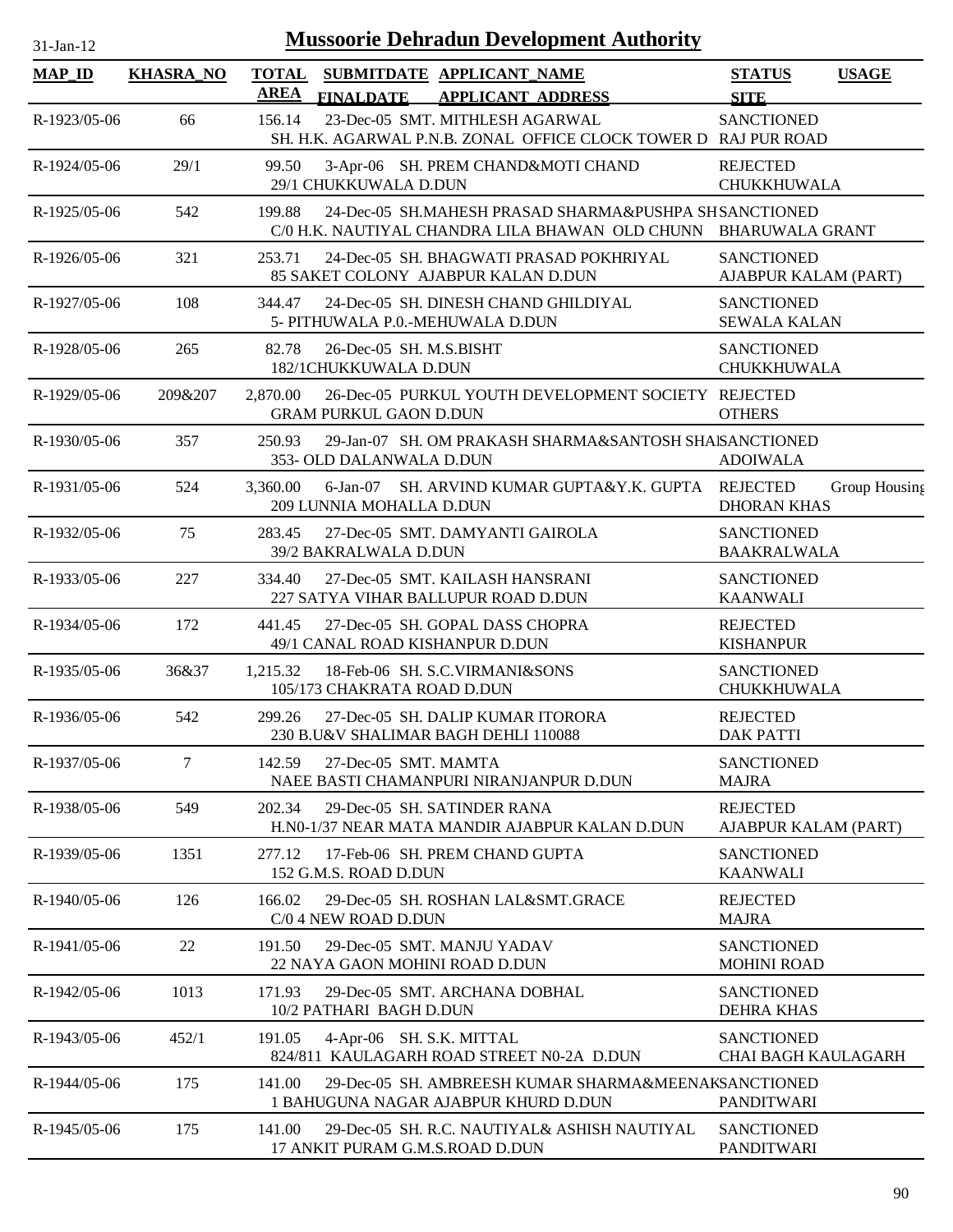# Mussoorie Dehradun Development Authority

31-Jan-12

| MAP_ID | KHASRA_NO | TOTAL AREA | SUBMITDATE FINALDATE | APPLICANT_NAME APPLICANT_ADDRESS | STATUS SITE | USAGE |
|---|---|---|---|---|---|---|
| R-1923/05-06 | 66 | 156.14 | 23-Dec-05 | SMT. MITHLESH AGARWAL<br>SH. H.K. AGARWAL P.N.B. ZONAL OFFICE CLOCK TOWER D | SANCTIONED<br>RAJ PUR ROAD | |
| R-1924/05-06 | 29/1 | 99.50 | 3-Apr-06 | SH. PREM CHAND&MOTI CHAND<br>29/1 CHUKKUWALA D.DUN | REJECTED<br>CHUKKHUWALA | |
| R-1925/05-06 | 542 | 199.88 | 24-Dec-05 | SH.MAHESH PRASAD SHARMA&PUSHPA SH<br>C/0 H.K. NAUTIYAL CHANDRA LILA BHAWAN OLD CHUNN | SANCTIONED<br>BHARUWALA GRANT | |
| R-1926/05-06 | 321 | 253.71 | 24-Dec-05 | SH. BHAGWATI PRASAD POKHRIYAL<br>85 SAKET COLONY AJABPUR KALAN D.DUN | SANCTIONED<br>AJABPUR KALAM (PART) | |
| R-1927/05-06 | 108 | 344.47 | 24-Dec-05 | SH. DINESH CHAND GHILDIYAL<br>5- PITHUWALA P.0.-MEHUWALA D.DUN | SANCTIONED<br>SEWALA KALAN | |
| R-1928/05-06 | 265 | 82.78 | 26-Dec-05 | SH. M.S.BISHT<br>182/1CHUKKUWALA D.DUN | SANCTIONED<br>CHUKKHUWALA | |
| R-1929/05-06 | 209&207 | 2,870.00 | 26-Dec-05 | PURKUL YOUTH DEVELOPMENT SOCIETY<br>GRAM PURKUL GAON D.DUN | REJECTED<br>OTHERS | |
| R-1930/05-06 | 357 | 250.93 | 29-Jan-07 | SH. OM PRAKASH SHARMA&SANTOSH SHA<br>353- OLD DALANWALA D.DUN | SANCTIONED<br>ADOIWALA | |
| R-1931/05-06 | 524 | 3,360.00 | 6-Jan-07 | SH. ARVIND KUMAR GUPTA&Y.K. GUPTA<br>209 LUNNIA MOHALLA D.DUN | REJECTED<br>DHORAN KHAS | Group Housing |
| R-1932/05-06 | 75 | 283.45 | 27-Dec-05 | SMT. DAMYANTI GAIROLA<br>39/2 BAKRALWALA D.DUN | SANCTIONED<br>BAAKRALWALA | |
| R-1933/05-06 | 227 | 334.40 | 27-Dec-05 | SMT. KAILASH HANSRANI<br>227 SATYA VIHAR BALLUPUR ROAD D.DUN | SANCTIONED<br>KAANWALI | |
| R-1934/05-06 | 172 | 441.45 | 27-Dec-05 | SH. GOPAL DASS CHOPRA<br>49/1 CANAL ROAD KISHANPUR D.DUN | REJECTED<br>KISHANPUR | |
| R-1935/05-06 | 36&37 | 1,215.32 | 18-Feb-06 | SH. S.C.VIRMANI&SONS<br>105/173 CHAKRATA ROAD D.DUN | SANCTIONED<br>CHUKKHUWALA | |
| R-1936/05-06 | 542 | 299.26 | 27-Dec-05 | SH. DALIP KUMAR ITORORA<br>230 B.U&V SHALIMAR BAGH DEHLI 110088 | REJECTED<br>DAK PATTI | |
| R-1937/05-06 | 7 | 142.59 | 27-Dec-05 | SMT. MAMTA<br>NAEE BASTI CHAMANPURI NIRANJANPUR D.DUN | SANCTIONED<br>MAJRA | |
| R-1938/05-06 | 549 | 202.34 | 29-Dec-05 | SH. SATINDER RANA<br>H.N0-1/37 NEAR MATA MANDIR AJABPUR KALAN D.DUN | REJECTED<br>AJABPUR KALAM (PART) | |
| R-1939/05-06 | 1351 | 277.12 | 17-Feb-06 | SH. PREM CHAND GUPTA<br>152 G.M.S. ROAD D.DUN | SANCTIONED<br>KAANWALI | |
| R-1940/05-06 | 126 | 166.02 | 29-Dec-05 | SH. ROSHAN LAL&SMT.GRACE<br>C/0 4 NEW ROAD D.DUN | REJECTED<br>MAJRA | |
| R-1941/05-06 | 22 | 191.50 | 29-Dec-05 | SMT. MANJU YADAV<br>22 NAYA GAON MOHINI ROAD D.DUN | SANCTIONED<br>MOHINI ROAD | |
| R-1942/05-06 | 1013 | 171.93 | 29-Dec-05 | SMT. ARCHANA DOBHAL<br>10/2 PATHARI BAGH D.DUN | SANCTIONED<br>DEHRA KHAS | |
| R-1943/05-06 | 452/1 | 191.05 | 4-Apr-06 | SH. S.K. MITTAL<br>824/811 KAULAGARH ROAD STREET N0-2A D.DUN | SANCTIONED<br>CHAI BAGH KAULAGARH | |
| R-1944/05-06 | 175 | 141.00 | 29-Dec-05 | SH. AMBREESH KUMAR SHARMA&MEENAK<br>1 BAHUGUNA NAGAR AJABPUR KHURD D.DUN | SANCTIONED<br>PANDITWARI | |
| R-1945/05-06 | 175 | 141.00 | 29-Dec-05 | SH. R.C. NAUTIYAL& ASHISH NAUTIYAL<br>17 ANKIT PURAM G.M.S.ROAD D.DUN | SANCTIONED<br>PANDITWARI | |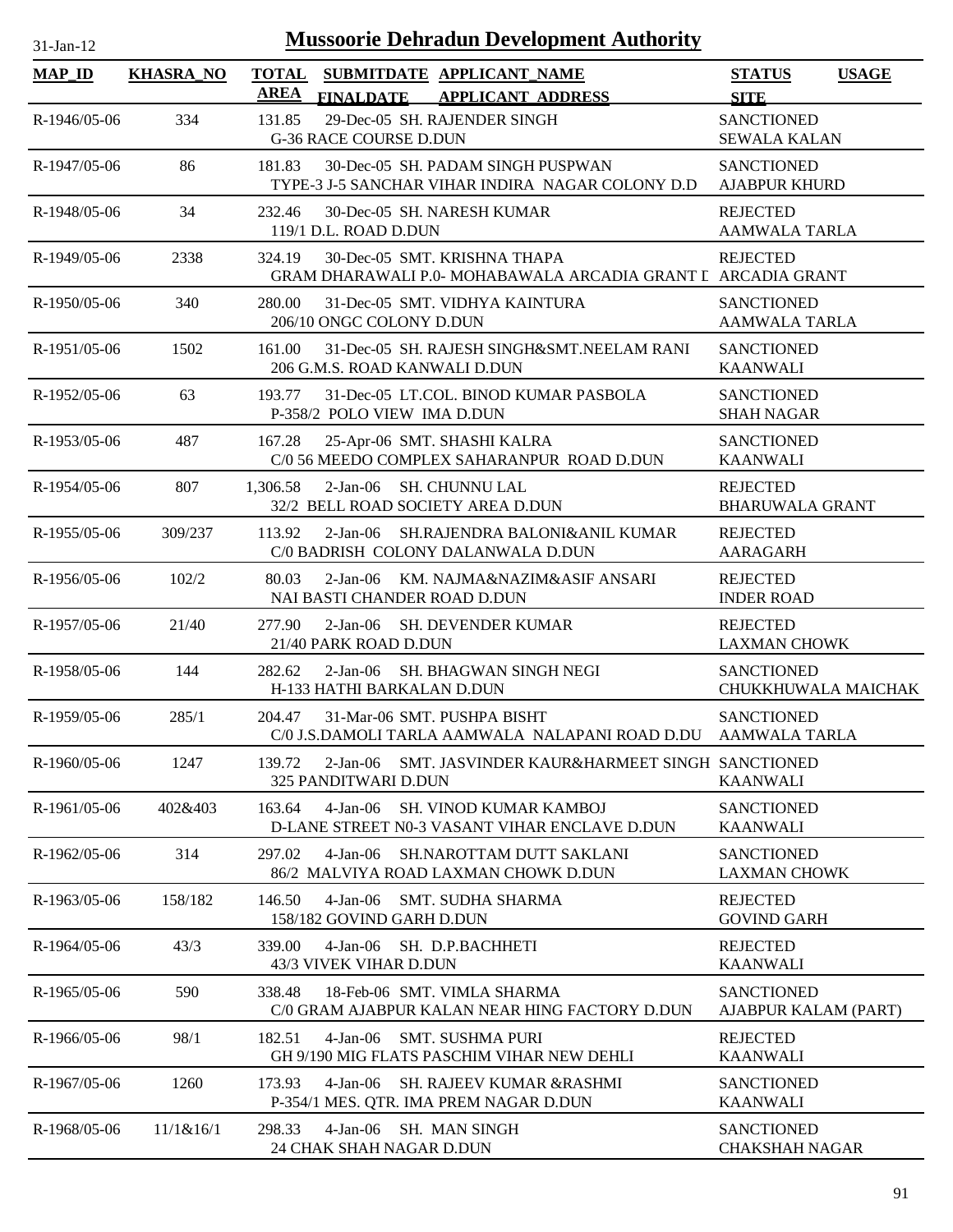# Mussoorie Dehradun Development Authority

31-Jan-12

| MAP_ID | KHASRA_NO | TOTAL AREA | SUBMITDATE FINALDATE | APPLICANT_NAME APPLICANT ADDRESS | STATUS SITE | USAGE |
|---|---|---|---|---|---|---|
| R-1946/05-06 | 334 | 131.85 | 29-Dec-05 | SH. RAJENDER SINGH<br>G-36 RACE COURSE D.DUN | SANCTIONED<br>SEWALA KALAN | |
| R-1947/05-06 | 86 | 181.83 | 30-Dec-05 | SH. PADAM SINGH PUSPWAN<br>TYPE-3 J-5 SANCHAR VIHAR INDIRA NAGAR COLONY D.D | SANCTIONED<br>AJABPUR KHURD | |
| R-1948/05-06 | 34 | 232.46 | 30-Dec-05 | SH. NARESH KUMAR<br>119/1 D.L. ROAD D.DUN | REJECTED<br>AAMWALA TARLA | |
| R-1949/05-06 | 2338 | 324.19 | 30-Dec-05 | SMT. KRISHNA THAPA<br>GRAM DHARAWALI P.0- MOHABAWALA ARCADIA GRANT I | REJECTED<br>ARCADIA GRANT | |
| R-1950/05-06 | 340 | 280.00 | 31-Dec-05 | SMT. VIDHYA KAINTURA<br>206/10 ONGC COLONY D.DUN | SANCTIONED<br>AAMWALA TARLA | |
| R-1951/05-06 | 1502 | 161.00 | 31-Dec-05 | SH. RAJESH SINGH&SMT.NEELAM RANI<br>206 G.M.S. ROAD KANWALI D.DUN | SANCTIONED<br>KAANWALI | |
| R-1952/05-06 | 63 | 193.77 | 31-Dec-05 | LT.COL. BINOD KUMAR PASBOLA<br>P-358/2 POLO VIEW IMA D.DUN | SANCTIONED<br>SHAH NAGAR | |
| R-1953/05-06 | 487 | 167.28 | 25-Apr-06 | SMT. SHASHI KALRA<br>C/0 56 MEEDO COMPLEX SAHARANPUR ROAD D.DUN | SANCTIONED<br>KAANWALI | |
| R-1954/05-06 | 807 | 1,306.58 | 2-Jan-06 | SH. CHUNNU LAL<br>32/2 BELL ROAD SOCIETY AREA D.DUN | REJECTED<br>BHARUWALA GRANT | |
| R-1955/05-06 | 309/237 | 113.92 | 2-Jan-06 | SH.RAJENDRA BALONI&ANIL KUMAR<br>C/0 BADRISH COLONY DALANWALA D.DUN | REJECTED<br>AARAGARH | |
| R-1956/05-06 | 102/2 | 80.03 | 2-Jan-06 | KM. NAJMA&NAZIM&ASIF ANSARI<br>NAI BASTI CHANDER ROAD D.DUN | REJECTED<br>INDER ROAD | |
| R-1957/05-06 | 21/40 | 277.90 | 2-Jan-06 | SH. DEVENDER KUMAR<br>21/40 PARK ROAD D.DUN | REJECTED<br>LAXMAN CHOWK | |
| R-1958/05-06 | 144 | 282.62 | 2-Jan-06 | SH. BHAGWAN SINGH NEGI<br>H-133 HATHI BARKALAN D.DUN | SANCTIONED<br>CHUKKHUWALA MAICHAK | |
| R-1959/05-06 | 285/1 | 204.47 | 31-Mar-06 | SMT. PUSHPA BISHT<br>C/0 J.S.DAMOLI TARLA AAMWALA NALAPANI ROAD D.DU | SANCTIONED<br>AAMWALA TARLA | |
| R-1960/05-06 | 1247 | 139.72 | 2-Jan-06 | SMT. JASVINDER KAUR&HARMEET SINGH<br>325 PANDITWARI D.DUN | SANCTIONED<br>KAANWALI | |
| R-1961/05-06 | 402&403 | 163.64 | 4-Jan-06 | SH. VINOD KUMAR KAMBOJ<br>D-LANE STREET N0-3 VASANT VIHAR ENCLAVE D.DUN | SANCTIONED<br>KAANWALI | |
| R-1962/05-06 | 314 | 297.02 | 4-Jan-06 | SH.NAROTTAM DUTT SAKLANI<br>86/2 MALVIYA ROAD LAXMAN CHOWK D.DUN | SANCTIONED<br>LAXMAN CHOWK | |
| R-1963/05-06 | 158/182 | 146.50 | 4-Jan-06 | SMT. SUDHA SHARMA<br>158/182 GOVIND GARH D.DUN | REJECTED<br>GOVIND GARH | |
| R-1964/05-06 | 43/3 | 339.00 | 4-Jan-06 | SH. D.P.BACHHETI<br>43/3 VIVEK VIHAR D.DUN | REJECTED<br>KAANWALI | |
| R-1965/05-06 | 590 | 338.48 | 18-Feb-06 | SMT. VIMLA SHARMA<br>C/0 GRAM AJABPUR KALAN NEAR HING FACTORY D.DUN | SANCTIONED<br>AJABPUR KALAM (PART) | |
| R-1966/05-06 | 98/1 | 182.51 | 4-Jan-06 | SMT. SUSHMA PURI<br>GH 9/190 MIG FLATS PASCHIM VIHAR NEW DEHLI | REJECTED<br>KAANWALI | |
| R-1967/05-06 | 1260 | 173.93 | 4-Jan-06 | SH. RAJEEV KUMAR &RASHMI<br>P-354/1 MES. QTR. IMA PREM NAGAR D.DUN | SANCTIONED<br>KAANWALI | |
| R-1968/05-06 | 11/1&16/1 | 298.33 | 4-Jan-06 | SH. MAN SINGH<br>24 CHAK SHAH NAGAR D.DUN | SANCTIONED<br>CHAKSHAH NAGAR | |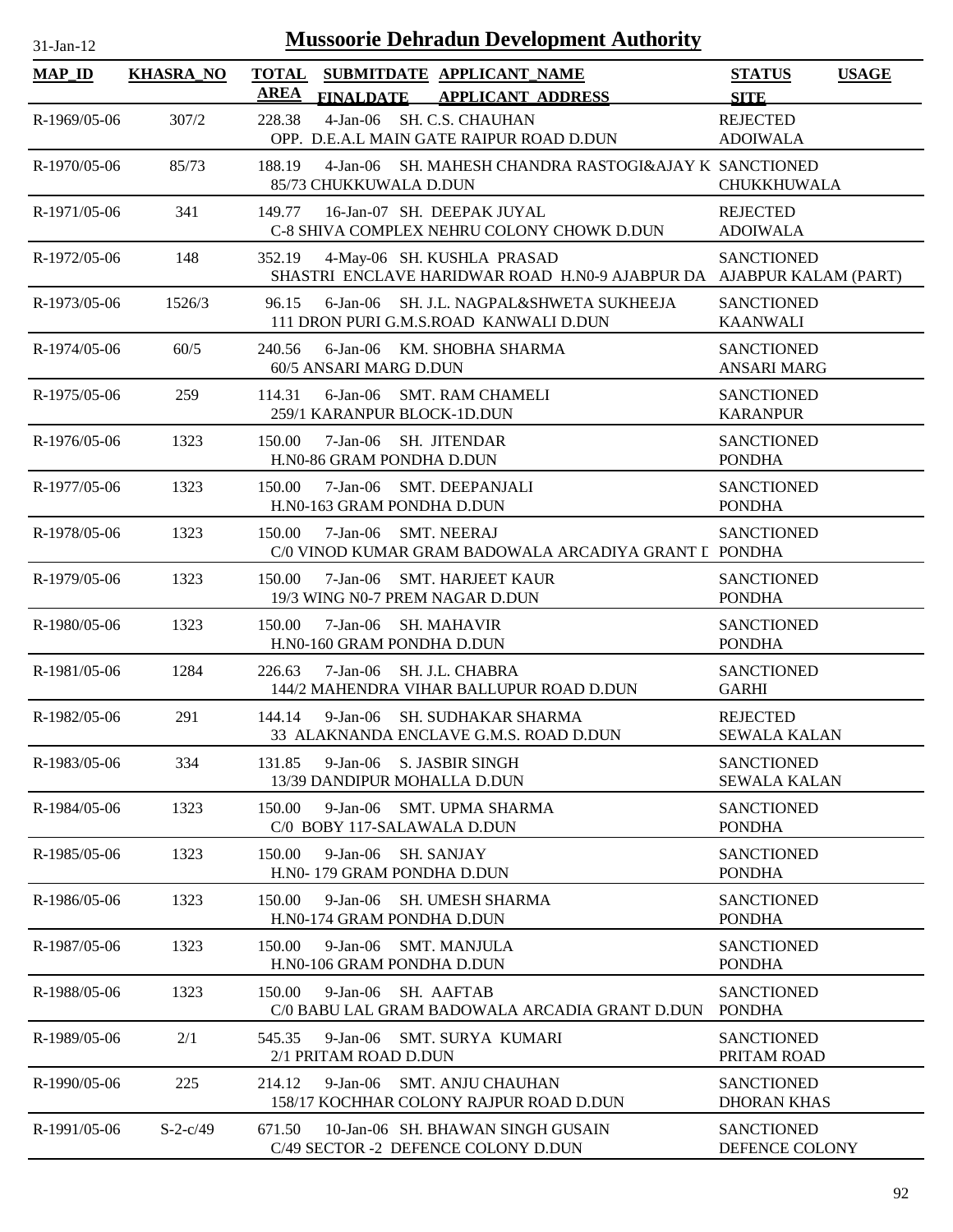# Mussoorie Dehradun Development Authority

31-Jan-12

| MAP_ID | KHASRA_NO | TOTAL AREA | SUBMITDATE FINALDATE | APPLICANT_NAME APPLICANT ADDRESS | STATUS SITE | USAGE |
|---|---|---|---|---|---|---|
| R-1969/05-06 | 307/2 | 228.38 | 4-Jan-06 | SH. C.S. CHAUHAN OPP. D.E.A.L MAIN GATE RAIPUR ROAD D.DUN | REJECTED ADOIWALA | |
| R-1970/05-06 | 85/73 | 188.19 | 4-Jan-06 | SH. MAHESH CHANDRA RASTOGI&AJAY K 85/73 CHUKKUWALA D.DUN | SANCTIONED CHUKKHUWALA | |
| R-1971/05-06 | 341 | 149.77 | 16-Jan-07 | SH. DEEPAK JUYAL C-8 SHIVA COMPLEX NEHRU COLONY CHOWK D.DUN | REJECTED ADOIWALA | |
| R-1972/05-06 | 148 | 352.19 | 4-May-06 | SH. KUSHLA PRASAD SHASTRI ENCLAVE HARIDWAR ROAD H.N0-9 AJABPUR DA | SANCTIONED AJABPUR KALAM (PART) | |
| R-1973/05-06 | 1526/3 | 96.15 | 6-Jan-06 | SH. J.L. NAGPAL&SHWETA SUKHEEJA 111 DRON PURI G.M.S.ROAD KANWALI D.DUN | SANCTIONED KAANWALI | |
| R-1974/05-06 | 60/5 | 240.56 | 6-Jan-06 | KM. SHOBHA SHARMA 60/5 ANSARI MARG D.DUN | SANCTIONED ANSARI MARG | |
| R-1975/05-06 | 259 | 114.31 | 6-Jan-06 | SMT. RAM CHAMELI 259/1 KARANPUR BLOCK-1D.DUN | SANCTIONED KARANPUR | |
| R-1976/05-06 | 1323 | 150.00 | 7-Jan-06 | SH. JITENDAR H.N0-86 GRAM PONDHA D.DUN | SANCTIONED PONDHA | |
| R-1977/05-06 | 1323 | 150.00 | 7-Jan-06 | SMT. DEEPANJALI H.N0-163 GRAM PONDHA D.DUN | SANCTIONED PONDHA | |
| R-1978/05-06 | 1323 | 150.00 | 7-Jan-06 | SMT. NEERAJ C/0 VINOD KUMAR GRAM BADOWALA ARCADIYA GRANT D | SANCTIONED PONDHA | |
| R-1979/05-06 | 1323 | 150.00 | 7-Jan-06 | SMT. HARJEET KAUR 19/3 WING N0-7 PREM NAGAR D.DUN | SANCTIONED PONDHA | |
| R-1980/05-06 | 1323 | 150.00 | 7-Jan-06 | SH. MAHAVIR H.N0-160 GRAM PONDHA D.DUN | SANCTIONED PONDHA | |
| R-1981/05-06 | 1284 | 226.63 | 7-Jan-06 | SH. J.L. CHABRA 144/2 MAHENDRA VIHAR BALLUPUR ROAD D.DUN | SANCTIONED GARHI | |
| R-1982/05-06 | 291 | 144.14 | 9-Jan-06 | SH. SUDHAKAR SHARMA 33 ALAKNANDA ENCLAVE G.M.S. ROAD D.DUN | REJECTED SEWALA KALAN | |
| R-1983/05-06 | 334 | 131.85 | 9-Jan-06 | S. JASBIR SINGH 13/39 DANDIPUR MOHALLA D.DUN | SANCTIONED SEWALA KALAN | |
| R-1984/05-06 | 1323 | 150.00 | 9-Jan-06 | SMT. UPMA SHARMA C/0 BOBY 117-SALAWALA D.DUN | SANCTIONED PONDHA | |
| R-1985/05-06 | 1323 | 150.00 | 9-Jan-06 | SH. SANJAY H.N0- 179 GRAM PONDHA D.DUN | SANCTIONED PONDHA | |
| R-1986/05-06 | 1323 | 150.00 | 9-Jan-06 | SH. UMESH SHARMA H.N0-174 GRAM PONDHA D.DUN | SANCTIONED PONDHA | |
| R-1987/05-06 | 1323 | 150.00 | 9-Jan-06 | SMT. MANJULA H.N0-106 GRAM PONDHA D.DUN | SANCTIONED PONDHA | |
| R-1988/05-06 | 1323 | 150.00 | 9-Jan-06 | SH. AAFTAB C/0 BABU LAL GRAM BADOWALA ARCADIA GRANT D.DUN | SANCTIONED PONDHA | |
| R-1989/05-06 | 2/1 | 545.35 | 9-Jan-06 | SMT. SURYA KUMARI 2/1 PRITAM ROAD D.DUN | SANCTIONED PRITAM ROAD | |
| R-1990/05-06 | 225 | 214.12 | 9-Jan-06 | SMT. ANJU CHAUHAN 158/17 KOCHHAR COLONY RAJPUR ROAD D.DUN | SANCTIONED DHORAN KHAS | |
| R-1991/05-06 | S-2-c/49 | 671.50 | 10-Jan-06 | SH. BHAWAN SINGH GUSAIN C/49 SECTOR -2 DEFENCE COLONY D.DUN | SANCTIONED DEFENCE COLONY | |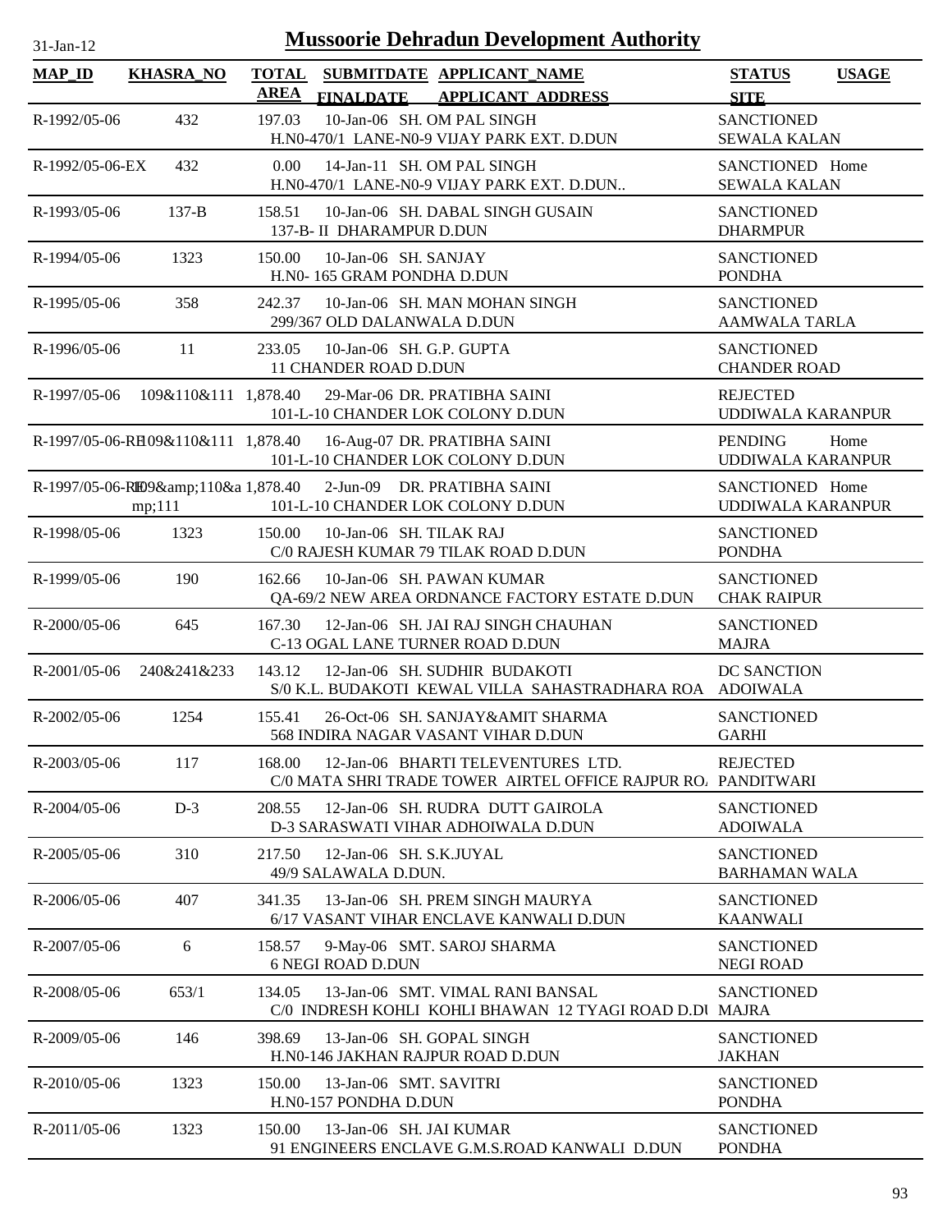# Mussoorie Dehradun Development Authority

31-Jan-12

| MAP_ID | KHASRA_NO | TOTAL AREA | SUBMITDATE FINALDATE | APPLICANT_NAME APPLICANT_ADDRESS | STATUS SITE | USAGE |
|---|---|---|---|---|---|---|
| R-1992/05-06 | 432 | 197.03 | 10-Jan-06 | SH. OM PAL SINGH<br>H.N0-470/1 LANE-N0-9 VIJAY PARK EXT. D.DUN | SANCTIONED<br>SEWALA KALAN | |
| R-1992/05-06-EX | 432 | 0.00 | 14-Jan-11 | SH. OM PAL SINGH<br>H.N0-470/1 LANE-N0-9 VIJAY PARK EXT. D.DUN.. | SANCTIONED<br>SEWALA KALAN | Home |
| R-1993/05-06 | 137-B | 158.51 | 10-Jan-06 | SH. DABAL SINGH GUSAIN<br>137-B- II DHARAMPUR D.DUN | SANCTIONED<br>DHARMPUR | |
| R-1994/05-06 | 1323 | 150.00 | 10-Jan-06 | SH. SANJAY<br>H.N0- 165 GRAM PONDHA D.DUN | SANCTIONED<br>PONDHA | |
| R-1995/05-06 | 358 | 242.37 | 10-Jan-06 | SH. MAN MOHAN SINGH<br>299/367 OLD DALANWALA D.DUN | SANCTIONED<br>AAMWALA TARLA | |
| R-1996/05-06 | 11 | 233.05 | 10-Jan-06 | SH. G.P. GUPTA<br>11 CHANDER ROAD D.DUN | SANCTIONED<br>CHANDER ROAD | |
| R-1997/05-06 | 109&110&111 | 1,878.40 | 29-Mar-06 | DR. PRATIBHA SAINI<br>101-L-10 CHANDER LOK COLONY D.DUN | REJECTED<br>UDDIWALA KARANPUR | |
| R-1997/05-06-RE | 109&110&111 | 1,878.40 | 16-Aug-07 | DR. PRATIBHA SAINI<br>101-L-10 CHANDER LOK COLONY D.DUN | PENDING<br>UDDIWALA KARANPUR | Home |
| R-1997/05-06-RE | 109&amp;110&amp;111 | 1,878.40 | 2-Jun-09 | DR. PRATIBHA SAINI<br>101-L-10 CHANDER LOK COLONY D.DUN | SANCTIONED<br>UDDIWALA KARANPUR | Home |
| R-1998/05-06 | 1323 | 150.00 | 10-Jan-06 | SH. TILAK RAJ<br>C/0 RAJESH KUMAR 79 TILAK ROAD D.DUN | SANCTIONED<br>PONDHA | |
| R-1999/05-06 | 190 | 162.66 | 10-Jan-06 | SH. PAWAN KUMAR<br>QA-69/2 NEW AREA ORDNANCE FACTORY ESTATE D.DUN | SANCTIONED<br>CHAK RAIPUR | |
| R-2000/05-06 | 645 | 167.30 | 12-Jan-06 | SH. JAI RAJ SINGH CHAUHAN<br>C-13 OGAL LANE TURNER ROAD D.DUN | SANCTIONED<br>MAJRA | |
| R-2001/05-06 | 240&241&233 | 143.12 | 12-Jan-06 | SH. SUDHIR BUDAKOTI<br>S/0 K.L. BUDAKOTI KEWAL VILLA SAHASTRADHARA ROA | DC SANCTION<br>ADOIWALA | |
| R-2002/05-06 | 1254 | 155.41 | 26-Oct-06 | SH. SANJAY&AMIT SHARMA<br>568 INDIRA NAGAR VASANT VIHAR D.DUN | SANCTIONED<br>GARHI | |
| R-2003/05-06 | 117 | 168.00 | 12-Jan-06 | BHARTI TELEVENTURES LTD.<br>C/0 MATA SHRI TRADE TOWER AIRTEL OFFICE RAJPUR RO. | REJECTED<br>PANDITWARI | |
| R-2004/05-06 | D-3 | 208.55 | 12-Jan-06 | SH. RUDRA DUTT GAIROLA<br>D-3 SARASWATI VIHAR ADHOIWALA D.DUN | SANCTIONED<br>ADOIWALA | |
| R-2005/05-06 | 310 | 217.50 | 12-Jan-06 | SH. S.K.JUYAL<br>49/9 SALAWALA D.DUN. | SANCTIONED<br>BARHAMAN WALA | |
| R-2006/05-06 | 407 | 341.35 | 13-Jan-06 | SH. PREM SINGH MAURYA<br>6/17 VASANT VIHAR ENCLAVE KANWALI D.DUN | SANCTIONED<br>KAANWALI | |
| R-2007/05-06 | 6 | 158.57 | 9-May-06 | SMT. SAROJ SHARMA<br>6 NEGI ROAD D.DUN | SANCTIONED<br>NEGI ROAD | |
| R-2008/05-06 | 653/1 | 134.05 | 13-Jan-06 | SMT. VIMAL RANI BANSAL<br>C/0 INDRESH KOHLI KOHLI BHAWAN 12 TYAGI ROAD D.DU | SANCTIONED<br>MAJRA | |
| R-2009/05-06 | 146 | 398.69 | 13-Jan-06 | SH. GOPAL SINGH<br>H.N0-146 JAKHAN RAJPUR ROAD D.DUN | SANCTIONED<br>JAKHAN | |
| R-2010/05-06 | 1323 | 150.00 | 13-Jan-06 | SMT. SAVITRI<br>H.N0-157 PONDHA D.DUN | SANCTIONED<br>PONDHA | |
| R-2011/05-06 | 1323 | 150.00 | 13-Jan-06 | SH. JAI KUMAR<br>91 ENGINEERS ENCLAVE G.M.S.ROAD KANWALI D.DUN | SANCTIONED<br>PONDHA | |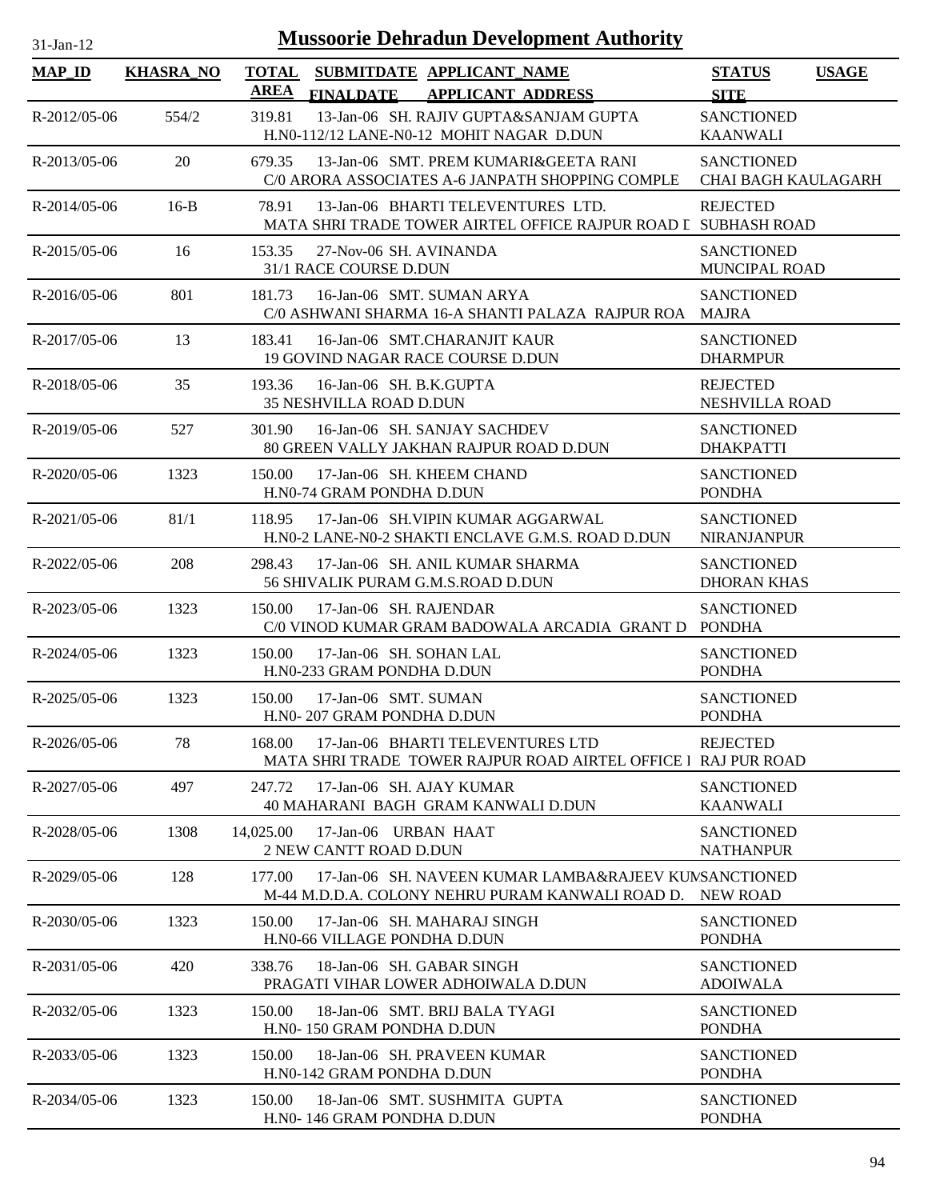# Mussoorie Dehradun Development Authority

31-Jan-12

| MAP_ID | KHASRA_NO | TOTAL AREA | SUBMITDATE FINALDATE | APPLICANT_NAME APPLICANT_ADDRESS | STATUS SITE | USAGE |
|---|---|---|---|---|---|---|
| R-2012/05-06 | 554/2 | 319.81 | 13-Jan-06 | SH. RAJIV GUPTA&SANJAM GUPTA H.N0-112/12 LANE-N0-12 MOHIT NAGAR D.DUN | SANCTIONED KAANWALI | |
| R-2013/05-06 | 20 | 679.35 | 13-Jan-06 | SMT. PREM KUMARI&GEETA RANI C/0 ARORA ASSOCIATES A-6 JANPATH SHOPPING COMPLE | SANCTIONED CHAI BAGH KAULAGARH | |
| R-2014/05-06 | 16-B | 78.91 | 13-Jan-06 | BHARTI TELEVENTURES LTD. MATA SHRI TRADE TOWER AIRTEL OFFICE RAJPUR ROAD I | REJECTED SUBHASH ROAD | |
| R-2015/05-06 | 16 | 153.35 | 27-Nov-06 | SH. AVINANDA 31/1 RACE COURSE D.DUN | SANCTIONED MUNCIPAL ROAD | |
| R-2016/05-06 | 801 | 181.73 | 16-Jan-06 | SMT. SUMAN ARYA C/0 ASHWANI SHARMA 16-A SHANTI PALAZA RAJPUR ROA | SANCTIONED MAJRA | |
| R-2017/05-06 | 13 | 183.41 | 16-Jan-06 | SMT.CHARANJIT KAUR 19 GOVIND NAGAR RACE COURSE D.DUN | SANCTIONED DHARMPUR | |
| R-2018/05-06 | 35 | 193.36 | 16-Jan-06 | SH. B.K.GUPTA 35 NESHVILLA ROAD D.DUN | REJECTED NESHVILLA ROAD | |
| R-2019/05-06 | 527 | 301.90 | 16-Jan-06 | SH. SANJAY SACHDEV 80 GREEN VALLY JAKHAN RAJPUR ROAD D.DUN | SANCTIONED DHAKPATTI | |
| R-2020/05-06 | 1323 | 150.00 | 17-Jan-06 | SH. KHEEM CHAND H.N0-74 GRAM PONDHA D.DUN | SANCTIONED PONDHA | |
| R-2021/05-06 | 81/1 | 118.95 | 17-Jan-06 | SH.VIPIN KUMAR AGGARWAL H.N0-2 LANE-N0-2 SHAKTI ENCLAVE G.M.S. ROAD D.DUN | SANCTIONED NIRANJANPUR | |
| R-2022/05-06 | 208 | 298.43 | 17-Jan-06 | SH. ANIL KUMAR SHARMA 56 SHIVALIK PURAM G.M.S.ROAD D.DUN | SANCTIONED DHORAN KHAS | |
| R-2023/05-06 | 1323 | 150.00 | 17-Jan-06 | SH. RAJENDAR C/0 VINOD KUMAR GRAM BADOWALA ARCADIA GRANT D | SANCTIONED PONDHA | |
| R-2024/05-06 | 1323 | 150.00 | 17-Jan-06 | SH. SOHAN LAL H.N0-233 GRAM PONDHA D.DUN | SANCTIONED PONDHA | |
| R-2025/05-06 | 1323 | 150.00 | 17-Jan-06 | SMT. SUMAN H.N0- 207 GRAM PONDHA D.DUN | SANCTIONED PONDHA | |
| R-2026/05-06 | 78 | 168.00 | 17-Jan-06 | BHARTI TELEVENTURES LTD MATA SHRI TRADE TOWER RAJPUR ROAD AIRTEL OFFICE I | REJECTED RAJ PUR ROAD | |
| R-2027/05-06 | 497 | 247.72 | 17-Jan-06 | SH. AJAY KUMAR 40 MAHARANI BAGH GRAM KANWALI D.DUN | SANCTIONED KAANWALI | |
| R-2028/05-06 | 1308 | 14,025.00 | 17-Jan-06 | URBAN HAAT 2 NEW CANTT ROAD D.DUN | SANCTIONED NATHANPUR | |
| R-2029/05-06 | 128 | 177.00 | 17-Jan-06 | SH. NAVEEN KUMAR LAMBA&RAJEEV KUM M-44 M.D.D.A. COLONY NEHRU PURAM KANWALI ROAD D. | SANCTIONED NEW ROAD | |
| R-2030/05-06 | 1323 | 150.00 | 17-Jan-06 | SH. MAHARAJ SINGH H.N0-66 VILLAGE PONDHA D.DUN | SANCTIONED PONDHA | |
| R-2031/05-06 | 420 | 338.76 | 18-Jan-06 | SH. GABAR SINGH PRAGATI VIHAR LOWER ADHOIWALA D.DUN | SANCTIONED ADOIWALA | |
| R-2032/05-06 | 1323 | 150.00 | 18-Jan-06 | SMT. BRIJ BALA TYAGI H.N0- 150 GRAM PONDHA D.DUN | SANCTIONED PONDHA | |
| R-2033/05-06 | 1323 | 150.00 | 18-Jan-06 | SH. PRAVEEN KUMAR H.N0-142 GRAM PONDHA D.DUN | SANCTIONED PONDHA | |
| R-2034/05-06 | 1323 | 150.00 | 18-Jan-06 | SMT. SUSHMITA GUPTA H.N0- 146 GRAM PONDHA D.DUN | SANCTIONED PONDHA | |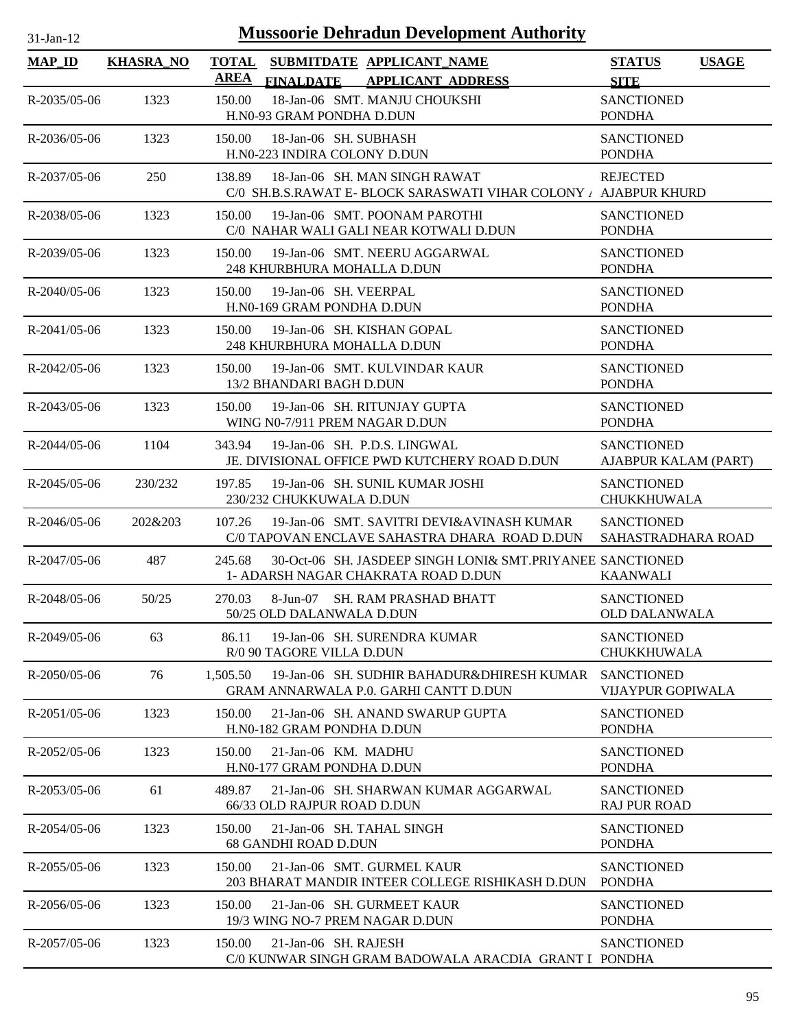31-Jan-12

# Mussoorie Dehradun Development Authority

| MAP_ID | KHASRA_NO | TOTAL AREA | SUBMITDATE FINALDATE | APPLICANT_NAME APPLICANT ADDRESS | STATUS SITE | USAGE |
|---|---|---|---|---|---|---|
| R-2035/05-06 | 1323 | 150.00 | 18-Jan-06 | SMT. MANJU CHOUKSHI<br>H.N0-93 GRAM PONDHA D.DUN | SANCTIONED<br>PONDHA | |
| R-2036/05-06 | 1323 | 150.00 | 18-Jan-06 | SH. SUBHASH<br>H.N0-223 INDIRA COLONY D.DUN | SANCTIONED<br>PONDHA | |
| R-2037/05-06 | 250 | 138.89 | 18-Jan-06 | SH. MAN SINGH RAWAT<br>C/0 SH.B.S.RAWAT E- BLOCK SARASWATI VIHAR COLONY / | REJECTED<br>AJABPUR KHURD | |
| R-2038/05-06 | 1323 | 150.00 | 19-Jan-06 | SMT. POONAM PAROTHI<br>C/0 NAHAR WALI GALI NEAR KOTWALI D.DUN | SANCTIONED<br>PONDHA | |
| R-2039/05-06 | 1323 | 150.00 | 19-Jan-06 | SMT. NEERU AGGARWAL<br>248 KHURBHURA MOHALLA D.DUN | SANCTIONED<br>PONDHA | |
| R-2040/05-06 | 1323 | 150.00 | 19-Jan-06 | SH. VEERPAL<br>H.N0-169 GRAM PONDHA D.DUN | SANCTIONED<br>PONDHA | |
| R-2041/05-06 | 1323 | 150.00 | 19-Jan-06 | SH. KISHAN GOPAL<br>248 KHURBHURA MOHALLA D.DUN | SANCTIONED<br>PONDHA | |
| R-2042/05-06 | 1323 | 150.00 | 19-Jan-06 | SMT. KULVINDAR KAUR<br>13/2 BHANDARI BAGH D.DUN | SANCTIONED<br>PONDHA | |
| R-2043/05-06 | 1323 | 150.00 | 19-Jan-06 | SH. RITUNJAY GUPTA<br>WING N0-7/911 PREM NAGAR D.DUN | SANCTIONED<br>PONDHA | |
| R-2044/05-06 | 1104 | 343.94 | 19-Jan-06 | SH. P.D.S. LINGWAL<br>JE. DIVISIONAL OFFICE PWD KUTCHERY ROAD D.DUN | SANCTIONED<br>AJABPUR KALAM (PART) | |
| R-2045/05-06 | 230/232 | 197.85 | 19-Jan-06 | SH. SUNIL KUMAR JOSHI<br>230/232 CHUKKUWALA D.DUN | SANCTIONED<br>CHUKKHUWALA | |
| R-2046/05-06 | 202&203 | 107.26 | 19-Jan-06 | SMT. SAVITRI DEVI&AVINASH KUMAR<br>C/0 TAPOVAN ENCLAVE SAHASTRA DHARA ROAD D.DUN | SANCTIONED<br>SAHASTRADHARA ROAD | |
| R-2047/05-06 | 487 | 245.68 | 30-Oct-06 | SH. JASDEEP SINGH LONI& SMT.PRIYANEE<br>1- ADARSH NAGAR CHAKRATA ROAD D.DUN | SANCTIONED<br>KAANWALI | |
| R-2048/05-06 | 50/25 | 270.03 | 8-Jun-07 | SH. RAM PRASHAD BHATT<br>50/25 OLD DALANWALA D.DUN | SANCTIONED<br>OLD DALANWALA | |
| R-2049/05-06 | 63 | 86.11 | 19-Jan-06 | SH. SURENDRA KUMAR<br>R/0 90 TAGORE VILLA D.DUN | SANCTIONED<br>CHUKKHUWALA | |
| R-2050/05-06 | 76 | 1,505.50 | 19-Jan-06 | SH. SUDHIR BAHADUR&DHIRESH KUMAR<br>GRAM ANNARWALA P.0. GARHI CANTT D.DUN | SANCTIONED<br>VIJAYPUR GOPIWALA | |
| R-2051/05-06 | 1323 | 150.00 | 21-Jan-06 | SH. ANAND SWARUP GUPTA<br>H.N0-182 GRAM PONDHA D.DUN | SANCTIONED<br>PONDHA | |
| R-2052/05-06 | 1323 | 150.00 | 21-Jan-06 | KM. MADHU<br>H.N0-177 GRAM PONDHA D.DUN | SANCTIONED<br>PONDHA | |
| R-2053/05-06 | 61 | 489.87 | 21-Jan-06 | SH. SHARWAN KUMAR AGGARWAL<br>66/33 OLD RAJPUR ROAD D.DUN | SANCTIONED<br>RAJ PUR ROAD | |
| R-2054/05-06 | 1323 | 150.00 | 21-Jan-06 | SH. TAHAL SINGH<br>68 GANDHI ROAD D.DUN | SANCTIONED<br>PONDHA | |
| R-2055/05-06 | 1323 | 150.00 | 21-Jan-06 | SMT. GURMEL KAUR<br>203 BHARAT MANDIR INTEER COLLEGE RISHIKASH D.DUN | SANCTIONED<br>PONDHA | |
| R-2056/05-06 | 1323 | 150.00 | 21-Jan-06 | SH. GURMEET KAUR<br>19/3 WING NO-7 PREM NAGAR D.DUN | SANCTIONED<br>PONDHA | |
| R-2057/05-06 | 1323 | 150.00 | 21-Jan-06 | SH. RAJESH<br>C/0 KUNWAR SINGH GRAM BADOWALA ARACDIA GRANT I | SANCTIONED<br>PONDHA | |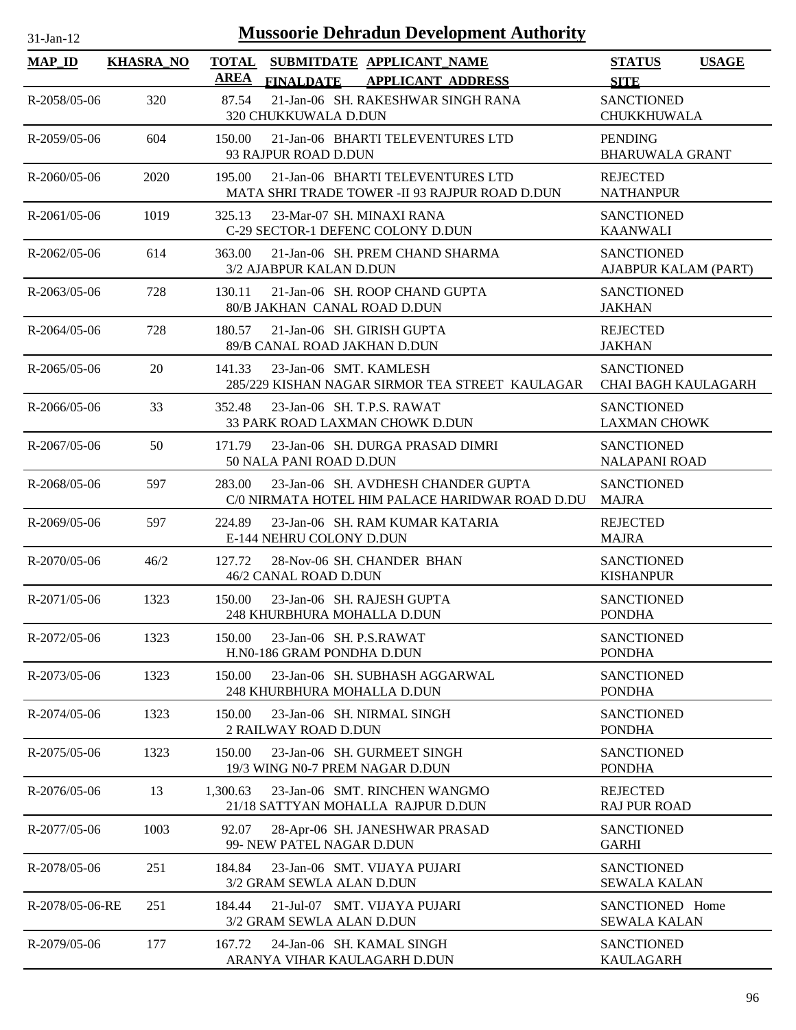# Mussoorie Dehradun Development Authority

| MAP_ID | KHASRA_NO | TOTAL AREA | SUBMITDATE FINALDATE | APPLICANT_NAME APPLICANT_ADDRESS | STATUS SITE | USAGE |
|---|---|---|---|---|---|---|
| R-2058/05-06 | 320 | 87.54 | 21-Jan-06 | SH. RAKESHWAR SINGH RANA<br>320 CHUKKUWALA D.DUN | SANCTIONED<br>CHUKKHUWALA | |
| R-2059/05-06 | 604 | 150.00 | 21-Jan-06 | BHARTI TELEVENTURES LTD<br>93 RAJPUR ROAD D.DUN | PENDING<br>BHARUWALA GRANT | |
| R-2060/05-06 | 2020 | 195.00 | 21-Jan-06 | BHARTI TELEVENTURES LTD<br>MATA SHRI TRADE TOWER -II 93 RAJPUR ROAD D.DUN | REJECTED<br>NATHANPUR | |
| R-2061/05-06 | 1019 | 325.13 | 23-Mar-07 | SH. MINAXI RANA<br>C-29 SECTOR-1 DEFENC COLONY D.DUN | SANCTIONED<br>KAANWALI | |
| R-2062/05-06 | 614 | 363.00 | 21-Jan-06 | SH. PREM CHAND SHARMA<br>3/2 AJABPUR KALAN D.DUN | SANCTIONED<br>AJABPUR KALAM (PART) | |
| R-2063/05-06 | 728 | 130.11 | 21-Jan-06 | SH. ROOP CHAND GUPTA<br>80/B JAKHAN CANAL ROAD D.DUN | SANCTIONED<br>JAKHAN | |
| R-2064/05-06 | 728 | 180.57 | 21-Jan-06 | SH. GIRISH GUPTA<br>89/B CANAL ROAD JAKHAN D.DUN | REJECTED<br>JAKHAN | |
| R-2065/05-06 | 20 | 141.33 | 23-Jan-06 | SMT. KAMLESH<br>285/229 KISHAN NAGAR SIRMOR TEA STREET KAULAGAR | SANCTIONED<br>CHAI BAGH KAULAGARH | |
| R-2066/05-06 | 33 | 352.48 | 23-Jan-06 | SH. T.P.S. RAWAT<br>33 PARK ROAD LAXMAN CHOWK D.DUN | SANCTIONED<br>LAXMAN CHOWK | |
| R-2067/05-06 | 50 | 171.79 | 23-Jan-06 | SH. DURGA PRASAD DIMRI<br>50 NALA PANI ROAD D.DUN | SANCTIONED<br>NALAPANI ROAD | |
| R-2068/05-06 | 597 | 283.00 | 23-Jan-06 | SH. AVDHESH CHANDER GUPTA<br>C/0 NIRMATA HOTEL HIM PALACE HARIDWAR ROAD D.DU | SANCTIONED<br>MAJRA | |
| R-2069/05-06 | 597 | 224.89 | 23-Jan-06 | SH. RAM KUMAR KATARIA<br>E-144 NEHRU COLONY D.DUN | REJECTED<br>MAJRA | |
| R-2070/05-06 | 46/2 | 127.72 | 28-Nov-06 | SH. CHANDER BHAN<br>46/2 CANAL ROAD D.DUN | SANCTIONED<br>KISHANPUR | |
| R-2071/05-06 | 1323 | 150.00 | 23-Jan-06 | SH. RAJESH GUPTA<br>248 KHURBHURA MOHALLA D.DUN | SANCTIONED<br>PONDHA | |
| R-2072/05-06 | 1323 | 150.00 | 23-Jan-06 | SH. P.S.RAWAT<br>H.N0-186 GRAM PONDHA D.DUN | SANCTIONED<br>PONDHA | |
| R-2073/05-06 | 1323 | 150.00 | 23-Jan-06 | SH. SUBHASH AGGARWAL<br>248 KHURBHURA MOHALLA D.DUN | SANCTIONED<br>PONDHA | |
| R-2074/05-06 | 1323 | 150.00 | 23-Jan-06 | SH. NIRMAL SINGH<br>2 RAILWAY ROAD D.DUN | SANCTIONED<br>PONDHA | |
| R-2075/05-06 | 1323 | 150.00 | 23-Jan-06 | SH. GURMEET SINGH<br>19/3 WING N0-7 PREM NAGAR D.DUN | SANCTIONED<br>PONDHA | |
| R-2076/05-06 | 13 | 1,300.63 | 23-Jan-06 | SMT. RINCHEN WANGMO<br>21/18 SATTYAN MOHALLA RAJPUR D.DUN | REJECTED<br>RAJ PUR ROAD | |
| R-2077/05-06 | 1003 | 92.07 | 28-Apr-06 | SH. JANESHWAR PRASAD<br>99- NEW PATEL NAGAR D.DUN | SANCTIONED<br>GARHI | |
| R-2078/05-06 | 251 | 184.84 | 23-Jan-06 | SMT. VIJAYA PUJARI<br>3/2 GRAM SEWLA ALAN D.DUN | SANCTIONED<br>SEWALA KALAN | |
| R-2078/05-06-RE | 251 | 184.44 | 21-Jul-07 | SMT. VIJAYA PUJARI<br>3/2 GRAM SEWLA ALAN D.DUN | SANCTIONED<br>SEWALA KALAN | Home |
| R-2079/05-06 | 177 | 167.72 | 24-Jan-06 | SH. KAMAL SINGH<br>ARANYA VIHAR KAULAGARH D.DUN | SANCTIONED<br>KAULAGARH | |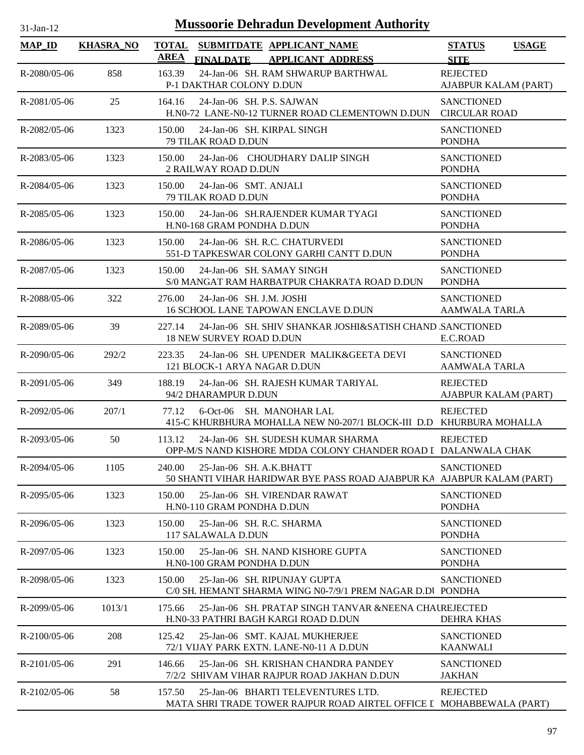# Mussoorie Dehradun Development Authority

31-Jan-12

| MAP_ID | KHASRA_NO | TOTAL AREA | SUBMITDATE FINALDATE | APPLICANT_NAME APPLICANT_ADDRESS | STATUS SITE | USAGE |
|---|---|---|---|---|---|---|
| R-2080/05-06 | 858 | 163.39 | 24-Jan-06 | SH. RAM SHWARUP BARTHWAL<br>P-1 DAKTHAR COLONY D.DUN | REJECTED<br>AJABPUR KALAM (PART) | |
| R-2081/05-06 | 25 | 164.16 | 24-Jan-06 | SH. P.S. SAJWAN<br>H.N0-72 LANE-N0-12 TURNER ROAD CLEMENTOWN D.DUN | SANCTIONED<br>CIRCULAR ROAD | |
| R-2082/05-06 | 1323 | 150.00 | 24-Jan-06 | SH. KIRPAL SINGH<br>79 TILAK ROAD D.DUN | SANCTIONED<br>PONDHA | |
| R-2083/05-06 | 1323 | 150.00 | 24-Jan-06 | CHOUDHARY DALIP SINGH<br>2 RAILWAY ROAD D.DUN | SANCTIONED<br>PONDHA | |
| R-2084/05-06 | 1323 | 150.00 | 24-Jan-06 | SMT. ANJALI<br>79 TILAK ROAD D.DUN | SANCTIONED<br>PONDHA | |
| R-2085/05-06 | 1323 | 150.00 | 24-Jan-06 | SH.RAJENDER KUMAR TYAGI<br>H.N0-168 GRAM PONDHA D.DUN | SANCTIONED<br>PONDHA | |
| R-2086/05-06 | 1323 | 150.00 | 24-Jan-06 | SH. R.C. CHATURVEDI<br>551-D TAPKESWAR COLONY GARHI CANTT D.DUN | SANCTIONED<br>PONDHA | |
| R-2087/05-06 | 1323 | 150.00 | 24-Jan-06 | SH. SAMAY SINGH<br>S/0 MANGAT RAM HARBATPUR CHAKRATA ROAD D.DUN | SANCTIONED<br>PONDHA | |
| R-2088/05-06 | 322 | 276.00 | 24-Jan-06 | SH. J.M. JOSHI<br>16 SCHOOL LANE TAPOWAN ENCLAVE D.DUN | SANCTIONED<br>AAMWALA TARLA | |
| R-2089/05-06 | 39 | 227.14 | 24-Jan-06 | SH. SHIV SHANKAR JOSHI&SATISH CHAND .<br>18 NEW SURVEY ROAD D.DUN | SANCTIONED<br>E.C.ROAD | |
| R-2090/05-06 | 292/2 | 223.35 | 24-Jan-06 | SH. UPENDER MALIK&GEETA DEVI<br>121 BLOCK-1 ARYA NAGAR D.DUN | SANCTIONED<br>AAMWALA TARLA | |
| R-2091/05-06 | 349 | 188.19 | 24-Jan-06 | SH. RAJESH KUMAR TARIYAL<br>94/2 DHARAMPUR D.DUN | REJECTED<br>AJABPUR KALAM (PART) | |
| R-2092/05-06 | 207/1 | 77.12 | 6-Oct-06 | SH. MANOHAR LAL<br>415-C KHURBHURA MOHALLA NEW N0-207/1 BLOCK-III D.D | REJECTED<br>KHURBURA MOHALLA | |
| R-2093/05-06 | 50 | 113.12 | 24-Jan-06 | SH. SUDESH KUMAR SHARMA<br>OPP-M/S NAND KISHORE MDDA COLONY CHANDER ROAD I | REJECTED<br>DALANWALA CHAK | |
| R-2094/05-06 | 1105 | 240.00 | 25-Jan-06 | SH. A.K.BHATT<br>50 SHANTI VIHAR HARIDWAR BYE PASS ROAD AJABPUR KA | SANCTIONED<br>AJABPUR KALAM (PART) | |
| R-2095/05-06 | 1323 | 150.00 | 25-Jan-06 | SH. VIRENDAR RAWAT<br>H.N0-110 GRAM PONDHA D.DUN | SANCTIONED<br>PONDHA | |
| R-2096/05-06 | 1323 | 150.00 | 25-Jan-06 | SH. R.C. SHARMA<br>117 SALAWALA D.DUN | SANCTIONED<br>PONDHA | |
| R-2097/05-06 | 1323 | 150.00 | 25-Jan-06 | SH. NAND KISHORE GUPTA<br>H.N0-100 GRAM PONDHA D.DUN | SANCTIONED<br>PONDHA | |
| R-2098/05-06 | 1323 | 150.00 | 25-Jan-06 | SH. RIPUNJAY GUPTA<br>C/0 SH. HEMANT SHARMA WING N0-7/9/1 PREM NAGAR D.DU | SANCTIONED<br>PONDHA | |
| R-2099/05-06 | 1013/1 | 175.66 | 25-Jan-06 | SH. PRATAP SINGH TANVAR &NEENA CHAU<br>H.N0-33 PATHRI BAGH KARGI ROAD D.DUN | REJECTED<br>DEHRA KHAS | |
| R-2100/05-06 | 208 | 125.42 | 25-Jan-06 | SMT. KAJAL MUKHERJEE<br>72/1 VIJAY PARK EXTN. LANE-N0-11 A D.DUN | SANCTIONED<br>KAANWALI | |
| R-2101/05-06 | 291 | 146.66 | 25-Jan-06 | SH. KRISHAN CHANDRA PANDEY<br>7/2/2 SHIVAM VIHAR RAJPUR ROAD JAKHAN D.DUN | SANCTIONED<br>JAKHAN | |
| R-2102/05-06 | 58 | 157.50 | 25-Jan-06 | BHARTI TELEVENTURES LTD.<br>MATA SHRI TRADE TOWER RAJPUR ROAD AIRTEL OFFICE I | REJECTED<br>MOHABBEWALA (PART) | |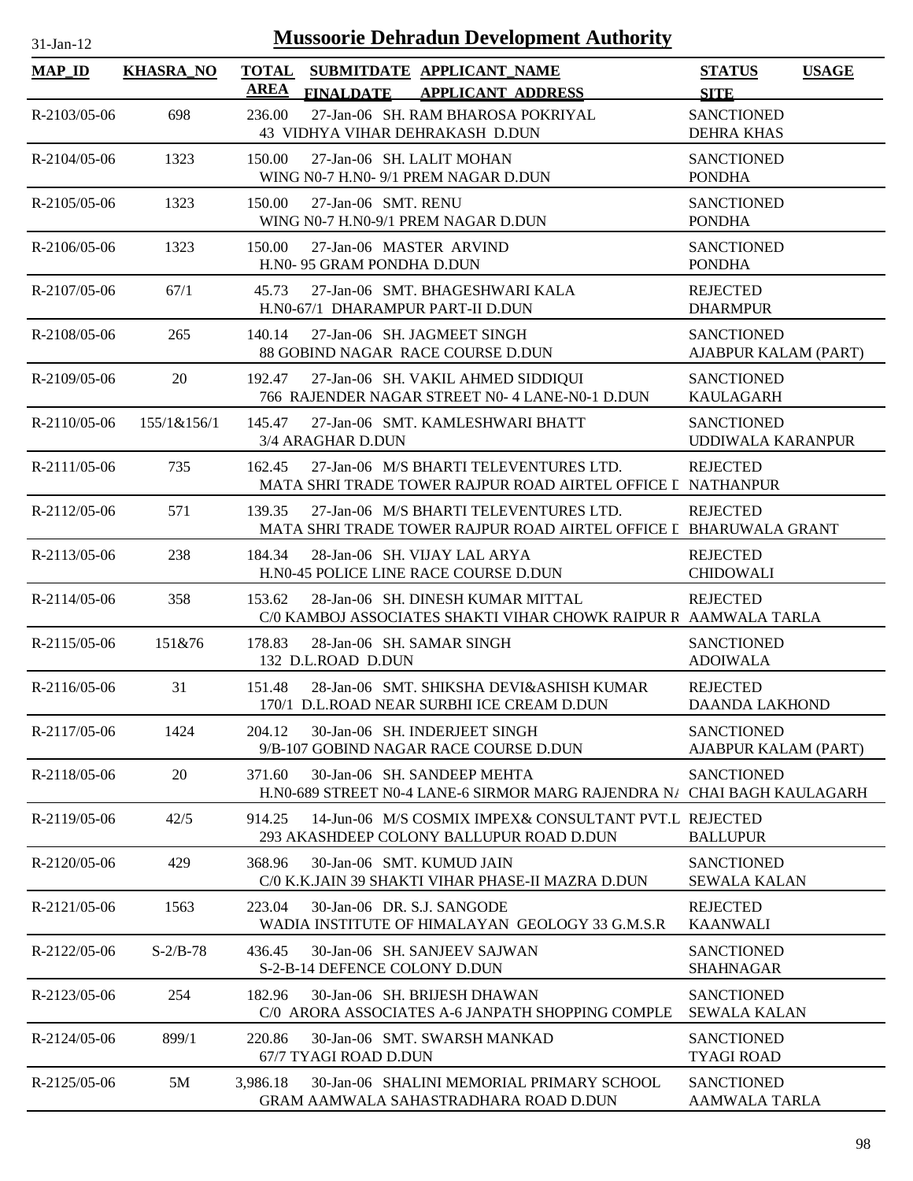# Mussoorie Dehradun Development Authority

31-Jan-12

| MAP_ID | KHASRA_NO | TOTAL AREA | SUBMITDATE FINALDATE | APPLICANT_NAME APPLICANT ADDRESS | STATUS SITE | USAGE |
|---|---|---|---|---|---|---|
| R-2103/05-06 | 698 | 236.00 | 27-Jan-06 | SH. RAM BHAROSA POKRIYAL 43 VIDHYA VIHAR DEHRAKASH D.DUN | SANCTIONED DEHRA KHAS | |
| R-2104/05-06 | 1323 | 150.00 | 27-Jan-06 | SH. LALIT MOHAN WING N0-7 H.N0- 9/1 PREM NAGAR D.DUN | SANCTIONED PONDHA | |
| R-2105/05-06 | 1323 | 150.00 | 27-Jan-06 | SMT. RENU WING N0-7 H.N0-9/1 PREM NAGAR D.DUN | SANCTIONED PONDHA | |
| R-2106/05-06 | 1323 | 150.00 | 27-Jan-06 | MASTER ARVIND H.N0- 95 GRAM PONDHA D.DUN | SANCTIONED PONDHA | |
| R-2107/05-06 | 67/1 | 45.73 | 27-Jan-06 | SMT. BHAGESHWARI KALA H.N0-67/1 DHARAMPUR PART-II D.DUN | REJECTED DHARMPUR | |
| R-2108/05-06 | 265 | 140.14 | 27-Jan-06 | SH. JAGMEET SINGH 88 GOBIND NAGAR RACE COURSE D.DUN | SANCTIONED AJABPUR KALAM (PART) | |
| R-2109/05-06 | 20 | 192.47 | 27-Jan-06 | SH. VAKIL AHMED SIDDIQUI 766 RAJENDER NAGAR STREET N0- 4 LANE-N0-1 D.DUN | SANCTIONED KAULAGARH | |
| R-2110/05-06 | 155/1&156/1 | 145.47 | 27-Jan-06 | SMT. KAMLESHWARI BHATT 3/4 ARAGHAR D.DUN | SANCTIONED UDDIWALA KARANPUR | |
| R-2111/05-06 | 735 | 162.45 | 27-Jan-06 | M/S BHARTI TELEVENTURES LTD. MATA SHRI TRADE TOWER RAJPUR ROAD AIRTEL OFFICE D | REJECTED NATHANPUR | |
| R-2112/05-06 | 571 | 139.35 | 27-Jan-06 | M/S BHARTI TELEVENTURES LTD. MATA SHRI TRADE TOWER RAJPUR ROAD AIRTEL OFFICE D | REJECTED BHARUWALA GRANT | |
| R-2113/05-06 | 238 | 184.34 | 28-Jan-06 | SH. VIJAY LAL ARYA H.N0-45 POLICE LINE RACE COURSE D.DUN | REJECTED CHIDOWALI | |
| R-2114/05-06 | 358 | 153.62 | 28-Jan-06 | SH. DINESH KUMAR MITTAL C/0 KAMBOJ ASSOCIATES SHAKTI VIHAR CHOWK RAIPUR R | REJECTED AAMWALA TARLA | |
| R-2115/05-06 | 151&76 | 178.83 | 28-Jan-06 | SH. SAMAR SINGH 132 D.L.ROAD D.DUN | SANCTIONED ADOIWALA | |
| R-2116/05-06 | 31 | 151.48 | 28-Jan-06 | SMT. SHIKSHA DEVI&ASHISH KUMAR 170/1 D.L.ROAD NEAR SURBHI ICE CREAM D.DUN | REJECTED DAANDA LAKHOND | |
| R-2117/05-06 | 1424 | 204.12 | 30-Jan-06 | SH. INDERJEET SINGH 9/B-107 GOBIND NAGAR RACE COURSE D.DUN | SANCTIONED AJABPUR KALAM (PART) | |
| R-2118/05-06 | 20 | 371.60 | 30-Jan-06 | SH. SANDEEP MEHTA H.N0-689 STREET N0-4 LANE-6 SIRMOR MARG RAJENDRA NA | SANCTIONED CHAI BAGH KAULAGARH | |
| R-2119/05-06 | 42/5 | 914.25 | 14-Jun-06 | M/S COSMIX IMPEX& CONSULTANT PVT.L 293 AKASHDEEP COLONY BALLUPUR ROAD D.DUN | REJECTED BALLUPUR | |
| R-2120/05-06 | 429 | 368.96 | 30-Jan-06 | SMT. KUMUD JAIN C/0 K.K.JAIN 39 SHAKTI VIHAR PHASE-II MAZRA D.DUN | SANCTIONED SEWALA KALAN | |
| R-2121/05-06 | 1563 | 223.04 | 30-Jan-06 | DR. S.J. SANGODE WADIA INSTITUTE OF HIMALAYAN GEOLOGY 33 G.M.S.R | REJECTED KAANWALI | |
| R-2122/05-06 | S-2/B-78 | 436.45 | 30-Jan-06 | SH. SANJEEV SAJWAN S-2-B-14 DEFENCE COLONY D.DUN | SANCTIONED SHAHNAGAR | |
| R-2123/05-06 | 254 | 182.96 | 30-Jan-06 | SH. BRIJESH DHAWAN C/0 ARORA ASSOCIATES A-6 JANPATH SHOPPING COMPLE | SANCTIONED SEWALA KALAN | |
| R-2124/05-06 | 899/1 | 220.86 | 30-Jan-06 | SMT. SWARSH MANKAD 67/7 TYAGI ROAD D.DUN | SANCTIONED TYAGI ROAD | |
| R-2125/05-06 | 5M | 3,986.18 | 30-Jan-06 | SHALINI MEMORIAL PRIMARY SCHOOL GRAM AAMWALA SAHASTRADHARA ROAD D.DUN | SANCTIONED AAMWALA TARLA | |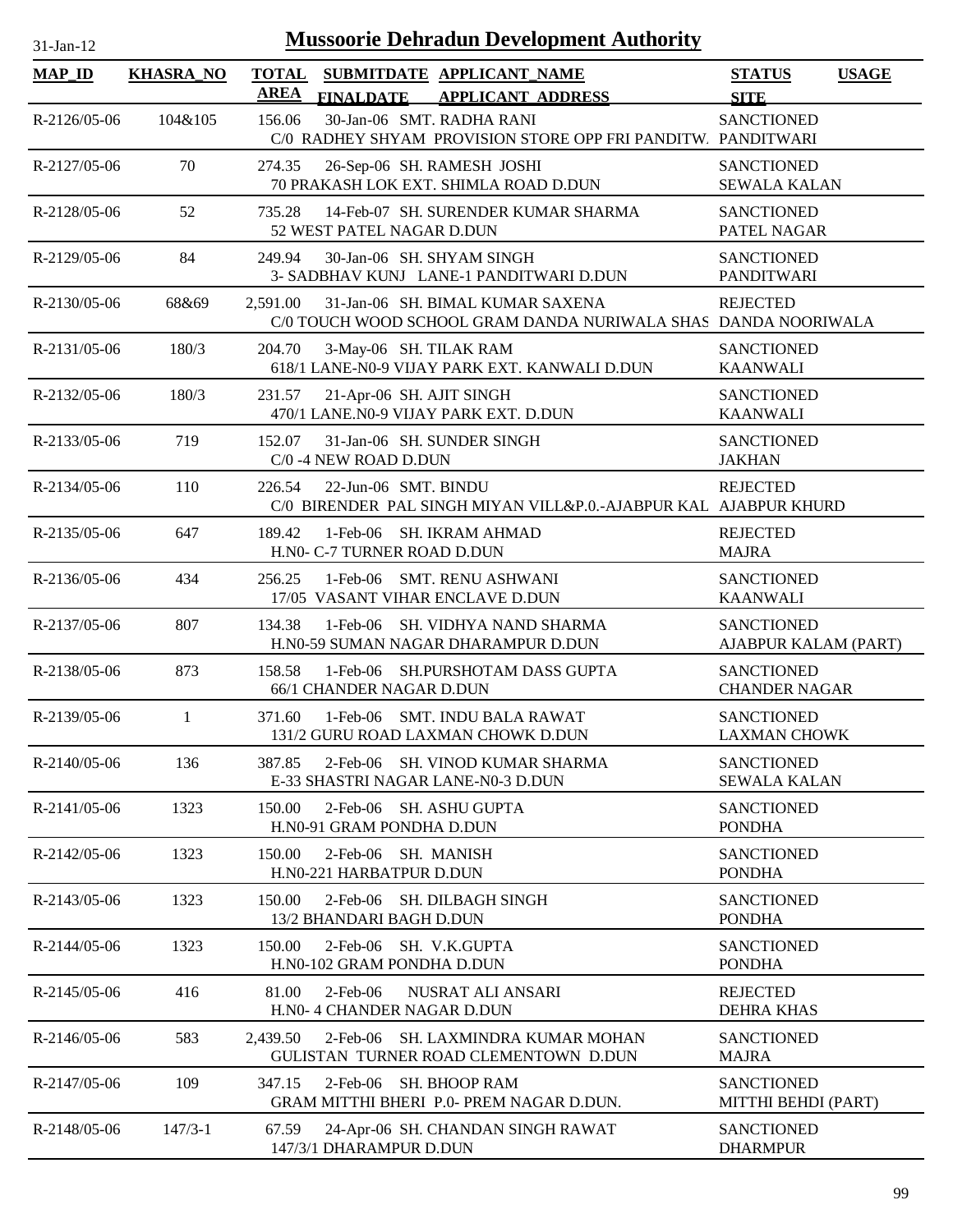# Mussoorie Dehradun Development Authority

| MAP_ID | KHASRA_NO | TOTAL AREA | SUBMITDATE FINALDATE | APPLICANT_NAME APPLICANT_ADDRESS | STATUS SITE | USAGE |
|---|---|---|---|---|---|---|
| R-2126/05-06 | 104&105 | 156.06 | 30-Jan-06 | SMT. RADHA RANI<br>C/0 RADHEY SHYAM PROVISION STORE OPP FRI PANDITW. | SANCTIONED<br>PANDITWARI | |
| R-2127/05-06 | 70 | 274.35 | 26-Sep-06 | SH. RAMESH JOSHI<br>70 PRAKASH LOK EXT. SHIMLA ROAD D.DUN | SANCTIONED<br>SEWALA KALAN | |
| R-2128/05-06 | 52 | 735.28 | 14-Feb-07 | SH. SURENDER KUMAR SHARMA<br>52 WEST PATEL NAGAR D.DUN | SANCTIONED<br>PATEL NAGAR | |
| R-2129/05-06 | 84 | 249.94 | 30-Jan-06 | SH. SHYAM SINGH<br>3- SADBHAV KUNJ LANE-1 PANDITWARI D.DUN | SANCTIONED<br>PANDITWARI | |
| R-2130/05-06 | 68&69 | 2,591.00 | 31-Jan-06 | SH. BIMAL KUMAR SAXENA<br>C/0 TOUCH WOOD SCHOOL GRAM DANDA NURIWALA SHAS | REJECTED<br>DANDA NOORIWALA | |
| R-2131/05-06 | 180/3 | 204.70 | 3-May-06 | SH. TILAK RAM<br>618/1 LANE-N0-9 VIJAY PARK EXT. KANWALI D.DUN | SANCTIONED<br>KAANWALI | |
| R-2132/05-06 | 180/3 | 231.57 | 21-Apr-06 | SH. AJIT SINGH<br>470/1 LANE.N0-9 VIJAY PARK EXT. D.DUN | SANCTIONED<br>KAANWALI | |
| R-2133/05-06 | 719 | 152.07 | 31-Jan-06 | SH. SUNDER SINGH<br>C/0 -4 NEW ROAD D.DUN | SANCTIONED<br>JAKHAN | |
| R-2134/05-06 | 110 | 226.54 | 22-Jun-06 | SMT. BINDU<br>C/0 BIRENDER PAL SINGH MIYAN VILL&P.0.-AJABPUR KAL | REJECTED<br>AJABPUR KHURD | |
| R-2135/05-06 | 647 | 189.42 | 1-Feb-06 | SH. IKRAM AHMAD<br>H.N0- C-7 TURNER ROAD D.DUN | REJECTED<br>MAJRA | |
| R-2136/05-06 | 434 | 256.25 | 1-Feb-06 | SMT. RENU ASHWANI<br>17/05 VASANT VIHAR ENCLAVE D.DUN | SANCTIONED<br>KAANWALI | |
| R-2137/05-06 | 807 | 134.38 | 1-Feb-06 | SH. VIDHYA NAND SHARMA<br>H.N0-59 SUMAN NAGAR DHARAMPUR D.DUN | SANCTIONED<br>AJABPUR KALAM (PART) | |
| R-2138/05-06 | 873 | 158.58 | 1-Feb-06 | SH.PURSHOTAM DASS GUPTA<br>66/1 CHANDER NAGAR D.DUN | SANCTIONED<br>CHANDER NAGAR | |
| R-2139/05-06 | 1 | 371.60 | 1-Feb-06 | SMT. INDU BALA RAWAT<br>131/2 GURU ROAD LAXMAN CHOWK D.DUN | SANCTIONED<br>LAXMAN CHOWK | |
| R-2140/05-06 | 136 | 387.85 | 2-Feb-06 | SH. VINOD KUMAR SHARMA<br>E-33 SHASTRI NAGAR LANE-N0-3 D.DUN | SANCTIONED<br>SEWALA KALAN | |
| R-2141/05-06 | 1323 | 150.00 | 2-Feb-06 | SH. ASHU GUPTA<br>H.N0-91 GRAM PONDHA D.DUN | SANCTIONED<br>PONDHA | |
| R-2142/05-06 | 1323 | 150.00 | 2-Feb-06 | SH. MANISH<br>H.N0-221 HARBATPUR D.DUN | SANCTIONED<br>PONDHA | |
| R-2143/05-06 | 1323 | 150.00 | 2-Feb-06 | SH. DILBAGH SINGH<br>13/2 BHANDARI BAGH D.DUN | SANCTIONED<br>PONDHA | |
| R-2144/05-06 | 1323 | 150.00 | 2-Feb-06 | SH. V.K.GUPTA<br>H.N0-102 GRAM PONDHA D.DUN | SANCTIONED<br>PONDHA | |
| R-2145/05-06 | 416 | 81.00 | 2-Feb-06 | NUSRAT ALI ANSARI<br>H.N0- 4 CHANDER NAGAR D.DUN | REJECTED<br>DEHRA KHAS | |
| R-2146/05-06 | 583 | 2,439.50 | 2-Feb-06 | SH. LAXMINDRA KUMAR MOHAN<br>GULISTAN TURNER ROAD CLEMENTOWN D.DUN | SANCTIONED<br>MAJRA | |
| R-2147/05-06 | 109 | 347.15 | 2-Feb-06 | SH. BHOOP RAM<br>GRAM MITTHI BHERI P.0- PREM NAGAR D.DUN. | SANCTIONED<br>MITTHI BEHDI (PART) | |
| R-2148/05-06 | 147/3-1 | 67.59 | 24-Apr-06 | SH. CHANDAN SINGH RAWAT<br>147/3/1 DHARAMPUR D.DUN | SANCTIONED<br>DHARMPUR | |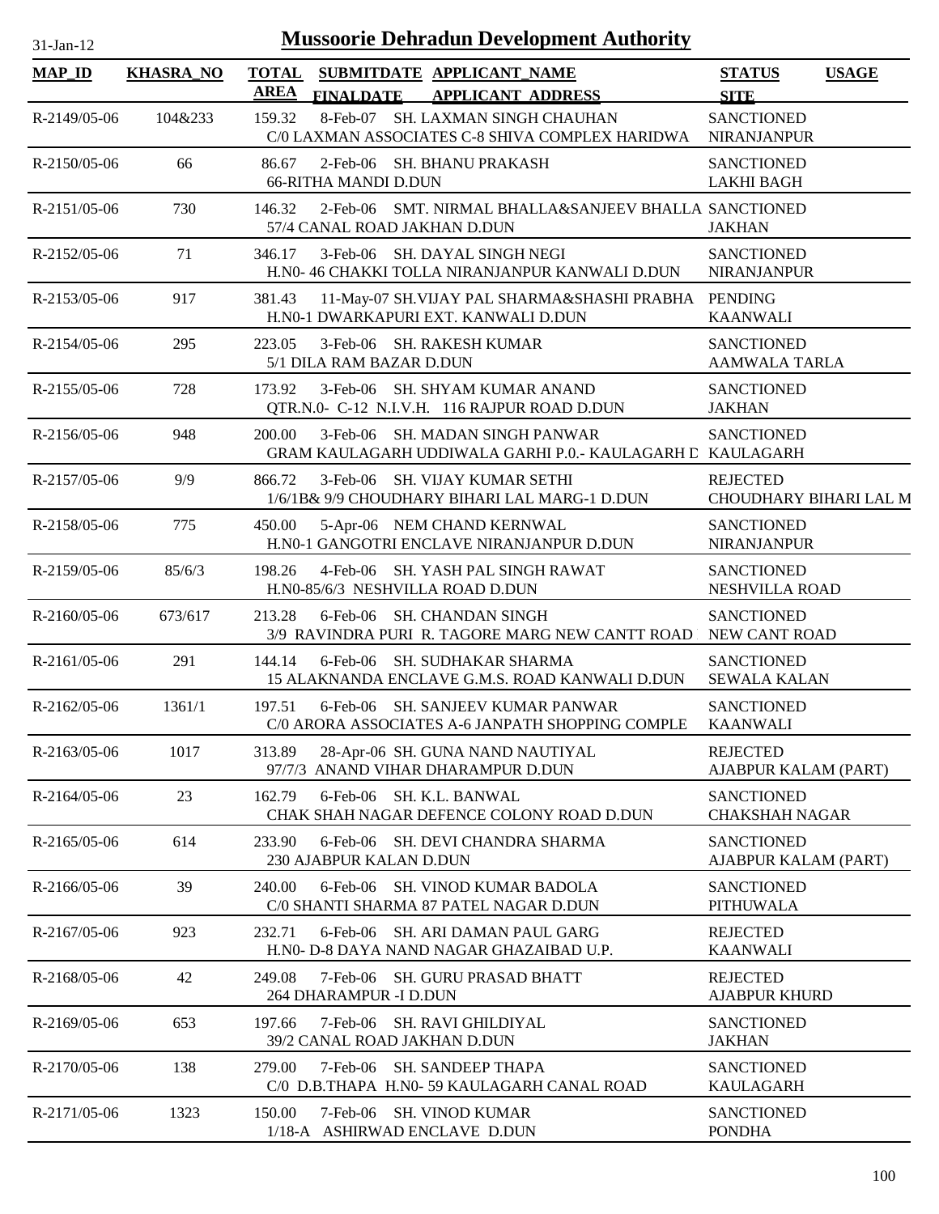# Mussoorie Dehradun Development Authority

31-Jan-12

| MAP_ID | KHASRA_NO | TOTAL AREA | SUBMITDATE FINALDATE | APPLICANT_NAME APPLICANT ADDRESS | STATUS SITE | USAGE |
|---|---|---|---|---|---|---|
| R-2149/05-06 | 104&233 | 159.32 | 8-Feb-07 | SH. LAXMAN SINGH CHAUHAN C/0 LAXMAN ASSOCIATES C-8 SHIVA COMPLEX HARIDWA | SANCTIONED NIRANJANPUR | |
| R-2150/05-06 | 66 | 86.67 | 2-Feb-06 | SH. BHANU PRAKASH 66-RITHA MANDI D.DUN | SANCTIONED LAKHI BAGH | |
| R-2151/05-06 | 730 | 146.32 | 2-Feb-06 | SMT. NIRMAL BHALLA&SANJEEV BHALLA 57/4 CANAL ROAD JAKHAN D.DUN | SANCTIONED JAKHAN | |
| R-2152/05-06 | 71 | 346.17 | 3-Feb-06 | SH. DAYAL SINGH NEGI H.N0- 46 CHAKKI TOLLA NIRANJANPUR KANWALI D.DUN | SANCTIONED NIRANJANPUR | |
| R-2153/05-06 | 917 | 381.43 | 11-May-07 | SH.VIJAY PAL SHARMA&SHASHI PRABHA H.N0-1 DWARKAPURI EXT. KANWALI D.DUN | PENDING KAANWALI | |
| R-2154/05-06 | 295 | 223.05 | 3-Feb-06 | SH. RAKESH KUMAR 5/1 DILA RAM BAZAR D.DUN | SANCTIONED AAMWALA TARLA | |
| R-2155/05-06 | 728 | 173.92 | 3-Feb-06 | SH. SHYAM KUMAR ANAND QTR.N.0- C-12 N.I.V.H. 116 RAJPUR ROAD D.DUN | SANCTIONED JAKHAN | |
| R-2156/05-06 | 948 | 200.00 | 3-Feb-06 | SH. MADAN SINGH PANWAR GRAM KAULAGARH UDDIWALA GARHI P.0.- KAULAGARH D | SANCTIONED KAULAGARH | |
| R-2157/05-06 | 9/9 | 866.72 | 3-Feb-06 | SH. VIJAY KUMAR SETHI 1/6/1B& 9/9 CHOUDHARY BIHARI LAL MARG-1 D.DUN | REJECTED CHOUDHARY BIHARI LAL M | |
| R-2158/05-06 | 775 | 450.00 | 5-Apr-06 | NEM CHAND KERNWAL H.N0-1 GANGOTRI ENCLAVE NIRANJANPUR D.DUN | SANCTIONED NIRANJANPUR | |
| R-2159/05-06 | 85/6/3 | 198.26 | 4-Feb-06 | SH. YASH PAL SINGH RAWAT H.N0-85/6/3 NESHVILLA ROAD D.DUN | SANCTIONED NESHVILLA ROAD | |
| R-2160/05-06 | 673/617 | 213.28 | 6-Feb-06 | SH. CHANDAN SINGH 3/9 RAVINDRA PURI R. TAGORE MARG NEW CANTT ROAD | SANCTIONED NEW CANT ROAD | |
| R-2161/05-06 | 291 | 144.14 | 6-Feb-06 | SH. SUDHAKAR SHARMA 15 ALAKNANDA ENCLAVE G.M.S. ROAD KANWALI D.DUN | SANCTIONED SEWALA KALAN | |
| R-2162/05-06 | 1361/1 | 197.51 | 6-Feb-06 | SH. SANJEEV KUMAR PANWAR C/0 ARORA ASSOCIATES A-6 JANPATH SHOPPING COMPLE | SANCTIONED KAANWALI | |
| R-2163/05-06 | 1017 | 313.89 | 28-Apr-06 | SH. GUNA NAND NAUTIYAL 97/7/3 ANAND VIHAR DHARAMPUR D.DUN | REJECTED AJABPUR KALAM (PART) | |
| R-2164/05-06 | 23 | 162.79 | 6-Feb-06 | SH. K.L. BANWAL CHAK SHAH NAGAR DEFENCE COLONY ROAD D.DUN | SANCTIONED CHAKSHAH NAGAR | |
| R-2165/05-06 | 614 | 233.90 | 6-Feb-06 | SH. DEVI CHANDRA SHARMA 230 AJABPUR KALAN D.DUN | SANCTIONED AJABPUR KALAM (PART) | |
| R-2166/05-06 | 39 | 240.00 | 6-Feb-06 | SH. VINOD KUMAR BADOLA C/0 SHANTI SHARMA 87 PATEL NAGAR D.DUN | SANCTIONED PITHUWALA | |
| R-2167/05-06 | 923 | 232.71 | 6-Feb-06 | SH. ARI DAMAN PAUL GARG H.N0- D-8 DAYA NAND NAGAR GHAZAIBAD U.P. | REJECTED KAANWALI | |
| R-2168/05-06 | 42 | 249.08 | 7-Feb-06 | SH. GURU PRASAD BHATT 264 DHARAMPUR -I D.DUN | REJECTED AJABPUR KHURD | |
| R-2169/05-06 | 653 | 197.66 | 7-Feb-06 | SH. RAVI GHILDIYAL 39/2 CANAL ROAD JAKHAN D.DUN | SANCTIONED JAKHAN | |
| R-2170/05-06 | 138 | 279.00 | 7-Feb-06 | SH. SANDEEP THAPA C/0 D.B.THAPA H.N0- 59 KAULAGARH CANAL ROAD | SANCTIONED KAULAGARH | |
| R-2171/05-06 | 1323 | 150.00 | 7-Feb-06 | SH. VINOD KUMAR 1/18-A ASHIRWAD ENCLAVE D.DUN | SANCTIONED PONDHA | |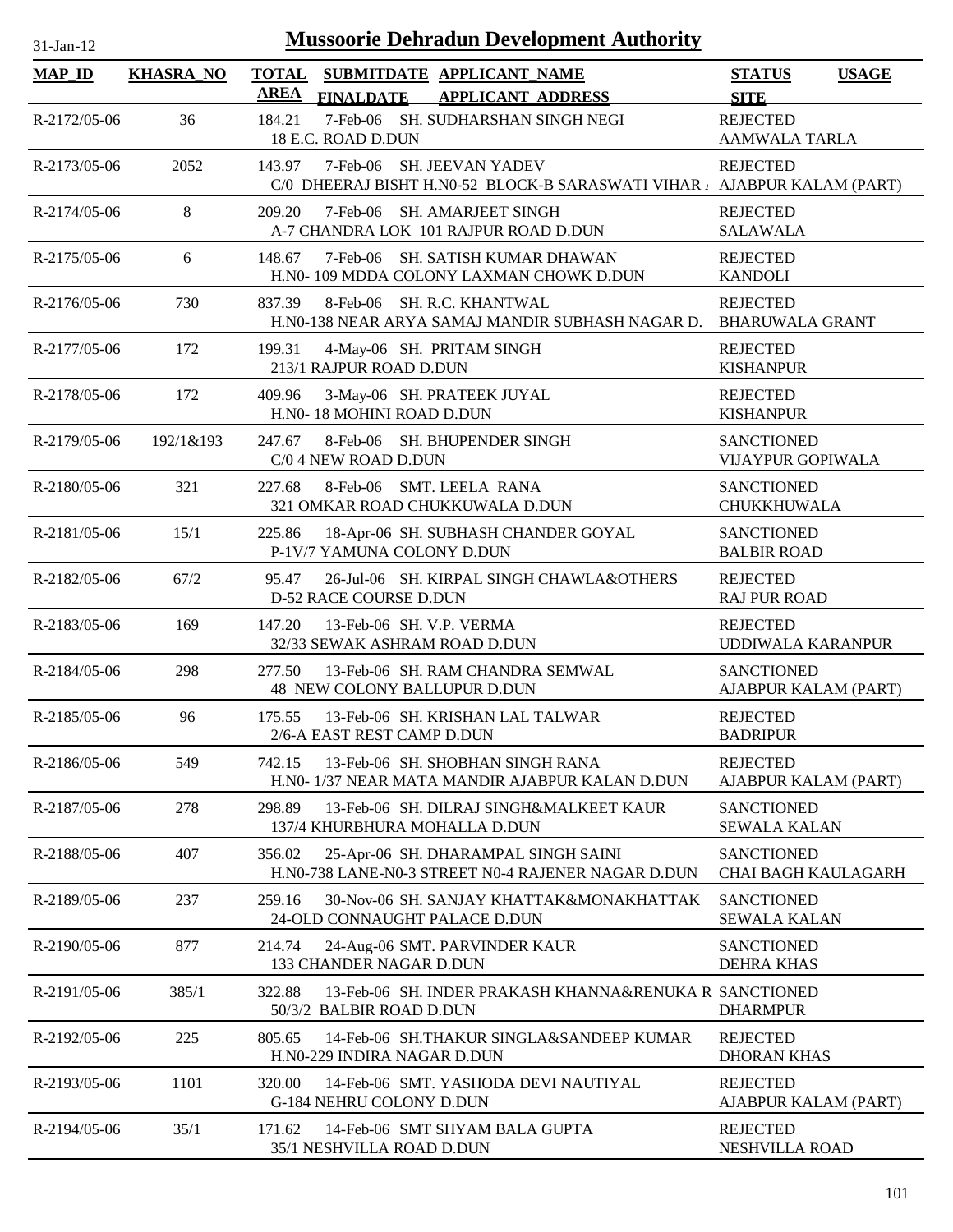# Mussoorie Dehradun Development Authority

| MAP_ID | KHASRA_NO | TOTAL AREA | SUBMITDATE FINALDATE | APPLICANT_NAME APPLICANT_ADDRESS | STATUS SITE | USAGE |
|---|---|---|---|---|---|---|
| R-2172/05-06 | 36 | 184.21 | 7-Feb-06 | SH. SUDHARSHAN SINGH NEGI 18 E.C. ROAD D.DUN | REJECTED AAMWALA TARLA | |
| R-2173/05-06 | 2052 | 143.97 | 7-Feb-06 | SH. JEEVAN YADEV C/0 DHEERAJ BISHT H.N0-52 BLOCK-B SARASWATI VIHAR / | REJECTED AJABPUR KALAM (PART) | |
| R-2174/05-06 | 8 | 209.20 | 7-Feb-06 | SH. AMARJEET SINGH A-7 CHANDRA LOK 101 RAJPUR ROAD D.DUN | REJECTED SALAWALA | |
| R-2175/05-06 | 6 | 148.67 | 7-Feb-06 | SH. SATISH KUMAR DHAWAN H.N0- 109 MDDA COLONY LAXMAN CHOWK D.DUN | REJECTED KANDOLI | |
| R-2176/05-06 | 730 | 837.39 | 8-Feb-06 | SH. R.C. KHANTWAL H.N0-138 NEAR ARYA SAMAJ MANDIR SUBHASH NAGAR D. | REJECTED BHARUWALA GRANT | |
| R-2177/05-06 | 172 | 199.31 | 4-May-06 | SH. PRITAM SINGH 213/1 RAJPUR ROAD D.DUN | REJECTED KISHANPUR | |
| R-2178/05-06 | 172 | 409.96 | 3-May-06 | SH. PRATEEK JUYAL H.N0- 18 MOHINI ROAD D.DUN | REJECTED KISHANPUR | |
| R-2179/05-06 | 192/1&193 | 247.67 | 8-Feb-06 | SH. BHUPENDER SINGH C/0 4 NEW ROAD D.DUN | SANCTIONED VIJAYPUR GOPIWALA | |
| R-2180/05-06 | 321 | 227.68 | 8-Feb-06 | SMT. LEELA RANA 321 OMKAR ROAD CHUKKUWALA D.DUN | SANCTIONED CHUKKHUWALA | |
| R-2181/05-06 | 15/1 | 225.86 | 18-Apr-06 | SH. SUBHASH CHANDER GOYAL P-1V/7 YAMUNA COLONY D.DUN | SANCTIONED BALBIR ROAD | |
| R-2182/05-06 | 67/2 | 95.47 | 26-Jul-06 | SH. KIRPAL SINGH CHAWLA&OTHERS D-52 RACE COURSE D.DUN | REJECTED RAJ PUR ROAD | |
| R-2183/05-06 | 169 | 147.20 | 13-Feb-06 | SH. V.P. VERMA 32/33 SEWAK ASHRAM ROAD D.DUN | REJECTED UDDIWALA KARANPUR | |
| R-2184/05-06 | 298 | 277.50 | 13-Feb-06 | SH. RAM CHANDRA SEMWAL 48 NEW COLONY BALLUPUR D.DUN | SANCTIONED AJABPUR KALAM (PART) | |
| R-2185/05-06 | 96 | 175.55 | 13-Feb-06 | SH. KRISHAN LAL TALWAR 2/6-A EAST REST CAMP D.DUN | REJECTED BADRIPUR | |
| R-2186/05-06 | 549 | 742.15 | 13-Feb-06 | SH. SHOBHAN SINGH RANA H.N0- 1/37 NEAR MATA MANDIR AJABPUR KALAN D.DUN | REJECTED AJABPUR KALAM (PART) | |
| R-2187/05-06 | 278 | 298.89 | 13-Feb-06 | SH. DILRAJ SINGH&MALKEET KAUR 137/4 KHURBHURA MOHALLA D.DUN | SANCTIONED SEWALA KALAN | |
| R-2188/05-06 | 407 | 356.02 | 25-Apr-06 | SH. DHARAMPAL SINGH SAINI H.N0-738 LANE-N0-3 STREET N0-4 RAJENER NAGAR D.DUN | SANCTIONED CHAI BAGH KAULAGARH | |
| R-2189/05-06 | 237 | 259.16 | 30-Nov-06 | SH. SANJAY KHATTAK&MONAKHATTAK 24-OLD CONNAUGHT PALACE D.DUN | SANCTIONED SEWALA KALAN | |
| R-2190/05-06 | 877 | 214.74 | 24-Aug-06 | SMT. PARVINDER KAUR 133 CHANDER NAGAR D.DUN | SANCTIONED DEHRA KHAS | |
| R-2191/05-06 | 385/1 | 322.88 | 13-Feb-06 | SH. INDER PRAKASH KHANNA&RENUKA R 50/3/2 BALBIR ROAD D.DUN | SANCTIONED DHARMPUR | |
| R-2192/05-06 | 225 | 805.65 | 14-Feb-06 | SH.THAKUR SINGLA&SANDEEP KUMAR H.N0-229 INDIRA NAGAR D.DUN | REJECTED DHORAN KHAS | |
| R-2193/05-06 | 1101 | 320.00 | 14-Feb-06 | SMT. YASHODA DEVI NAUTIYAL G-184 NEHRU COLONY D.DUN | REJECTED AJABPUR KALAM (PART) | |
| R-2194/05-06 | 35/1 | 171.62 | 14-Feb-06 | SMT SHYAM BALA GUPTA 35/1 NESHVILLA ROAD D.DUN | REJECTED NESHVILLA ROAD | |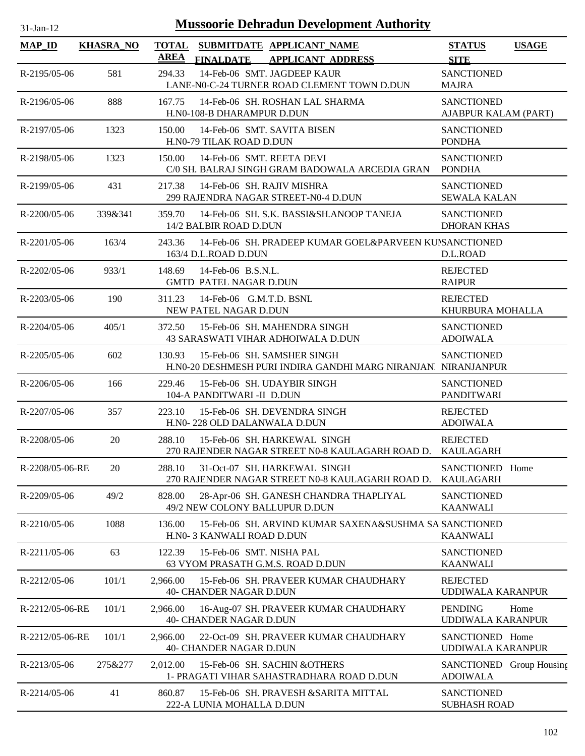# Mussoorie Dehradun Development Authority

31-Jan-12

| MAP_ID | KHASRA_NO | TOTAL AREA | SUBMITDATE FINALDATE | APPLICANT_NAME APPLICANT ADDRESS | STATUS SITE | USAGE |
|---|---|---|---|---|---|---|
| R-2195/05-06 | 581 | 294.33 | 14-Feb-06 | SMT. JAGDEEP KAUR<br>LANE-N0-C-24 TURNER ROAD CLEMENT TOWN D.DUN | SANCTIONED<br>MAJRA | |
| R-2196/05-06 | 888 | 167.75 | 14-Feb-06 | SH. ROSHAN LAL SHARMA<br>H.N0-108-B DHARAMPUR D.DUN | SANCTIONED<br>AJABPUR KALAM (PART) | |
| R-2197/05-06 | 1323 | 150.00 | 14-Feb-06 | SMT. SAVITA BISEN<br>H.N0-79 TILAK ROAD D.DUN | SANCTIONED<br>PONDHA | |
| R-2198/05-06 | 1323 | 150.00 | 14-Feb-06 | SMT. REETA DEVI<br>C/0 SH. BALRAJ SINGH GRAM BADOWALA ARCEDIA GRAN | SANCTIONED<br>PONDHA | |
| R-2199/05-06 | 431 | 217.38 | 14-Feb-06 | SH. RAJIV MISHRA<br>299 RAJENDRA NAGAR STREET-N0-4 D.DUN | SANCTIONED<br>SEWALA KALAN | |
| R-2200/05-06 | 339&341 | 359.70 | 14-Feb-06 | SH. S.K. BASSI&SH.ANOOP TANEJA<br>14/2 BALBIR ROAD D.DUN | SANCTIONED<br>DHORAN KHAS | |
| R-2201/05-06 | 163/4 | 243.36 | 14-Feb-06 | SH. PRADEEP KUMAR GOEL&PARVEEN KU<br>163/4 D.L.ROAD D.DUN | SANCTIONED<br>D.L.ROAD | |
| R-2202/05-06 | 933/1 | 148.69 | 14-Feb-06 | B.S.N.L.<br>GMTD PATEL NAGAR D.DUN | REJECTED<br>RAIPUR | |
| R-2203/05-06 | 190 | 311.23 | 14-Feb-06 | G.M.T.D. BSNL<br>NEW PATEL NAGAR D.DUN | REJECTED<br>KHURBURA MOHALLA | |
| R-2204/05-06 | 405/1 | 372.50 | 15-Feb-06 | SH. MAHENDRA SINGH<br>43 SARASWATI VIHAR ADHOIWALA D.DUN | SANCTIONED<br>ADOIWALA | |
| R-2205/05-06 | 602 | 130.93 | 15-Feb-06 | SH. SAMSHER SINGH<br>H.N0-20 DESHMESH PURI INDIRA GANDHI MARG NIRANJAN | SANCTIONED<br>NIRANJANPUR | |
| R-2206/05-06 | 166 | 229.46 | 15-Feb-06 | SH. UDAYBIR SINGH<br>104-A PANDITWARI -II D.DUN | SANCTIONED<br>PANDITWARI | |
| R-2207/05-06 | 357 | 223.10 | 15-Feb-06 | SH. DEVENDRA SINGH<br>H.N0- 228 OLD DALANWALA D.DUN | REJECTED<br>ADOIWALA | |
| R-2208/05-06 | 20 | 288.10 | 15-Feb-06 | SH. HARKEWAL SINGH<br>270 RAJENDER NAGAR STREET N0-8 KAULAGARH ROAD D. | REJECTED<br>KAULAGARH | |
| R-2208/05-06-RE | 20 | 288.10 | 31-Oct-07 | SH. HARKEWAL SINGH<br>270 RAJENDER NAGAR STREET N0-8 KAULAGARH ROAD D. | SANCTIONED<br>KAULAGARH | Home |
| R-2209/05-06 | 49/2 | 828.00 | 28-Apr-06 | SH. GANESH CHANDRA THAPLIYAL<br>49/2 NEW COLONY BALLUPUR D.DUN | SANCTIONED<br>KAANWALI | |
| R-2210/05-06 | 1088 | 136.00 | 15-Feb-06 | SH. ARVIND KUMAR SAXENA&SUSHMA SA<br>H.N0- 3 KANWALI ROAD D.DUN | SANCTIONED<br>KAANWALI | |
| R-2211/05-06 | 63 | 122.39 | 15-Feb-06 | SMT. NISHA PAL<br>63 VYOM PRASATH G.M.S. ROAD D.DUN | SANCTIONED<br>KAANWALI | |
| R-2212/05-06 | 101/1 | 2,966.00 | 15-Feb-06 | SH. PRAVEER KUMAR CHAUDHARY<br>40- CHANDER NAGAR D.DUN | REJECTED<br>UDDIWALA KARANPUR | |
| R-2212/05-06-RE | 101/1 | 2,966.00 | 16-Aug-07 | SH. PRAVEER KUMAR CHAUDHARY<br>40- CHANDER NAGAR D.DUN | PENDING<br>UDDIWALA KARANPUR | Home |
| R-2212/05-06-RE | 101/1 | 2,966.00 | 22-Oct-09 | SH. PRAVEER KUMAR CHAUDHARY<br>40- CHANDER NAGAR D.DUN | SANCTIONED<br>UDDIWALA KARANPUR | Home |
| R-2213/05-06 | 275&277 | 2,012.00 | 15-Feb-06 | SH. SACHIN &OTHERS<br>1- PRAGATI VIHAR SAHASTRADHARA ROAD D.DUN | SANCTIONED<br>ADOIWALA | Group Housing |
| R-2214/05-06 | 41 | 860.87 | 15-Feb-06 | SH. PRAVESH &SARITA MITTAL<br>222-A LUNIA MOHALLA D.DUN | SANCTIONED<br>SUBHASH ROAD | |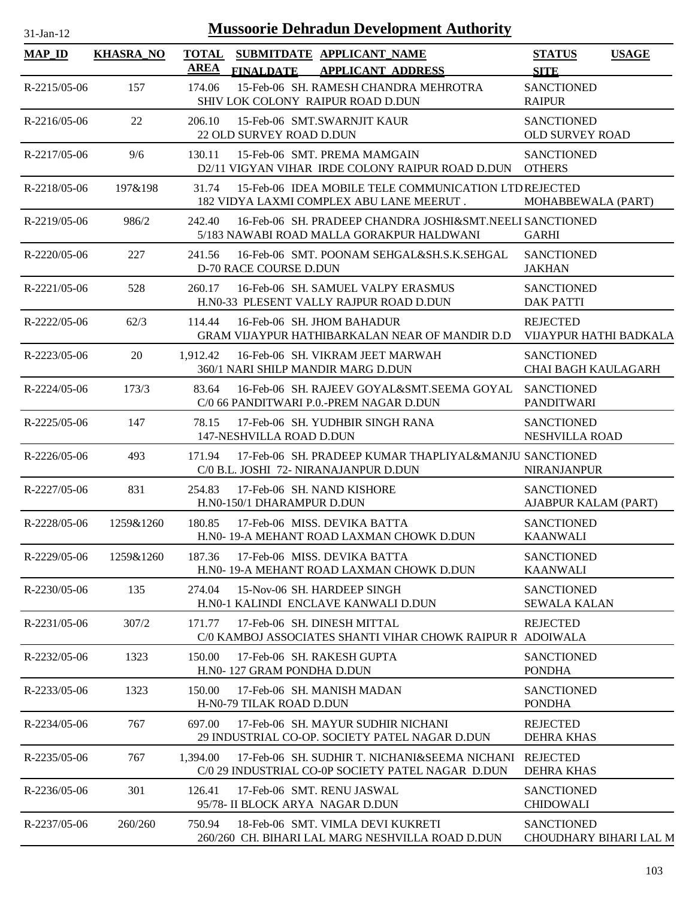# Mussoorie Dehradun Development Authority

31-Jan-12

| MAP_ID | KHASRA_NO | TOTAL AREA | SUBMITDATE FINALDATE | APPLICANT_NAME APPLICANT ADDRESS | STATUS SITE | USAGE |
|---|---|---|---|---|---|---|
| R-2215/05-06 | 157 | 174.06 | 15-Feb-06 | SH. RAMESH CHANDRA MEHROTRA SHIV LOK COLONY RAIPUR ROAD D.DUN | SANCTIONED RAIPUR | |
| R-2216/05-06 | 22 | 206.10 | 15-Feb-06 | SMT.SWARNJIT KAUR 22 OLD SURVEY ROAD D.DUN | SANCTIONED OLD SURVEY ROAD | |
| R-2217/05-06 | 9/6 | 130.11 | 15-Feb-06 | SMT. PREMA MAMGAIN D2/11 VIGYAN VIHAR IRDE COLONY RAIPUR ROAD D.DUN | SANCTIONED OTHERS | |
| R-2218/05-06 | 197&198 | 31.74 | 15-Feb-06 | IDEA MOBILE TELE COMMUNICATION LTD 182 VIDYA LAXMI COMPLEX ABU LANE MEERUT . | REJECTED MOHABBEWALA (PART) | |
| R-2219/05-06 | 986/2 | 242.40 | 16-Feb-06 | SH. PRADEEP CHANDRA JOSHI&SMT.NEELI 5/183 NAWABI ROAD MALLA GORAKPUR HALDWANI | SANCTIONED GARHI | |
| R-2220/05-06 | 227 | 241.56 | 16-Feb-06 | SMT. POONAM SEHGAL&SH.S.K.SEHGAL D-70 RACE COURSE D.DUN | SANCTIONED JAKHAN | |
| R-2221/05-06 | 528 | 260.17 | 16-Feb-06 | SH. SAMUEL VALPY ERASMUS H.N0-33 PLESENT VALLY RAJPUR ROAD D.DUN | SANCTIONED DAK PATTI | |
| R-2222/05-06 | 62/3 | 114.44 | 16-Feb-06 | SH. JHOM BAHADUR GRAM VIJAYPUR HATHIBARKALAN NEAR OF MANDIR D.D | REJECTED VIJAYPUR HATHI BADKALA | |
| R-2223/05-06 | 20 | 1,912.42 | 16-Feb-06 | SH. VIKRAM JEET MARWAH 360/1 NARI SHILP MANDIR MARG D.DUN | SANCTIONED CHAI BAGH KAULAGARH | |
| R-2224/05-06 | 173/3 | 83.64 | 16-Feb-06 | SH. RAJEEV GOYAL&SMT.SEEMA GOYAL C/0 66 PANDITWARI P.0.-PREM NAGAR D.DUN | SANCTIONED PANDITWARI | |
| R-2225/05-06 | 147 | 78.15 | 17-Feb-06 | SH. YUDHBIR SINGH RANA 147-NESHVILLA ROAD D.DUN | SANCTIONED NESHVILLA ROAD | |
| R-2226/05-06 | 493 | 171.94 | 17-Feb-06 | SH. PRADEEP KUMAR THAPLIYAL&MANJU C/0 B.L. JOSHI 72- NIRANAJANPUR D.DUN | SANCTIONED NIRANJANPUR | |
| R-2227/05-06 | 831 | 254.83 | 17-Feb-06 | SH. NAND KISHORE H.N0-150/1 DHARAMPUR D.DUN | SANCTIONED AJABPUR KALAM (PART) | |
| R-2228/05-06 | 1259&1260 | 180.85 | 17-Feb-06 | MISS. DEVIKA BATTA H.N0- 19-A MEHANT ROAD LAXMAN CHOWK D.DUN | SANCTIONED KAANWALI | |
| R-2229/05-06 | 1259&1260 | 187.36 | 17-Feb-06 | MISS. DEVIKA BATTA H.N0- 19-A MEHANT ROAD LAXMAN CHOWK D.DUN | SANCTIONED KAANWALI | |
| R-2230/05-06 | 135 | 274.04 | 15-Nov-06 | SH. HARDEEP SINGH H.N0-1 KALINDI ENCLAVE KANWALI D.DUN | SANCTIONED SEWALA KALAN | |
| R-2231/05-06 | 307/2 | 171.77 | 17-Feb-06 | SH. DINESH MITTAL C/0 KAMBOJ ASSOCIATES SHANTI VIHAR CHOWK RAIPUR R | REJECTED ADOIWALA | |
| R-2232/05-06 | 1323 | 150.00 | 17-Feb-06 | SH. RAKESH GUPTA H.N0- 127 GRAM PONDHA D.DUN | SANCTIONED PONDHA | |
| R-2233/05-06 | 1323 | 150.00 | 17-Feb-06 | SH. MANISH MADAN H-N0-79 TILAK ROAD D.DUN | SANCTIONED PONDHA | |
| R-2234/05-06 | 767 | 697.00 | 17-Feb-06 | SH. MAYUR SUDHIR NICHANI 29 INDUSTRIAL CO-OP. SOCIETY PATEL NAGAR D.DUN | REJECTED DEHRA KHAS | |
| R-2235/05-06 | 767 | 1,394.00 | 17-Feb-06 | SH. SUDHIR T. NICHANI&SEEMA NICHANI C/0 29 INDUSTRIAL CO-0P SOCIETY PATEL NAGAR D.DUN | REJECTED DEHRA KHAS | |
| R-2236/05-06 | 301 | 126.41 | 17-Feb-06 | SMT. RENU JASWAL 95/78- II BLOCK ARYA NAGAR D.DUN | SANCTIONED CHIDOWALI | |
| R-2237/05-06 | 260/260 | 750.94 | 18-Feb-06 | SMT. VIMLA DEVI KUKRETI 260/260 CH. BIHARI LAL MARG NESHVILLA ROAD D.DUN | SANCTIONED CHOUDHARY BIHARI LAL M | |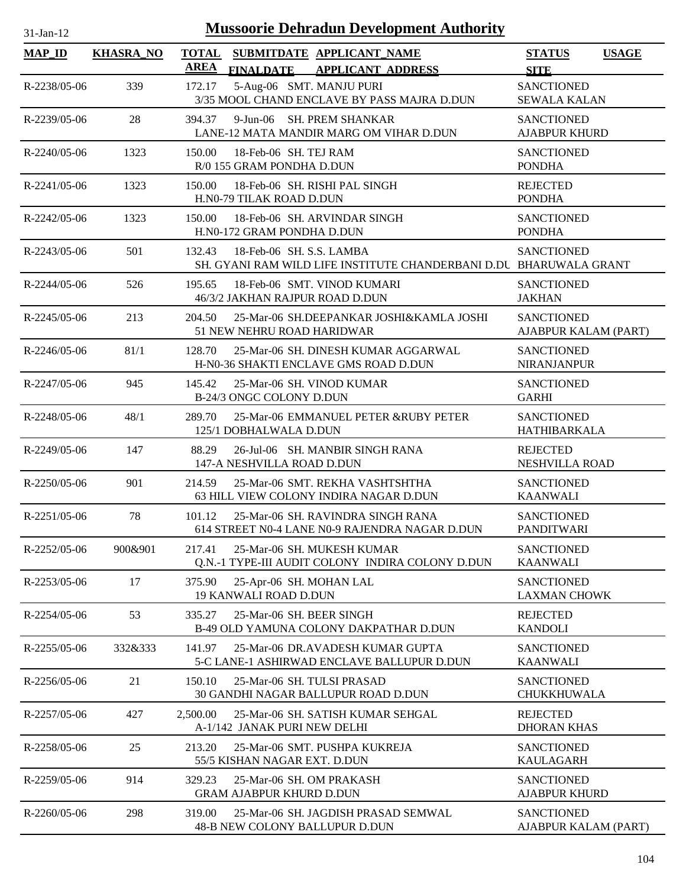# Mussoorie Dehradun Development Authority

31-Jan-12

| MAP_ID | KHASRA_NO | TOTAL AREA | SUBMITDATE FINALDATE | APPLICANT_NAME APPLICANT_ADDRESS | STATUS SITE | USAGE |
|---|---|---|---|---|---|---|
| R-2238/05-06 | 339 | 172.17 | 5-Aug-06 | SMT. MANJU PURI 3/35 MOOL CHAND ENCLAVE BY PASS MAJRA D.DUN | SANCTIONED SEWALA KALAN | |
| R-2239/05-06 | 28 | 394.37 | 9-Jun-06 | SH. PREM SHANKAR LANE-12 MATA MANDIR MARG OM VIHAR D.DUN | SANCTIONED AJABPUR KHURD | |
| R-2240/05-06 | 1323 | 150.00 | 18-Feb-06 | SH. TEJ RAM R/0 155 GRAM PONDHA D.DUN | SANCTIONED PONDHA | |
| R-2241/05-06 | 1323 | 150.00 | 18-Feb-06 | SH. RISHI PAL SINGH H.N0-79 TILAK ROAD D.DUN | REJECTED PONDHA | |
| R-2242/05-06 | 1323 | 150.00 | 18-Feb-06 | SH. ARVINDAR SINGH H.N0-172 GRAM PONDHA D.DUN | SANCTIONED PONDHA | |
| R-2243/05-06 | 501 | 132.43 | 18-Feb-06 | SH. S.S. LAMBA SH. GYANI RAM WILD LIFE INSTITUTE CHANDERBANI D.DU | SANCTIONED BHARUWALA GRANT | |
| R-2244/05-06 | 526 | 195.65 | 18-Feb-06 | SMT. VINOD KUMARI 46/3/2 JAKHAN RAJPUR ROAD D.DUN | SANCTIONED JAKHAN | |
| R-2245/05-06 | 213 | 204.50 | 25-Mar-06 | SH.DEEPANKAR JOSHI&KAMLA JOSHI 51 NEW NEHRU ROAD HARIDWAR | SANCTIONED AJABPUR KALAM (PART) | |
| R-2246/05-06 | 81/1 | 128.70 | 25-Mar-06 | SH. DINESH KUMAR AGGARWAL H-N0-36 SHAKTI ENCLAVE GMS ROAD D.DUN | SANCTIONED NIRANJANPUR | |
| R-2247/05-06 | 945 | 145.42 | 25-Mar-06 | SH. VINOD KUMAR B-24/3 ONGC COLONY D.DUN | SANCTIONED GARHI | |
| R-2248/05-06 | 48/1 | 289.70 | 25-Mar-06 | EMMANUEL PETER &RUBY PETER 125/1 DOBHALWALA D.DUN | SANCTIONED HATHIBARKALA | |
| R-2249/05-06 | 147 | 88.29 | 26-Jul-06 | SH. MANBIR SINGH RANA 147-A NESHVILLA ROAD D.DUN | REJECTED NESHVILLA ROAD | |
| R-2250/05-06 | 901 | 214.59 | 25-Mar-06 | SMT. REKHA VASHTSHTHA 63 HILL VIEW COLONY INDIRA NAGAR D.DUN | SANCTIONED KAANWALI | |
| R-2251/05-06 | 78 | 101.12 | 25-Mar-06 | SH. RAVINDRA SINGH RANA 614 STREET N0-4 LANE N0-9 RAJENDRA NAGAR D.DUN | SANCTIONED PANDITWARI | |
| R-2252/05-06 | 900&901 | 217.41 | 25-Mar-06 | SH. MUKESH KUMAR Q.N.-1 TYPE-III AUDIT COLONY INDIRA COLONY D.DUN | SANCTIONED KAANWALI | |
| R-2253/05-06 | 17 | 375.90 | 25-Apr-06 | SH. MOHAN LAL 19 KANWALI ROAD D.DUN | SANCTIONED LAXMAN CHOWK | |
| R-2254/05-06 | 53 | 335.27 | 25-Mar-06 | SH. BEER SINGH B-49 OLD YAMUNA COLONY DAKPATHAR D.DUN | REJECTED KANDOLI | |
| R-2255/05-06 | 332&333 | 141.97 | 25-Mar-06 | DR.AVADESH KUMAR GUPTA 5-C LANE-1 ASHIRWAD ENCLAVE BALLUPUR D.DUN | SANCTIONED KAANWALI | |
| R-2256/05-06 | 21 | 150.10 | 25-Mar-06 | SH. TULSI PRASAD 30 GANDHI NAGAR BALLUPUR ROAD D.DUN | SANCTIONED CHUKKHUWALA | |
| R-2257/05-06 | 427 | 2,500.00 | 25-Mar-06 | SH. SATISH KUMAR SEHGAL A-1/142 JANAK PURI NEW DELHI | REJECTED DHORAN KHAS | |
| R-2258/05-06 | 25 | 213.20 | 25-Mar-06 | SMT. PUSHPA KUKREJA 55/5 KISHAN NAGAR EXT. D.DUN | SANCTIONED KAULAGARH | |
| R-2259/05-06 | 914 | 329.23 | 25-Mar-06 | SH. OM PRAKASH GRAM AJABPUR KHURD D.DUN | SANCTIONED AJABPUR KHURD | |
| R-2260/05-06 | 298 | 319.00 | 25-Mar-06 | SH. JAGDISH PRASAD SEMWAL 48-B NEW COLONY BALLUPUR D.DUN | SANCTIONED AJABPUR KALAM (PART) | |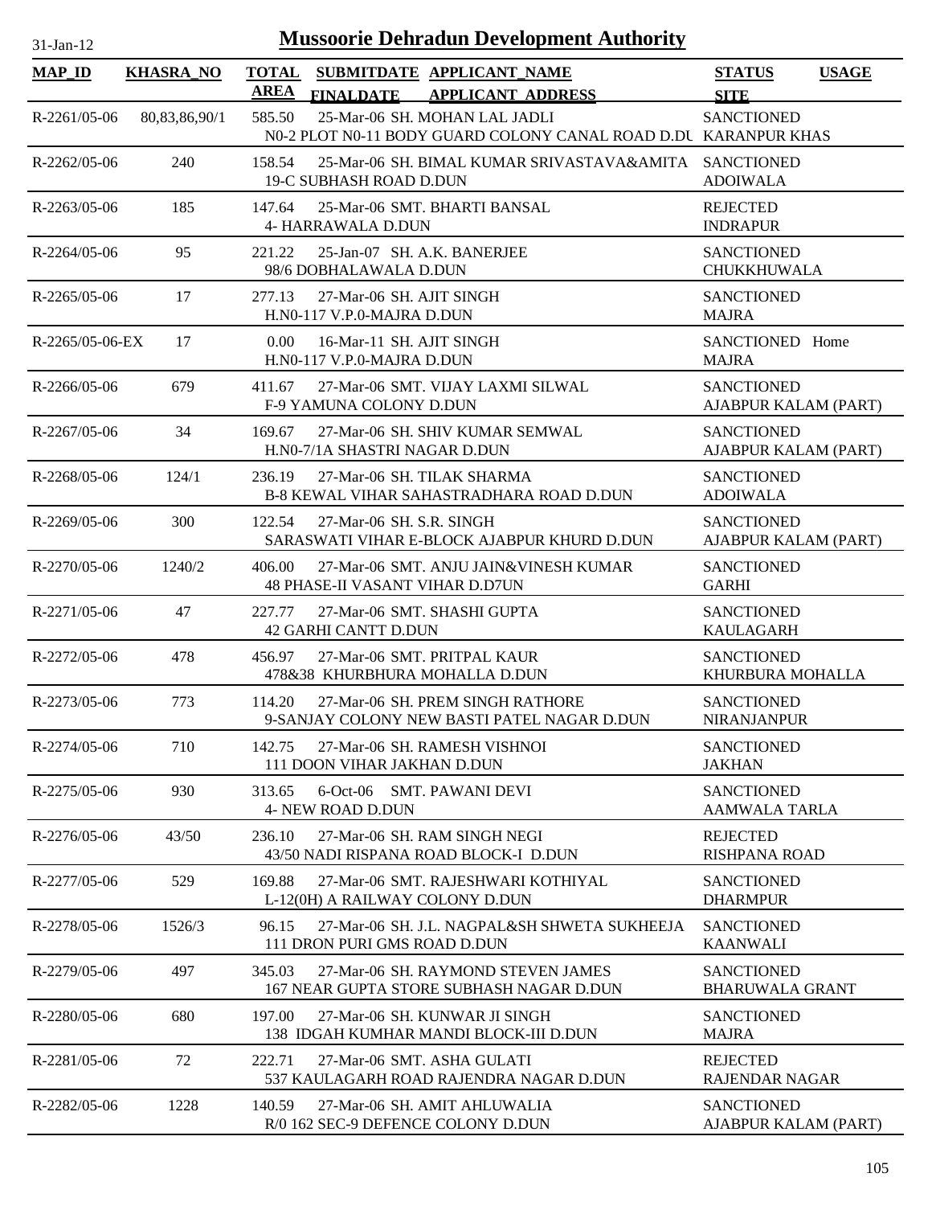# Mussoorie Dehradun Development Authority

31-Jan-12

| MAP_ID | KHASRA_NO | TOTAL AREA | SUBMITDATE FINALDATE | APPLICANT_NAME APPLICANT_ADDRESS | STATUS SITE | USAGE |
|---|---|---|---|---|---|---|
| R-2261/05-06 | 80,83,86,90/1 | 585.50 | 25-Mar-06 | SH. MOHAN LAL JADLI<br>N0-2 PLOT N0-11 BODY GUARD COLONY CANAL ROAD D.DU | SANCTIONED<br>KARANPUR KHAS | |
| R-2262/05-06 | 240 | 158.54 | 25-Mar-06 | SH. BIMAL KUMAR SRIVASTAVA&AMITA<br>19-C SUBHASH ROAD D.DUN | SANCTIONED<br>ADOIWALA | |
| R-2263/05-06 | 185 | 147.64 | 25-Mar-06 | SMT. BHARTI BANSAL<br>4- HARRAWALA D.DUN | REJECTED<br>INDRAPUR | |
| R-2264/05-06 | 95 | 221.22 | 25-Jan-07 | SH. A.K. BANERJEE<br>98/6 DOBHALAWALA D.DUN | SANCTIONED<br>CHUKKHUWALA | |
| R-2265/05-06 | 17 | 277.13 | 27-Mar-06 | SH. AJIT SINGH<br>H.N0-117 V.P.0-MAJRA D.DUN | SANCTIONED<br>MAJRA | |
| R-2265/05-06-EX | 17 | 0.00 | 16-Mar-11 | SH. AJIT SINGH<br>H.N0-117 V.P.0-MAJRA D.DUN | SANCTIONED<br>MAJRA | Home |
| R-2266/05-06 | 679 | 411.67 | 27-Mar-06 | SMT. VIJAY LAXMI SILWAL<br>F-9 YAMUNA COLONY D.DUN | SANCTIONED<br>AJABPUR KALAM (PART) | |
| R-2267/05-06 | 34 | 169.67 | 27-Mar-06 | SH. SHIV KUMAR SEMWAL<br>H.N0-7/1A SHASTRI NAGAR D.DUN | SANCTIONED<br>AJABPUR KALAM (PART) | |
| R-2268/05-06 | 124/1 | 236.19 | 27-Mar-06 | SH. TILAK SHARMA<br>B-8 KEWAL VIHAR SAHASTRADHARA ROAD D.DUN | SANCTIONED<br>ADOIWALA | |
| R-2269/05-06 | 300 | 122.54 | 27-Mar-06 | SH. S.R. SINGH<br>SARASWATI VIHAR E-BLOCK AJABPUR KHURD D.DUN | SANCTIONED<br>AJABPUR KALAM (PART) | |
| R-2270/05-06 | 1240/2 | 406.00 | 27-Mar-06 | SMT. ANJU JAIN&VINESH KUMAR<br>48 PHASE-II VASANT VIHAR D.D7UN | SANCTIONED<br>GARHI | |
| R-2271/05-06 | 47 | 227.77 | 27-Mar-06 | SMT. SHASHI GUPTA<br>42 GARHI CANTT D.DUN | SANCTIONED<br>KAULAGARH | |
| R-2272/05-06 | 478 | 456.97 | 27-Mar-06 | SMT. PRITPAL KAUR<br>478&38 KHURBHURA MOHALLA D.DUN | SANCTIONED<br>KHURBURA MOHALLA | |
| R-2273/05-06 | 773 | 114.20 | 27-Mar-06 | SH. PREM SINGH RATHORE<br>9-SANJAY COLONY NEW BASTI PATEL NAGAR D.DUN | SANCTIONED<br>NIRANJANPUR | |
| R-2274/05-06 | 710 | 142.75 | 27-Mar-06 | SH. RAMESH VISHNOI<br>111 DOON VIHAR JAKHAN D.DUN | SANCTIONED<br>JAKHAN | |
| R-2275/05-06 | 930 | 313.65 | 6-Oct-06 | SMT. PAWANI DEVI<br>4- NEW ROAD D.DUN | SANCTIONED<br>AAMWALA TARLA | |
| R-2276/05-06 | 43/50 | 236.10 | 27-Mar-06 | SH. RAM SINGH NEGI<br>43/50 NADI RISPANA ROAD BLOCK-I D.DUN | REJECTED<br>RISHPANA ROAD | |
| R-2277/05-06 | 529 | 169.88 | 27-Mar-06 | SMT. RAJESHWARI KOTHIYAL<br>L-12(0H) A RAILWAY COLONY D.DUN | SANCTIONED<br>DHARMPUR | |
| R-2278/05-06 | 1526/3 | 96.15 | 27-Mar-06 | SH. J.L. NAGPAL&SH SHWETA SUKHEEJA<br>111 DRON PURI GMS ROAD D.DUN | SANCTIONED<br>KAANWALI | |
| R-2279/05-06 | 497 | 345.03 | 27-Mar-06 | SH. RAYMOND STEVEN JAMES<br>167 NEAR GUPTA STORE SUBHASH NAGAR D.DUN | SANCTIONED<br>BHARUWALA GRANT | |
| R-2280/05-06 | 680 | 197.00 | 27-Mar-06 | SH. KUNWAR JI SINGH<br>138 IDGAH KUMHAR MANDI BLOCK-III D.DUN | SANCTIONED<br>MAJRA | |
| R-2281/05-06 | 72 | 222.71 | 27-Mar-06 | SMT. ASHA GULATI<br>537 KAULAGARH ROAD RAJENDRA NAGAR D.DUN | REJECTED<br>RAJENDAR NAGAR | |
| R-2282/05-06 | 1228 | 140.59 | 27-Mar-06 | SH. AMIT AHLUWALIA<br>R/0 162 SEC-9 DEFENCE COLONY D.DUN | SANCTIONED<br>AJABPUR KALAM (PART) | |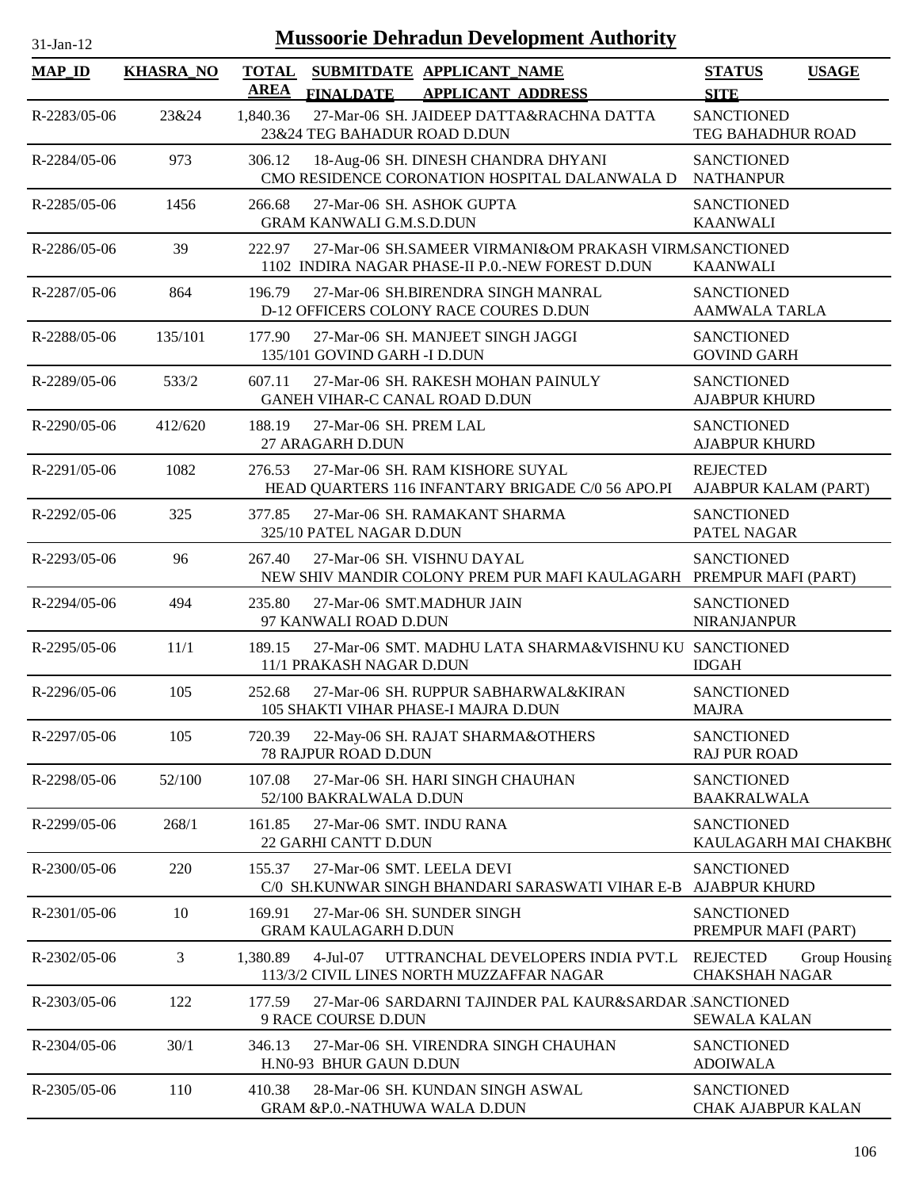# Mussoorie Dehradun Development Authority

31-Jan-12

| MAP_ID | KHASRA_NO | TOTAL AREA | SUBMITDATE FINALDATE | APPLICANT_NAME APPLICANT_ADDRESS | STATUS SITE | USAGE |
|---|---|---|---|---|---|---|
| R-2283/05-06 | 23&24 | 1,840.36 | 27-Mar-06 | SH. JAIDEEP DATTA&RACHNA DATTA 23&24 TEG BAHADUR ROAD D.DUN | SANCTIONED TEG BAHADHUR ROAD | |
| R-2284/05-06 | 973 | 306.12 | 18-Aug-06 | SH. DINESH CHANDRA DHYANI CMO RESIDENCE CORONATION HOSPITAL DALANWALA D | SANCTIONED NATHANPUR | |
| R-2285/05-06 | 1456 | 266.68 | 27-Mar-06 | SH. ASHOK GUPTA GRAM KANWALI G.M.S.D.DUN | SANCTIONED KAANWALI | |
| R-2286/05-06 | 39 | 222.97 | 27-Mar-06 | SH.SAMEER VIRMANI&OM PRAKASH VIRM 1102 INDIRA NAGAR PHASE-II P.0.-NEW FOREST D.DUN | SANCTIONED KAANWALI | |
| R-2287/05-06 | 864 | 196.79 | 27-Mar-06 | SH.BIRENDRA SINGH MANRAL D-12 OFFICERS COLONY RACE COURES D.DUN | SANCTIONED AAMWALA TARLA | |
| R-2288/05-06 | 135/101 | 177.90 | 27-Mar-06 | SH. MANJEET SINGH JAGGI 135/101 GOVIND GARH -I D.DUN | SANCTIONED GOVIND GARH | |
| R-2289/05-06 | 533/2 | 607.11 | 27-Mar-06 | SH. RAKESH MOHAN PAINULY GANEH VIHAR-C CANAL ROAD D.DUN | SANCTIONED AJABPUR KHURD | |
| R-2290/05-06 | 412/620 | 188.19 | 27-Mar-06 | SH. PREM LAL 27 ARAGARH D.DUN | SANCTIONED AJABPUR KHURD | |
| R-2291/05-06 | 1082 | 276.53 | 27-Mar-06 | SH. RAM KISHORE SUYAL HEAD QUARTERS 116 INFANTARY BRIGADE C/0 56 APO.PI | REJECTED AJABPUR KALAM (PART) | |
| R-2292/05-06 | 325 | 377.85 | 27-Mar-06 | SH. RAMAKANT SHARMA 325/10 PATEL NAGAR D.DUN | SANCTIONED PATEL NAGAR | |
| R-2293/05-06 | 96 | 267.40 | 27-Mar-06 | SH. VISHNU DAYAL NEW SHIV MANDIR COLONY PREM PUR MAFI KAULAGARH | SANCTIONED PREMPUR MAFI (PART) | |
| R-2294/05-06 | 494 | 235.80 | 27-Mar-06 | SMT.MADHUR JAIN 97 KANWALI ROAD D.DUN | SANCTIONED NIRANJANPUR | |
| R-2295/05-06 | 11/1 | 189.15 | 27-Mar-06 | SMT. MADHU LATA SHARMA&VISHNU KU 11/1 PRAKASH NAGAR D.DUN | SANCTIONED IDGAH | |
| R-2296/05-06 | 105 | 252.68 | 27-Mar-06 | SH. RUPPUR SABHARWAL&KIRAN 105 SHAKTI VIHAR PHASE-I MAJRA D.DUN | SANCTIONED MAJRA | |
| R-2297/05-06 | 105 | 720.39 | 22-May-06 | SH. RAJAT SHARMA&OTHERS 78 RAJPUR ROAD D.DUN | SANCTIONED RAJ PUR ROAD | |
| R-2298/05-06 | 52/100 | 107.08 | 27-Mar-06 | SH. HARI SINGH CHAUHAN 52/100 BAKRALWALA D.DUN | SANCTIONED BAAKRALWALA | |
| R-2299/05-06 | 268/1 | 161.85 | 27-Mar-06 | SMT. INDU RANA 22 GARHI CANTT D.DUN | SANCTIONED KAULAGARH MAI CHAKBH( | |
| R-2300/05-06 | 220 | 155.37 | 27-Mar-06 | SMT. LEELA DEVI C/0 SH.KUNWAR SINGH BHANDARI SARASWATI VIHAR E-B | SANCTIONED AJABPUR KHURD | |
| R-2301/05-06 | 10 | 169.91 | 27-Mar-06 | SH. SUNDER SINGH GRAM KAULAGARH D.DUN | SANCTIONED PREMPUR MAFI (PART) | |
| R-2302/05-06 | 3 | 1,380.89 | 4-Jul-07 | UTTRANCHAL DEVELOPERS INDIA PVT.L 113/3/2 CIVIL LINES NORTH MUZZAFFAR NAGAR | REJECTED CHAKSHAH NAGAR | Group Housing |
| R-2303/05-06 | 122 | 177.59 | 27-Mar-06 | SARDARNI TAJINDER PAL KAUR&SARDAR 9 RACE COURSE D.DUN | SANCTIONED SEWALA KALAN | |
| R-2304/05-06 | 30/1 | 346.13 | 27-Mar-06 | SH. VIRENDRA SINGH CHAUHAN H.N0-93 BHUR GAUN D.DUN | SANCTIONED ADOIWALA | |
| R-2305/05-06 | 110 | 410.38 | 28-Mar-06 | SH. KUNDAN SINGH ASWAL GRAM &P.0.-NATHUWA WALA D.DUN | SANCTIONED CHAK AJABPUR KALAN | |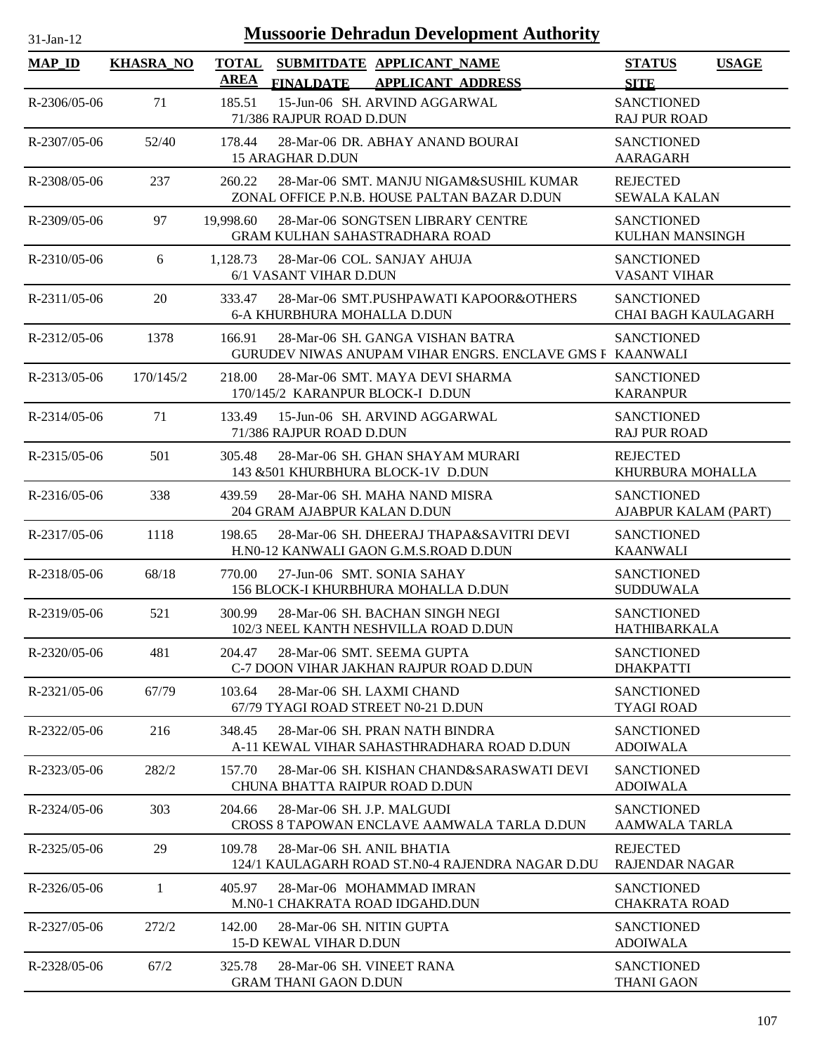# Mussoorie Dehradun Development Authority

31-Jan-12

| MAP_ID | KHASRA_NO | TOTAL AREA | SUBMITDATE FINALDATE | APPLICANT_NAME APPLICANT ADDRESS | STATUS SITE | USAGE |
|---|---|---|---|---|---|---|
| R-2306/05-06 | 71 | 185.51 | 15-Jun-06 | SH. ARVIND AGGARWAL 71/386 RAJPUR ROAD D.DUN | SANCTIONED RAJ PUR ROAD | |
| R-2307/05-06 | 52/40 | 178.44 | 28-Mar-06 | DR. ABHAY ANAND BOURAI 15 ARAGHAR D.DUN | SANCTIONED AARAGARH | |
| R-2308/05-06 | 237 | 260.22 | 28-Mar-06 | SMT. MANJU NIGAM&SUSHIL KUMAR ZONAL OFFICE P.N.B. HOUSE PALTAN BAZAR D.DUN | REJECTED SEWALA KALAN | |
| R-2309/05-06 | 97 | 19,998.60 | 28-Mar-06 | SONGTSEN LIBRARY CENTRE GRAM KULHAN SAHASTRADHARA ROAD | SANCTIONED KULHAN MANSINGH | |
| R-2310/05-06 | 6 | 1,128.73 | 28-Mar-06 | COL. SANJAY AHUJA 6/1 VASANT VIHAR D.DUN | SANCTIONED VASANT VIHAR | |
| R-2311/05-06 | 20 | 333.47 | 28-Mar-06 | SMT.PUSHPAWATI KAPOOR&OTHERS 6-A KHURBHURA MOHALLA D.DUN | SANCTIONED CHAI BAGH KAULAGARH | |
| R-2312/05-06 | 1378 | 166.91 | 28-Mar-06 | SH. GANGA VISHAN BATRA GURUDEV NIWAS ANUPAM VIHAR ENGRS. ENCLAVE GMS F | SANCTIONED KAANWALI | |
| R-2313/05-06 | 170/145/2 | 218.00 | 28-Mar-06 | SMT. MAYA DEVI SHARMA 170/145/2 KARANPUR BLOCK-I D.DUN | SANCTIONED KARANPUR | |
| R-2314/05-06 | 71 | 133.49 | 15-Jun-06 | SH. ARVIND AGGARWAL 71/386 RAJPUR ROAD D.DUN | SANCTIONED RAJ PUR ROAD | |
| R-2315/05-06 | 501 | 305.48 | 28-Mar-06 | SH. GHAN SHAYAM MURARI 143 &501 KHURBHURA BLOCK-1V D.DUN | REJECTED KHURBURA MOHALLA | |
| R-2316/05-06 | 338 | 439.59 | 28-Mar-06 | SH. MAHA NAND MISRA 204 GRAM AJABPUR KALAN D.DUN | SANCTIONED AJABPUR KALAM (PART) | |
| R-2317/05-06 | 1118 | 198.65 | 28-Mar-06 | SH. DHEERAJ THAPA&SAVITRI DEVI H.N0-12 KANWALI GAON G.M.S.ROAD D.DUN | SANCTIONED KAANWALI | |
| R-2318/05-06 | 68/18 | 770.00 | 27-Jun-06 | SMT. SONIA SAHAY 156 BLOCK-I KHURBHURA MOHALLA D.DUN | SANCTIONED SUDDUWALA | |
| R-2319/05-06 | 521 | 300.99 | 28-Mar-06 | SH. BACHAN SINGH NEGI 102/3 NEEL KANTH NESHVILLA ROAD D.DUN | SANCTIONED HATHIBARKALA | |
| R-2320/05-06 | 481 | 204.47 | 28-Mar-06 | SMT. SEEMA GUPTA C-7 DOON VIHAR JAKHAN RAJPUR ROAD D.DUN | SANCTIONED DHAKPATTI | |
| R-2321/05-06 | 67/79 | 103.64 | 28-Mar-06 | SH. LAXMI CHAND 67/79 TYAGI ROAD STREET N0-21 D.DUN | SANCTIONED TYAGI ROAD | |
| R-2322/05-06 | 216 | 348.45 | 28-Mar-06 | SH. PRAN NATH BINDRA A-11 KEWAL VIHAR SAHASTHRADHARA ROAD D.DUN | SANCTIONED ADOIWALA | |
| R-2323/05-06 | 282/2 | 157.70 | 28-Mar-06 | SH. KISHAN CHAND&SARASWATI DEVI CHUNA BHATTA RAIPUR ROAD D.DUN | SANCTIONED ADOIWALA | |
| R-2324/05-06 | 303 | 204.66 | 28-Mar-06 | SH. J.P. MALGUDI CROSS 8 TAPOWAN ENCLAVE AAMWALA TARLA D.DUN | SANCTIONED AAMWALA TARLA | |
| R-2325/05-06 | 29 | 109.78 | 28-Mar-06 | SH. ANIL BHATIA 124/1 KAULAGARH ROAD ST.N0-4 RAJENDRA NAGAR D.DU | REJECTED RAJENDAR NAGAR | |
| R-2326/05-06 | 1 | 405.97 | 28-Mar-06 | MOHAMMAD IMRAN M.N0-1 CHAKRATA ROAD IDGAHD.DUN | SANCTIONED CHAKRATA ROAD | |
| R-2327/05-06 | 272/2 | 142.00 | 28-Mar-06 | SH. NITIN GUPTA 15-D KEWAL VIHAR D.DUN | SANCTIONED ADOIWALA | |
| R-2328/05-06 | 67/2 | 325.78 | 28-Mar-06 | SH. VINEET RANA GRAM THANI GAON D.DUN | SANCTIONED THANI GAON | |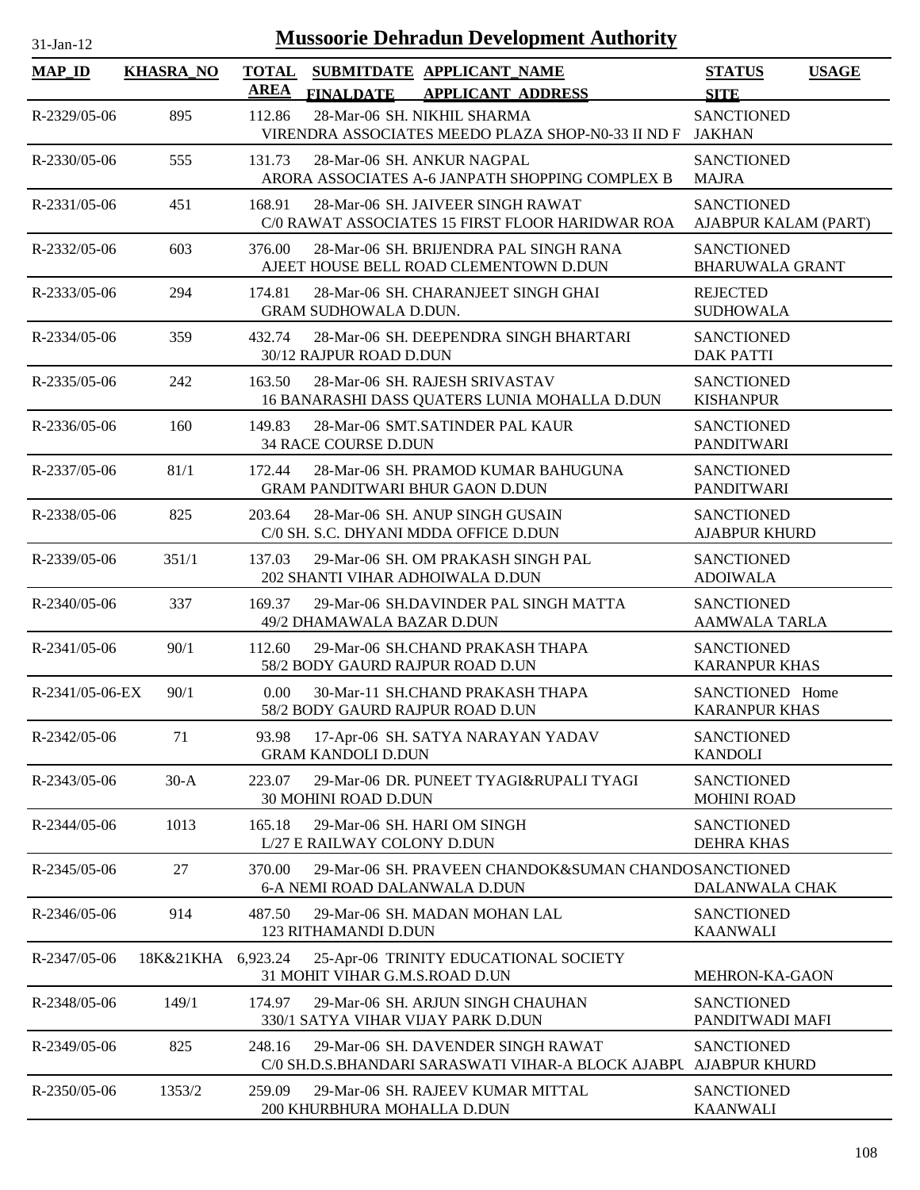# Mussoorie Dehradun Development Authority

31-Jan-12

| MAP_ID | KHASRA_NO | TOTAL AREA | SUBMITDATE FINALDATE | APPLICANT_NAME APPLICANT_ADDRESS | STATUS SITE | USAGE |
|---|---|---|---|---|---|---|
| R-2329/05-06 | 895 | 112.86 | 28-Mar-06 | SH. NIKHIL SHARMA VIRENDRA ASSOCIATES MEEDO PLAZA SHOP-N0-33 II ND F | SANCTIONED JAKHAN | |
| R-2330/05-06 | 555 | 131.73 | 28-Mar-06 | SH. ANKUR NAGPAL ARORA ASSOCIATES A-6 JANPATH SHOPPING COMPLEX B | SANCTIONED MAJRA | |
| R-2331/05-06 | 451 | 168.91 | 28-Mar-06 | SH. JAIVEER SINGH RAWAT C/0 RAWAT ASSOCIATES 15 FIRST FLOOR HARIDWAR ROA | SANCTIONED AJABPUR KALAM (PART) | |
| R-2332/05-06 | 603 | 376.00 | 28-Mar-06 | SH. BRIJENDRA PAL SINGH RANA AJEET HOUSE BELL ROAD CLEMENTOWN D.DUN | SANCTIONED BHARUWALA GRANT | |
| R-2333/05-06 | 294 | 174.81 | 28-Mar-06 | SH. CHARANJEET SINGH GHAI GRAM SUDHOWALA D.DUN. | REJECTED SUDHOWALA | |
| R-2334/05-06 | 359 | 432.74 | 28-Mar-06 | SH. DEEPENDRA SINGH BHARTARI 30/12 RAJPUR ROAD D.DUN | SANCTIONED DAK PATTI | |
| R-2335/05-06 | 242 | 163.50 | 28-Mar-06 | SH. RAJESH SRIVASTAV 16 BANARASHI DASS QUATERS LUNIA MOHALLA D.DUN | SANCTIONED KISHANPUR | |
| R-2336/05-06 | 160 | 149.83 | 28-Mar-06 | SMT.SATINDER PAL KAUR 34 RACE COURSE D.DUN | SANCTIONED PANDITWARI | |
| R-2337/05-06 | 81/1 | 172.44 | 28-Mar-06 | SH. PRAMOD KUMAR BAHUGUNA GRAM PANDITWARI BHUR GAON D.DUN | SANCTIONED PANDITWARI | |
| R-2338/05-06 | 825 | 203.64 | 28-Mar-06 | SH. ANUP SINGH GUSAIN C/0 SH. S.C. DHYANI MDDA OFFICE D.DUN | SANCTIONED AJABPUR KHURD | |
| R-2339/05-06 | 351/1 | 137.03 | 29-Mar-06 | SH. OM PRAKASH SINGH PAL 202 SHANTI VIHAR ADHOIWALA D.DUN | SANCTIONED ADOIWALA | |
| R-2340/05-06 | 337 | 169.37 | 29-Mar-06 | SH.DAVINDER PAL SINGH MATTA 49/2 DHAMAWALA BAZAR D.DUN | SANCTIONED AAMWALA TARLA | |
| R-2341/05-06 | 90/1 | 112.60 | 29-Mar-06 | SH.CHAND PRAKASH THAPA 58/2 BODY GAURD RAJPUR ROAD D.UN | SANCTIONED KARANPUR KHAS | |
| R-2341/05-06-EX | 90/1 | 0.00 | 30-Mar-11 | SH.CHAND PRAKASH THAPA 58/2 BODY GAURD RAJPUR ROAD D.UN | SANCTIONED KARANPUR KHAS | Home |
| R-2342/05-06 | 71 | 93.98 | 17-Apr-06 | SH. SATYA NARAYAN YADAV GRAM KANDOLI D.DUN | SANCTIONED KANDOLI | |
| R-2343/05-06 | 30-A | 223.07 | 29-Mar-06 | DR. PUNEET TYAGI&RUPALI TYAGI 30 MOHINI ROAD D.DUN | SANCTIONED MOHINI ROAD | |
| R-2344/05-06 | 1013 | 165.18 | 29-Mar-06 | SH. HARI OM SINGH L/27 E RAILWAY COLONY D.DUN | SANCTIONED DEHRA KHAS | |
| R-2345/05-06 | 27 | 370.00 | 29-Mar-06 | SH. PRAVEEN CHANDOK&SUMAN CHANDO 6-A NEMI ROAD DALANWALA D.DUN | SANCTIONED DALANWALA CHAK | |
| R-2346/05-06 | 914 | 487.50 | 29-Mar-06 | SH. MADAN MOHAN LAL 123 RITHAMANDI D.DUN | SANCTIONED KAANWALI | |
| R-2347/05-06 | 18K&21KHA | 6,923.24 | 25-Apr-06 | TRINITY EDUCATIONAL SOCIETY 31 MOHIT VIHAR G.M.S.ROAD D.UN | MEHRON-KA-GAON | |
| R-2348/05-06 | 149/1 | 174.97 | 29-Mar-06 | SH. ARJUN SINGH CHAUHAN 330/1 SATYA VIHAR VIJAY PARK D.DUN | SANCTIONED PANDITWADI MAFI | |
| R-2349/05-06 | 825 | 248.16 | 29-Mar-06 | SH. DAVENDER SINGH RAWAT C/0 SH.D.S.BHANDARI SARASWATI VIHAR-A BLOCK AJABPU | SANCTIONED AJABPUR KHURD | |
| R-2350/05-06 | 1353/2 | 259.09 | 29-Mar-06 | SH. RAJEEV KUMAR MITTAL 200 KHURBHURA MOHALLA D.DUN | SANCTIONED KAANWALI | |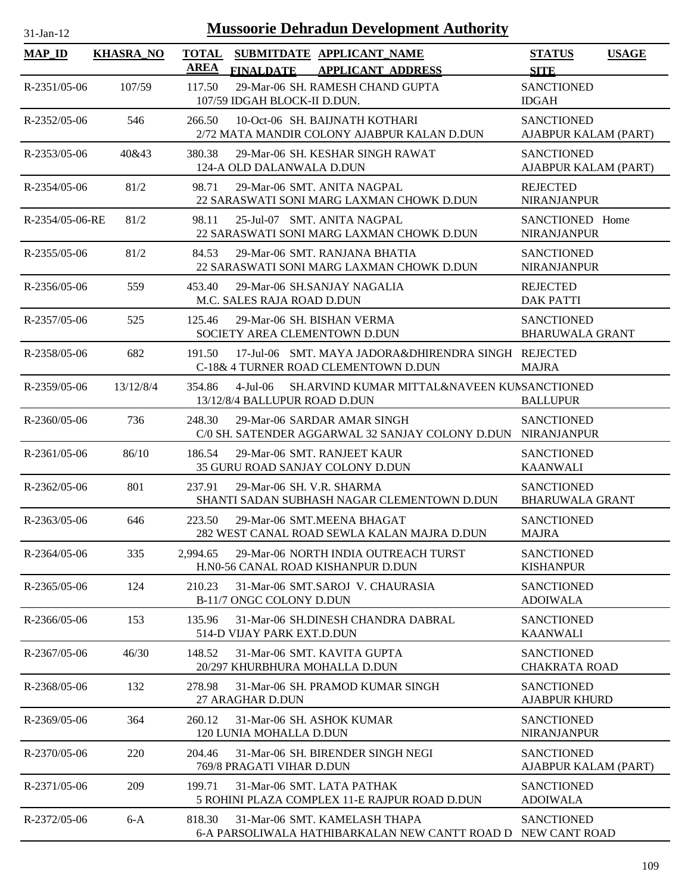# Mussoorie Dehradun Development Authority

| MAP_ID | KHASRA_NO | TOTAL AREA | SUBMITDATE FINALDATE | APPLICANT_NAME APPLICANT_ADDRESS | STATUS SITE | USAGE |
|---|---|---|---|---|---|---|
| R-2351/05-06 | 107/59 | 117.50 | 29-Mar-06 | SH. RAMESH CHAND GUPTA<br>107/59 IDGAH BLOCK-II D.DUN. | SANCTIONED<br>IDGAH | |
| R-2352/05-06 | 546 | 266.50 | 10-Oct-06 | SH. BAIJNATH KOTHARI<br>2/72 MATA MANDIR COLONY AJABPUR KALAN D.DUN | SANCTIONED<br>AJABPUR KALAM (PART) | |
| R-2353/05-06 | 40&43 | 380.38 | 29-Mar-06 | SH. KESHAR SINGH RAWAT<br>124-A OLD DALANWALA D.DUN | SANCTIONED<br>AJABPUR KALAM (PART) | |
| R-2354/05-06 | 81/2 | 98.71 | 29-Mar-06 | SMT. ANITA NAGPAL<br>22 SARASWATI SONI MARG LAXMAN CHOWK D.DUN | REJECTED<br>NIRANJANPUR | |
| R-2354/05-06-RE | 81/2 | 98.11 | 25-Jul-07 | SMT. ANITA NAGPAL<br>22 SARASWATI SONI MARG LAXMAN CHOWK D.DUN | SANCTIONED<br>NIRANJANPUR | Home |
| R-2355/05-06 | 81/2 | 84.53 | 29-Mar-06 | SMT. RANJANA BHATIA<br>22 SARASWATI SONI MARG LAXMAN CHOWK D.DUN | SANCTIONED<br>NIRANJANPUR | |
| R-2356/05-06 | 559 | 453.40 | 29-Mar-06 | SH.SANJAY NAGALIA<br>M.C. SALES RAJA ROAD D.DUN | REJECTED<br>DAK PATTI | |
| R-2357/05-06 | 525 | 125.46 | 29-Mar-06 | SH. BISHAN VERMA<br>SOCIETY AREA CLEMENTOWN D.DUN | SANCTIONED<br>BHARUWALA GRANT | |
| R-2358/05-06 | 682 | 191.50 | 17-Jul-06 | SMT. MAYA JADORA&DHIRENDRA SINGH<br>C-18& 4 TURNER ROAD CLEMENTOWN D.DUN | REJECTED<br>MAJRA | |
| R-2359/05-06 | 13/12/8/4 | 354.86 | 4-Jul-06 | SH.ARVIND KUMAR MITTAL&NAVEEN KUM<br>13/12/8/4 BALLUPUR ROAD D.DUN | SANCTIONED<br>BALLUPUR | |
| R-2360/05-06 | 736 | 248.30 | 29-Mar-06 | SARDAR AMAR SINGH<br>C/0 SH. SATENDER AGGARWAL 32 SANJAY COLONY D.DUN | SANCTIONED<br>NIRANJANPUR | |
| R-2361/05-06 | 86/10 | 186.54 | 29-Mar-06 | SMT. RANJEET KAUR<br>35 GURU ROAD SANJAY COLONY D.DUN | SANCTIONED<br>KAANWALI | |
| R-2362/05-06 | 801 | 237.91 | 29-Mar-06 | SH. V.R. SHARMA<br>SHANTI SADAN SUBHASH NAGAR CLEMENTOWN D.DUN | SANCTIONED<br>BHARUWALA GRANT | |
| R-2363/05-06 | 646 | 223.50 | 29-Mar-06 | SMT.MEENA BHAGAT<br>282 WEST CANAL ROAD SEWLA KALAN MAJRA D.DUN | SANCTIONED<br>MAJRA | |
| R-2364/05-06 | 335 | 2,994.65 | 29-Mar-06 | NORTH INDIA OUTREACH TURST<br>H.N0-56 CANAL ROAD KISHANPUR D.DUN | SANCTIONED<br>KISHANPUR | |
| R-2365/05-06 | 124 | 210.23 | 31-Mar-06 | SMT.SAROJ V. CHAURASIA<br>B-11/7 ONGC COLONY D.DUN | SANCTIONED<br>ADOIWALA | |
| R-2366/05-06 | 153 | 135.96 | 31-Mar-06 | SH.DINESH CHANDRA DABRAL<br>514-D VIJAY PARK EXT.D.DUN | SANCTIONED<br>KAANWALI | |
| R-2367/05-06 | 46/30 | 148.52 | 31-Mar-06 | SMT. KAVITA GUPTA<br>20/297 KHURBHURA MOHALLA D.DUN | SANCTIONED<br>CHAKRATA ROAD | |
| R-2368/05-06 | 132 | 278.98 | 31-Mar-06 | SH. PRAMOD KUMAR SINGH<br>27 ARAGHAR D.DUN | SANCTIONED<br>AJABPUR KHURD | |
| R-2369/05-06 | 364 | 260.12 | 31-Mar-06 | SH. ASHOK KUMAR<br>120 LUNIA MOHALLA D.DUN | SANCTIONED<br>NIRANJANPUR | |
| R-2370/05-06 | 220 | 204.46 | 31-Mar-06 | SH. BIRENDER SINGH NEGI<br>769/8 PRAGATI VIHAR D.DUN | SANCTIONED<br>AJABPUR KALAM (PART) | |
| R-2371/05-06 | 209 | 199.71 | 31-Mar-06 | SMT. LATA PATHAK<br>5 ROHINI PLAZA COMPLEX 11-E RAJPUR ROAD D.DUN | SANCTIONED<br>ADOIWALA | |
| R-2372/05-06 | 6-A | 818.30 | 31-Mar-06 | SMT. KAMELASH THAPA<br>6-A PARSOLIWALA HATHIBARKALAN NEW CANTT ROAD D | SANCTIONED<br>NEW CANT ROAD | |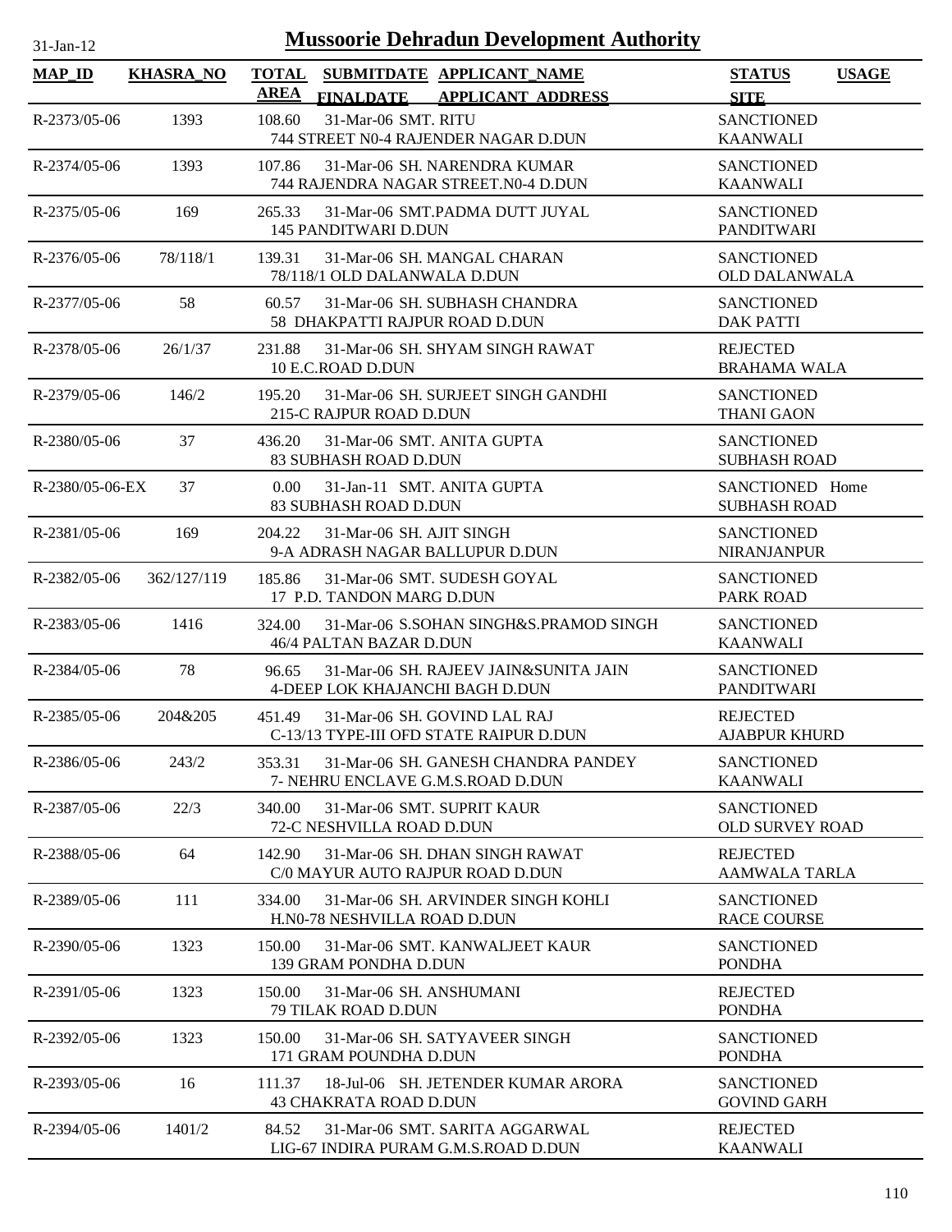# Mussoorie Dehradun Development Authority

31-Jan-12

| MAP_ID | KHASRA_NO | TOTAL AREA | SUBMITDATE FINALDATE | APPLICANT_NAME APPLICANT_ADDRESS | STATUS SITE | USAGE |
|---|---|---|---|---|---|---|
| R-2373/05-06 | 1393 | 108.60 | 31-Mar-06 | SMT. RITU<br>744 STREET N0-4 RAJENDER NAGAR D.DUN | SANCTIONED<br>KAANWALI | |
| R-2374/05-06 | 1393 | 107.86 | 31-Mar-06 | SH. NARENDRA KUMAR<br>744 RAJENDRA NAGAR STREET.N0-4 D.DUN | SANCTIONED<br>KAANWALI | |
| R-2375/05-06 | 169 | 265.33 | 31-Mar-06 | SMT.PADMA DUTT JUYAL<br>145 PANDITWARI D.DUN | SANCTIONED<br>PANDITWARI | |
| R-2376/05-06 | 78/118/1 | 139.31 | 31-Mar-06 | SH. MANGAL CHARAN<br>78/118/1 OLD DALANWALA D.DUN | SANCTIONED<br>OLD DALANWALA | |
| R-2377/05-06 | 58 | 60.57 | 31-Mar-06 | SH. SUBHASH CHANDRA<br>58 DHAKPATTI RAJPUR ROAD D.DUN | SANCTIONED<br>DAK PATTI | |
| R-2378/05-06 | 26/1/37 | 231.88 | 31-Mar-06 | SH. SHYAM SINGH RAWAT<br>10 E.C.ROAD D.DUN | REJECTED<br>BRAHAMA WALA | |
| R-2379/05-06 | 146/2 | 195.20 | 31-Mar-06 | SH. SURJEET SINGH GANDHI<br>215-C RAJPUR ROAD D.DUN | SANCTIONED<br>THANI GAON | |
| R-2380/05-06 | 37 | 436.20 | 31-Mar-06 | SMT. ANITA GUPTA<br>83 SUBHASH ROAD D.DUN | SANCTIONED<br>SUBHASH ROAD | |
| R-2380/05-06-EX | 37 | 0.00 | 31-Jan-11 | SMT. ANITA GUPTA<br>83 SUBHASH ROAD D.DUN | SANCTIONED<br>SUBHASH ROAD | Home |
| R-2381/05-06 | 169 | 204.22 | 31-Mar-06 | SH. AJIT SINGH<br>9-A ADRASH NAGAR BALLUPUR D.DUN | SANCTIONED<br>NIRANJANPUR | |
| R-2382/05-06 | 362/127/119 | 185.86 | 31-Mar-06 | SMT. SUDESH GOYAL<br>17 P.D. TANDON MARG D.DUN | SANCTIONED<br>PARK ROAD | |
| R-2383/05-06 | 1416 | 324.00 | 31-Mar-06 | S.SOHAN SINGH&S.PRAMOD SINGH<br>46/4 PALTAN BAZAR D.DUN | SANCTIONED<br>KAANWALI | |
| R-2384/05-06 | 78 | 96.65 | 31-Mar-06 | SH. RAJEEV JAIN&SUNITA JAIN<br>4-DEEP LOK KHAJANCHI BAGH D.DUN | SANCTIONED<br>PANDITWARI | |
| R-2385/05-06 | 204&205 | 451.49 | 31-Mar-06 | SH. GOVIND LAL RAJ<br>C-13/13 TYPE-III OFD STATE RAIPUR D.DUN | REJECTED<br>AJABPUR KHURD | |
| R-2386/05-06 | 243/2 | 353.31 | 31-Mar-06 | SH. GANESH CHANDRA PANDEY<br>7- NEHRU ENCLAVE G.M.S.ROAD D.DUN | SANCTIONED<br>KAANWALI | |
| R-2387/05-06 | 22/3 | 340.00 | 31-Mar-06 | SMT. SUPRIT KAUR<br>72-C NESHVILLA ROAD D.DUN | SANCTIONED<br>OLD SURVEY ROAD | |
| R-2388/05-06 | 64 | 142.90 | 31-Mar-06 | SH. DHAN SINGH RAWAT<br>C/0 MAYUR AUTO RAJPUR ROAD D.DUN | REJECTED<br>AAMWALA TARLA | |
| R-2389/05-06 | 111 | 334.00 | 31-Mar-06 | SH. ARVINDER SINGH KOHLI<br>H.N0-78 NESHVILLA ROAD D.DUN | SANCTIONED<br>RACE COURSE | |
| R-2390/05-06 | 1323 | 150.00 | 31-Mar-06 | SMT. KANWALJEET KAUR<br>139 GRAM PONDHA D.DUN | SANCTIONED<br>PONDHA | |
| R-2391/05-06 | 1323 | 150.00 | 31-Mar-06 | SH. ANSHUMANI<br>79 TILAK ROAD D.DUN | REJECTED<br>PONDHA | |
| R-2392/05-06 | 1323 | 150.00 | 31-Mar-06 | SH. SATYAVEER SINGH<br>171 GRAM POUNDHA D.DUN | SANCTIONED<br>PONDHA | |
| R-2393/05-06 | 16 | 111.37 | 18-Jul-06 | SH. JETENDER KUMAR ARORA<br>43 CHAKRATA ROAD D.DUN | SANCTIONED<br>GOVIND GARH | |
| R-2394/05-06 | 1401/2 | 84.52 | 31-Mar-06 | SMT. SARITA AGGARWAL<br>LIG-67 INDIRA PURAM G.M.S.ROAD D.DUN | REJECTED<br>KAANWALI | |